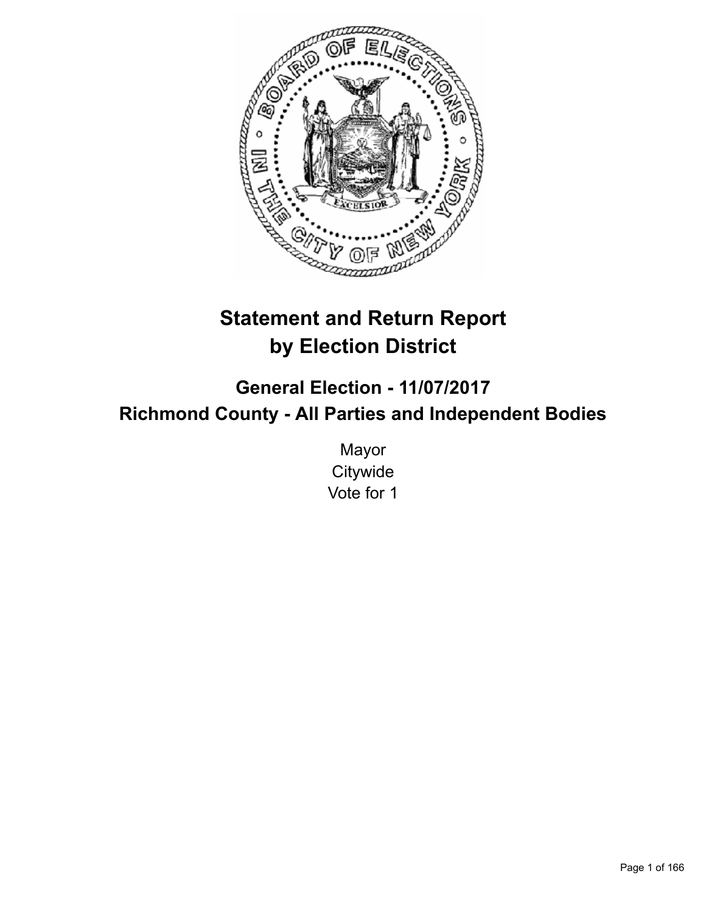# Statement and Return Report by Election District

## General Election - 11/07/2017
## Richmond County - All Parties and Independent Bodies

Mayor
Citywide
Vote for 1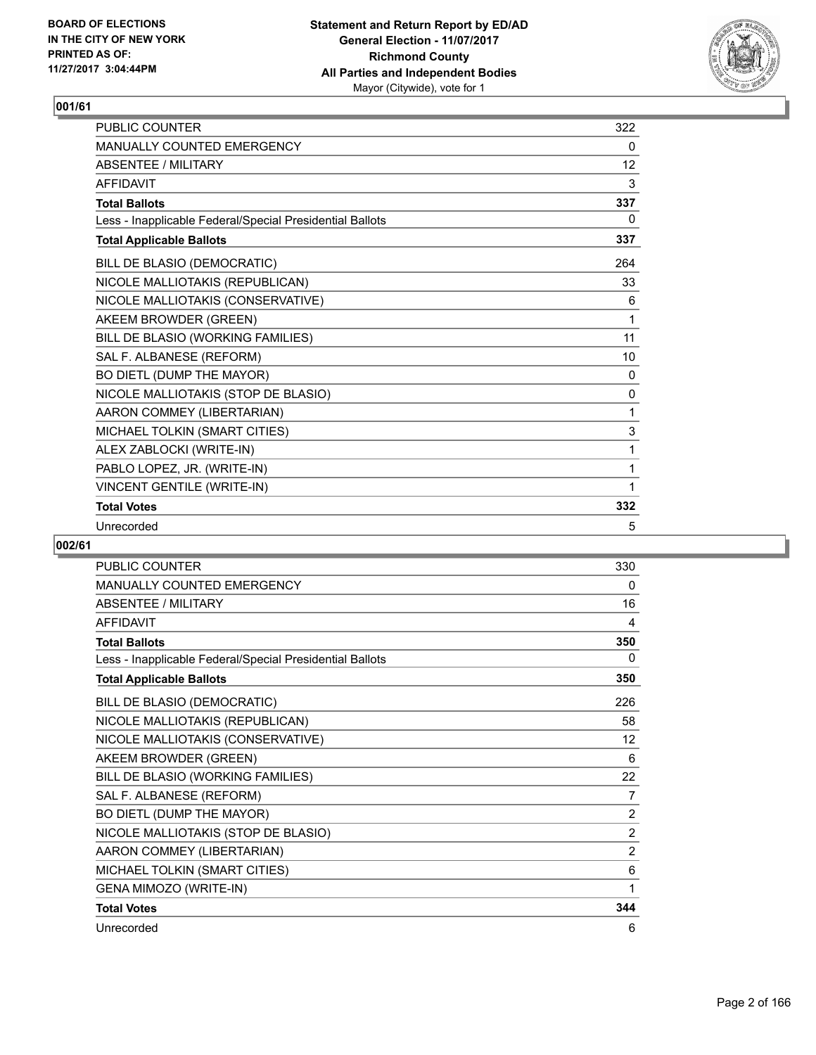**BOARD OF ELECTIONS IN THE CITY OF NEW YORK PRINTED AS OF: 11/27/2017 3:04:44PM**

**Statement and Return Report by ED/AD General Election - 11/07/2017 Richmond County All Parties and Independent Bodies**
Mayor (Citywide), vote for 1

## 001/61

| | |
|---|---|
| PUBLIC COUNTER | 322 |
| MANUALLY COUNTED EMERGENCY | 0 |
| ABSENTEE / MILITARY | 12 |
| AFFIDAVIT | 3 |
| **Total Ballots** | **337** |
| Less - Inapplicable Federal/Special Presidential Ballots | 0 |
| **Total Applicable Ballots** | **337** |
| BILL DE BLASIO (DEMOCRATIC) | 264 |
| NICOLE MALLIOTAKIS (REPUBLICAN) | 33 |
| NICOLE MALLIOTAKIS (CONSERVATIVE) | 6 |
| AKEEM BROWDER (GREEN) | 1 |
| BILL DE BLASIO (WORKING FAMILIES) | 11 |
| SAL F. ALBANESE (REFORM) | 10 |
| BO DIETL (DUMP THE MAYOR) | 0 |
| NICOLE MALLIOTAKIS (STOP DE BLASIO) | 0 |
| AARON COMMEY (LIBERTARIAN) | 1 |
| MICHAEL TOLKIN (SMART CITIES) | 3 |
| ALEX ZABLOCKI (WRITE-IN) | 1 |
| PABLO LOPEZ, JR. (WRITE-IN) | 1 |
| VINCENT GENTILE (WRITE-IN) | 1 |
| **Total Votes** | **332** |
| Unrecorded | 5 |

## 002/61

| | |
|---|---|
| PUBLIC COUNTER | 330 |
| MANUALLY COUNTED EMERGENCY | 0 |
| ABSENTEE / MILITARY | 16 |
| AFFIDAVIT | 4 |
| **Total Ballots** | **350** |
| Less - Inapplicable Federal/Special Presidential Ballots | 0 |
| **Total Applicable Ballots** | **350** |
| BILL DE BLASIO (DEMOCRATIC) | 226 |
| NICOLE MALLIOTAKIS (REPUBLICAN) | 58 |
| NICOLE MALLIOTAKIS (CONSERVATIVE) | 12 |
| AKEEM BROWDER (GREEN) | 6 |
| BILL DE BLASIO (WORKING FAMILIES) | 22 |
| SAL F. ALBANESE (REFORM) | 7 |
| BO DIETL (DUMP THE MAYOR) | 2 |
| NICOLE MALLIOTAKIS (STOP DE BLASIO) | 2 |
| AARON COMMEY (LIBERTARIAN) | 2 |
| MICHAEL TOLKIN (SMART CITIES) | 6 |
| GENA MIMOZO (WRITE-IN) | 1 |
| **Total Votes** | **344** |
| Unrecorded | 6 |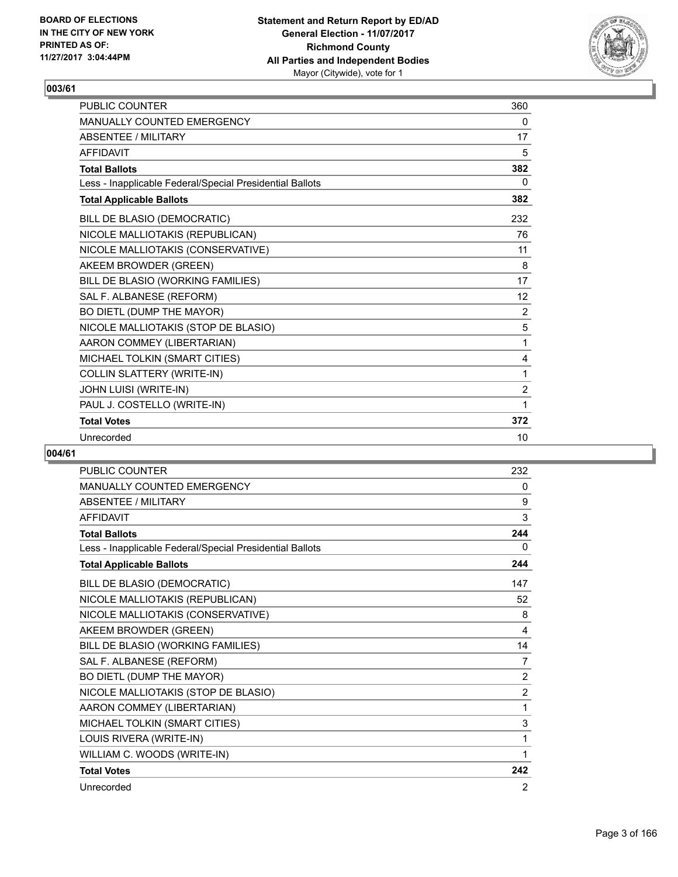**BOARD OF ELECTIONS IN THE CITY OF NEW YORK PRINTED AS OF: 11/27/2017 3:04:44PM**

**Statement and Return Report by ED/AD General Election - 11/07/2017 Richmond County All Parties and Independent Bodies**
Mayor (Citywide), vote for 1

## 003/61

| | |
|---|---|
| PUBLIC COUNTER | 360 |
| MANUALLY COUNTED EMERGENCY | 0 |
| ABSENTEE / MILITARY | 17 |
| AFFIDAVIT | 5 |
| **Total Ballots** | **382** |
| Less - Inapplicable Federal/Special Presidential Ballots | 0 |
| **Total Applicable Ballots** | **382** |
| BILL DE BLASIO (DEMOCRATIC) | 232 |
| NICOLE MALLIOTAKIS (REPUBLICAN) | 76 |
| NICOLE MALLIOTAKIS (CONSERVATIVE) | 11 |
| AKEEM BROWDER (GREEN) | 8 |
| BILL DE BLASIO (WORKING FAMILIES) | 17 |
| SAL F. ALBANESE (REFORM) | 12 |
| BO DIETL (DUMP THE MAYOR) | 2 |
| NICOLE MALLIOTAKIS (STOP DE BLASIO) | 5 |
| AARON COMMEY (LIBERTARIAN) | 1 |
| MICHAEL TOLKIN (SMART CITIES) | 4 |
| COLLIN SLATTERY (WRITE-IN) | 1 |
| JOHN LUISI (WRITE-IN) | 2 |
| PAUL J. COSTELLO (WRITE-IN) | 1 |
| **Total Votes** | **372** |
| Unrecorded | 10 |

## 004/61

| | |
|---|---|
| PUBLIC COUNTER | 232 |
| MANUALLY COUNTED EMERGENCY | 0 |
| ABSENTEE / MILITARY | 9 |
| AFFIDAVIT | 3 |
| **Total Ballots** | **244** |
| Less - Inapplicable Federal/Special Presidential Ballots | 0 |
| **Total Applicable Ballots** | **244** |
| BILL DE BLASIO (DEMOCRATIC) | 147 |
| NICOLE MALLIOTAKIS (REPUBLICAN) | 52 |
| NICOLE MALLIOTAKIS (CONSERVATIVE) | 8 |
| AKEEM BROWDER (GREEN) | 4 |
| BILL DE BLASIO (WORKING FAMILIES) | 14 |
| SAL F. ALBANESE (REFORM) | 7 |
| BO DIETL (DUMP THE MAYOR) | 2 |
| NICOLE MALLIOTAKIS (STOP DE BLASIO) | 2 |
| AARON COMMEY (LIBERTARIAN) | 1 |
| MICHAEL TOLKIN (SMART CITIES) | 3 |
| LOUIS RIVERA (WRITE-IN) | 1 |
| WILLIAM C. WOODS (WRITE-IN) | 1 |
| **Total Votes** | **242** |
| Unrecorded | 2 |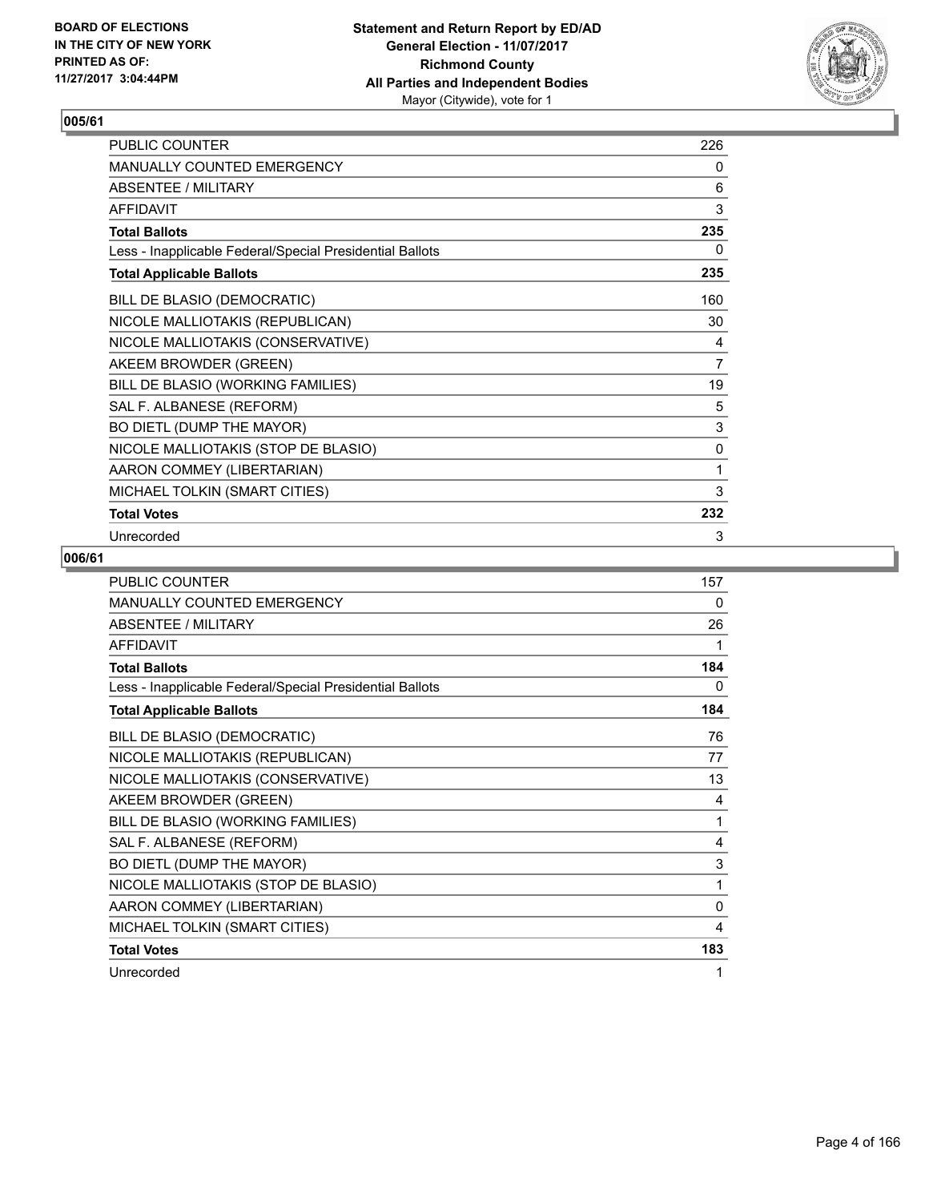**BOARD OF ELECTIONS IN THE CITY OF NEW YORK PRINTED AS OF: 11/27/2017 3:04:44PM**

**Statement and Return Report by ED/AD**
**General Election - 11/07/2017**
**Richmond County**
**All Parties and Independent Bodies**
Mayor (Citywide), vote for 1

## 005/61

| | |
|---|---|
| PUBLIC COUNTER | 226 |
| MANUALLY COUNTED EMERGENCY | 0 |
| ABSENTEE / MILITARY | 6 |
| AFFIDAVIT | 3 |
| **Total Ballots** | **235** |
| Less - Inapplicable Federal/Special Presidential Ballots | 0 |
| **Total Applicable Ballots** | **235** |
| BILL DE BLASIO (DEMOCRATIC) | 160 |
| NICOLE MALLIOTAKIS (REPUBLICAN) | 30 |
| NICOLE MALLIOTAKIS (CONSERVATIVE) | 4 |
| AKEEM BROWDER (GREEN) | 7 |
| BILL DE BLASIO (WORKING FAMILIES) | 19 |
| SAL F. ALBANESE (REFORM) | 5 |
| BO DIETL (DUMP THE MAYOR) | 3 |
| NICOLE MALLIOTAKIS (STOP DE BLASIO) | 0 |
| AARON COMMEY (LIBERTARIAN) | 1 |
| MICHAEL TOLKIN (SMART CITIES) | 3 |
| **Total Votes** | **232** |
| Unrecorded | 3 |

## 006/61

| | |
|---|---|
| PUBLIC COUNTER | 157 |
| MANUALLY COUNTED EMERGENCY | 0 |
| ABSENTEE / MILITARY | 26 |
| AFFIDAVIT | 1 |
| **Total Ballots** | **184** |
| Less - Inapplicable Federal/Special Presidential Ballots | 0 |
| **Total Applicable Ballots** | **184** |
| BILL DE BLASIO (DEMOCRATIC) | 76 |
| NICOLE MALLIOTAKIS (REPUBLICAN) | 77 |
| NICOLE MALLIOTAKIS (CONSERVATIVE) | 13 |
| AKEEM BROWDER (GREEN) | 4 |
| BILL DE BLASIO (WORKING FAMILIES) | 1 |
| SAL F. ALBANESE (REFORM) | 4 |
| BO DIETL (DUMP THE MAYOR) | 3 |
| NICOLE MALLIOTAKIS (STOP DE BLASIO) | 1 |
| AARON COMMEY (LIBERTARIAN) | 0 |
| MICHAEL TOLKIN (SMART CITIES) | 4 |
| **Total Votes** | **183** |
| Unrecorded | 1 |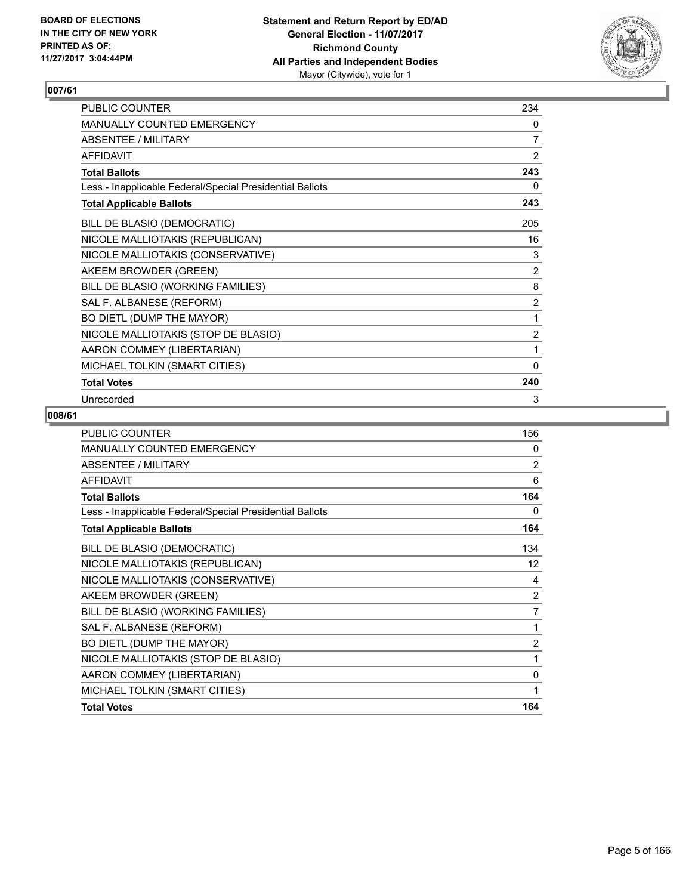## 007/61

| | |
|---|---|
| PUBLIC COUNTER | 234 |
| MANUALLY COUNTED EMERGENCY | 0 |
| ABSENTEE / MILITARY | 7 |
| AFFIDAVIT | 2 |
| **Total Ballots** | **243** |
| Less - Inapplicable Federal/Special Presidential Ballots | 0 |
| **Total Applicable Ballots** | **243** |
| BILL DE BLASIO (DEMOCRATIC) | 205 |
| NICOLE MALLIOTAKIS (REPUBLICAN) | 16 |
| NICOLE MALLIOTAKIS (CONSERVATIVE) | 3 |
| AKEEM BROWDER (GREEN) | 2 |
| BILL DE BLASIO (WORKING FAMILIES) | 8 |
| SAL F. ALBANESE (REFORM) | 2 |
| BO DIETL (DUMP THE MAYOR) | 1 |
| NICOLE MALLIOTAKIS (STOP DE BLASIO) | 2 |
| AARON COMMEY (LIBERTARIAN) | 1 |
| MICHAEL TOLKIN (SMART CITIES) | 0 |
| **Total Votes** | **240** |
| Unrecorded | 3 |

## 008/61

| | |
|---|---|
| PUBLIC COUNTER | 156 |
| MANUALLY COUNTED EMERGENCY | 0 |
| ABSENTEE / MILITARY | 2 |
| AFFIDAVIT | 6 |
| **Total Ballots** | **164** |
| Less - Inapplicable Federal/Special Presidential Ballots | 0 |
| **Total Applicable Ballots** | **164** |
| BILL DE BLASIO (DEMOCRATIC) | 134 |
| NICOLE MALLIOTAKIS (REPUBLICAN) | 12 |
| NICOLE MALLIOTAKIS (CONSERVATIVE) | 4 |
| AKEEM BROWDER (GREEN) | 2 |
| BILL DE BLASIO (WORKING FAMILIES) | 7 |
| SAL F. ALBANESE (REFORM) | 1 |
| BO DIETL (DUMP THE MAYOR) | 2 |
| NICOLE MALLIOTAKIS (STOP DE BLASIO) | 1 |
| AARON COMMEY (LIBERTARIAN) | 0 |
| MICHAEL TOLKIN (SMART CITIES) | 1 |
| **Total Votes** | **164** |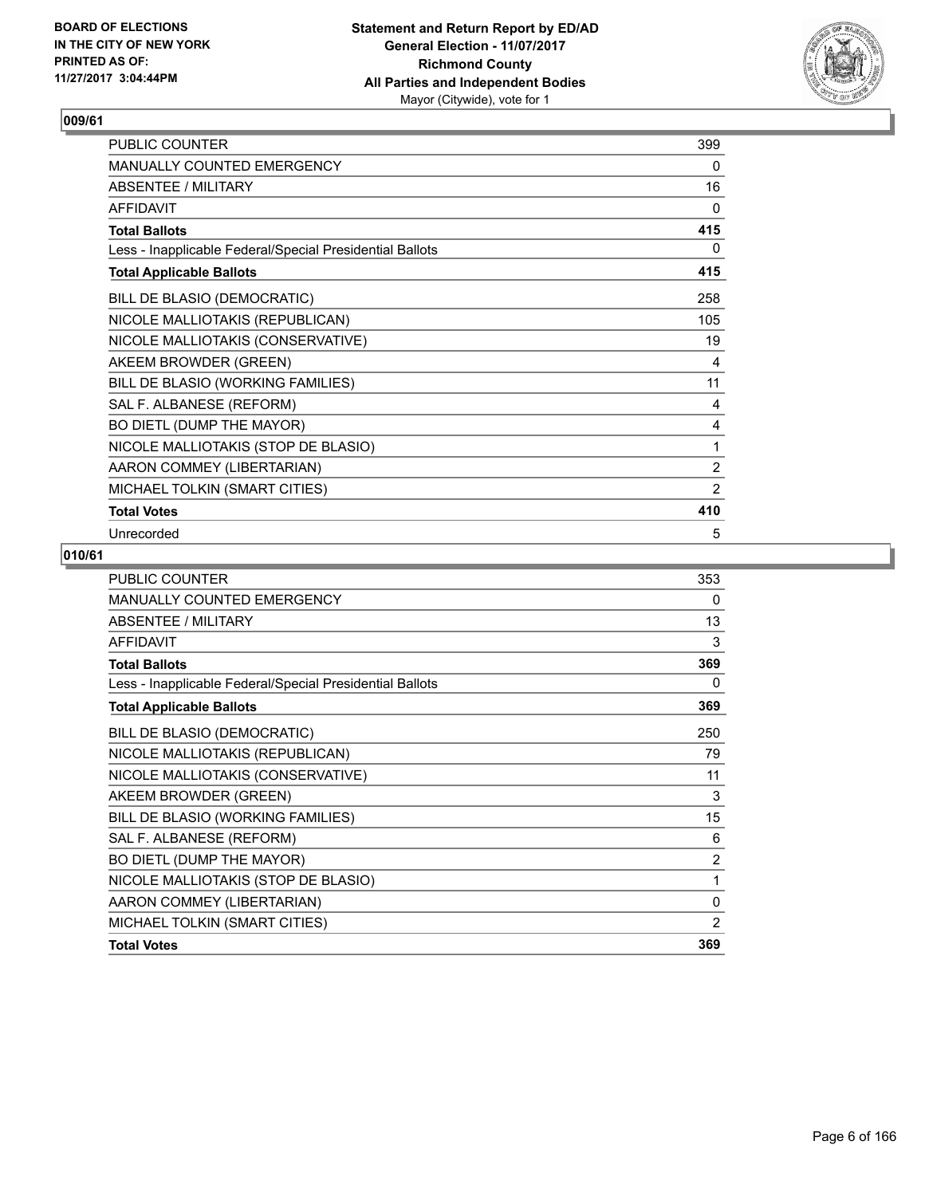**BOARD OF ELECTIONS IN THE CITY OF NEW YORK PRINTED AS OF: 11/27/2017 3:04:44PM**

**Statement and Return Report by ED/AD General Election - 11/07/2017 Richmond County All Parties and Independent Bodies** Mayor (Citywide), vote for 1

## 009/61

| | |
|---|---|
| PUBLIC COUNTER | 399 |
| MANUALLY COUNTED EMERGENCY | 0 |
| ABSENTEE / MILITARY | 16 |
| AFFIDAVIT | 0 |
| **Total Ballots** | **415** |
| Less - Inapplicable Federal/Special Presidential Ballots | 0 |
| **Total Applicable Ballots** | **415** |
| BILL DE BLASIO (DEMOCRATIC) | 258 |
| NICOLE MALLIOTAKIS (REPUBLICAN) | 105 |
| NICOLE MALLIOTAKIS (CONSERVATIVE) | 19 |
| AKEEM BROWDER (GREEN) | 4 |
| BILL DE BLASIO (WORKING FAMILIES) | 11 |
| SAL F. ALBANESE (REFORM) | 4 |
| BO DIETL (DUMP THE MAYOR) | 4 |
| NICOLE MALLIOTAKIS (STOP DE BLASIO) | 1 |
| AARON COMMEY (LIBERTARIAN) | 2 |
| MICHAEL TOLKIN (SMART CITIES) | 2 |
| **Total Votes** | **410** |
| Unrecorded | 5 |

## 010/61

| | |
|---|---|
| PUBLIC COUNTER | 353 |
| MANUALLY COUNTED EMERGENCY | 0 |
| ABSENTEE / MILITARY | 13 |
| AFFIDAVIT | 3 |
| **Total Ballots** | **369** |
| Less - Inapplicable Federal/Special Presidential Ballots | 0 |
| **Total Applicable Ballots** | **369** |
| BILL DE BLASIO (DEMOCRATIC) | 250 |
| NICOLE MALLIOTAKIS (REPUBLICAN) | 79 |
| NICOLE MALLIOTAKIS (CONSERVATIVE) | 11 |
| AKEEM BROWDER (GREEN) | 3 |
| BILL DE BLASIO (WORKING FAMILIES) | 15 |
| SAL F. ALBANESE (REFORM) | 6 |
| BO DIETL (DUMP THE MAYOR) | 2 |
| NICOLE MALLIOTAKIS (STOP DE BLASIO) | 1 |
| AARON COMMEY (LIBERTARIAN) | 0 |
| MICHAEL TOLKIN (SMART CITIES) | 2 |
| **Total Votes** | **369** |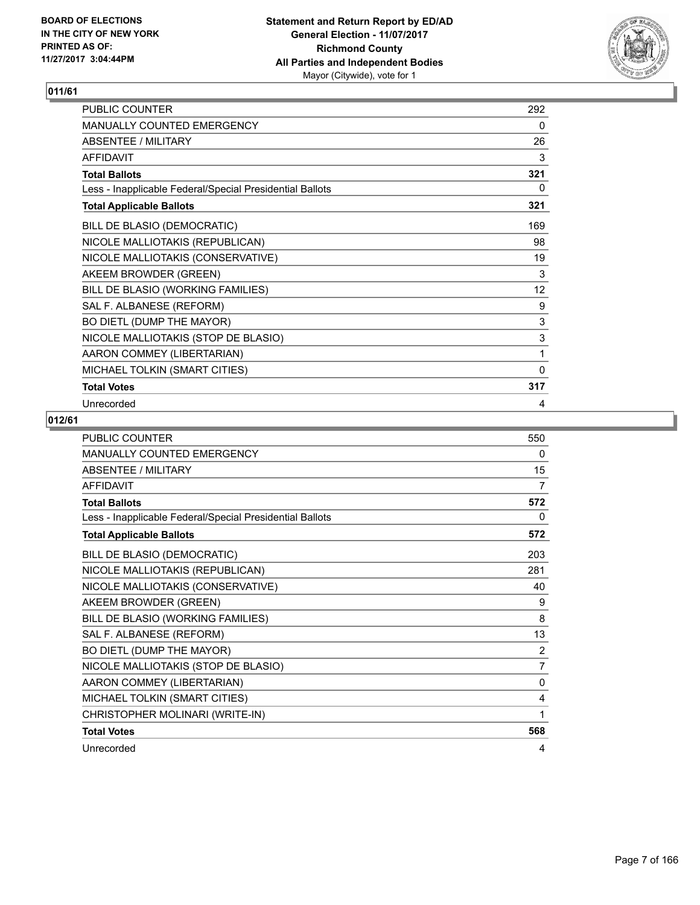BOARD OF ELECTIONS
IN THE CITY OF NEW YORK
PRINTED AS OF:
11/27/2017 3:04:44PM

**Statement and Return Report by ED/AD**
**General Election - 11/07/2017**
**Richmond County**
**All Parties and Independent Bodies**
Mayor (Citywide), vote for 1

## 011/61

| | |
|---|---|
| PUBLIC COUNTER | 292 |
| MANUALLY COUNTED EMERGENCY | 0 |
| ABSENTEE / MILITARY | 26 |
| AFFIDAVIT | 3 |
| **Total Ballots** | **321** |
| Less - Inapplicable Federal/Special Presidential Ballots | 0 |
| **Total Applicable Ballots** | **321** |
| BILL DE BLASIO (DEMOCRATIC) | 169 |
| NICOLE MALLIOTAKIS (REPUBLICAN) | 98 |
| NICOLE MALLIOTAKIS (CONSERVATIVE) | 19 |
| AKEEM BROWDER (GREEN) | 3 |
| BILL DE BLASIO (WORKING FAMILIES) | 12 |
| SAL F. ALBANESE (REFORM) | 9 |
| BO DIETL (DUMP THE MAYOR) | 3 |
| NICOLE MALLIOTAKIS (STOP DE BLASIO) | 3 |
| AARON COMMEY (LIBERTARIAN) | 1 |
| MICHAEL TOLKIN (SMART CITIES) | 0 |
| **Total Votes** | **317** |
| Unrecorded | 4 |

## 012/61

| | |
|---|---|
| PUBLIC COUNTER | 550 |
| MANUALLY COUNTED EMERGENCY | 0 |
| ABSENTEE / MILITARY | 15 |
| AFFIDAVIT | 7 |
| **Total Ballots** | **572** |
| Less - Inapplicable Federal/Special Presidential Ballots | 0 |
| **Total Applicable Ballots** | **572** |
| BILL DE BLASIO (DEMOCRATIC) | 203 |
| NICOLE MALLIOTAKIS (REPUBLICAN) | 281 |
| NICOLE MALLIOTAKIS (CONSERVATIVE) | 40 |
| AKEEM BROWDER (GREEN) | 9 |
| BILL DE BLASIO (WORKING FAMILIES) | 8 |
| SAL F. ALBANESE (REFORM) | 13 |
| BO DIETL (DUMP THE MAYOR) | 2 |
| NICOLE MALLIOTAKIS (STOP DE BLASIO) | 7 |
| AARON COMMEY (LIBERTARIAN) | 0 |
| MICHAEL TOLKIN (SMART CITIES) | 4 |
| CHRISTOPHER MOLINARI (WRITE-IN) | 1 |
| **Total Votes** | **568** |
| Unrecorded | 4 |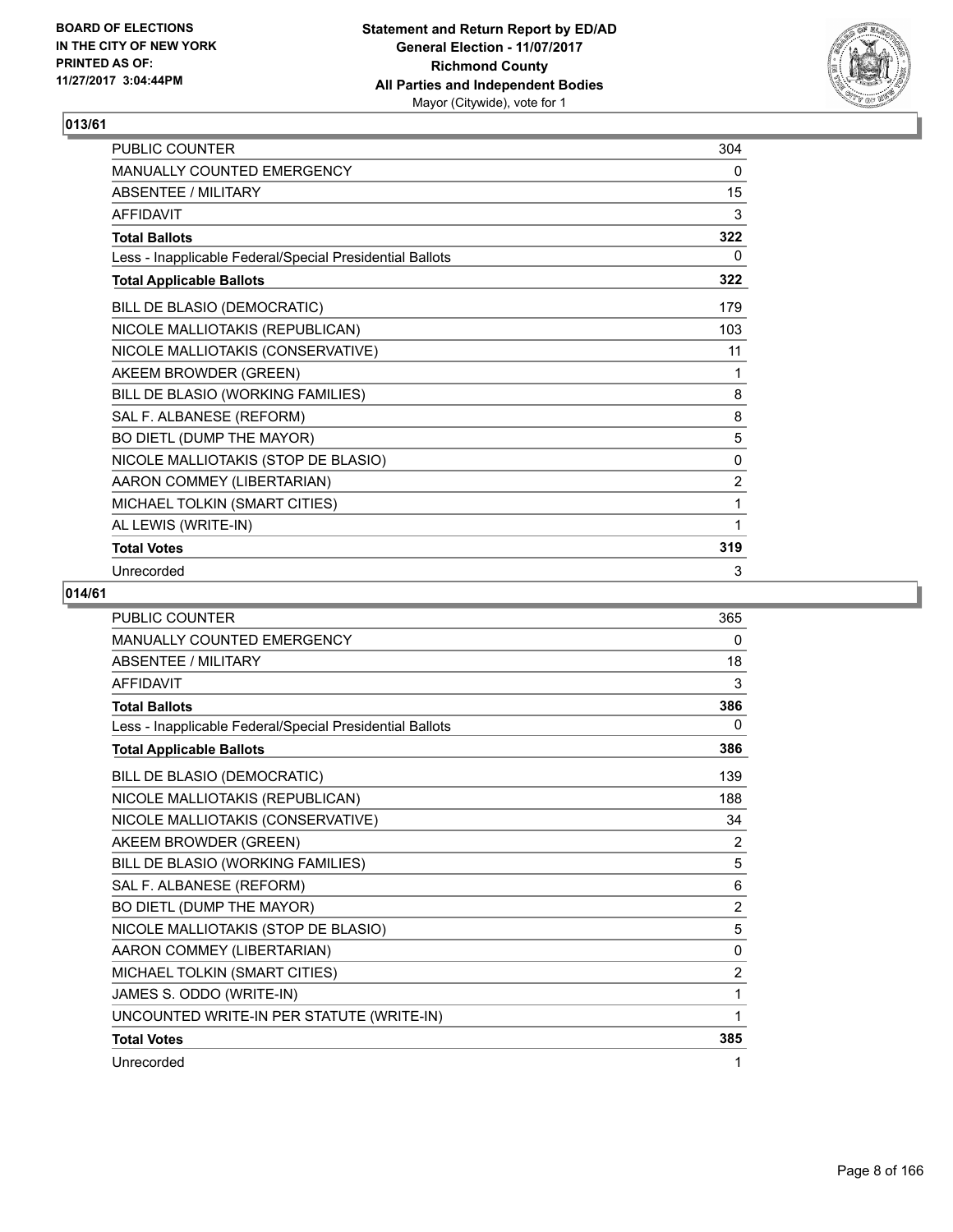BOARD OF ELECTIONS
IN THE CITY OF NEW YORK
PRINTED AS OF:
11/27/2017 3:04:44PM

**Statement and Return Report by ED/AD**
**General Election - 11/07/2017**
**Richmond County**
**All Parties and Independent Bodies**
Mayor (Citywide), vote for 1

## 013/61

| | |
|---|---|
| PUBLIC COUNTER | 304 |
| MANUALLY COUNTED EMERGENCY | 0 |
| ABSENTEE / MILITARY | 15 |
| AFFIDAVIT | 3 |
| **Total Ballots** | **322** |
| Less - Inapplicable Federal/Special Presidential Ballots | 0 |
| **Total Applicable Ballots** | **322** |
| BILL DE BLASIO (DEMOCRATIC) | 179 |
| NICOLE MALLIOTAKIS (REPUBLICAN) | 103 |
| NICOLE MALLIOTAKIS (CONSERVATIVE) | 11 |
| AKEEM BROWDER (GREEN) | 1 |
| BILL DE BLASIO (WORKING FAMILIES) | 8 |
| SAL F. ALBANESE (REFORM) | 8 |
| BO DIETL (DUMP THE MAYOR) | 5 |
| NICOLE MALLIOTAKIS (STOP DE BLASIO) | 0 |
| AARON COMMEY (LIBERTARIAN) | 2 |
| MICHAEL TOLKIN (SMART CITIES) | 1 |
| AL LEWIS (WRITE-IN) | 1 |
| **Total Votes** | **319** |
| Unrecorded | 3 |

## 014/61

| | |
|---|---|
| PUBLIC COUNTER | 365 |
| MANUALLY COUNTED EMERGENCY | 0 |
| ABSENTEE / MILITARY | 18 |
| AFFIDAVIT | 3 |
| **Total Ballots** | **386** |
| Less - Inapplicable Federal/Special Presidential Ballots | 0 |
| **Total Applicable Ballots** | **386** |
| BILL DE BLASIO (DEMOCRATIC) | 139 |
| NICOLE MALLIOTAKIS (REPUBLICAN) | 188 |
| NICOLE MALLIOTAKIS (CONSERVATIVE) | 34 |
| AKEEM BROWDER (GREEN) | 2 |
| BILL DE BLASIO (WORKING FAMILIES) | 5 |
| SAL F. ALBANESE (REFORM) | 6 |
| BO DIETL (DUMP THE MAYOR) | 2 |
| NICOLE MALLIOTAKIS (STOP DE BLASIO) | 5 |
| AARON COMMEY (LIBERTARIAN) | 0 |
| MICHAEL TOLKIN (SMART CITIES) | 2 |
| JAMES S. ODDO (WRITE-IN) | 1 |
| UNCOUNTED WRITE-IN PER STATUTE (WRITE-IN) | 1 |
| **Total Votes** | **385** |
| Unrecorded | 1 |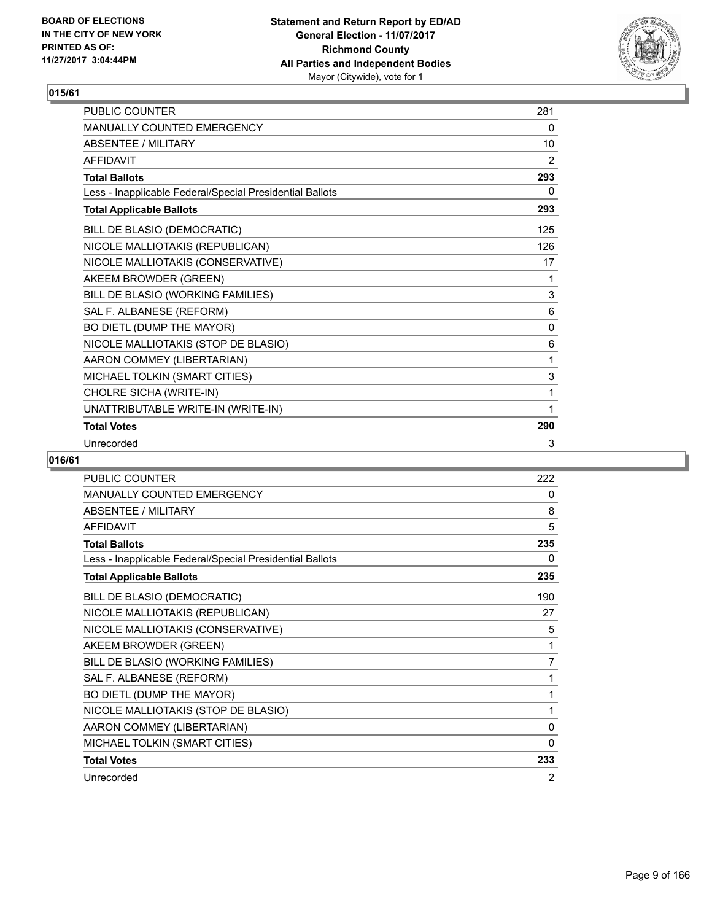BOARD OF ELECTIONS
IN THE CITY OF NEW YORK
PRINTED AS OF:
11/27/2017 3:04:44PM

**Statement and Return Report by ED/AD**
**General Election - 11/07/2017**
**Richmond County**
**All Parties and Independent Bodies**
Mayor (Citywide), vote for 1

## 015/61

| | |
|---|---|
| PUBLIC COUNTER | 281 |
| MANUALLY COUNTED EMERGENCY | 0 |
| ABSENTEE / MILITARY | 10 |
| AFFIDAVIT | 2 |
| **Total Ballots** | **293** |
| Less - Inapplicable Federal/Special Presidential Ballots | 0 |
| **Total Applicable Ballots** | **293** |
| BILL DE BLASIO (DEMOCRATIC) | 125 |
| NICOLE MALLIOTAKIS (REPUBLICAN) | 126 |
| NICOLE MALLIOTAKIS (CONSERVATIVE) | 17 |
| AKEEM BROWDER (GREEN) | 1 |
| BILL DE BLASIO (WORKING FAMILIES) | 3 |
| SAL F. ALBANESE (REFORM) | 6 |
| BO DIETL (DUMP THE MAYOR) | 0 |
| NICOLE MALLIOTAKIS (STOP DE BLASIO) | 6 |
| AARON COMMEY (LIBERTARIAN) | 1 |
| MICHAEL TOLKIN (SMART CITIES) | 3 |
| CHOLRE SICHA (WRITE-IN) | 1 |
| UNATTRIBUTABLE WRITE-IN (WRITE-IN) | 1 |
| **Total Votes** | **290** |
| Unrecorded | 3 |

## 016/61

| | |
|---|---|
| PUBLIC COUNTER | 222 |
| MANUALLY COUNTED EMERGENCY | 0 |
| ABSENTEE / MILITARY | 8 |
| AFFIDAVIT | 5 |
| **Total Ballots** | **235** |
| Less - Inapplicable Federal/Special Presidential Ballots | 0 |
| **Total Applicable Ballots** | **235** |
| BILL DE BLASIO (DEMOCRATIC) | 190 |
| NICOLE MALLIOTAKIS (REPUBLICAN) | 27 |
| NICOLE MALLIOTAKIS (CONSERVATIVE) | 5 |
| AKEEM BROWDER (GREEN) | 1 |
| BILL DE BLASIO (WORKING FAMILIES) | 7 |
| SAL F. ALBANESE (REFORM) | 1 |
| BO DIETL (DUMP THE MAYOR) | 1 |
| NICOLE MALLIOTAKIS (STOP DE BLASIO) | 1 |
| AARON COMMEY (LIBERTARIAN) | 0 |
| MICHAEL TOLKIN (SMART CITIES) | 0 |
| **Total Votes** | **233** |
| Unrecorded | 2 |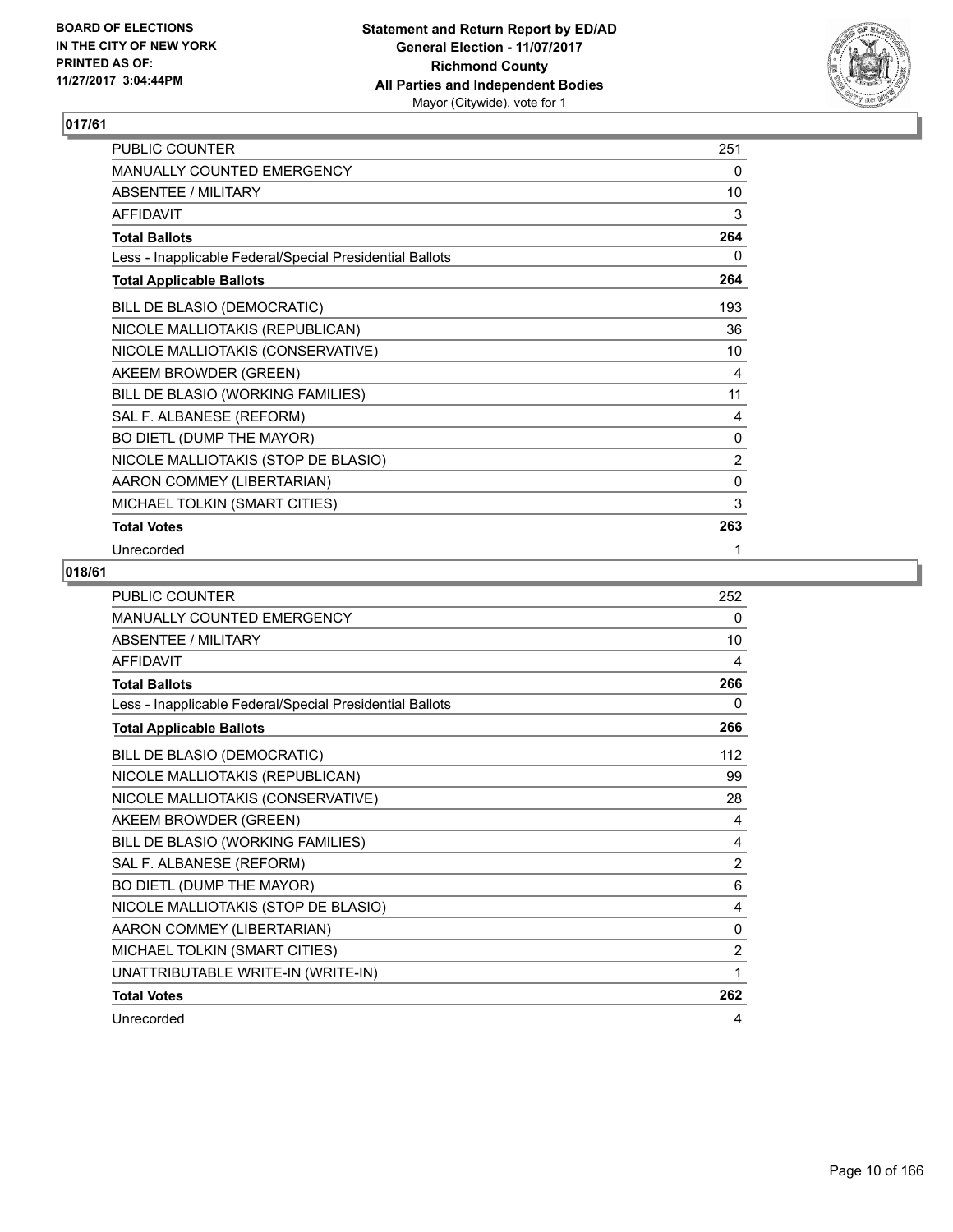**BOARD OF ELECTIONS IN THE CITY OF NEW YORK PRINTED AS OF: 11/27/2017 3:04:44PM**

**Statement and Return Report by ED/AD**
**General Election - 11/07/2017**
**Richmond County**
**All Parties and Independent Bodies**
Mayor (Citywide), vote for 1

## 017/61

| | |
|---|---|
| PUBLIC COUNTER | 251 |
| MANUALLY COUNTED EMERGENCY | 0 |
| ABSENTEE / MILITARY | 10 |
| AFFIDAVIT | 3 |
| **Total Ballots** | **264** |
| Less - Inapplicable Federal/Special Presidential Ballots | 0 |
| **Total Applicable Ballots** | **264** |
| BILL DE BLASIO (DEMOCRATIC) | 193 |
| NICOLE MALLIOTAKIS (REPUBLICAN) | 36 |
| NICOLE MALLIOTAKIS (CONSERVATIVE) | 10 |
| AKEEM BROWDER (GREEN) | 4 |
| BILL DE BLASIO (WORKING FAMILIES) | 11 |
| SAL F. ALBANESE (REFORM) | 4 |
| BO DIETL (DUMP THE MAYOR) | 0 |
| NICOLE MALLIOTAKIS (STOP DE BLASIO) | 2 |
| AARON COMMEY (LIBERTARIAN) | 0 |
| MICHAEL TOLKIN (SMART CITIES) | 3 |
| **Total Votes** | **263** |
| Unrecorded | 1 |

## 018/61

| | |
|---|---|
| PUBLIC COUNTER | 252 |
| MANUALLY COUNTED EMERGENCY | 0 |
| ABSENTEE / MILITARY | 10 |
| AFFIDAVIT | 4 |
| **Total Ballots** | **266** |
| Less - Inapplicable Federal/Special Presidential Ballots | 0 |
| **Total Applicable Ballots** | **266** |
| BILL DE BLASIO (DEMOCRATIC) | 112 |
| NICOLE MALLIOTAKIS (REPUBLICAN) | 99 |
| NICOLE MALLIOTAKIS (CONSERVATIVE) | 28 |
| AKEEM BROWDER (GREEN) | 4 |
| BILL DE BLASIO (WORKING FAMILIES) | 4 |
| SAL F. ALBANESE (REFORM) | 2 |
| BO DIETL (DUMP THE MAYOR) | 6 |
| NICOLE MALLIOTAKIS (STOP DE BLASIO) | 4 |
| AARON COMMEY (LIBERTARIAN) | 0 |
| MICHAEL TOLKIN (SMART CITIES) | 2 |
| UNATTRIBUTABLE WRITE-IN (WRITE-IN) | 1 |
| **Total Votes** | **262** |
| Unrecorded | 4 |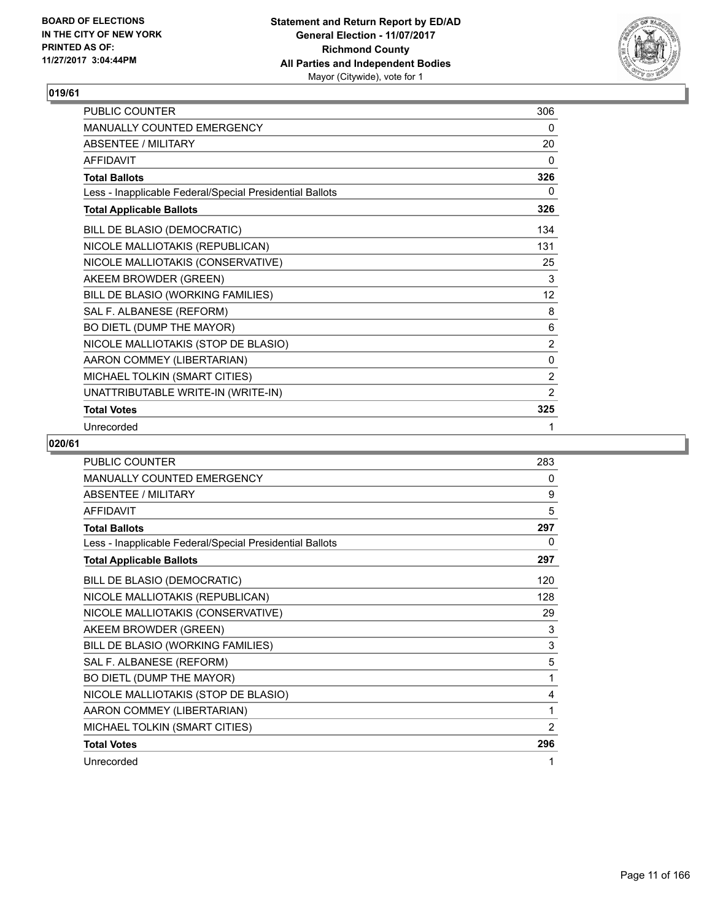**BOARD OF ELECTIONS IN THE CITY OF NEW YORK PRINTED AS OF: 11/27/2017 3:04:44PM**

**Statement and Return Report by ED/AD**
**General Election - 11/07/2017**
**Richmond County**
**All Parties and Independent Bodies**
Mayor (Citywide), vote for 1

## 019/61

| | |
|---|---|
| PUBLIC COUNTER | 306 |
| MANUALLY COUNTED EMERGENCY | 0 |
| ABSENTEE / MILITARY | 20 |
| AFFIDAVIT | 0 |
| **Total Ballots** | **326** |
| Less - Inapplicable Federal/Special Presidential Ballots | 0 |
| **Total Applicable Ballots** | **326** |
| BILL DE BLASIO (DEMOCRATIC) | 134 |
| NICOLE MALLIOTAKIS (REPUBLICAN) | 131 |
| NICOLE MALLIOTAKIS (CONSERVATIVE) | 25 |
| AKEEM BROWDER (GREEN) | 3 |
| BILL DE BLASIO (WORKING FAMILIES) | 12 |
| SAL F. ALBANESE (REFORM) | 8 |
| BO DIETL (DUMP THE MAYOR) | 6 |
| NICOLE MALLIOTAKIS (STOP DE BLASIO) | 2 |
| AARON COMMEY (LIBERTARIAN) | 0 |
| MICHAEL TOLKIN (SMART CITIES) | 2 |
| UNATTRIBUTABLE WRITE-IN (WRITE-IN) | 2 |
| **Total Votes** | **325** |
| Unrecorded | 1 |

## 020/61

| | |
|---|---|
| PUBLIC COUNTER | 283 |
| MANUALLY COUNTED EMERGENCY | 0 |
| ABSENTEE / MILITARY | 9 |
| AFFIDAVIT | 5 |
| **Total Ballots** | **297** |
| Less - Inapplicable Federal/Special Presidential Ballots | 0 |
| **Total Applicable Ballots** | **297** |
| BILL DE BLASIO (DEMOCRATIC) | 120 |
| NICOLE MALLIOTAKIS (REPUBLICAN) | 128 |
| NICOLE MALLIOTAKIS (CONSERVATIVE) | 29 |
| AKEEM BROWDER (GREEN) | 3 |
| BILL DE BLASIO (WORKING FAMILIES) | 3 |
| SAL F. ALBANESE (REFORM) | 5 |
| BO DIETL (DUMP THE MAYOR) | 1 |
| NICOLE MALLIOTAKIS (STOP DE BLASIO) | 4 |
| AARON COMMEY (LIBERTARIAN) | 1 |
| MICHAEL TOLKIN (SMART CITIES) | 2 |
| **Total Votes** | **296** |
| Unrecorded | 1 |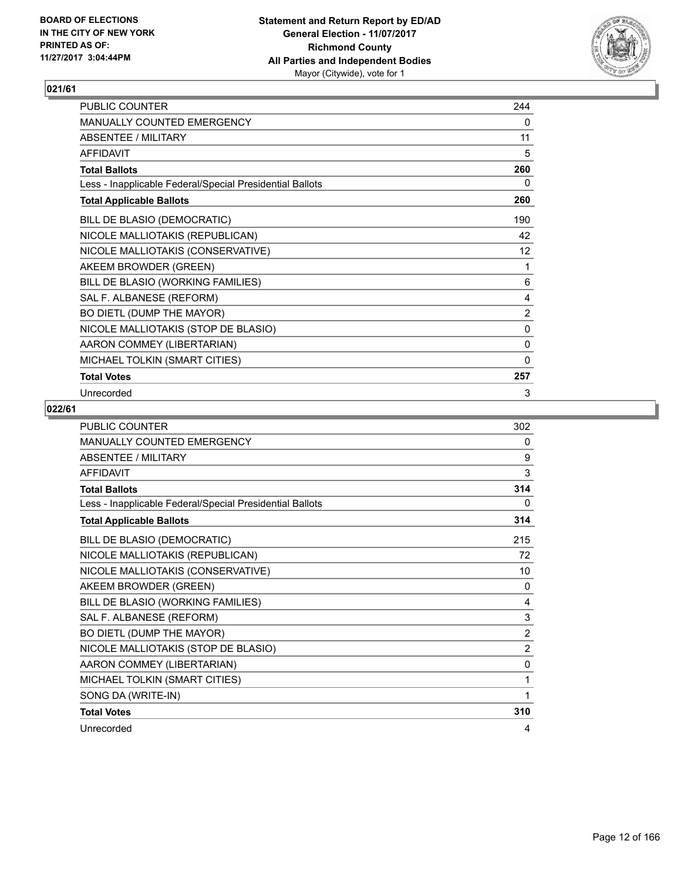## 021/61

| | |
|---|---|
| PUBLIC COUNTER | 244 |
| MANUALLY COUNTED EMERGENCY | 0 |
| ABSENTEE / MILITARY | 11 |
| AFFIDAVIT | 5 |
| **Total Ballots** | **260** |
| Less - Inapplicable Federal/Special Presidential Ballots | 0 |
| **Total Applicable Ballots** | **260** |
| BILL DE BLASIO (DEMOCRATIC) | 190 |
| NICOLE MALLIOTAKIS (REPUBLICAN) | 42 |
| NICOLE MALLIOTAKIS (CONSERVATIVE) | 12 |
| AKEEM BROWDER (GREEN) | 1 |
| BILL DE BLASIO (WORKING FAMILIES) | 6 |
| SAL F. ALBANESE (REFORM) | 4 |
| BO DIETL (DUMP THE MAYOR) | 2 |
| NICOLE MALLIOTAKIS (STOP DE BLASIO) | 0 |
| AARON COMMEY (LIBERTARIAN) | 0 |
| MICHAEL TOLKIN (SMART CITIES) | 0 |
| **Total Votes** | **257** |
| Unrecorded | 3 |

## 022/61

| | |
|---|---|
| PUBLIC COUNTER | 302 |
| MANUALLY COUNTED EMERGENCY | 0 |
| ABSENTEE / MILITARY | 9 |
| AFFIDAVIT | 3 |
| **Total Ballots** | **314** |
| Less - Inapplicable Federal/Special Presidential Ballots | 0 |
| **Total Applicable Ballots** | **314** |
| BILL DE BLASIO (DEMOCRATIC) | 215 |
| NICOLE MALLIOTAKIS (REPUBLICAN) | 72 |
| NICOLE MALLIOTAKIS (CONSERVATIVE) | 10 |
| AKEEM BROWDER (GREEN) | 0 |
| BILL DE BLASIO (WORKING FAMILIES) | 4 |
| SAL F. ALBANESE (REFORM) | 3 |
| BO DIETL (DUMP THE MAYOR) | 2 |
| NICOLE MALLIOTAKIS (STOP DE BLASIO) | 2 |
| AARON COMMEY (LIBERTARIAN) | 0 |
| MICHAEL TOLKIN (SMART CITIES) | 1 |
| SONG DA (WRITE-IN) | 1 |
| **Total Votes** | **310** |
| Unrecorded | 4 |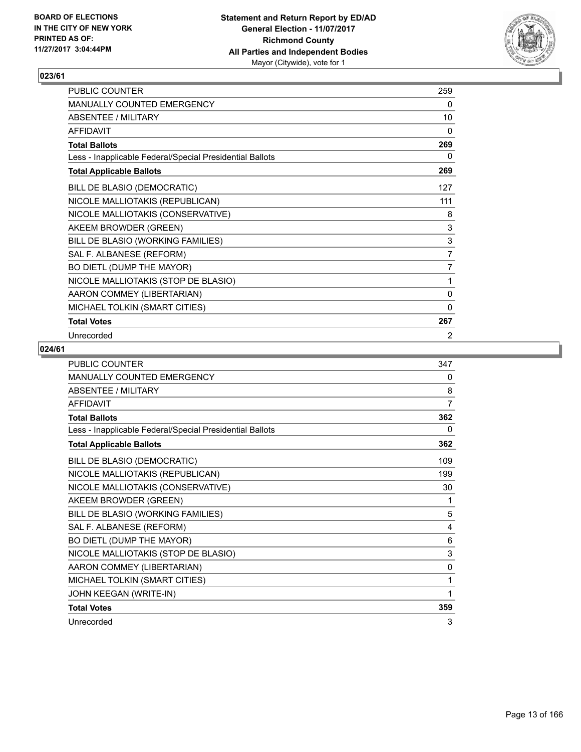BOARD OF ELECTIONS IN THE CITY OF NEW YORK
PRINTED AS OF: 11/27/2017 3:04:44PM

**Statement and Return Report by ED/AD**
**General Election - 11/07/2017**
**Richmond County**
**All Parties and Independent Bodies**
Mayor (Citywide), vote for 1

## 023/61

| | |
|---|---|
| PUBLIC COUNTER | 259 |
| MANUALLY COUNTED EMERGENCY | 0 |
| ABSENTEE / MILITARY | 10 |
| AFFIDAVIT | 0 |
| **Total Ballots** | **269** |
| Less - Inapplicable Federal/Special Presidential Ballots | 0 |
| **Total Applicable Ballots** | **269** |
| BILL DE BLASIO (DEMOCRATIC) | 127 |
| NICOLE MALLIOTAKIS (REPUBLICAN) | 111 |
| NICOLE MALLIOTAKIS (CONSERVATIVE) | 8 |
| AKEEM BROWDER (GREEN) | 3 |
| BILL DE BLASIO (WORKING FAMILIES) | 3 |
| SAL F. ALBANESE (REFORM) | 7 |
| BO DIETL (DUMP THE MAYOR) | 7 |
| NICOLE MALLIOTAKIS (STOP DE BLASIO) | 1 |
| AARON COMMEY (LIBERTARIAN) | 0 |
| MICHAEL TOLKIN (SMART CITIES) | 0 |
| **Total Votes** | **267** |
| Unrecorded | 2 |

## 024/61

| | |
|---|---|
| PUBLIC COUNTER | 347 |
| MANUALLY COUNTED EMERGENCY | 0 |
| ABSENTEE / MILITARY | 8 |
| AFFIDAVIT | 7 |
| **Total Ballots** | **362** |
| Less - Inapplicable Federal/Special Presidential Ballots | 0 |
| **Total Applicable Ballots** | **362** |
| BILL DE BLASIO (DEMOCRATIC) | 109 |
| NICOLE MALLIOTAKIS (REPUBLICAN) | 199 |
| NICOLE MALLIOTAKIS (CONSERVATIVE) | 30 |
| AKEEM BROWDER (GREEN) | 1 |
| BILL DE BLASIO (WORKING FAMILIES) | 5 |
| SAL F. ALBANESE (REFORM) | 4 |
| BO DIETL (DUMP THE MAYOR) | 6 |
| NICOLE MALLIOTAKIS (STOP DE BLASIO) | 3 |
| AARON COMMEY (LIBERTARIAN) | 0 |
| MICHAEL TOLKIN (SMART CITIES) | 1 |
| JOHN KEEGAN (WRITE-IN) | 1 |
| **Total Votes** | **359** |
| Unrecorded | 3 |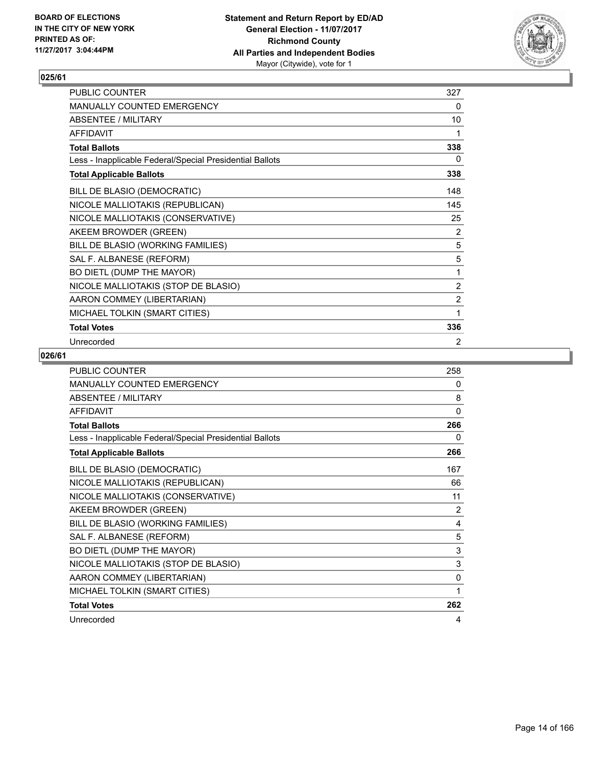BOARD OF ELECTIONS
IN THE CITY OF NEW YORK
PRINTED AS OF:
11/27/2017 3:04:44PM

**Statement and Return Report by ED/AD**
**General Election - 11/07/2017**
**Richmond County**
**All Parties and Independent Bodies**
Mayor (Citywide), vote for 1

## 025/61

| | |
|---|---|
| PUBLIC COUNTER | 327 |
| MANUALLY COUNTED EMERGENCY | 0 |
| ABSENTEE / MILITARY | 10 |
| AFFIDAVIT | 1 |
| **Total Ballots** | **338** |
| Less - Inapplicable Federal/Special Presidential Ballots | 0 |
| **Total Applicable Ballots** | **338** |
| BILL DE BLASIO (DEMOCRATIC) | 148 |
| NICOLE MALLIOTAKIS (REPUBLICAN) | 145 |
| NICOLE MALLIOTAKIS (CONSERVATIVE) | 25 |
| AKEEM BROWDER (GREEN) | 2 |
| BILL DE BLASIO (WORKING FAMILIES) | 5 |
| SAL F. ALBANESE (REFORM) | 5 |
| BO DIETL (DUMP THE MAYOR) | 1 |
| NICOLE MALLIOTAKIS (STOP DE BLASIO) | 2 |
| AARON COMMEY (LIBERTARIAN) | 2 |
| MICHAEL TOLKIN (SMART CITIES) | 1 |
| **Total Votes** | **336** |
| Unrecorded | 2 |

## 026/61

| | |
|---|---|
| PUBLIC COUNTER | 258 |
| MANUALLY COUNTED EMERGENCY | 0 |
| ABSENTEE / MILITARY | 8 |
| AFFIDAVIT | 0 |
| **Total Ballots** | **266** |
| Less - Inapplicable Federal/Special Presidential Ballots | 0 |
| **Total Applicable Ballots** | **266** |
| BILL DE BLASIO (DEMOCRATIC) | 167 |
| NICOLE MALLIOTAKIS (REPUBLICAN) | 66 |
| NICOLE MALLIOTAKIS (CONSERVATIVE) | 11 |
| AKEEM BROWDER (GREEN) | 2 |
| BILL DE BLASIO (WORKING FAMILIES) | 4 |
| SAL F. ALBANESE (REFORM) | 5 |
| BO DIETL (DUMP THE MAYOR) | 3 |
| NICOLE MALLIOTAKIS (STOP DE BLASIO) | 3 |
| AARON COMMEY (LIBERTARIAN) | 0 |
| MICHAEL TOLKIN (SMART CITIES) | 1 |
| **Total Votes** | **262** |
| Unrecorded | 4 |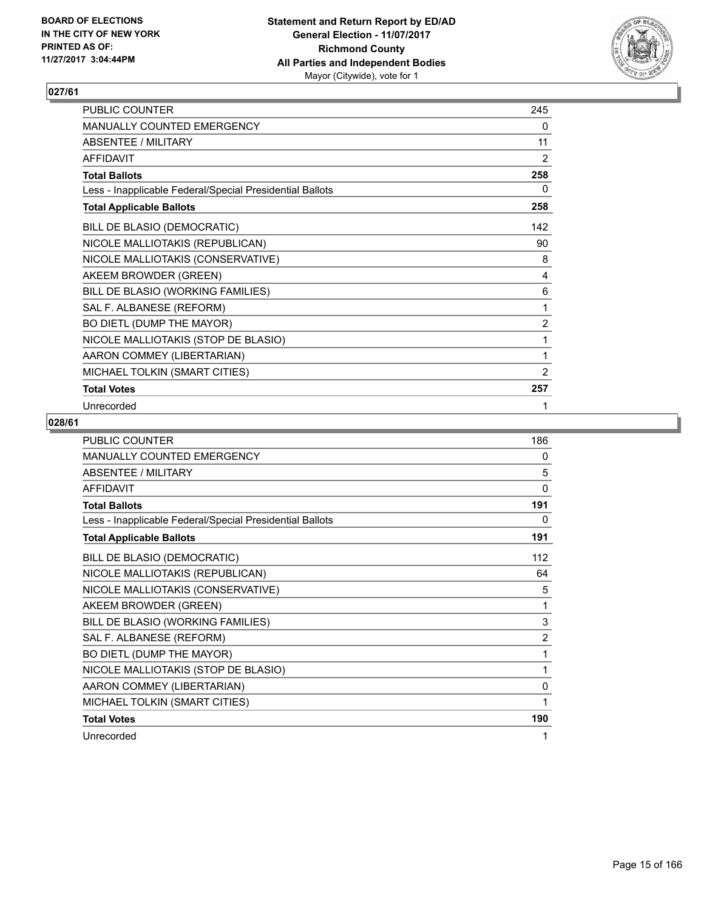BOARD OF ELECTIONS
IN THE CITY OF NEW YORK
PRINTED AS OF:
11/27/2017 3:04:44PM

**Statement and Return Report by ED/AD**
**General Election - 11/07/2017**
**Richmond County**
**All Parties and Independent Bodies**
Mayor (Citywide), vote for 1

## 027/61

| | |
|---|---|
| PUBLIC COUNTER | 245 |
| MANUALLY COUNTED EMERGENCY | 0 |
| ABSENTEE / MILITARY | 11 |
| AFFIDAVIT | 2 |
| **Total Ballots** | **258** |
| Less - Inapplicable Federal/Special Presidential Ballots | 0 |
| **Total Applicable Ballots** | **258** |
| BILL DE BLASIO (DEMOCRATIC) | 142 |
| NICOLE MALLIOTAKIS (REPUBLICAN) | 90 |
| NICOLE MALLIOTAKIS (CONSERVATIVE) | 8 |
| AKEEM BROWDER (GREEN) | 4 |
| BILL DE BLASIO (WORKING FAMILIES) | 6 |
| SAL F. ALBANESE (REFORM) | 1 |
| BO DIETL (DUMP THE MAYOR) | 2 |
| NICOLE MALLIOTAKIS (STOP DE BLASIO) | 1 |
| AARON COMMEY (LIBERTARIAN) | 1 |
| MICHAEL TOLKIN (SMART CITIES) | 2 |
| **Total Votes** | **257** |
| Unrecorded | 1 |

## 028/61

| | |
|---|---|
| PUBLIC COUNTER | 186 |
| MANUALLY COUNTED EMERGENCY | 0 |
| ABSENTEE / MILITARY | 5 |
| AFFIDAVIT | 0 |
| **Total Ballots** | **191** |
| Less - Inapplicable Federal/Special Presidential Ballots | 0 |
| **Total Applicable Ballots** | **191** |
| BILL DE BLASIO (DEMOCRATIC) | 112 |
| NICOLE MALLIOTAKIS (REPUBLICAN) | 64 |
| NICOLE MALLIOTAKIS (CONSERVATIVE) | 5 |
| AKEEM BROWDER (GREEN) | 1 |
| BILL DE BLASIO (WORKING FAMILIES) | 3 |
| SAL F. ALBANESE (REFORM) | 2 |
| BO DIETL (DUMP THE MAYOR) | 1 |
| NICOLE MALLIOTAKIS (STOP DE BLASIO) | 1 |
| AARON COMMEY (LIBERTARIAN) | 0 |
| MICHAEL TOLKIN (SMART CITIES) | 1 |
| **Total Votes** | **190** |
| Unrecorded | 1 |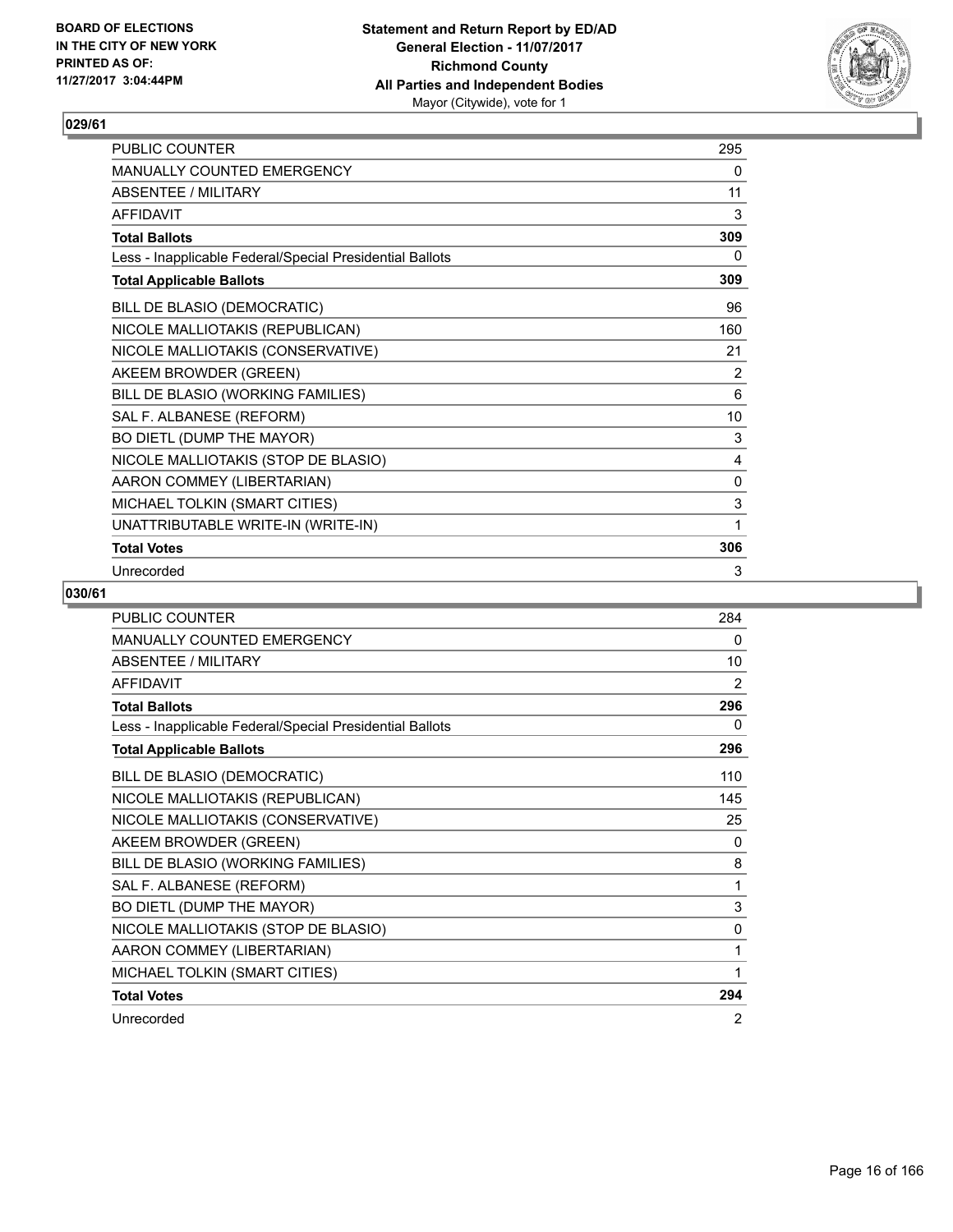## 029/61

| | |
|---|---|
| PUBLIC COUNTER | 295 |
| MANUALLY COUNTED EMERGENCY | 0 |
| ABSENTEE / MILITARY | 11 |
| AFFIDAVIT | 3 |
| **Total Ballots** | **309** |
| Less - Inapplicable Federal/Special Presidential Ballots | 0 |
| **Total Applicable Ballots** | **309** |
| BILL DE BLASIO (DEMOCRATIC) | 96 |
| NICOLE MALLIOTAKIS (REPUBLICAN) | 160 |
| NICOLE MALLIOTAKIS (CONSERVATIVE) | 21 |
| AKEEM BROWDER (GREEN) | 2 |
| BILL DE BLASIO (WORKING FAMILIES) | 6 |
| SAL F. ALBANESE (REFORM) | 10 |
| BO DIETL (DUMP THE MAYOR) | 3 |
| NICOLE MALLIOTAKIS (STOP DE BLASIO) | 4 |
| AARON COMMEY (LIBERTARIAN) | 0 |
| MICHAEL TOLKIN (SMART CITIES) | 3 |
| UNATTRIBUTABLE WRITE-IN (WRITE-IN) | 1 |
| **Total Votes** | **306** |
| Unrecorded | 3 |

## 030/61

| | |
|---|---|
| PUBLIC COUNTER | 284 |
| MANUALLY COUNTED EMERGENCY | 0 |
| ABSENTEE / MILITARY | 10 |
| AFFIDAVIT | 2 |
| **Total Ballots** | **296** |
| Less - Inapplicable Federal/Special Presidential Ballots | 0 |
| **Total Applicable Ballots** | **296** |
| BILL DE BLASIO (DEMOCRATIC) | 110 |
| NICOLE MALLIOTAKIS (REPUBLICAN) | 145 |
| NICOLE MALLIOTAKIS (CONSERVATIVE) | 25 |
| AKEEM BROWDER (GREEN) | 0 |
| BILL DE BLASIO (WORKING FAMILIES) | 8 |
| SAL F. ALBANESE (REFORM) | 1 |
| BO DIETL (DUMP THE MAYOR) | 3 |
| NICOLE MALLIOTAKIS (STOP DE BLASIO) | 0 |
| AARON COMMEY (LIBERTARIAN) | 1 |
| MICHAEL TOLKIN (SMART CITIES) | 1 |
| **Total Votes** | **294** |
| Unrecorded | 2 |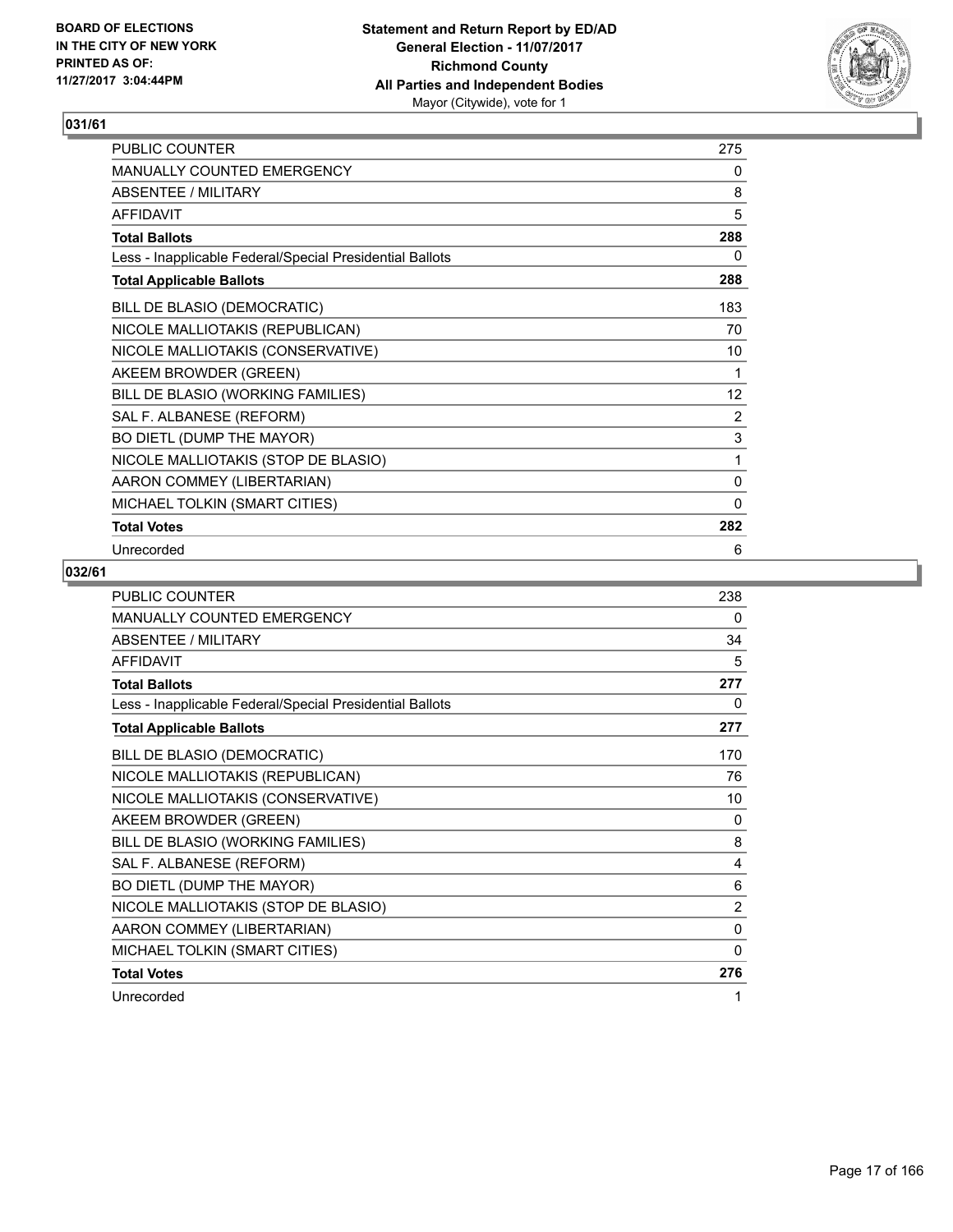**BOARD OF ELECTIONS IN THE CITY OF NEW YORK PRINTED AS OF: 11/27/2017 3:04:44PM**

**Statement and Return Report by ED/AD**
**General Election - 11/07/2017**
**Richmond County**
**All Parties and Independent Bodies**
Mayor (Citywide), vote for 1

## 031/61

| | |
|---|---|
| PUBLIC COUNTER | 275 |
| MANUALLY COUNTED EMERGENCY | 0 |
| ABSENTEE / MILITARY | 8 |
| AFFIDAVIT | 5 |
| **Total Ballots** | **288** |
| Less - Inapplicable Federal/Special Presidential Ballots | 0 |
| **Total Applicable Ballots** | **288** |
| BILL DE BLASIO (DEMOCRATIC) | 183 |
| NICOLE MALLIOTAKIS (REPUBLICAN) | 70 |
| NICOLE MALLIOTAKIS (CONSERVATIVE) | 10 |
| AKEEM BROWDER (GREEN) | 1 |
| BILL DE BLASIO (WORKING FAMILIES) | 12 |
| SAL F. ALBANESE (REFORM) | 2 |
| BO DIETL (DUMP THE MAYOR) | 3 |
| NICOLE MALLIOTAKIS (STOP DE BLASIO) | 1 |
| AARON COMMEY (LIBERTARIAN) | 0 |
| MICHAEL TOLKIN (SMART CITIES) | 0 |
| **Total Votes** | **282** |
| Unrecorded | 6 |

## 032/61

| | |
|---|---|
| PUBLIC COUNTER | 238 |
| MANUALLY COUNTED EMERGENCY | 0 |
| ABSENTEE / MILITARY | 34 |
| AFFIDAVIT | 5 |
| **Total Ballots** | **277** |
| Less - Inapplicable Federal/Special Presidential Ballots | 0 |
| **Total Applicable Ballots** | **277** |
| BILL DE BLASIO (DEMOCRATIC) | 170 |
| NICOLE MALLIOTAKIS (REPUBLICAN) | 76 |
| NICOLE MALLIOTAKIS (CONSERVATIVE) | 10 |
| AKEEM BROWDER (GREEN) | 0 |
| BILL DE BLASIO (WORKING FAMILIES) | 8 |
| SAL F. ALBANESE (REFORM) | 4 |
| BO DIETL (DUMP THE MAYOR) | 6 |
| NICOLE MALLIOTAKIS (STOP DE BLASIO) | 2 |
| AARON COMMEY (LIBERTARIAN) | 0 |
| MICHAEL TOLKIN (SMART CITIES) | 0 |
| **Total Votes** | **276** |
| Unrecorded | 1 |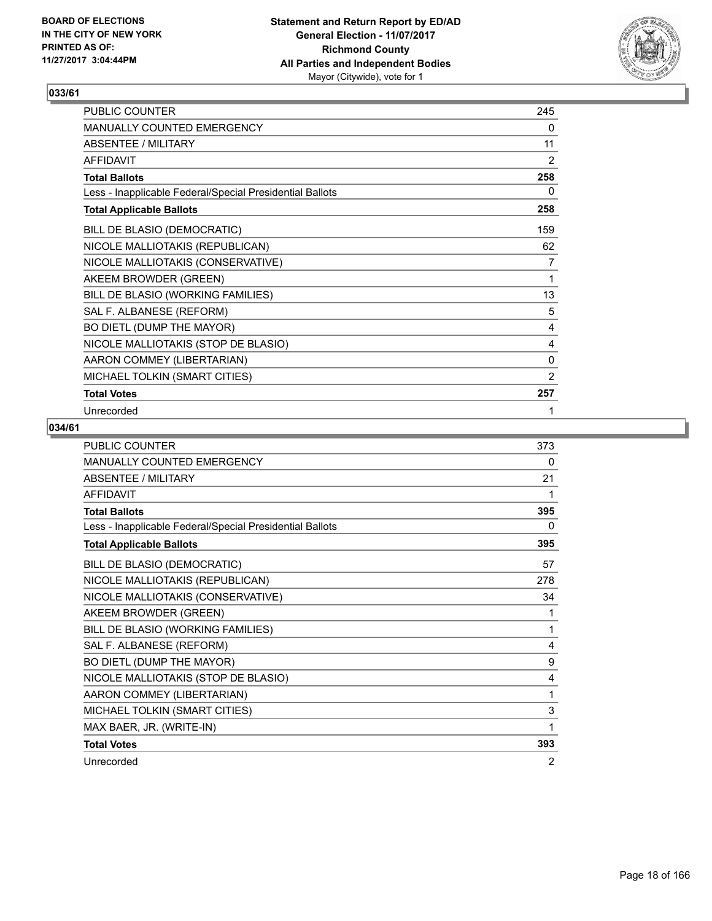**Statement and Return Report by ED/AD**
**General Election - 11/07/2017**
**Richmond County**
**All Parties and Independent Bodies**
Mayor (Citywide), vote for 1

BOARD OF ELECTIONS
IN THE CITY OF NEW YORK
PRINTED AS OF:
11/27/2017 3:04:44PM

### 033/61

| | |
|---|---|
| PUBLIC COUNTER | 245 |
| MANUALLY COUNTED EMERGENCY | 0 |
| ABSENTEE / MILITARY | 11 |
| AFFIDAVIT | 2 |
| **Total Ballots** | **258** |
| Less - Inapplicable Federal/Special Presidential Ballots | 0 |
| **Total Applicable Ballots** | **258** |
| BILL DE BLASIO (DEMOCRATIC) | 159 |
| NICOLE MALLIOTAKIS (REPUBLICAN) | 62 |
| NICOLE MALLIOTAKIS (CONSERVATIVE) | 7 |
| AKEEM BROWDER (GREEN) | 1 |
| BILL DE BLASIO (WORKING FAMILIES) | 13 |
| SAL F. ALBANESE (REFORM) | 5 |
| BO DIETL (DUMP THE MAYOR) | 4 |
| NICOLE MALLIOTAKIS (STOP DE BLASIO) | 4 |
| AARON COMMEY (LIBERTARIAN) | 0 |
| MICHAEL TOLKIN (SMART CITIES) | 2 |
| **Total Votes** | **257** |
| Unrecorded | 1 |

### 034/61

| | |
|---|---|
| PUBLIC COUNTER | 373 |
| MANUALLY COUNTED EMERGENCY | 0 |
| ABSENTEE / MILITARY | 21 |
| AFFIDAVIT | 1 |
| **Total Ballots** | **395** |
| Less - Inapplicable Federal/Special Presidential Ballots | 0 |
| **Total Applicable Ballots** | **395** |
| BILL DE BLASIO (DEMOCRATIC) | 57 |
| NICOLE MALLIOTAKIS (REPUBLICAN) | 278 |
| NICOLE MALLIOTAKIS (CONSERVATIVE) | 34 |
| AKEEM BROWDER (GREEN) | 1 |
| BILL DE BLASIO (WORKING FAMILIES) | 1 |
| SAL F. ALBANESE (REFORM) | 4 |
| BO DIETL (DUMP THE MAYOR) | 9 |
| NICOLE MALLIOTAKIS (STOP DE BLASIO) | 4 |
| AARON COMMEY (LIBERTARIAN) | 1 |
| MICHAEL TOLKIN (SMART CITIES) | 3 |
| MAX BAER, JR. (WRITE-IN) | 1 |
| **Total Votes** | **393** |
| Unrecorded | 2 |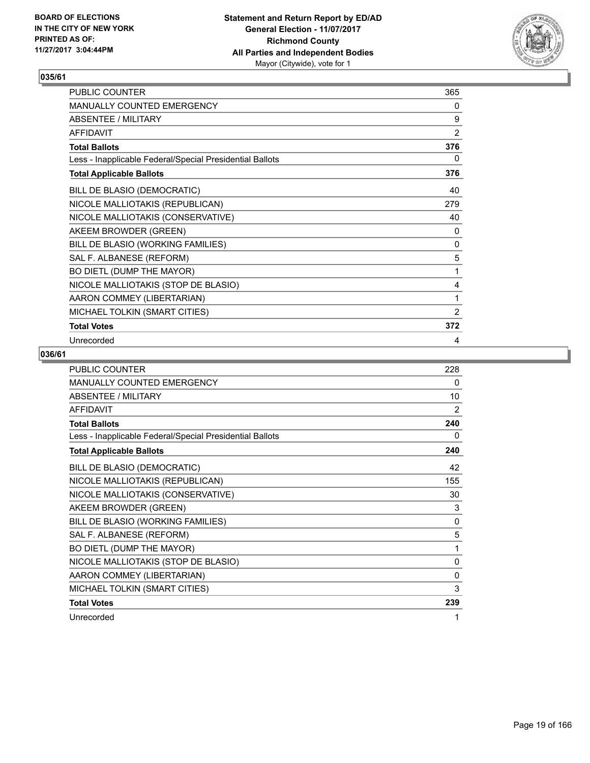BOARD OF ELECTIONS
IN THE CITY OF NEW YORK
PRINTED AS OF:
11/27/2017 3:04:44PM

**Statement and Return Report by ED/AD**
**General Election - 11/07/2017**
**Richmond County**
**All Parties and Independent Bodies**
Mayor (Citywide), vote for 1

## 035/61

| | |
|---|---|
| PUBLIC COUNTER | 365 |
| MANUALLY COUNTED EMERGENCY | 0 |
| ABSENTEE / MILITARY | 9 |
| AFFIDAVIT | 2 |
| **Total Ballots** | **376** |
| Less - Inapplicable Federal/Special Presidential Ballots | 0 |
| **Total Applicable Ballots** | **376** |
| BILL DE BLASIO (DEMOCRATIC) | 40 |
| NICOLE MALLIOTAKIS (REPUBLICAN) | 279 |
| NICOLE MALLIOTAKIS (CONSERVATIVE) | 40 |
| AKEEM BROWDER (GREEN) | 0 |
| BILL DE BLASIO (WORKING FAMILIES) | 0 |
| SAL F. ALBANESE (REFORM) | 5 |
| BO DIETL (DUMP THE MAYOR) | 1 |
| NICOLE MALLIOTAKIS (STOP DE BLASIO) | 4 |
| AARON COMMEY (LIBERTARIAN) | 1 |
| MICHAEL TOLKIN (SMART CITIES) | 2 |
| **Total Votes** | **372** |
| Unrecorded | 4 |

## 036/61

| | |
|---|---|
| PUBLIC COUNTER | 228 |
| MANUALLY COUNTED EMERGENCY | 0 |
| ABSENTEE / MILITARY | 10 |
| AFFIDAVIT | 2 |
| **Total Ballots** | **240** |
| Less - Inapplicable Federal/Special Presidential Ballots | 0 |
| **Total Applicable Ballots** | **240** |
| BILL DE BLASIO (DEMOCRATIC) | 42 |
| NICOLE MALLIOTAKIS (REPUBLICAN) | 155 |
| NICOLE MALLIOTAKIS (CONSERVATIVE) | 30 |
| AKEEM BROWDER (GREEN) | 3 |
| BILL DE BLASIO (WORKING FAMILIES) | 0 |
| SAL F. ALBANESE (REFORM) | 5 |
| BO DIETL (DUMP THE MAYOR) | 1 |
| NICOLE MALLIOTAKIS (STOP DE BLASIO) | 0 |
| AARON COMMEY (LIBERTARIAN) | 0 |
| MICHAEL TOLKIN (SMART CITIES) | 3 |
| **Total Votes** | **239** |
| Unrecorded | 1 |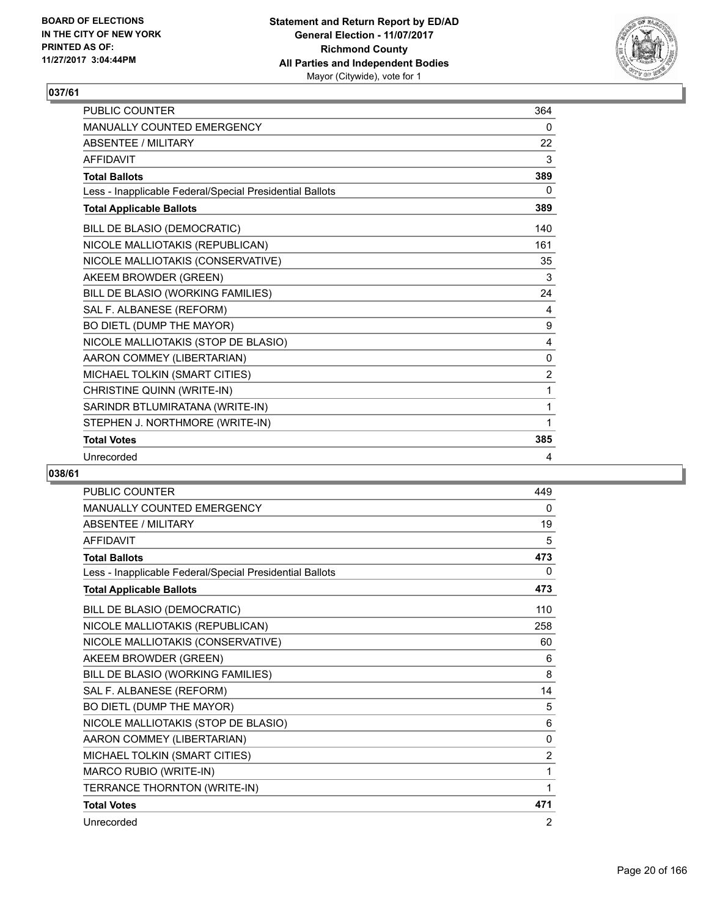**BOARD OF ELECTIONS IN THE CITY OF NEW YORK PRINTED AS OF: 11/27/2017 3:04:44PM**

**Statement and Return Report by ED/AD**
**General Election - 11/07/2017**
**Richmond County**
**All Parties and Independent Bodies**
Mayor (Citywide), vote for 1

## 037/61

| | |
|---|---|
| PUBLIC COUNTER | 364 |
| MANUALLY COUNTED EMERGENCY | 0 |
| ABSENTEE / MILITARY | 22 |
| AFFIDAVIT | 3 |
| **Total Ballots** | **389** |
| Less - Inapplicable Federal/Special Presidential Ballots | 0 |
| **Total Applicable Ballots** | **389** |
| BILL DE BLASIO (DEMOCRATIC) | 140 |
| NICOLE MALLIOTAKIS (REPUBLICAN) | 161 |
| NICOLE MALLIOTAKIS (CONSERVATIVE) | 35 |
| AKEEM BROWDER (GREEN) | 3 |
| BILL DE BLASIO (WORKING FAMILIES) | 24 |
| SAL F. ALBANESE (REFORM) | 4 |
| BO DIETL (DUMP THE MAYOR) | 9 |
| NICOLE MALLIOTAKIS (STOP DE BLASIO) | 4 |
| AARON COMMEY (LIBERTARIAN) | 0 |
| MICHAEL TOLKIN (SMART CITIES) | 2 |
| CHRISTINE QUINN (WRITE-IN) | 1 |
| SARINDR BTLUMIRATANA (WRITE-IN) | 1 |
| STEPHEN J. NORTHMORE (WRITE-IN) | 1 |
| **Total Votes** | **385** |
| Unrecorded | 4 |

## 038/61

| | |
|---|---|
| PUBLIC COUNTER | 449 |
| MANUALLY COUNTED EMERGENCY | 0 |
| ABSENTEE / MILITARY | 19 |
| AFFIDAVIT | 5 |
| **Total Ballots** | **473** |
| Less - Inapplicable Federal/Special Presidential Ballots | 0 |
| **Total Applicable Ballots** | **473** |
| BILL DE BLASIO (DEMOCRATIC) | 110 |
| NICOLE MALLIOTAKIS (REPUBLICAN) | 258 |
| NICOLE MALLIOTAKIS (CONSERVATIVE) | 60 |
| AKEEM BROWDER (GREEN) | 6 |
| BILL DE BLASIO (WORKING FAMILIES) | 8 |
| SAL F. ALBANESE (REFORM) | 14 |
| BO DIETL (DUMP THE MAYOR) | 5 |
| NICOLE MALLIOTAKIS (STOP DE BLASIO) | 6 |
| AARON COMMEY (LIBERTARIAN) | 0 |
| MICHAEL TOLKIN (SMART CITIES) | 2 |
| MARCO RUBIO (WRITE-IN) | 1 |
| TERRANCE THORNTON (WRITE-IN) | 1 |
| **Total Votes** | **471** |
| Unrecorded | 2 |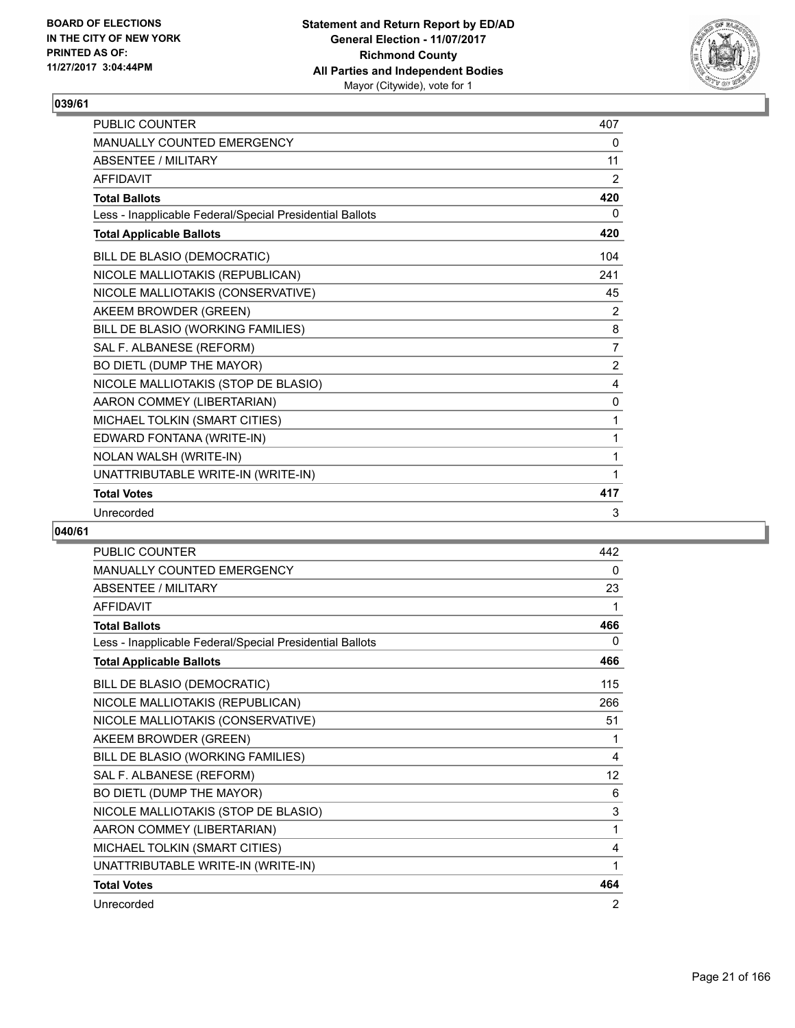**BOARD OF ELECTIONS IN THE CITY OF NEW YORK PRINTED AS OF: 11/27/2017 3:04:44PM**

**Statement and Return Report by ED/AD General Election - 11/07/2017 Richmond County All Parties and Independent Bodies** Mayor (Citywide), vote for 1

## 039/61

| | |
|---|---|
| PUBLIC COUNTER | 407 |
| MANUALLY COUNTED EMERGENCY | 0 |
| ABSENTEE / MILITARY | 11 |
| AFFIDAVIT | 2 |
| **Total Ballots** | **420** |
| Less - Inapplicable Federal/Special Presidential Ballots | 0 |
| **Total Applicable Ballots** | **420** |
| BILL DE BLASIO (DEMOCRATIC) | 104 |
| NICOLE MALLIOTAKIS (REPUBLICAN) | 241 |
| NICOLE MALLIOTAKIS (CONSERVATIVE) | 45 |
| AKEEM BROWDER (GREEN) | 2 |
| BILL DE BLASIO (WORKING FAMILIES) | 8 |
| SAL F. ALBANESE (REFORM) | 7 |
| BO DIETL (DUMP THE MAYOR) | 2 |
| NICOLE MALLIOTAKIS (STOP DE BLASIO) | 4 |
| AARON COMMEY (LIBERTARIAN) | 0 |
| MICHAEL TOLKIN (SMART CITIES) | 1 |
| EDWARD FONTANA (WRITE-IN) | 1 |
| NOLAN WALSH (WRITE-IN) | 1 |
| UNATTRIBUTABLE WRITE-IN (WRITE-IN) | 1 |
| **Total Votes** | **417** |
| Unrecorded | 3 |

## 040/61

| | |
|---|---|
| PUBLIC COUNTER | 442 |
| MANUALLY COUNTED EMERGENCY | 0 |
| ABSENTEE / MILITARY | 23 |
| AFFIDAVIT | 1 |
| **Total Ballots** | **466** |
| Less - Inapplicable Federal/Special Presidential Ballots | 0 |
| **Total Applicable Ballots** | **466** |
| BILL DE BLASIO (DEMOCRATIC) | 115 |
| NICOLE MALLIOTAKIS (REPUBLICAN) | 266 |
| NICOLE MALLIOTAKIS (CONSERVATIVE) | 51 |
| AKEEM BROWDER (GREEN) | 1 |
| BILL DE BLASIO (WORKING FAMILIES) | 4 |
| SAL F. ALBANESE (REFORM) | 12 |
| BO DIETL (DUMP THE MAYOR) | 6 |
| NICOLE MALLIOTAKIS (STOP DE BLASIO) | 3 |
| AARON COMMEY (LIBERTARIAN) | 1 |
| MICHAEL TOLKIN (SMART CITIES) | 4 |
| UNATTRIBUTABLE WRITE-IN (WRITE-IN) | 1 |
| **Total Votes** | **464** |
| Unrecorded | 2 |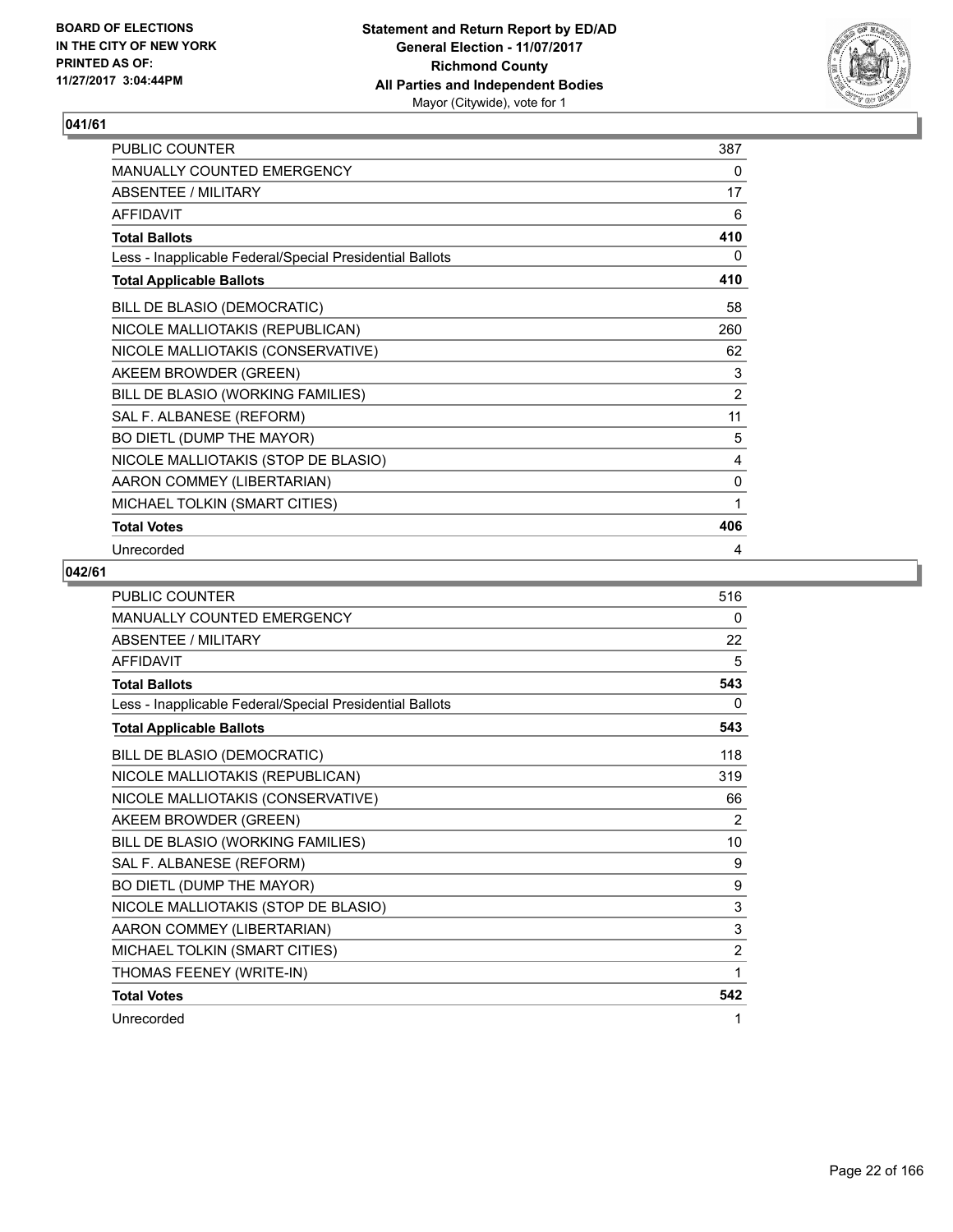BOARD OF ELECTIONS
IN THE CITY OF NEW YORK
PRINTED AS OF:
11/27/2017 3:04:44PM

**Statement and Return Report by ED/AD**
**General Election - 11/07/2017**
**Richmond County**
**All Parties and Independent Bodies**
Mayor (Citywide), vote for 1

### 041/61

| | |
|---|---|
| PUBLIC COUNTER | 387 |
| MANUALLY COUNTED EMERGENCY | 0 |
| ABSENTEE / MILITARY | 17 |
| AFFIDAVIT | 6 |
| **Total Ballots** | **410** |
| Less - Inapplicable Federal/Special Presidential Ballots | 0 |
| **Total Applicable Ballots** | **410** |
| BILL DE BLASIO (DEMOCRATIC) | 58 |
| NICOLE MALLIOTAKIS (REPUBLICAN) | 260 |
| NICOLE MALLIOTAKIS (CONSERVATIVE) | 62 |
| AKEEM BROWDER (GREEN) | 3 |
| BILL DE BLASIO (WORKING FAMILIES) | 2 |
| SAL F. ALBANESE (REFORM) | 11 |
| BO DIETL (DUMP THE MAYOR) | 5 |
| NICOLE MALLIOTAKIS (STOP DE BLASIO) | 4 |
| AARON COMMEY (LIBERTARIAN) | 0 |
| MICHAEL TOLKIN (SMART CITIES) | 1 |
| **Total Votes** | **406** |
| Unrecorded | 4 |

### 042/61

| | |
|---|---|
| PUBLIC COUNTER | 516 |
| MANUALLY COUNTED EMERGENCY | 0 |
| ABSENTEE / MILITARY | 22 |
| AFFIDAVIT | 5 |
| **Total Ballots** | **543** |
| Less - Inapplicable Federal/Special Presidential Ballots | 0 |
| **Total Applicable Ballots** | **543** |
| BILL DE BLASIO (DEMOCRATIC) | 118 |
| NICOLE MALLIOTAKIS (REPUBLICAN) | 319 |
| NICOLE MALLIOTAKIS (CONSERVATIVE) | 66 |
| AKEEM BROWDER (GREEN) | 2 |
| BILL DE BLASIO (WORKING FAMILIES) | 10 |
| SAL F. ALBANESE (REFORM) | 9 |
| BO DIETL (DUMP THE MAYOR) | 9 |
| NICOLE MALLIOTAKIS (STOP DE BLASIO) | 3 |
| AARON COMMEY (LIBERTARIAN) | 3 |
| MICHAEL TOLKIN (SMART CITIES) | 2 |
| THOMAS FEENEY (WRITE-IN) | 1 |
| **Total Votes** | **542** |
| Unrecorded | 1 |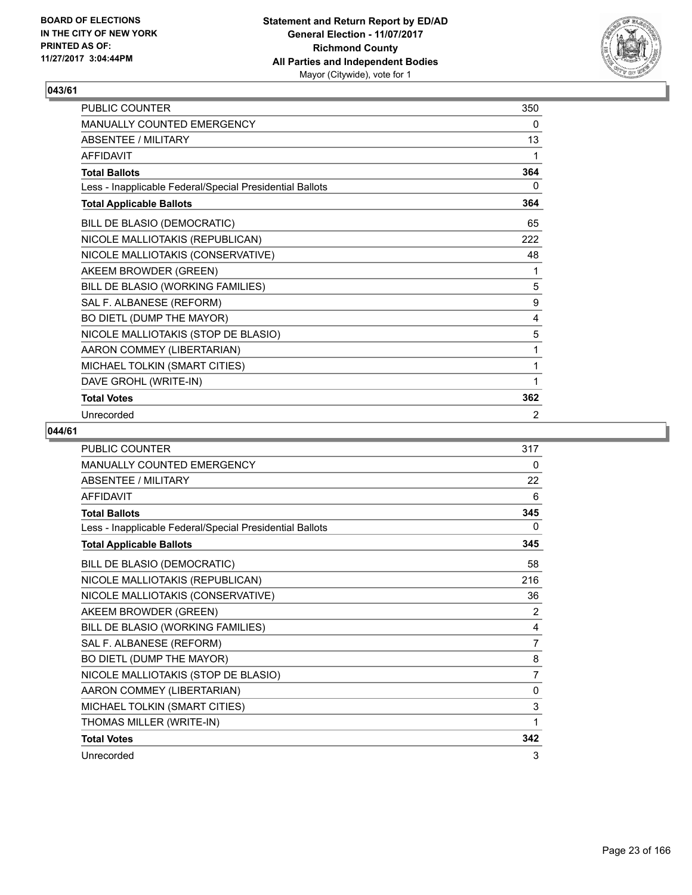BOARD OF ELECTIONS
IN THE CITY OF NEW YORK
PRINTED AS OF:
11/27/2017 3:04:44PM

**Statement and Return Report by ED/AD**
**General Election - 11/07/2017**
**Richmond County**
**All Parties and Independent Bodies**
Mayor (Citywide), vote for 1

### 043/61

| | |
|---|---|
| PUBLIC COUNTER | 350 |
| MANUALLY COUNTED EMERGENCY | 0 |
| ABSENTEE / MILITARY | 13 |
| AFFIDAVIT | 1 |
| **Total Ballots** | **364** |
| Less - Inapplicable Federal/Special Presidential Ballots | 0 |
| **Total Applicable Ballots** | **364** |
| BILL DE BLASIO (DEMOCRATIC) | 65 |
| NICOLE MALLIOTAKIS (REPUBLICAN) | 222 |
| NICOLE MALLIOTAKIS (CONSERVATIVE) | 48 |
| AKEEM BROWDER (GREEN) | 1 |
| BILL DE BLASIO (WORKING FAMILIES) | 5 |
| SAL F. ALBANESE (REFORM) | 9 |
| BO DIETL (DUMP THE MAYOR) | 4 |
| NICOLE MALLIOTAKIS (STOP DE BLASIO) | 5 |
| AARON COMMEY (LIBERTARIAN) | 1 |
| MICHAEL TOLKIN (SMART CITIES) | 1 |
| DAVE GROHL (WRITE-IN) | 1 |
| **Total Votes** | **362** |
| Unrecorded | 2 |

### 044/61

| | |
|---|---|
| PUBLIC COUNTER | 317 |
| MANUALLY COUNTED EMERGENCY | 0 |
| ABSENTEE / MILITARY | 22 |
| AFFIDAVIT | 6 |
| **Total Ballots** | **345** |
| Less - Inapplicable Federal/Special Presidential Ballots | 0 |
| **Total Applicable Ballots** | **345** |
| BILL DE BLASIO (DEMOCRATIC) | 58 |
| NICOLE MALLIOTAKIS (REPUBLICAN) | 216 |
| NICOLE MALLIOTAKIS (CONSERVATIVE) | 36 |
| AKEEM BROWDER (GREEN) | 2 |
| BILL DE BLASIO (WORKING FAMILIES) | 4 |
| SAL F. ALBANESE (REFORM) | 7 |
| BO DIETL (DUMP THE MAYOR) | 8 |
| NICOLE MALLIOTAKIS (STOP DE BLASIO) | 7 |
| AARON COMMEY (LIBERTARIAN) | 0 |
| MICHAEL TOLKIN (SMART CITIES) | 3 |
| THOMAS MILLER (WRITE-IN) | 1 |
| **Total Votes** | **342** |
| Unrecorded | 3 |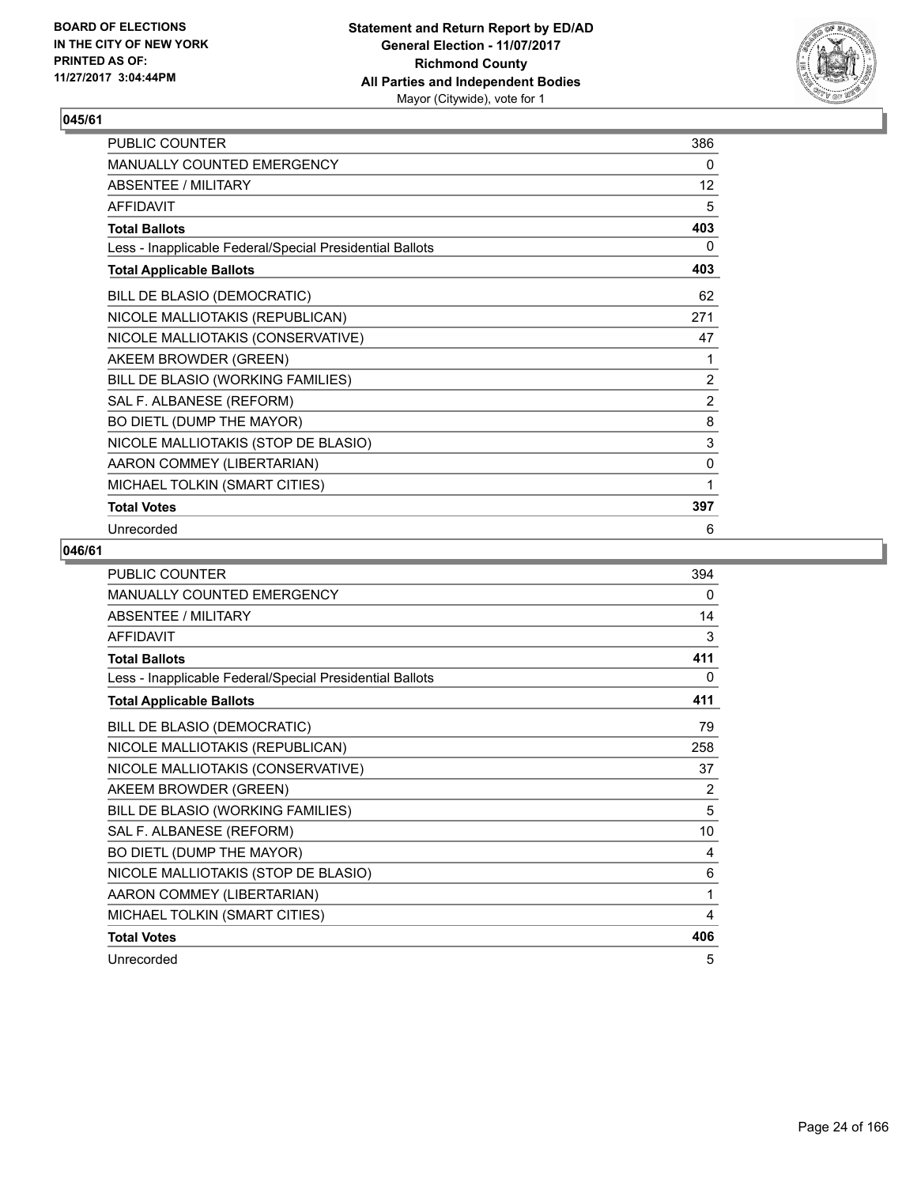## 045/61

| | |
|---|---|
| PUBLIC COUNTER | 386 |
| MANUALLY COUNTED EMERGENCY | 0 |
| ABSENTEE / MILITARY | 12 |
| AFFIDAVIT | 5 |
| **Total Ballots** | **403** |
| Less - Inapplicable Federal/Special Presidential Ballots | 0 |
| **Total Applicable Ballots** | **403** |
| BILL DE BLASIO (DEMOCRATIC) | 62 |
| NICOLE MALLIOTAKIS (REPUBLICAN) | 271 |
| NICOLE MALLIOTAKIS (CONSERVATIVE) | 47 |
| AKEEM BROWDER (GREEN) | 1 |
| BILL DE BLASIO (WORKING FAMILIES) | 2 |
| SAL F. ALBANESE (REFORM) | 2 |
| BO DIETL (DUMP THE MAYOR) | 8 |
| NICOLE MALLIOTAKIS (STOP DE BLASIO) | 3 |
| AARON COMMEY (LIBERTARIAN) | 0 |
| MICHAEL TOLKIN (SMART CITIES) | 1 |
| **Total Votes** | **397** |
| Unrecorded | 6 |

## 046/61

| | |
|---|---|
| PUBLIC COUNTER | 394 |
| MANUALLY COUNTED EMERGENCY | 0 |
| ABSENTEE / MILITARY | 14 |
| AFFIDAVIT | 3 |
| **Total Ballots** | **411** |
| Less - Inapplicable Federal/Special Presidential Ballots | 0 |
| **Total Applicable Ballots** | **411** |
| BILL DE BLASIO (DEMOCRATIC) | 79 |
| NICOLE MALLIOTAKIS (REPUBLICAN) | 258 |
| NICOLE MALLIOTAKIS (CONSERVATIVE) | 37 |
| AKEEM BROWDER (GREEN) | 2 |
| BILL DE BLASIO (WORKING FAMILIES) | 5 |
| SAL F. ALBANESE (REFORM) | 10 |
| BO DIETL (DUMP THE MAYOR) | 4 |
| NICOLE MALLIOTAKIS (STOP DE BLASIO) | 6 |
| AARON COMMEY (LIBERTARIAN) | 1 |
| MICHAEL TOLKIN (SMART CITIES) | 4 |
| **Total Votes** | **406** |
| Unrecorded | 5 |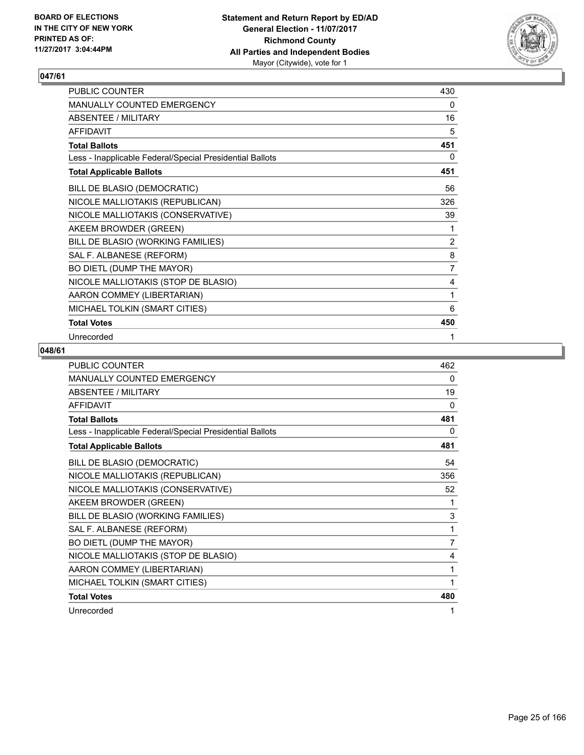**Statement and Return Report by ED/AD**
**General Election - 11/07/2017**
**Richmond County**
**All Parties and Independent Bodies**
Mayor (Citywide), vote for 1

BOARD OF ELECTIONS
IN THE CITY OF NEW YORK
PRINTED AS OF:
11/27/2017 3:04:44PM

## 047/61

| | |
|---|---|
| PUBLIC COUNTER | 430 |
| MANUALLY COUNTED EMERGENCY | 0 |
| ABSENTEE / MILITARY | 16 |
| AFFIDAVIT | 5 |
| **Total Ballots** | **451** |
| Less - Inapplicable Federal/Special Presidential Ballots | 0 |
| **Total Applicable Ballots** | **451** |
| BILL DE BLASIO (DEMOCRATIC) | 56 |
| NICOLE MALLIOTAKIS (REPUBLICAN) | 326 |
| NICOLE MALLIOTAKIS (CONSERVATIVE) | 39 |
| AKEEM BROWDER (GREEN) | 1 |
| BILL DE BLASIO (WORKING FAMILIES) | 2 |
| SAL F. ALBANESE (REFORM) | 8 |
| BO DIETL (DUMP THE MAYOR) | 7 |
| NICOLE MALLIOTAKIS (STOP DE BLASIO) | 4 |
| AARON COMMEY (LIBERTARIAN) | 1 |
| MICHAEL TOLKIN (SMART CITIES) | 6 |
| **Total Votes** | **450** |
| Unrecorded | 1 |

## 048/61

| | |
|---|---|
| PUBLIC COUNTER | 462 |
| MANUALLY COUNTED EMERGENCY | 0 |
| ABSENTEE / MILITARY | 19 |
| AFFIDAVIT | 0 |
| **Total Ballots** | **481** |
| Less - Inapplicable Federal/Special Presidential Ballots | 0 |
| **Total Applicable Ballots** | **481** |
| BILL DE BLASIO (DEMOCRATIC) | 54 |
| NICOLE MALLIOTAKIS (REPUBLICAN) | 356 |
| NICOLE MALLIOTAKIS (CONSERVATIVE) | 52 |
| AKEEM BROWDER (GREEN) | 1 |
| BILL DE BLASIO (WORKING FAMILIES) | 3 |
| SAL F. ALBANESE (REFORM) | 1 |
| BO DIETL (DUMP THE MAYOR) | 7 |
| NICOLE MALLIOTAKIS (STOP DE BLASIO) | 4 |
| AARON COMMEY (LIBERTARIAN) | 1 |
| MICHAEL TOLKIN (SMART CITIES) | 1 |
| **Total Votes** | **480** |
| Unrecorded | 1 |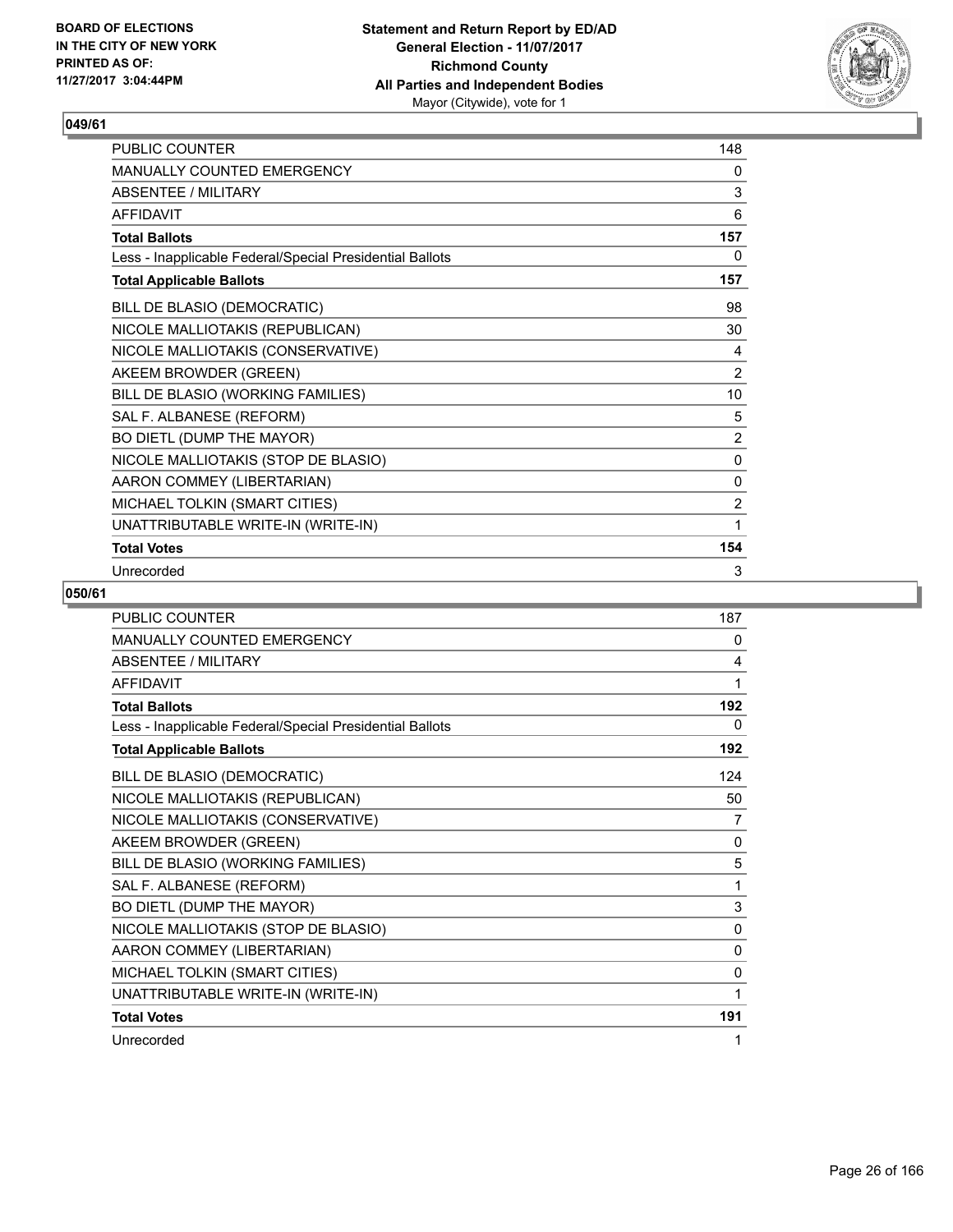## 049/61

| | |
|---|---|
| PUBLIC COUNTER | 148 |
| MANUALLY COUNTED EMERGENCY | 0 |
| ABSENTEE / MILITARY | 3 |
| AFFIDAVIT | 6 |
| **Total Ballots** | **157** |
| Less - Inapplicable Federal/Special Presidential Ballots | 0 |
| **Total Applicable Ballots** | **157** |
| BILL DE BLASIO (DEMOCRATIC) | 98 |
| NICOLE MALLIOTAKIS (REPUBLICAN) | 30 |
| NICOLE MALLIOTAKIS (CONSERVATIVE) | 4 |
| AKEEM BROWDER (GREEN) | 2 |
| BILL DE BLASIO (WORKING FAMILIES) | 10 |
| SAL F. ALBANESE (REFORM) | 5 |
| BO DIETL (DUMP THE MAYOR) | 2 |
| NICOLE MALLIOTAKIS (STOP DE BLASIO) | 0 |
| AARON COMMEY (LIBERTARIAN) | 0 |
| MICHAEL TOLKIN (SMART CITIES) | 2 |
| UNATTRIBUTABLE WRITE-IN (WRITE-IN) | 1 |
| **Total Votes** | **154** |
| Unrecorded | 3 |

## 050/61

| | |
|---|---|
| PUBLIC COUNTER | 187 |
| MANUALLY COUNTED EMERGENCY | 0 |
| ABSENTEE / MILITARY | 4 |
| AFFIDAVIT | 1 |
| **Total Ballots** | **192** |
| Less - Inapplicable Federal/Special Presidential Ballots | 0 |
| **Total Applicable Ballots** | **192** |
| BILL DE BLASIO (DEMOCRATIC) | 124 |
| NICOLE MALLIOTAKIS (REPUBLICAN) | 50 |
| NICOLE MALLIOTAKIS (CONSERVATIVE) | 7 |
| AKEEM BROWDER (GREEN) | 0 |
| BILL DE BLASIO (WORKING FAMILIES) | 5 |
| SAL F. ALBANESE (REFORM) | 1 |
| BO DIETL (DUMP THE MAYOR) | 3 |
| NICOLE MALLIOTAKIS (STOP DE BLASIO) | 0 |
| AARON COMMEY (LIBERTARIAN) | 0 |
| MICHAEL TOLKIN (SMART CITIES) | 0 |
| UNATTRIBUTABLE WRITE-IN (WRITE-IN) | 1 |
| **Total Votes** | **191** |
| Unrecorded | 1 |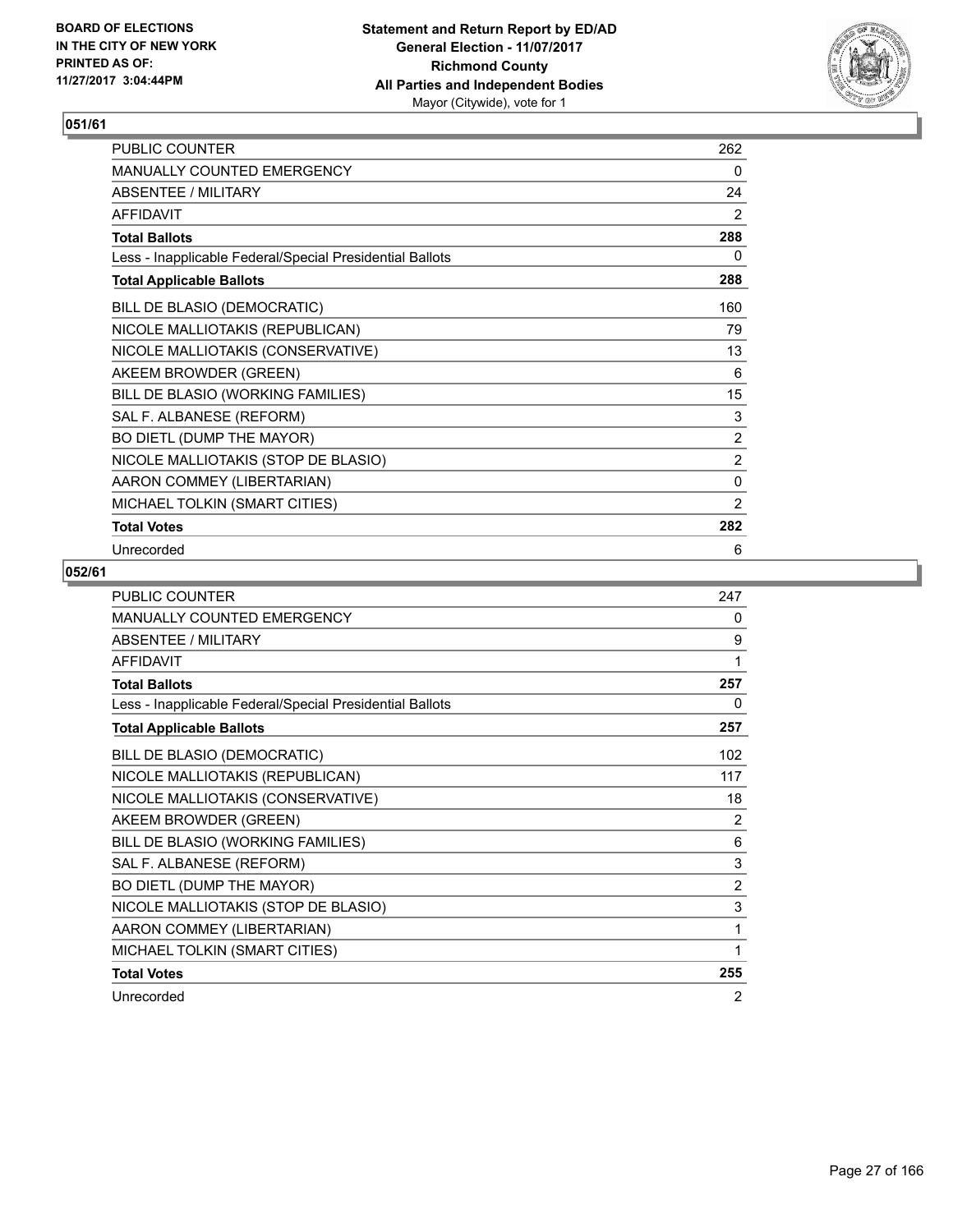**BOARD OF ELECTIONS IN THE CITY OF NEW YORK PRINTED AS OF: 11/27/2017 3:04:44PM**

**Statement and Return Report by ED/AD**
**General Election - 11/07/2017**
**Richmond County**
**All Parties and Independent Bodies**
Mayor (Citywide), vote for 1

## 051/61

| | |
|---|---|
| PUBLIC COUNTER | 262 |
| MANUALLY COUNTED EMERGENCY | 0 |
| ABSENTEE / MILITARY | 24 |
| AFFIDAVIT | 2 |
| **Total Ballots** | **288** |
| Less - Inapplicable Federal/Special Presidential Ballots | 0 |
| **Total Applicable Ballots** | **288** |
| BILL DE BLASIO (DEMOCRATIC) | 160 |
| NICOLE MALLIOTAKIS (REPUBLICAN) | 79 |
| NICOLE MALLIOTAKIS (CONSERVATIVE) | 13 |
| AKEEM BROWDER (GREEN) | 6 |
| BILL DE BLASIO (WORKING FAMILIES) | 15 |
| SAL F. ALBANESE (REFORM) | 3 |
| BO DIETL (DUMP THE MAYOR) | 2 |
| NICOLE MALLIOTAKIS (STOP DE BLASIO) | 2 |
| AARON COMMEY (LIBERTARIAN) | 0 |
| MICHAEL TOLKIN (SMART CITIES) | 2 |
| **Total Votes** | **282** |
| Unrecorded | 6 |

## 052/61

| | |
|---|---|
| PUBLIC COUNTER | 247 |
| MANUALLY COUNTED EMERGENCY | 0 |
| ABSENTEE / MILITARY | 9 |
| AFFIDAVIT | 1 |
| **Total Ballots** | **257** |
| Less - Inapplicable Federal/Special Presidential Ballots | 0 |
| **Total Applicable Ballots** | **257** |
| BILL DE BLASIO (DEMOCRATIC) | 102 |
| NICOLE MALLIOTAKIS (REPUBLICAN) | 117 |
| NICOLE MALLIOTAKIS (CONSERVATIVE) | 18 |
| AKEEM BROWDER (GREEN) | 2 |
| BILL DE BLASIO (WORKING FAMILIES) | 6 |
| SAL F. ALBANESE (REFORM) | 3 |
| BO DIETL (DUMP THE MAYOR) | 2 |
| NICOLE MALLIOTAKIS (STOP DE BLASIO) | 3 |
| AARON COMMEY (LIBERTARIAN) | 1 |
| MICHAEL TOLKIN (SMART CITIES) | 1 |
| **Total Votes** | **255** |
| Unrecorded | 2 |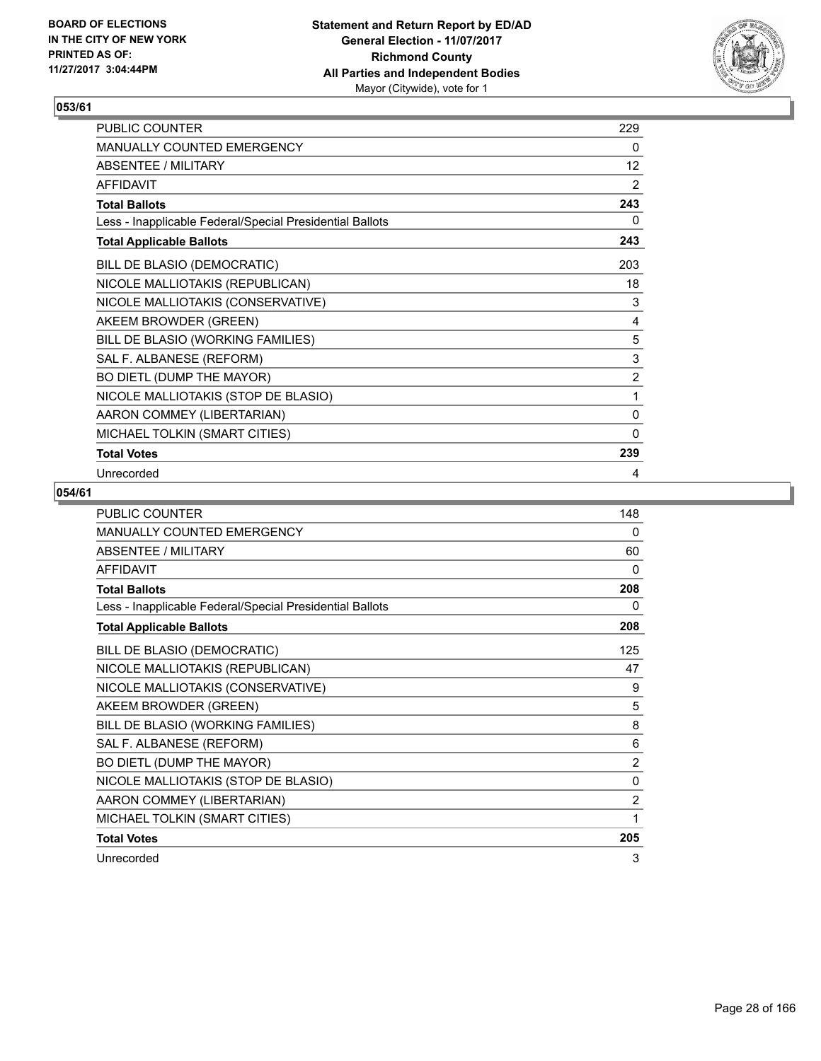**BOARD OF ELECTIONS IN THE CITY OF NEW YORK PRINTED AS OF: 11/27/2017 3:04:44PM**

**Statement and Return Report by ED/AD**
**General Election - 11/07/2017**
**Richmond County**
**All Parties and Independent Bodies**
Mayor (Citywide), vote for 1

## 053/61

| | |
|---|---|
| PUBLIC COUNTER | 229 |
| MANUALLY COUNTED EMERGENCY | 0 |
| ABSENTEE / MILITARY | 12 |
| AFFIDAVIT | 2 |
| **Total Ballots** | **243** |
| Less - Inapplicable Federal/Special Presidential Ballots | 0 |
| **Total Applicable Ballots** | **243** |
| BILL DE BLASIO (DEMOCRATIC) | 203 |
| NICOLE MALLIOTAKIS (REPUBLICAN) | 18 |
| NICOLE MALLIOTAKIS (CONSERVATIVE) | 3 |
| AKEEM BROWDER (GREEN) | 4 |
| BILL DE BLASIO (WORKING FAMILIES) | 5 |
| SAL F. ALBANESE (REFORM) | 3 |
| BO DIETL (DUMP THE MAYOR) | 2 |
| NICOLE MALLIOTAKIS (STOP DE BLASIO) | 1 |
| AARON COMMEY (LIBERTARIAN) | 0 |
| MICHAEL TOLKIN (SMART CITIES) | 0 |
| **Total Votes** | **239** |
| Unrecorded | 4 |

## 054/61

| | |
|---|---|
| PUBLIC COUNTER | 148 |
| MANUALLY COUNTED EMERGENCY | 0 |
| ABSENTEE / MILITARY | 60 |
| AFFIDAVIT | 0 |
| **Total Ballots** | **208** |
| Less - Inapplicable Federal/Special Presidential Ballots | 0 |
| **Total Applicable Ballots** | **208** |
| BILL DE BLASIO (DEMOCRATIC) | 125 |
| NICOLE MALLIOTAKIS (REPUBLICAN) | 47 |
| NICOLE MALLIOTAKIS (CONSERVATIVE) | 9 |
| AKEEM BROWDER (GREEN) | 5 |
| BILL DE BLASIO (WORKING FAMILIES) | 8 |
| SAL F. ALBANESE (REFORM) | 6 |
| BO DIETL (DUMP THE MAYOR) | 2 |
| NICOLE MALLIOTAKIS (STOP DE BLASIO) | 0 |
| AARON COMMEY (LIBERTARIAN) | 2 |
| MICHAEL TOLKIN (SMART CITIES) | 1 |
| **Total Votes** | **205** |
| Unrecorded | 3 |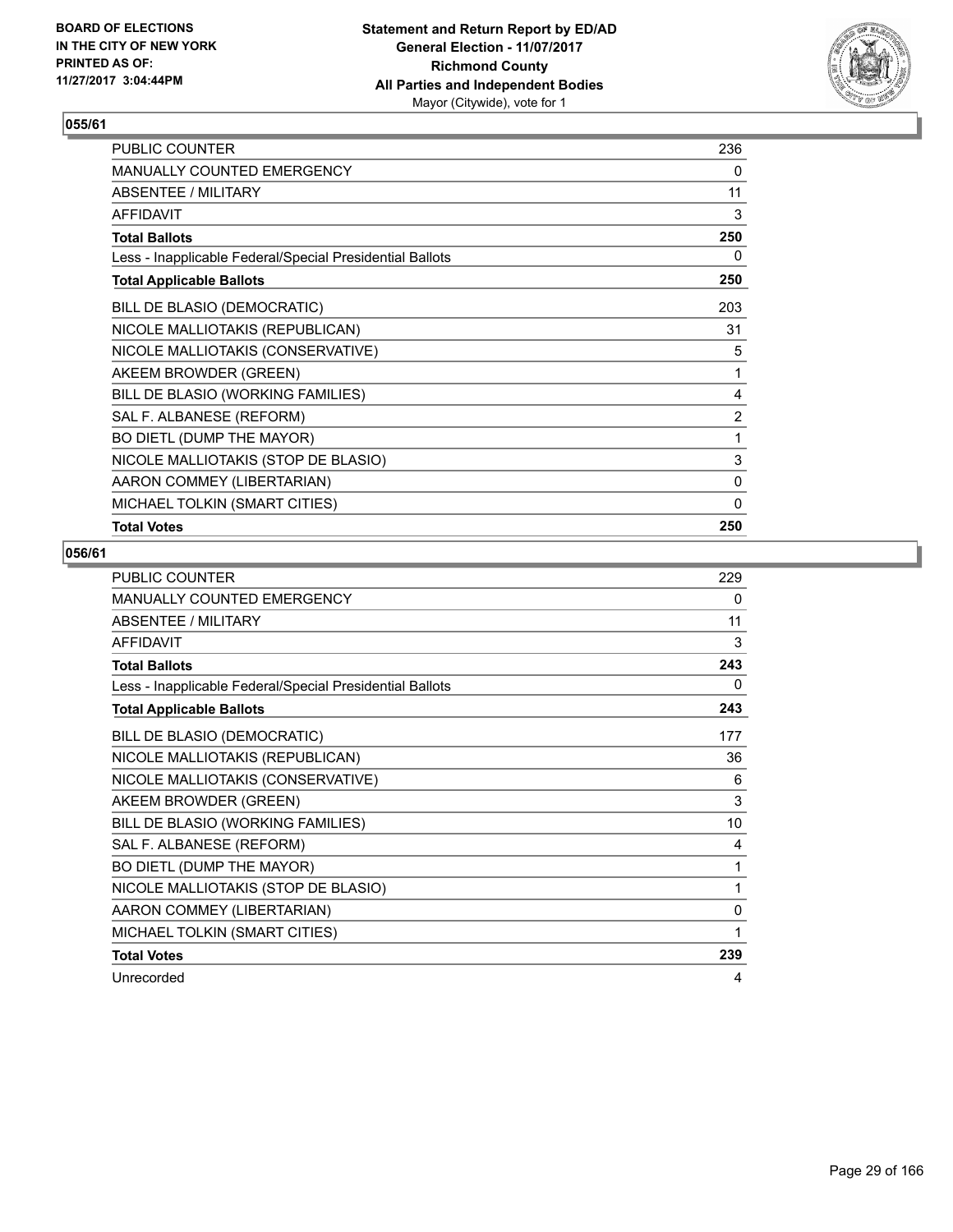BOARD OF ELECTIONS
IN THE CITY OF NEW YORK
PRINTED AS OF:
11/27/2017 3:04:44PM

**Statement and Return Report by ED/AD**
**General Election - 11/07/2017**
**Richmond County**
**All Parties and Independent Bodies**
Mayor (Citywide), vote for 1

### 055/61

| | |
|---|---|
| PUBLIC COUNTER | 236 |
| MANUALLY COUNTED EMERGENCY | 0 |
| ABSENTEE / MILITARY | 11 |
| AFFIDAVIT | 3 |
| **Total Ballots** | **250** |
| Less - Inapplicable Federal/Special Presidential Ballots | 0 |
| **Total Applicable Ballots** | **250** |
| BILL DE BLASIO (DEMOCRATIC) | 203 |
| NICOLE MALLIOTAKIS (REPUBLICAN) | 31 |
| NICOLE MALLIOTAKIS (CONSERVATIVE) | 5 |
| AKEEM BROWDER (GREEN) | 1 |
| BILL DE BLASIO (WORKING FAMILIES) | 4 |
| SAL F. ALBANESE (REFORM) | 2 |
| BO DIETL (DUMP THE MAYOR) | 1 |
| NICOLE MALLIOTAKIS (STOP DE BLASIO) | 3 |
| AARON COMMEY (LIBERTARIAN) | 0 |
| MICHAEL TOLKIN (SMART CITIES) | 0 |
| **Total Votes** | **250** |

### 056/61

| | |
|---|---|
| PUBLIC COUNTER | 229 |
| MANUALLY COUNTED EMERGENCY | 0 |
| ABSENTEE / MILITARY | 11 |
| AFFIDAVIT | 3 |
| **Total Ballots** | **243** |
| Less - Inapplicable Federal/Special Presidential Ballots | 0 |
| **Total Applicable Ballots** | **243** |
| BILL DE BLASIO (DEMOCRATIC) | 177 |
| NICOLE MALLIOTAKIS (REPUBLICAN) | 36 |
| NICOLE MALLIOTAKIS (CONSERVATIVE) | 6 |
| AKEEM BROWDER (GREEN) | 3 |
| BILL DE BLASIO (WORKING FAMILIES) | 10 |
| SAL F. ALBANESE (REFORM) | 4 |
| BO DIETL (DUMP THE MAYOR) | 1 |
| NICOLE MALLIOTAKIS (STOP DE BLASIO) | 1 |
| AARON COMMEY (LIBERTARIAN) | 0 |
| MICHAEL TOLKIN (SMART CITIES) | 1 |
| **Total Votes** | **239** |
| Unrecorded | 4 |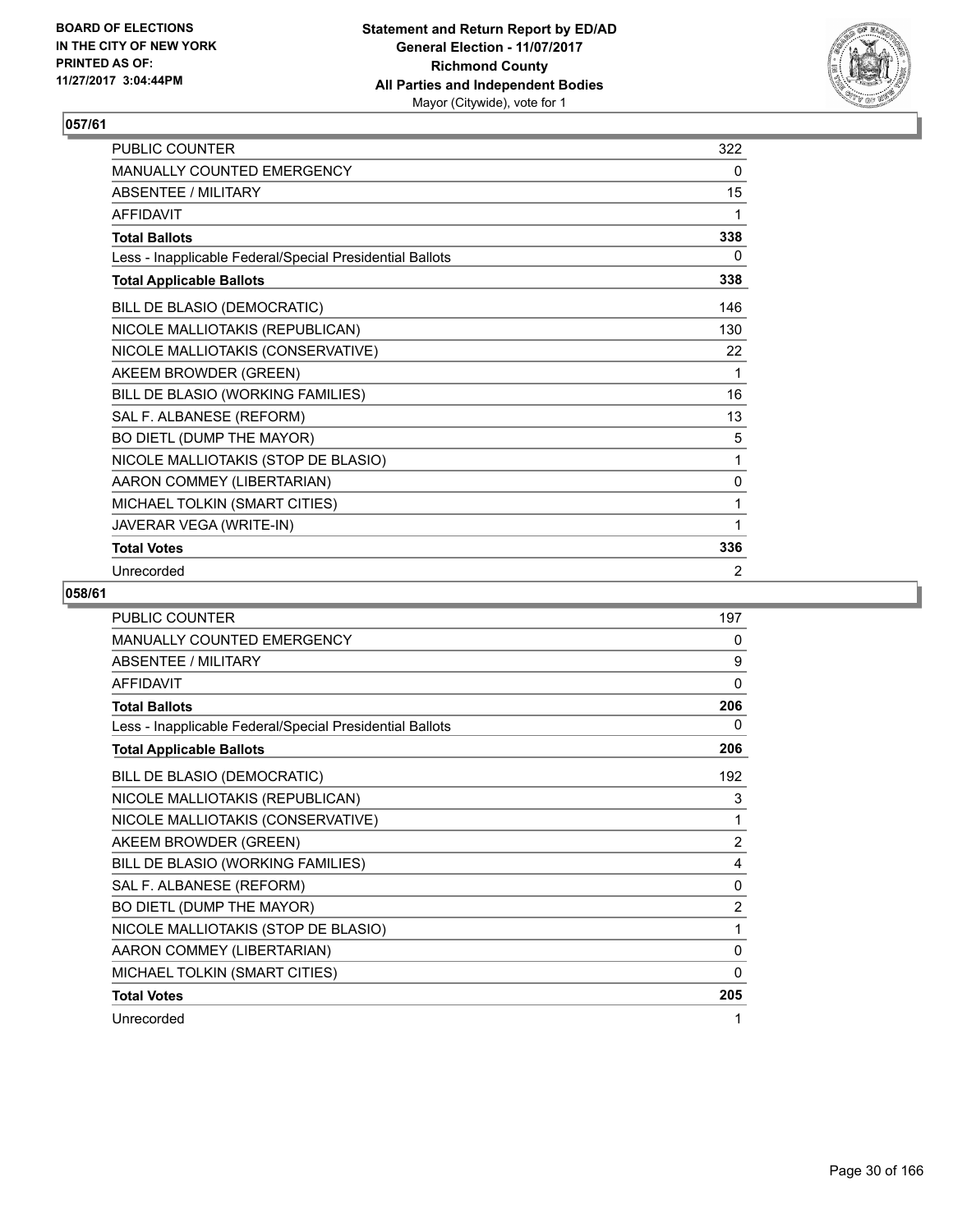**BOARD OF ELECTIONS IN THE CITY OF NEW YORK PRINTED AS OF: 11/27/2017 3:04:44PM**

**Statement and Return Report by ED/AD**
**General Election - 11/07/2017**
**Richmond County**
**All Parties and Independent Bodies**
Mayor (Citywide), vote for 1

## 057/61

| | |
|---|---|
| PUBLIC COUNTER | 322 |
| MANUALLY COUNTED EMERGENCY | 0 |
| ABSENTEE / MILITARY | 15 |
| AFFIDAVIT | 1 |
| **Total Ballots** | **338** |
| Less - Inapplicable Federal/Special Presidential Ballots | 0 |
| **Total Applicable Ballots** | **338** |
| BILL DE BLASIO (DEMOCRATIC) | 146 |
| NICOLE MALLIOTAKIS (REPUBLICAN) | 130 |
| NICOLE MALLIOTAKIS (CONSERVATIVE) | 22 |
| AKEEM BROWDER (GREEN) | 1 |
| BILL DE BLASIO (WORKING FAMILIES) | 16 |
| SAL F. ALBANESE (REFORM) | 13 |
| BO DIETL (DUMP THE MAYOR) | 5 |
| NICOLE MALLIOTAKIS (STOP DE BLASIO) | 1 |
| AARON COMMEY (LIBERTARIAN) | 0 |
| MICHAEL TOLKIN (SMART CITIES) | 1 |
| JAVERAR VEGA (WRITE-IN) | 1 |
| **Total Votes** | **336** |
| Unrecorded | 2 |

## 058/61

| | |
|---|---|
| PUBLIC COUNTER | 197 |
| MANUALLY COUNTED EMERGENCY | 0 |
| ABSENTEE / MILITARY | 9 |
| AFFIDAVIT | 0 |
| **Total Ballots** | **206** |
| Less - Inapplicable Federal/Special Presidential Ballots | 0 |
| **Total Applicable Ballots** | **206** |
| BILL DE BLASIO (DEMOCRATIC) | 192 |
| NICOLE MALLIOTAKIS (REPUBLICAN) | 3 |
| NICOLE MALLIOTAKIS (CONSERVATIVE) | 1 |
| AKEEM BROWDER (GREEN) | 2 |
| BILL DE BLASIO (WORKING FAMILIES) | 4 |
| SAL F. ALBANESE (REFORM) | 0 |
| BO DIETL (DUMP THE MAYOR) | 2 |
| NICOLE MALLIOTAKIS (STOP DE BLASIO) | 1 |
| AARON COMMEY (LIBERTARIAN) | 0 |
| MICHAEL TOLKIN (SMART CITIES) | 0 |
| **Total Votes** | **205** |
| Unrecorded | 1 |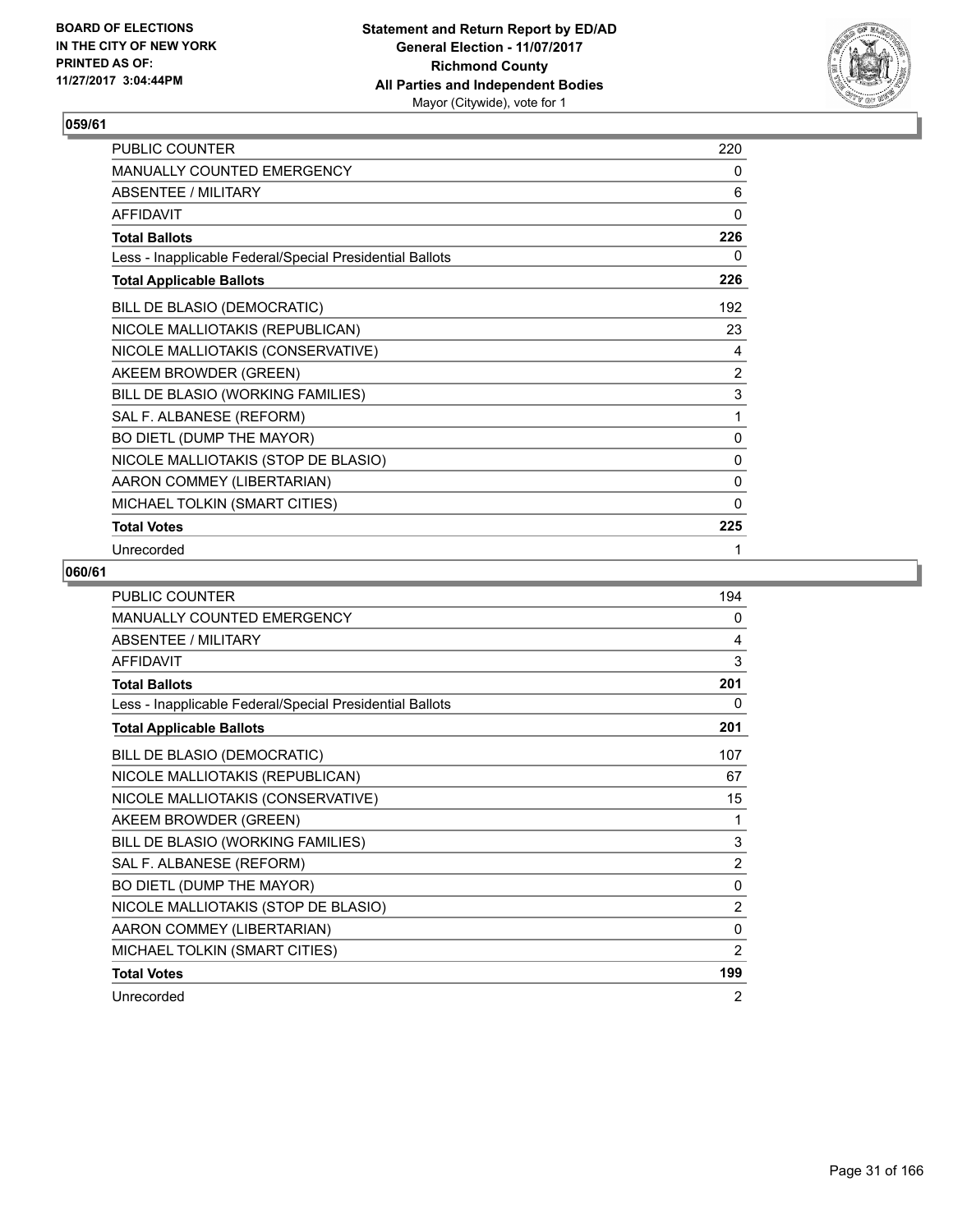**BOARD OF ELECTIONS IN THE CITY OF NEW YORK PRINTED AS OF: 11/27/2017 3:04:44PM**

**Statement and Return Report by ED/AD General Election - 11/07/2017 Richmond County All Parties and Independent Bodies** Mayor (Citywide), vote for 1

## 059/61

| | |
|---|---|
| PUBLIC COUNTER | 220 |
| MANUALLY COUNTED EMERGENCY | 0 |
| ABSENTEE / MILITARY | 6 |
| AFFIDAVIT | 0 |
| **Total Ballots** | **226** |
| Less - Inapplicable Federal/Special Presidential Ballots | 0 |
| **Total Applicable Ballots** | **226** |
| BILL DE BLASIO (DEMOCRATIC) | 192 |
| NICOLE MALLIOTAKIS (REPUBLICAN) | 23 |
| NICOLE MALLIOTAKIS (CONSERVATIVE) | 4 |
| AKEEM BROWDER (GREEN) | 2 |
| BILL DE BLASIO (WORKING FAMILIES) | 3 |
| SAL F. ALBANESE (REFORM) | 1 |
| BO DIETL (DUMP THE MAYOR) | 0 |
| NICOLE MALLIOTAKIS (STOP DE BLASIO) | 0 |
| AARON COMMEY (LIBERTARIAN) | 0 |
| MICHAEL TOLKIN (SMART CITIES) | 0 |
| **Total Votes** | **225** |
| Unrecorded | 1 |

## 060/61

| | |
|---|---|
| PUBLIC COUNTER | 194 |
| MANUALLY COUNTED EMERGENCY | 0 |
| ABSENTEE / MILITARY | 4 |
| AFFIDAVIT | 3 |
| **Total Ballots** | **201** |
| Less - Inapplicable Federal/Special Presidential Ballots | 0 |
| **Total Applicable Ballots** | **201** |
| BILL DE BLASIO (DEMOCRATIC) | 107 |
| NICOLE MALLIOTAKIS (REPUBLICAN) | 67 |
| NICOLE MALLIOTAKIS (CONSERVATIVE) | 15 |
| AKEEM BROWDER (GREEN) | 1 |
| BILL DE BLASIO (WORKING FAMILIES) | 3 |
| SAL F. ALBANESE (REFORM) | 2 |
| BO DIETL (DUMP THE MAYOR) | 0 |
| NICOLE MALLIOTAKIS (STOP DE BLASIO) | 2 |
| AARON COMMEY (LIBERTARIAN) | 0 |
| MICHAEL TOLKIN (SMART CITIES) | 2 |
| **Total Votes** | **199** |
| Unrecorded | 2 |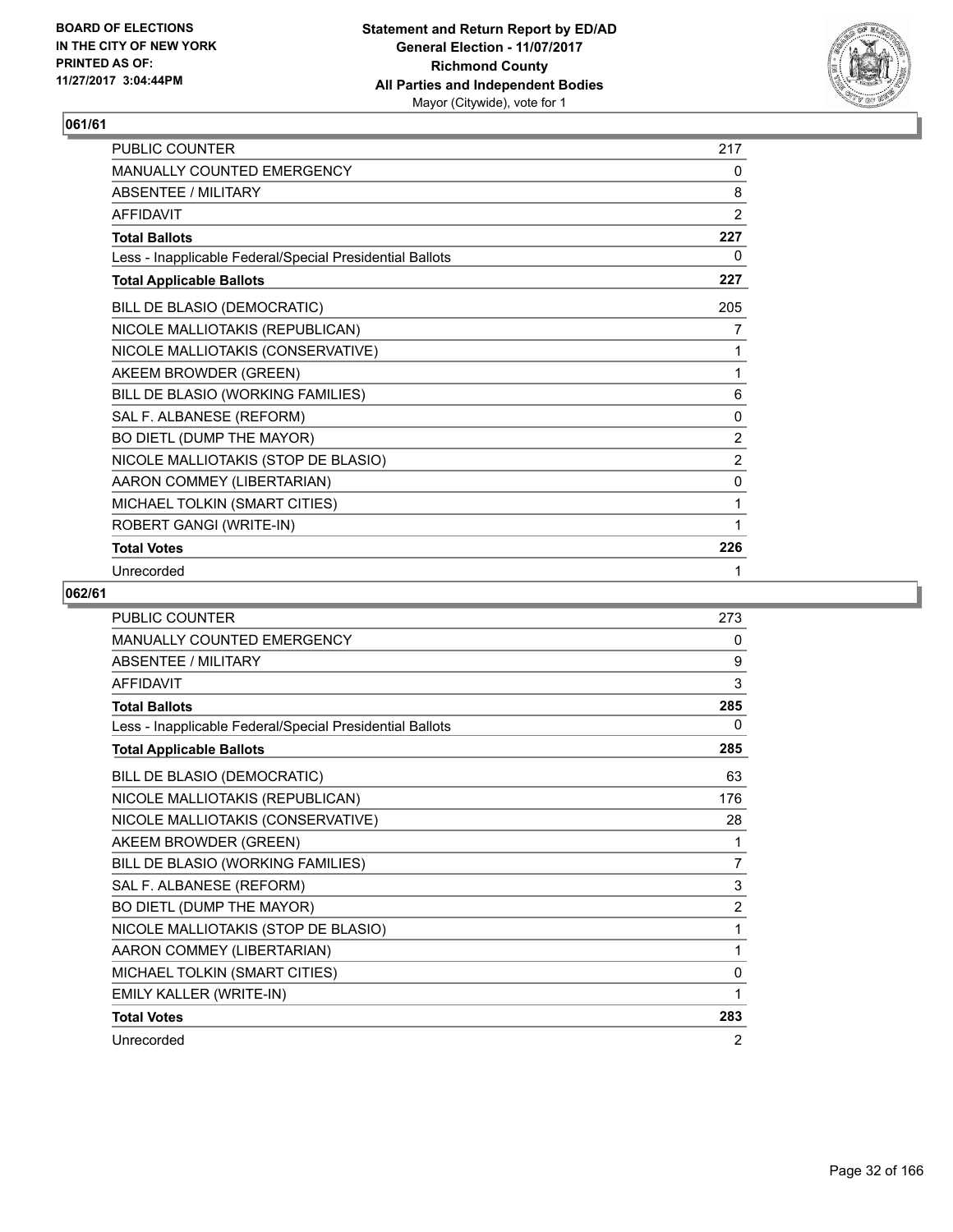## 061/61

| | |
|---|---|
| PUBLIC COUNTER | 217 |
| MANUALLY COUNTED EMERGENCY | 0 |
| ABSENTEE / MILITARY | 8 |
| AFFIDAVIT | 2 |
| **Total Ballots** | **227** |
| Less - Inapplicable Federal/Special Presidential Ballots | 0 |
| **Total Applicable Ballots** | **227** |
| BILL DE BLASIO (DEMOCRATIC) | 205 |
| NICOLE MALLIOTAKIS (REPUBLICAN) | 7 |
| NICOLE MALLIOTAKIS (CONSERVATIVE) | 1 |
| AKEEM BROWDER (GREEN) | 1 |
| BILL DE BLASIO (WORKING FAMILIES) | 6 |
| SAL F. ALBANESE (REFORM) | 0 |
| BO DIETL (DUMP THE MAYOR) | 2 |
| NICOLE MALLIOTAKIS (STOP DE BLASIO) | 2 |
| AARON COMMEY (LIBERTARIAN) | 0 |
| MICHAEL TOLKIN (SMART CITIES) | 1 |
| ROBERT GANGI (WRITE-IN) | 1 |
| **Total Votes** | **226** |
| Unrecorded | 1 |

## 062/61

| | |
|---|---|
| PUBLIC COUNTER | 273 |
| MANUALLY COUNTED EMERGENCY | 0 |
| ABSENTEE / MILITARY | 9 |
| AFFIDAVIT | 3 |
| **Total Ballots** | **285** |
| Less - Inapplicable Federal/Special Presidential Ballots | 0 |
| **Total Applicable Ballots** | **285** |
| BILL DE BLASIO (DEMOCRATIC) | 63 |
| NICOLE MALLIOTAKIS (REPUBLICAN) | 176 |
| NICOLE MALLIOTAKIS (CONSERVATIVE) | 28 |
| AKEEM BROWDER (GREEN) | 1 |
| BILL DE BLASIO (WORKING FAMILIES) | 7 |
| SAL F. ALBANESE (REFORM) | 3 |
| BO DIETL (DUMP THE MAYOR) | 2 |
| NICOLE MALLIOTAKIS (STOP DE BLASIO) | 1 |
| AARON COMMEY (LIBERTARIAN) | 1 |
| MICHAEL TOLKIN (SMART CITIES) | 0 |
| EMILY KALLER (WRITE-IN) | 1 |
| **Total Votes** | **283** |
| Unrecorded | 2 |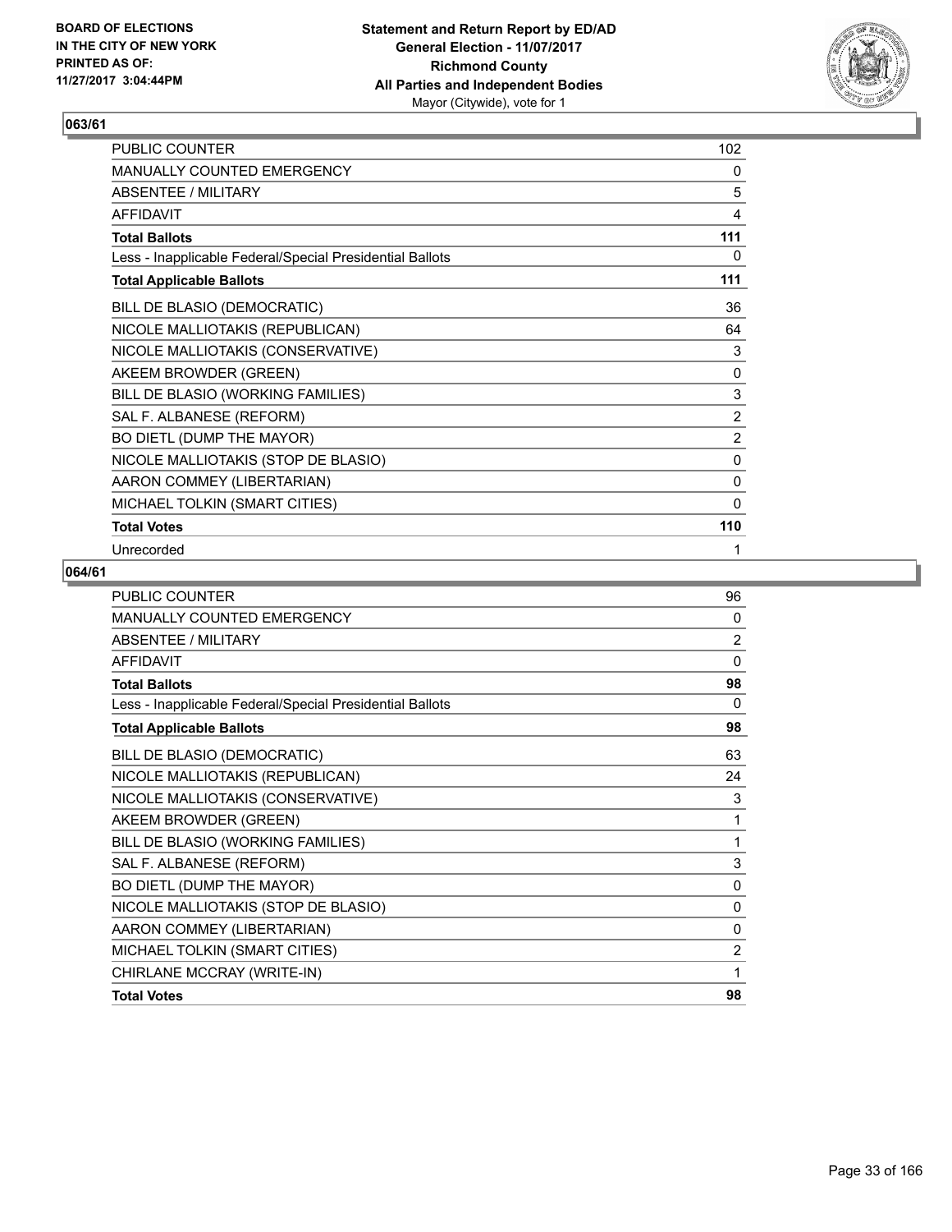**BOARD OF ELECTIONS IN THE CITY OF NEW YORK PRINTED AS OF: 11/27/2017 3:04:44PM**

**Statement and Return Report by ED/AD**
**General Election - 11/07/2017**
**Richmond County**
**All Parties and Independent Bodies**
Mayor (Citywide), vote for 1

## 063/61

| | |
|---|---|
| PUBLIC COUNTER | 102 |
| MANUALLY COUNTED EMERGENCY | 0 |
| ABSENTEE / MILITARY | 5 |
| AFFIDAVIT | 4 |
| **Total Ballots** | **111** |
| Less - Inapplicable Federal/Special Presidential Ballots | 0 |
| **Total Applicable Ballots** | **111** |
| BILL DE BLASIO (DEMOCRATIC) | 36 |
| NICOLE MALLIOTAKIS (REPUBLICAN) | 64 |
| NICOLE MALLIOTAKIS (CONSERVATIVE) | 3 |
| AKEEM BROWDER (GREEN) | 0 |
| BILL DE BLASIO (WORKING FAMILIES) | 3 |
| SAL F. ALBANESE (REFORM) | 2 |
| BO DIETL (DUMP THE MAYOR) | 2 |
| NICOLE MALLIOTAKIS (STOP DE BLASIO) | 0 |
| AARON COMMEY (LIBERTARIAN) | 0 |
| MICHAEL TOLKIN (SMART CITIES) | 0 |
| **Total Votes** | **110** |
| Unrecorded | 1 |

## 064/61

| | |
|---|---|
| PUBLIC COUNTER | 96 |
| MANUALLY COUNTED EMERGENCY | 0 |
| ABSENTEE / MILITARY | 2 |
| AFFIDAVIT | 0 |
| **Total Ballots** | **98** |
| Less - Inapplicable Federal/Special Presidential Ballots | 0 |
| **Total Applicable Ballots** | **98** |
| BILL DE BLASIO (DEMOCRATIC) | 63 |
| NICOLE MALLIOTAKIS (REPUBLICAN) | 24 |
| NICOLE MALLIOTAKIS (CONSERVATIVE) | 3 |
| AKEEM BROWDER (GREEN) | 1 |
| BILL DE BLASIO (WORKING FAMILIES) | 1 |
| SAL F. ALBANESE (REFORM) | 3 |
| BO DIETL (DUMP THE MAYOR) | 0 |
| NICOLE MALLIOTAKIS (STOP DE BLASIO) | 0 |
| AARON COMMEY (LIBERTARIAN) | 0 |
| MICHAEL TOLKIN (SMART CITIES) | 2 |
| CHIRLANE MCCRAY (WRITE-IN) | 1 |
| **Total Votes** | **98** |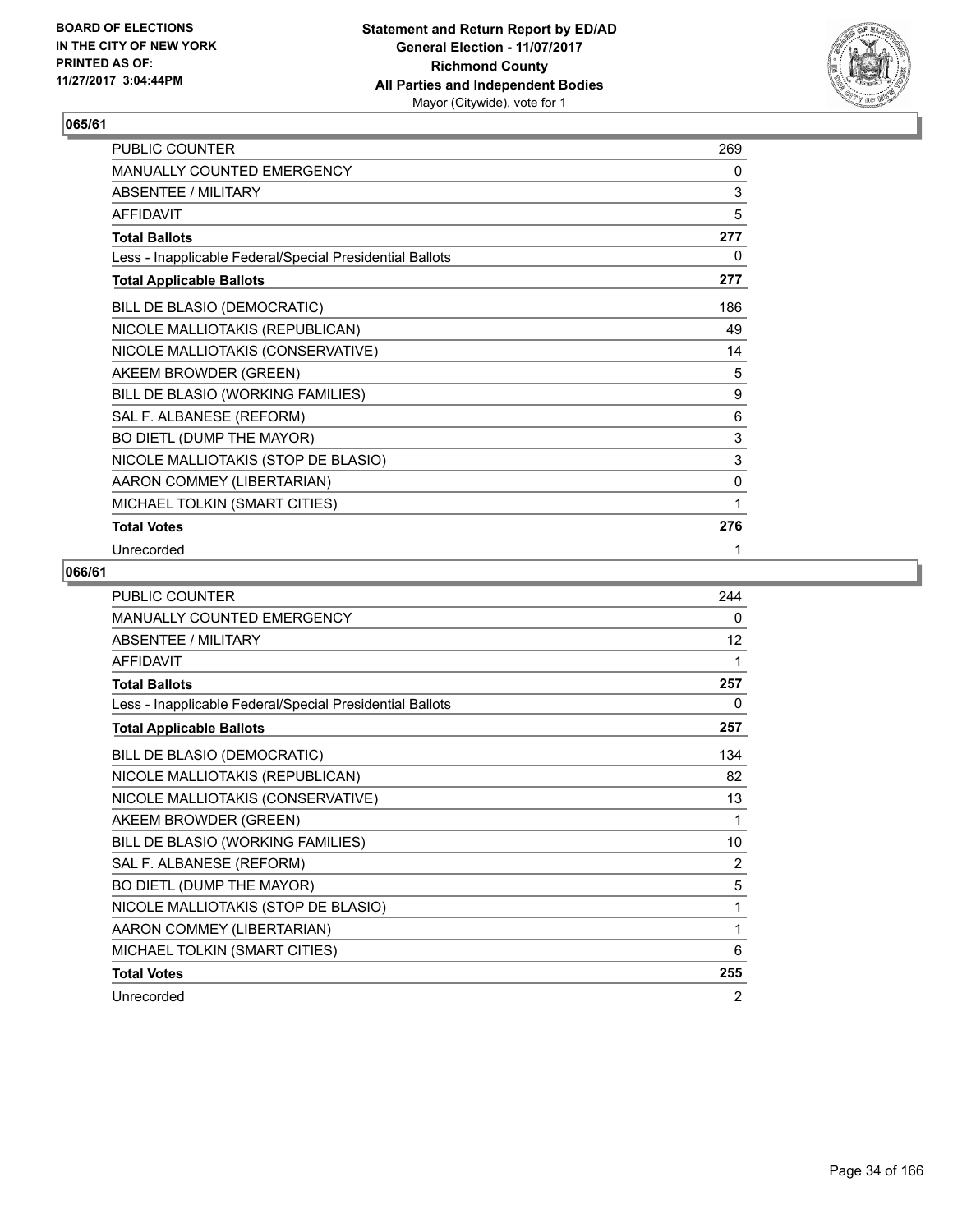**BOARD OF ELECTIONS IN THE CITY OF NEW YORK PRINTED AS OF: 11/27/2017 3:04:44PM**

**Statement and Return Report by ED/AD**
**General Election - 11/07/2017**
**Richmond County**
**All Parties and Independent Bodies**
Mayor (Citywide), vote for 1

## 065/61

| | |
|---|---|
| PUBLIC COUNTER | 269 |
| MANUALLY COUNTED EMERGENCY | 0 |
| ABSENTEE / MILITARY | 3 |
| AFFIDAVIT | 5 |
| **Total Ballots** | **277** |
| Less - Inapplicable Federal/Special Presidential Ballots | 0 |
| **Total Applicable Ballots** | **277** |
| BILL DE BLASIO (DEMOCRATIC) | 186 |
| NICOLE MALLIOTAKIS (REPUBLICAN) | 49 |
| NICOLE MALLIOTAKIS (CONSERVATIVE) | 14 |
| AKEEM BROWDER (GREEN) | 5 |
| BILL DE BLASIO (WORKING FAMILIES) | 9 |
| SAL F. ALBANESE (REFORM) | 6 |
| BO DIETL (DUMP THE MAYOR) | 3 |
| NICOLE MALLIOTAKIS (STOP DE BLASIO) | 3 |
| AARON COMMEY (LIBERTARIAN) | 0 |
| MICHAEL TOLKIN (SMART CITIES) | 1 |
| **Total Votes** | **276** |
| Unrecorded | 1 |

## 066/61

| | |
|---|---|
| PUBLIC COUNTER | 244 |
| MANUALLY COUNTED EMERGENCY | 0 |
| ABSENTEE / MILITARY | 12 |
| AFFIDAVIT | 1 |
| **Total Ballots** | **257** |
| Less - Inapplicable Federal/Special Presidential Ballots | 0 |
| **Total Applicable Ballots** | **257** |
| BILL DE BLASIO (DEMOCRATIC) | 134 |
| NICOLE MALLIOTAKIS (REPUBLICAN) | 82 |
| NICOLE MALLIOTAKIS (CONSERVATIVE) | 13 |
| AKEEM BROWDER (GREEN) | 1 |
| BILL DE BLASIO (WORKING FAMILIES) | 10 |
| SAL F. ALBANESE (REFORM) | 2 |
| BO DIETL (DUMP THE MAYOR) | 5 |
| NICOLE MALLIOTAKIS (STOP DE BLASIO) | 1 |
| AARON COMMEY (LIBERTARIAN) | 1 |
| MICHAEL TOLKIN (SMART CITIES) | 6 |
| **Total Votes** | **255** |
| Unrecorded | 2 |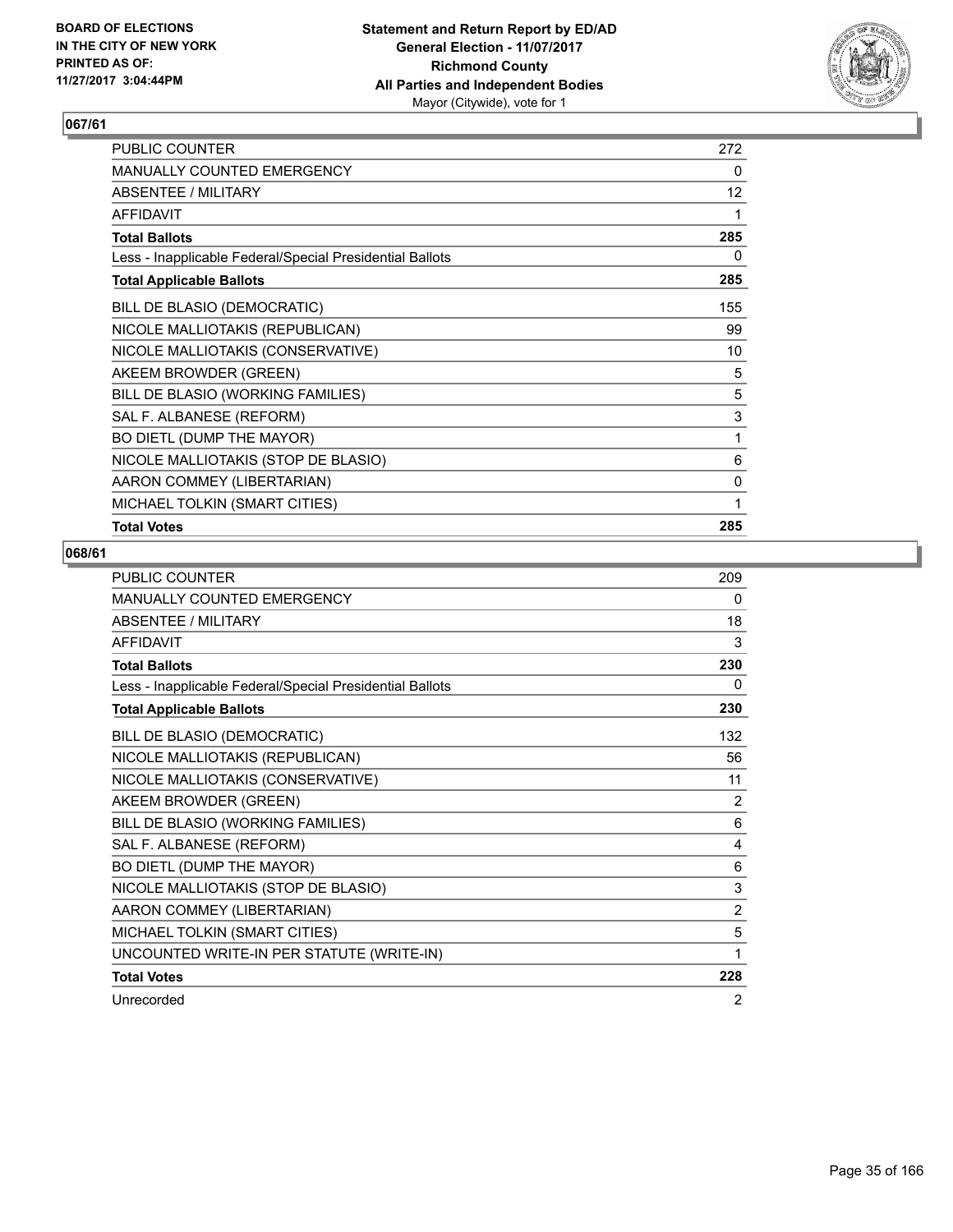BOARD OF ELECTIONS
IN THE CITY OF NEW YORK
PRINTED AS OF:
11/27/2017 3:04:44PM

**Statement and Return Report by ED/AD**
**General Election - 11/07/2017**
**Richmond County**
**All Parties and Independent Bodies**
Mayor (Citywide), vote for 1

### 067/61

| | |
|---|---|
| PUBLIC COUNTER | 272 |
| MANUALLY COUNTED EMERGENCY | 0 |
| ABSENTEE / MILITARY | 12 |
| AFFIDAVIT | 1 |
| **Total Ballots** | **285** |
| Less - Inapplicable Federal/Special Presidential Ballots | 0 |
| **Total Applicable Ballots** | **285** |
| BILL DE BLASIO (DEMOCRATIC) | 155 |
| NICOLE MALLIOTAKIS (REPUBLICAN) | 99 |
| NICOLE MALLIOTAKIS (CONSERVATIVE) | 10 |
| AKEEM BROWDER (GREEN) | 5 |
| BILL DE BLASIO (WORKING FAMILIES) | 5 |
| SAL F. ALBANESE (REFORM) | 3 |
| BO DIETL (DUMP THE MAYOR) | 1 |
| NICOLE MALLIOTAKIS (STOP DE BLASIO) | 6 |
| AARON COMMEY (LIBERTARIAN) | 0 |
| MICHAEL TOLKIN (SMART CITIES) | 1 |
| **Total Votes** | **285** |

### 068/61

| | |
|---|---|
| PUBLIC COUNTER | 209 |
| MANUALLY COUNTED EMERGENCY | 0 |
| ABSENTEE / MILITARY | 18 |
| AFFIDAVIT | 3 |
| **Total Ballots** | **230** |
| Less - Inapplicable Federal/Special Presidential Ballots | 0 |
| **Total Applicable Ballots** | **230** |
| BILL DE BLASIO (DEMOCRATIC) | 132 |
| NICOLE MALLIOTAKIS (REPUBLICAN) | 56 |
| NICOLE MALLIOTAKIS (CONSERVATIVE) | 11 |
| AKEEM BROWDER (GREEN) | 2 |
| BILL DE BLASIO (WORKING FAMILIES) | 6 |
| SAL F. ALBANESE (REFORM) | 4 |
| BO DIETL (DUMP THE MAYOR) | 6 |
| NICOLE MALLIOTAKIS (STOP DE BLASIO) | 3 |
| AARON COMMEY (LIBERTARIAN) | 2 |
| MICHAEL TOLKIN (SMART CITIES) | 5 |
| UNCOUNTED WRITE-IN PER STATUTE (WRITE-IN) | 1 |
| **Total Votes** | **228** |
| Unrecorded | 2 |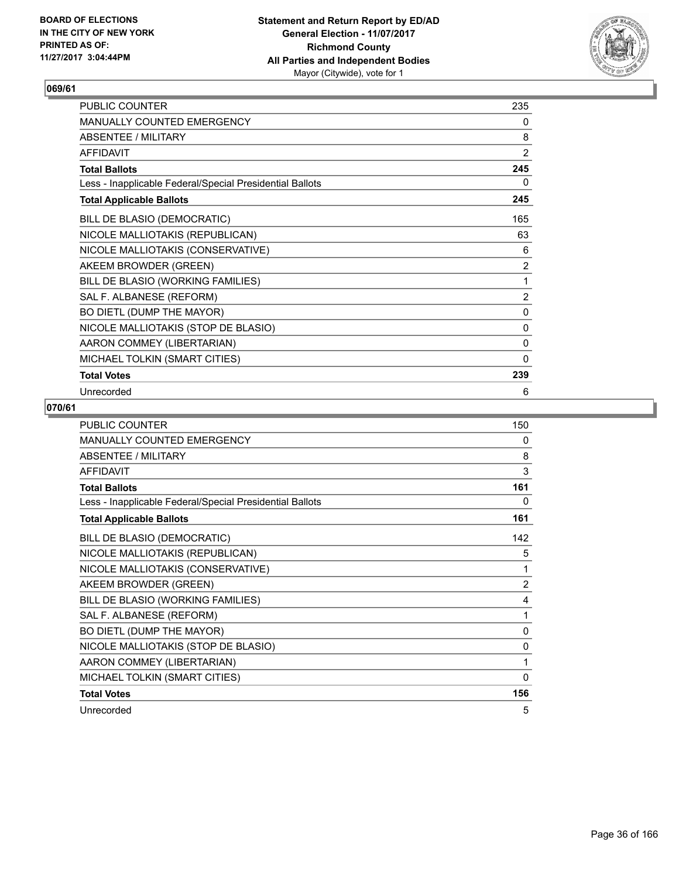## 069/61

| | |
|---|---|
| PUBLIC COUNTER | 235 |
| MANUALLY COUNTED EMERGENCY | 0 |
| ABSENTEE / MILITARY | 8 |
| AFFIDAVIT | 2 |
| **Total Ballots** | **245** |
| Less - Inapplicable Federal/Special Presidential Ballots | 0 |
| **Total Applicable Ballots** | **245** |
| BILL DE BLASIO (DEMOCRATIC) | 165 |
| NICOLE MALLIOTAKIS (REPUBLICAN) | 63 |
| NICOLE MALLIOTAKIS (CONSERVATIVE) | 6 |
| AKEEM BROWDER (GREEN) | 2 |
| BILL DE BLASIO (WORKING FAMILIES) | 1 |
| SAL F. ALBANESE (REFORM) | 2 |
| BO DIETL (DUMP THE MAYOR) | 0 |
| NICOLE MALLIOTAKIS (STOP DE BLASIO) | 0 |
| AARON COMMEY (LIBERTARIAN) | 0 |
| MICHAEL TOLKIN (SMART CITIES) | 0 |
| **Total Votes** | **239** |
| Unrecorded | 6 |

## 070/61

| | |
|---|---|
| PUBLIC COUNTER | 150 |
| MANUALLY COUNTED EMERGENCY | 0 |
| ABSENTEE / MILITARY | 8 |
| AFFIDAVIT | 3 |
| **Total Ballots** | **161** |
| Less - Inapplicable Federal/Special Presidential Ballots | 0 |
| **Total Applicable Ballots** | **161** |
| BILL DE BLASIO (DEMOCRATIC) | 142 |
| NICOLE MALLIOTAKIS (REPUBLICAN) | 5 |
| NICOLE MALLIOTAKIS (CONSERVATIVE) | 1 |
| AKEEM BROWDER (GREEN) | 2 |
| BILL DE BLASIO (WORKING FAMILIES) | 4 |
| SAL F. ALBANESE (REFORM) | 1 |
| BO DIETL (DUMP THE MAYOR) | 0 |
| NICOLE MALLIOTAKIS (STOP DE BLASIO) | 0 |
| AARON COMMEY (LIBERTARIAN) | 1 |
| MICHAEL TOLKIN (SMART CITIES) | 0 |
| **Total Votes** | **156** |
| Unrecorded | 5 |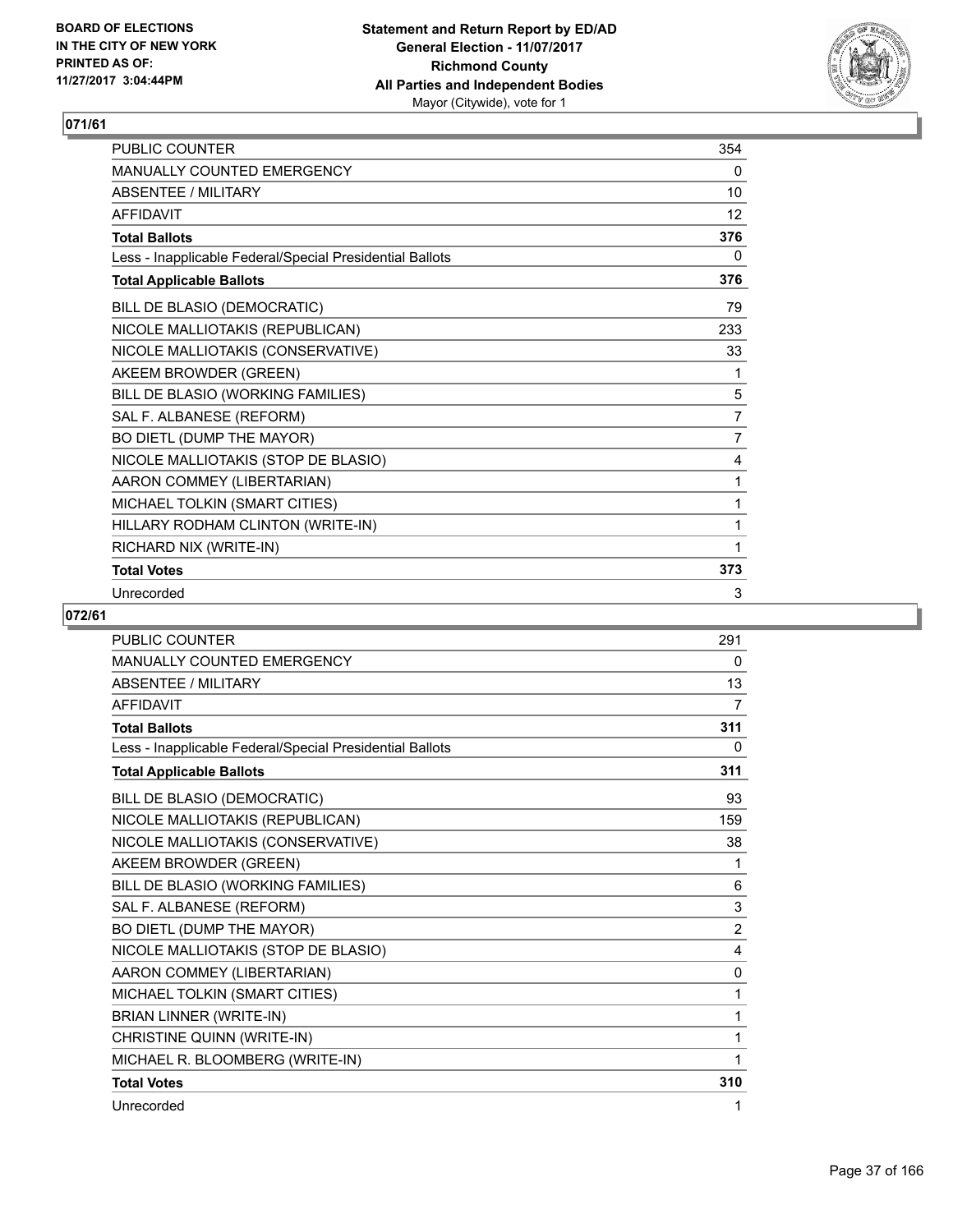BOARD OF ELECTIONS
IN THE CITY OF NEW YORK
PRINTED AS OF:
11/27/2017 3:04:44PM

**Statement and Return Report by ED/AD**
**General Election - 11/07/2017**
**Richmond County**
**All Parties and Independent Bodies**
Mayor (Citywide), vote for 1

## 071/61

| | |
|---|---|
| PUBLIC COUNTER | 354 |
| MANUALLY COUNTED EMERGENCY | 0 |
| ABSENTEE / MILITARY | 10 |
| AFFIDAVIT | 12 |
| **Total Ballots** | **376** |
| Less - Inapplicable Federal/Special Presidential Ballots | 0 |
| **Total Applicable Ballots** | **376** |
| BILL DE BLASIO (DEMOCRATIC) | 79 |
| NICOLE MALLIOTAKIS (REPUBLICAN) | 233 |
| NICOLE MALLIOTAKIS (CONSERVATIVE) | 33 |
| AKEEM BROWDER (GREEN) | 1 |
| BILL DE BLASIO (WORKING FAMILIES) | 5 |
| SAL F. ALBANESE (REFORM) | 7 |
| BO DIETL (DUMP THE MAYOR) | 7 |
| NICOLE MALLIOTAKIS (STOP DE BLASIO) | 4 |
| AARON COMMEY (LIBERTARIAN) | 1 |
| MICHAEL TOLKIN (SMART CITIES) | 1 |
| HILLARY RODHAM CLINTON (WRITE-IN) | 1 |
| RICHARD NIX (WRITE-IN) | 1 |
| **Total Votes** | **373** |
| Unrecorded | 3 |

## 072/61

| | |
|---|---|
| PUBLIC COUNTER | 291 |
| MANUALLY COUNTED EMERGENCY | 0 |
| ABSENTEE / MILITARY | 13 |
| AFFIDAVIT | 7 |
| **Total Ballots** | **311** |
| Less - Inapplicable Federal/Special Presidential Ballots | 0 |
| **Total Applicable Ballots** | **311** |
| BILL DE BLASIO (DEMOCRATIC) | 93 |
| NICOLE MALLIOTAKIS (REPUBLICAN) | 159 |
| NICOLE MALLIOTAKIS (CONSERVATIVE) | 38 |
| AKEEM BROWDER (GREEN) | 1 |
| BILL DE BLASIO (WORKING FAMILIES) | 6 |
| SAL F. ALBANESE (REFORM) | 3 |
| BO DIETL (DUMP THE MAYOR) | 2 |
| NICOLE MALLIOTAKIS (STOP DE BLASIO) | 4 |
| AARON COMMEY (LIBERTARIAN) | 0 |
| MICHAEL TOLKIN (SMART CITIES) | 1 |
| BRIAN LINNER (WRITE-IN) | 1 |
| CHRISTINE QUINN (WRITE-IN) | 1 |
| MICHAEL R. BLOOMBERG (WRITE-IN) | 1 |
| **Total Votes** | **310** |
| Unrecorded | 1 |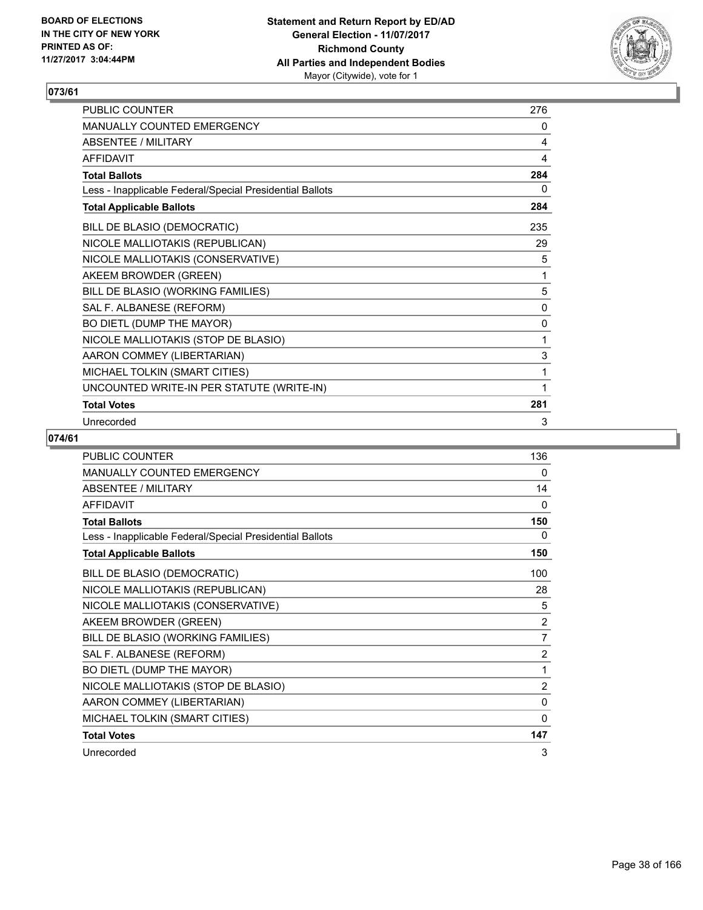**BOARD OF ELECTIONS IN THE CITY OF NEW YORK PRINTED AS OF: 11/27/2017 3:04:44PM**

**Statement and Return Report by ED/AD**
**General Election - 11/07/2017**
**Richmond County**
**All Parties and Independent Bodies**
Mayor (Citywide), vote for 1

## 073/61

| | |
|---|---|
| PUBLIC COUNTER | 276 |
| MANUALLY COUNTED EMERGENCY | 0 |
| ABSENTEE / MILITARY | 4 |
| AFFIDAVIT | 4 |
| **Total Ballots** | **284** |
| Less - Inapplicable Federal/Special Presidential Ballots | 0 |
| **Total Applicable Ballots** | **284** |
| BILL DE BLASIO (DEMOCRATIC) | 235 |
| NICOLE MALLIOTAKIS (REPUBLICAN) | 29 |
| NICOLE MALLIOTAKIS (CONSERVATIVE) | 5 |
| AKEEM BROWDER (GREEN) | 1 |
| BILL DE BLASIO (WORKING FAMILIES) | 5 |
| SAL F. ALBANESE (REFORM) | 0 |
| BO DIETL (DUMP THE MAYOR) | 0 |
| NICOLE MALLIOTAKIS (STOP DE BLASIO) | 1 |
| AARON COMMEY (LIBERTARIAN) | 3 |
| MICHAEL TOLKIN (SMART CITIES) | 1 |
| UNCOUNTED WRITE-IN PER STATUTE (WRITE-IN) | 1 |
| **Total Votes** | **281** |
| Unrecorded | 3 |

## 074/61

| | |
|---|---|
| PUBLIC COUNTER | 136 |
| MANUALLY COUNTED EMERGENCY | 0 |
| ABSENTEE / MILITARY | 14 |
| AFFIDAVIT | 0 |
| **Total Ballots** | **150** |
| Less - Inapplicable Federal/Special Presidential Ballots | 0 |
| **Total Applicable Ballots** | **150** |
| BILL DE BLASIO (DEMOCRATIC) | 100 |
| NICOLE MALLIOTAKIS (REPUBLICAN) | 28 |
| NICOLE MALLIOTAKIS (CONSERVATIVE) | 5 |
| AKEEM BROWDER (GREEN) | 2 |
| BILL DE BLASIO (WORKING FAMILIES) | 7 |
| SAL F. ALBANESE (REFORM) | 2 |
| BO DIETL (DUMP THE MAYOR) | 1 |
| NICOLE MALLIOTAKIS (STOP DE BLASIO) | 2 |
| AARON COMMEY (LIBERTARIAN) | 0 |
| MICHAEL TOLKIN (SMART CITIES) | 0 |
| **Total Votes** | **147** |
| Unrecorded | 3 |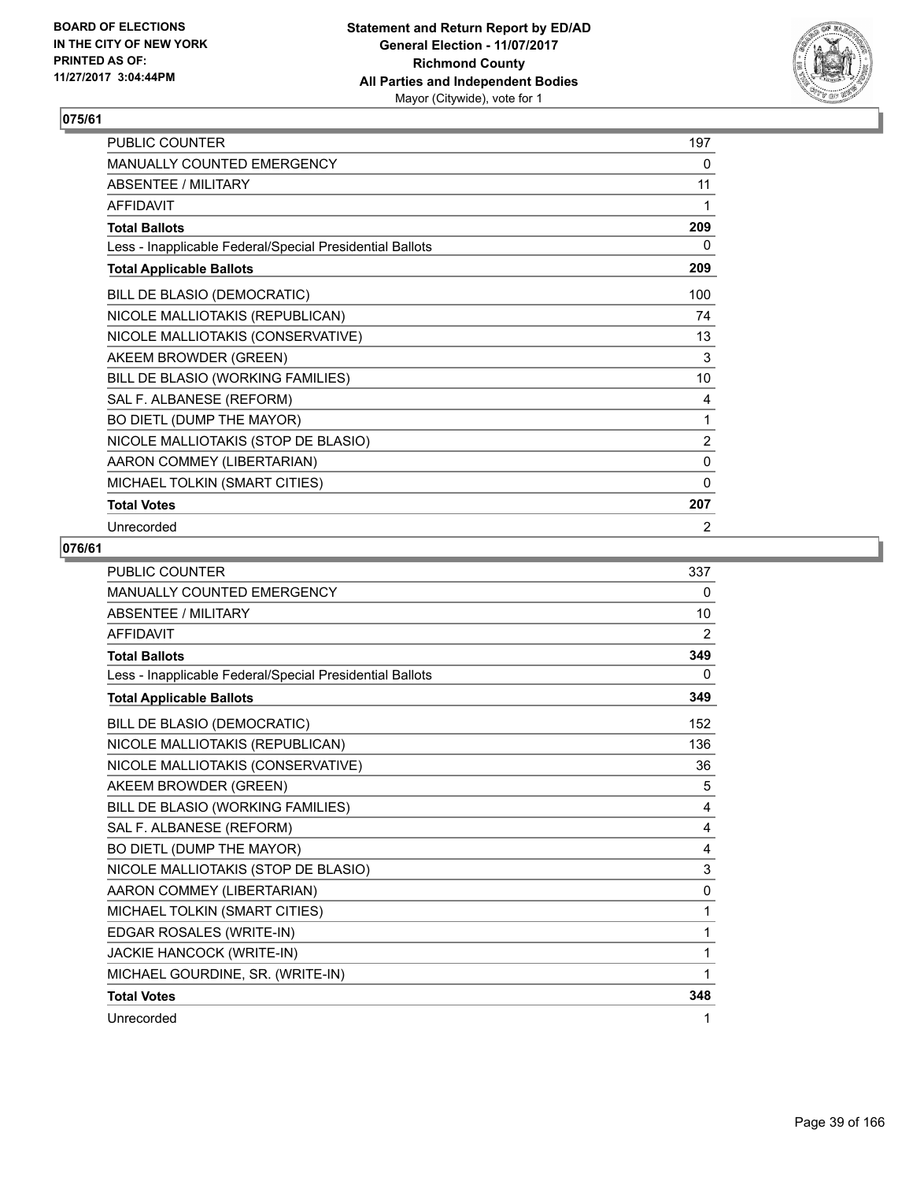**BOARD OF ELECTIONS IN THE CITY OF NEW YORK PRINTED AS OF: 11/27/2017 3:04:44PM**

**Statement and Return Report by ED/AD General Election - 11/07/2017 Richmond County All Parties and Independent Bodies** Mayor (Citywide), vote for 1

## 075/61

| | |
|---|---|
| PUBLIC COUNTER | 197 |
| MANUALLY COUNTED EMERGENCY | 0 |
| ABSENTEE / MILITARY | 11 |
| AFFIDAVIT | 1 |
| **Total Ballots** | **209** |
| Less - Inapplicable Federal/Special Presidential Ballots | 0 |
| **Total Applicable Ballots** | **209** |
| BILL DE BLASIO (DEMOCRATIC) | 100 |
| NICOLE MALLIOTAKIS (REPUBLICAN) | 74 |
| NICOLE MALLIOTAKIS (CONSERVATIVE) | 13 |
| AKEEM BROWDER (GREEN) | 3 |
| BILL DE BLASIO (WORKING FAMILIES) | 10 |
| SAL F. ALBANESE (REFORM) | 4 |
| BO DIETL (DUMP THE MAYOR) | 1 |
| NICOLE MALLIOTAKIS (STOP DE BLASIO) | 2 |
| AARON COMMEY (LIBERTARIAN) | 0 |
| MICHAEL TOLKIN (SMART CITIES) | 0 |
| **Total Votes** | **207** |
| Unrecorded | 2 |

## 076/61

| | |
|---|---|
| PUBLIC COUNTER | 337 |
| MANUALLY COUNTED EMERGENCY | 0 |
| ABSENTEE / MILITARY | 10 |
| AFFIDAVIT | 2 |
| **Total Ballots** | **349** |
| Less - Inapplicable Federal/Special Presidential Ballots | 0 |
| **Total Applicable Ballots** | **349** |
| BILL DE BLASIO (DEMOCRATIC) | 152 |
| NICOLE MALLIOTAKIS (REPUBLICAN) | 136 |
| NICOLE MALLIOTAKIS (CONSERVATIVE) | 36 |
| AKEEM BROWDER (GREEN) | 5 |
| BILL DE BLASIO (WORKING FAMILIES) | 4 |
| SAL F. ALBANESE (REFORM) | 4 |
| BO DIETL (DUMP THE MAYOR) | 4 |
| NICOLE MALLIOTAKIS (STOP DE BLASIO) | 3 |
| AARON COMMEY (LIBERTARIAN) | 0 |
| MICHAEL TOLKIN (SMART CITIES) | 1 |
| EDGAR ROSALES (WRITE-IN) | 1 |
| JACKIE HANCOCK (WRITE-IN) | 1 |
| MICHAEL GOURDINE, SR. (WRITE-IN) | 1 |
| **Total Votes** | **348** |
| Unrecorded | 1 |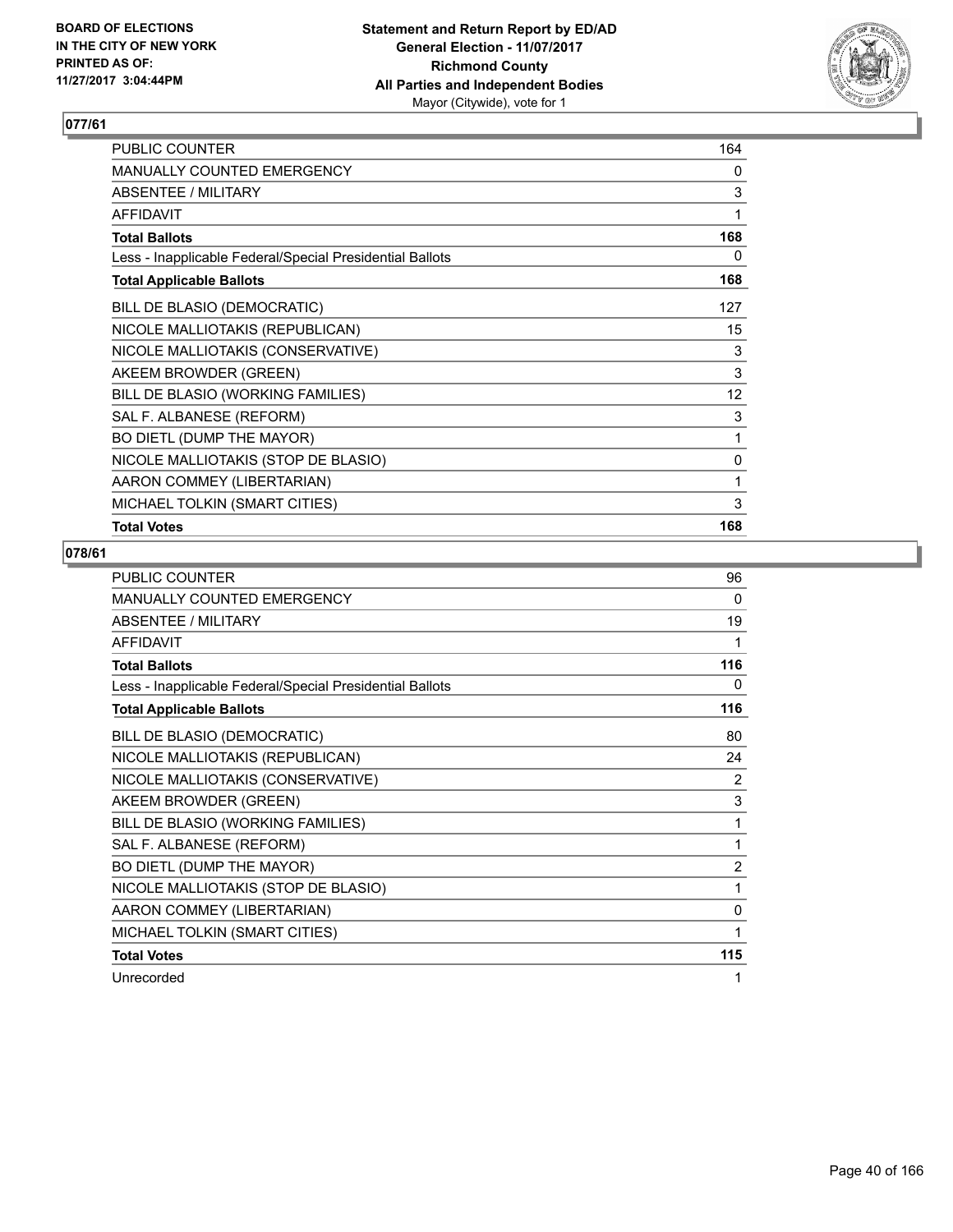**BOARD OF ELECTIONS IN THE CITY OF NEW YORK PRINTED AS OF: 11/27/2017 3:04:44PM**

**Statement and Return Report by ED/AD General Election - 11/07/2017 Richmond County All Parties and Independent Bodies**
Mayor (Citywide), vote for 1

### 077/61

| | |
|---|---|
| PUBLIC COUNTER | 164 |
| MANUALLY COUNTED EMERGENCY | 0 |
| ABSENTEE / MILITARY | 3 |
| AFFIDAVIT | 1 |
| **Total Ballots** | **168** |
| Less - Inapplicable Federal/Special Presidential Ballots | 0 |
| **Total Applicable Ballots** | **168** |
| BILL DE BLASIO (DEMOCRATIC) | 127 |
| NICOLE MALLIOTAKIS (REPUBLICAN) | 15 |
| NICOLE MALLIOTAKIS (CONSERVATIVE) | 3 |
| AKEEM BROWDER (GREEN) | 3 |
| BILL DE BLASIO (WORKING FAMILIES) | 12 |
| SAL F. ALBANESE (REFORM) | 3 |
| BO DIETL (DUMP THE MAYOR) | 1 |
| NICOLE MALLIOTAKIS (STOP DE BLASIO) | 0 |
| AARON COMMEY (LIBERTARIAN) | 1 |
| MICHAEL TOLKIN (SMART CITIES) | 3 |
| **Total Votes** | **168** |

### 078/61

| | |
|---|---|
| PUBLIC COUNTER | 96 |
| MANUALLY COUNTED EMERGENCY | 0 |
| ABSENTEE / MILITARY | 19 |
| AFFIDAVIT | 1 |
| **Total Ballots** | **116** |
| Less - Inapplicable Federal/Special Presidential Ballots | 0 |
| **Total Applicable Ballots** | **116** |
| BILL DE BLASIO (DEMOCRATIC) | 80 |
| NICOLE MALLIOTAKIS (REPUBLICAN) | 24 |
| NICOLE MALLIOTAKIS (CONSERVATIVE) | 2 |
| AKEEM BROWDER (GREEN) | 3 |
| BILL DE BLASIO (WORKING FAMILIES) | 1 |
| SAL F. ALBANESE (REFORM) | 1 |
| BO DIETL (DUMP THE MAYOR) | 2 |
| NICOLE MALLIOTAKIS (STOP DE BLASIO) | 1 |
| AARON COMMEY (LIBERTARIAN) | 0 |
| MICHAEL TOLKIN (SMART CITIES) | 1 |
| **Total Votes** | **115** |
| Unrecorded | 1 |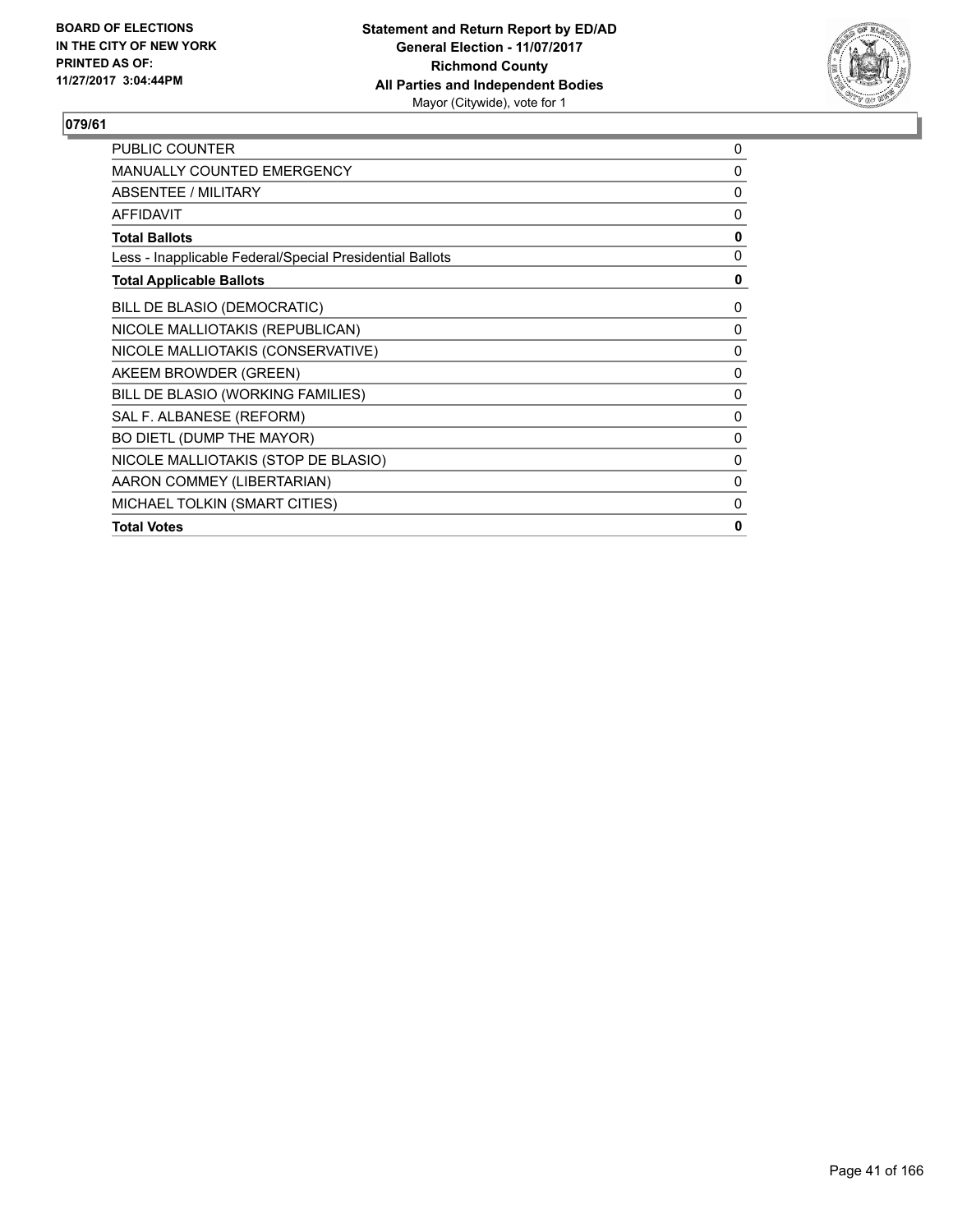**BOARD OF ELECTIONS IN THE CITY OF NEW YORK PRINTED AS OF: 11/27/2017 3:04:44PM**

**Statement and Return Report by ED/AD**
**General Election - 11/07/2017**
**Richmond County**
**All Parties and Independent Bodies**
Mayor (Citywide), vote for 1

## 079/61

| | |
|---|---|
| PUBLIC COUNTER | 0 |
| MANUALLY COUNTED EMERGENCY | 0 |
| ABSENTEE / MILITARY | 0 |
| AFFIDAVIT | 0 |
| **Total Ballots** | **0** |
| Less - Inapplicable Federal/Special Presidential Ballots | 0 |
| **Total Applicable Ballots** | **0** |
| BILL DE BLASIO (DEMOCRATIC) | 0 |
| NICOLE MALLIOTAKIS (REPUBLICAN) | 0 |
| NICOLE MALLIOTAKIS (CONSERVATIVE) | 0 |
| AKEEM BROWDER (GREEN) | 0 |
| BILL DE BLASIO (WORKING FAMILIES) | 0 |
| SAL F. ALBANESE (REFORM) | 0 |
| BO DIETL (DUMP THE MAYOR) | 0 |
| NICOLE MALLIOTAKIS (STOP DE BLASIO) | 0 |
| AARON COMMEY (LIBERTARIAN) | 0 |
| MICHAEL TOLKIN (SMART CITIES) | 0 |
| **Total Votes** | **0** |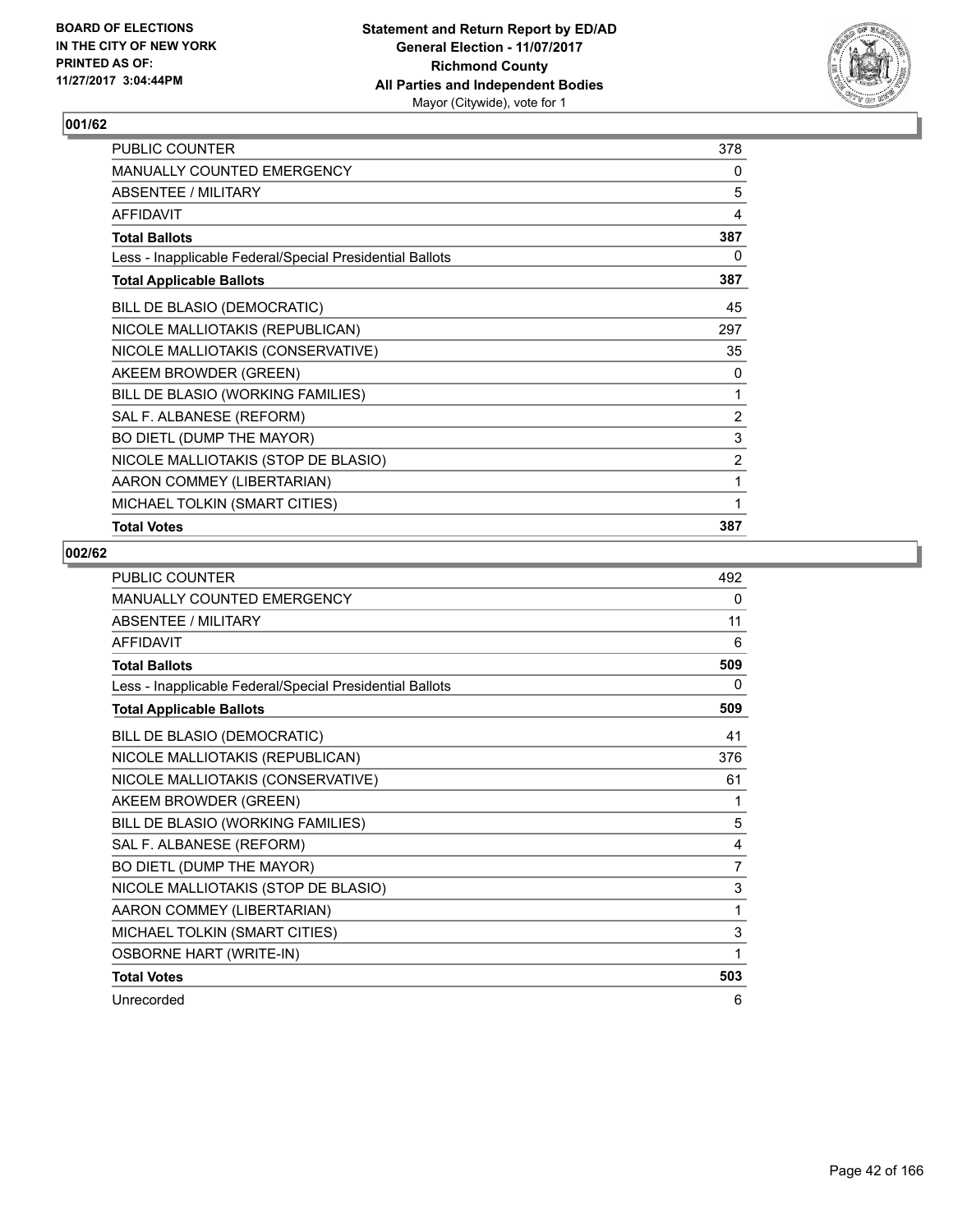**BOARD OF ELECTIONS IN THE CITY OF NEW YORK PRINTED AS OF: 11/27/2017 3:04:44PM**

**Statement and Return Report by ED/AD**
**General Election - 11/07/2017**
**Richmond County**
**All Parties and Independent Bodies**
Mayor (Citywide), vote for 1

## 001/62

| | |
|---|---|
| PUBLIC COUNTER | 378 |
| MANUALLY COUNTED EMERGENCY | 0 |
| ABSENTEE / MILITARY | 5 |
| AFFIDAVIT | 4 |
| **Total Ballots** | **387** |
| Less - Inapplicable Federal/Special Presidential Ballots | 0 |
| **Total Applicable Ballots** | **387** |
| BILL DE BLASIO (DEMOCRATIC) | 45 |
| NICOLE MALLIOTAKIS (REPUBLICAN) | 297 |
| NICOLE MALLIOTAKIS (CONSERVATIVE) | 35 |
| AKEEM BROWDER (GREEN) | 0 |
| BILL DE BLASIO (WORKING FAMILIES) | 1 |
| SAL F. ALBANESE (REFORM) | 2 |
| BO DIETL (DUMP THE MAYOR) | 3 |
| NICOLE MALLIOTAKIS (STOP DE BLASIO) | 2 |
| AARON COMMEY (LIBERTARIAN) | 1 |
| MICHAEL TOLKIN (SMART CITIES) | 1 |
| **Total Votes** | **387** |

## 002/62

| | |
|---|---|
| PUBLIC COUNTER | 492 |
| MANUALLY COUNTED EMERGENCY | 0 |
| ABSENTEE / MILITARY | 11 |
| AFFIDAVIT | 6 |
| **Total Ballots** | **509** |
| Less - Inapplicable Federal/Special Presidential Ballots | 0 |
| **Total Applicable Ballots** | **509** |
| BILL DE BLASIO (DEMOCRATIC) | 41 |
| NICOLE MALLIOTAKIS (REPUBLICAN) | 376 |
| NICOLE MALLIOTAKIS (CONSERVATIVE) | 61 |
| AKEEM BROWDER (GREEN) | 1 |
| BILL DE BLASIO (WORKING FAMILIES) | 5 |
| SAL F. ALBANESE (REFORM) | 4 |
| BO DIETL (DUMP THE MAYOR) | 7 |
| NICOLE MALLIOTAKIS (STOP DE BLASIO) | 3 |
| AARON COMMEY (LIBERTARIAN) | 1 |
| MICHAEL TOLKIN (SMART CITIES) | 3 |
| OSBORNE HART (WRITE-IN) | 1 |
| **Total Votes** | **503** |
| Unrecorded | 6 |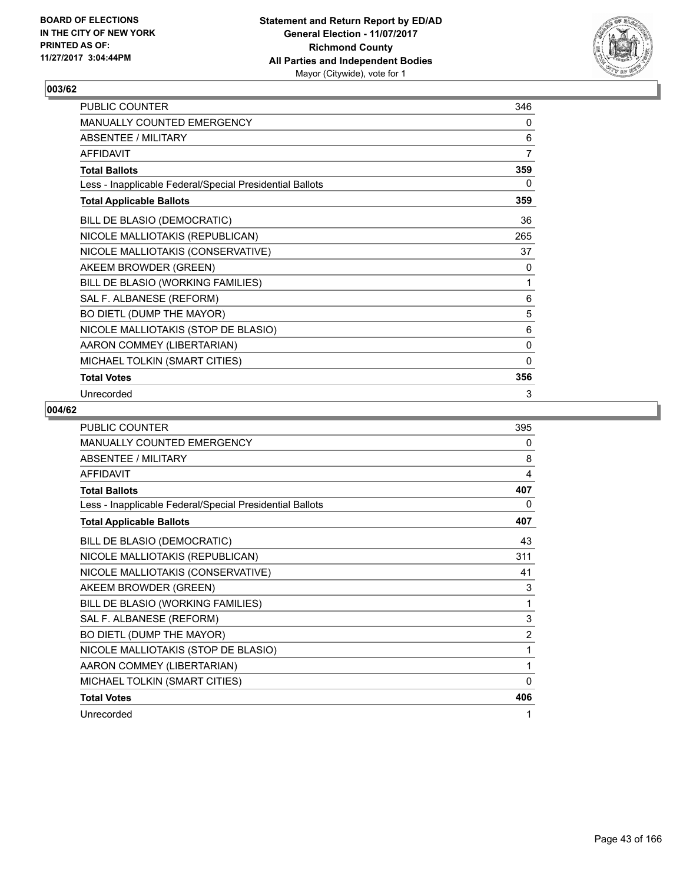BOARD OF ELECTIONS
IN THE CITY OF NEW YORK
PRINTED AS OF:
11/27/2017 3:04:44PM

**Statement and Return Report by ED/AD**
**General Election - 11/07/2017**
**Richmond County**
**All Parties and Independent Bodies**
Mayor (Citywide), vote for 1

## 003/62

| | |
|---|---|
| PUBLIC COUNTER | 346 |
| MANUALLY COUNTED EMERGENCY | 0 |
| ABSENTEE / MILITARY | 6 |
| AFFIDAVIT | 7 |
| **Total Ballots** | **359** |
| Less - Inapplicable Federal/Special Presidential Ballots | 0 |
| **Total Applicable Ballots** | **359** |
| BILL DE BLASIO (DEMOCRATIC) | 36 |
| NICOLE MALLIOTAKIS (REPUBLICAN) | 265 |
| NICOLE MALLIOTAKIS (CONSERVATIVE) | 37 |
| AKEEM BROWDER (GREEN) | 0 |
| BILL DE BLASIO (WORKING FAMILIES) | 1 |
| SAL F. ALBANESE (REFORM) | 6 |
| BO DIETL (DUMP THE MAYOR) | 5 |
| NICOLE MALLIOTAKIS (STOP DE BLASIO) | 6 |
| AARON COMMEY (LIBERTARIAN) | 0 |
| MICHAEL TOLKIN (SMART CITIES) | 0 |
| **Total Votes** | **356** |
| Unrecorded | 3 |

## 004/62

| | |
|---|---|
| PUBLIC COUNTER | 395 |
| MANUALLY COUNTED EMERGENCY | 0 |
| ABSENTEE / MILITARY | 8 |
| AFFIDAVIT | 4 |
| **Total Ballots** | **407** |
| Less - Inapplicable Federal/Special Presidential Ballots | 0 |
| **Total Applicable Ballots** | **407** |
| BILL DE BLASIO (DEMOCRATIC) | 43 |
| NICOLE MALLIOTAKIS (REPUBLICAN) | 311 |
| NICOLE MALLIOTAKIS (CONSERVATIVE) | 41 |
| AKEEM BROWDER (GREEN) | 3 |
| BILL DE BLASIO (WORKING FAMILIES) | 1 |
| SAL F. ALBANESE (REFORM) | 3 |
| BO DIETL (DUMP THE MAYOR) | 2 |
| NICOLE MALLIOTAKIS (STOP DE BLASIO) | 1 |
| AARON COMMEY (LIBERTARIAN) | 1 |
| MICHAEL TOLKIN (SMART CITIES) | 0 |
| **Total Votes** | **406** |
| Unrecorded | 1 |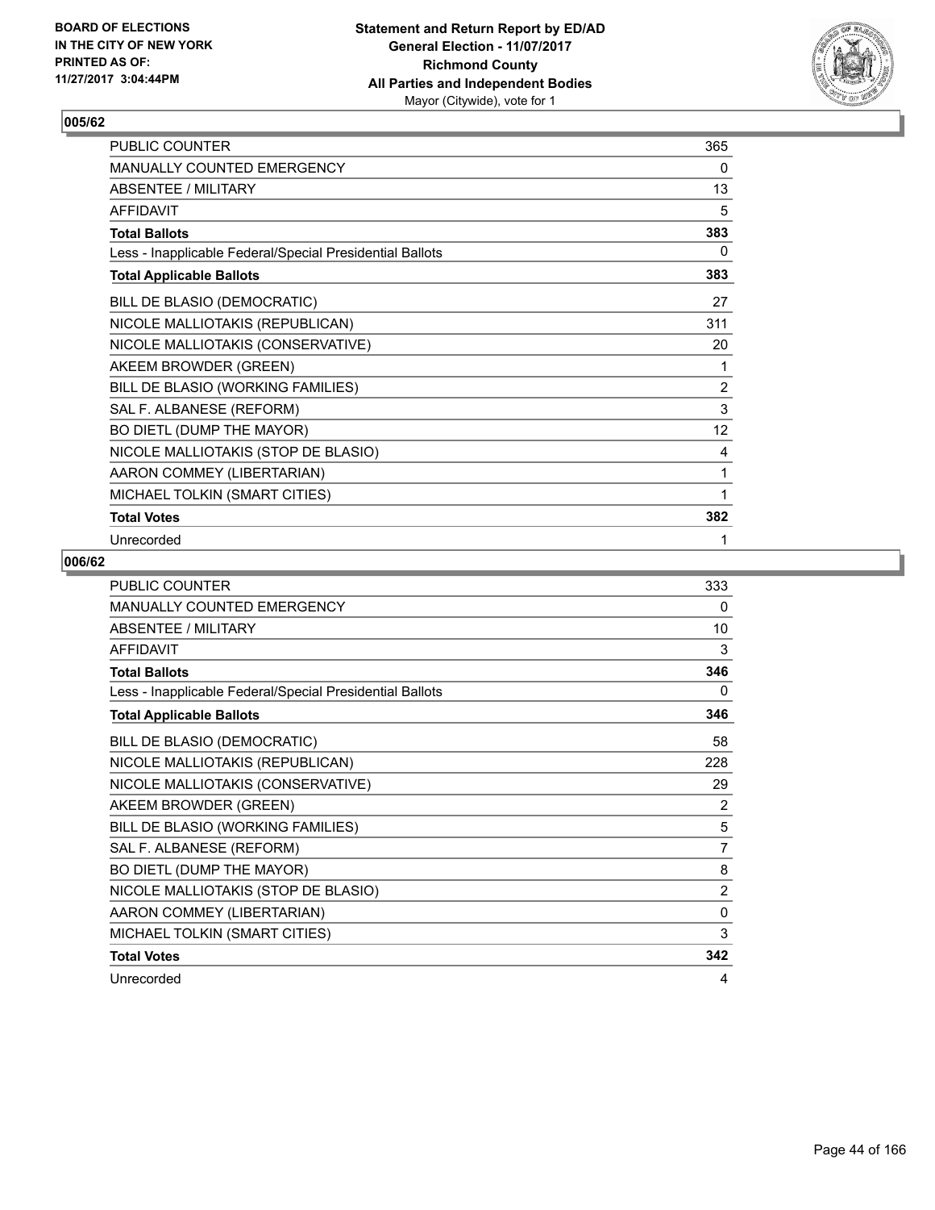**BOARD OF ELECTIONS IN THE CITY OF NEW YORK PRINTED AS OF: 11/27/2017 3:04:44PM**

**Statement and Return Report by ED/AD**
**General Election - 11/07/2017**
**Richmond County**
**All Parties and Independent Bodies**
Mayor (Citywide), vote for 1

## 005/62

| | |
|---|---|
| PUBLIC COUNTER | 365 |
| MANUALLY COUNTED EMERGENCY | 0 |
| ABSENTEE / MILITARY | 13 |
| AFFIDAVIT | 5 |
| **Total Ballots** | **383** |
| Less - Inapplicable Federal/Special Presidential Ballots | 0 |
| **Total Applicable Ballots** | **383** |
| BILL DE BLASIO (DEMOCRATIC) | 27 |
| NICOLE MALLIOTAKIS (REPUBLICAN) | 311 |
| NICOLE MALLIOTAKIS (CONSERVATIVE) | 20 |
| AKEEM BROWDER (GREEN) | 1 |
| BILL DE BLASIO (WORKING FAMILIES) | 2 |
| SAL F. ALBANESE (REFORM) | 3 |
| BO DIETL (DUMP THE MAYOR) | 12 |
| NICOLE MALLIOTAKIS (STOP DE BLASIO) | 4 |
| AARON COMMEY (LIBERTARIAN) | 1 |
| MICHAEL TOLKIN (SMART CITIES) | 1 |
| **Total Votes** | **382** |
| Unrecorded | 1 |

## 006/62

| | |
|---|---|
| PUBLIC COUNTER | 333 |
| MANUALLY COUNTED EMERGENCY | 0 |
| ABSENTEE / MILITARY | 10 |
| AFFIDAVIT | 3 |
| **Total Ballots** | **346** |
| Less - Inapplicable Federal/Special Presidential Ballots | 0 |
| **Total Applicable Ballots** | **346** |
| BILL DE BLASIO (DEMOCRATIC) | 58 |
| NICOLE MALLIOTAKIS (REPUBLICAN) | 228 |
| NICOLE MALLIOTAKIS (CONSERVATIVE) | 29 |
| AKEEM BROWDER (GREEN) | 2 |
| BILL DE BLASIO (WORKING FAMILIES) | 5 |
| SAL F. ALBANESE (REFORM) | 7 |
| BO DIETL (DUMP THE MAYOR) | 8 |
| NICOLE MALLIOTAKIS (STOP DE BLASIO) | 2 |
| AARON COMMEY (LIBERTARIAN) | 0 |
| MICHAEL TOLKIN (SMART CITIES) | 3 |
| **Total Votes** | **342** |
| Unrecorded | 4 |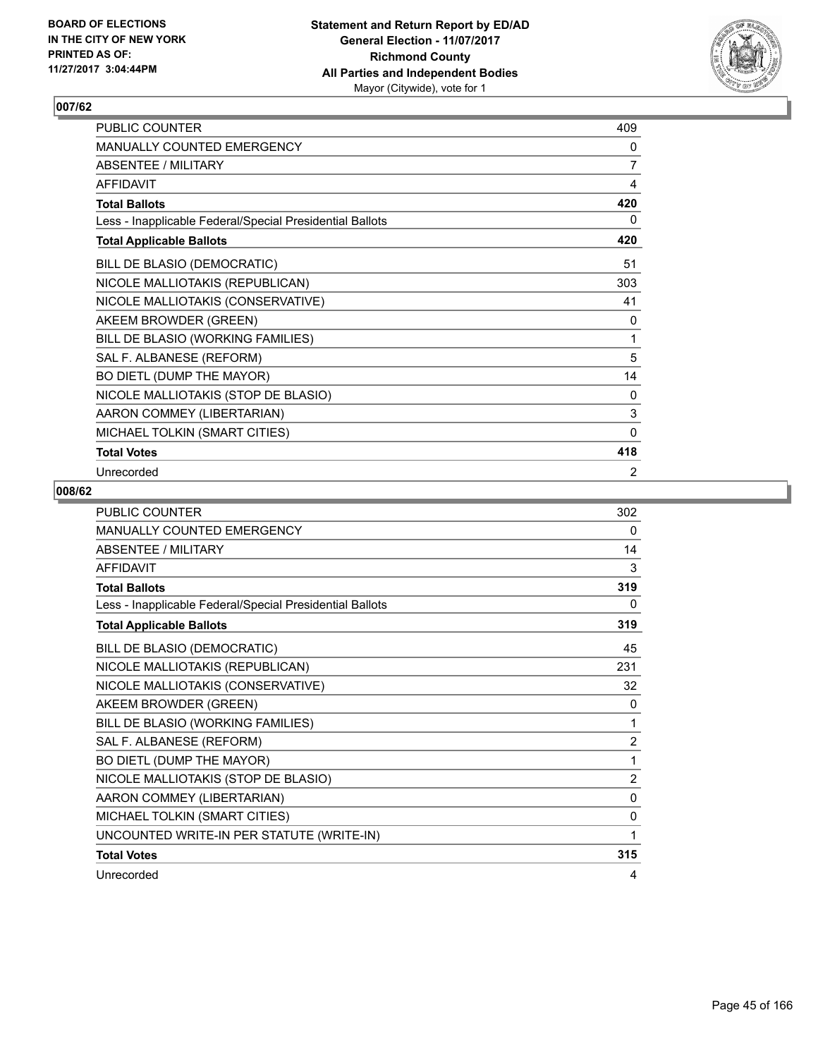BOARD OF ELECTIONS
IN THE CITY OF NEW YORK
PRINTED AS OF:
11/27/2017 3:04:44PM

**Statement and Return Report by ED/AD**
**General Election - 11/07/2017**
**Richmond County**
**All Parties and Independent Bodies**
Mayor (Citywide), vote for 1

## 007/62

| | |
|---|---|
| PUBLIC COUNTER | 409 |
| MANUALLY COUNTED EMERGENCY | 0 |
| ABSENTEE / MILITARY | 7 |
| AFFIDAVIT | 4 |
| **Total Ballots** | **420** |
| Less - Inapplicable Federal/Special Presidential Ballots | 0 |
| **Total Applicable Ballots** | **420** |
| BILL DE BLASIO (DEMOCRATIC) | 51 |
| NICOLE MALLIOTAKIS (REPUBLICAN) | 303 |
| NICOLE MALLIOTAKIS (CONSERVATIVE) | 41 |
| AKEEM BROWDER (GREEN) | 0 |
| BILL DE BLASIO (WORKING FAMILIES) | 1 |
| SAL F. ALBANESE (REFORM) | 5 |
| BO DIETL (DUMP THE MAYOR) | 14 |
| NICOLE MALLIOTAKIS (STOP DE BLASIO) | 0 |
| AARON COMMEY (LIBERTARIAN) | 3 |
| MICHAEL TOLKIN (SMART CITIES) | 0 |
| **Total Votes** | **418** |
| Unrecorded | 2 |

## 008/62

| | |
|---|---|
| PUBLIC COUNTER | 302 |
| MANUALLY COUNTED EMERGENCY | 0 |
| ABSENTEE / MILITARY | 14 |
| AFFIDAVIT | 3 |
| **Total Ballots** | **319** |
| Less - Inapplicable Federal/Special Presidential Ballots | 0 |
| **Total Applicable Ballots** | **319** |
| BILL DE BLASIO (DEMOCRATIC) | 45 |
| NICOLE MALLIOTAKIS (REPUBLICAN) | 231 |
| NICOLE MALLIOTAKIS (CONSERVATIVE) | 32 |
| AKEEM BROWDER (GREEN) | 0 |
| BILL DE BLASIO (WORKING FAMILIES) | 1 |
| SAL F. ALBANESE (REFORM) | 2 |
| BO DIETL (DUMP THE MAYOR) | 1 |
| NICOLE MALLIOTAKIS (STOP DE BLASIO) | 2 |
| AARON COMMEY (LIBERTARIAN) | 0 |
| MICHAEL TOLKIN (SMART CITIES) | 0 |
| UNCOUNTED WRITE-IN PER STATUTE (WRITE-IN) | 1 |
| **Total Votes** | **315** |
| Unrecorded | 4 |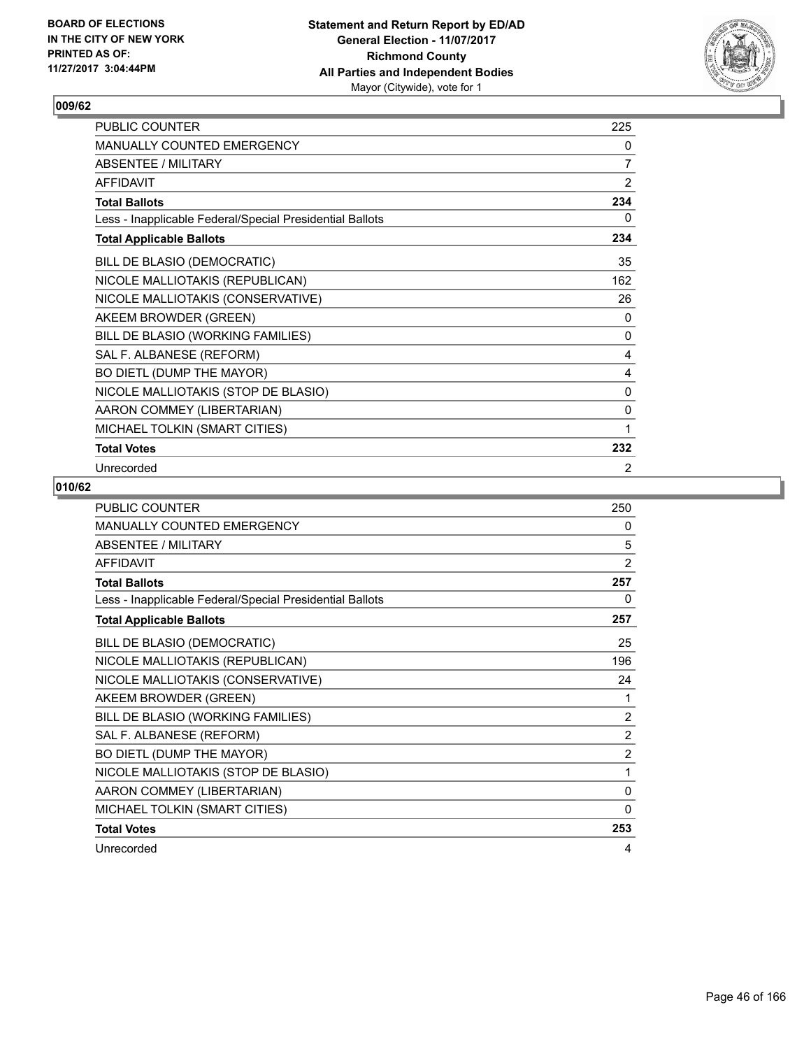## 009/62

| | |
|---|---|
| PUBLIC COUNTER | 225 |
| MANUALLY COUNTED EMERGENCY | 0 |
| ABSENTEE / MILITARY | 7 |
| AFFIDAVIT | 2 |
| **Total Ballots** | **234** |
| Less - Inapplicable Federal/Special Presidential Ballots | 0 |
| **Total Applicable Ballots** | **234** |
| BILL DE BLASIO (DEMOCRATIC) | 35 |
| NICOLE MALLIOTAKIS (REPUBLICAN) | 162 |
| NICOLE MALLIOTAKIS (CONSERVATIVE) | 26 |
| AKEEM BROWDER (GREEN) | 0 |
| BILL DE BLASIO (WORKING FAMILIES) | 0 |
| SAL F. ALBANESE (REFORM) | 4 |
| BO DIETL (DUMP THE MAYOR) | 4 |
| NICOLE MALLIOTAKIS (STOP DE BLASIO) | 0 |
| AARON COMMEY (LIBERTARIAN) | 0 |
| MICHAEL TOLKIN (SMART CITIES) | 1 |
| **Total Votes** | **232** |
| Unrecorded | 2 |

## 010/62

| | |
|---|---|
| PUBLIC COUNTER | 250 |
| MANUALLY COUNTED EMERGENCY | 0 |
| ABSENTEE / MILITARY | 5 |
| AFFIDAVIT | 2 |
| **Total Ballots** | **257** |
| Less - Inapplicable Federal/Special Presidential Ballots | 0 |
| **Total Applicable Ballots** | **257** |
| BILL DE BLASIO (DEMOCRATIC) | 25 |
| NICOLE MALLIOTAKIS (REPUBLICAN) | 196 |
| NICOLE MALLIOTAKIS (CONSERVATIVE) | 24 |
| AKEEM BROWDER (GREEN) | 1 |
| BILL DE BLASIO (WORKING FAMILIES) | 2 |
| SAL F. ALBANESE (REFORM) | 2 |
| BO DIETL (DUMP THE MAYOR) | 2 |
| NICOLE MALLIOTAKIS (STOP DE BLASIO) | 1 |
| AARON COMMEY (LIBERTARIAN) | 0 |
| MICHAEL TOLKIN (SMART CITIES) | 0 |
| **Total Votes** | **253** |
| Unrecorded | 4 |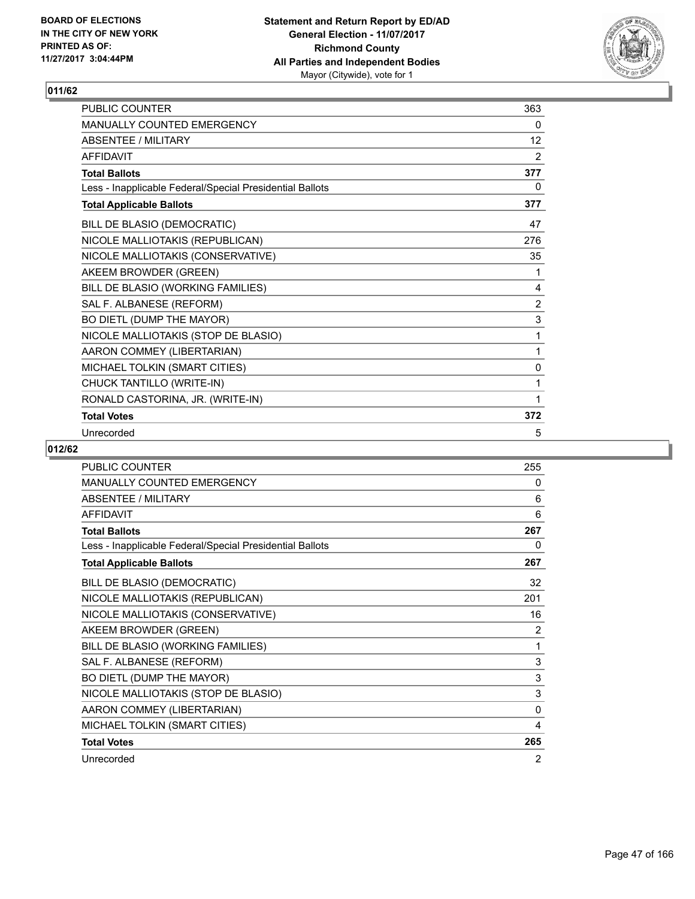**BOARD OF ELECTIONS IN THE CITY OF NEW YORK PRINTED AS OF: 11/27/2017 3:04:44PM**

**Statement and Return Report by ED/AD General Election - 11/07/2017 Richmond County All Parties and Independent Bodies** Mayor (Citywide), vote for 1

## 011/62

| | |
|---|---|
| PUBLIC COUNTER | 363 |
| MANUALLY COUNTED EMERGENCY | 0 |
| ABSENTEE / MILITARY | 12 |
| AFFIDAVIT | 2 |
| **Total Ballots** | **377** |
| Less - Inapplicable Federal/Special Presidential Ballots | 0 |
| **Total Applicable Ballots** | **377** |
| BILL DE BLASIO (DEMOCRATIC) | 47 |
| NICOLE MALLIOTAKIS (REPUBLICAN) | 276 |
| NICOLE MALLIOTAKIS (CONSERVATIVE) | 35 |
| AKEEM BROWDER (GREEN) | 1 |
| BILL DE BLASIO (WORKING FAMILIES) | 4 |
| SAL F. ALBANESE (REFORM) | 2 |
| BO DIETL (DUMP THE MAYOR) | 3 |
| NICOLE MALLIOTAKIS (STOP DE BLASIO) | 1 |
| AARON COMMEY (LIBERTARIAN) | 1 |
| MICHAEL TOLKIN (SMART CITIES) | 0 |
| CHUCK TANTILLO (WRITE-IN) | 1 |
| RONALD CASTORINA, JR. (WRITE-IN) | 1 |
| **Total Votes** | **372** |
| Unrecorded | 5 |

## 012/62

| | |
|---|---|
| PUBLIC COUNTER | 255 |
| MANUALLY COUNTED EMERGENCY | 0 |
| ABSENTEE / MILITARY | 6 |
| AFFIDAVIT | 6 |
| **Total Ballots** | **267** |
| Less - Inapplicable Federal/Special Presidential Ballots | 0 |
| **Total Applicable Ballots** | **267** |
| BILL DE BLASIO (DEMOCRATIC) | 32 |
| NICOLE MALLIOTAKIS (REPUBLICAN) | 201 |
| NICOLE MALLIOTAKIS (CONSERVATIVE) | 16 |
| AKEEM BROWDER (GREEN) | 2 |
| BILL DE BLASIO (WORKING FAMILIES) | 1 |
| SAL F. ALBANESE (REFORM) | 3 |
| BO DIETL (DUMP THE MAYOR) | 3 |
| NICOLE MALLIOTAKIS (STOP DE BLASIO) | 3 |
| AARON COMMEY (LIBERTARIAN) | 0 |
| MICHAEL TOLKIN (SMART CITIES) | 4 |
| **Total Votes** | **265** |
| Unrecorded | 2 |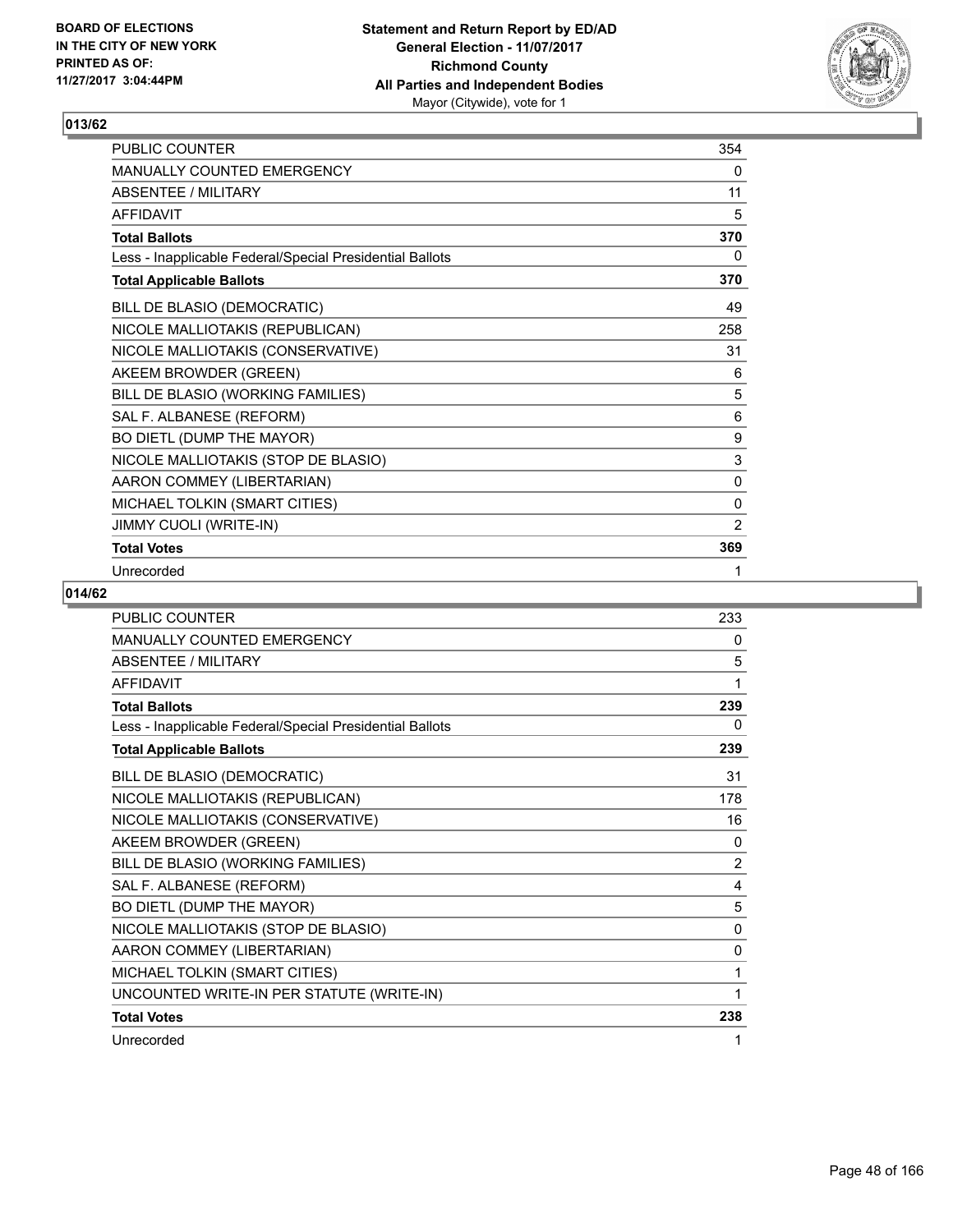**BOARD OF ELECTIONS IN THE CITY OF NEW YORK PRINTED AS OF: 11/27/2017 3:04:44PM**

**Statement and Return Report by ED/AD General Election - 11/07/2017 Richmond County All Parties and Independent Bodies**
Mayor (Citywide), vote for 1

## 013/62

| | |
|---|---|
| PUBLIC COUNTER | 354 |
| MANUALLY COUNTED EMERGENCY | 0 |
| ABSENTEE / MILITARY | 11 |
| AFFIDAVIT | 5 |
| **Total Ballots** | **370** |
| Less - Inapplicable Federal/Special Presidential Ballots | 0 |
| **Total Applicable Ballots** | **370** |
| BILL DE BLASIO (DEMOCRATIC) | 49 |
| NICOLE MALLIOTAKIS (REPUBLICAN) | 258 |
| NICOLE MALLIOTAKIS (CONSERVATIVE) | 31 |
| AKEEM BROWDER (GREEN) | 6 |
| BILL DE BLASIO (WORKING FAMILIES) | 5 |
| SAL F. ALBANESE (REFORM) | 6 |
| BO DIETL (DUMP THE MAYOR) | 9 |
| NICOLE MALLIOTAKIS (STOP DE BLASIO) | 3 |
| AARON COMMEY (LIBERTARIAN) | 0 |
| MICHAEL TOLKIN (SMART CITIES) | 0 |
| JIMMY CUOLI (WRITE-IN) | 2 |
| **Total Votes** | **369** |
| Unrecorded | 1 |

## 014/62

| | |
|---|---|
| PUBLIC COUNTER | 233 |
| MANUALLY COUNTED EMERGENCY | 0 |
| ABSENTEE / MILITARY | 5 |
| AFFIDAVIT | 1 |
| **Total Ballots** | **239** |
| Less - Inapplicable Federal/Special Presidential Ballots | 0 |
| **Total Applicable Ballots** | **239** |
| BILL DE BLASIO (DEMOCRATIC) | 31 |
| NICOLE MALLIOTAKIS (REPUBLICAN) | 178 |
| NICOLE MALLIOTAKIS (CONSERVATIVE) | 16 |
| AKEEM BROWDER (GREEN) | 0 |
| BILL DE BLASIO (WORKING FAMILIES) | 2 |
| SAL F. ALBANESE (REFORM) | 4 |
| BO DIETL (DUMP THE MAYOR) | 5 |
| NICOLE MALLIOTAKIS (STOP DE BLASIO) | 0 |
| AARON COMMEY (LIBERTARIAN) | 0 |
| MICHAEL TOLKIN (SMART CITIES) | 1 |
| UNCOUNTED WRITE-IN PER STATUTE (WRITE-IN) | 1 |
| **Total Votes** | **238** |
| Unrecorded | 1 |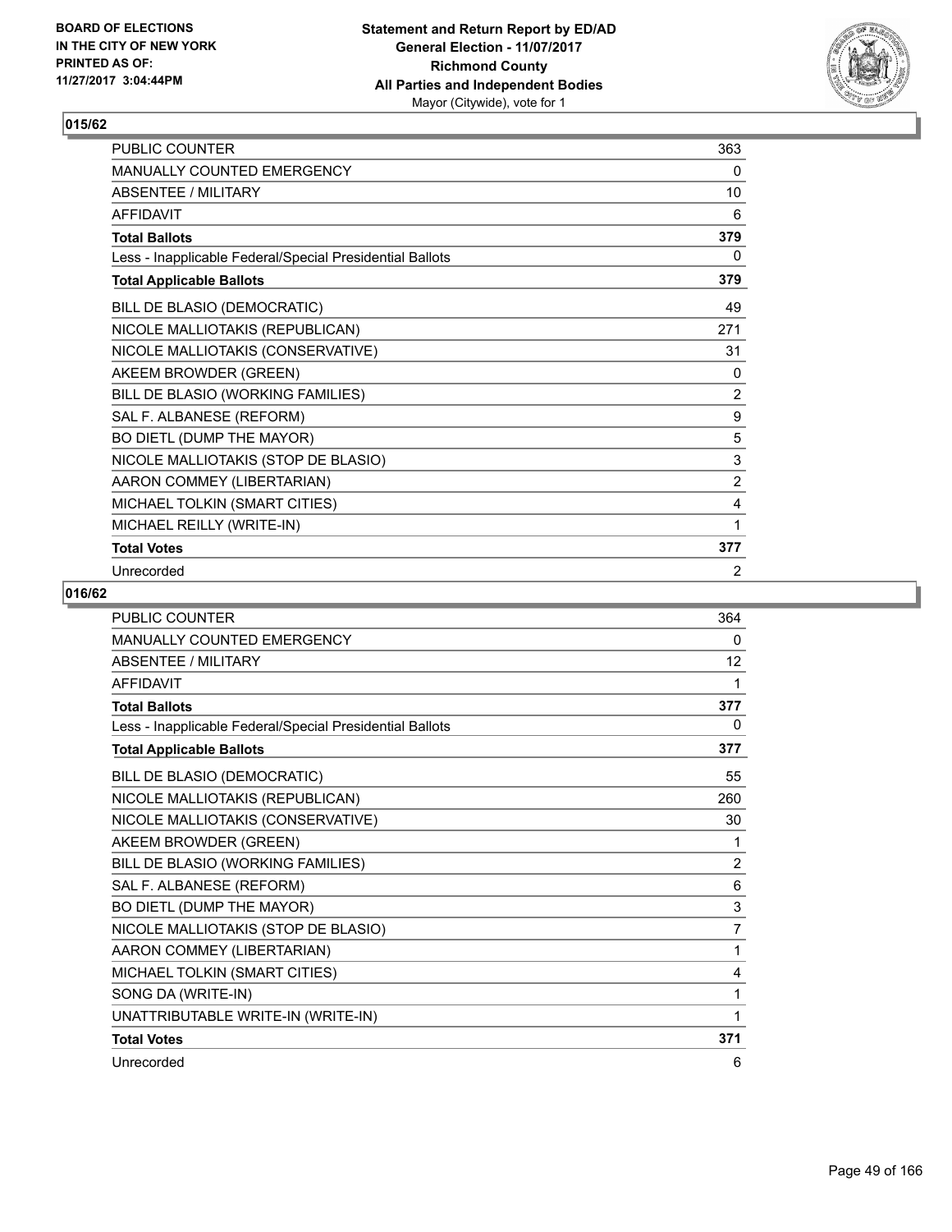**BOARD OF ELECTIONS IN THE CITY OF NEW YORK PRINTED AS OF: 11/27/2017 3:04:44PM**

**Statement and Return Report by ED/AD General Election - 11/07/2017 Richmond County All Parties and Independent Bodies** Mayor (Citywide), vote for 1

## 015/62

| | |
|---|---|
| PUBLIC COUNTER | 363 |
| MANUALLY COUNTED EMERGENCY | 0 |
| ABSENTEE / MILITARY | 10 |
| AFFIDAVIT | 6 |
| **Total Ballots** | **379** |
| Less - Inapplicable Federal/Special Presidential Ballots | 0 |
| **Total Applicable Ballots** | **379** |
| BILL DE BLASIO (DEMOCRATIC) | 49 |
| NICOLE MALLIOTAKIS (REPUBLICAN) | 271 |
| NICOLE MALLIOTAKIS (CONSERVATIVE) | 31 |
| AKEEM BROWDER (GREEN) | 0 |
| BILL DE BLASIO (WORKING FAMILIES) | 2 |
| SAL F. ALBANESE (REFORM) | 9 |
| BO DIETL (DUMP THE MAYOR) | 5 |
| NICOLE MALLIOTAKIS (STOP DE BLASIO) | 3 |
| AARON COMMEY (LIBERTARIAN) | 2 |
| MICHAEL TOLKIN (SMART CITIES) | 4 |
| MICHAEL REILLY (WRITE-IN) | 1 |
| **Total Votes** | **377** |
| Unrecorded | 2 |

## 016/62

| | |
|---|---|
| PUBLIC COUNTER | 364 |
| MANUALLY COUNTED EMERGENCY | 0 |
| ABSENTEE / MILITARY | 12 |
| AFFIDAVIT | 1 |
| **Total Ballots** | **377** |
| Less - Inapplicable Federal/Special Presidential Ballots | 0 |
| **Total Applicable Ballots** | **377** |
| BILL DE BLASIO (DEMOCRATIC) | 55 |
| NICOLE MALLIOTAKIS (REPUBLICAN) | 260 |
| NICOLE MALLIOTAKIS (CONSERVATIVE) | 30 |
| AKEEM BROWDER (GREEN) | 1 |
| BILL DE BLASIO (WORKING FAMILIES) | 2 |
| SAL F. ALBANESE (REFORM) | 6 |
| BO DIETL (DUMP THE MAYOR) | 3 |
| NICOLE MALLIOTAKIS (STOP DE BLASIO) | 7 |
| AARON COMMEY (LIBERTARIAN) | 1 |
| MICHAEL TOLKIN (SMART CITIES) | 4 |
| SONG DA (WRITE-IN) | 1 |
| UNATTRIBUTABLE WRITE-IN (WRITE-IN) | 1 |
| **Total Votes** | **371** |
| Unrecorded | 6 |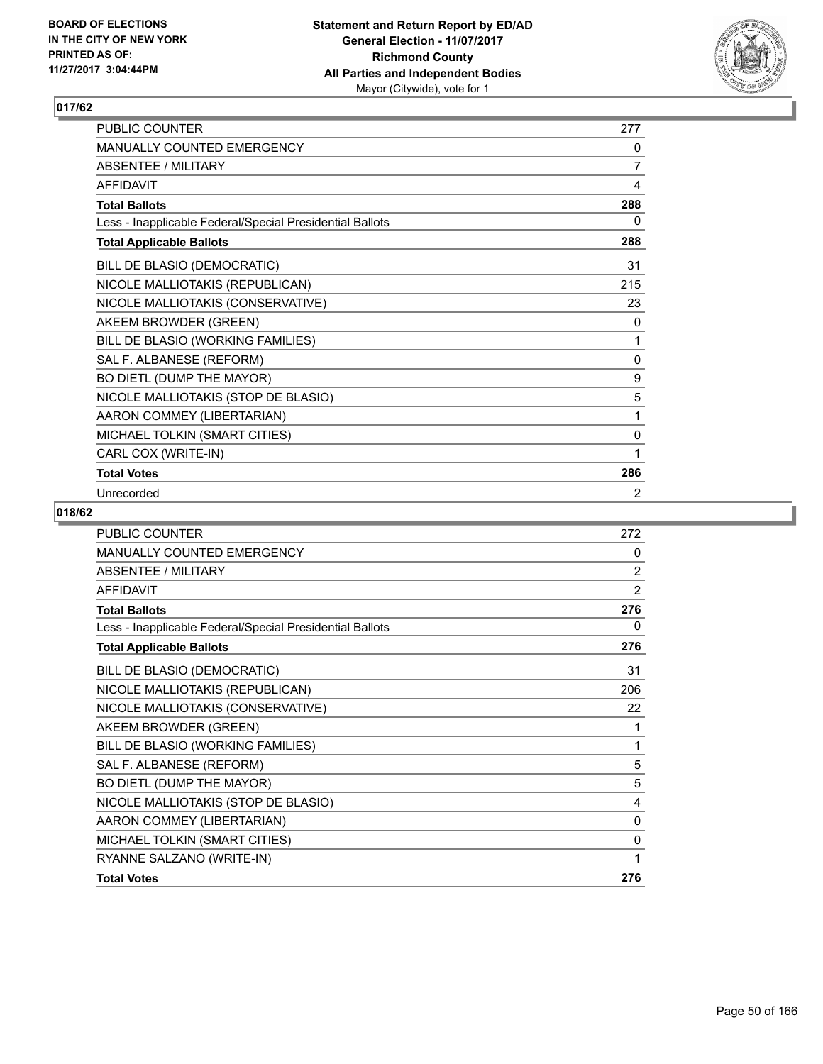**BOARD OF ELECTIONS IN THE CITY OF NEW YORK PRINTED AS OF: 11/27/2017 3:04:44PM**

**Statement and Return Report by ED/AD General Election - 11/07/2017 Richmond County All Parties and Independent Bodies**
Mayor (Citywide), vote for 1

## 017/62

| | |
|---|---|
| PUBLIC COUNTER | 277 |
| MANUALLY COUNTED EMERGENCY | 0 |
| ABSENTEE / MILITARY | 7 |
| AFFIDAVIT | 4 |
| **Total Ballots** | **288** |
| Less - Inapplicable Federal/Special Presidential Ballots | 0 |
| **Total Applicable Ballots** | **288** |
| BILL DE BLASIO (DEMOCRATIC) | 31 |
| NICOLE MALLIOTAKIS (REPUBLICAN) | 215 |
| NICOLE MALLIOTAKIS (CONSERVATIVE) | 23 |
| AKEEM BROWDER (GREEN) | 0 |
| BILL DE BLASIO (WORKING FAMILIES) | 1 |
| SAL F. ALBANESE (REFORM) | 0 |
| BO DIETL (DUMP THE MAYOR) | 9 |
| NICOLE MALLIOTAKIS (STOP DE BLASIO) | 5 |
| AARON COMMEY (LIBERTARIAN) | 1 |
| MICHAEL TOLKIN (SMART CITIES) | 0 |
| CARL COX (WRITE-IN) | 1 |
| **Total Votes** | **286** |
| Unrecorded | 2 |

## 018/62

| | |
|---|---|
| PUBLIC COUNTER | 272 |
| MANUALLY COUNTED EMERGENCY | 0 |
| ABSENTEE / MILITARY | 2 |
| AFFIDAVIT | 2 |
| **Total Ballots** | **276** |
| Less - Inapplicable Federal/Special Presidential Ballots | 0 |
| **Total Applicable Ballots** | **276** |
| BILL DE BLASIO (DEMOCRATIC) | 31 |
| NICOLE MALLIOTAKIS (REPUBLICAN) | 206 |
| NICOLE MALLIOTAKIS (CONSERVATIVE) | 22 |
| AKEEM BROWDER (GREEN) | 1 |
| BILL DE BLASIO (WORKING FAMILIES) | 1 |
| SAL F. ALBANESE (REFORM) | 5 |
| BO DIETL (DUMP THE MAYOR) | 5 |
| NICOLE MALLIOTAKIS (STOP DE BLASIO) | 4 |
| AARON COMMEY (LIBERTARIAN) | 0 |
| MICHAEL TOLKIN (SMART CITIES) | 0 |
| RYANNE SALZANO (WRITE-IN) | 1 |
| **Total Votes** | **276** |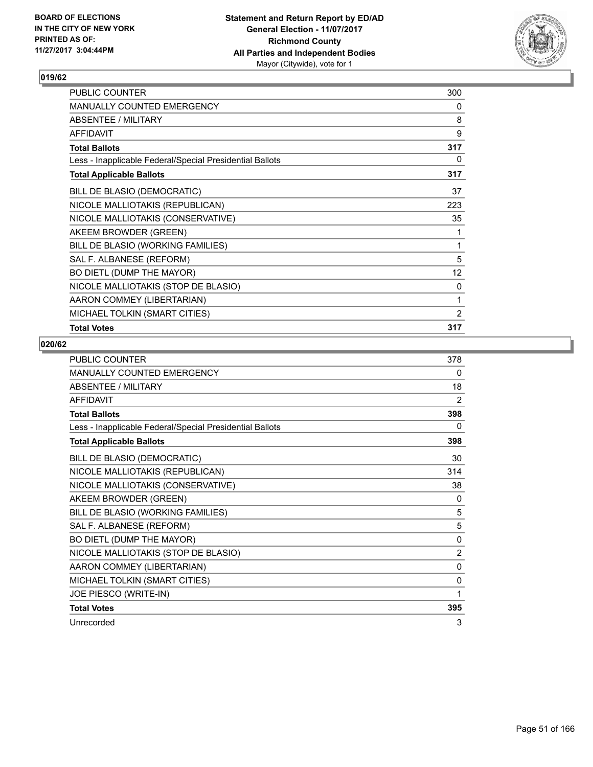**BOARD OF ELECTIONS IN THE CITY OF NEW YORK PRINTED AS OF: 11/27/2017 3:04:44PM**

**Statement and Return Report by ED/AD**
**General Election - 11/07/2017**
**Richmond County**
**All Parties and Independent Bodies**
Mayor (Citywide), vote for 1

## 019/62

| | |
|---|---|
| PUBLIC COUNTER | 300 |
| MANUALLY COUNTED EMERGENCY | 0 |
| ABSENTEE / MILITARY | 8 |
| AFFIDAVIT | 9 |
| **Total Ballots** | **317** |
| Less - Inapplicable Federal/Special Presidential Ballots | 0 |
| **Total Applicable Ballots** | **317** |
| BILL DE BLASIO (DEMOCRATIC) | 37 |
| NICOLE MALLIOTAKIS (REPUBLICAN) | 223 |
| NICOLE MALLIOTAKIS (CONSERVATIVE) | 35 |
| AKEEM BROWDER (GREEN) | 1 |
| BILL DE BLASIO (WORKING FAMILIES) | 1 |
| SAL F. ALBANESE (REFORM) | 5 |
| BO DIETL (DUMP THE MAYOR) | 12 |
| NICOLE MALLIOTAKIS (STOP DE BLASIO) | 0 |
| AARON COMMEY (LIBERTARIAN) | 1 |
| MICHAEL TOLKIN (SMART CITIES) | 2 |
| **Total Votes** | **317** |

## 020/62

| | |
|---|---|
| PUBLIC COUNTER | 378 |
| MANUALLY COUNTED EMERGENCY | 0 |
| ABSENTEE / MILITARY | 18 |
| AFFIDAVIT | 2 |
| **Total Ballots** | **398** |
| Less - Inapplicable Federal/Special Presidential Ballots | 0 |
| **Total Applicable Ballots** | **398** |
| BILL DE BLASIO (DEMOCRATIC) | 30 |
| NICOLE MALLIOTAKIS (REPUBLICAN) | 314 |
| NICOLE MALLIOTAKIS (CONSERVATIVE) | 38 |
| AKEEM BROWDER (GREEN) | 0 |
| BILL DE BLASIO (WORKING FAMILIES) | 5 |
| SAL F. ALBANESE (REFORM) | 5 |
| BO DIETL (DUMP THE MAYOR) | 0 |
| NICOLE MALLIOTAKIS (STOP DE BLASIO) | 2 |
| AARON COMMEY (LIBERTARIAN) | 0 |
| MICHAEL TOLKIN (SMART CITIES) | 0 |
| JOE PIESCO (WRITE-IN) | 1 |
| **Total Votes** | **395** |
| Unrecorded | 3 |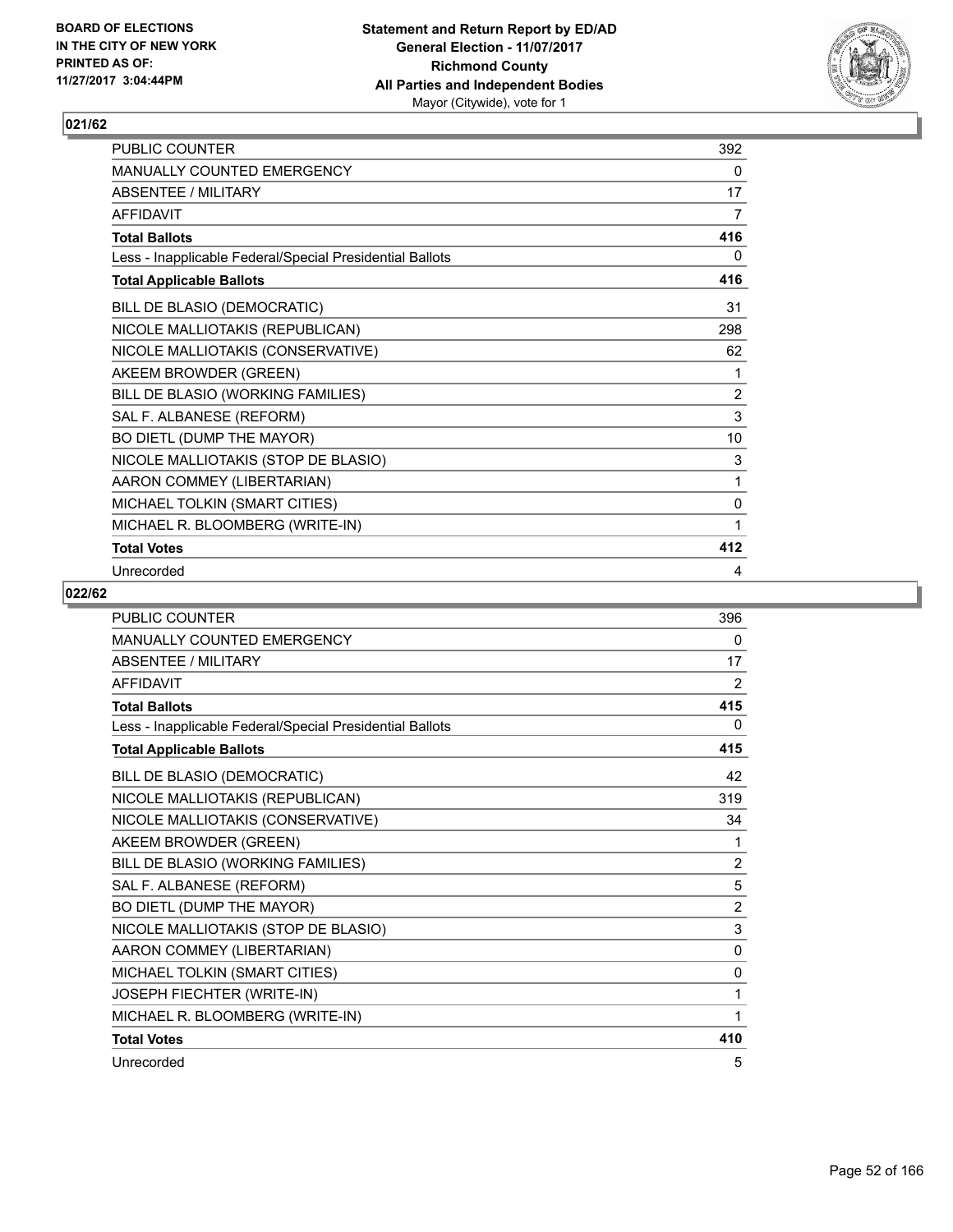**BOARD OF ELECTIONS IN THE CITY OF NEW YORK PRINTED AS OF: 11/27/2017 3:04:44PM**

**Statement and Return Report by ED/AD General Election - 11/07/2017 Richmond County All Parties and Independent Bodies**
Mayor (Citywide), vote for 1

## 021/62

| | |
|---|---|
| PUBLIC COUNTER | 392 |
| MANUALLY COUNTED EMERGENCY | 0 |
| ABSENTEE / MILITARY | 17 |
| AFFIDAVIT | 7 |
| **Total Ballots** | **416** |
| Less - Inapplicable Federal/Special Presidential Ballots | 0 |
| **Total Applicable Ballots** | **416** |
| BILL DE BLASIO (DEMOCRATIC) | 31 |
| NICOLE MALLIOTAKIS (REPUBLICAN) | 298 |
| NICOLE MALLIOTAKIS (CONSERVATIVE) | 62 |
| AKEEM BROWDER (GREEN) | 1 |
| BILL DE BLASIO (WORKING FAMILIES) | 2 |
| SAL F. ALBANESE (REFORM) | 3 |
| BO DIETL (DUMP THE MAYOR) | 10 |
| NICOLE MALLIOTAKIS (STOP DE BLASIO) | 3 |
| AARON COMMEY (LIBERTARIAN) | 1 |
| MICHAEL TOLKIN (SMART CITIES) | 0 |
| MICHAEL R. BLOOMBERG (WRITE-IN) | 1 |
| **Total Votes** | **412** |
| Unrecorded | 4 |

## 022/62

| | |
|---|---|
| PUBLIC COUNTER | 396 |
| MANUALLY COUNTED EMERGENCY | 0 |
| ABSENTEE / MILITARY | 17 |
| AFFIDAVIT | 2 |
| **Total Ballots** | **415** |
| Less - Inapplicable Federal/Special Presidential Ballots | 0 |
| **Total Applicable Ballots** | **415** |
| BILL DE BLASIO (DEMOCRATIC) | 42 |
| NICOLE MALLIOTAKIS (REPUBLICAN) | 319 |
| NICOLE MALLIOTAKIS (CONSERVATIVE) | 34 |
| AKEEM BROWDER (GREEN) | 1 |
| BILL DE BLASIO (WORKING FAMILIES) | 2 |
| SAL F. ALBANESE (REFORM) | 5 |
| BO DIETL (DUMP THE MAYOR) | 2 |
| NICOLE MALLIOTAKIS (STOP DE BLASIO) | 3 |
| AARON COMMEY (LIBERTARIAN) | 0 |
| MICHAEL TOLKIN (SMART CITIES) | 0 |
| JOSEPH FIECHTER (WRITE-IN) | 1 |
| MICHAEL R. BLOOMBERG (WRITE-IN) | 1 |
| **Total Votes** | **410** |
| Unrecorded | 5 |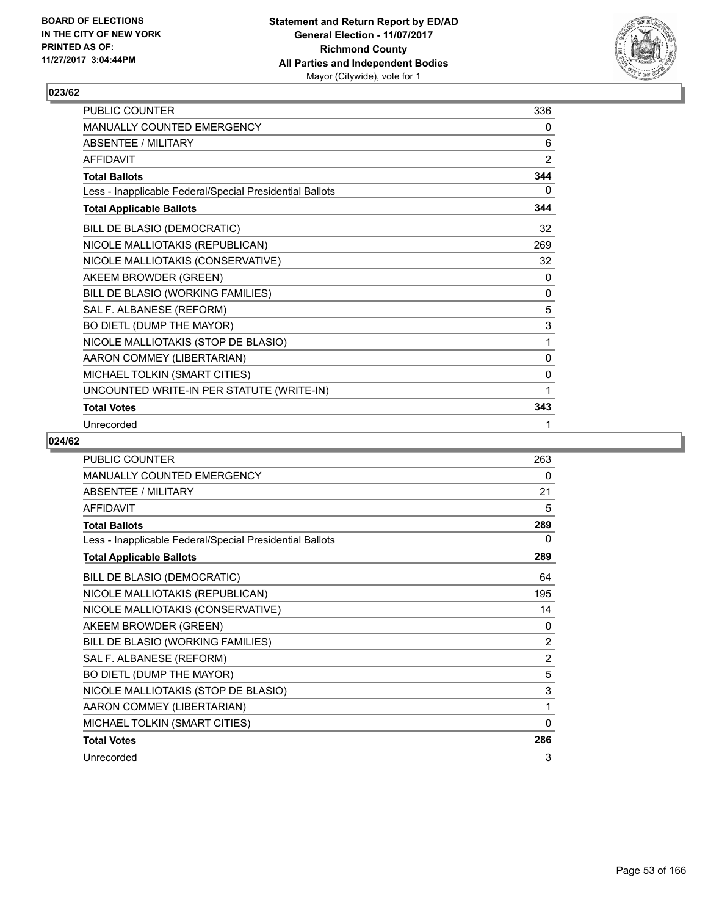BOARD OF ELECTIONS
IN THE CITY OF NEW YORK
PRINTED AS OF:
11/27/2017 3:04:44PM

**Statement and Return Report by ED/AD**
**General Election - 11/07/2017**
**Richmond County**
**All Parties and Independent Bodies**
Mayor (Citywide), vote for 1

## 023/62

| | |
|---|---|
| PUBLIC COUNTER | 336 |
| MANUALLY COUNTED EMERGENCY | 0 |
| ABSENTEE / MILITARY | 6 |
| AFFIDAVIT | 2 |
| **Total Ballots** | **344** |
| Less - Inapplicable Federal/Special Presidential Ballots | 0 |
| **Total Applicable Ballots** | **344** |
| BILL DE BLASIO (DEMOCRATIC) | 32 |
| NICOLE MALLIOTAKIS (REPUBLICAN) | 269 |
| NICOLE MALLIOTAKIS (CONSERVATIVE) | 32 |
| AKEEM BROWDER (GREEN) | 0 |
| BILL DE BLASIO (WORKING FAMILIES) | 0 |
| SAL F. ALBANESE (REFORM) | 5 |
| BO DIETL (DUMP THE MAYOR) | 3 |
| NICOLE MALLIOTAKIS (STOP DE BLASIO) | 1 |
| AARON COMMEY (LIBERTARIAN) | 0 |
| MICHAEL TOLKIN (SMART CITIES) | 0 |
| UNCOUNTED WRITE-IN PER STATUTE (WRITE-IN) | 1 |
| **Total Votes** | **343** |
| Unrecorded | 1 |

## 024/62

| | |
|---|---|
| PUBLIC COUNTER | 263 |
| MANUALLY COUNTED EMERGENCY | 0 |
| ABSENTEE / MILITARY | 21 |
| AFFIDAVIT | 5 |
| **Total Ballots** | **289** |
| Less - Inapplicable Federal/Special Presidential Ballots | 0 |
| **Total Applicable Ballots** | **289** |
| BILL DE BLASIO (DEMOCRATIC) | 64 |
| NICOLE MALLIOTAKIS (REPUBLICAN) | 195 |
| NICOLE MALLIOTAKIS (CONSERVATIVE) | 14 |
| AKEEM BROWDER (GREEN) | 0 |
| BILL DE BLASIO (WORKING FAMILIES) | 2 |
| SAL F. ALBANESE (REFORM) | 2 |
| BO DIETL (DUMP THE MAYOR) | 5 |
| NICOLE MALLIOTAKIS (STOP DE BLASIO) | 3 |
| AARON COMMEY (LIBERTARIAN) | 1 |
| MICHAEL TOLKIN (SMART CITIES) | 0 |
| **Total Votes** | **286** |
| Unrecorded | 3 |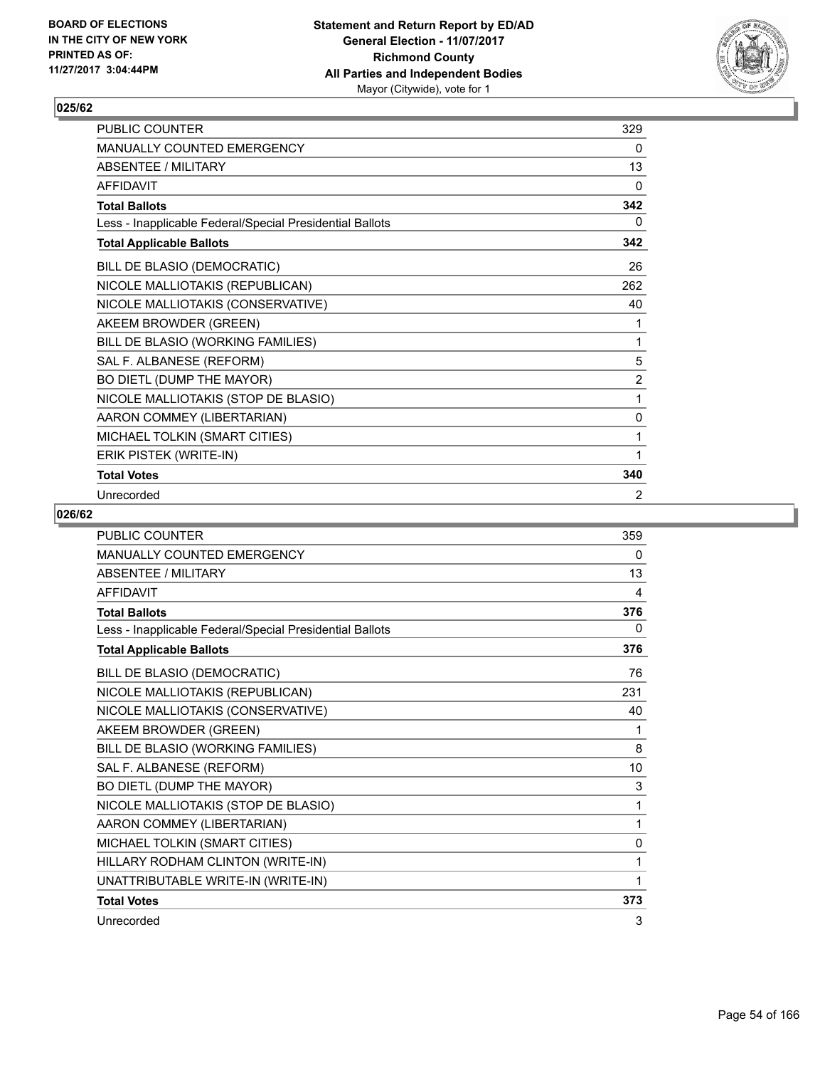**BOARD OF ELECTIONS IN THE CITY OF NEW YORK PRINTED AS OF: 11/27/2017 3:04:44PM**

**Statement and Return Report by ED/AD**
**General Election - 11/07/2017**
**Richmond County**
**All Parties and Independent Bodies**
Mayor (Citywide), vote for 1

## 025/62

| | |
|---|---|
| PUBLIC COUNTER | 329 |
| MANUALLY COUNTED EMERGENCY | 0 |
| ABSENTEE / MILITARY | 13 |
| AFFIDAVIT | 0 |
| **Total Ballots** | **342** |
| Less - Inapplicable Federal/Special Presidential Ballots | 0 |
| **Total Applicable Ballots** | **342** |
| BILL DE BLASIO (DEMOCRATIC) | 26 |
| NICOLE MALLIOTAKIS (REPUBLICAN) | 262 |
| NICOLE MALLIOTAKIS (CONSERVATIVE) | 40 |
| AKEEM BROWDER (GREEN) | 1 |
| BILL DE BLASIO (WORKING FAMILIES) | 1 |
| SAL F. ALBANESE (REFORM) | 5 |
| BO DIETL (DUMP THE MAYOR) | 2 |
| NICOLE MALLIOTAKIS (STOP DE BLASIO) | 1 |
| AARON COMMEY (LIBERTARIAN) | 0 |
| MICHAEL TOLKIN (SMART CITIES) | 1 |
| ERIK PISTEK (WRITE-IN) | 1 |
| **Total Votes** | **340** |
| Unrecorded | 2 |

## 026/62

| | |
|---|---|
| PUBLIC COUNTER | 359 |
| MANUALLY COUNTED EMERGENCY | 0 |
| ABSENTEE / MILITARY | 13 |
| AFFIDAVIT | 4 |
| **Total Ballots** | **376** |
| Less - Inapplicable Federal/Special Presidential Ballots | 0 |
| **Total Applicable Ballots** | **376** |
| BILL DE BLASIO (DEMOCRATIC) | 76 |
| NICOLE MALLIOTAKIS (REPUBLICAN) | 231 |
| NICOLE MALLIOTAKIS (CONSERVATIVE) | 40 |
| AKEEM BROWDER (GREEN) | 1 |
| BILL DE BLASIO (WORKING FAMILIES) | 8 |
| SAL F. ALBANESE (REFORM) | 10 |
| BO DIETL (DUMP THE MAYOR) | 3 |
| NICOLE MALLIOTAKIS (STOP DE BLASIO) | 1 |
| AARON COMMEY (LIBERTARIAN) | 1 |
| MICHAEL TOLKIN (SMART CITIES) | 0 |
| HILLARY RODHAM CLINTON (WRITE-IN) | 1 |
| UNATTRIBUTABLE WRITE-IN (WRITE-IN) | 1 |
| **Total Votes** | **373** |
| Unrecorded | 3 |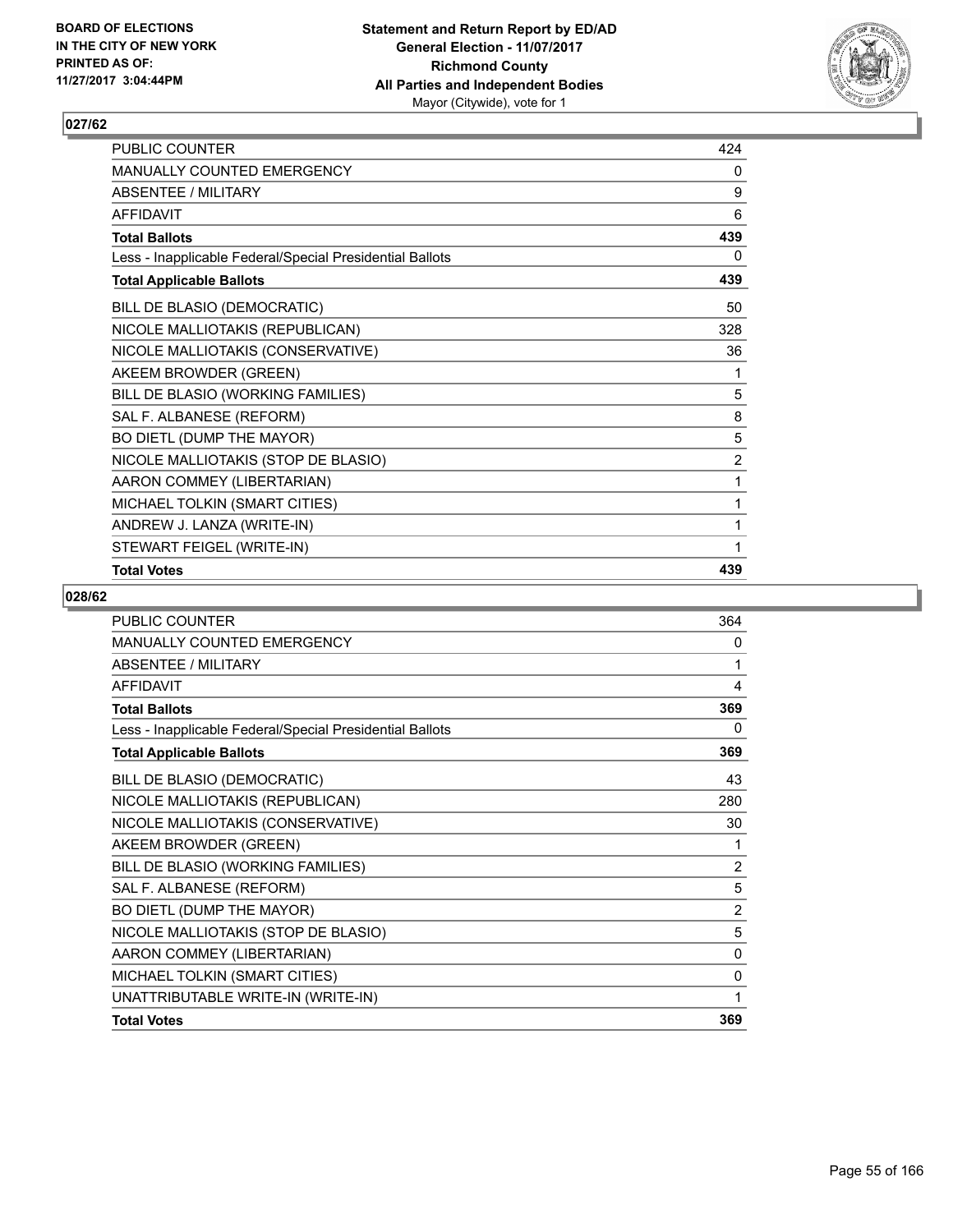**Statement and Return Report by ED/AD**
**General Election - 11/07/2017**
**Richmond County**
**All Parties and Independent Bodies**
Mayor (Citywide), vote for 1

BOARD OF ELECTIONS
IN THE CITY OF NEW YORK
PRINTED AS OF:
11/27/2017 3:04:44PM

## 027/62

| | |
|---|---|
| PUBLIC COUNTER | 424 |
| MANUALLY COUNTED EMERGENCY | 0 |
| ABSENTEE / MILITARY | 9 |
| AFFIDAVIT | 6 |
| **Total Ballots** | **439** |
| Less - Inapplicable Federal/Special Presidential Ballots | 0 |
| **Total Applicable Ballots** | **439** |
| BILL DE BLASIO (DEMOCRATIC) | 50 |
| NICOLE MALLIOTAKIS (REPUBLICAN) | 328 |
| NICOLE MALLIOTAKIS (CONSERVATIVE) | 36 |
| AKEEM BROWDER (GREEN) | 1 |
| BILL DE BLASIO (WORKING FAMILIES) | 5 |
| SAL F. ALBANESE (REFORM) | 8 |
| BO DIETL (DUMP THE MAYOR) | 5 |
| NICOLE MALLIOTAKIS (STOP DE BLASIO) | 2 |
| AARON COMMEY (LIBERTARIAN) | 1 |
| MICHAEL TOLKIN (SMART CITIES) | 1 |
| ANDREW J. LANZA (WRITE-IN) | 1 |
| STEWART FEIGEL (WRITE-IN) | 1 |
| **Total Votes** | **439** |

## 028/62

| | |
|---|---|
| PUBLIC COUNTER | 364 |
| MANUALLY COUNTED EMERGENCY | 0 |
| ABSENTEE / MILITARY | 1 |
| AFFIDAVIT | 4 |
| **Total Ballots** | **369** |
| Less - Inapplicable Federal/Special Presidential Ballots | 0 |
| **Total Applicable Ballots** | **369** |
| BILL DE BLASIO (DEMOCRATIC) | 43 |
| NICOLE MALLIOTAKIS (REPUBLICAN) | 280 |
| NICOLE MALLIOTAKIS (CONSERVATIVE) | 30 |
| AKEEM BROWDER (GREEN) | 1 |
| BILL DE BLASIO (WORKING FAMILIES) | 2 |
| SAL F. ALBANESE (REFORM) | 5 |
| BO DIETL (DUMP THE MAYOR) | 2 |
| NICOLE MALLIOTAKIS (STOP DE BLASIO) | 5 |
| AARON COMMEY (LIBERTARIAN) | 0 |
| MICHAEL TOLKIN (SMART CITIES) | 0 |
| UNATTRIBUTABLE WRITE-IN (WRITE-IN) | 1 |
| **Total Votes** | **369** |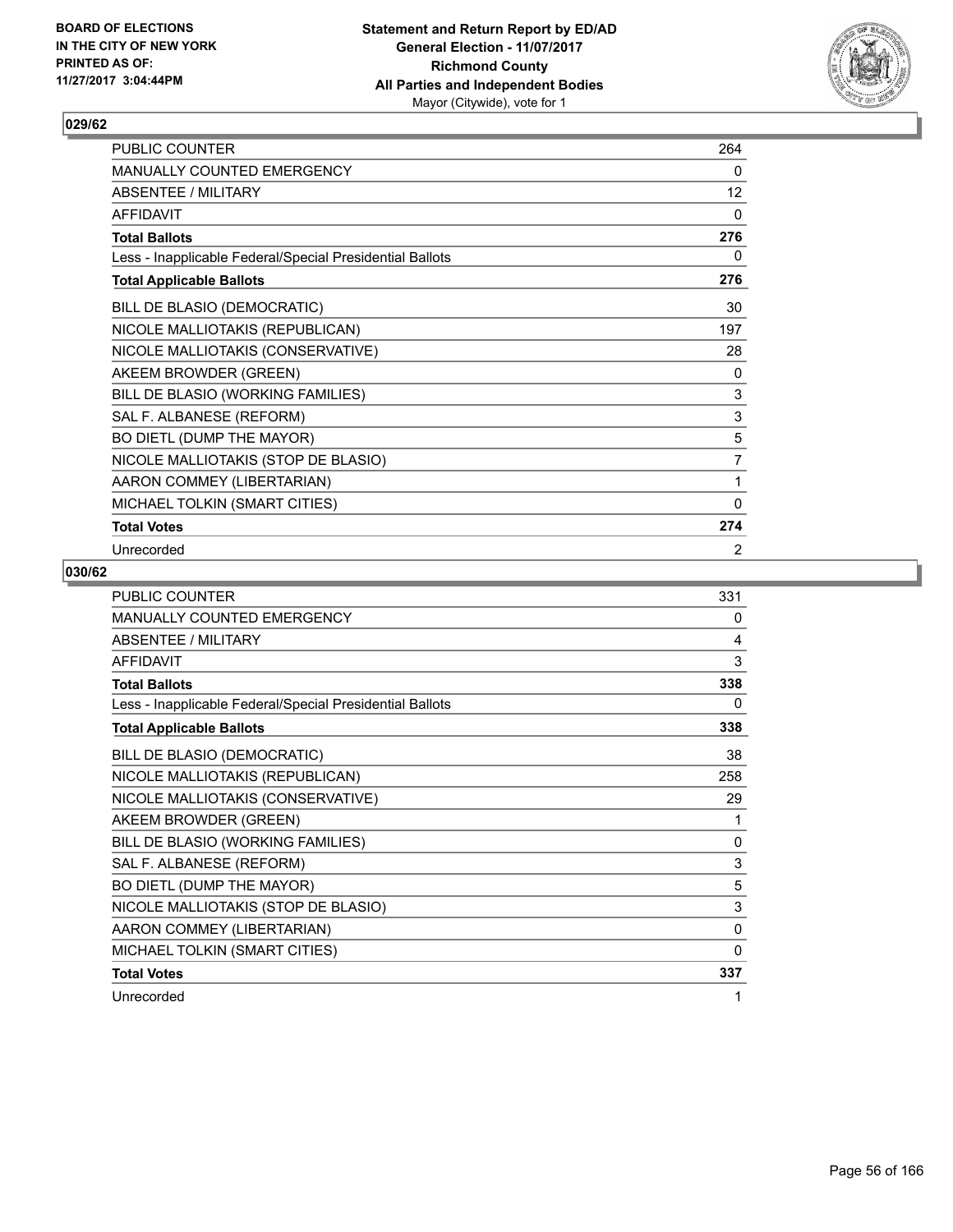**BOARD OF ELECTIONS IN THE CITY OF NEW YORK PRINTED AS OF: 11/27/2017 3:04:44PM**

**Statement and Return Report by ED/AD General Election - 11/07/2017 Richmond County All Parties and Independent Bodies** Mayor (Citywide), vote for 1

## 029/62

| | |
|---|---|
| PUBLIC COUNTER | 264 |
| MANUALLY COUNTED EMERGENCY | 0 |
| ABSENTEE / MILITARY | 12 |
| AFFIDAVIT | 0 |
| **Total Ballots** | **276** |
| Less - Inapplicable Federal/Special Presidential Ballots | 0 |
| **Total Applicable Ballots** | **276** |
| BILL DE BLASIO (DEMOCRATIC) | 30 |
| NICOLE MALLIOTAKIS (REPUBLICAN) | 197 |
| NICOLE MALLIOTAKIS (CONSERVATIVE) | 28 |
| AKEEM BROWDER (GREEN) | 0 |
| BILL DE BLASIO (WORKING FAMILIES) | 3 |
| SAL F. ALBANESE (REFORM) | 3 |
| BO DIETL (DUMP THE MAYOR) | 5 |
| NICOLE MALLIOTAKIS (STOP DE BLASIO) | 7 |
| AARON COMMEY (LIBERTARIAN) | 1 |
| MICHAEL TOLKIN (SMART CITIES) | 0 |
| **Total Votes** | **274** |
| Unrecorded | 2 |

## 030/62

| | |
|---|---|
| PUBLIC COUNTER | 331 |
| MANUALLY COUNTED EMERGENCY | 0 |
| ABSENTEE / MILITARY | 4 |
| AFFIDAVIT | 3 |
| **Total Ballots** | **338** |
| Less - Inapplicable Federal/Special Presidential Ballots | 0 |
| **Total Applicable Ballots** | **338** |
| BILL DE BLASIO (DEMOCRATIC) | 38 |
| NICOLE MALLIOTAKIS (REPUBLICAN) | 258 |
| NICOLE MALLIOTAKIS (CONSERVATIVE) | 29 |
| AKEEM BROWDER (GREEN) | 1 |
| BILL DE BLASIO (WORKING FAMILIES) | 0 |
| SAL F. ALBANESE (REFORM) | 3 |
| BO DIETL (DUMP THE MAYOR) | 5 |
| NICOLE MALLIOTAKIS (STOP DE BLASIO) | 3 |
| AARON COMMEY (LIBERTARIAN) | 0 |
| MICHAEL TOLKIN (SMART CITIES) | 0 |
| **Total Votes** | **337** |
| Unrecorded | 1 |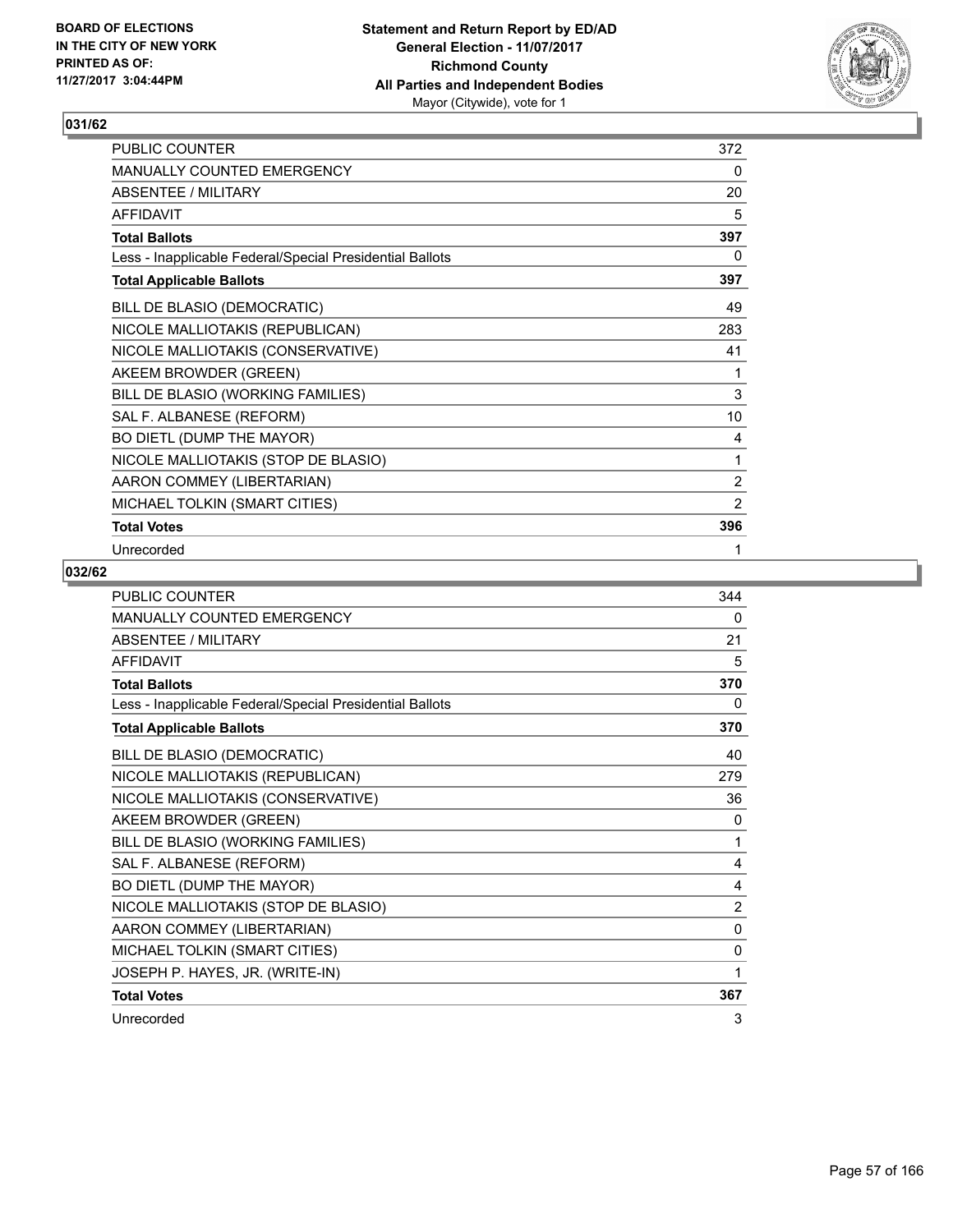**BOARD OF ELECTIONS IN THE CITY OF NEW YORK PRINTED AS OF: 11/27/2017 3:04:44PM**

**Statement and Return Report by ED/AD**
**General Election - 11/07/2017**
**Richmond County**
**All Parties and Independent Bodies**
Mayor (Citywide), vote for 1

## 031/62

| | |
|---|---|
| PUBLIC COUNTER | 372 |
| MANUALLY COUNTED EMERGENCY | 0 |
| ABSENTEE / MILITARY | 20 |
| AFFIDAVIT | 5 |
| **Total Ballots** | **397** |
| Less - Inapplicable Federal/Special Presidential Ballots | 0 |
| **Total Applicable Ballots** | **397** |
| BILL DE BLASIO (DEMOCRATIC) | 49 |
| NICOLE MALLIOTAKIS (REPUBLICAN) | 283 |
| NICOLE MALLIOTAKIS (CONSERVATIVE) | 41 |
| AKEEM BROWDER (GREEN) | 1 |
| BILL DE BLASIO (WORKING FAMILIES) | 3 |
| SAL F. ALBANESE (REFORM) | 10 |
| BO DIETL (DUMP THE MAYOR) | 4 |
| NICOLE MALLIOTAKIS (STOP DE BLASIO) | 1 |
| AARON COMMEY (LIBERTARIAN) | 2 |
| MICHAEL TOLKIN (SMART CITIES) | 2 |
| **Total Votes** | **396** |
| Unrecorded | 1 |

## 032/62

| | |
|---|---|
| PUBLIC COUNTER | 344 |
| MANUALLY COUNTED EMERGENCY | 0 |
| ABSENTEE / MILITARY | 21 |
| AFFIDAVIT | 5 |
| **Total Ballots** | **370** |
| Less - Inapplicable Federal/Special Presidential Ballots | 0 |
| **Total Applicable Ballots** | **370** |
| BILL DE BLASIO (DEMOCRATIC) | 40 |
| NICOLE MALLIOTAKIS (REPUBLICAN) | 279 |
| NICOLE MALLIOTAKIS (CONSERVATIVE) | 36 |
| AKEEM BROWDER (GREEN) | 0 |
| BILL DE BLASIO (WORKING FAMILIES) | 1 |
| SAL F. ALBANESE (REFORM) | 4 |
| BO DIETL (DUMP THE MAYOR) | 4 |
| NICOLE MALLIOTAKIS (STOP DE BLASIO) | 2 |
| AARON COMMEY (LIBERTARIAN) | 0 |
| MICHAEL TOLKIN (SMART CITIES) | 0 |
| JOSEPH P. HAYES, JR. (WRITE-IN) | 1 |
| **Total Votes** | **367** |
| Unrecorded | 3 |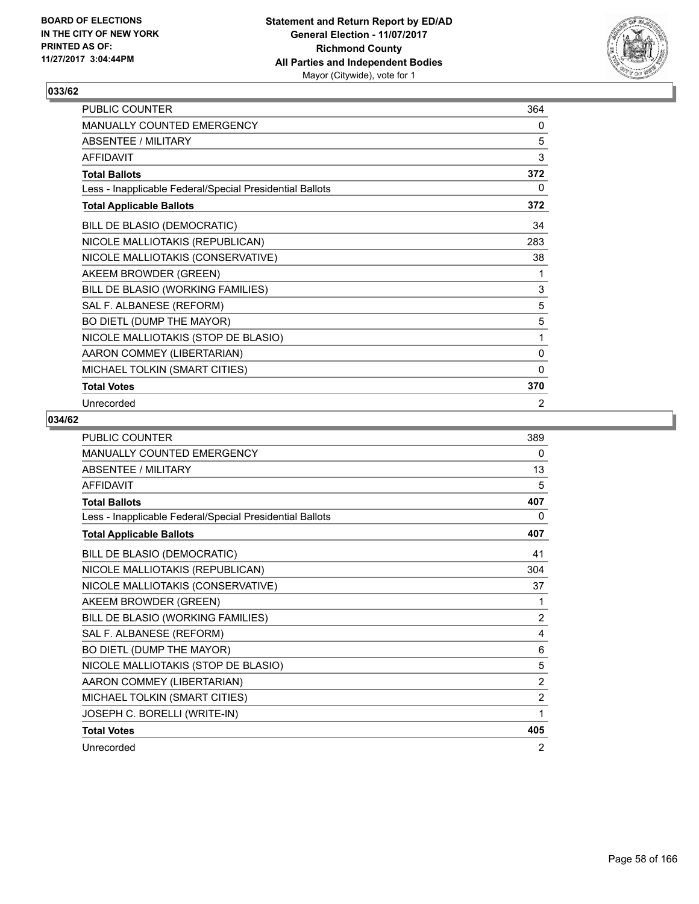BOARD OF ELECTIONS
IN THE CITY OF NEW YORK
PRINTED AS OF:
11/27/2017 3:04:44PM

**Statement and Return Report by ED/AD**
**General Election - 11/07/2017**
**Richmond County**
**All Parties and Independent Bodies**
Mayor (Citywide), vote for 1

### 033/62

| | |
|---|---|
| PUBLIC COUNTER | 364 |
| MANUALLY COUNTED EMERGENCY | 0 |
| ABSENTEE / MILITARY | 5 |
| AFFIDAVIT | 3 |
| **Total Ballots** | **372** |
| Less - Inapplicable Federal/Special Presidential Ballots | 0 |
| **Total Applicable Ballots** | **372** |
| BILL DE BLASIO (DEMOCRATIC) | 34 |
| NICOLE MALLIOTAKIS (REPUBLICAN) | 283 |
| NICOLE MALLIOTAKIS (CONSERVATIVE) | 38 |
| AKEEM BROWDER (GREEN) | 1 |
| BILL DE BLASIO (WORKING FAMILIES) | 3 |
| SAL F. ALBANESE (REFORM) | 5 |
| BO DIETL (DUMP THE MAYOR) | 5 |
| NICOLE MALLIOTAKIS (STOP DE BLASIO) | 1 |
| AARON COMMEY (LIBERTARIAN) | 0 |
| MICHAEL TOLKIN (SMART CITIES) | 0 |
| **Total Votes** | **370** |
| Unrecorded | 2 |

### 034/62

| | |
|---|---|
| PUBLIC COUNTER | 389 |
| MANUALLY COUNTED EMERGENCY | 0 |
| ABSENTEE / MILITARY | 13 |
| AFFIDAVIT | 5 |
| **Total Ballots** | **407** |
| Less - Inapplicable Federal/Special Presidential Ballots | 0 |
| **Total Applicable Ballots** | **407** |
| BILL DE BLASIO (DEMOCRATIC) | 41 |
| NICOLE MALLIOTAKIS (REPUBLICAN) | 304 |
| NICOLE MALLIOTAKIS (CONSERVATIVE) | 37 |
| AKEEM BROWDER (GREEN) | 1 |
| BILL DE BLASIO (WORKING FAMILIES) | 2 |
| SAL F. ALBANESE (REFORM) | 4 |
| BO DIETL (DUMP THE MAYOR) | 6 |
| NICOLE MALLIOTAKIS (STOP DE BLASIO) | 5 |
| AARON COMMEY (LIBERTARIAN) | 2 |
| MICHAEL TOLKIN (SMART CITIES) | 2 |
| JOSEPH C. BORELLI (WRITE-IN) | 1 |
| **Total Votes** | **405** |
| Unrecorded | 2 |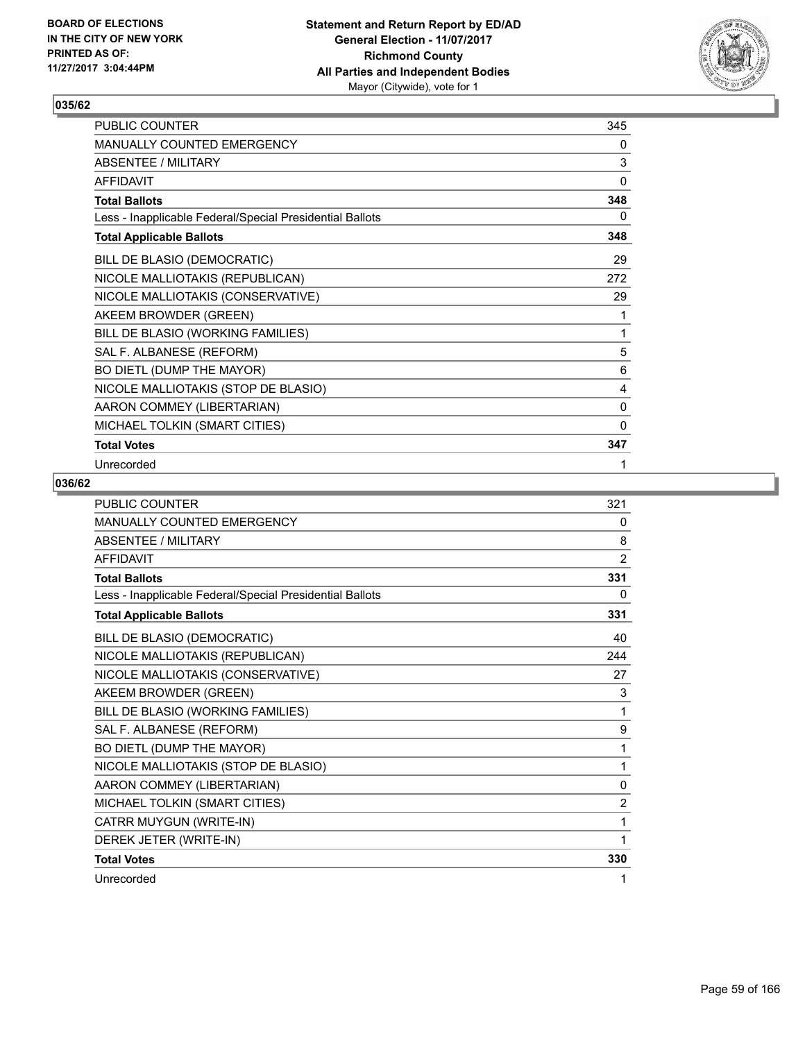BOARD OF ELECTIONS
IN THE CITY OF NEW YORK
PRINTED AS OF:
11/27/2017 3:04:44PM

**Statement and Return Report by ED/AD**
**General Election - 11/07/2017**
**Richmond County**
**All Parties and Independent Bodies**
Mayor (Citywide), vote for 1

## 035/62

| | |
|---|---|
| PUBLIC COUNTER | 345 |
| MANUALLY COUNTED EMERGENCY | 0 |
| ABSENTEE / MILITARY | 3 |
| AFFIDAVIT | 0 |
| **Total Ballots** | **348** |
| Less - Inapplicable Federal/Special Presidential Ballots | 0 |
| **Total Applicable Ballots** | **348** |
| BILL DE BLASIO (DEMOCRATIC) | 29 |
| NICOLE MALLIOTAKIS (REPUBLICAN) | 272 |
| NICOLE MALLIOTAKIS (CONSERVATIVE) | 29 |
| AKEEM BROWDER (GREEN) | 1 |
| BILL DE BLASIO (WORKING FAMILIES) | 1 |
| SAL F. ALBANESE (REFORM) | 5 |
| BO DIETL (DUMP THE MAYOR) | 6 |
| NICOLE MALLIOTAKIS (STOP DE BLASIO) | 4 |
| AARON COMMEY (LIBERTARIAN) | 0 |
| MICHAEL TOLKIN (SMART CITIES) | 0 |
| **Total Votes** | **347** |
| Unrecorded | 1 |

## 036/62

| | |
|---|---|
| PUBLIC COUNTER | 321 |
| MANUALLY COUNTED EMERGENCY | 0 |
| ABSENTEE / MILITARY | 8 |
| AFFIDAVIT | 2 |
| **Total Ballots** | **331** |
| Less - Inapplicable Federal/Special Presidential Ballots | 0 |
| **Total Applicable Ballots** | **331** |
| BILL DE BLASIO (DEMOCRATIC) | 40 |
| NICOLE MALLIOTAKIS (REPUBLICAN) | 244 |
| NICOLE MALLIOTAKIS (CONSERVATIVE) | 27 |
| AKEEM BROWDER (GREEN) | 3 |
| BILL DE BLASIO (WORKING FAMILIES) | 1 |
| SAL F. ALBANESE (REFORM) | 9 |
| BO DIETL (DUMP THE MAYOR) | 1 |
| NICOLE MALLIOTAKIS (STOP DE BLASIO) | 1 |
| AARON COMMEY (LIBERTARIAN) | 0 |
| MICHAEL TOLKIN (SMART CITIES) | 2 |
| CATRR MUYGUN (WRITE-IN) | 1 |
| DEREK JETER (WRITE-IN) | 1 |
| **Total Votes** | **330** |
| Unrecorded | 1 |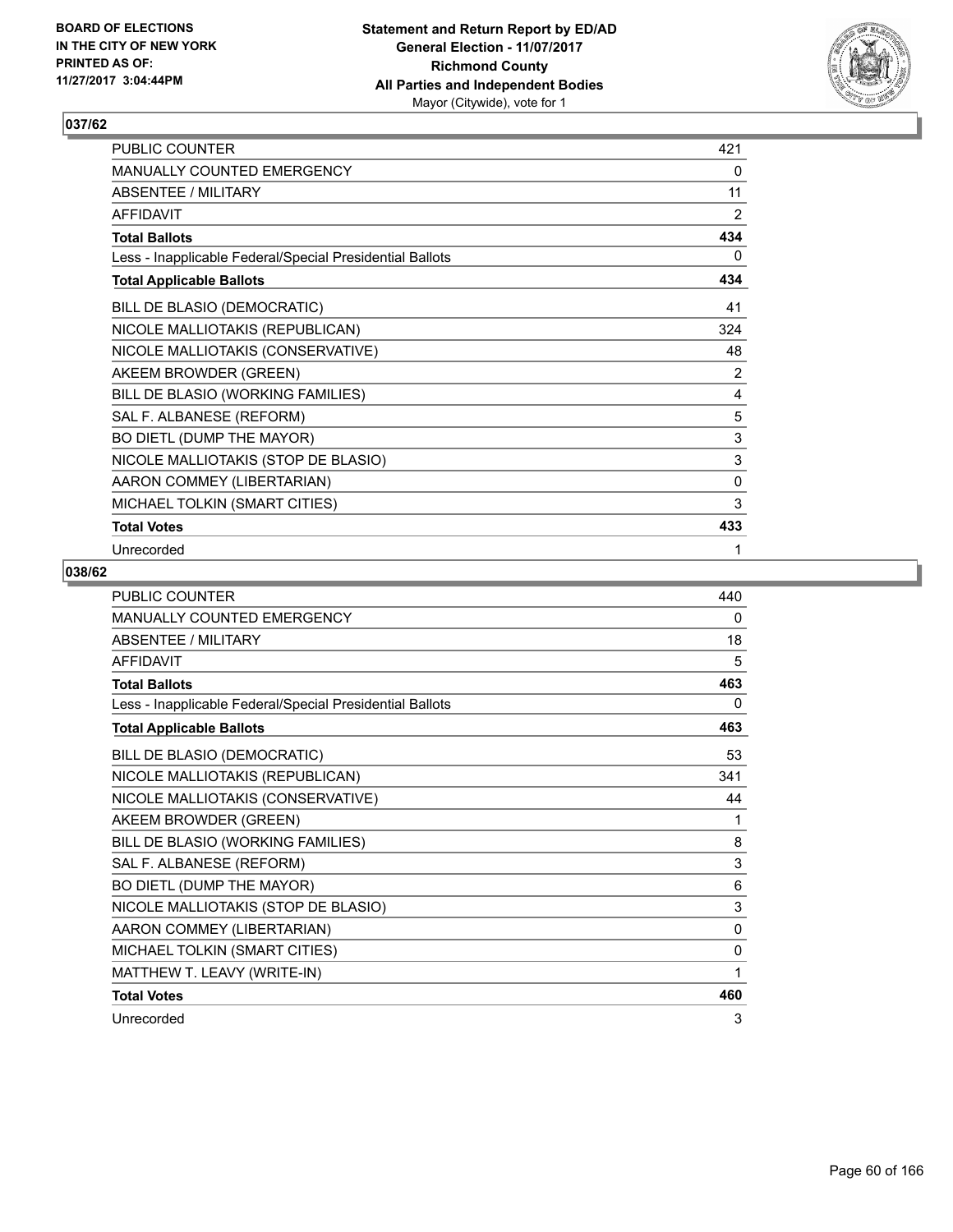**BOARD OF ELECTIONS IN THE CITY OF NEW YORK PRINTED AS OF: 11/27/2017 3:04:44PM**

**Statement and Return Report by ED/AD General Election - 11/07/2017 Richmond County All Parties and Independent Bodies** Mayor (Citywide), vote for 1

## 037/62

| | |
|---|---|
| PUBLIC COUNTER | 421 |
| MANUALLY COUNTED EMERGENCY | 0 |
| ABSENTEE / MILITARY | 11 |
| AFFIDAVIT | 2 |
| **Total Ballots** | **434** |
| Less - Inapplicable Federal/Special Presidential Ballots | 0 |
| **Total Applicable Ballots** | **434** |
| BILL DE BLASIO (DEMOCRATIC) | 41 |
| NICOLE MALLIOTAKIS (REPUBLICAN) | 324 |
| NICOLE MALLIOTAKIS (CONSERVATIVE) | 48 |
| AKEEM BROWDER (GREEN) | 2 |
| BILL DE BLASIO (WORKING FAMILIES) | 4 |
| SAL F. ALBANESE (REFORM) | 5 |
| BO DIETL (DUMP THE MAYOR) | 3 |
| NICOLE MALLIOTAKIS (STOP DE BLASIO) | 3 |
| AARON COMMEY (LIBERTARIAN) | 0 |
| MICHAEL TOLKIN (SMART CITIES) | 3 |
| **Total Votes** | **433** |
| Unrecorded | 1 |

## 038/62

| | |
|---|---|
| PUBLIC COUNTER | 440 |
| MANUALLY COUNTED EMERGENCY | 0 |
| ABSENTEE / MILITARY | 18 |
| AFFIDAVIT | 5 |
| **Total Ballots** | **463** |
| Less - Inapplicable Federal/Special Presidential Ballots | 0 |
| **Total Applicable Ballots** | **463** |
| BILL DE BLASIO (DEMOCRATIC) | 53 |
| NICOLE MALLIOTAKIS (REPUBLICAN) | 341 |
| NICOLE MALLIOTAKIS (CONSERVATIVE) | 44 |
| AKEEM BROWDER (GREEN) | 1 |
| BILL DE BLASIO (WORKING FAMILIES) | 8 |
| SAL F. ALBANESE (REFORM) | 3 |
| BO DIETL (DUMP THE MAYOR) | 6 |
| NICOLE MALLIOTAKIS (STOP DE BLASIO) | 3 |
| AARON COMMEY (LIBERTARIAN) | 0 |
| MICHAEL TOLKIN (SMART CITIES) | 0 |
| MATTHEW T. LEAVY (WRITE-IN) | 1 |
| **Total Votes** | **460** |
| Unrecorded | 3 |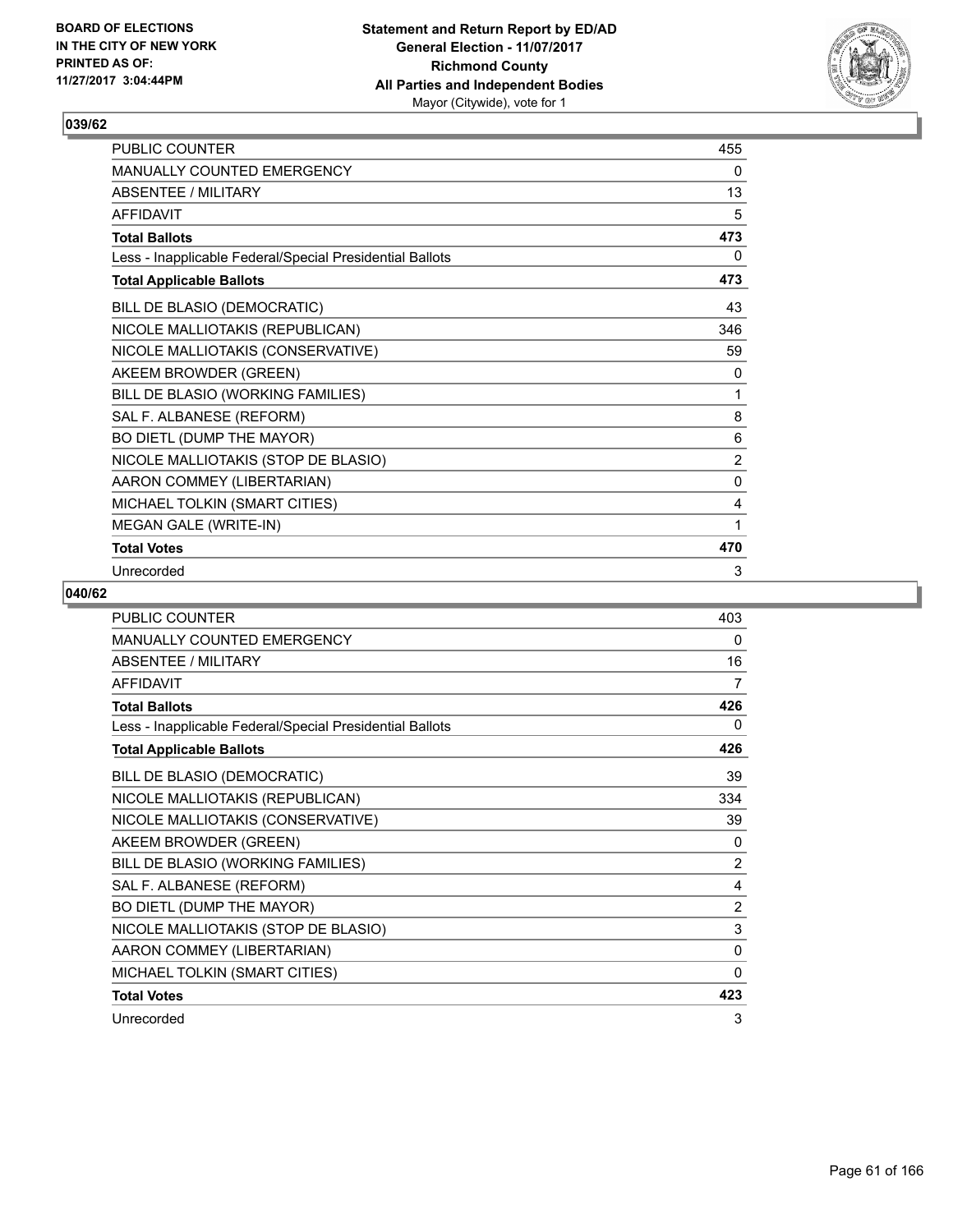BOARD OF ELECTIONS
IN THE CITY OF NEW YORK
PRINTED AS OF:
11/27/2017 3:04:44PM

**Statement and Return Report by ED/AD**
**General Election - 11/07/2017**
**Richmond County**
**All Parties and Independent Bodies**
Mayor (Citywide), vote for 1

### 039/62

| | |
|---|---|
| PUBLIC COUNTER | 455 |
| MANUALLY COUNTED EMERGENCY | 0 |
| ABSENTEE / MILITARY | 13 |
| AFFIDAVIT | 5 |
| **Total Ballots** | **473** |
| Less - Inapplicable Federal/Special Presidential Ballots | 0 |
| **Total Applicable Ballots** | **473** |
| BILL DE BLASIO (DEMOCRATIC) | 43 |
| NICOLE MALLIOTAKIS (REPUBLICAN) | 346 |
| NICOLE MALLIOTAKIS (CONSERVATIVE) | 59 |
| AKEEM BROWDER (GREEN) | 0 |
| BILL DE BLASIO (WORKING FAMILIES) | 1 |
| SAL F. ALBANESE (REFORM) | 8 |
| BO DIETL (DUMP THE MAYOR) | 6 |
| NICOLE MALLIOTAKIS (STOP DE BLASIO) | 2 |
| AARON COMMEY (LIBERTARIAN) | 0 |
| MICHAEL TOLKIN (SMART CITIES) | 4 |
| MEGAN GALE (WRITE-IN) | 1 |
| **Total Votes** | **470** |
| Unrecorded | 3 |

### 040/62

| | |
|---|---|
| PUBLIC COUNTER | 403 |
| MANUALLY COUNTED EMERGENCY | 0 |
| ABSENTEE / MILITARY | 16 |
| AFFIDAVIT | 7 |
| **Total Ballots** | **426** |
| Less - Inapplicable Federal/Special Presidential Ballots | 0 |
| **Total Applicable Ballots** | **426** |
| BILL DE BLASIO (DEMOCRATIC) | 39 |
| NICOLE MALLIOTAKIS (REPUBLICAN) | 334 |
| NICOLE MALLIOTAKIS (CONSERVATIVE) | 39 |
| AKEEM BROWDER (GREEN) | 0 |
| BILL DE BLASIO (WORKING FAMILIES) | 2 |
| SAL F. ALBANESE (REFORM) | 4 |
| BO DIETL (DUMP THE MAYOR) | 2 |
| NICOLE MALLIOTAKIS (STOP DE BLASIO) | 3 |
| AARON COMMEY (LIBERTARIAN) | 0 |
| MICHAEL TOLKIN (SMART CITIES) | 0 |
| **Total Votes** | **423** |
| Unrecorded | 3 |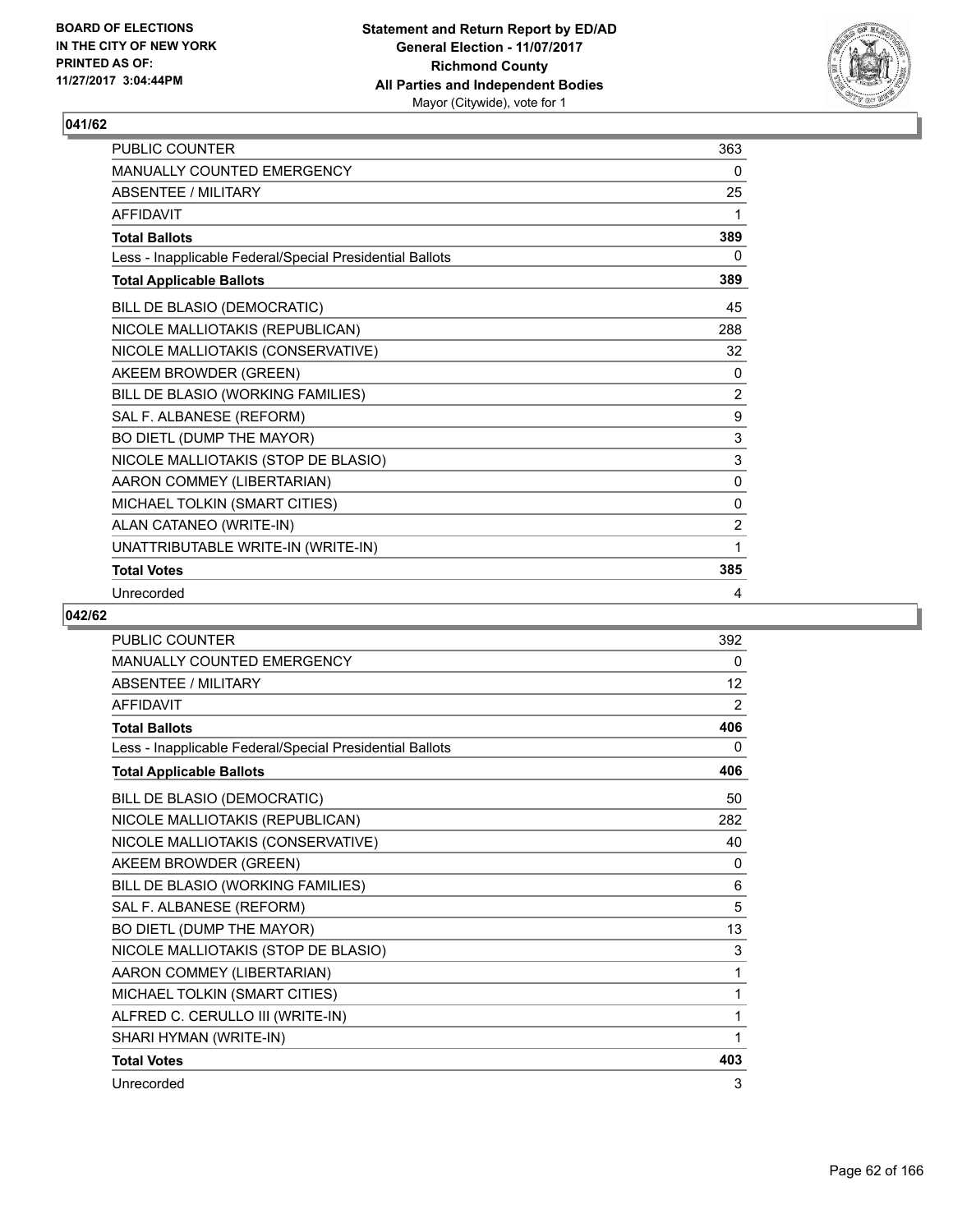BOARD OF ELECTIONS
IN THE CITY OF NEW YORK
PRINTED AS OF:
11/27/2017 3:04:44PM

**Statement and Return Report by ED/AD**
**General Election - 11/07/2017**
**Richmond County**
**All Parties and Independent Bodies**
Mayor (Citywide), vote for 1

## 041/62

| | |
|---|---|
| PUBLIC COUNTER | 363 |
| MANUALLY COUNTED EMERGENCY | 0 |
| ABSENTEE / MILITARY | 25 |
| AFFIDAVIT | 1 |
| **Total Ballots** | **389** |
| Less - Inapplicable Federal/Special Presidential Ballots | 0 |
| **Total Applicable Ballots** | **389** |
| BILL DE BLASIO (DEMOCRATIC) | 45 |
| NICOLE MALLIOTAKIS (REPUBLICAN) | 288 |
| NICOLE MALLIOTAKIS (CONSERVATIVE) | 32 |
| AKEEM BROWDER (GREEN) | 0 |
| BILL DE BLASIO (WORKING FAMILIES) | 2 |
| SAL F. ALBANESE (REFORM) | 9 |
| BO DIETL (DUMP THE MAYOR) | 3 |
| NICOLE MALLIOTAKIS (STOP DE BLASIO) | 3 |
| AARON COMMEY (LIBERTARIAN) | 0 |
| MICHAEL TOLKIN (SMART CITIES) | 0 |
| ALAN CATANEO (WRITE-IN) | 2 |
| UNATTRIBUTABLE WRITE-IN (WRITE-IN) | 1 |
| **Total Votes** | **385** |
| Unrecorded | 4 |

## 042/62

| | |
|---|---|
| PUBLIC COUNTER | 392 |
| MANUALLY COUNTED EMERGENCY | 0 |
| ABSENTEE / MILITARY | 12 |
| AFFIDAVIT | 2 |
| **Total Ballots** | **406** |
| Less - Inapplicable Federal/Special Presidential Ballots | 0 |
| **Total Applicable Ballots** | **406** |
| BILL DE BLASIO (DEMOCRATIC) | 50 |
| NICOLE MALLIOTAKIS (REPUBLICAN) | 282 |
| NICOLE MALLIOTAKIS (CONSERVATIVE) | 40 |
| AKEEM BROWDER (GREEN) | 0 |
| BILL DE BLASIO (WORKING FAMILIES) | 6 |
| SAL F. ALBANESE (REFORM) | 5 |
| BO DIETL (DUMP THE MAYOR) | 13 |
| NICOLE MALLIOTAKIS (STOP DE BLASIO) | 3 |
| AARON COMMEY (LIBERTARIAN) | 1 |
| MICHAEL TOLKIN (SMART CITIES) | 1 |
| ALFRED C. CERULLO III (WRITE-IN) | 1 |
| SHARI HYMAN (WRITE-IN) | 1 |
| **Total Votes** | **403** |
| Unrecorded | 3 |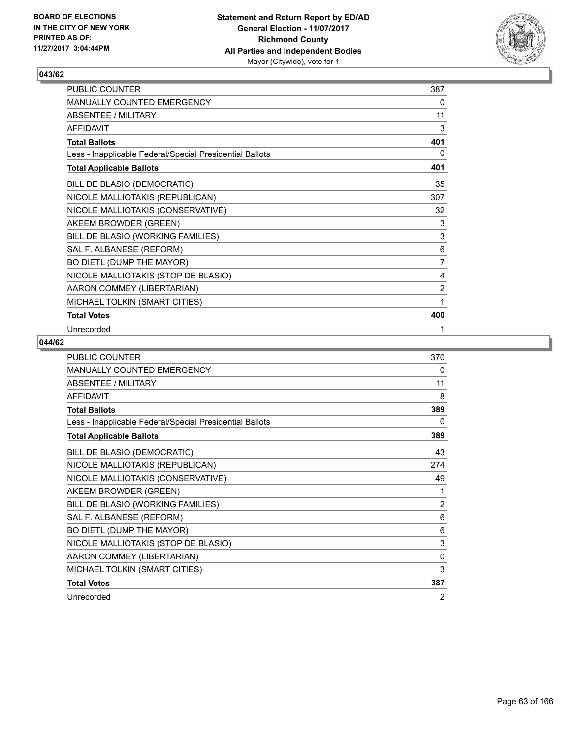## 043/62

| | |
|---|---|
| PUBLIC COUNTER | 387 |
| MANUALLY COUNTED EMERGENCY | 0 |
| ABSENTEE / MILITARY | 11 |
| AFFIDAVIT | 3 |
| **Total Ballots** | **401** |
| Less - Inapplicable Federal/Special Presidential Ballots | 0 |
| **Total Applicable Ballots** | **401** |
| BILL DE BLASIO (DEMOCRATIC) | 35 |
| NICOLE MALLIOTAKIS (REPUBLICAN) | 307 |
| NICOLE MALLIOTAKIS (CONSERVATIVE) | 32 |
| AKEEM BROWDER (GREEN) | 3 |
| BILL DE BLASIO (WORKING FAMILIES) | 3 |
| SAL F. ALBANESE (REFORM) | 6 |
| BO DIETL (DUMP THE MAYOR) | 7 |
| NICOLE MALLIOTAKIS (STOP DE BLASIO) | 4 |
| AARON COMMEY (LIBERTARIAN) | 2 |
| MICHAEL TOLKIN (SMART CITIES) | 1 |
| **Total Votes** | **400** |
| Unrecorded | 1 |

## 044/62

| | |
|---|---|
| PUBLIC COUNTER | 370 |
| MANUALLY COUNTED EMERGENCY | 0 |
| ABSENTEE / MILITARY | 11 |
| AFFIDAVIT | 8 |
| **Total Ballots** | **389** |
| Less - Inapplicable Federal/Special Presidential Ballots | 0 |
| **Total Applicable Ballots** | **389** |
| BILL DE BLASIO (DEMOCRATIC) | 43 |
| NICOLE MALLIOTAKIS (REPUBLICAN) | 274 |
| NICOLE MALLIOTAKIS (CONSERVATIVE) | 49 |
| AKEEM BROWDER (GREEN) | 1 |
| BILL DE BLASIO (WORKING FAMILIES) | 2 |
| SAL F. ALBANESE (REFORM) | 6 |
| BO DIETL (DUMP THE MAYOR) | 6 |
| NICOLE MALLIOTAKIS (STOP DE BLASIO) | 3 |
| AARON COMMEY (LIBERTARIAN) | 0 |
| MICHAEL TOLKIN (SMART CITIES) | 3 |
| **Total Votes** | **387** |
| Unrecorded | 2 |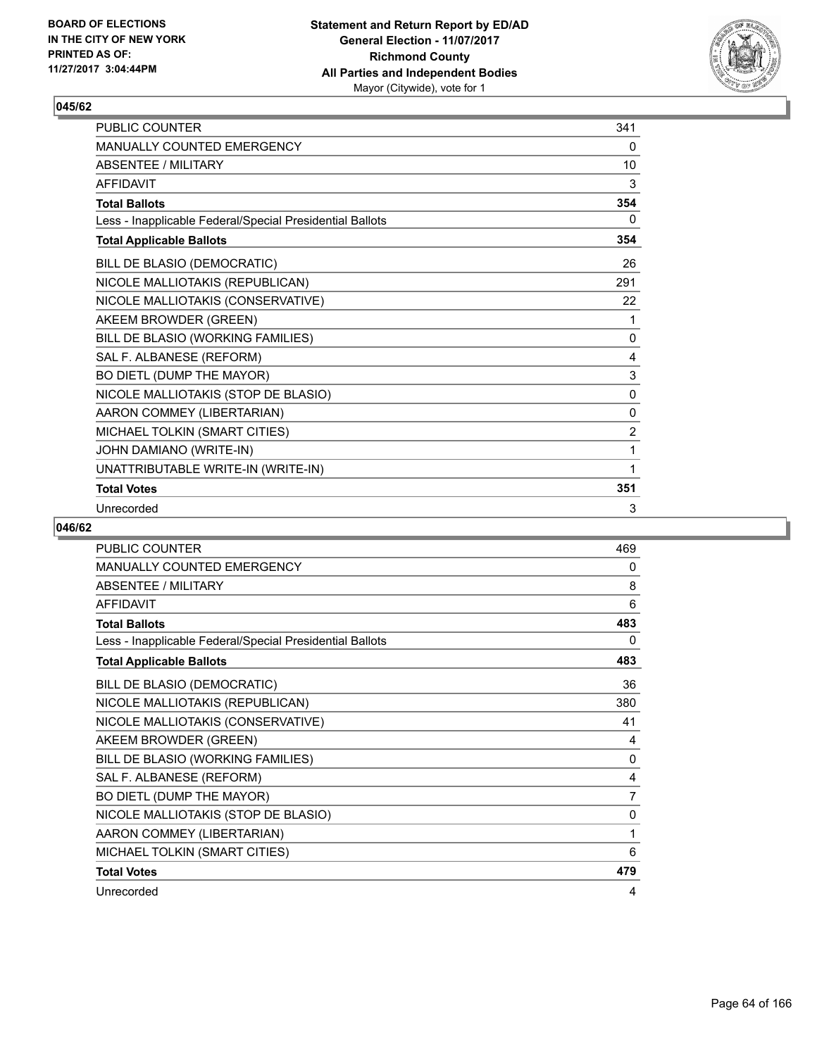**BOARD OF ELECTIONS IN THE CITY OF NEW YORK PRINTED AS OF: 11/27/2017 3:04:44PM**

**Statement and Return Report by ED/AD General Election - 11/07/2017 Richmond County All Parties and Independent Bodies** Mayor (Citywide), vote for 1

## 045/62

| | |
|---|---|
| PUBLIC COUNTER | 341 |
| MANUALLY COUNTED EMERGENCY | 0 |
| ABSENTEE / MILITARY | 10 |
| AFFIDAVIT | 3 |
| **Total Ballots** | **354** |
| Less - Inapplicable Federal/Special Presidential Ballots | 0 |
| **Total Applicable Ballots** | **354** |
| BILL DE BLASIO (DEMOCRATIC) | 26 |
| NICOLE MALLIOTAKIS (REPUBLICAN) | 291 |
| NICOLE MALLIOTAKIS (CONSERVATIVE) | 22 |
| AKEEM BROWDER (GREEN) | 1 |
| BILL DE BLASIO (WORKING FAMILIES) | 0 |
| SAL F. ALBANESE (REFORM) | 4 |
| BO DIETL (DUMP THE MAYOR) | 3 |
| NICOLE MALLIOTAKIS (STOP DE BLASIO) | 0 |
| AARON COMMEY (LIBERTARIAN) | 0 |
| MICHAEL TOLKIN (SMART CITIES) | 2 |
| JOHN DAMIANO (WRITE-IN) | 1 |
| UNATTRIBUTABLE WRITE-IN (WRITE-IN) | 1 |
| **Total Votes** | **351** |
| Unrecorded | 3 |

## 046/62

| | |
|---|---|
| PUBLIC COUNTER | 469 |
| MANUALLY COUNTED EMERGENCY | 0 |
| ABSENTEE / MILITARY | 8 |
| AFFIDAVIT | 6 |
| **Total Ballots** | **483** |
| Less - Inapplicable Federal/Special Presidential Ballots | 0 |
| **Total Applicable Ballots** | **483** |
| BILL DE BLASIO (DEMOCRATIC) | 36 |
| NICOLE MALLIOTAKIS (REPUBLICAN) | 380 |
| NICOLE MALLIOTAKIS (CONSERVATIVE) | 41 |
| AKEEM BROWDER (GREEN) | 4 |
| BILL DE BLASIO (WORKING FAMILIES) | 0 |
| SAL F. ALBANESE (REFORM) | 4 |
| BO DIETL (DUMP THE MAYOR) | 7 |
| NICOLE MALLIOTAKIS (STOP DE BLASIO) | 0 |
| AARON COMMEY (LIBERTARIAN) | 1 |
| MICHAEL TOLKIN (SMART CITIES) | 6 |
| **Total Votes** | **479** |
| Unrecorded | 4 |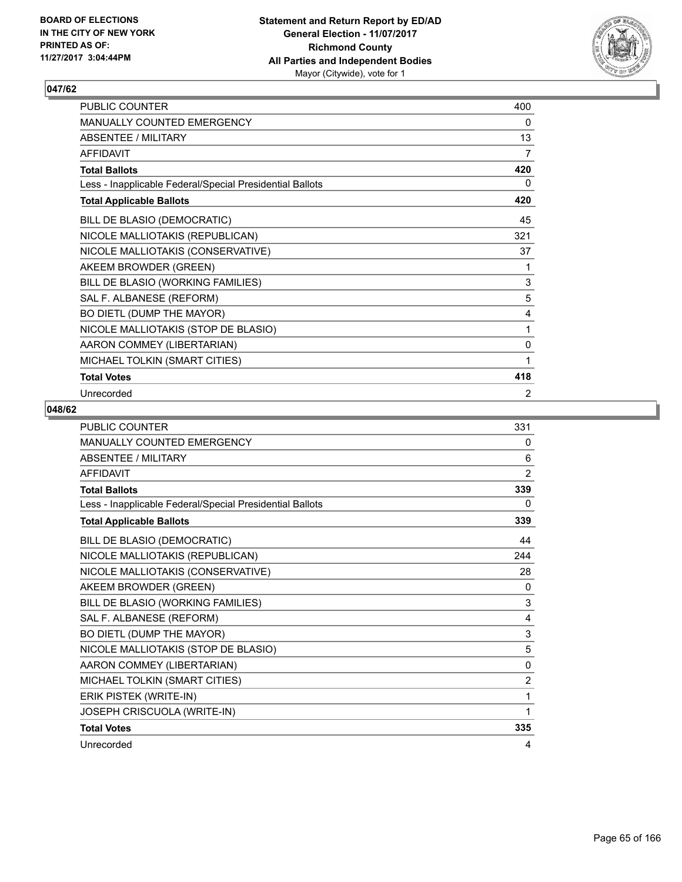BOARD OF ELECTIONS
IN THE CITY OF NEW YORK
PRINTED AS OF:
11/27/2017 3:04:44PM

**Statement and Return Report by ED/AD**
**General Election - 11/07/2017**
**Richmond County**
**All Parties and Independent Bodies**
Mayor (Citywide), vote for 1

## 047/62

| | |
|---|---|
| PUBLIC COUNTER | 400 |
| MANUALLY COUNTED EMERGENCY | 0 |
| ABSENTEE / MILITARY | 13 |
| AFFIDAVIT | 7 |
| **Total Ballots** | **420** |
| Less - Inapplicable Federal/Special Presidential Ballots | 0 |
| **Total Applicable Ballots** | **420** |
| BILL DE BLASIO (DEMOCRATIC) | 45 |
| NICOLE MALLIOTAKIS (REPUBLICAN) | 321 |
| NICOLE MALLIOTAKIS (CONSERVATIVE) | 37 |
| AKEEM BROWDER (GREEN) | 1 |
| BILL DE BLASIO (WORKING FAMILIES) | 3 |
| SAL F. ALBANESE (REFORM) | 5 |
| BO DIETL (DUMP THE MAYOR) | 4 |
| NICOLE MALLIOTAKIS (STOP DE BLASIO) | 1 |
| AARON COMMEY (LIBERTARIAN) | 0 |
| MICHAEL TOLKIN (SMART CITIES) | 1 |
| **Total Votes** | **418** |
| Unrecorded | 2 |

## 048/62

| | |
|---|---|
| PUBLIC COUNTER | 331 |
| MANUALLY COUNTED EMERGENCY | 0 |
| ABSENTEE / MILITARY | 6 |
| AFFIDAVIT | 2 |
| **Total Ballots** | **339** |
| Less - Inapplicable Federal/Special Presidential Ballots | 0 |
| **Total Applicable Ballots** | **339** |
| BILL DE BLASIO (DEMOCRATIC) | 44 |
| NICOLE MALLIOTAKIS (REPUBLICAN) | 244 |
| NICOLE MALLIOTAKIS (CONSERVATIVE) | 28 |
| AKEEM BROWDER (GREEN) | 0 |
| BILL DE BLASIO (WORKING FAMILIES) | 3 |
| SAL F. ALBANESE (REFORM) | 4 |
| BO DIETL (DUMP THE MAYOR) | 3 |
| NICOLE MALLIOTAKIS (STOP DE BLASIO) | 5 |
| AARON COMMEY (LIBERTARIAN) | 0 |
| MICHAEL TOLKIN (SMART CITIES) | 2 |
| ERIK PISTEK (WRITE-IN) | 1 |
| JOSEPH CRISCUOLA (WRITE-IN) | 1 |
| **Total Votes** | **335** |
| Unrecorded | 4 |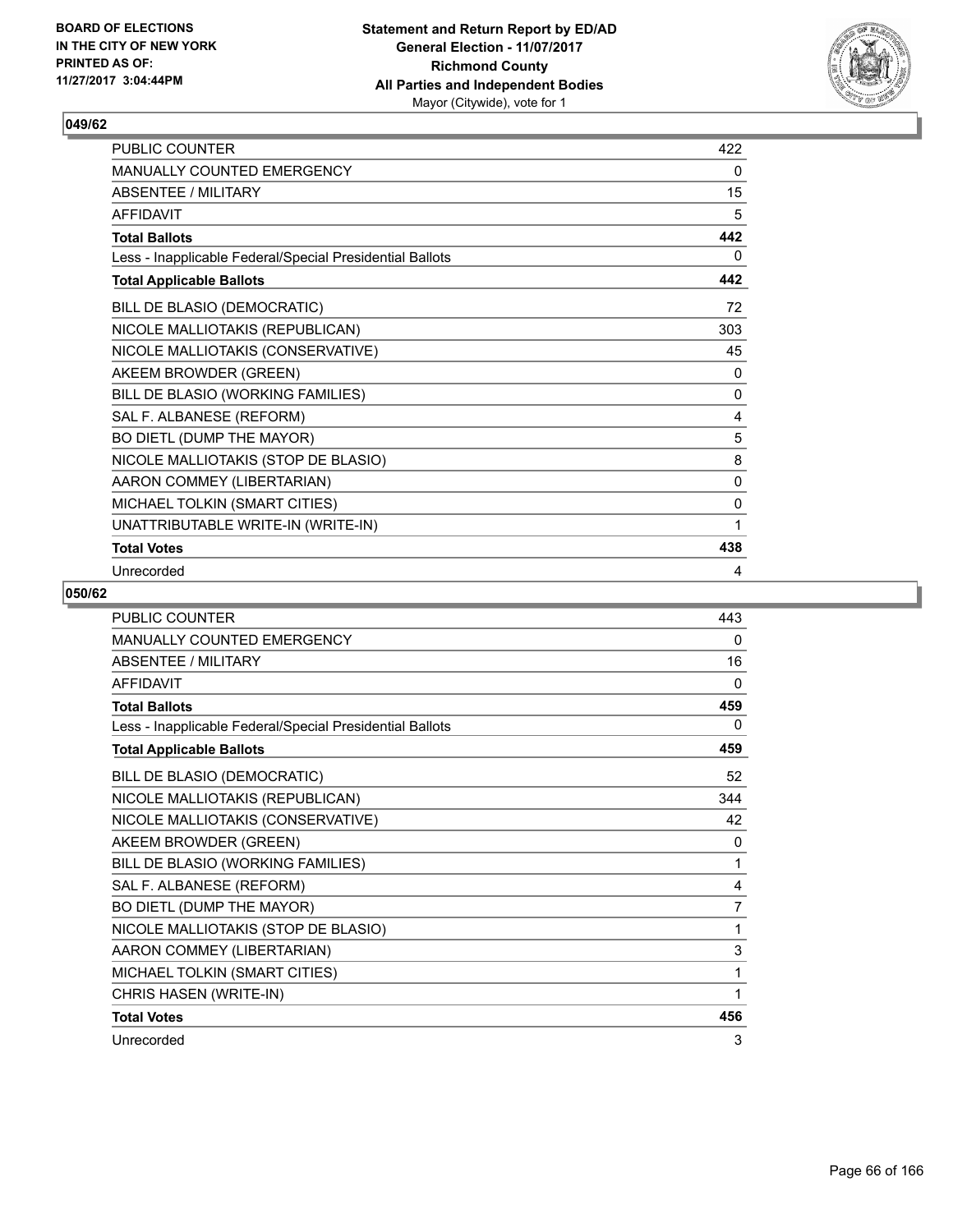BOARD OF ELECTIONS
IN THE CITY OF NEW YORK
PRINTED AS OF:
11/27/2017 3:04:44PM

**Statement and Return Report by ED/AD**
**General Election - 11/07/2017**
**Richmond County**
**All Parties and Independent Bodies**
Mayor (Citywide), vote for 1

## 049/62

| | |
|---|---|
| PUBLIC COUNTER | 422 |
| MANUALLY COUNTED EMERGENCY | 0 |
| ABSENTEE / MILITARY | 15 |
| AFFIDAVIT | 5 |
| **Total Ballots** | **442** |
| Less - Inapplicable Federal/Special Presidential Ballots | 0 |
| **Total Applicable Ballots** | **442** |
| BILL DE BLASIO (DEMOCRATIC) | 72 |
| NICOLE MALLIOTAKIS (REPUBLICAN) | 303 |
| NICOLE MALLIOTAKIS (CONSERVATIVE) | 45 |
| AKEEM BROWDER (GREEN) | 0 |
| BILL DE BLASIO (WORKING FAMILIES) | 0 |
| SAL F. ALBANESE (REFORM) | 4 |
| BO DIETL (DUMP THE MAYOR) | 5 |
| NICOLE MALLIOTAKIS (STOP DE BLASIO) | 8 |
| AARON COMMEY (LIBERTARIAN) | 0 |
| MICHAEL TOLKIN (SMART CITIES) | 0 |
| UNATTRIBUTABLE WRITE-IN (WRITE-IN) | 1 |
| **Total Votes** | **438** |
| Unrecorded | 4 |

## 050/62

| | |
|---|---|
| PUBLIC COUNTER | 443 |
| MANUALLY COUNTED EMERGENCY | 0 |
| ABSENTEE / MILITARY | 16 |
| AFFIDAVIT | 0 |
| **Total Ballots** | **459** |
| Less - Inapplicable Federal/Special Presidential Ballots | 0 |
| **Total Applicable Ballots** | **459** |
| BILL DE BLASIO (DEMOCRATIC) | 52 |
| NICOLE MALLIOTAKIS (REPUBLICAN) | 344 |
| NICOLE MALLIOTAKIS (CONSERVATIVE) | 42 |
| AKEEM BROWDER (GREEN) | 0 |
| BILL DE BLASIO (WORKING FAMILIES) | 1 |
| SAL F. ALBANESE (REFORM) | 4 |
| BO DIETL (DUMP THE MAYOR) | 7 |
| NICOLE MALLIOTAKIS (STOP DE BLASIO) | 1 |
| AARON COMMEY (LIBERTARIAN) | 3 |
| MICHAEL TOLKIN (SMART CITIES) | 1 |
| CHRIS HASEN (WRITE-IN) | 1 |
| **Total Votes** | **456** |
| Unrecorded | 3 |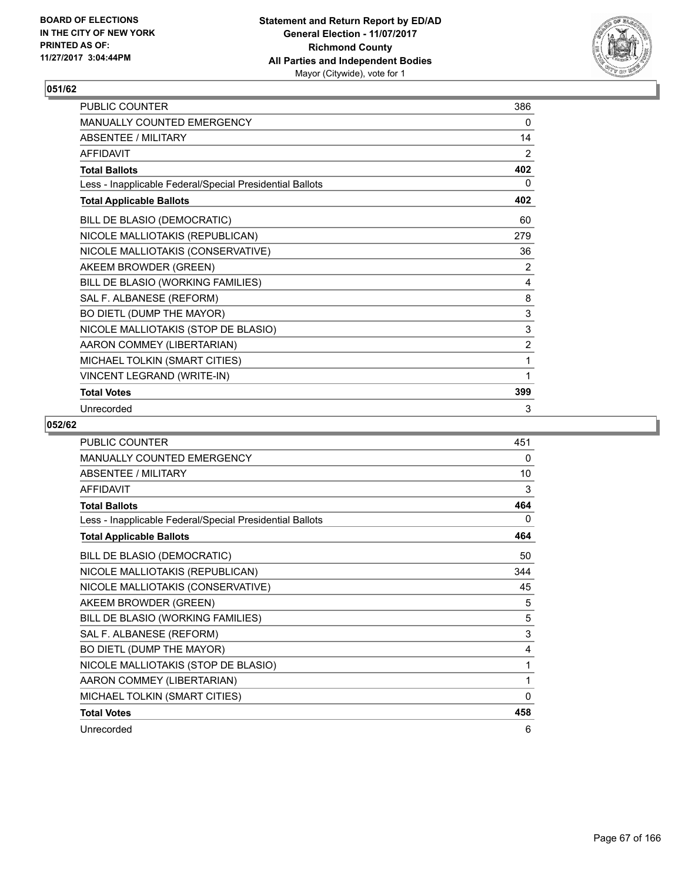BOARD OF ELECTIONS
IN THE CITY OF NEW YORK
PRINTED AS OF:
11/27/2017 3:04:44PM

**Statement and Return Report by ED/AD**
**General Election - 11/07/2017**
**Richmond County**
**All Parties and Independent Bodies**
Mayor (Citywide), vote for 1

## 051/62

| | |
|---|---|
| PUBLIC COUNTER | 386 |
| MANUALLY COUNTED EMERGENCY | 0 |
| ABSENTEE / MILITARY | 14 |
| AFFIDAVIT | 2 |
| **Total Ballots** | **402** |
| Less - Inapplicable Federal/Special Presidential Ballots | 0 |
| **Total Applicable Ballots** | **402** |
| BILL DE BLASIO (DEMOCRATIC) | 60 |
| NICOLE MALLIOTAKIS (REPUBLICAN) | 279 |
| NICOLE MALLIOTAKIS (CONSERVATIVE) | 36 |
| AKEEM BROWDER (GREEN) | 2 |
| BILL DE BLASIO (WORKING FAMILIES) | 4 |
| SAL F. ALBANESE (REFORM) | 8 |
| BO DIETL (DUMP THE MAYOR) | 3 |
| NICOLE MALLIOTAKIS (STOP DE BLASIO) | 3 |
| AARON COMMEY (LIBERTARIAN) | 2 |
| MICHAEL TOLKIN (SMART CITIES) | 1 |
| VINCENT LEGRAND (WRITE-IN) | 1 |
| **Total Votes** | **399** |
| Unrecorded | 3 |

## 052/62

| | |
|---|---|
| PUBLIC COUNTER | 451 |
| MANUALLY COUNTED EMERGENCY | 0 |
| ABSENTEE / MILITARY | 10 |
| AFFIDAVIT | 3 |
| **Total Ballots** | **464** |
| Less - Inapplicable Federal/Special Presidential Ballots | 0 |
| **Total Applicable Ballots** | **464** |
| BILL DE BLASIO (DEMOCRATIC) | 50 |
| NICOLE MALLIOTAKIS (REPUBLICAN) | 344 |
| NICOLE MALLIOTAKIS (CONSERVATIVE) | 45 |
| AKEEM BROWDER (GREEN) | 5 |
| BILL DE BLASIO (WORKING FAMILIES) | 5 |
| SAL F. ALBANESE (REFORM) | 3 |
| BO DIETL (DUMP THE MAYOR) | 4 |
| NICOLE MALLIOTAKIS (STOP DE BLASIO) | 1 |
| AARON COMMEY (LIBERTARIAN) | 1 |
| MICHAEL TOLKIN (SMART CITIES) | 0 |
| **Total Votes** | **458** |
| Unrecorded | 6 |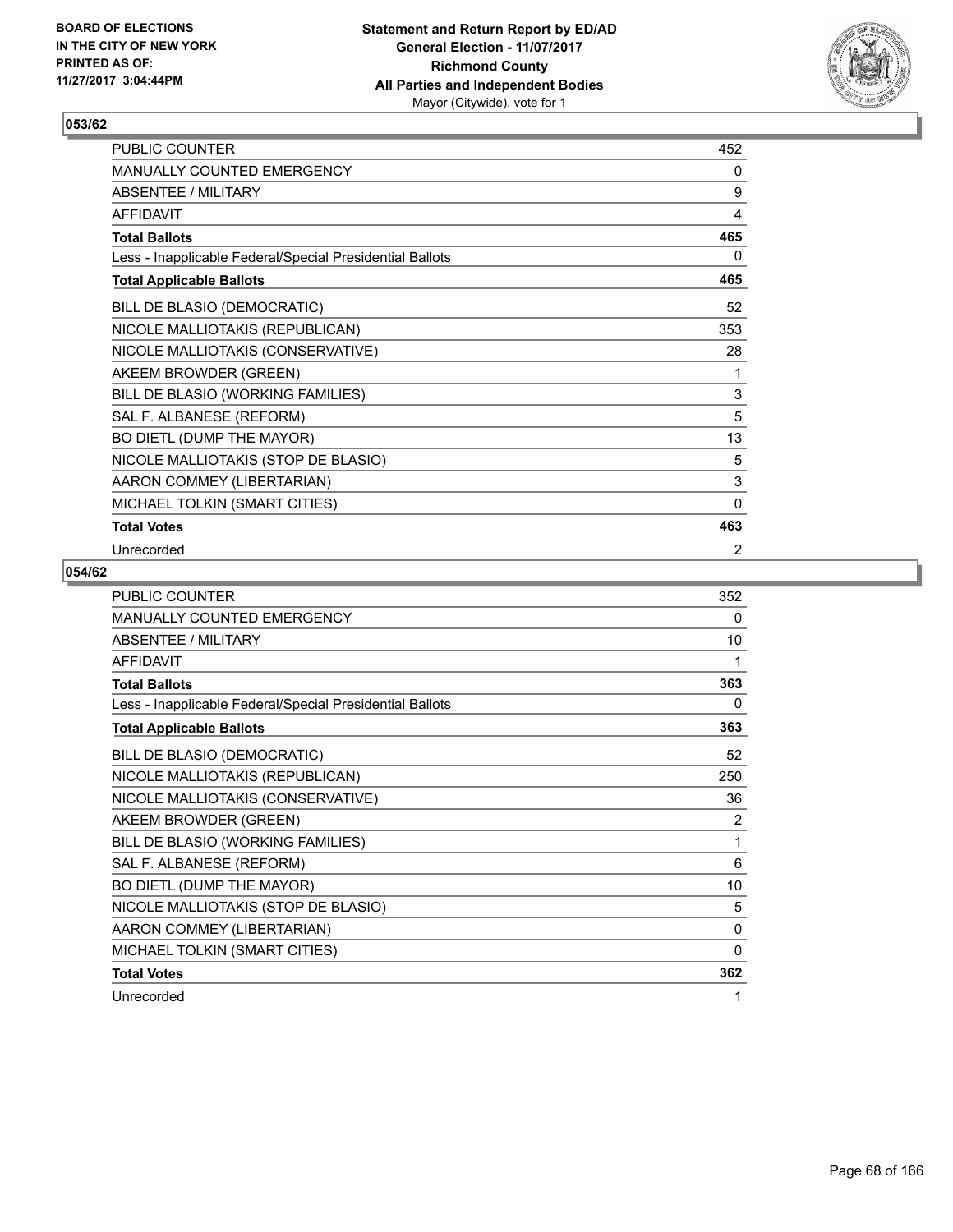**BOARD OF ELECTIONS IN THE CITY OF NEW YORK PRINTED AS OF: 11/27/2017 3:04:44PM**

**Statement and Return Report by ED/AD**
**General Election - 11/07/2017**
**Richmond County**
**All Parties and Independent Bodies**
Mayor (Citywide), vote for 1

## 053/62

| | |
|---|---|
| PUBLIC COUNTER | 452 |
| MANUALLY COUNTED EMERGENCY | 0 |
| ABSENTEE / MILITARY | 9 |
| AFFIDAVIT | 4 |
| **Total Ballots** | **465** |
| Less - Inapplicable Federal/Special Presidential Ballots | 0 |
| **Total Applicable Ballots** | **465** |
| BILL DE BLASIO (DEMOCRATIC) | 52 |
| NICOLE MALLIOTAKIS (REPUBLICAN) | 353 |
| NICOLE MALLIOTAKIS (CONSERVATIVE) | 28 |
| AKEEM BROWDER (GREEN) | 1 |
| BILL DE BLASIO (WORKING FAMILIES) | 3 |
| SAL F. ALBANESE (REFORM) | 5 |
| BO DIETL (DUMP THE MAYOR) | 13 |
| NICOLE MALLIOTAKIS (STOP DE BLASIO) | 5 |
| AARON COMMEY (LIBERTARIAN) | 3 |
| MICHAEL TOLKIN (SMART CITIES) | 0 |
| **Total Votes** | **463** |
| Unrecorded | 2 |

## 054/62

| | |
|---|---|
| PUBLIC COUNTER | 352 |
| MANUALLY COUNTED EMERGENCY | 0 |
| ABSENTEE / MILITARY | 10 |
| AFFIDAVIT | 1 |
| **Total Ballots** | **363** |
| Less - Inapplicable Federal/Special Presidential Ballots | 0 |
| **Total Applicable Ballots** | **363** |
| BILL DE BLASIO (DEMOCRATIC) | 52 |
| NICOLE MALLIOTAKIS (REPUBLICAN) | 250 |
| NICOLE MALLIOTAKIS (CONSERVATIVE) | 36 |
| AKEEM BROWDER (GREEN) | 2 |
| BILL DE BLASIO (WORKING FAMILIES) | 1 |
| SAL F. ALBANESE (REFORM) | 6 |
| BO DIETL (DUMP THE MAYOR) | 10 |
| NICOLE MALLIOTAKIS (STOP DE BLASIO) | 5 |
| AARON COMMEY (LIBERTARIAN) | 0 |
| MICHAEL TOLKIN (SMART CITIES) | 0 |
| **Total Votes** | **362** |
| Unrecorded | 1 |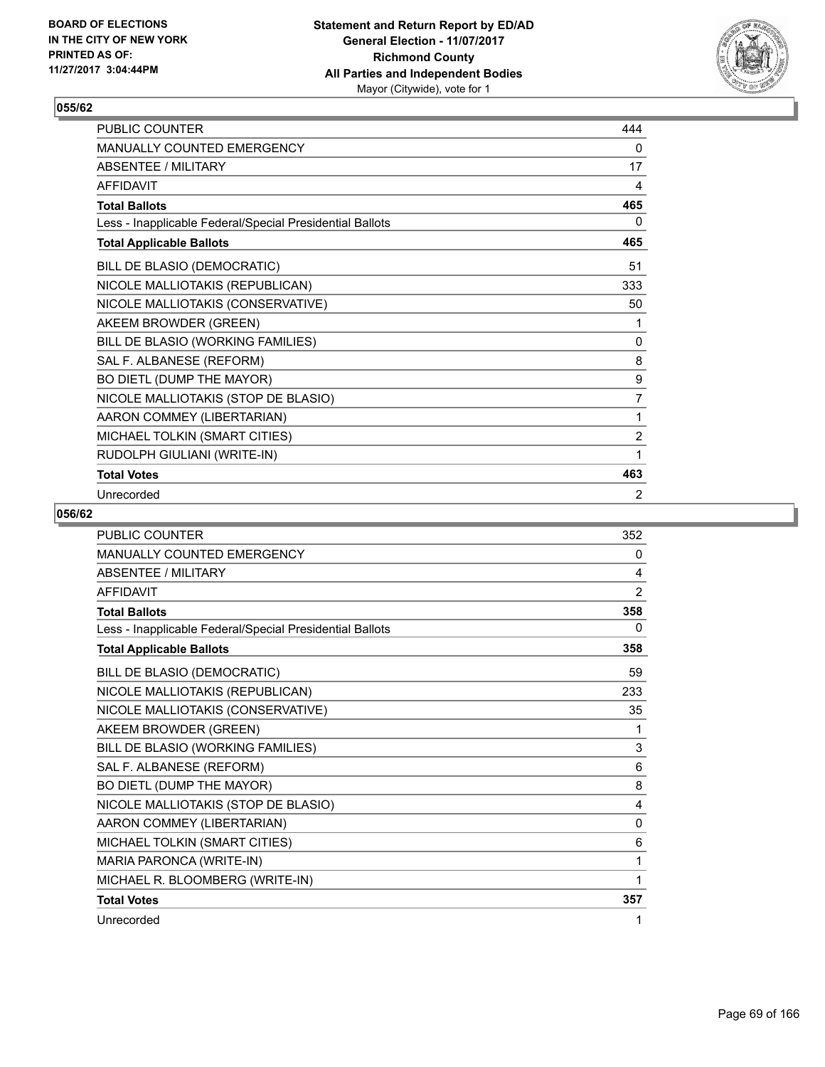**BOARD OF ELECTIONS IN THE CITY OF NEW YORK PRINTED AS OF: 11/27/2017 3:04:44PM**

**Statement and Return Report by ED/AD**
**General Election - 11/07/2017**
**Richmond County**
**All Parties and Independent Bodies**
Mayor (Citywide), vote for 1

## 055/62

| | |
|---|---|
| PUBLIC COUNTER | 444 |
| MANUALLY COUNTED EMERGENCY | 0 |
| ABSENTEE / MILITARY | 17 |
| AFFIDAVIT | 4 |
| **Total Ballots** | **465** |
| Less - Inapplicable Federal/Special Presidential Ballots | 0 |
| **Total Applicable Ballots** | **465** |
| BILL DE BLASIO (DEMOCRATIC) | 51 |
| NICOLE MALLIOTAKIS (REPUBLICAN) | 333 |
| NICOLE MALLIOTAKIS (CONSERVATIVE) | 50 |
| AKEEM BROWDER (GREEN) | 1 |
| BILL DE BLASIO (WORKING FAMILIES) | 0 |
| SAL F. ALBANESE (REFORM) | 8 |
| BO DIETL (DUMP THE MAYOR) | 9 |
| NICOLE MALLIOTAKIS (STOP DE BLASIO) | 7 |
| AARON COMMEY (LIBERTARIAN) | 1 |
| MICHAEL TOLKIN (SMART CITIES) | 2 |
| RUDOLPH GIULIANI (WRITE-IN) | 1 |
| **Total Votes** | **463** |
| Unrecorded | 2 |

## 056/62

| | |
|---|---|
| PUBLIC COUNTER | 352 |
| MANUALLY COUNTED EMERGENCY | 0 |
| ABSENTEE / MILITARY | 4 |
| AFFIDAVIT | 2 |
| **Total Ballots** | **358** |
| Less - Inapplicable Federal/Special Presidential Ballots | 0 |
| **Total Applicable Ballots** | **358** |
| BILL DE BLASIO (DEMOCRATIC) | 59 |
| NICOLE MALLIOTAKIS (REPUBLICAN) | 233 |
| NICOLE MALLIOTAKIS (CONSERVATIVE) | 35 |
| AKEEM BROWDER (GREEN) | 1 |
| BILL DE BLASIO (WORKING FAMILIES) | 3 |
| SAL F. ALBANESE (REFORM) | 6 |
| BO DIETL (DUMP THE MAYOR) | 8 |
| NICOLE MALLIOTAKIS (STOP DE BLASIO) | 4 |
| AARON COMMEY (LIBERTARIAN) | 0 |
| MICHAEL TOLKIN (SMART CITIES) | 6 |
| MARIA PARONCA (WRITE-IN) | 1 |
| MICHAEL R. BLOOMBERG (WRITE-IN) | 1 |
| **Total Votes** | **357** |
| Unrecorded | 1 |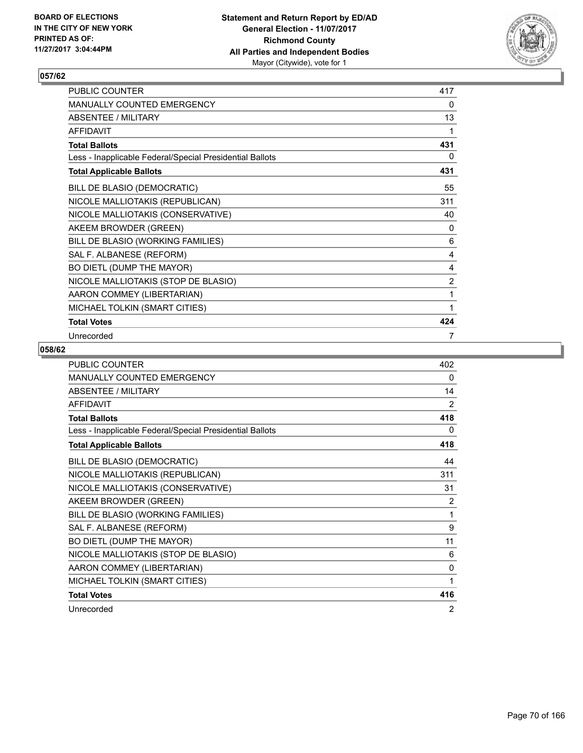BOARD OF ELECTIONS
IN THE CITY OF NEW YORK
PRINTED AS OF:
11/27/2017 3:04:44PM

**Statement and Return Report by ED/AD**
**General Election - 11/07/2017**
**Richmond County**
**All Parties and Independent Bodies**
Mayor (Citywide), vote for 1

## 057/62

| | |
|---|---|
| PUBLIC COUNTER | 417 |
| MANUALLY COUNTED EMERGENCY | 0 |
| ABSENTEE / MILITARY | 13 |
| AFFIDAVIT | 1 |
| **Total Ballots** | **431** |
| Less - Inapplicable Federal/Special Presidential Ballots | 0 |
| **Total Applicable Ballots** | **431** |
| BILL DE BLASIO (DEMOCRATIC) | 55 |
| NICOLE MALLIOTAKIS (REPUBLICAN) | 311 |
| NICOLE MALLIOTAKIS (CONSERVATIVE) | 40 |
| AKEEM BROWDER (GREEN) | 0 |
| BILL DE BLASIO (WORKING FAMILIES) | 6 |
| SAL F. ALBANESE (REFORM) | 4 |
| BO DIETL (DUMP THE MAYOR) | 4 |
| NICOLE MALLIOTAKIS (STOP DE BLASIO) | 2 |
| AARON COMMEY (LIBERTARIAN) | 1 |
| MICHAEL TOLKIN (SMART CITIES) | 1 |
| **Total Votes** | **424** |
| Unrecorded | 7 |

## 058/62

| | |
|---|---|
| PUBLIC COUNTER | 402 |
| MANUALLY COUNTED EMERGENCY | 0 |
| ABSENTEE / MILITARY | 14 |
| AFFIDAVIT | 2 |
| **Total Ballots** | **418** |
| Less - Inapplicable Federal/Special Presidential Ballots | 0 |
| **Total Applicable Ballots** | **418** |
| BILL DE BLASIO (DEMOCRATIC) | 44 |
| NICOLE MALLIOTAKIS (REPUBLICAN) | 311 |
| NICOLE MALLIOTAKIS (CONSERVATIVE) | 31 |
| AKEEM BROWDER (GREEN) | 2 |
| BILL DE BLASIO (WORKING FAMILIES) | 1 |
| SAL F. ALBANESE (REFORM) | 9 |
| BO DIETL (DUMP THE MAYOR) | 11 |
| NICOLE MALLIOTAKIS (STOP DE BLASIO) | 6 |
| AARON COMMEY (LIBERTARIAN) | 0 |
| MICHAEL TOLKIN (SMART CITIES) | 1 |
| **Total Votes** | **416** |
| Unrecorded | 2 |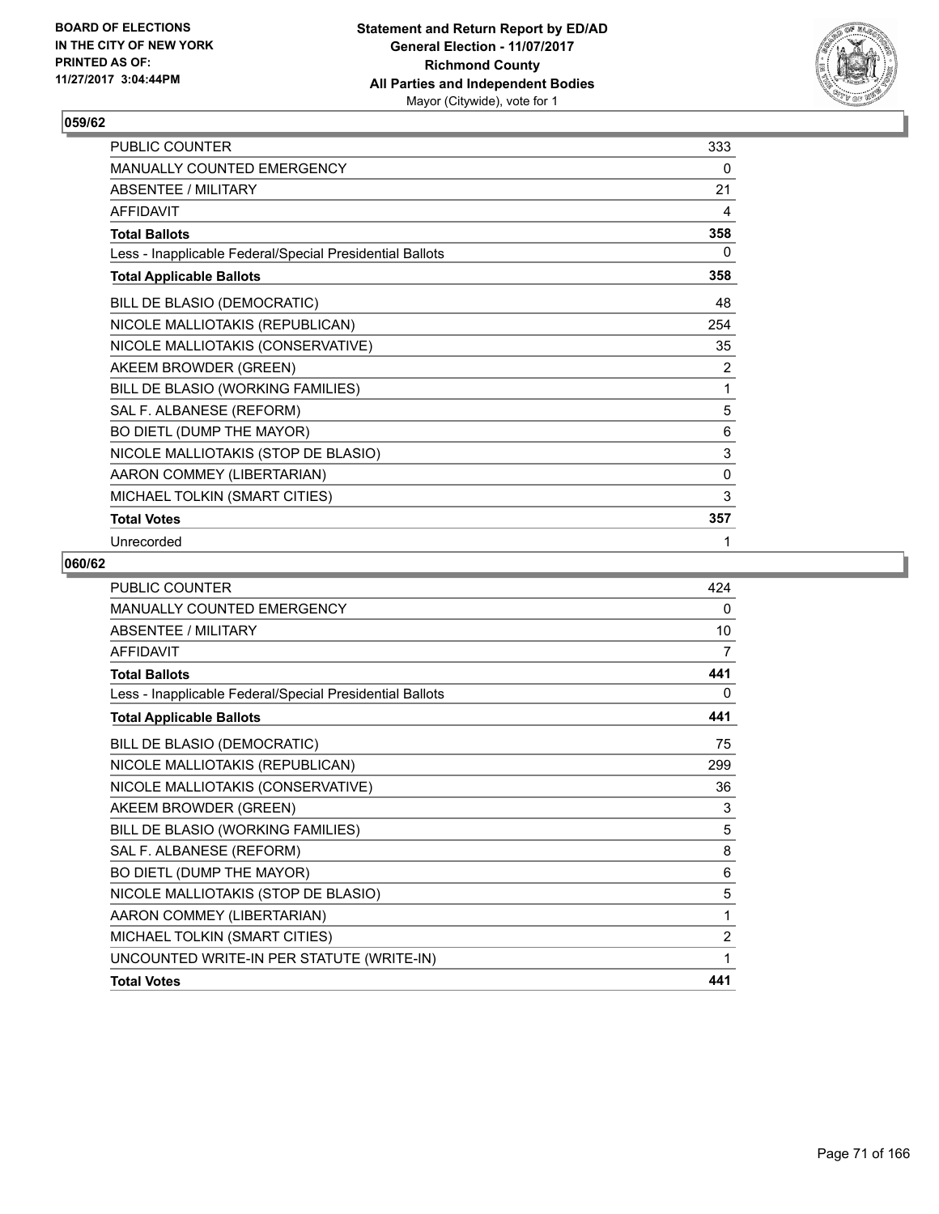**BOARD OF ELECTIONS IN THE CITY OF NEW YORK PRINTED AS OF: 11/27/2017 3:04:44PM**

**Statement and Return Report by ED/AD General Election - 11/07/2017 Richmond County All Parties and Independent Bodies**
Mayor (Citywide), vote for 1

## 059/62

| | |
|---|---|
| PUBLIC COUNTER | 333 |
| MANUALLY COUNTED EMERGENCY | 0 |
| ABSENTEE / MILITARY | 21 |
| AFFIDAVIT | 4 |
| **Total Ballots** | **358** |
| Less - Inapplicable Federal/Special Presidential Ballots | 0 |
| **Total Applicable Ballots** | **358** |
| BILL DE BLASIO (DEMOCRATIC) | 48 |
| NICOLE MALLIOTAKIS (REPUBLICAN) | 254 |
| NICOLE MALLIOTAKIS (CONSERVATIVE) | 35 |
| AKEEM BROWDER (GREEN) | 2 |
| BILL DE BLASIO (WORKING FAMILIES) | 1 |
| SAL F. ALBANESE (REFORM) | 5 |
| BO DIETL (DUMP THE MAYOR) | 6 |
| NICOLE MALLIOTAKIS (STOP DE BLASIO) | 3 |
| AARON COMMEY (LIBERTARIAN) | 0 |
| MICHAEL TOLKIN (SMART CITIES) | 3 |
| **Total Votes** | **357** |
| Unrecorded | 1 |

## 060/62

| | |
|---|---|
| PUBLIC COUNTER | 424 |
| MANUALLY COUNTED EMERGENCY | 0 |
| ABSENTEE / MILITARY | 10 |
| AFFIDAVIT | 7 |
| **Total Ballots** | **441** |
| Less - Inapplicable Federal/Special Presidential Ballots | 0 |
| **Total Applicable Ballots** | **441** |
| BILL DE BLASIO (DEMOCRATIC) | 75 |
| NICOLE MALLIOTAKIS (REPUBLICAN) | 299 |
| NICOLE MALLIOTAKIS (CONSERVATIVE) | 36 |
| AKEEM BROWDER (GREEN) | 3 |
| BILL DE BLASIO (WORKING FAMILIES) | 5 |
| SAL F. ALBANESE (REFORM) | 8 |
| BO DIETL (DUMP THE MAYOR) | 6 |
| NICOLE MALLIOTAKIS (STOP DE BLASIO) | 5 |
| AARON COMMEY (LIBERTARIAN) | 1 |
| MICHAEL TOLKIN (SMART CITIES) | 2 |
| UNCOUNTED WRITE-IN PER STATUTE (WRITE-IN) | 1 |
| **Total Votes** | **441** |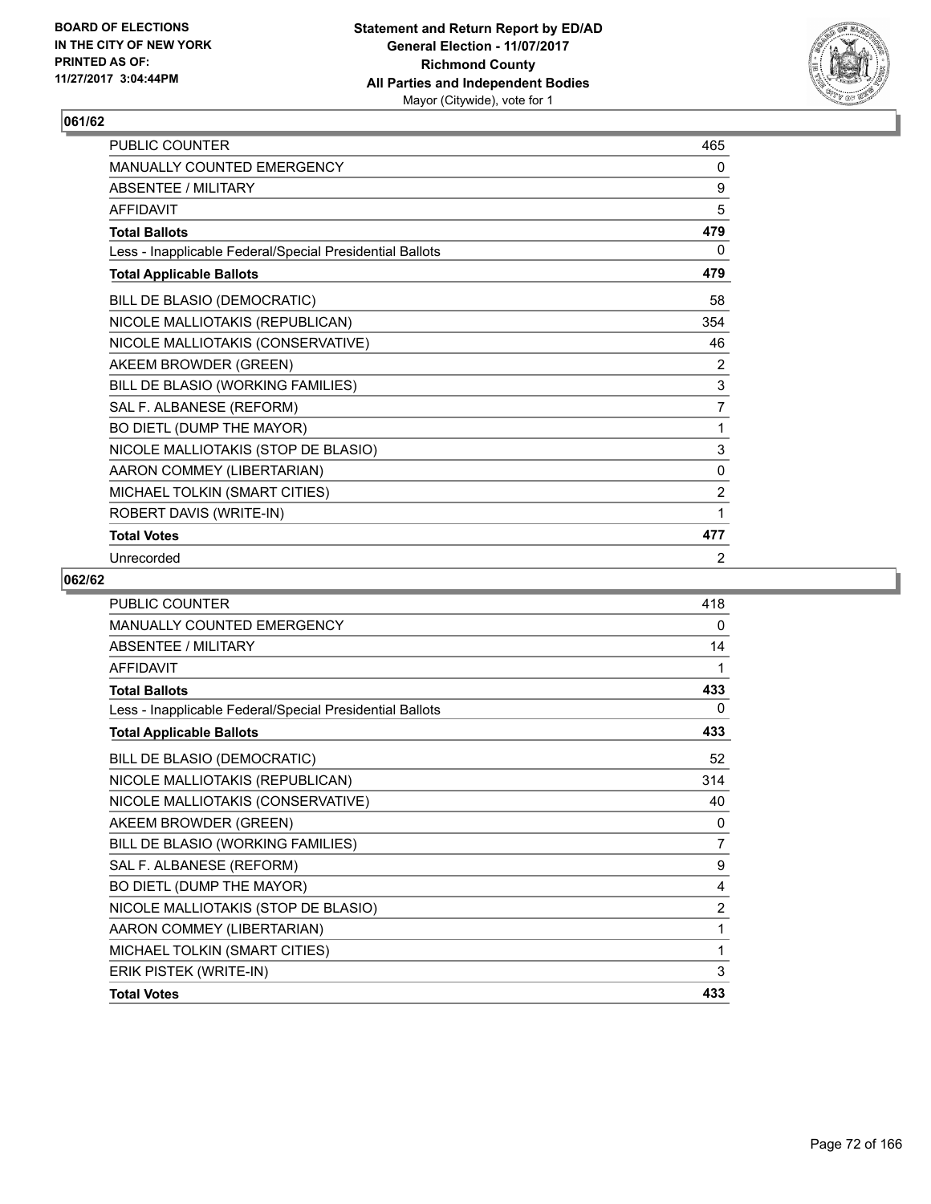BOARD OF ELECTIONS
IN THE CITY OF NEW YORK
PRINTED AS OF:
11/27/2017 3:04:44PM

**Statement and Return Report by ED/AD**
**General Election - 11/07/2017**
**Richmond County**
**All Parties and Independent Bodies**
Mayor (Citywide), vote for 1

## 061/62

| | |
|---|---|
| PUBLIC COUNTER | 465 |
| MANUALLY COUNTED EMERGENCY | 0 |
| ABSENTEE / MILITARY | 9 |
| AFFIDAVIT | 5 |
| **Total Ballots** | **479** |
| Less - Inapplicable Federal/Special Presidential Ballots | 0 |
| **Total Applicable Ballots** | **479** |
| BILL DE BLASIO (DEMOCRATIC) | 58 |
| NICOLE MALLIOTAKIS (REPUBLICAN) | 354 |
| NICOLE MALLIOTAKIS (CONSERVATIVE) | 46 |
| AKEEM BROWDER (GREEN) | 2 |
| BILL DE BLASIO (WORKING FAMILIES) | 3 |
| SAL F. ALBANESE (REFORM) | 7 |
| BO DIETL (DUMP THE MAYOR) | 1 |
| NICOLE MALLIOTAKIS (STOP DE BLASIO) | 3 |
| AARON COMMEY (LIBERTARIAN) | 0 |
| MICHAEL TOLKIN (SMART CITIES) | 2 |
| ROBERT DAVIS (WRITE-IN) | 1 |
| **Total Votes** | **477** |
| Unrecorded | 2 |

## 062/62

| | |
|---|---|
| PUBLIC COUNTER | 418 |
| MANUALLY COUNTED EMERGENCY | 0 |
| ABSENTEE / MILITARY | 14 |
| AFFIDAVIT | 1 |
| **Total Ballots** | **433** |
| Less - Inapplicable Federal/Special Presidential Ballots | 0 |
| **Total Applicable Ballots** | **433** |
| BILL DE BLASIO (DEMOCRATIC) | 52 |
| NICOLE MALLIOTAKIS (REPUBLICAN) | 314 |
| NICOLE MALLIOTAKIS (CONSERVATIVE) | 40 |
| AKEEM BROWDER (GREEN) | 0 |
| BILL DE BLASIO (WORKING FAMILIES) | 7 |
| SAL F. ALBANESE (REFORM) | 9 |
| BO DIETL (DUMP THE MAYOR) | 4 |
| NICOLE MALLIOTAKIS (STOP DE BLASIO) | 2 |
| AARON COMMEY (LIBERTARIAN) | 1 |
| MICHAEL TOLKIN (SMART CITIES) | 1 |
| ERIK PISTEK (WRITE-IN) | 3 |
| **Total Votes** | **433** |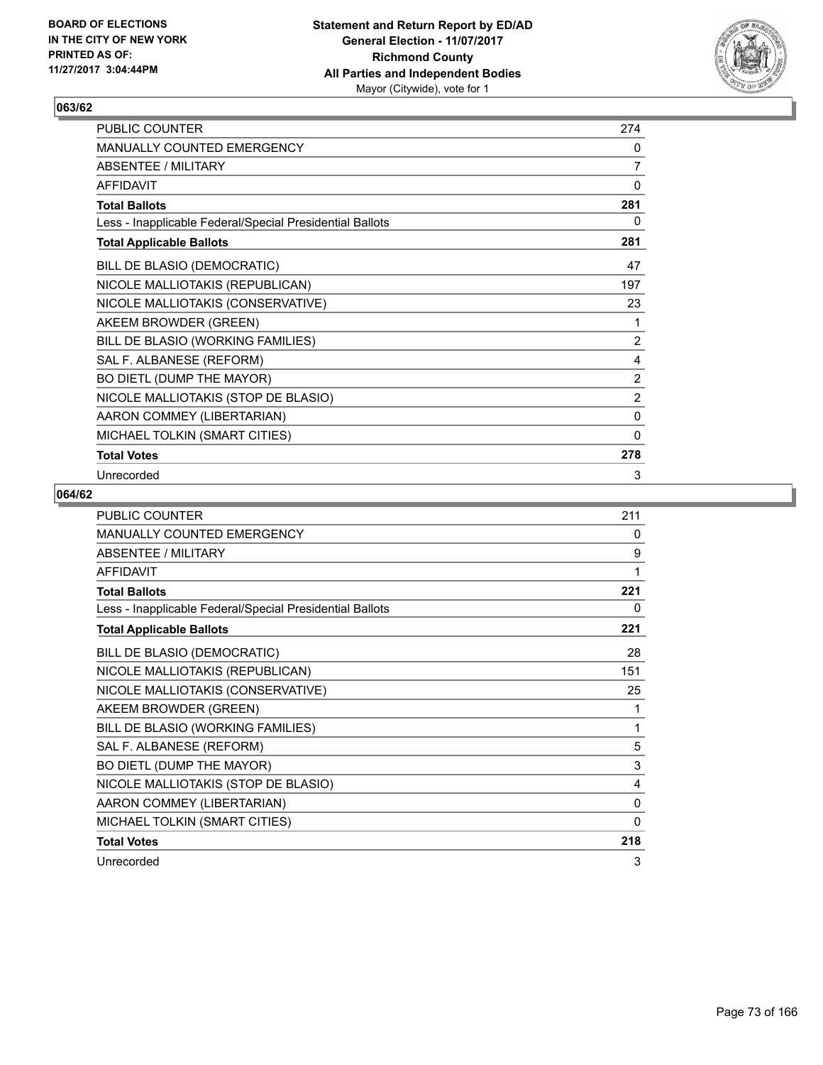**BOARD OF ELECTIONS IN THE CITY OF NEW YORK PRINTED AS OF: 11/27/2017 3:04:44PM**

**Statement and Return Report by ED/AD**
**General Election - 11/07/2017**
**Richmond County**
**All Parties and Independent Bodies**
Mayor (Citywide), vote for 1

## 063/62

| | |
|---|---|
| PUBLIC COUNTER | 274 |
| MANUALLY COUNTED EMERGENCY | 0 |
| ABSENTEE / MILITARY | 7 |
| AFFIDAVIT | 0 |
| **Total Ballots** | **281** |
| Less - Inapplicable Federal/Special Presidential Ballots | 0 |
| **Total Applicable Ballots** | **281** |
| BILL DE BLASIO (DEMOCRATIC) | 47 |
| NICOLE MALLIOTAKIS (REPUBLICAN) | 197 |
| NICOLE MALLIOTAKIS (CONSERVATIVE) | 23 |
| AKEEM BROWDER (GREEN) | 1 |
| BILL DE BLASIO (WORKING FAMILIES) | 2 |
| SAL F. ALBANESE (REFORM) | 4 |
| BO DIETL (DUMP THE MAYOR) | 2 |
| NICOLE MALLIOTAKIS (STOP DE BLASIO) | 2 |
| AARON COMMEY (LIBERTARIAN) | 0 |
| MICHAEL TOLKIN (SMART CITIES) | 0 |
| **Total Votes** | **278** |
| Unrecorded | 3 |

## 064/62

| | |
|---|---|
| PUBLIC COUNTER | 211 |
| MANUALLY COUNTED EMERGENCY | 0 |
| ABSENTEE / MILITARY | 9 |
| AFFIDAVIT | 1 |
| **Total Ballots** | **221** |
| Less - Inapplicable Federal/Special Presidential Ballots | 0 |
| **Total Applicable Ballots** | **221** |
| BILL DE BLASIO (DEMOCRATIC) | 28 |
| NICOLE MALLIOTAKIS (REPUBLICAN) | 151 |
| NICOLE MALLIOTAKIS (CONSERVATIVE) | 25 |
| AKEEM BROWDER (GREEN) | 1 |
| BILL DE BLASIO (WORKING FAMILIES) | 1 |
| SAL F. ALBANESE (REFORM) | 5 |
| BO DIETL (DUMP THE MAYOR) | 3 |
| NICOLE MALLIOTAKIS (STOP DE BLASIO) | 4 |
| AARON COMMEY (LIBERTARIAN) | 0 |
| MICHAEL TOLKIN (SMART CITIES) | 0 |
| **Total Votes** | **218** |
| Unrecorded | 3 |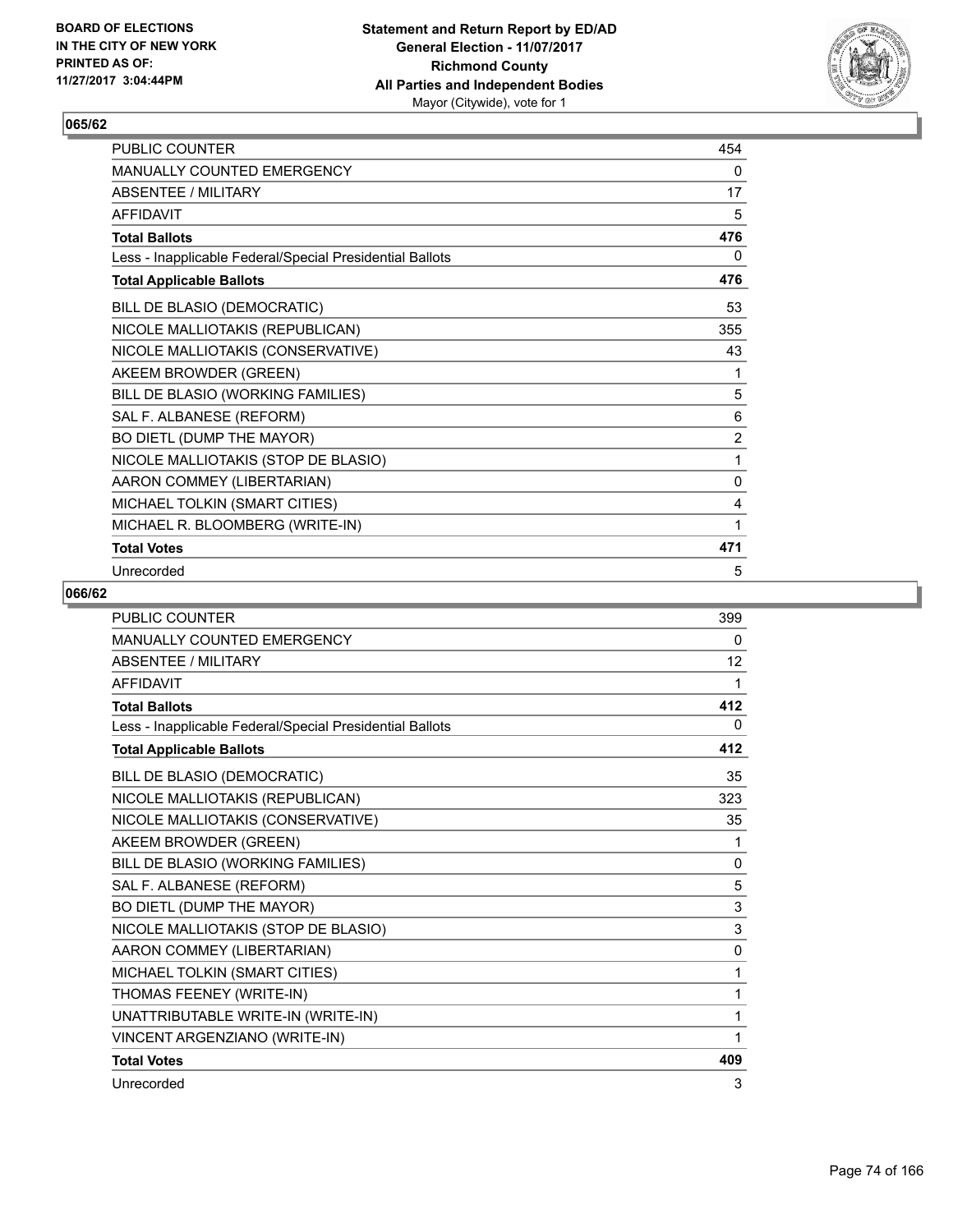**BOARD OF ELECTIONS IN THE CITY OF NEW YORK PRINTED AS OF: 11/27/2017 3:04:44PM**

**Statement and Return Report by ED/AD General Election - 11/07/2017 Richmond County All Parties and Independent Bodies** Mayor (Citywide), vote for 1

## 065/62

| | |
|---|---|
| PUBLIC COUNTER | 454 |
| MANUALLY COUNTED EMERGENCY | 0 |
| ABSENTEE / MILITARY | 17 |
| AFFIDAVIT | 5 |
| **Total Ballots** | **476** |
| Less - Inapplicable Federal/Special Presidential Ballots | 0 |
| **Total Applicable Ballots** | **476** |
| BILL DE BLASIO (DEMOCRATIC) | 53 |
| NICOLE MALLIOTAKIS (REPUBLICAN) | 355 |
| NICOLE MALLIOTAKIS (CONSERVATIVE) | 43 |
| AKEEM BROWDER (GREEN) | 1 |
| BILL DE BLASIO (WORKING FAMILIES) | 5 |
| SAL F. ALBANESE (REFORM) | 6 |
| BO DIETL (DUMP THE MAYOR) | 2 |
| NICOLE MALLIOTAKIS (STOP DE BLASIO) | 1 |
| AARON COMMEY (LIBERTARIAN) | 0 |
| MICHAEL TOLKIN (SMART CITIES) | 4 |
| MICHAEL R. BLOOMBERG (WRITE-IN) | 1 |
| **Total Votes** | **471** |
| Unrecorded | 5 |

## 066/62

| | |
|---|---|
| PUBLIC COUNTER | 399 |
| MANUALLY COUNTED EMERGENCY | 0 |
| ABSENTEE / MILITARY | 12 |
| AFFIDAVIT | 1 |
| **Total Ballots** | **412** |
| Less - Inapplicable Federal/Special Presidential Ballots | 0 |
| **Total Applicable Ballots** | **412** |
| BILL DE BLASIO (DEMOCRATIC) | 35 |
| NICOLE MALLIOTAKIS (REPUBLICAN) | 323 |
| NICOLE MALLIOTAKIS (CONSERVATIVE) | 35 |
| AKEEM BROWDER (GREEN) | 1 |
| BILL DE BLASIO (WORKING FAMILIES) | 0 |
| SAL F. ALBANESE (REFORM) | 5 |
| BO DIETL (DUMP THE MAYOR) | 3 |
| NICOLE MALLIOTAKIS (STOP DE BLASIO) | 3 |
| AARON COMMEY (LIBERTARIAN) | 0 |
| MICHAEL TOLKIN (SMART CITIES) | 1 |
| THOMAS FEENEY (WRITE-IN) | 1 |
| UNATTRIBUTABLE WRITE-IN (WRITE-IN) | 1 |
| VINCENT ARGENZIANO (WRITE-IN) | 1 |
| **Total Votes** | **409** |
| Unrecorded | 3 |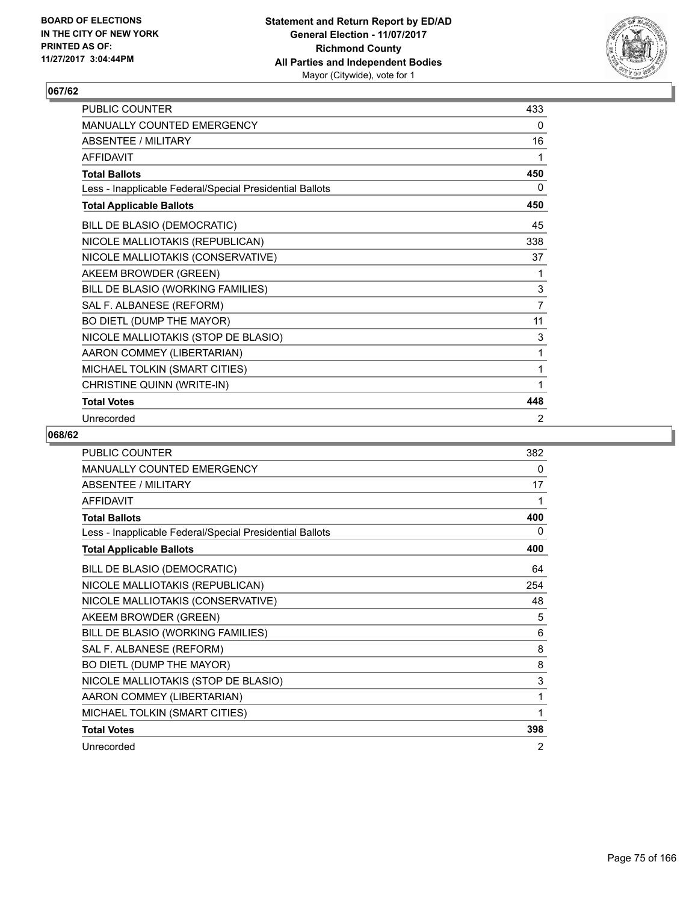## 067/62

| | |
|---|---|
| PUBLIC COUNTER | 433 |
| MANUALLY COUNTED EMERGENCY | 0 |
| ABSENTEE / MILITARY | 16 |
| AFFIDAVIT | 1 |
| **Total Ballots** | **450** |
| Less - Inapplicable Federal/Special Presidential Ballots | 0 |
| **Total Applicable Ballots** | **450** |
| BILL DE BLASIO (DEMOCRATIC) | 45 |
| NICOLE MALLIOTAKIS (REPUBLICAN) | 338 |
| NICOLE MALLIOTAKIS (CONSERVATIVE) | 37 |
| AKEEM BROWDER (GREEN) | 1 |
| BILL DE BLASIO (WORKING FAMILIES) | 3 |
| SAL F. ALBANESE (REFORM) | 7 |
| BO DIETL (DUMP THE MAYOR) | 11 |
| NICOLE MALLIOTAKIS (STOP DE BLASIO) | 3 |
| AARON COMMEY (LIBERTARIAN) | 1 |
| MICHAEL TOLKIN (SMART CITIES) | 1 |
| CHRISTINE QUINN (WRITE-IN) | 1 |
| **Total Votes** | **448** |
| Unrecorded | 2 |

## 068/62

| | |
|---|---|
| PUBLIC COUNTER | 382 |
| MANUALLY COUNTED EMERGENCY | 0 |
| ABSENTEE / MILITARY | 17 |
| AFFIDAVIT | 1 |
| **Total Ballots** | **400** |
| Less - Inapplicable Federal/Special Presidential Ballots | 0 |
| **Total Applicable Ballots** | **400** |
| BILL DE BLASIO (DEMOCRATIC) | 64 |
| NICOLE MALLIOTAKIS (REPUBLICAN) | 254 |
| NICOLE MALLIOTAKIS (CONSERVATIVE) | 48 |
| AKEEM BROWDER (GREEN) | 5 |
| BILL DE BLASIO (WORKING FAMILIES) | 6 |
| SAL F. ALBANESE (REFORM) | 8 |
| BO DIETL (DUMP THE MAYOR) | 8 |
| NICOLE MALLIOTAKIS (STOP DE BLASIO) | 3 |
| AARON COMMEY (LIBERTARIAN) | 1 |
| MICHAEL TOLKIN (SMART CITIES) | 1 |
| **Total Votes** | **398** |
| Unrecorded | 2 |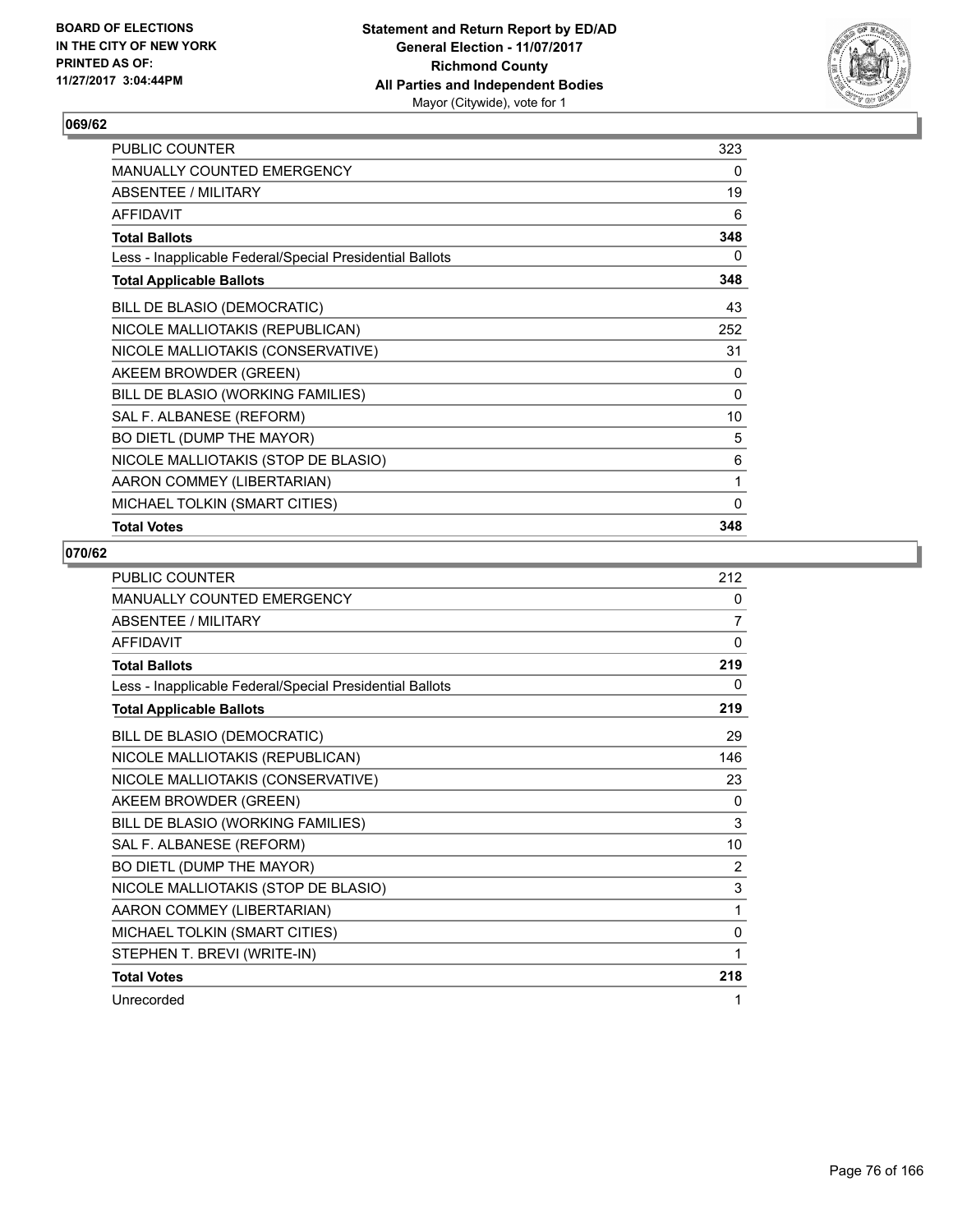**Statement and Return Report by ED/AD**
**General Election - 11/07/2017**
**Richmond County**
**All Parties and Independent Bodies**
Mayor (Citywide), vote for 1

BOARD OF ELECTIONS
IN THE CITY OF NEW YORK
PRINTED AS OF:
11/27/2017 3:04:44PM

## 069/62

| | |
|---|---|
| PUBLIC COUNTER | 323 |
| MANUALLY COUNTED EMERGENCY | 0 |
| ABSENTEE / MILITARY | 19 |
| AFFIDAVIT | 6 |
| **Total Ballots** | **348** |
| Less - Inapplicable Federal/Special Presidential Ballots | 0 |
| **Total Applicable Ballots** | **348** |
| BILL DE BLASIO (DEMOCRATIC) | 43 |
| NICOLE MALLIOTAKIS (REPUBLICAN) | 252 |
| NICOLE MALLIOTAKIS (CONSERVATIVE) | 31 |
| AKEEM BROWDER (GREEN) | 0 |
| BILL DE BLASIO (WORKING FAMILIES) | 0 |
| SAL F. ALBANESE (REFORM) | 10 |
| BO DIETL (DUMP THE MAYOR) | 5 |
| NICOLE MALLIOTAKIS (STOP DE BLASIO) | 6 |
| AARON COMMEY (LIBERTARIAN) | 1 |
| MICHAEL TOLKIN (SMART CITIES) | 0 |
| **Total Votes** | **348** |

## 070/62

| | |
|---|---|
| PUBLIC COUNTER | 212 |
| MANUALLY COUNTED EMERGENCY | 0 |
| ABSENTEE / MILITARY | 7 |
| AFFIDAVIT | 0 |
| **Total Ballots** | **219** |
| Less - Inapplicable Federal/Special Presidential Ballots | 0 |
| **Total Applicable Ballots** | **219** |
| BILL DE BLASIO (DEMOCRATIC) | 29 |
| NICOLE MALLIOTAKIS (REPUBLICAN) | 146 |
| NICOLE MALLIOTAKIS (CONSERVATIVE) | 23 |
| AKEEM BROWDER (GREEN) | 0 |
| BILL DE BLASIO (WORKING FAMILIES) | 3 |
| SAL F. ALBANESE (REFORM) | 10 |
| BO DIETL (DUMP THE MAYOR) | 2 |
| NICOLE MALLIOTAKIS (STOP DE BLASIO) | 3 |
| AARON COMMEY (LIBERTARIAN) | 1 |
| MICHAEL TOLKIN (SMART CITIES) | 0 |
| STEPHEN T. BREVI (WRITE-IN) | 1 |
| **Total Votes** | **218** |
| Unrecorded | 1 |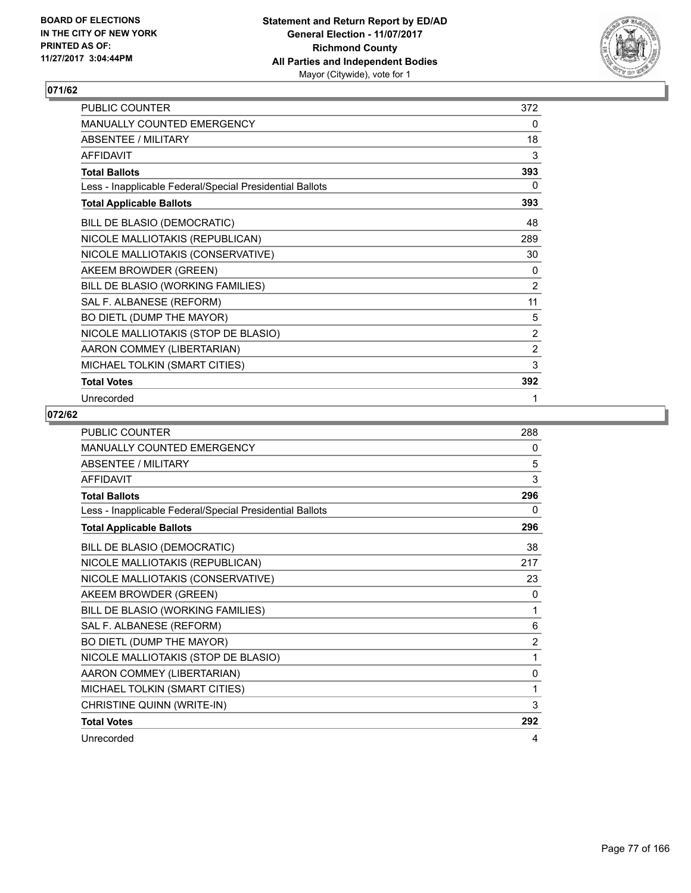BOARD OF ELECTIONS
IN THE CITY OF NEW YORK
PRINTED AS OF:
11/27/2017 3:04:44PM

**Statement and Return Report by ED/AD**
**General Election - 11/07/2017**
**Richmond County**
**All Parties and Independent Bodies**
Mayor (Citywide), vote for 1

## 071/62

| | |
|---|---|
| PUBLIC COUNTER | 372 |
| MANUALLY COUNTED EMERGENCY | 0 |
| ABSENTEE / MILITARY | 18 |
| AFFIDAVIT | 3 |
| **Total Ballots** | **393** |
| Less - Inapplicable Federal/Special Presidential Ballots | 0 |
| **Total Applicable Ballots** | **393** |
| BILL DE BLASIO (DEMOCRATIC) | 48 |
| NICOLE MALLIOTAKIS (REPUBLICAN) | 289 |
| NICOLE MALLIOTAKIS (CONSERVATIVE) | 30 |
| AKEEM BROWDER (GREEN) | 0 |
| BILL DE BLASIO (WORKING FAMILIES) | 2 |
| SAL F. ALBANESE (REFORM) | 11 |
| BO DIETL (DUMP THE MAYOR) | 5 |
| NICOLE MALLIOTAKIS (STOP DE BLASIO) | 2 |
| AARON COMMEY (LIBERTARIAN) | 2 |
| MICHAEL TOLKIN (SMART CITIES) | 3 |
| **Total Votes** | **392** |
| Unrecorded | 1 |

## 072/62

| | |
|---|---|
| PUBLIC COUNTER | 288 |
| MANUALLY COUNTED EMERGENCY | 0 |
| ABSENTEE / MILITARY | 5 |
| AFFIDAVIT | 3 |
| **Total Ballots** | **296** |
| Less - Inapplicable Federal/Special Presidential Ballots | 0 |
| **Total Applicable Ballots** | **296** |
| BILL DE BLASIO (DEMOCRATIC) | 38 |
| NICOLE MALLIOTAKIS (REPUBLICAN) | 217 |
| NICOLE MALLIOTAKIS (CONSERVATIVE) | 23 |
| AKEEM BROWDER (GREEN) | 0 |
| BILL DE BLASIO (WORKING FAMILIES) | 1 |
| SAL F. ALBANESE (REFORM) | 6 |
| BO DIETL (DUMP THE MAYOR) | 2 |
| NICOLE MALLIOTAKIS (STOP DE BLASIO) | 1 |
| AARON COMMEY (LIBERTARIAN) | 0 |
| MICHAEL TOLKIN (SMART CITIES) | 1 |
| CHRISTINE QUINN (WRITE-IN) | 3 |
| **Total Votes** | **292** |
| Unrecorded | 4 |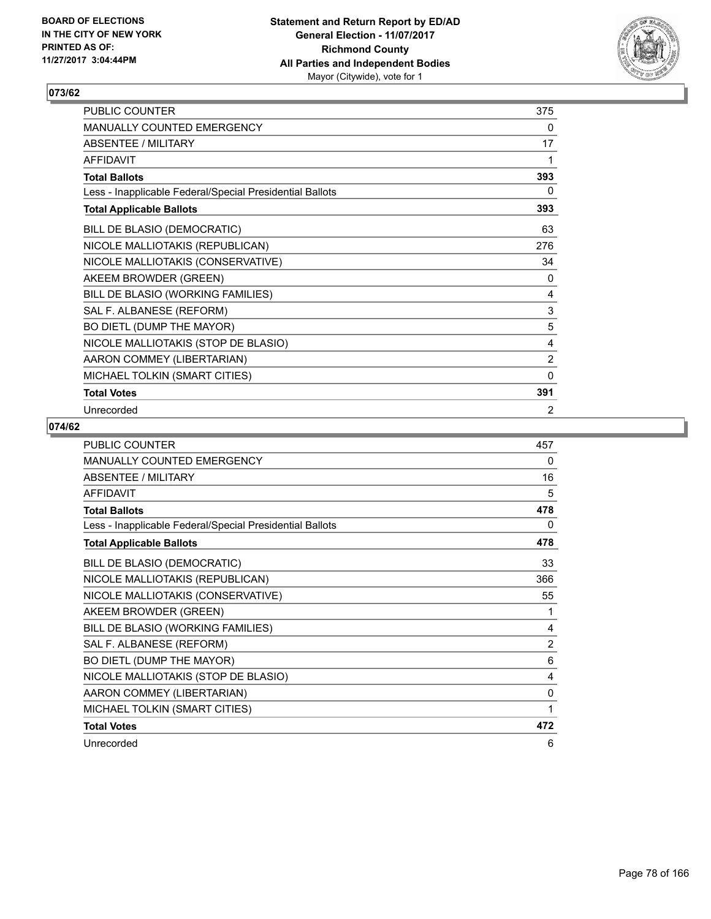**Statement and Return Report by ED/AD**
**General Election - 11/07/2017**
**Richmond County**
**All Parties and Independent Bodies**
Mayor (Citywide), vote for 1

BOARD OF ELECTIONS
IN THE CITY OF NEW YORK
PRINTED AS OF:
11/27/2017 3:04:44PM

## 073/62

| | |
|---|---|
| PUBLIC COUNTER | 375 |
| MANUALLY COUNTED EMERGENCY | 0 |
| ABSENTEE / MILITARY | 17 |
| AFFIDAVIT | 1 |
| **Total Ballots** | **393** |
| Less - Inapplicable Federal/Special Presidential Ballots | 0 |
| **Total Applicable Ballots** | **393** |
| BILL DE BLASIO (DEMOCRATIC) | 63 |
| NICOLE MALLIOTAKIS (REPUBLICAN) | 276 |
| NICOLE MALLIOTAKIS (CONSERVATIVE) | 34 |
| AKEEM BROWDER (GREEN) | 0 |
| BILL DE BLASIO (WORKING FAMILIES) | 4 |
| SAL F. ALBANESE (REFORM) | 3 |
| BO DIETL (DUMP THE MAYOR) | 5 |
| NICOLE MALLIOTAKIS (STOP DE BLASIO) | 4 |
| AARON COMMEY (LIBERTARIAN) | 2 |
| MICHAEL TOLKIN (SMART CITIES) | 0 |
| **Total Votes** | **391** |
| Unrecorded | 2 |

## 074/62

| | |
|---|---|
| PUBLIC COUNTER | 457 |
| MANUALLY COUNTED EMERGENCY | 0 |
| ABSENTEE / MILITARY | 16 |
| AFFIDAVIT | 5 |
| **Total Ballots** | **478** |
| Less - Inapplicable Federal/Special Presidential Ballots | 0 |
| **Total Applicable Ballots** | **478** |
| BILL DE BLASIO (DEMOCRATIC) | 33 |
| NICOLE MALLIOTAKIS (REPUBLICAN) | 366 |
| NICOLE MALLIOTAKIS (CONSERVATIVE) | 55 |
| AKEEM BROWDER (GREEN) | 1 |
| BILL DE BLASIO (WORKING FAMILIES) | 4 |
| SAL F. ALBANESE (REFORM) | 2 |
| BO DIETL (DUMP THE MAYOR) | 6 |
| NICOLE MALLIOTAKIS (STOP DE BLASIO) | 4 |
| AARON COMMEY (LIBERTARIAN) | 0 |
| MICHAEL TOLKIN (SMART CITIES) | 1 |
| **Total Votes** | **472** |
| Unrecorded | 6 |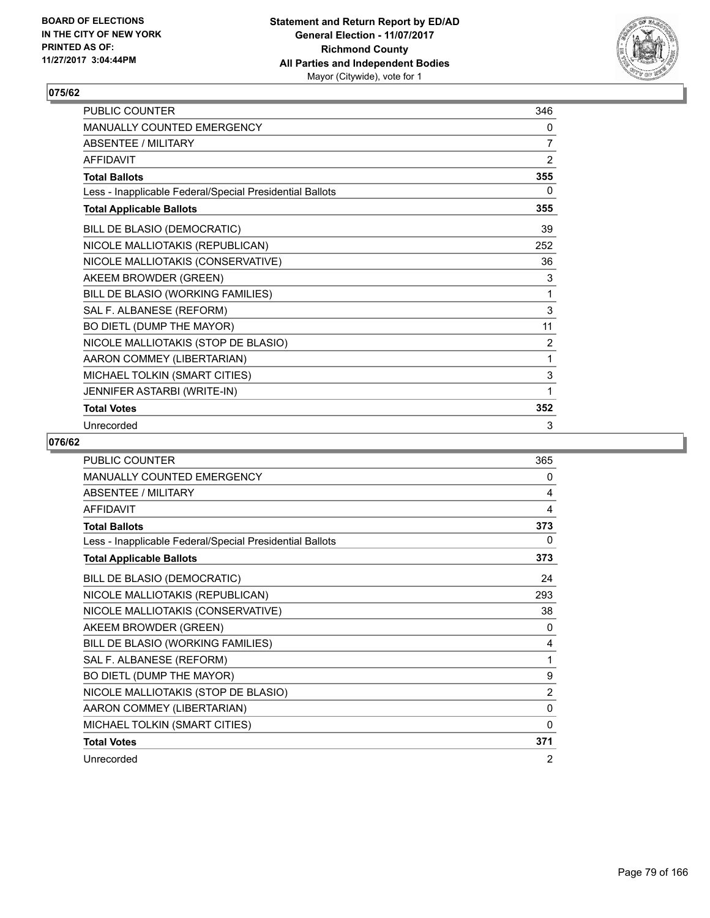BOARD OF ELECTIONS
IN THE CITY OF NEW YORK
PRINTED AS OF:
11/27/2017 3:04:44PM

**Statement and Return Report by ED/AD**
**General Election - 11/07/2017**
**Richmond County**
**All Parties and Independent Bodies**
Mayor (Citywide), vote for 1

## 075/62

| | |
|---|---|
| PUBLIC COUNTER | 346 |
| MANUALLY COUNTED EMERGENCY | 0 |
| ABSENTEE / MILITARY | 7 |
| AFFIDAVIT | 2 |
| **Total Ballots** | **355** |
| Less - Inapplicable Federal/Special Presidential Ballots | 0 |
| **Total Applicable Ballots** | **355** |
| BILL DE BLASIO (DEMOCRATIC) | 39 |
| NICOLE MALLIOTAKIS (REPUBLICAN) | 252 |
| NICOLE MALLIOTAKIS (CONSERVATIVE) | 36 |
| AKEEM BROWDER (GREEN) | 3 |
| BILL DE BLASIO (WORKING FAMILIES) | 1 |
| SAL F. ALBANESE (REFORM) | 3 |
| BO DIETL (DUMP THE MAYOR) | 11 |
| NICOLE MALLIOTAKIS (STOP DE BLASIO) | 2 |
| AARON COMMEY (LIBERTARIAN) | 1 |
| MICHAEL TOLKIN (SMART CITIES) | 3 |
| JENNIFER ASTARBI (WRITE-IN) | 1 |
| **Total Votes** | **352** |
| Unrecorded | 3 |

## 076/62

| | |
|---|---|
| PUBLIC COUNTER | 365 |
| MANUALLY COUNTED EMERGENCY | 0 |
| ABSENTEE / MILITARY | 4 |
| AFFIDAVIT | 4 |
| **Total Ballots** | **373** |
| Less - Inapplicable Federal/Special Presidential Ballots | 0 |
| **Total Applicable Ballots** | **373** |
| BILL DE BLASIO (DEMOCRATIC) | 24 |
| NICOLE MALLIOTAKIS (REPUBLICAN) | 293 |
| NICOLE MALLIOTAKIS (CONSERVATIVE) | 38 |
| AKEEM BROWDER (GREEN) | 0 |
| BILL DE BLASIO (WORKING FAMILIES) | 4 |
| SAL F. ALBANESE (REFORM) | 1 |
| BO DIETL (DUMP THE MAYOR) | 9 |
| NICOLE MALLIOTAKIS (STOP DE BLASIO) | 2 |
| AARON COMMEY (LIBERTARIAN) | 0 |
| MICHAEL TOLKIN (SMART CITIES) | 0 |
| **Total Votes** | **371** |
| Unrecorded | 2 |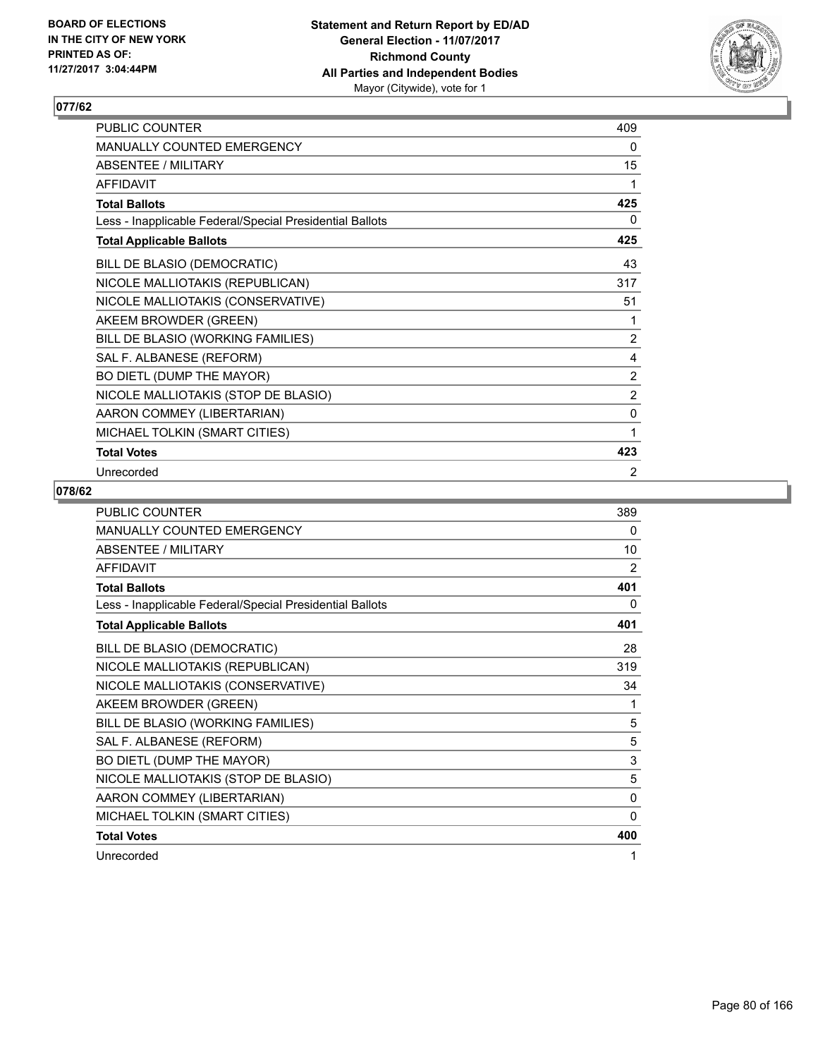**BOARD OF ELECTIONS IN THE CITY OF NEW YORK PRINTED AS OF: 11/27/2017 3:04:44PM**

**Statement and Return Report by ED/AD
General Election - 11/07/2017
Richmond County
All Parties and Independent Bodies**
Mayor (Citywide), vote for 1

## 077/62

| | |
|---|---|
| PUBLIC COUNTER | 409 |
| MANUALLY COUNTED EMERGENCY | 0 |
| ABSENTEE / MILITARY | 15 |
| AFFIDAVIT | 1 |
| **Total Ballots** | **425** |
| Less - Inapplicable Federal/Special Presidential Ballots | 0 |
| **Total Applicable Ballots** | **425** |
| BILL DE BLASIO (DEMOCRATIC) | 43 |
| NICOLE MALLIOTAKIS (REPUBLICAN) | 317 |
| NICOLE MALLIOTAKIS (CONSERVATIVE) | 51 |
| AKEEM BROWDER (GREEN) | 1 |
| BILL DE BLASIO (WORKING FAMILIES) | 2 |
| SAL F. ALBANESE (REFORM) | 4 |
| BO DIETL (DUMP THE MAYOR) | 2 |
| NICOLE MALLIOTAKIS (STOP DE BLASIO) | 2 |
| AARON COMMEY (LIBERTARIAN) | 0 |
| MICHAEL TOLKIN (SMART CITIES) | 1 |
| **Total Votes** | **423** |
| Unrecorded | 2 |

## 078/62

| | |
|---|---|
| PUBLIC COUNTER | 389 |
| MANUALLY COUNTED EMERGENCY | 0 |
| ABSENTEE / MILITARY | 10 |
| AFFIDAVIT | 2 |
| **Total Ballots** | **401** |
| Less - Inapplicable Federal/Special Presidential Ballots | 0 |
| **Total Applicable Ballots** | **401** |
| BILL DE BLASIO (DEMOCRATIC) | 28 |
| NICOLE MALLIOTAKIS (REPUBLICAN) | 319 |
| NICOLE MALLIOTAKIS (CONSERVATIVE) | 34 |
| AKEEM BROWDER (GREEN) | 1 |
| BILL DE BLASIO (WORKING FAMILIES) | 5 |
| SAL F. ALBANESE (REFORM) | 5 |
| BO DIETL (DUMP THE MAYOR) | 3 |
| NICOLE MALLIOTAKIS (STOP DE BLASIO) | 5 |
| AARON COMMEY (LIBERTARIAN) | 0 |
| MICHAEL TOLKIN (SMART CITIES) | 0 |
| **Total Votes** | **400** |
| Unrecorded | 1 |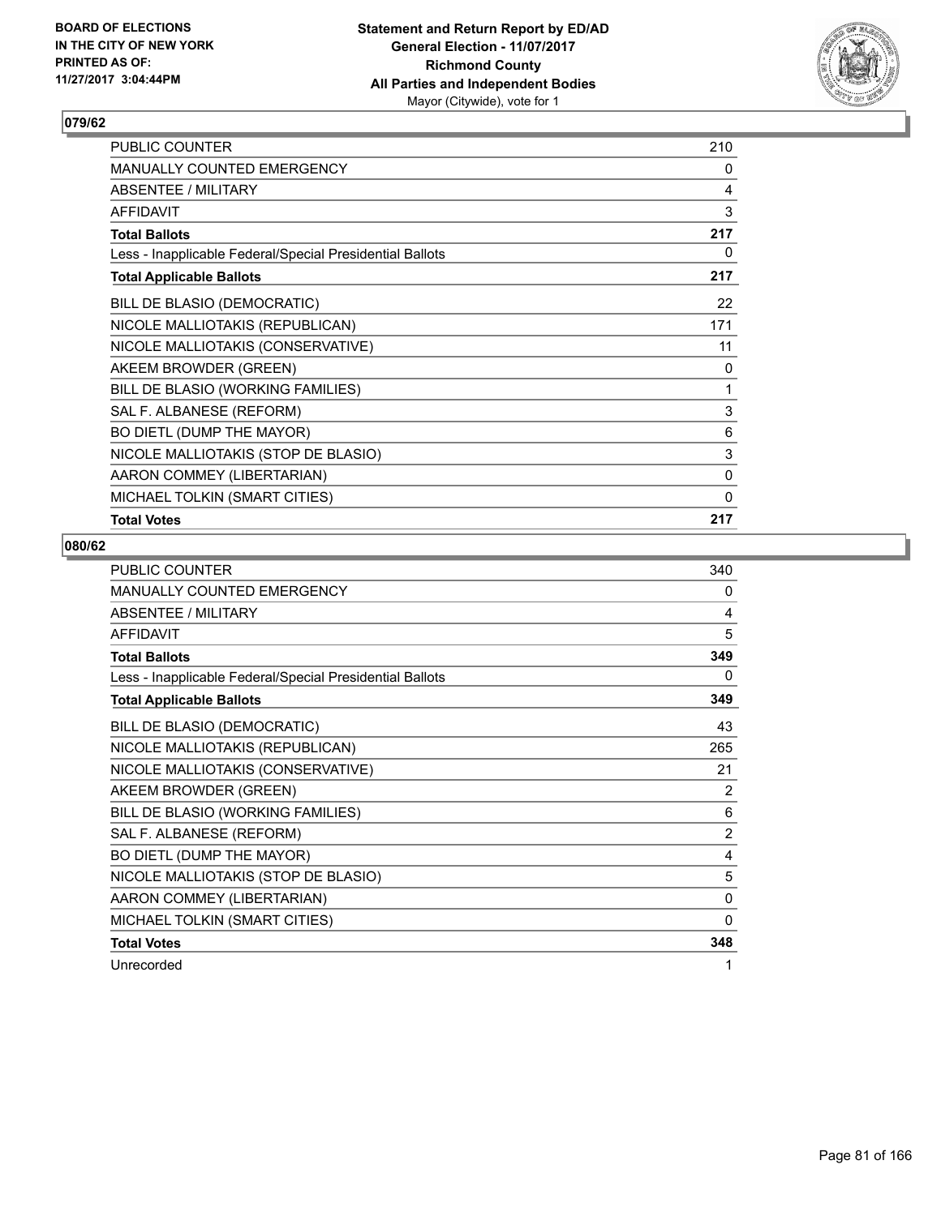**BOARD OF ELECTIONS IN THE CITY OF NEW YORK PRINTED AS OF: 11/27/2017 3:04:44PM**

**Statement and Return Report by ED/AD General Election - 11/07/2017 Richmond County All Parties and Independent Bodies** Mayor (Citywide), vote for 1

## 079/62

| | |
|---|---|
| PUBLIC COUNTER | 210 |
| MANUALLY COUNTED EMERGENCY | 0 |
| ABSENTEE / MILITARY | 4 |
| AFFIDAVIT | 3 |
| **Total Ballots** | **217** |
| Less - Inapplicable Federal/Special Presidential Ballots | 0 |
| **Total Applicable Ballots** | **217** |
| BILL DE BLASIO (DEMOCRATIC) | 22 |
| NICOLE MALLIOTAKIS (REPUBLICAN) | 171 |
| NICOLE MALLIOTAKIS (CONSERVATIVE) | 11 |
| AKEEM BROWDER (GREEN) | 0 |
| BILL DE BLASIO (WORKING FAMILIES) | 1 |
| SAL F. ALBANESE (REFORM) | 3 |
| BO DIETL (DUMP THE MAYOR) | 6 |
| NICOLE MALLIOTAKIS (STOP DE BLASIO) | 3 |
| AARON COMMEY (LIBERTARIAN) | 0 |
| MICHAEL TOLKIN (SMART CITIES) | 0 |
| **Total Votes** | **217** |

## 080/62

| | |
|---|---|
| PUBLIC COUNTER | 340 |
| MANUALLY COUNTED EMERGENCY | 0 |
| ABSENTEE / MILITARY | 4 |
| AFFIDAVIT | 5 |
| **Total Ballots** | **349** |
| Less - Inapplicable Federal/Special Presidential Ballots | 0 |
| **Total Applicable Ballots** | **349** |
| BILL DE BLASIO (DEMOCRATIC) | 43 |
| NICOLE MALLIOTAKIS (REPUBLICAN) | 265 |
| NICOLE MALLIOTAKIS (CONSERVATIVE) | 21 |
| AKEEM BROWDER (GREEN) | 2 |
| BILL DE BLASIO (WORKING FAMILIES) | 6 |
| SAL F. ALBANESE (REFORM) | 2 |
| BO DIETL (DUMP THE MAYOR) | 4 |
| NICOLE MALLIOTAKIS (STOP DE BLASIO) | 5 |
| AARON COMMEY (LIBERTARIAN) | 0 |
| MICHAEL TOLKIN (SMART CITIES) | 0 |
| **Total Votes** | **348** |
| Unrecorded | 1 |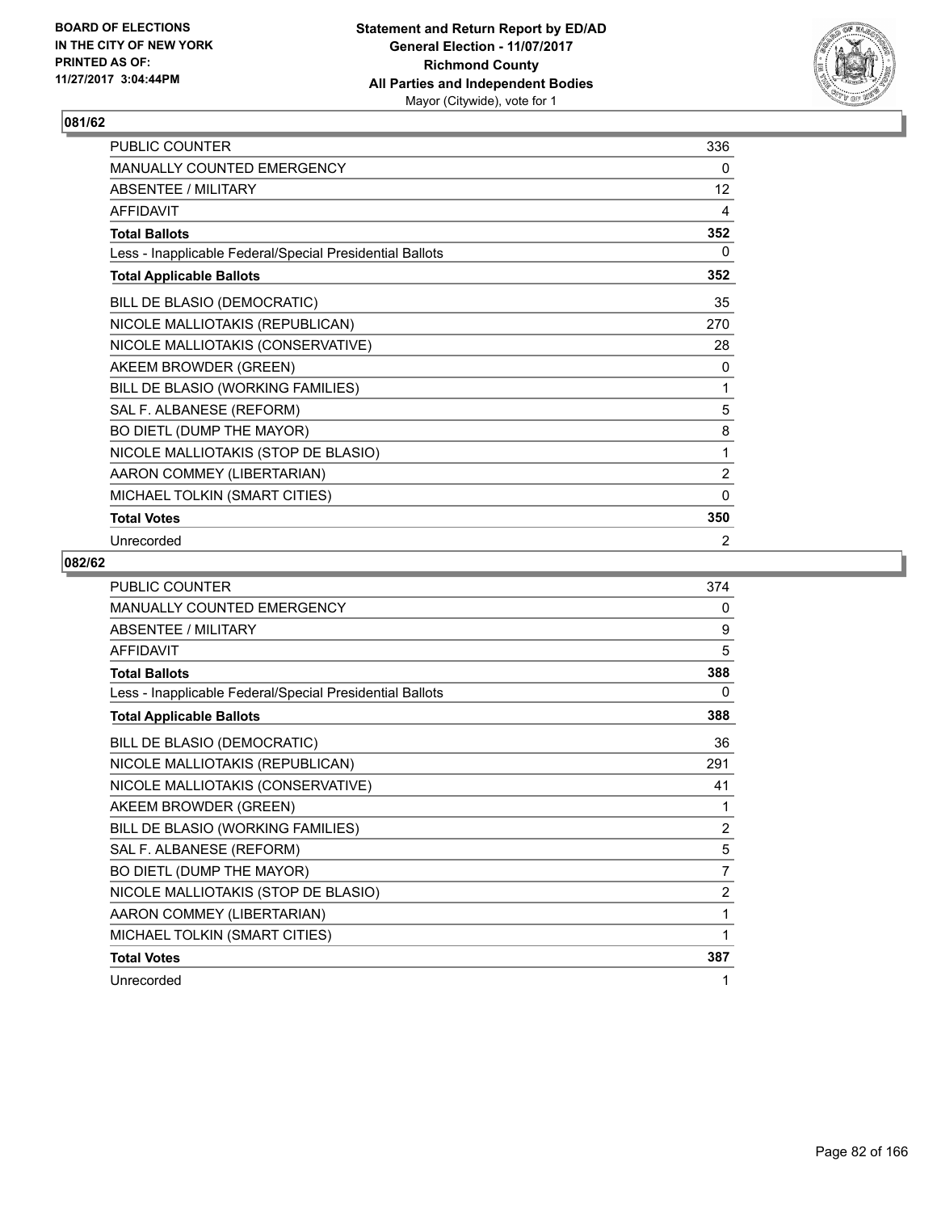BOARD OF ELECTIONS
IN THE CITY OF NEW YORK
PRINTED AS OF:
11/27/2017 3:04:44PM

**Statement and Return Report by ED/AD**
**General Election - 11/07/2017**
**Richmond County**
**All Parties and Independent Bodies**
Mayor (Citywide), vote for 1

## 081/62

| | |
|---|---|
| PUBLIC COUNTER | 336 |
| MANUALLY COUNTED EMERGENCY | 0 |
| ABSENTEE / MILITARY | 12 |
| AFFIDAVIT | 4 |
| **Total Ballots** | **352** |
| Less - Inapplicable Federal/Special Presidential Ballots | 0 |
| **Total Applicable Ballots** | **352** |
| BILL DE BLASIO (DEMOCRATIC) | 35 |
| NICOLE MALLIOTAKIS (REPUBLICAN) | 270 |
| NICOLE MALLIOTAKIS (CONSERVATIVE) | 28 |
| AKEEM BROWDER (GREEN) | 0 |
| BILL DE BLASIO (WORKING FAMILIES) | 1 |
| SAL F. ALBANESE (REFORM) | 5 |
| BO DIETL (DUMP THE MAYOR) | 8 |
| NICOLE MALLIOTAKIS (STOP DE BLASIO) | 1 |
| AARON COMMEY (LIBERTARIAN) | 2 |
| MICHAEL TOLKIN (SMART CITIES) | 0 |
| **Total Votes** | **350** |
| Unrecorded | 2 |

## 082/62

| | |
|---|---|
| PUBLIC COUNTER | 374 |
| MANUALLY COUNTED EMERGENCY | 0 |
| ABSENTEE / MILITARY | 9 |
| AFFIDAVIT | 5 |
| **Total Ballots** | **388** |
| Less - Inapplicable Federal/Special Presidential Ballots | 0 |
| **Total Applicable Ballots** | **388** |
| BILL DE BLASIO (DEMOCRATIC) | 36 |
| NICOLE MALLIOTAKIS (REPUBLICAN) | 291 |
| NICOLE MALLIOTAKIS (CONSERVATIVE) | 41 |
| AKEEM BROWDER (GREEN) | 1 |
| BILL DE BLASIO (WORKING FAMILIES) | 2 |
| SAL F. ALBANESE (REFORM) | 5 |
| BO DIETL (DUMP THE MAYOR) | 7 |
| NICOLE MALLIOTAKIS (STOP DE BLASIO) | 2 |
| AARON COMMEY (LIBERTARIAN) | 1 |
| MICHAEL TOLKIN (SMART CITIES) | 1 |
| **Total Votes** | **387** |
| Unrecorded | 1 |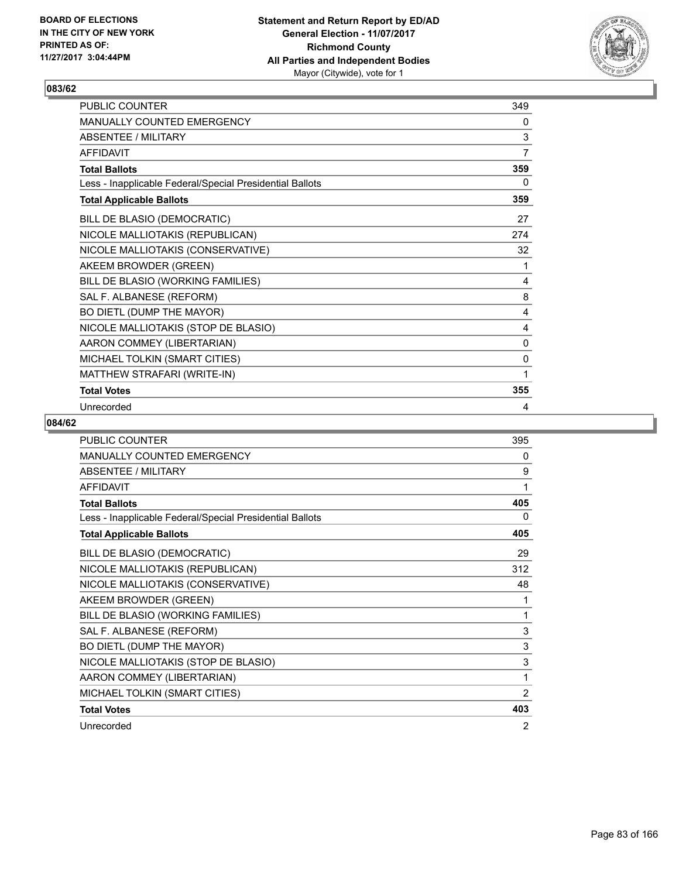## 083/62

| | |
|---|---|
| PUBLIC COUNTER | 349 |
| MANUALLY COUNTED EMERGENCY | 0 |
| ABSENTEE / MILITARY | 3 |
| AFFIDAVIT | 7 |
| **Total Ballots** | **359** |
| Less - Inapplicable Federal/Special Presidential Ballots | 0 |
| **Total Applicable Ballots** | **359** |
| BILL DE BLASIO (DEMOCRATIC) | 27 |
| NICOLE MALLIOTAKIS (REPUBLICAN) | 274 |
| NICOLE MALLIOTAKIS (CONSERVATIVE) | 32 |
| AKEEM BROWDER (GREEN) | 1 |
| BILL DE BLASIO (WORKING FAMILIES) | 4 |
| SAL F. ALBANESE (REFORM) | 8 |
| BO DIETL (DUMP THE MAYOR) | 4 |
| NICOLE MALLIOTAKIS (STOP DE BLASIO) | 4 |
| AARON COMMEY (LIBERTARIAN) | 0 |
| MICHAEL TOLKIN (SMART CITIES) | 0 |
| MATTHEW STRAFARI (WRITE-IN) | 1 |
| **Total Votes** | **355** |
| Unrecorded | 4 |

## 084/62

| | |
|---|---|
| PUBLIC COUNTER | 395 |
| MANUALLY COUNTED EMERGENCY | 0 |
| ABSENTEE / MILITARY | 9 |
| AFFIDAVIT | 1 |
| **Total Ballots** | **405** |
| Less - Inapplicable Federal/Special Presidential Ballots | 0 |
| **Total Applicable Ballots** | **405** |
| BILL DE BLASIO (DEMOCRATIC) | 29 |
| NICOLE MALLIOTAKIS (REPUBLICAN) | 312 |
| NICOLE MALLIOTAKIS (CONSERVATIVE) | 48 |
| AKEEM BROWDER (GREEN) | 1 |
| BILL DE BLASIO (WORKING FAMILIES) | 1 |
| SAL F. ALBANESE (REFORM) | 3 |
| BO DIETL (DUMP THE MAYOR) | 3 |
| NICOLE MALLIOTAKIS (STOP DE BLASIO) | 3 |
| AARON COMMEY (LIBERTARIAN) | 1 |
| MICHAEL TOLKIN (SMART CITIES) | 2 |
| **Total Votes** | **403** |
| Unrecorded | 2 |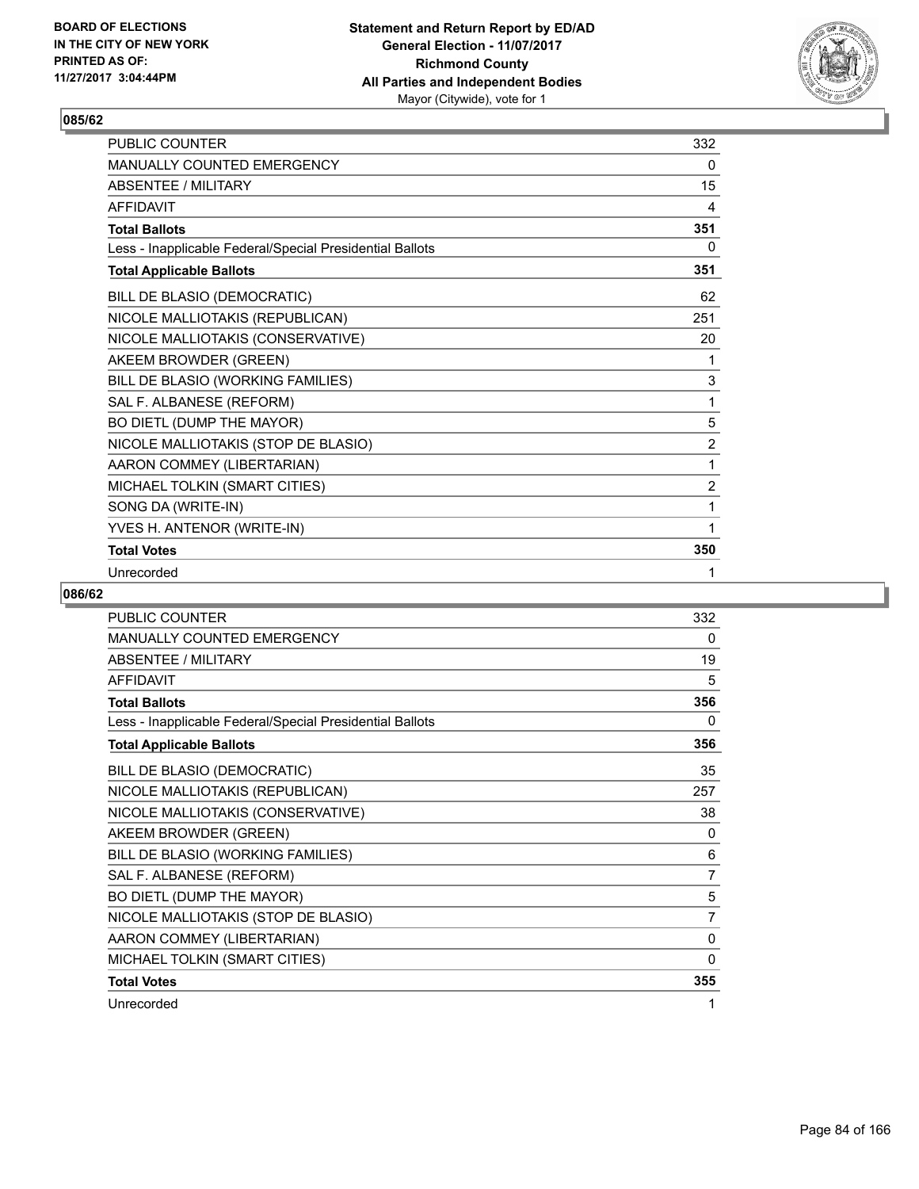**BOARD OF ELECTIONS IN THE CITY OF NEW YORK PRINTED AS OF: 11/27/2017 3:04:44PM**

**Statement and Return Report by ED/AD General Election - 11/07/2017 Richmond County All Parties and Independent Bodies** Mayor (Citywide), vote for 1

## 085/62

| | |
|---|---|
| PUBLIC COUNTER | 332 |
| MANUALLY COUNTED EMERGENCY | 0 |
| ABSENTEE / MILITARY | 15 |
| AFFIDAVIT | 4 |
| **Total Ballots** | **351** |
| Less - Inapplicable Federal/Special Presidential Ballots | 0 |
| **Total Applicable Ballots** | **351** |
| BILL DE BLASIO (DEMOCRATIC) | 62 |
| NICOLE MALLIOTAKIS (REPUBLICAN) | 251 |
| NICOLE MALLIOTAKIS (CONSERVATIVE) | 20 |
| AKEEM BROWDER (GREEN) | 1 |
| BILL DE BLASIO (WORKING FAMILIES) | 3 |
| SAL F. ALBANESE (REFORM) | 1 |
| BO DIETL (DUMP THE MAYOR) | 5 |
| NICOLE MALLIOTAKIS (STOP DE BLASIO) | 2 |
| AARON COMMEY (LIBERTARIAN) | 1 |
| MICHAEL TOLKIN (SMART CITIES) | 2 |
| SONG DA (WRITE-IN) | 1 |
| YVES H. ANTENOR (WRITE-IN) | 1 |
| **Total Votes** | **350** |
| Unrecorded | 1 |

## 086/62

| | |
|---|---|
| PUBLIC COUNTER | 332 |
| MANUALLY COUNTED EMERGENCY | 0 |
| ABSENTEE / MILITARY | 19 |
| AFFIDAVIT | 5 |
| **Total Ballots** | **356** |
| Less - Inapplicable Federal/Special Presidential Ballots | 0 |
| **Total Applicable Ballots** | **356** |
| BILL DE BLASIO (DEMOCRATIC) | 35 |
| NICOLE MALLIOTAKIS (REPUBLICAN) | 257 |
| NICOLE MALLIOTAKIS (CONSERVATIVE) | 38 |
| AKEEM BROWDER (GREEN) | 0 |
| BILL DE BLASIO (WORKING FAMILIES) | 6 |
| SAL F. ALBANESE (REFORM) | 7 |
| BO DIETL (DUMP THE MAYOR) | 5 |
| NICOLE MALLIOTAKIS (STOP DE BLASIO) | 7 |
| AARON COMMEY (LIBERTARIAN) | 0 |
| MICHAEL TOLKIN (SMART CITIES) | 0 |
| **Total Votes** | **355** |
| Unrecorded | 1 |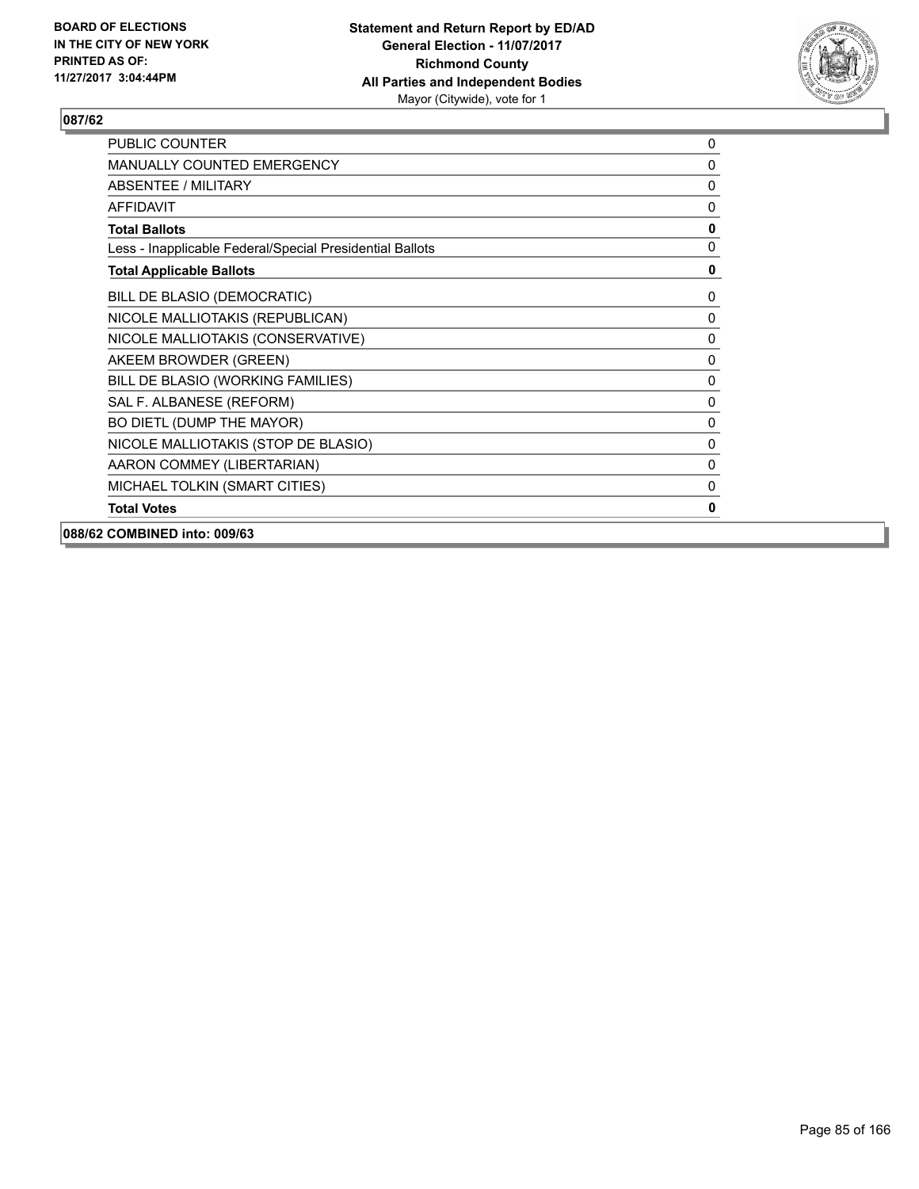BOARD OF ELECTIONS
IN THE CITY OF NEW YORK
PRINTED AS OF:
11/27/2017 3:04:44PM

**Statement and Return Report by ED/AD**
**General Election - 11/07/2017**
**Richmond County**
**All Parties and Independent Bodies**
Mayor (Citywide), vote for 1

## 087/62

| | |
|---|---|
| PUBLIC COUNTER | 0 |
| MANUALLY COUNTED EMERGENCY | 0 |
| ABSENTEE / MILITARY | 0 |
| AFFIDAVIT | 0 |
| **Total Ballots** | **0** |
| Less - Inapplicable Federal/Special Presidential Ballots | 0 |
| **Total Applicable Ballots** | **0** |
| BILL DE BLASIO (DEMOCRATIC) | 0 |
| NICOLE MALLIOTAKIS (REPUBLICAN) | 0 |
| NICOLE MALLIOTAKIS (CONSERVATIVE) | 0 |
| AKEEM BROWDER (GREEN) | 0 |
| BILL DE BLASIO (WORKING FAMILIES) | 0 |
| SAL F. ALBANESE (REFORM) | 0 |
| BO DIETL (DUMP THE MAYOR) | 0 |
| NICOLE MALLIOTAKIS (STOP DE BLASIO) | 0 |
| AARON COMMEY (LIBERTARIAN) | 0 |
| MICHAEL TOLKIN (SMART CITIES) | 0 |
| **Total Votes** | **0** |

## 088/62 COMBINED into: 009/63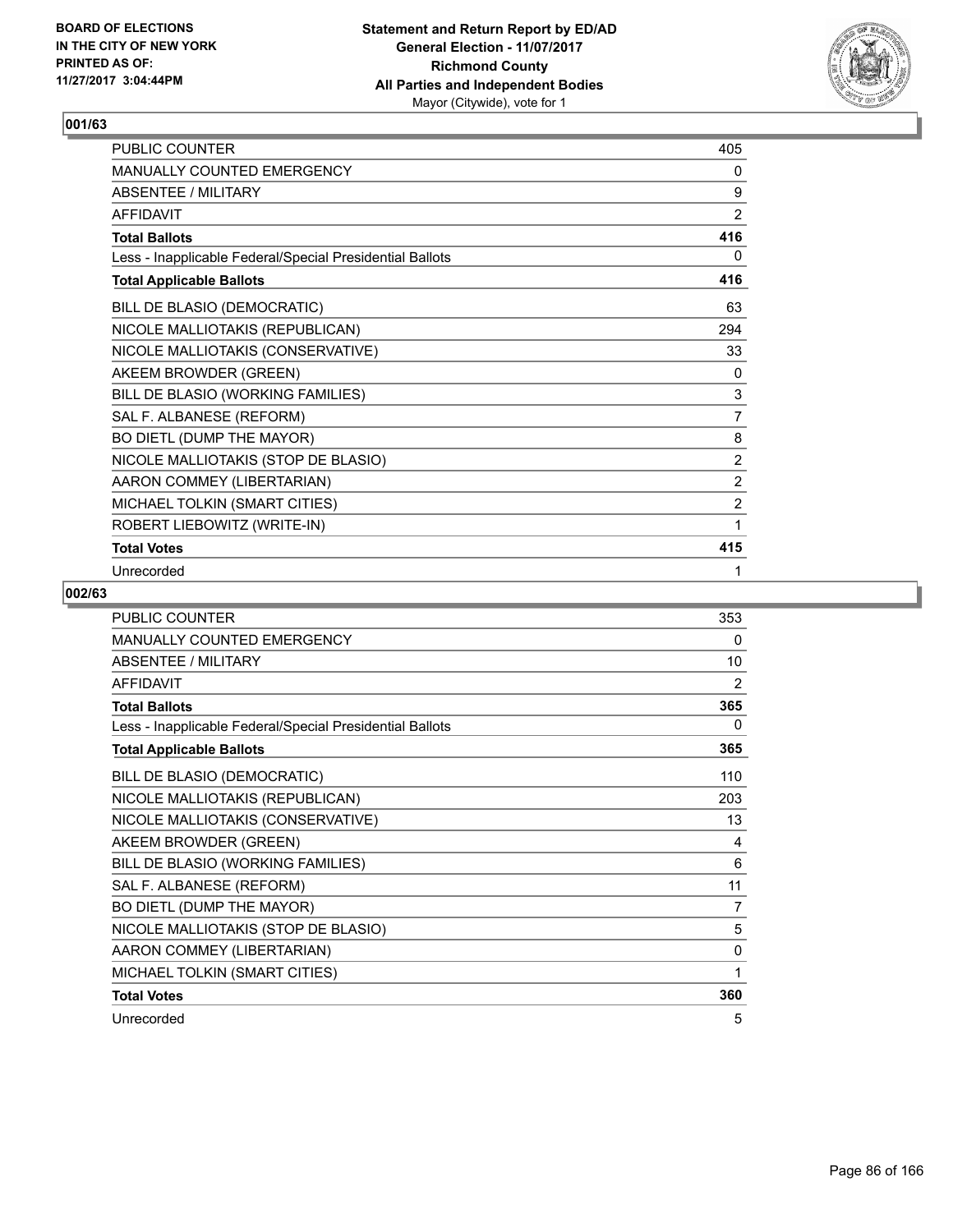BOARD OF ELECTIONS
IN THE CITY OF NEW YORK
PRINTED AS OF:
11/27/2017 3:04:44PM

**Statement and Return Report by ED/AD**
**General Election - 11/07/2017**
**Richmond County**
**All Parties and Independent Bodies**
Mayor (Citywide), vote for 1

## 001/63

| | |
|---|---|
| PUBLIC COUNTER | 405 |
| MANUALLY COUNTED EMERGENCY | 0 |
| ABSENTEE / MILITARY | 9 |
| AFFIDAVIT | 2 |
| **Total Ballots** | **416** |
| Less - Inapplicable Federal/Special Presidential Ballots | 0 |
| **Total Applicable Ballots** | **416** |
| BILL DE BLASIO (DEMOCRATIC) | 63 |
| NICOLE MALLIOTAKIS (REPUBLICAN) | 294 |
| NICOLE MALLIOTAKIS (CONSERVATIVE) | 33 |
| AKEEM BROWDER (GREEN) | 0 |
| BILL DE BLASIO (WORKING FAMILIES) | 3 |
| SAL F. ALBANESE (REFORM) | 7 |
| BO DIETL (DUMP THE MAYOR) | 8 |
| NICOLE MALLIOTAKIS (STOP DE BLASIO) | 2 |
| AARON COMMEY (LIBERTARIAN) | 2 |
| MICHAEL TOLKIN (SMART CITIES) | 2 |
| ROBERT LIEBOWITZ (WRITE-IN) | 1 |
| **Total Votes** | **415** |
| Unrecorded | 1 |

## 002/63

| | |
|---|---|
| PUBLIC COUNTER | 353 |
| MANUALLY COUNTED EMERGENCY | 0 |
| ABSENTEE / MILITARY | 10 |
| AFFIDAVIT | 2 |
| **Total Ballots** | **365** |
| Less - Inapplicable Federal/Special Presidential Ballots | 0 |
| **Total Applicable Ballots** | **365** |
| BILL DE BLASIO (DEMOCRATIC) | 110 |
| NICOLE MALLIOTAKIS (REPUBLICAN) | 203 |
| NICOLE MALLIOTAKIS (CONSERVATIVE) | 13 |
| AKEEM BROWDER (GREEN) | 4 |
| BILL DE BLASIO (WORKING FAMILIES) | 6 |
| SAL F. ALBANESE (REFORM) | 11 |
| BO DIETL (DUMP THE MAYOR) | 7 |
| NICOLE MALLIOTAKIS (STOP DE BLASIO) | 5 |
| AARON COMMEY (LIBERTARIAN) | 0 |
| MICHAEL TOLKIN (SMART CITIES) | 1 |
| **Total Votes** | **360** |
| Unrecorded | 5 |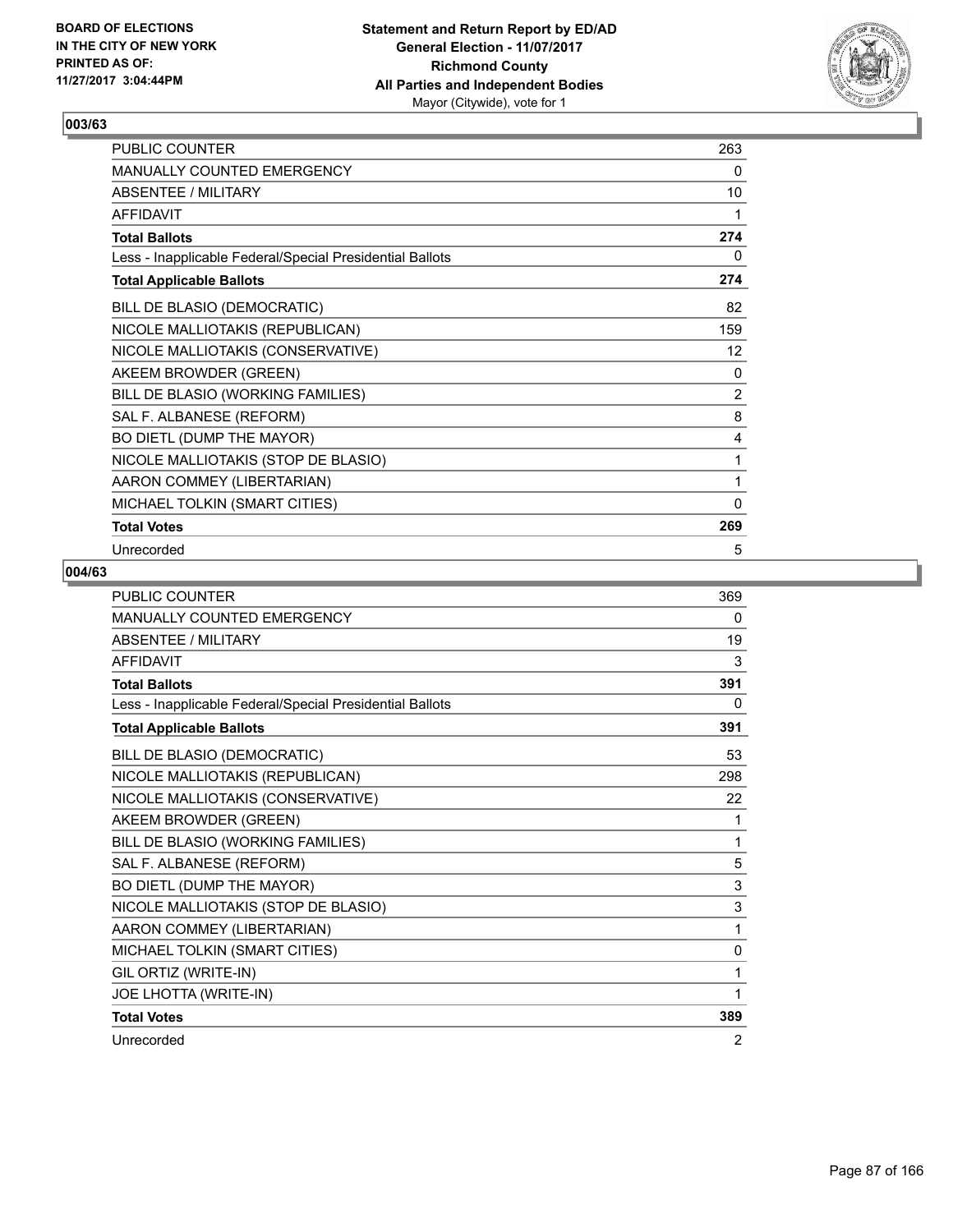BOARD OF ELECTIONS
IN THE CITY OF NEW YORK
PRINTED AS OF:
11/27/2017 3:04:44PM

**Statement and Return Report by ED/AD**
**General Election - 11/07/2017**
**Richmond County**
**All Parties and Independent Bodies**
Mayor (Citywide), vote for 1

## 003/63

| | |
|---|---|
| PUBLIC COUNTER | 263 |
| MANUALLY COUNTED EMERGENCY | 0 |
| ABSENTEE / MILITARY | 10 |
| AFFIDAVIT | 1 |
| **Total Ballots** | **274** |
| Less - Inapplicable Federal/Special Presidential Ballots | 0 |
| **Total Applicable Ballots** | **274** |
| BILL DE BLASIO (DEMOCRATIC) | 82 |
| NICOLE MALLIOTAKIS (REPUBLICAN) | 159 |
| NICOLE MALLIOTAKIS (CONSERVATIVE) | 12 |
| AKEEM BROWDER (GREEN) | 0 |
| BILL DE BLASIO (WORKING FAMILIES) | 2 |
| SAL F. ALBANESE (REFORM) | 8 |
| BO DIETL (DUMP THE MAYOR) | 4 |
| NICOLE MALLIOTAKIS (STOP DE BLASIO) | 1 |
| AARON COMMEY (LIBERTARIAN) | 1 |
| MICHAEL TOLKIN (SMART CITIES) | 0 |
| **Total Votes** | **269** |
| Unrecorded | 5 |

## 004/63

| | |
|---|---|
| PUBLIC COUNTER | 369 |
| MANUALLY COUNTED EMERGENCY | 0 |
| ABSENTEE / MILITARY | 19 |
| AFFIDAVIT | 3 |
| **Total Ballots** | **391** |
| Less - Inapplicable Federal/Special Presidential Ballots | 0 |
| **Total Applicable Ballots** | **391** |
| BILL DE BLASIO (DEMOCRATIC) | 53 |
| NICOLE MALLIOTAKIS (REPUBLICAN) | 298 |
| NICOLE MALLIOTAKIS (CONSERVATIVE) | 22 |
| AKEEM BROWDER (GREEN) | 1 |
| BILL DE BLASIO (WORKING FAMILIES) | 1 |
| SAL F. ALBANESE (REFORM) | 5 |
| BO DIETL (DUMP THE MAYOR) | 3 |
| NICOLE MALLIOTAKIS (STOP DE BLASIO) | 3 |
| AARON COMMEY (LIBERTARIAN) | 1 |
| MICHAEL TOLKIN (SMART CITIES) | 0 |
| GIL ORTIZ (WRITE-IN) | 1 |
| JOE LHOTTA (WRITE-IN) | 1 |
| **Total Votes** | **389** |
| Unrecorded | 2 |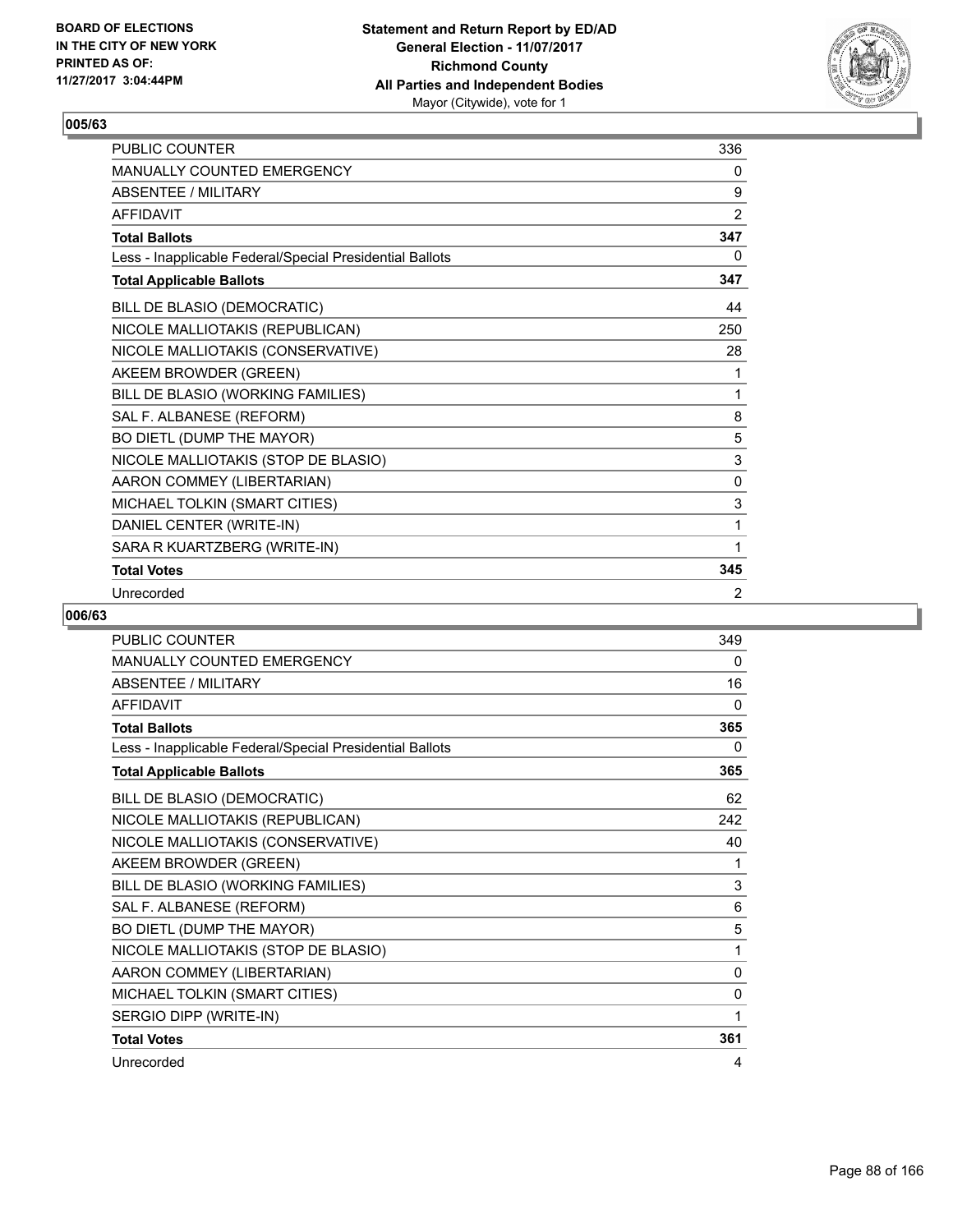**BOARD OF ELECTIONS IN THE CITY OF NEW YORK PRINTED AS OF: 11/27/2017 3:04:44PM**

**Statement and Return Report by ED/AD General Election - 11/07/2017 Richmond County All Parties and Independent Bodies** Mayor (Citywide), vote for 1

### 005/63

| | |
|---|---|
| PUBLIC COUNTER | 336 |
| MANUALLY COUNTED EMERGENCY | 0 |
| ABSENTEE / MILITARY | 9 |
| AFFIDAVIT | 2 |
| **Total Ballots** | **347** |
| Less - Inapplicable Federal/Special Presidential Ballots | 0 |
| **Total Applicable Ballots** | **347** |
| BILL DE BLASIO (DEMOCRATIC) | 44 |
| NICOLE MALLIOTAKIS (REPUBLICAN) | 250 |
| NICOLE MALLIOTAKIS (CONSERVATIVE) | 28 |
| AKEEM BROWDER (GREEN) | 1 |
| BILL DE BLASIO (WORKING FAMILIES) | 1 |
| SAL F. ALBANESE (REFORM) | 8 |
| BO DIETL (DUMP THE MAYOR) | 5 |
| NICOLE MALLIOTAKIS (STOP DE BLASIO) | 3 |
| AARON COMMEY (LIBERTARIAN) | 0 |
| MICHAEL TOLKIN (SMART CITIES) | 3 |
| DANIEL CENTER (WRITE-IN) | 1 |
| SARA R KUARTZBERG (WRITE-IN) | 1 |
| **Total Votes** | **345** |
| Unrecorded | 2 |

### 006/63

| | |
|---|---|
| PUBLIC COUNTER | 349 |
| MANUALLY COUNTED EMERGENCY | 0 |
| ABSENTEE / MILITARY | 16 |
| AFFIDAVIT | 0 |
| **Total Ballots** | **365** |
| Less - Inapplicable Federal/Special Presidential Ballots | 0 |
| **Total Applicable Ballots** | **365** |
| BILL DE BLASIO (DEMOCRATIC) | 62 |
| NICOLE MALLIOTAKIS (REPUBLICAN) | 242 |
| NICOLE MALLIOTAKIS (CONSERVATIVE) | 40 |
| AKEEM BROWDER (GREEN) | 1 |
| BILL DE BLASIO (WORKING FAMILIES) | 3 |
| SAL F. ALBANESE (REFORM) | 6 |
| BO DIETL (DUMP THE MAYOR) | 5 |
| NICOLE MALLIOTAKIS (STOP DE BLASIO) | 1 |
| AARON COMMEY (LIBERTARIAN) | 0 |
| MICHAEL TOLKIN (SMART CITIES) | 0 |
| SERGIO DIPP (WRITE-IN) | 1 |
| **Total Votes** | **361** |
| Unrecorded | 4 |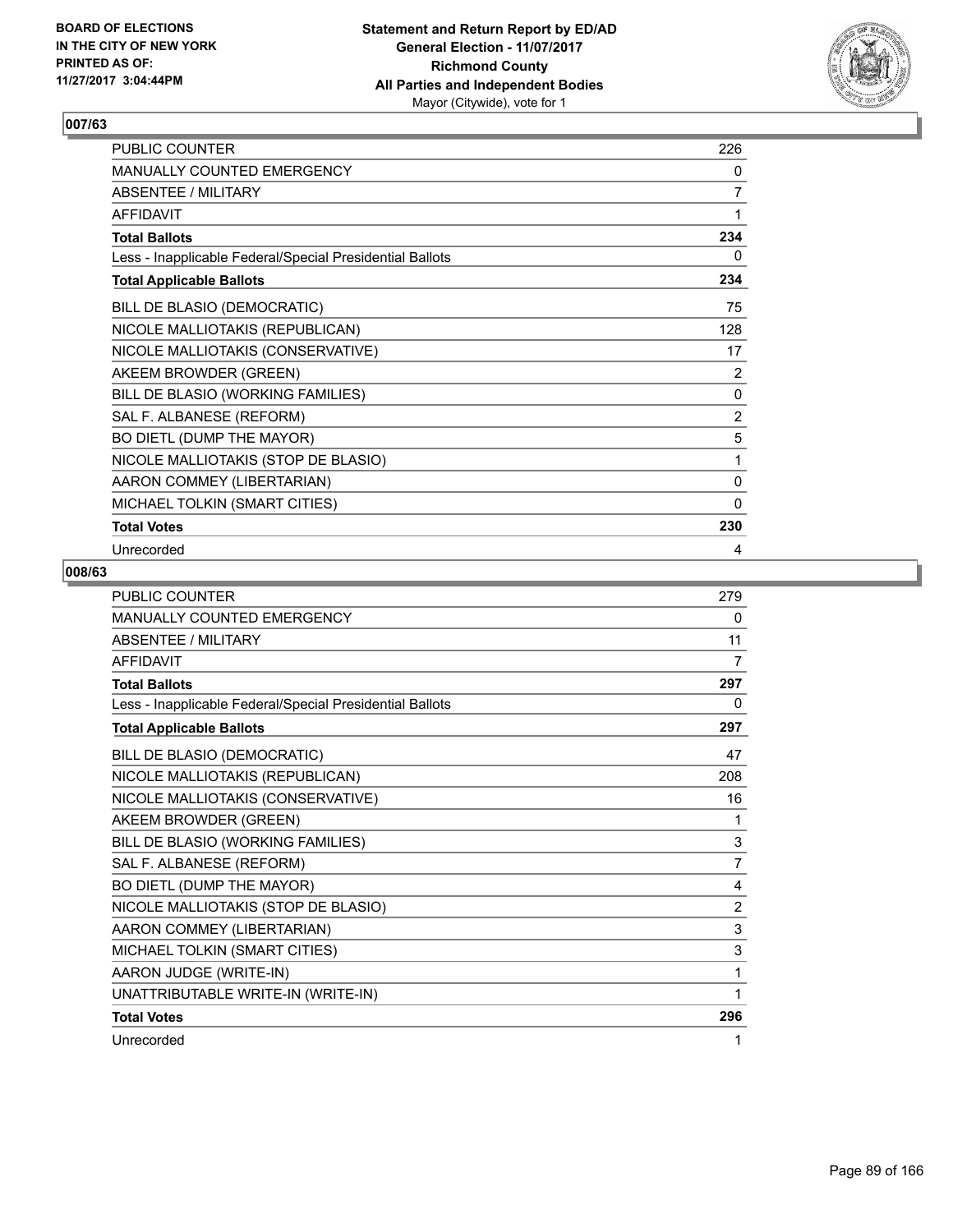BOARD OF ELECTIONS
IN THE CITY OF NEW YORK
PRINTED AS OF:
11/27/2017 3:04:44PM

**Statement and Return Report by ED/AD**
**General Election - 11/07/2017**
**Richmond County**
**All Parties and Independent Bodies**
Mayor (Citywide), vote for 1

## 007/63

| | |
|---|---|
| PUBLIC COUNTER | 226 |
| MANUALLY COUNTED EMERGENCY | 0 |
| ABSENTEE / MILITARY | 7 |
| AFFIDAVIT | 1 |
| **Total Ballots** | **234** |
| Less - Inapplicable Federal/Special Presidential Ballots | 0 |
| **Total Applicable Ballots** | **234** |
| BILL DE BLASIO (DEMOCRATIC) | 75 |
| NICOLE MALLIOTAKIS (REPUBLICAN) | 128 |
| NICOLE MALLIOTAKIS (CONSERVATIVE) | 17 |
| AKEEM BROWDER (GREEN) | 2 |
| BILL DE BLASIO (WORKING FAMILIES) | 0 |
| SAL F. ALBANESE (REFORM) | 2 |
| BO DIETL (DUMP THE MAYOR) | 5 |
| NICOLE MALLIOTAKIS (STOP DE BLASIO) | 1 |
| AARON COMMEY (LIBERTARIAN) | 0 |
| MICHAEL TOLKIN (SMART CITIES) | 0 |
| **Total Votes** | **230** |
| Unrecorded | 4 |

## 008/63

| | |
|---|---|
| PUBLIC COUNTER | 279 |
| MANUALLY COUNTED EMERGENCY | 0 |
| ABSENTEE / MILITARY | 11 |
| AFFIDAVIT | 7 |
| **Total Ballots** | **297** |
| Less - Inapplicable Federal/Special Presidential Ballots | 0 |
| **Total Applicable Ballots** | **297** |
| BILL DE BLASIO (DEMOCRATIC) | 47 |
| NICOLE MALLIOTAKIS (REPUBLICAN) | 208 |
| NICOLE MALLIOTAKIS (CONSERVATIVE) | 16 |
| AKEEM BROWDER (GREEN) | 1 |
| BILL DE BLASIO (WORKING FAMILIES) | 3 |
| SAL F. ALBANESE (REFORM) | 7 |
| BO DIETL (DUMP THE MAYOR) | 4 |
| NICOLE MALLIOTAKIS (STOP DE BLASIO) | 2 |
| AARON COMMEY (LIBERTARIAN) | 3 |
| MICHAEL TOLKIN (SMART CITIES) | 3 |
| AARON JUDGE (WRITE-IN) | 1 |
| UNATTRIBUTABLE WRITE-IN (WRITE-IN) | 1 |
| **Total Votes** | **296** |
| Unrecorded | 1 |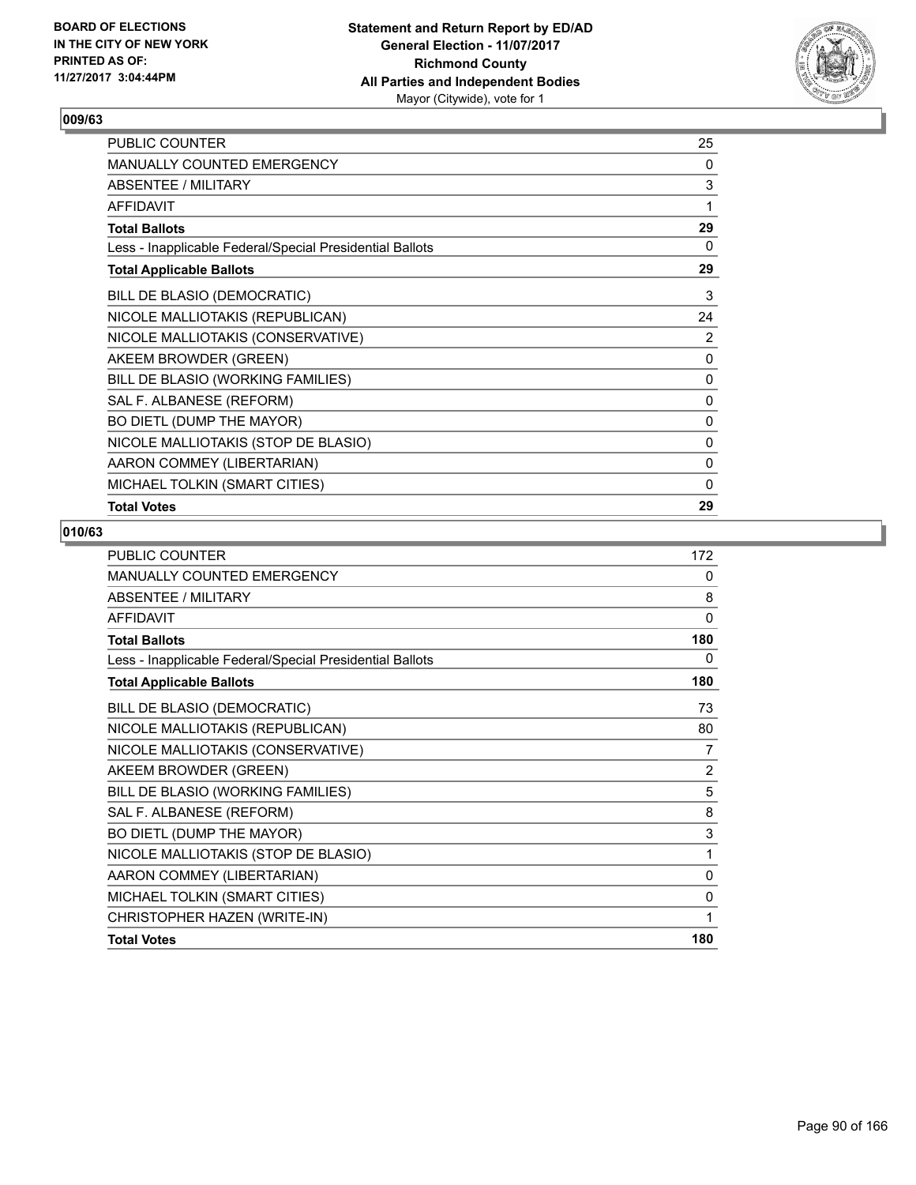BOARD OF ELECTIONS
IN THE CITY OF NEW YORK
PRINTED AS OF:
11/27/2017 3:04:44PM

**Statement and Return Report by ED/AD**
**General Election - 11/07/2017**
**Richmond County**
**All Parties and Independent Bodies**
Mayor (Citywide), vote for 1

## 009/63

| | |
|---|---|
| PUBLIC COUNTER | 25 |
| MANUALLY COUNTED EMERGENCY | 0 |
| ABSENTEE / MILITARY | 3 |
| AFFIDAVIT | 1 |
| **Total Ballots** | **29** |
| Less - Inapplicable Federal/Special Presidential Ballots | 0 |
| **Total Applicable Ballots** | **29** |
| BILL DE BLASIO (DEMOCRATIC) | 3 |
| NICOLE MALLIOTAKIS (REPUBLICAN) | 24 |
| NICOLE MALLIOTAKIS (CONSERVATIVE) | 2 |
| AKEEM BROWDER (GREEN) | 0 |
| BILL DE BLASIO (WORKING FAMILIES) | 0 |
| SAL F. ALBANESE (REFORM) | 0 |
| BO DIETL (DUMP THE MAYOR) | 0 |
| NICOLE MALLIOTAKIS (STOP DE BLASIO) | 0 |
| AARON COMMEY (LIBERTARIAN) | 0 |
| MICHAEL TOLKIN (SMART CITIES) | 0 |
| **Total Votes** | **29** |

## 010/63

| | |
|---|---|
| PUBLIC COUNTER | 172 |
| MANUALLY COUNTED EMERGENCY | 0 |
| ABSENTEE / MILITARY | 8 |
| AFFIDAVIT | 0 |
| **Total Ballots** | **180** |
| Less - Inapplicable Federal/Special Presidential Ballots | 0 |
| **Total Applicable Ballots** | **180** |
| BILL DE BLASIO (DEMOCRATIC) | 73 |
| NICOLE MALLIOTAKIS (REPUBLICAN) | 80 |
| NICOLE MALLIOTAKIS (CONSERVATIVE) | 7 |
| AKEEM BROWDER (GREEN) | 2 |
| BILL DE BLASIO (WORKING FAMILIES) | 5 |
| SAL F. ALBANESE (REFORM) | 8 |
| BO DIETL (DUMP THE MAYOR) | 3 |
| NICOLE MALLIOTAKIS (STOP DE BLASIO) | 1 |
| AARON COMMEY (LIBERTARIAN) | 0 |
| MICHAEL TOLKIN (SMART CITIES) | 0 |
| CHRISTOPHER HAZEN (WRITE-IN) | 1 |
| **Total Votes** | **180** |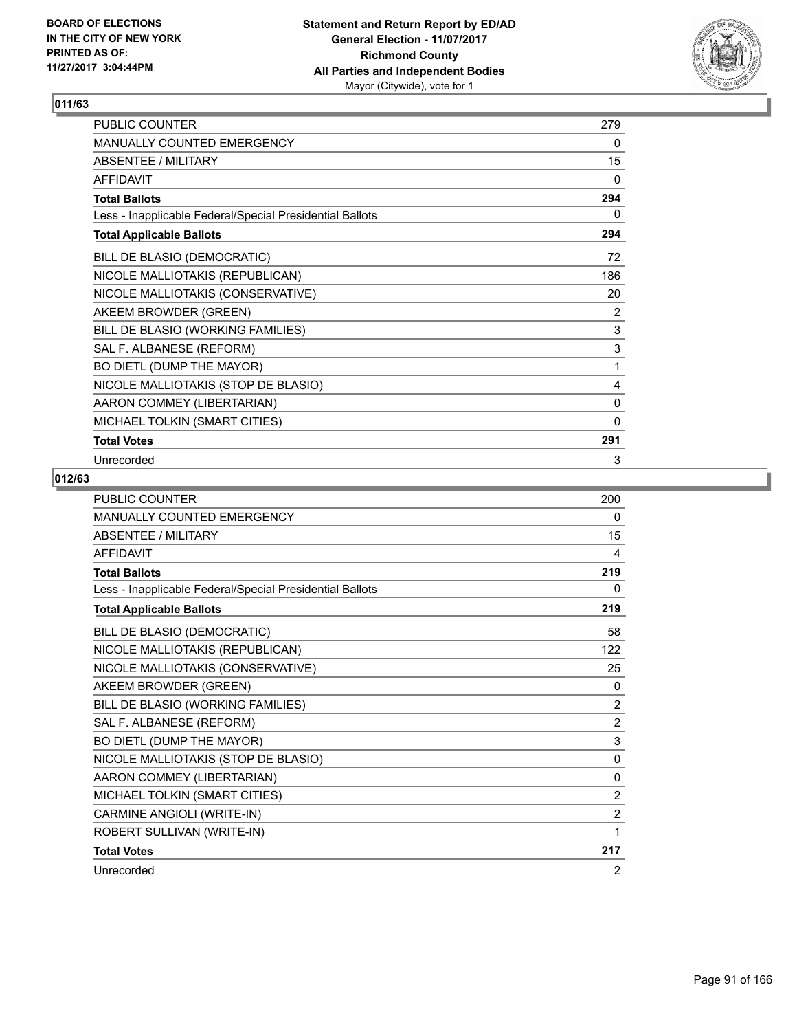**Statement and Return Report by ED/AD**
**General Election - 11/07/2017**
**Richmond County**
**All Parties and Independent Bodies**
Mayor (Citywide), vote for 1

BOARD OF ELECTIONS
IN THE CITY OF NEW YORK
PRINTED AS OF:
11/27/2017 3:04:44PM

## 011/63

| | |
|---|---|
| PUBLIC COUNTER | 279 |
| MANUALLY COUNTED EMERGENCY | 0 |
| ABSENTEE / MILITARY | 15 |
| AFFIDAVIT | 0 |
| **Total Ballots** | **294** |
| Less - Inapplicable Federal/Special Presidential Ballots | 0 |
| **Total Applicable Ballots** | **294** |
| BILL DE BLASIO (DEMOCRATIC) | 72 |
| NICOLE MALLIOTAKIS (REPUBLICAN) | 186 |
| NICOLE MALLIOTAKIS (CONSERVATIVE) | 20 |
| AKEEM BROWDER (GREEN) | 2 |
| BILL DE BLASIO (WORKING FAMILIES) | 3 |
| SAL F. ALBANESE (REFORM) | 3 |
| BO DIETL (DUMP THE MAYOR) | 1 |
| NICOLE MALLIOTAKIS (STOP DE BLASIO) | 4 |
| AARON COMMEY (LIBERTARIAN) | 0 |
| MICHAEL TOLKIN (SMART CITIES) | 0 |
| **Total Votes** | **291** |
| Unrecorded | 3 |

## 012/63

| | |
|---|---|
| PUBLIC COUNTER | 200 |
| MANUALLY COUNTED EMERGENCY | 0 |
| ABSENTEE / MILITARY | 15 |
| AFFIDAVIT | 4 |
| **Total Ballots** | **219** |
| Less - Inapplicable Federal/Special Presidential Ballots | 0 |
| **Total Applicable Ballots** | **219** |
| BILL DE BLASIO (DEMOCRATIC) | 58 |
| NICOLE MALLIOTAKIS (REPUBLICAN) | 122 |
| NICOLE MALLIOTAKIS (CONSERVATIVE) | 25 |
| AKEEM BROWDER (GREEN) | 0 |
| BILL DE BLASIO (WORKING FAMILIES) | 2 |
| SAL F. ALBANESE (REFORM) | 2 |
| BO DIETL (DUMP THE MAYOR) | 3 |
| NICOLE MALLIOTAKIS (STOP DE BLASIO) | 0 |
| AARON COMMEY (LIBERTARIAN) | 0 |
| MICHAEL TOLKIN (SMART CITIES) | 2 |
| CARMINE ANGIOLI (WRITE-IN) | 2 |
| ROBERT SULLIVAN (WRITE-IN) | 1 |
| **Total Votes** | **217** |
| Unrecorded | 2 |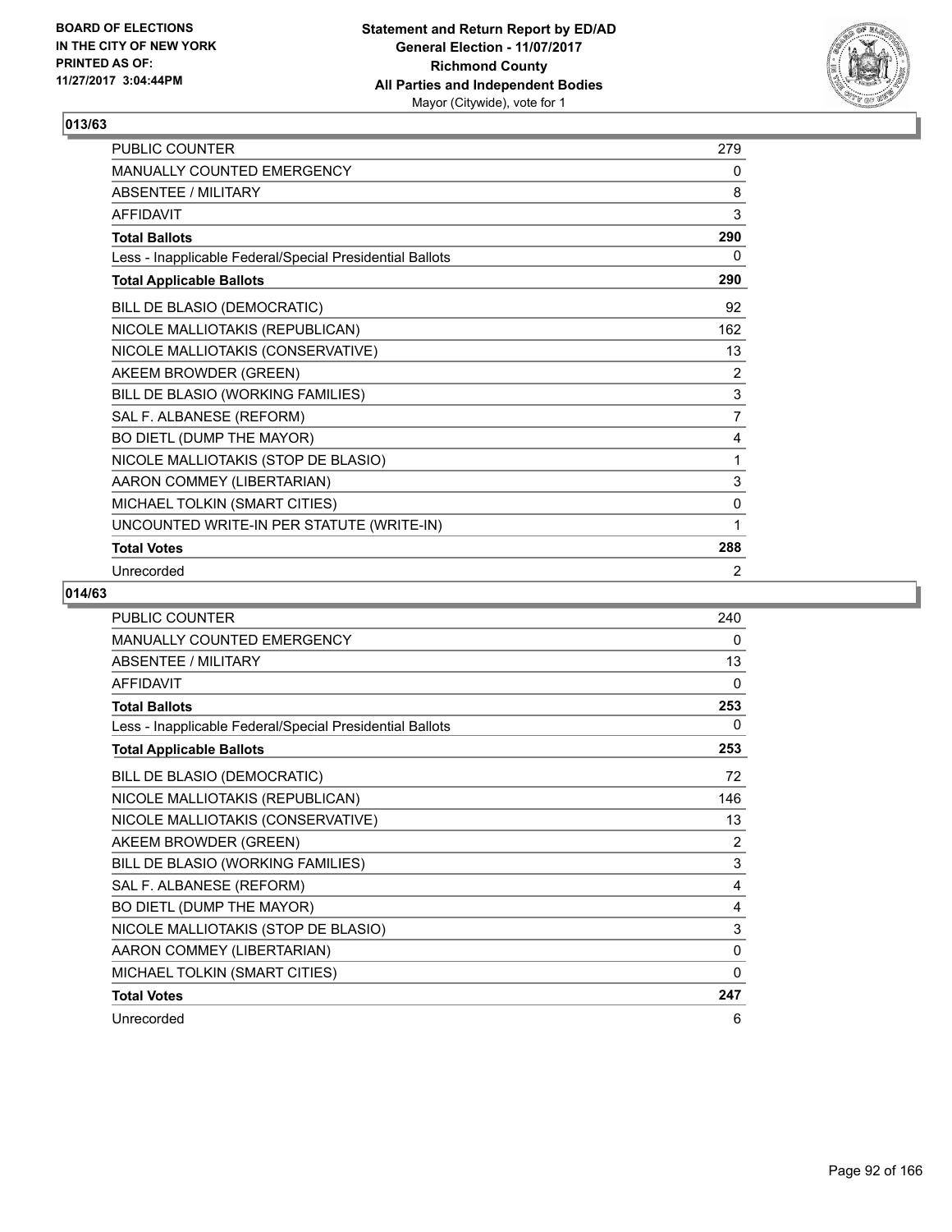BOARD OF ELECTIONS
IN THE CITY OF NEW YORK
PRINTED AS OF:
11/27/2017 3:04:44PM

**Statement and Return Report by ED/AD**
**General Election - 11/07/2017**
**Richmond County**
**All Parties and Independent Bodies**
Mayor (Citywide), vote for 1

## 013/63

| | |
|---|---|
| PUBLIC COUNTER | 279 |
| MANUALLY COUNTED EMERGENCY | 0 |
| ABSENTEE / MILITARY | 8 |
| AFFIDAVIT | 3 |
| **Total Ballots** | **290** |
| Less - Inapplicable Federal/Special Presidential Ballots | 0 |
| **Total Applicable Ballots** | **290** |
| BILL DE BLASIO (DEMOCRATIC) | 92 |
| NICOLE MALLIOTAKIS (REPUBLICAN) | 162 |
| NICOLE MALLIOTAKIS (CONSERVATIVE) | 13 |
| AKEEM BROWDER (GREEN) | 2 |
| BILL DE BLASIO (WORKING FAMILIES) | 3 |
| SAL F. ALBANESE (REFORM) | 7 |
| BO DIETL (DUMP THE MAYOR) | 4 |
| NICOLE MALLIOTAKIS (STOP DE BLASIO) | 1 |
| AARON COMMEY (LIBERTARIAN) | 3 |
| MICHAEL TOLKIN (SMART CITIES) | 0 |
| UNCOUNTED WRITE-IN PER STATUTE (WRITE-IN) | 1 |
| **Total Votes** | **288** |
| Unrecorded | 2 |

## 014/63

| | |
|---|---|
| PUBLIC COUNTER | 240 |
| MANUALLY COUNTED EMERGENCY | 0 |
| ABSENTEE / MILITARY | 13 |
| AFFIDAVIT | 0 |
| **Total Ballots** | **253** |
| Less - Inapplicable Federal/Special Presidential Ballots | 0 |
| **Total Applicable Ballots** | **253** |
| BILL DE BLASIO (DEMOCRATIC) | 72 |
| NICOLE MALLIOTAKIS (REPUBLICAN) | 146 |
| NICOLE MALLIOTAKIS (CONSERVATIVE) | 13 |
| AKEEM BROWDER (GREEN) | 2 |
| BILL DE BLASIO (WORKING FAMILIES) | 3 |
| SAL F. ALBANESE (REFORM) | 4 |
| BO DIETL (DUMP THE MAYOR) | 4 |
| NICOLE MALLIOTAKIS (STOP DE BLASIO) | 3 |
| AARON COMMEY (LIBERTARIAN) | 0 |
| MICHAEL TOLKIN (SMART CITIES) | 0 |
| **Total Votes** | **247** |
| Unrecorded | 6 |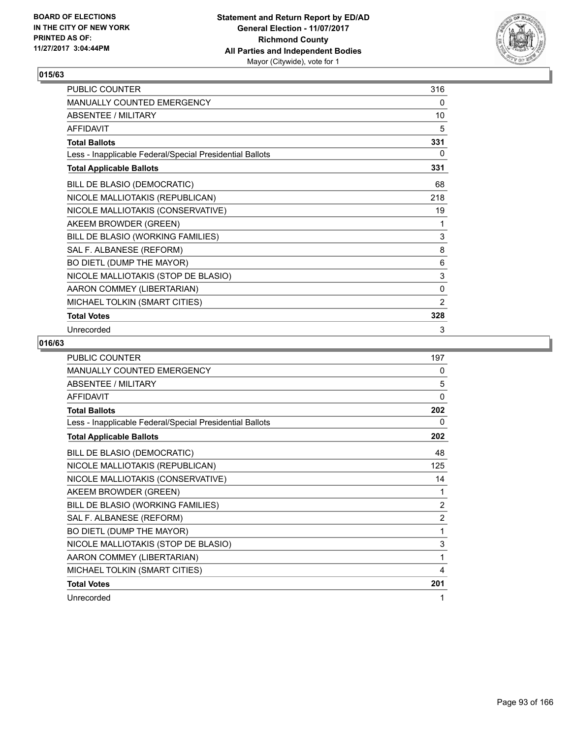**BOARD OF ELECTIONS IN THE CITY OF NEW YORK PRINTED AS OF: 11/27/2017 3:04:44PM**

**Statement and Return Report by ED/AD**
**General Election - 11/07/2017**
**Richmond County**
**All Parties and Independent Bodies**
Mayor (Citywide), vote for 1

### 015/63

| | |
|---|---|
| PUBLIC COUNTER | 316 |
| MANUALLY COUNTED EMERGENCY | 0 |
| ABSENTEE / MILITARY | 10 |
| AFFIDAVIT | 5 |
| **Total Ballots** | **331** |
| Less - Inapplicable Federal/Special Presidential Ballots | 0 |
| **Total Applicable Ballots** | **331** |
| BILL DE BLASIO (DEMOCRATIC) | 68 |
| NICOLE MALLIOTAKIS (REPUBLICAN) | 218 |
| NICOLE MALLIOTAKIS (CONSERVATIVE) | 19 |
| AKEEM BROWDER (GREEN) | 1 |
| BILL DE BLASIO (WORKING FAMILIES) | 3 |
| SAL F. ALBANESE (REFORM) | 8 |
| BO DIETL (DUMP THE MAYOR) | 6 |
| NICOLE MALLIOTAKIS (STOP DE BLASIO) | 3 |
| AARON COMMEY (LIBERTARIAN) | 0 |
| MICHAEL TOLKIN (SMART CITIES) | 2 |
| **Total Votes** | **328** |
| Unrecorded | 3 |

### 016/63

| | |
|---|---|
| PUBLIC COUNTER | 197 |
| MANUALLY COUNTED EMERGENCY | 0 |
| ABSENTEE / MILITARY | 5 |
| AFFIDAVIT | 0 |
| **Total Ballots** | **202** |
| Less - Inapplicable Federal/Special Presidential Ballots | 0 |
| **Total Applicable Ballots** | **202** |
| BILL DE BLASIO (DEMOCRATIC) | 48 |
| NICOLE MALLIOTAKIS (REPUBLICAN) | 125 |
| NICOLE MALLIOTAKIS (CONSERVATIVE) | 14 |
| AKEEM BROWDER (GREEN) | 1 |
| BILL DE BLASIO (WORKING FAMILIES) | 2 |
| SAL F. ALBANESE (REFORM) | 2 |
| BO DIETL (DUMP THE MAYOR) | 1 |
| NICOLE MALLIOTAKIS (STOP DE BLASIO) | 3 |
| AARON COMMEY (LIBERTARIAN) | 1 |
| MICHAEL TOLKIN (SMART CITIES) | 4 |
| **Total Votes** | **201** |
| Unrecorded | 1 |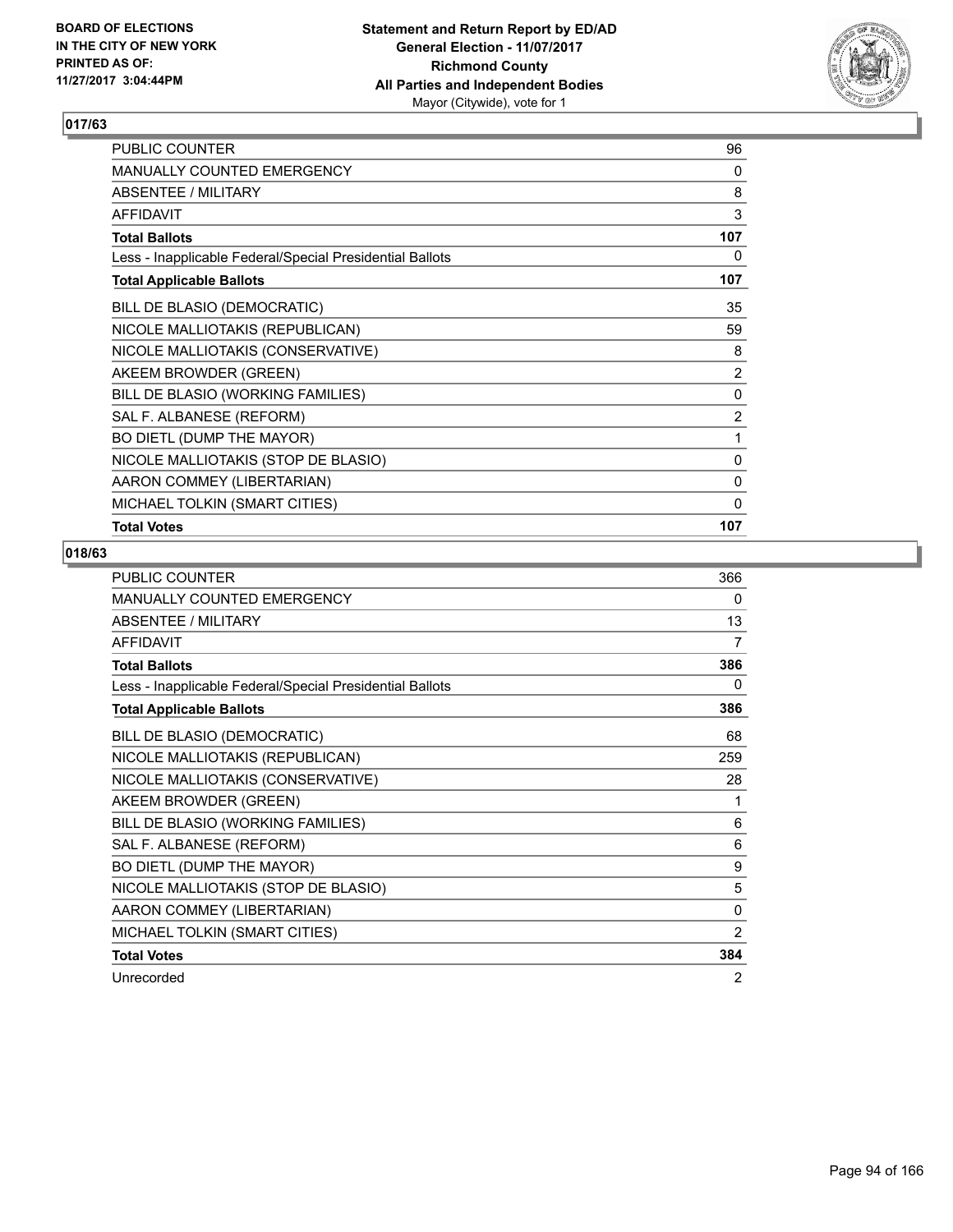BOARD OF ELECTIONS
IN THE CITY OF NEW YORK
PRINTED AS OF:
11/27/2017 3:04:44PM

**Statement and Return Report by ED/AD**
**General Election - 11/07/2017**
**Richmond County**
**All Parties and Independent Bodies**
Mayor (Citywide), vote for 1

### 017/63

| | |
|---|---|
| PUBLIC COUNTER | 96 |
| MANUALLY COUNTED EMERGENCY | 0 |
| ABSENTEE / MILITARY | 8 |
| AFFIDAVIT | 3 |
| **Total Ballots** | **107** |
| Less - Inapplicable Federal/Special Presidential Ballots | 0 |
| **Total Applicable Ballots** | **107** |
| BILL DE BLASIO (DEMOCRATIC) | 35 |
| NICOLE MALLIOTAKIS (REPUBLICAN) | 59 |
| NICOLE MALLIOTAKIS (CONSERVATIVE) | 8 |
| AKEEM BROWDER (GREEN) | 2 |
| BILL DE BLASIO (WORKING FAMILIES) | 0 |
| SAL F. ALBANESE (REFORM) | 2 |
| BO DIETL (DUMP THE MAYOR) | 1 |
| NICOLE MALLIOTAKIS (STOP DE BLASIO) | 0 |
| AARON COMMEY (LIBERTARIAN) | 0 |
| MICHAEL TOLKIN (SMART CITIES) | 0 |
| **Total Votes** | **107** |

### 018/63

| | |
|---|---|
| PUBLIC COUNTER | 366 |
| MANUALLY COUNTED EMERGENCY | 0 |
| ABSENTEE / MILITARY | 13 |
| AFFIDAVIT | 7 |
| **Total Ballots** | **386** |
| Less - Inapplicable Federal/Special Presidential Ballots | 0 |
| **Total Applicable Ballots** | **386** |
| BILL DE BLASIO (DEMOCRATIC) | 68 |
| NICOLE MALLIOTAKIS (REPUBLICAN) | 259 |
| NICOLE MALLIOTAKIS (CONSERVATIVE) | 28 |
| AKEEM BROWDER (GREEN) | 1 |
| BILL DE BLASIO (WORKING FAMILIES) | 6 |
| SAL F. ALBANESE (REFORM) | 6 |
| BO DIETL (DUMP THE MAYOR) | 9 |
| NICOLE MALLIOTAKIS (STOP DE BLASIO) | 5 |
| AARON COMMEY (LIBERTARIAN) | 0 |
| MICHAEL TOLKIN (SMART CITIES) | 2 |
| **Total Votes** | **384** |
| Unrecorded | 2 |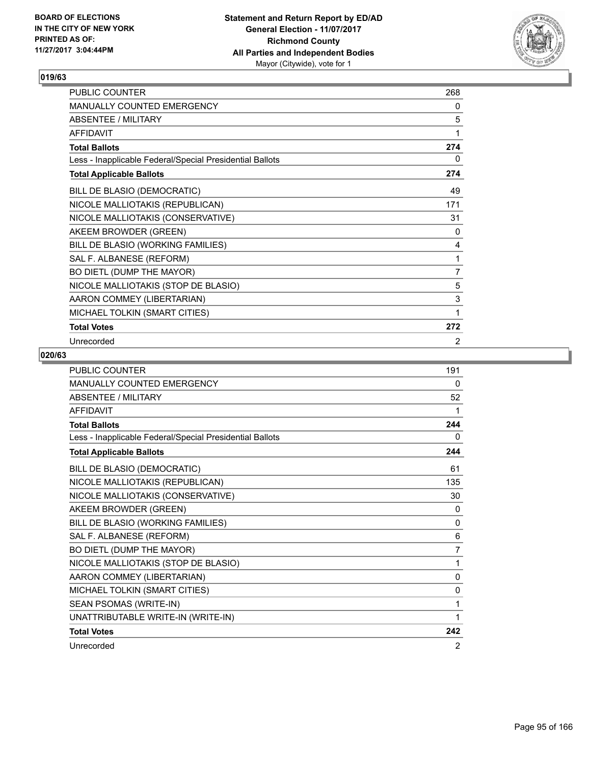### 019/63

| | |
|---|---|
| PUBLIC COUNTER | 268 |
| MANUALLY COUNTED EMERGENCY | 0 |
| ABSENTEE / MILITARY | 5 |
| AFFIDAVIT | 1 |
| **Total Ballots** | **274** |
| Less - Inapplicable Federal/Special Presidential Ballots | 0 |
| **Total Applicable Ballots** | **274** |
| BILL DE BLASIO (DEMOCRATIC) | 49 |
| NICOLE MALLIOTAKIS (REPUBLICAN) | 171 |
| NICOLE MALLIOTAKIS (CONSERVATIVE) | 31 |
| AKEEM BROWDER (GREEN) | 0 |
| BILL DE BLASIO (WORKING FAMILIES) | 4 |
| SAL F. ALBANESE (REFORM) | 1 |
| BO DIETL (DUMP THE MAYOR) | 7 |
| NICOLE MALLIOTAKIS (STOP DE BLASIO) | 5 |
| AARON COMMEY (LIBERTARIAN) | 3 |
| MICHAEL TOLKIN (SMART CITIES) | 1 |
| **Total Votes** | **272** |
| Unrecorded | 2 |

### 020/63

| | |
|---|---|
| PUBLIC COUNTER | 191 |
| MANUALLY COUNTED EMERGENCY | 0 |
| ABSENTEE / MILITARY | 52 |
| AFFIDAVIT | 1 |
| **Total Ballots** | **244** |
| Less - Inapplicable Federal/Special Presidential Ballots | 0 |
| **Total Applicable Ballots** | **244** |
| BILL DE BLASIO (DEMOCRATIC) | 61 |
| NICOLE MALLIOTAKIS (REPUBLICAN) | 135 |
| NICOLE MALLIOTAKIS (CONSERVATIVE) | 30 |
| AKEEM BROWDER (GREEN) | 0 |
| BILL DE BLASIO (WORKING FAMILIES) | 0 |
| SAL F. ALBANESE (REFORM) | 6 |
| BO DIETL (DUMP THE MAYOR) | 7 |
| NICOLE MALLIOTAKIS (STOP DE BLASIO) | 1 |
| AARON COMMEY (LIBERTARIAN) | 0 |
| MICHAEL TOLKIN (SMART CITIES) | 0 |
| SEAN PSOMAS (WRITE-IN) | 1 |
| UNATTRIBUTABLE WRITE-IN (WRITE-IN) | 1 |
| **Total Votes** | **242** |
| Unrecorded | 2 |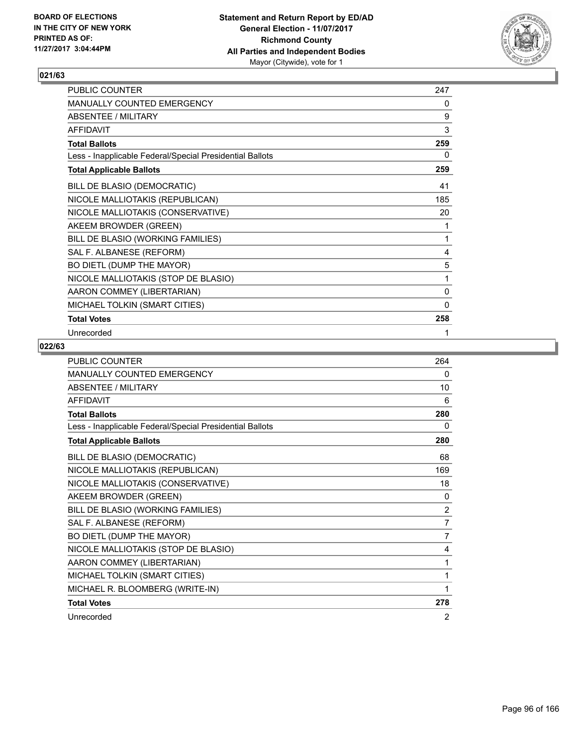BOARD OF ELECTIONS
IN THE CITY OF NEW YORK
PRINTED AS OF:
11/27/2017 3:04:44PM

**Statement and Return Report by ED/AD**
**General Election - 11/07/2017**
**Richmond County**
**All Parties and Independent Bodies**
Mayor (Citywide), vote for 1

### 021/63

| | |
|---|---|
| PUBLIC COUNTER | 247 |
| MANUALLY COUNTED EMERGENCY | 0 |
| ABSENTEE / MILITARY | 9 |
| AFFIDAVIT | 3 |
| **Total Ballots** | **259** |
| Less - Inapplicable Federal/Special Presidential Ballots | 0 |
| **Total Applicable Ballots** | **259** |
| BILL DE BLASIO (DEMOCRATIC) | 41 |
| NICOLE MALLIOTAKIS (REPUBLICAN) | 185 |
| NICOLE MALLIOTAKIS (CONSERVATIVE) | 20 |
| AKEEM BROWDER (GREEN) | 1 |
| BILL DE BLASIO (WORKING FAMILIES) | 1 |
| SAL F. ALBANESE (REFORM) | 4 |
| BO DIETL (DUMP THE MAYOR) | 5 |
| NICOLE MALLIOTAKIS (STOP DE BLASIO) | 1 |
| AARON COMMEY (LIBERTARIAN) | 0 |
| MICHAEL TOLKIN (SMART CITIES) | 0 |
| **Total Votes** | **258** |
| Unrecorded | 1 |

### 022/63

| | |
|---|---|
| PUBLIC COUNTER | 264 |
| MANUALLY COUNTED EMERGENCY | 0 |
| ABSENTEE / MILITARY | 10 |
| AFFIDAVIT | 6 |
| **Total Ballots** | **280** |
| Less - Inapplicable Federal/Special Presidential Ballots | 0 |
| **Total Applicable Ballots** | **280** |
| BILL DE BLASIO (DEMOCRATIC) | 68 |
| NICOLE MALLIOTAKIS (REPUBLICAN) | 169 |
| NICOLE MALLIOTAKIS (CONSERVATIVE) | 18 |
| AKEEM BROWDER (GREEN) | 0 |
| BILL DE BLASIO (WORKING FAMILIES) | 2 |
| SAL F. ALBANESE (REFORM) | 7 |
| BO DIETL (DUMP THE MAYOR) | 7 |
| NICOLE MALLIOTAKIS (STOP DE BLASIO) | 4 |
| AARON COMMEY (LIBERTARIAN) | 1 |
| MICHAEL TOLKIN (SMART CITIES) | 1 |
| MICHAEL R. BLOOMBERG (WRITE-IN) | 1 |
| **Total Votes** | **278** |
| Unrecorded | 2 |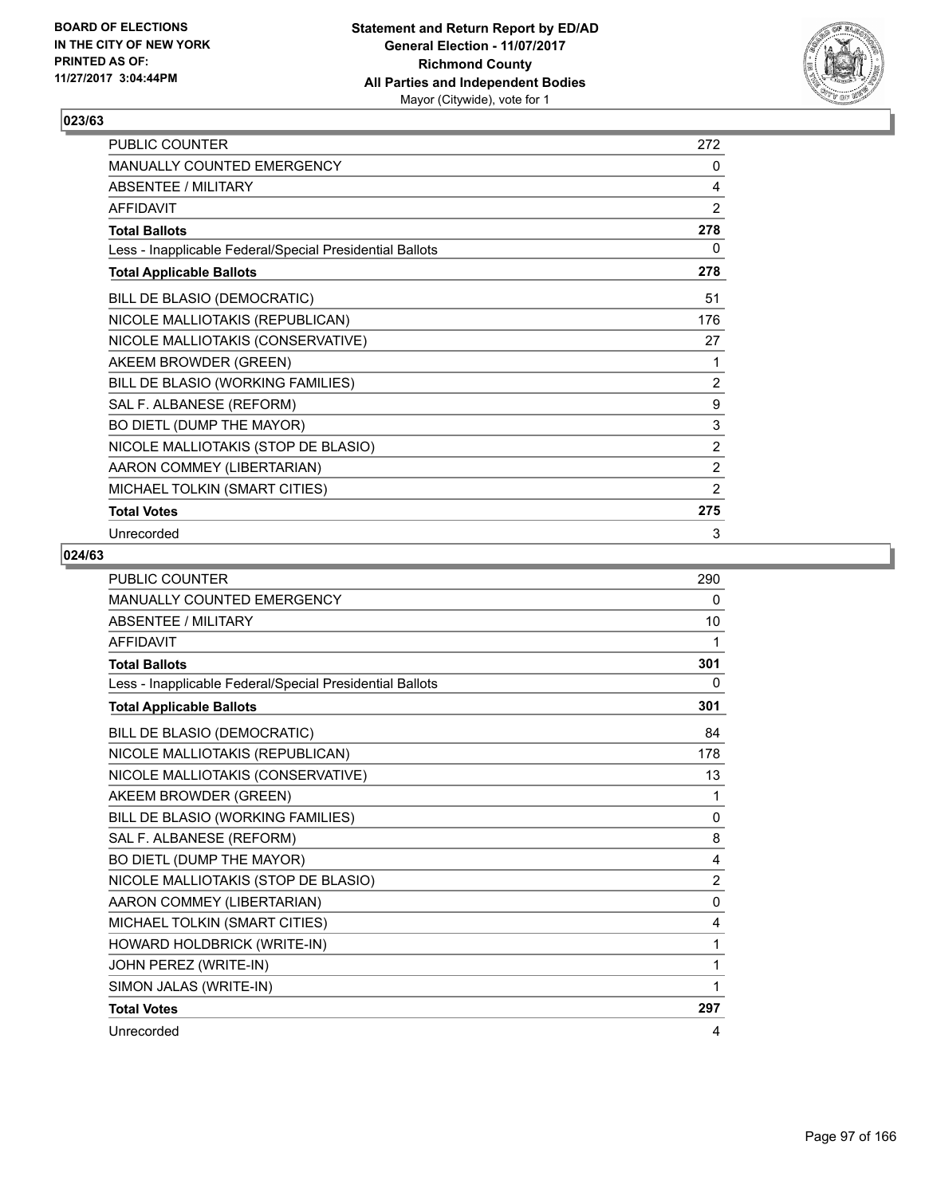**BOARD OF ELECTIONS IN THE CITY OF NEW YORK PRINTED AS OF: 11/27/2017 3:04:44PM**

**Statement and Return Report by ED/AD General Election - 11/07/2017 Richmond County All Parties and Independent Bodies** Mayor (Citywide), vote for 1

### 023/63

| | |
|---|---|
| PUBLIC COUNTER | 272 |
| MANUALLY COUNTED EMERGENCY | 0 |
| ABSENTEE / MILITARY | 4 |
| AFFIDAVIT | 2 |
| **Total Ballots** | **278** |
| Less - Inapplicable Federal/Special Presidential Ballots | 0 |
| **Total Applicable Ballots** | **278** |
| BILL DE BLASIO (DEMOCRATIC) | 51 |
| NICOLE MALLIOTAKIS (REPUBLICAN) | 176 |
| NICOLE MALLIOTAKIS (CONSERVATIVE) | 27 |
| AKEEM BROWDER (GREEN) | 1 |
| BILL DE BLASIO (WORKING FAMILIES) | 2 |
| SAL F. ALBANESE (REFORM) | 9 |
| BO DIETL (DUMP THE MAYOR) | 3 |
| NICOLE MALLIOTAKIS (STOP DE BLASIO) | 2 |
| AARON COMMEY (LIBERTARIAN) | 2 |
| MICHAEL TOLKIN (SMART CITIES) | 2 |
| **Total Votes** | **275** |
| Unrecorded | 3 |

### 024/63

| | |
|---|---|
| PUBLIC COUNTER | 290 |
| MANUALLY COUNTED EMERGENCY | 0 |
| ABSENTEE / MILITARY | 10 |
| AFFIDAVIT | 1 |
| **Total Ballots** | **301** |
| Less - Inapplicable Federal/Special Presidential Ballots | 0 |
| **Total Applicable Ballots** | **301** |
| BILL DE BLASIO (DEMOCRATIC) | 84 |
| NICOLE MALLIOTAKIS (REPUBLICAN) | 178 |
| NICOLE MALLIOTAKIS (CONSERVATIVE) | 13 |
| AKEEM BROWDER (GREEN) | 1 |
| BILL DE BLASIO (WORKING FAMILIES) | 0 |
| SAL F. ALBANESE (REFORM) | 8 |
| BO DIETL (DUMP THE MAYOR) | 4 |
| NICOLE MALLIOTAKIS (STOP DE BLASIO) | 2 |
| AARON COMMEY (LIBERTARIAN) | 0 |
| MICHAEL TOLKIN (SMART CITIES) | 4 |
| HOWARD HOLDBRICK (WRITE-IN) | 1 |
| JOHN PEREZ (WRITE-IN) | 1 |
| SIMON JALAS (WRITE-IN) | 1 |
| **Total Votes** | **297** |
| Unrecorded | 4 |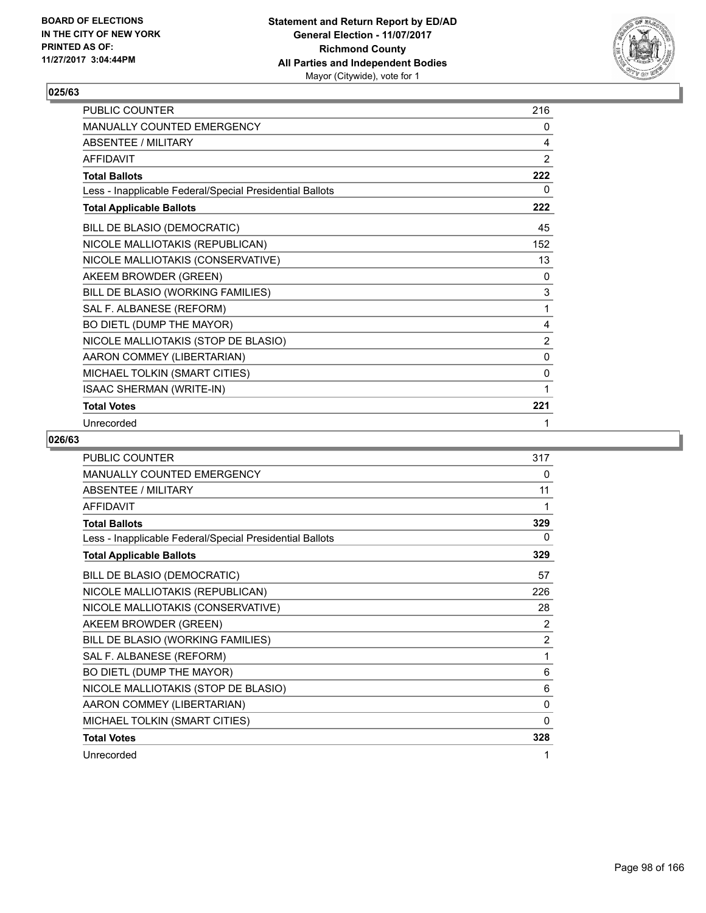**BOARD OF ELECTIONS IN THE CITY OF NEW YORK PRINTED AS OF: 11/27/2017 3:04:44PM**

**Statement and Return Report by ED/AD General Election - 11/07/2017 Richmond County All Parties and Independent Bodies**
Mayor (Citywide), vote for 1

### 025/63

| | |
|---|---|
| PUBLIC COUNTER | 216 |
| MANUALLY COUNTED EMERGENCY | 0 |
| ABSENTEE / MILITARY | 4 |
| AFFIDAVIT | 2 |
| **Total Ballots** | **222** |
| Less - Inapplicable Federal/Special Presidential Ballots | 0 |
| **Total Applicable Ballots** | **222** |
| BILL DE BLASIO (DEMOCRATIC) | 45 |
| NICOLE MALLIOTAKIS (REPUBLICAN) | 152 |
| NICOLE MALLIOTAKIS (CONSERVATIVE) | 13 |
| AKEEM BROWDER (GREEN) | 0 |
| BILL DE BLASIO (WORKING FAMILIES) | 3 |
| SAL F. ALBANESE (REFORM) | 1 |
| BO DIETL (DUMP THE MAYOR) | 4 |
| NICOLE MALLIOTAKIS (STOP DE BLASIO) | 2 |
| AARON COMMEY (LIBERTARIAN) | 0 |
| MICHAEL TOLKIN (SMART CITIES) | 0 |
| ISAAC SHERMAN (WRITE-IN) | 1 |
| **Total Votes** | **221** |
| Unrecorded | 1 |

### 026/63

| | |
|---|---|
| PUBLIC COUNTER | 317 |
| MANUALLY COUNTED EMERGENCY | 0 |
| ABSENTEE / MILITARY | 11 |
| AFFIDAVIT | 1 |
| **Total Ballots** | **329** |
| Less - Inapplicable Federal/Special Presidential Ballots | 0 |
| **Total Applicable Ballots** | **329** |
| BILL DE BLASIO (DEMOCRATIC) | 57 |
| NICOLE MALLIOTAKIS (REPUBLICAN) | 226 |
| NICOLE MALLIOTAKIS (CONSERVATIVE) | 28 |
| AKEEM BROWDER (GREEN) | 2 |
| BILL DE BLASIO (WORKING FAMILIES) | 2 |
| SAL F. ALBANESE (REFORM) | 1 |
| BO DIETL (DUMP THE MAYOR) | 6 |
| NICOLE MALLIOTAKIS (STOP DE BLASIO) | 6 |
| AARON COMMEY (LIBERTARIAN) | 0 |
| MICHAEL TOLKIN (SMART CITIES) | 0 |
| **Total Votes** | **328** |
| Unrecorded | 1 |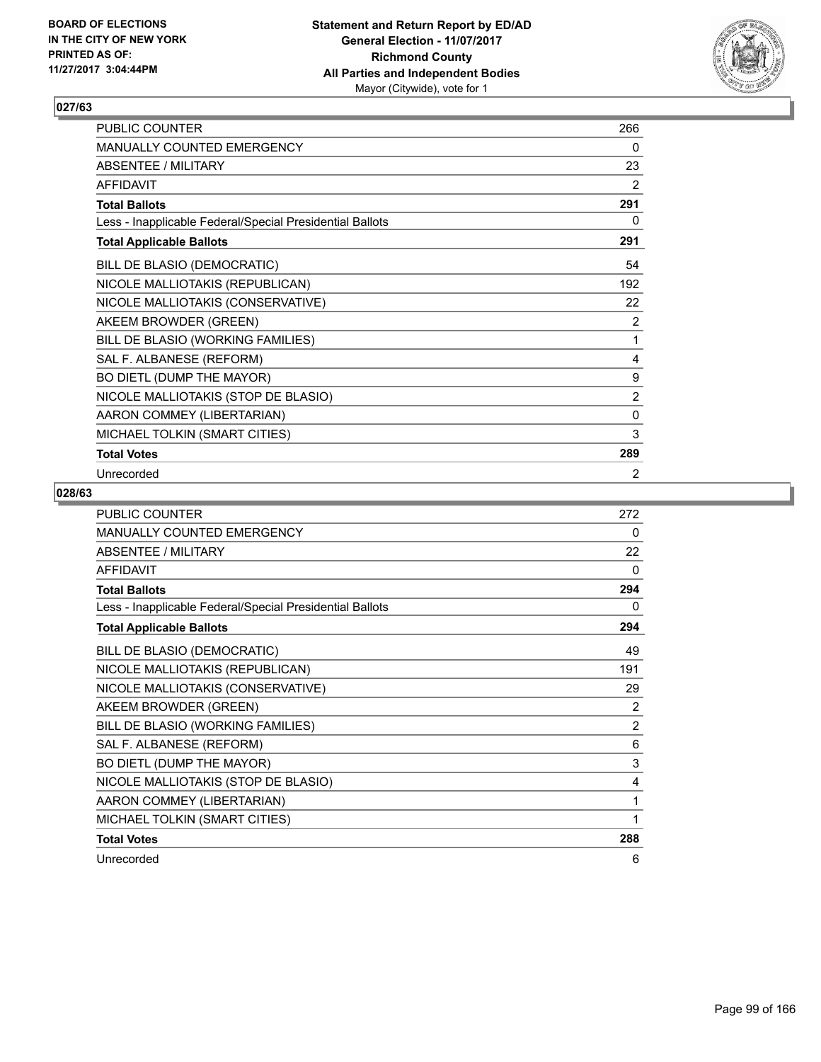BOARD OF ELECTIONS
IN THE CITY OF NEW YORK
PRINTED AS OF:
11/27/2017 3:04:44PM

**Statement and Return Report by ED/AD**
**General Election - 11/07/2017**
**Richmond County**
**All Parties and Independent Bodies**
Mayor (Citywide), vote for 1

## 027/63

| | |
|---|---|
| PUBLIC COUNTER | 266 |
| MANUALLY COUNTED EMERGENCY | 0 |
| ABSENTEE / MILITARY | 23 |
| AFFIDAVIT | 2 |
| **Total Ballots** | **291** |
| Less - Inapplicable Federal/Special Presidential Ballots | 0 |
| **Total Applicable Ballots** | **291** |
| BILL DE BLASIO (DEMOCRATIC) | 54 |
| NICOLE MALLIOTAKIS (REPUBLICAN) | 192 |
| NICOLE MALLIOTAKIS (CONSERVATIVE) | 22 |
| AKEEM BROWDER (GREEN) | 2 |
| BILL DE BLASIO (WORKING FAMILIES) | 1 |
| SAL F. ALBANESE (REFORM) | 4 |
| BO DIETL (DUMP THE MAYOR) | 9 |
| NICOLE MALLIOTAKIS (STOP DE BLASIO) | 2 |
| AARON COMMEY (LIBERTARIAN) | 0 |
| MICHAEL TOLKIN (SMART CITIES) | 3 |
| **Total Votes** | **289** |
| Unrecorded | 2 |

## 028/63

| | |
|---|---|
| PUBLIC COUNTER | 272 |
| MANUALLY COUNTED EMERGENCY | 0 |
| ABSENTEE / MILITARY | 22 |
| AFFIDAVIT | 0 |
| **Total Ballots** | **294** |
| Less - Inapplicable Federal/Special Presidential Ballots | 0 |
| **Total Applicable Ballots** | **294** |
| BILL DE BLASIO (DEMOCRATIC) | 49 |
| NICOLE MALLIOTAKIS (REPUBLICAN) | 191 |
| NICOLE MALLIOTAKIS (CONSERVATIVE) | 29 |
| AKEEM BROWDER (GREEN) | 2 |
| BILL DE BLASIO (WORKING FAMILIES) | 2 |
| SAL F. ALBANESE (REFORM) | 6 |
| BO DIETL (DUMP THE MAYOR) | 3 |
| NICOLE MALLIOTAKIS (STOP DE BLASIO) | 4 |
| AARON COMMEY (LIBERTARIAN) | 1 |
| MICHAEL TOLKIN (SMART CITIES) | 1 |
| **Total Votes** | **288** |
| Unrecorded | 6 |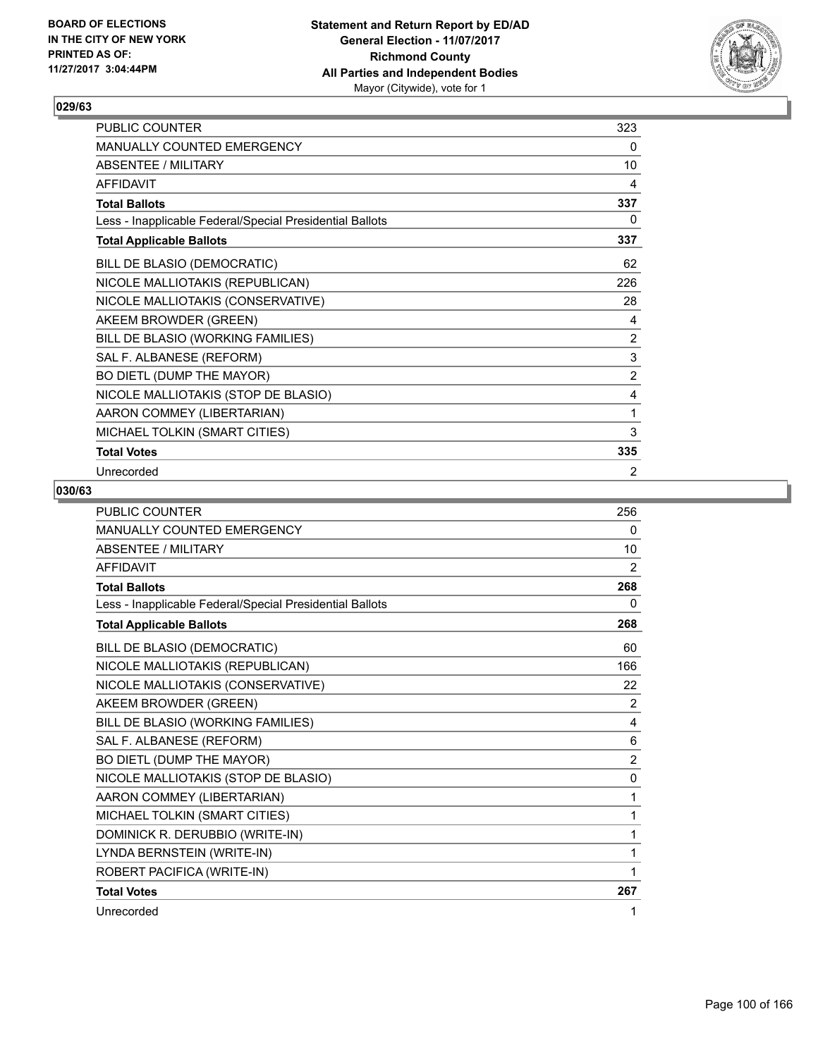**BOARD OF ELECTIONS IN THE CITY OF NEW YORK PRINTED AS OF: 11/27/2017 3:04:44PM**

**Statement and Return Report by ED/AD General Election - 11/07/2017 Richmond County All Parties and Independent Bodies Mayor (Citywide), vote for 1**

## 029/63

| | |
|---|---|
| PUBLIC COUNTER | 323 |
| MANUALLY COUNTED EMERGENCY | 0 |
| ABSENTEE / MILITARY | 10 |
| AFFIDAVIT | 4 |
| **Total Ballots** | **337** |
| Less - Inapplicable Federal/Special Presidential Ballots | 0 |
| **Total Applicable Ballots** | **337** |
| BILL DE BLASIO (DEMOCRATIC) | 62 |
| NICOLE MALLIOTAKIS (REPUBLICAN) | 226 |
| NICOLE MALLIOTAKIS (CONSERVATIVE) | 28 |
| AKEEM BROWDER (GREEN) | 4 |
| BILL DE BLASIO (WORKING FAMILIES) | 2 |
| SAL F. ALBANESE (REFORM) | 3 |
| BO DIETL (DUMP THE MAYOR) | 2 |
| NICOLE MALLIOTAKIS (STOP DE BLASIO) | 4 |
| AARON COMMEY (LIBERTARIAN) | 1 |
| MICHAEL TOLKIN (SMART CITIES) | 3 |
| **Total Votes** | **335** |
| Unrecorded | 2 |

## 030/63

| | |
|---|---|
| PUBLIC COUNTER | 256 |
| MANUALLY COUNTED EMERGENCY | 0 |
| ABSENTEE / MILITARY | 10 |
| AFFIDAVIT | 2 |
| **Total Ballots** | **268** |
| Less - Inapplicable Federal/Special Presidential Ballots | 0 |
| **Total Applicable Ballots** | **268** |
| BILL DE BLASIO (DEMOCRATIC) | 60 |
| NICOLE MALLIOTAKIS (REPUBLICAN) | 166 |
| NICOLE MALLIOTAKIS (CONSERVATIVE) | 22 |
| AKEEM BROWDER (GREEN) | 2 |
| BILL DE BLASIO (WORKING FAMILIES) | 4 |
| SAL F. ALBANESE (REFORM) | 6 |
| BO DIETL (DUMP THE MAYOR) | 2 |
| NICOLE MALLIOTAKIS (STOP DE BLASIO) | 0 |
| AARON COMMEY (LIBERTARIAN) | 1 |
| MICHAEL TOLKIN (SMART CITIES) | 1 |
| DOMINICK R. DERUBBIO (WRITE-IN) | 1 |
| LYNDA BERNSTEIN (WRITE-IN) | 1 |
| ROBERT PACIFICA (WRITE-IN) | 1 |
| **Total Votes** | **267** |
| Unrecorded | 1 |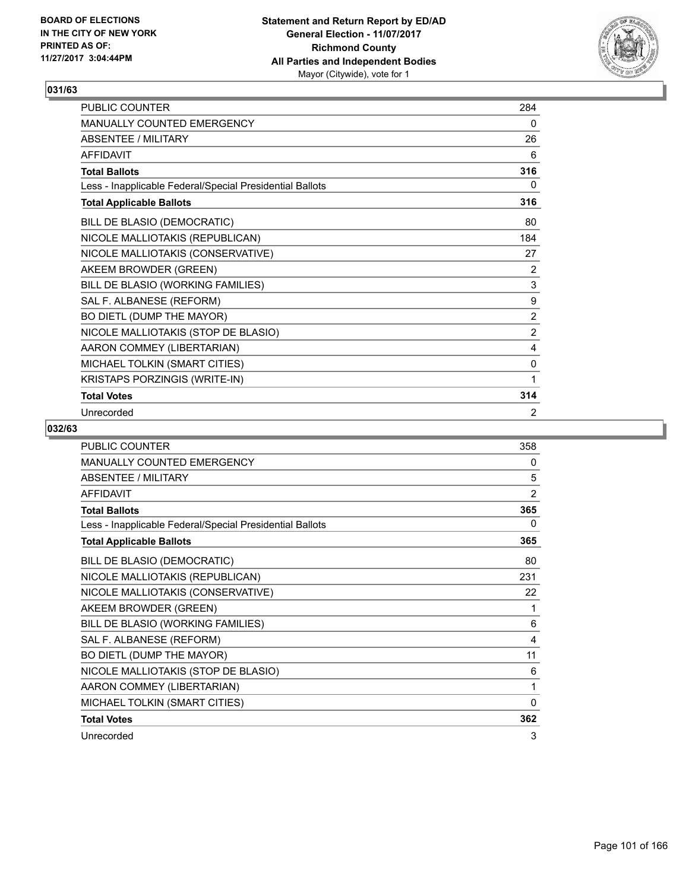## 031/63

| | |
|---|---|
| PUBLIC COUNTER | 284 |
| MANUALLY COUNTED EMERGENCY | 0 |
| ABSENTEE / MILITARY | 26 |
| AFFIDAVIT | 6 |
| **Total Ballots** | **316** |
| Less - Inapplicable Federal/Special Presidential Ballots | 0 |
| **Total Applicable Ballots** | **316** |
| BILL DE BLASIO (DEMOCRATIC) | 80 |
| NICOLE MALLIOTAKIS (REPUBLICAN) | 184 |
| NICOLE MALLIOTAKIS (CONSERVATIVE) | 27 |
| AKEEM BROWDER (GREEN) | 2 |
| BILL DE BLASIO (WORKING FAMILIES) | 3 |
| SAL F. ALBANESE (REFORM) | 9 |
| BO DIETL (DUMP THE MAYOR) | 2 |
| NICOLE MALLIOTAKIS (STOP DE BLASIO) | 2 |
| AARON COMMEY (LIBERTARIAN) | 4 |
| MICHAEL TOLKIN (SMART CITIES) | 0 |
| KRISTAPS PORZINGIS (WRITE-IN) | 1 |
| **Total Votes** | **314** |
| Unrecorded | 2 |

## 032/63

| | |
|---|---|
| PUBLIC COUNTER | 358 |
| MANUALLY COUNTED EMERGENCY | 0 |
| ABSENTEE / MILITARY | 5 |
| AFFIDAVIT | 2 |
| **Total Ballots** | **365** |
| Less - Inapplicable Federal/Special Presidential Ballots | 0 |
| **Total Applicable Ballots** | **365** |
| BILL DE BLASIO (DEMOCRATIC) | 80 |
| NICOLE MALLIOTAKIS (REPUBLICAN) | 231 |
| NICOLE MALLIOTAKIS (CONSERVATIVE) | 22 |
| AKEEM BROWDER (GREEN) | 1 |
| BILL DE BLASIO (WORKING FAMILIES) | 6 |
| SAL F. ALBANESE (REFORM) | 4 |
| BO DIETL (DUMP THE MAYOR) | 11 |
| NICOLE MALLIOTAKIS (STOP DE BLASIO) | 6 |
| AARON COMMEY (LIBERTARIAN) | 1 |
| MICHAEL TOLKIN (SMART CITIES) | 0 |
| **Total Votes** | **362** |
| Unrecorded | 3 |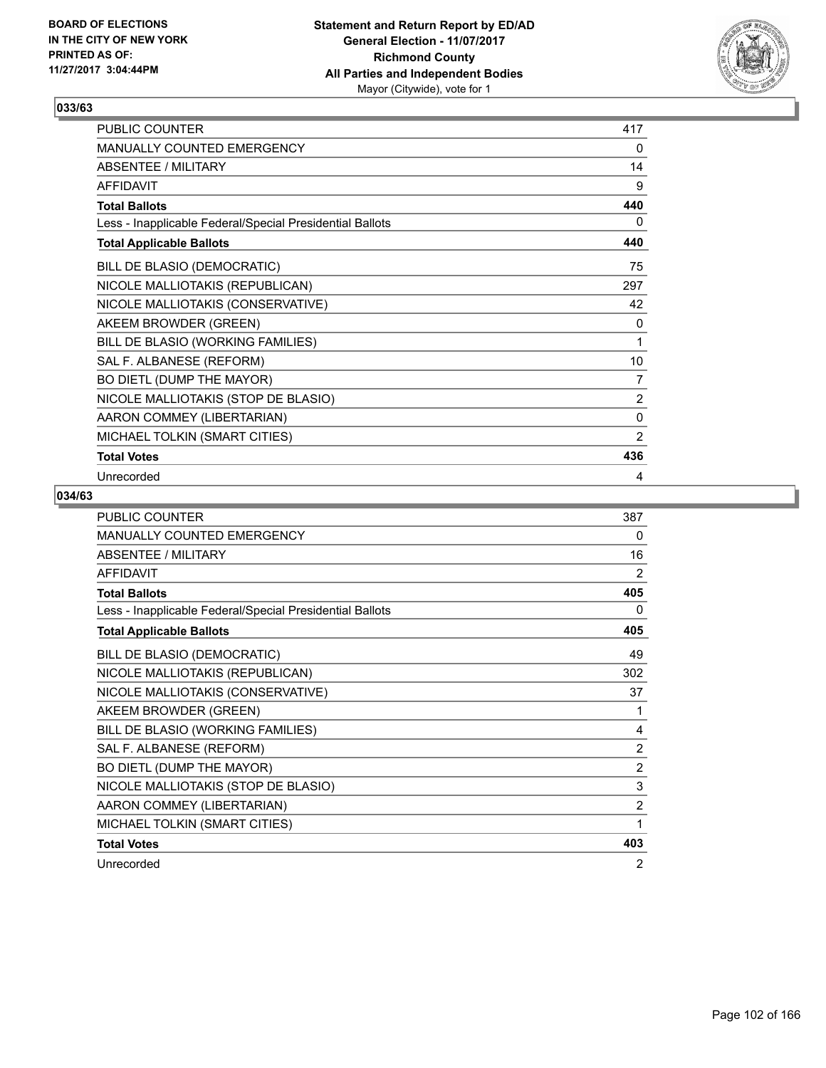**BOARD OF ELECTIONS IN THE CITY OF NEW YORK PRINTED AS OF: 11/27/2017 3:04:44PM**

**Statement and Return Report by ED/AD General Election - 11/07/2017 Richmond County All Parties and Independent Bodies** Mayor (Citywide), vote for 1

## 033/63

| | |
|---|---|
| PUBLIC COUNTER | 417 |
| MANUALLY COUNTED EMERGENCY | 0 |
| ABSENTEE / MILITARY | 14 |
| AFFIDAVIT | 9 |
| **Total Ballots** | **440** |
| Less - Inapplicable Federal/Special Presidential Ballots | 0 |
| **Total Applicable Ballots** | **440** |
| BILL DE BLASIO (DEMOCRATIC) | 75 |
| NICOLE MALLIOTAKIS (REPUBLICAN) | 297 |
| NICOLE MALLIOTAKIS (CONSERVATIVE) | 42 |
| AKEEM BROWDER (GREEN) | 0 |
| BILL DE BLASIO (WORKING FAMILIES) | 1 |
| SAL F. ALBANESE (REFORM) | 10 |
| BO DIETL (DUMP THE MAYOR) | 7 |
| NICOLE MALLIOTAKIS (STOP DE BLASIO) | 2 |
| AARON COMMEY (LIBERTARIAN) | 0 |
| MICHAEL TOLKIN (SMART CITIES) | 2 |
| **Total Votes** | **436** |
| Unrecorded | 4 |

## 034/63

| | |
|---|---|
| PUBLIC COUNTER | 387 |
| MANUALLY COUNTED EMERGENCY | 0 |
| ABSENTEE / MILITARY | 16 |
| AFFIDAVIT | 2 |
| **Total Ballots** | **405** |
| Less - Inapplicable Federal/Special Presidential Ballots | 0 |
| **Total Applicable Ballots** | **405** |
| BILL DE BLASIO (DEMOCRATIC) | 49 |
| NICOLE MALLIOTAKIS (REPUBLICAN) | 302 |
| NICOLE MALLIOTAKIS (CONSERVATIVE) | 37 |
| AKEEM BROWDER (GREEN) | 1 |
| BILL DE BLASIO (WORKING FAMILIES) | 4 |
| SAL F. ALBANESE (REFORM) | 2 |
| BO DIETL (DUMP THE MAYOR) | 2 |
| NICOLE MALLIOTAKIS (STOP DE BLASIO) | 3 |
| AARON COMMEY (LIBERTARIAN) | 2 |
| MICHAEL TOLKIN (SMART CITIES) | 1 |
| **Total Votes** | **403** |
| Unrecorded | 2 |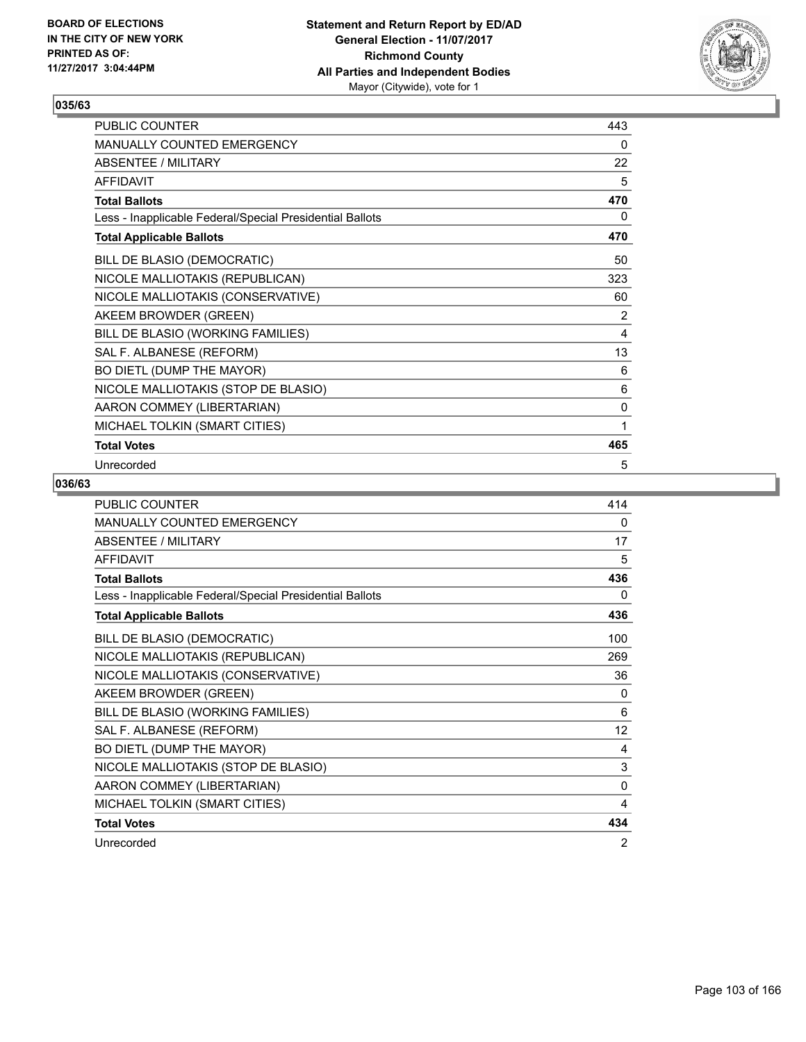**BOARD OF ELECTIONS IN THE CITY OF NEW YORK PRINTED AS OF: 11/27/2017 3:04:44PM**

**Statement and Return Report by ED/AD**
**General Election - 11/07/2017**
**Richmond County**
**All Parties and Independent Bodies**
Mayor (Citywide), vote for 1

## 035/63

| | |
|---|---|
| PUBLIC COUNTER | 443 |
| MANUALLY COUNTED EMERGENCY | 0 |
| ABSENTEE / MILITARY | 22 |
| AFFIDAVIT | 5 |
| **Total Ballots** | **470** |
| Less - Inapplicable Federal/Special Presidential Ballots | 0 |
| **Total Applicable Ballots** | **470** |
| BILL DE BLASIO (DEMOCRATIC) | 50 |
| NICOLE MALLIOTAKIS (REPUBLICAN) | 323 |
| NICOLE MALLIOTAKIS (CONSERVATIVE) | 60 |
| AKEEM BROWDER (GREEN) | 2 |
| BILL DE BLASIO (WORKING FAMILIES) | 4 |
| SAL F. ALBANESE (REFORM) | 13 |
| BO DIETL (DUMP THE MAYOR) | 6 |
| NICOLE MALLIOTAKIS (STOP DE BLASIO) | 6 |
| AARON COMMEY (LIBERTARIAN) | 0 |
| MICHAEL TOLKIN (SMART CITIES) | 1 |
| **Total Votes** | **465** |
| Unrecorded | 5 |

## 036/63

| | |
|---|---|
| PUBLIC COUNTER | 414 |
| MANUALLY COUNTED EMERGENCY | 0 |
| ABSENTEE / MILITARY | 17 |
| AFFIDAVIT | 5 |
| **Total Ballots** | **436** |
| Less - Inapplicable Federal/Special Presidential Ballots | 0 |
| **Total Applicable Ballots** | **436** |
| BILL DE BLASIO (DEMOCRATIC) | 100 |
| NICOLE MALLIOTAKIS (REPUBLICAN) | 269 |
| NICOLE MALLIOTAKIS (CONSERVATIVE) | 36 |
| AKEEM BROWDER (GREEN) | 0 |
| BILL DE BLASIO (WORKING FAMILIES) | 6 |
| SAL F. ALBANESE (REFORM) | 12 |
| BO DIETL (DUMP THE MAYOR) | 4 |
| NICOLE MALLIOTAKIS (STOP DE BLASIO) | 3 |
| AARON COMMEY (LIBERTARIAN) | 0 |
| MICHAEL TOLKIN (SMART CITIES) | 4 |
| **Total Votes** | **434** |
| Unrecorded | 2 |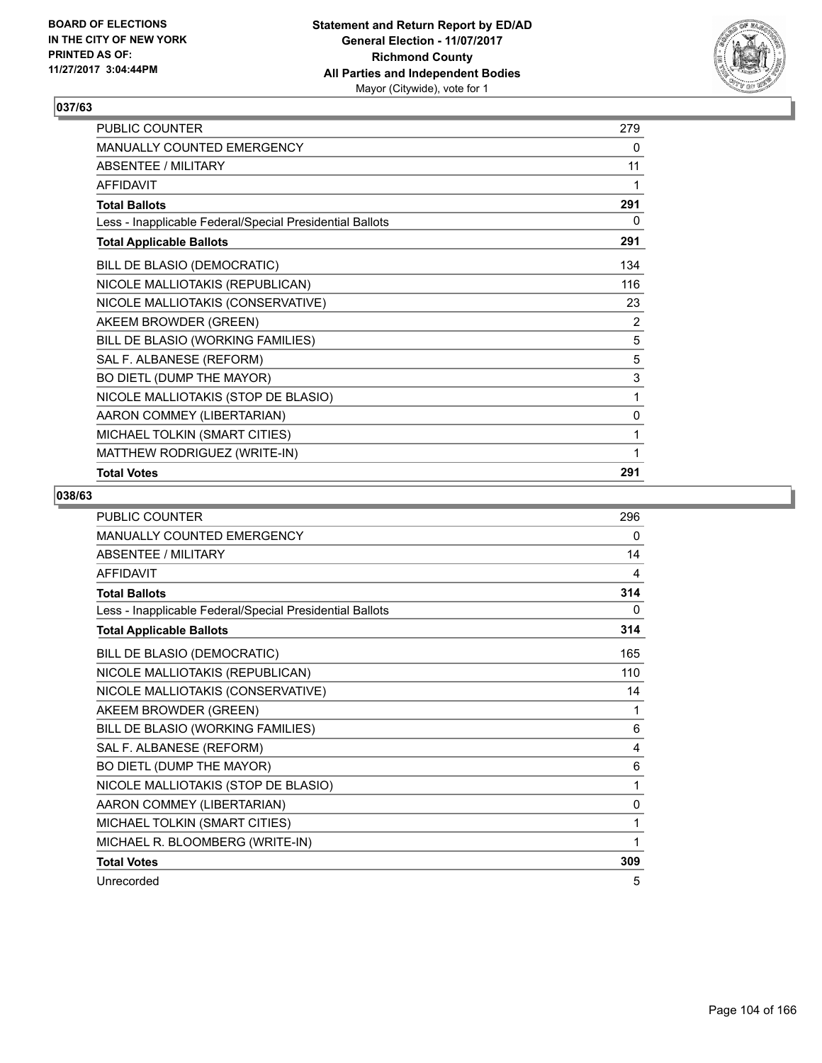**BOARD OF ELECTIONS IN THE CITY OF NEW YORK PRINTED AS OF: 11/27/2017 3:04:44PM**

**Statement and Return Report by ED/AD**
**General Election - 11/07/2017**
**Richmond County**
**All Parties and Independent Bodies**
Mayor (Citywide), vote for 1

## 037/63

| | |
|---|---|
| PUBLIC COUNTER | 279 |
| MANUALLY COUNTED EMERGENCY | 0 |
| ABSENTEE / MILITARY | 11 |
| AFFIDAVIT | 1 |
| **Total Ballots** | **291** |
| Less - Inapplicable Federal/Special Presidential Ballots | 0 |
| **Total Applicable Ballots** | **291** |
| BILL DE BLASIO (DEMOCRATIC) | 134 |
| NICOLE MALLIOTAKIS (REPUBLICAN) | 116 |
| NICOLE MALLIOTAKIS (CONSERVATIVE) | 23 |
| AKEEM BROWDER (GREEN) | 2 |
| BILL DE BLASIO (WORKING FAMILIES) | 5 |
| SAL F. ALBANESE (REFORM) | 5 |
| BO DIETL (DUMP THE MAYOR) | 3 |
| NICOLE MALLIOTAKIS (STOP DE BLASIO) | 1 |
| AARON COMMEY (LIBERTARIAN) | 0 |
| MICHAEL TOLKIN (SMART CITIES) | 1 |
| MATTHEW RODRIGUEZ (WRITE-IN) | 1 |
| **Total Votes** | **291** |

## 038/63

| | |
|---|---|
| PUBLIC COUNTER | 296 |
| MANUALLY COUNTED EMERGENCY | 0 |
| ABSENTEE / MILITARY | 14 |
| AFFIDAVIT | 4 |
| **Total Ballots** | **314** |
| Less - Inapplicable Federal/Special Presidential Ballots | 0 |
| **Total Applicable Ballots** | **314** |
| BILL DE BLASIO (DEMOCRATIC) | 165 |
| NICOLE MALLIOTAKIS (REPUBLICAN) | 110 |
| NICOLE MALLIOTAKIS (CONSERVATIVE) | 14 |
| AKEEM BROWDER (GREEN) | 1 |
| BILL DE BLASIO (WORKING FAMILIES) | 6 |
| SAL F. ALBANESE (REFORM) | 4 |
| BO DIETL (DUMP THE MAYOR) | 6 |
| NICOLE MALLIOTAKIS (STOP DE BLASIO) | 1 |
| AARON COMMEY (LIBERTARIAN) | 0 |
| MICHAEL TOLKIN (SMART CITIES) | 1 |
| MICHAEL R. BLOOMBERG (WRITE-IN) | 1 |
| **Total Votes** | **309** |
| Unrecorded | 5 |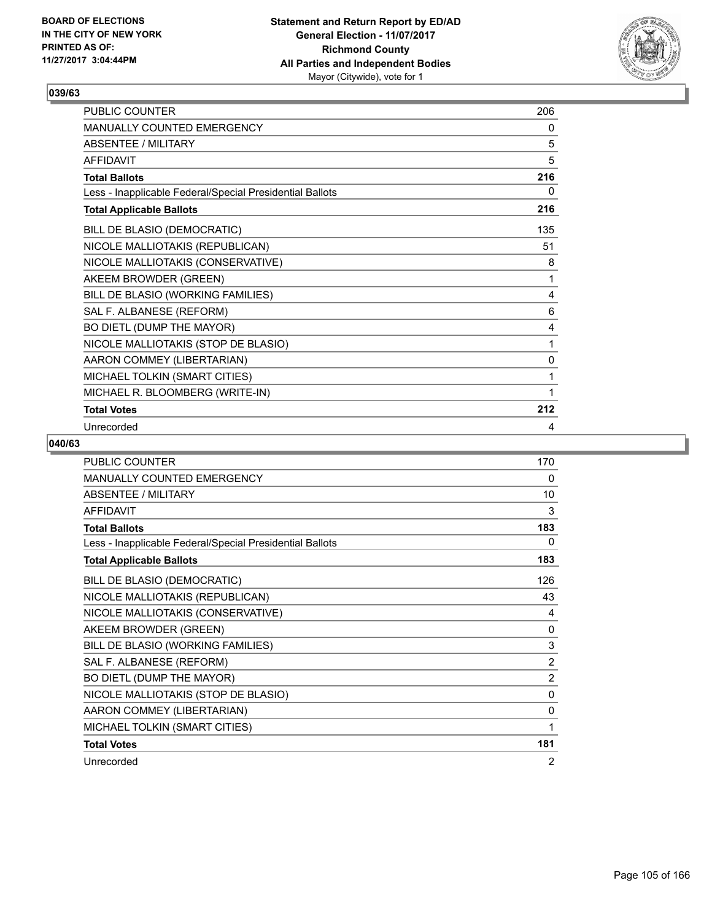**BOARD OF ELECTIONS IN THE CITY OF NEW YORK PRINTED AS OF: 11/27/2017 3:04:44PM**

**Statement and Return Report by ED/AD**
**General Election - 11/07/2017**
**Richmond County**
**All Parties and Independent Bodies**
Mayor (Citywide), vote for 1

## 039/63

| | |
|---|---|
| PUBLIC COUNTER | 206 |
| MANUALLY COUNTED EMERGENCY | 0 |
| ABSENTEE / MILITARY | 5 |
| AFFIDAVIT | 5 |
| **Total Ballots** | **216** |
| Less - Inapplicable Federal/Special Presidential Ballots | 0 |
| **Total Applicable Ballots** | **216** |
| BILL DE BLASIO (DEMOCRATIC) | 135 |
| NICOLE MALLIOTAKIS (REPUBLICAN) | 51 |
| NICOLE MALLIOTAKIS (CONSERVATIVE) | 8 |
| AKEEM BROWDER (GREEN) | 1 |
| BILL DE BLASIO (WORKING FAMILIES) | 4 |
| SAL F. ALBANESE (REFORM) | 6 |
| BO DIETL (DUMP THE MAYOR) | 4 |
| NICOLE MALLIOTAKIS (STOP DE BLASIO) | 1 |
| AARON COMMEY (LIBERTARIAN) | 0 |
| MICHAEL TOLKIN (SMART CITIES) | 1 |
| MICHAEL R. BLOOMBERG (WRITE-IN) | 1 |
| **Total Votes** | **212** |
| Unrecorded | 4 |

## 040/63

| | |
|---|---|
| PUBLIC COUNTER | 170 |
| MANUALLY COUNTED EMERGENCY | 0 |
| ABSENTEE / MILITARY | 10 |
| AFFIDAVIT | 3 |
| **Total Ballots** | **183** |
| Less - Inapplicable Federal/Special Presidential Ballots | 0 |
| **Total Applicable Ballots** | **183** |
| BILL DE BLASIO (DEMOCRATIC) | 126 |
| NICOLE MALLIOTAKIS (REPUBLICAN) | 43 |
| NICOLE MALLIOTAKIS (CONSERVATIVE) | 4 |
| AKEEM BROWDER (GREEN) | 0 |
| BILL DE BLASIO (WORKING FAMILIES) | 3 |
| SAL F. ALBANESE (REFORM) | 2 |
| BO DIETL (DUMP THE MAYOR) | 2 |
| NICOLE MALLIOTAKIS (STOP DE BLASIO) | 0 |
| AARON COMMEY (LIBERTARIAN) | 0 |
| MICHAEL TOLKIN (SMART CITIES) | 1 |
| **Total Votes** | **181** |
| Unrecorded | 2 |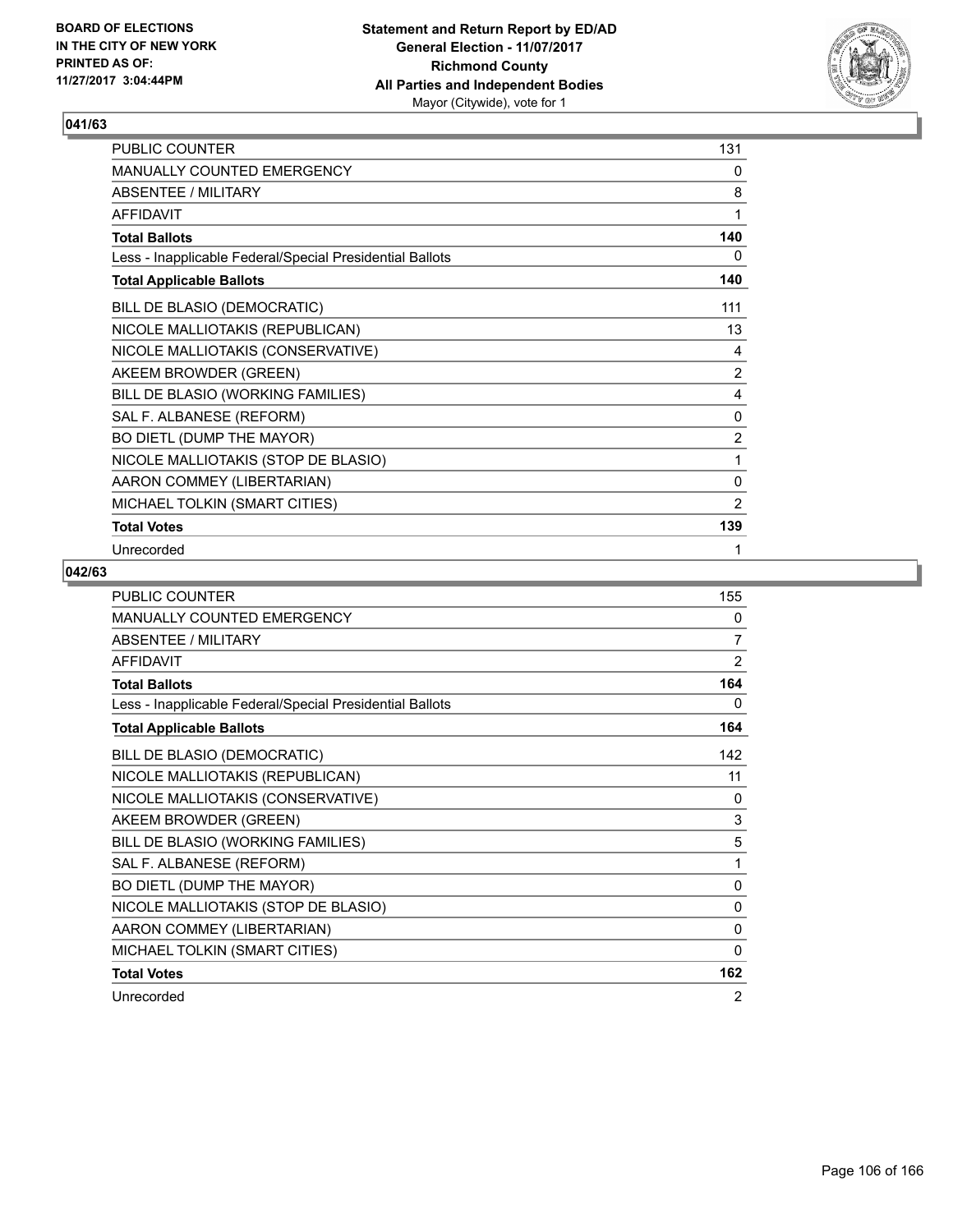**BOARD OF ELECTIONS IN THE CITY OF NEW YORK PRINTED AS OF: 11/27/2017 3:04:44PM**

**Statement and Return Report by ED/AD**
**General Election - 11/07/2017**
**Richmond County**
**All Parties and Independent Bodies**
Mayor (Citywide), vote for 1

## 041/63

| | |
|---|---|
| PUBLIC COUNTER | 131 |
| MANUALLY COUNTED EMERGENCY | 0 |
| ABSENTEE / MILITARY | 8 |
| AFFIDAVIT | 1 |
| **Total Ballots** | **140** |
| Less - Inapplicable Federal/Special Presidential Ballots | 0 |
| **Total Applicable Ballots** | **140** |
| BILL DE BLASIO (DEMOCRATIC) | 111 |
| NICOLE MALLIOTAKIS (REPUBLICAN) | 13 |
| NICOLE MALLIOTAKIS (CONSERVATIVE) | 4 |
| AKEEM BROWDER (GREEN) | 2 |
| BILL DE BLASIO (WORKING FAMILIES) | 4 |
| SAL F. ALBANESE (REFORM) | 0 |
| BO DIETL (DUMP THE MAYOR) | 2 |
| NICOLE MALLIOTAKIS (STOP DE BLASIO) | 1 |
| AARON COMMEY (LIBERTARIAN) | 0 |
| MICHAEL TOLKIN (SMART CITIES) | 2 |
| **Total Votes** | **139** |
| Unrecorded | 1 |

## 042/63

| | |
|---|---|
| PUBLIC COUNTER | 155 |
| MANUALLY COUNTED EMERGENCY | 0 |
| ABSENTEE / MILITARY | 7 |
| AFFIDAVIT | 2 |
| **Total Ballots** | **164** |
| Less - Inapplicable Federal/Special Presidential Ballots | 0 |
| **Total Applicable Ballots** | **164** |
| BILL DE BLASIO (DEMOCRATIC) | 142 |
| NICOLE MALLIOTAKIS (REPUBLICAN) | 11 |
| NICOLE MALLIOTAKIS (CONSERVATIVE) | 0 |
| AKEEM BROWDER (GREEN) | 3 |
| BILL DE BLASIO (WORKING FAMILIES) | 5 |
| SAL F. ALBANESE (REFORM) | 1 |
| BO DIETL (DUMP THE MAYOR) | 0 |
| NICOLE MALLIOTAKIS (STOP DE BLASIO) | 0 |
| AARON COMMEY (LIBERTARIAN) | 0 |
| MICHAEL TOLKIN (SMART CITIES) | 0 |
| **Total Votes** | **162** |
| Unrecorded | 2 |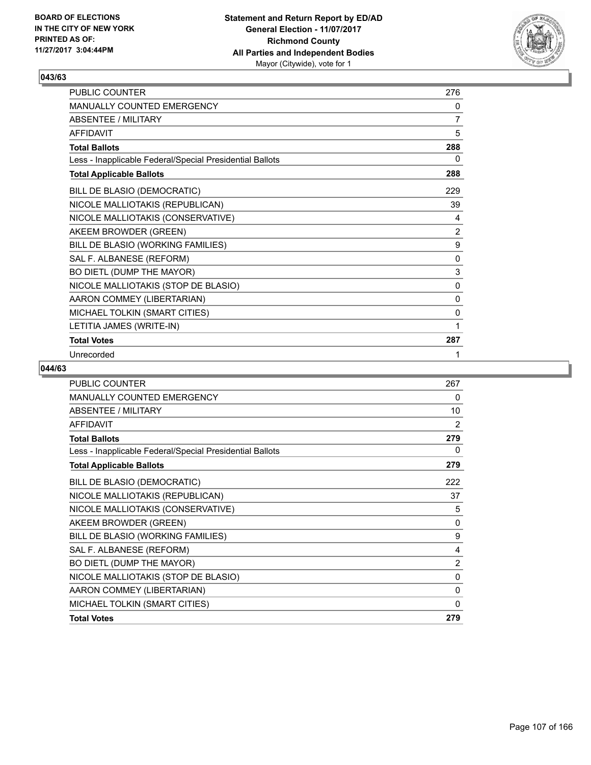BOARD OF ELECTIONS
IN THE CITY OF NEW YORK
PRINTED AS OF:
11/27/2017 3:04:44PM

**Statement and Return Report by ED/AD**
**General Election - 11/07/2017**
**Richmond County**
**All Parties and Independent Bodies**
Mayor (Citywide), vote for 1

### 043/63

| | |
|---|---|
| PUBLIC COUNTER | 276 |
| MANUALLY COUNTED EMERGENCY | 0 |
| ABSENTEE / MILITARY | 7 |
| AFFIDAVIT | 5 |
| **Total Ballots** | **288** |
| Less - Inapplicable Federal/Special Presidential Ballots | 0 |
| **Total Applicable Ballots** | **288** |
| BILL DE BLASIO (DEMOCRATIC) | 229 |
| NICOLE MALLIOTAKIS (REPUBLICAN) | 39 |
| NICOLE MALLIOTAKIS (CONSERVATIVE) | 4 |
| AKEEM BROWDER (GREEN) | 2 |
| BILL DE BLASIO (WORKING FAMILIES) | 9 |
| SAL F. ALBANESE (REFORM) | 0 |
| BO DIETL (DUMP THE MAYOR) | 3 |
| NICOLE MALLIOTAKIS (STOP DE BLASIO) | 0 |
| AARON COMMEY (LIBERTARIAN) | 0 |
| MICHAEL TOLKIN (SMART CITIES) | 0 |
| LETITIA JAMES (WRITE-IN) | 1 |
| **Total Votes** | **287** |
| Unrecorded | 1 |

### 044/63

| | |
|---|---|
| PUBLIC COUNTER | 267 |
| MANUALLY COUNTED EMERGENCY | 0 |
| ABSENTEE / MILITARY | 10 |
| AFFIDAVIT | 2 |
| **Total Ballots** | **279** |
| Less - Inapplicable Federal/Special Presidential Ballots | 0 |
| **Total Applicable Ballots** | **279** |
| BILL DE BLASIO (DEMOCRATIC) | 222 |
| NICOLE MALLIOTAKIS (REPUBLICAN) | 37 |
| NICOLE MALLIOTAKIS (CONSERVATIVE) | 5 |
| AKEEM BROWDER (GREEN) | 0 |
| BILL DE BLASIO (WORKING FAMILIES) | 9 |
| SAL F. ALBANESE (REFORM) | 4 |
| BO DIETL (DUMP THE MAYOR) | 2 |
| NICOLE MALLIOTAKIS (STOP DE BLASIO) | 0 |
| AARON COMMEY (LIBERTARIAN) | 0 |
| MICHAEL TOLKIN (SMART CITIES) | 0 |
| **Total Votes** | **279** |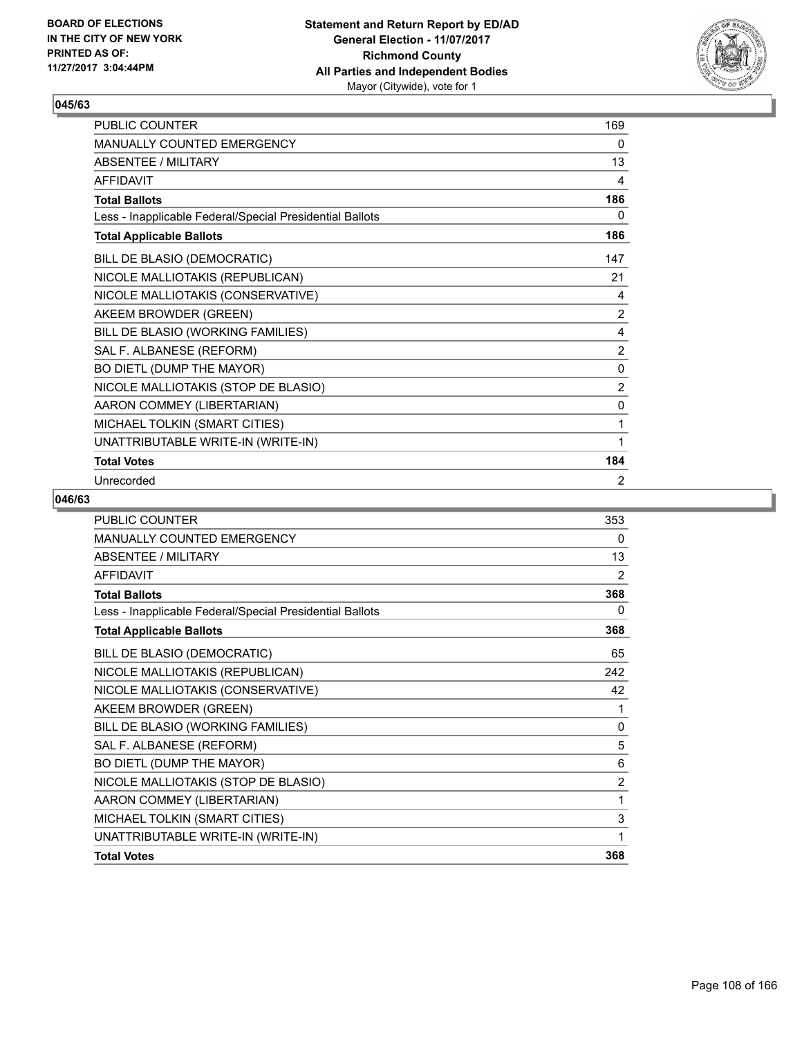BOARD OF ELECTIONS
IN THE CITY OF NEW YORK
PRINTED AS OF:
11/27/2017 3:04:44PM

**Statement and Return Report by ED/AD**
**General Election - 11/07/2017**
**Richmond County**
**All Parties and Independent Bodies**
Mayor (Citywide), vote for 1

### 045/63

| | |
|---|---|
| PUBLIC COUNTER | 169 |
| MANUALLY COUNTED EMERGENCY | 0 |
| ABSENTEE / MILITARY | 13 |
| AFFIDAVIT | 4 |
| **Total Ballots** | **186** |
| Less - Inapplicable Federal/Special Presidential Ballots | 0 |
| **Total Applicable Ballots** | **186** |
| BILL DE BLASIO (DEMOCRATIC) | 147 |
| NICOLE MALLIOTAKIS (REPUBLICAN) | 21 |
| NICOLE MALLIOTAKIS (CONSERVATIVE) | 4 |
| AKEEM BROWDER (GREEN) | 2 |
| BILL DE BLASIO (WORKING FAMILIES) | 4 |
| SAL F. ALBANESE (REFORM) | 2 |
| BO DIETL (DUMP THE MAYOR) | 0 |
| NICOLE MALLIOTAKIS (STOP DE BLASIO) | 2 |
| AARON COMMEY (LIBERTARIAN) | 0 |
| MICHAEL TOLKIN (SMART CITIES) | 1 |
| UNATTRIBUTABLE WRITE-IN (WRITE-IN) | 1 |
| **Total Votes** | **184** |
| Unrecorded | 2 |

### 046/63

| | |
|---|---|
| PUBLIC COUNTER | 353 |
| MANUALLY COUNTED EMERGENCY | 0 |
| ABSENTEE / MILITARY | 13 |
| AFFIDAVIT | 2 |
| **Total Ballots** | **368** |
| Less - Inapplicable Federal/Special Presidential Ballots | 0 |
| **Total Applicable Ballots** | **368** |
| BILL DE BLASIO (DEMOCRATIC) | 65 |
| NICOLE MALLIOTAKIS (REPUBLICAN) | 242 |
| NICOLE MALLIOTAKIS (CONSERVATIVE) | 42 |
| AKEEM BROWDER (GREEN) | 1 |
| BILL DE BLASIO (WORKING FAMILIES) | 0 |
| SAL F. ALBANESE (REFORM) | 5 |
| BO DIETL (DUMP THE MAYOR) | 6 |
| NICOLE MALLIOTAKIS (STOP DE BLASIO) | 2 |
| AARON COMMEY (LIBERTARIAN) | 1 |
| MICHAEL TOLKIN (SMART CITIES) | 3 |
| UNATTRIBUTABLE WRITE-IN (WRITE-IN) | 1 |
| **Total Votes** | **368** |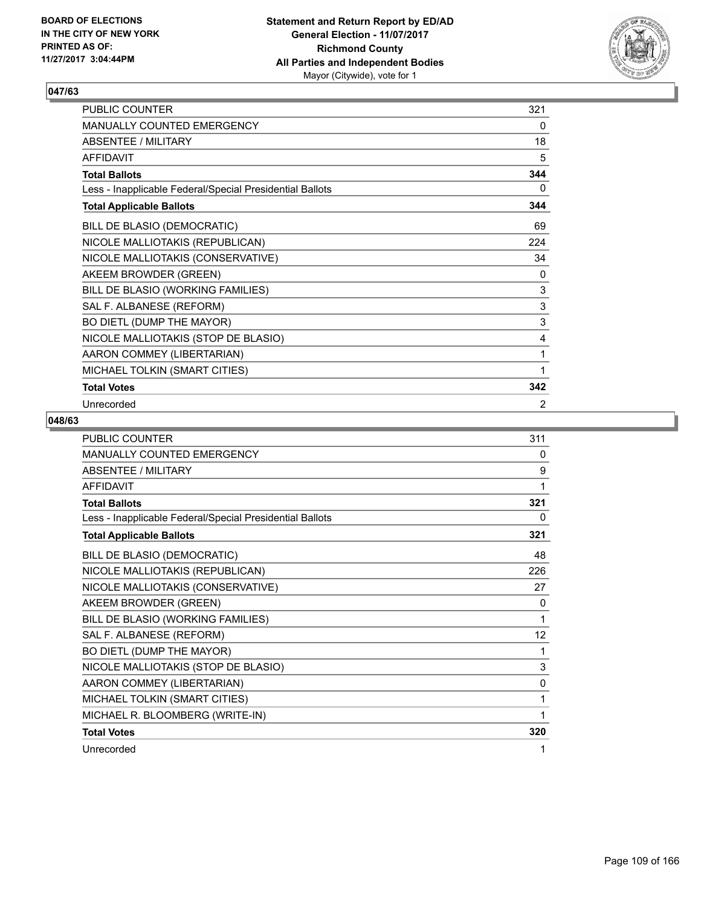BOARD OF ELECTIONS
IN THE CITY OF NEW YORK
PRINTED AS OF:
11/27/2017 3:04:44PM

**Statement and Return Report by ED/AD**
**General Election - 11/07/2017**
**Richmond County**
**All Parties and Independent Bodies**
Mayor (Citywide), vote for 1

## 047/63

| | |
|---|---|
| PUBLIC COUNTER | 321 |
| MANUALLY COUNTED EMERGENCY | 0 |
| ABSENTEE / MILITARY | 18 |
| AFFIDAVIT | 5 |
| **Total Ballots** | **344** |
| Less - Inapplicable Federal/Special Presidential Ballots | 0 |
| **Total Applicable Ballots** | **344** |
| BILL DE BLASIO (DEMOCRATIC) | 69 |
| NICOLE MALLIOTAKIS (REPUBLICAN) | 224 |
| NICOLE MALLIOTAKIS (CONSERVATIVE) | 34 |
| AKEEM BROWDER (GREEN) | 0 |
| BILL DE BLASIO (WORKING FAMILIES) | 3 |
| SAL F. ALBANESE (REFORM) | 3 |
| BO DIETL (DUMP THE MAYOR) | 3 |
| NICOLE MALLIOTAKIS (STOP DE BLASIO) | 4 |
| AARON COMMEY (LIBERTARIAN) | 1 |
| MICHAEL TOLKIN (SMART CITIES) | 1 |
| **Total Votes** | **342** |
| Unrecorded | 2 |

## 048/63

| | |
|---|---|
| PUBLIC COUNTER | 311 |
| MANUALLY COUNTED EMERGENCY | 0 |
| ABSENTEE / MILITARY | 9 |
| AFFIDAVIT | 1 |
| **Total Ballots** | **321** |
| Less - Inapplicable Federal/Special Presidential Ballots | 0 |
| **Total Applicable Ballots** | **321** |
| BILL DE BLASIO (DEMOCRATIC) | 48 |
| NICOLE MALLIOTAKIS (REPUBLICAN) | 226 |
| NICOLE MALLIOTAKIS (CONSERVATIVE) | 27 |
| AKEEM BROWDER (GREEN) | 0 |
| BILL DE BLASIO (WORKING FAMILIES) | 1 |
| SAL F. ALBANESE (REFORM) | 12 |
| BO DIETL (DUMP THE MAYOR) | 1 |
| NICOLE MALLIOTAKIS (STOP DE BLASIO) | 3 |
| AARON COMMEY (LIBERTARIAN) | 0 |
| MICHAEL TOLKIN (SMART CITIES) | 1 |
| MICHAEL R. BLOOMBERG (WRITE-IN) | 1 |
| **Total Votes** | **320** |
| Unrecorded | 1 |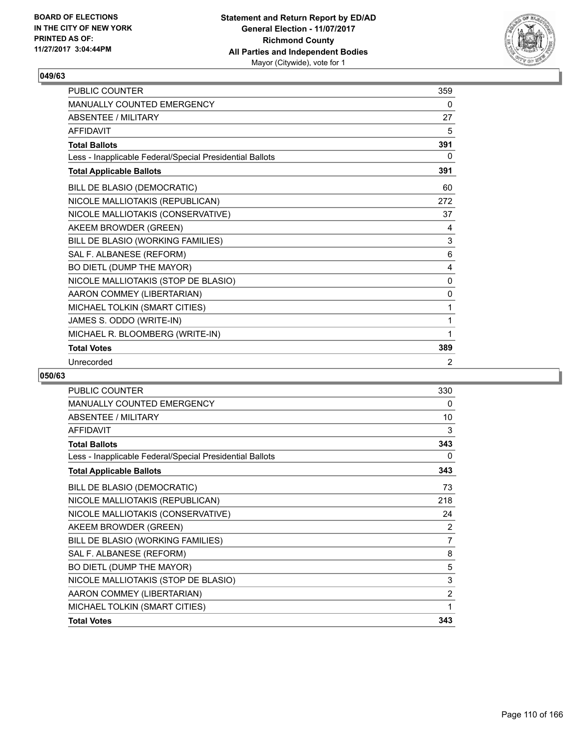BOARD OF ELECTIONS
IN THE CITY OF NEW YORK
PRINTED AS OF:
11/27/2017 3:04:44PM

**Statement and Return Report by ED/AD**
**General Election - 11/07/2017**
**Richmond County**
**All Parties and Independent Bodies**
Mayor (Citywide), vote for 1

### 049/63

| | |
|---|---|
| PUBLIC COUNTER | 359 |
| MANUALLY COUNTED EMERGENCY | 0 |
| ABSENTEE / MILITARY | 27 |
| AFFIDAVIT | 5 |
| **Total Ballots** | **391** |
| Less - Inapplicable Federal/Special Presidential Ballots | 0 |
| **Total Applicable Ballots** | **391** |
| BILL DE BLASIO (DEMOCRATIC) | 60 |
| NICOLE MALLIOTAKIS (REPUBLICAN) | 272 |
| NICOLE MALLIOTAKIS (CONSERVATIVE) | 37 |
| AKEEM BROWDER (GREEN) | 4 |
| BILL DE BLASIO (WORKING FAMILIES) | 3 |
| SAL F. ALBANESE (REFORM) | 6 |
| BO DIETL (DUMP THE MAYOR) | 4 |
| NICOLE MALLIOTAKIS (STOP DE BLASIO) | 0 |
| AARON COMMEY (LIBERTARIAN) | 0 |
| MICHAEL TOLKIN (SMART CITIES) | 1 |
| JAMES S. ODDO (WRITE-IN) | 1 |
| MICHAEL R. BLOOMBERG (WRITE-IN) | 1 |
| **Total Votes** | **389** |
| Unrecorded | 2 |

### 050/63

| | |
|---|---|
| PUBLIC COUNTER | 330 |
| MANUALLY COUNTED EMERGENCY | 0 |
| ABSENTEE / MILITARY | 10 |
| AFFIDAVIT | 3 |
| **Total Ballots** | **343** |
| Less - Inapplicable Federal/Special Presidential Ballots | 0 |
| **Total Applicable Ballots** | **343** |
| BILL DE BLASIO (DEMOCRATIC) | 73 |
| NICOLE MALLIOTAKIS (REPUBLICAN) | 218 |
| NICOLE MALLIOTAKIS (CONSERVATIVE) | 24 |
| AKEEM BROWDER (GREEN) | 2 |
| BILL DE BLASIO (WORKING FAMILIES) | 7 |
| SAL F. ALBANESE (REFORM) | 8 |
| BO DIETL (DUMP THE MAYOR) | 5 |
| NICOLE MALLIOTAKIS (STOP DE BLASIO) | 3 |
| AARON COMMEY (LIBERTARIAN) | 2 |
| MICHAEL TOLKIN (SMART CITIES) | 1 |
| **Total Votes** | **343** |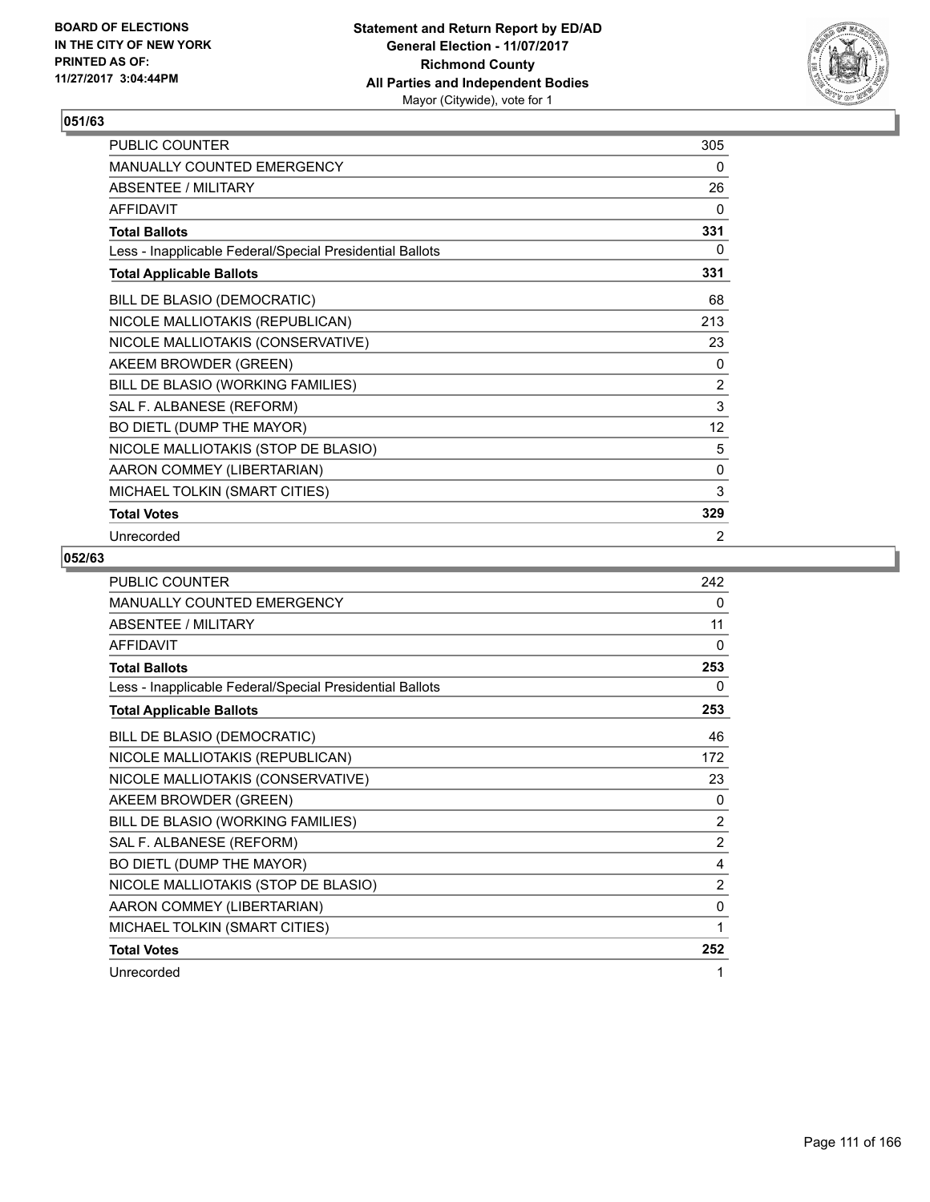BOARD OF ELECTIONS
IN THE CITY OF NEW YORK
PRINTED AS OF:
11/27/2017 3:04:44PM

**Statement and Return Report by ED/AD**
**General Election - 11/07/2017**
**Richmond County**
**All Parties and Independent Bodies**
Mayor (Citywide), vote for 1

## 051/63

| | |
|---|---|
| PUBLIC COUNTER | 305 |
| MANUALLY COUNTED EMERGENCY | 0 |
| ABSENTEE / MILITARY | 26 |
| AFFIDAVIT | 0 |
| **Total Ballots** | **331** |
| Less - Inapplicable Federal/Special Presidential Ballots | 0 |
| **Total Applicable Ballots** | **331** |
| BILL DE BLASIO (DEMOCRATIC) | 68 |
| NICOLE MALLIOTAKIS (REPUBLICAN) | 213 |
| NICOLE MALLIOTAKIS (CONSERVATIVE) | 23 |
| AKEEM BROWDER (GREEN) | 0 |
| BILL DE BLASIO (WORKING FAMILIES) | 2 |
| SAL F. ALBANESE (REFORM) | 3 |
| BO DIETL (DUMP THE MAYOR) | 12 |
| NICOLE MALLIOTAKIS (STOP DE BLASIO) | 5 |
| AARON COMMEY (LIBERTARIAN) | 0 |
| MICHAEL TOLKIN (SMART CITIES) | 3 |
| **Total Votes** | **329** |
| Unrecorded | 2 |

## 052/63

| | |
|---|---|
| PUBLIC COUNTER | 242 |
| MANUALLY COUNTED EMERGENCY | 0 |
| ABSENTEE / MILITARY | 11 |
| AFFIDAVIT | 0 |
| **Total Ballots** | **253** |
| Less - Inapplicable Federal/Special Presidential Ballots | 0 |
| **Total Applicable Ballots** | **253** |
| BILL DE BLASIO (DEMOCRATIC) | 46 |
| NICOLE MALLIOTAKIS (REPUBLICAN) | 172 |
| NICOLE MALLIOTAKIS (CONSERVATIVE) | 23 |
| AKEEM BROWDER (GREEN) | 0 |
| BILL DE BLASIO (WORKING FAMILIES) | 2 |
| SAL F. ALBANESE (REFORM) | 2 |
| BO DIETL (DUMP THE MAYOR) | 4 |
| NICOLE MALLIOTAKIS (STOP DE BLASIO) | 2 |
| AARON COMMEY (LIBERTARIAN) | 0 |
| MICHAEL TOLKIN (SMART CITIES) | 1 |
| **Total Votes** | **252** |
| Unrecorded | 1 |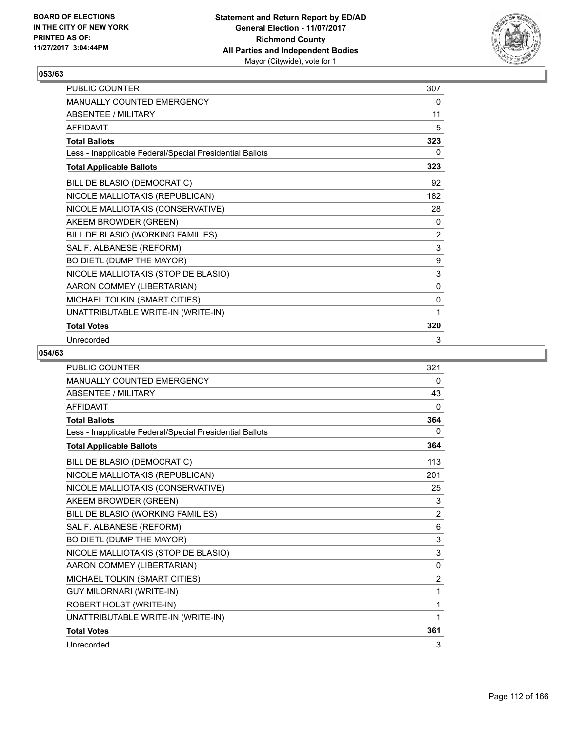**BOARD OF ELECTIONS IN THE CITY OF NEW YORK PRINTED AS OF: 11/27/2017 3:04:44PM**

**Statement and Return Report by ED/AD**
**General Election - 11/07/2017**
**Richmond County**
**All Parties and Independent Bodies**
Mayor (Citywide), vote for 1

## 053/63

| | |
|---|---|
| PUBLIC COUNTER | 307 |
| MANUALLY COUNTED EMERGENCY | 0 |
| ABSENTEE / MILITARY | 11 |
| AFFIDAVIT | 5 |
| **Total Ballots** | **323** |
| Less - Inapplicable Federal/Special Presidential Ballots | 0 |
| **Total Applicable Ballots** | **323** |
| BILL DE BLASIO (DEMOCRATIC) | 92 |
| NICOLE MALLIOTAKIS (REPUBLICAN) | 182 |
| NICOLE MALLIOTAKIS (CONSERVATIVE) | 28 |
| AKEEM BROWDER (GREEN) | 0 |
| BILL DE BLASIO (WORKING FAMILIES) | 2 |
| SAL F. ALBANESE (REFORM) | 3 |
| BO DIETL (DUMP THE MAYOR) | 9 |
| NICOLE MALLIOTAKIS (STOP DE BLASIO) | 3 |
| AARON COMMEY (LIBERTARIAN) | 0 |
| MICHAEL TOLKIN (SMART CITIES) | 0 |
| UNATTRIBUTABLE WRITE-IN (WRITE-IN) | 1 |
| **Total Votes** | **320** |
| Unrecorded | 3 |

## 054/63

| | |
|---|---|
| PUBLIC COUNTER | 321 |
| MANUALLY COUNTED EMERGENCY | 0 |
| ABSENTEE / MILITARY | 43 |
| AFFIDAVIT | 0 |
| **Total Ballots** | **364** |
| Less - Inapplicable Federal/Special Presidential Ballots | 0 |
| **Total Applicable Ballots** | **364** |
| BILL DE BLASIO (DEMOCRATIC) | 113 |
| NICOLE MALLIOTAKIS (REPUBLICAN) | 201 |
| NICOLE MALLIOTAKIS (CONSERVATIVE) | 25 |
| AKEEM BROWDER (GREEN) | 3 |
| BILL DE BLASIO (WORKING FAMILIES) | 2 |
| SAL F. ALBANESE (REFORM) | 6 |
| BO DIETL (DUMP THE MAYOR) | 3 |
| NICOLE MALLIOTAKIS (STOP DE BLASIO) | 3 |
| AARON COMMEY (LIBERTARIAN) | 0 |
| MICHAEL TOLKIN (SMART CITIES) | 2 |
| GUY MILORNARI (WRITE-IN) | 1 |
| ROBERT HOLST (WRITE-IN) | 1 |
| UNATTRIBUTABLE WRITE-IN (WRITE-IN) | 1 |
| **Total Votes** | **361** |
| Unrecorded | 3 |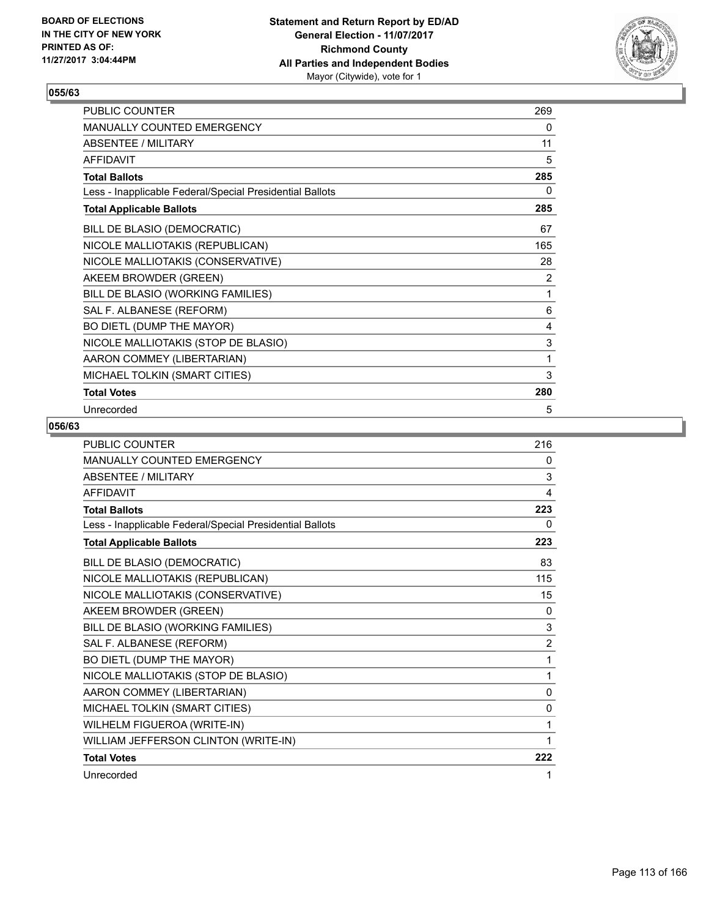**BOARD OF ELECTIONS IN THE CITY OF NEW YORK PRINTED AS OF: 11/27/2017 3:04:44PM**

**Statement and Return Report by ED/AD General Election - 11/07/2017 Richmond County All Parties and Independent Bodies** Mayor (Citywide), vote for 1

## 055/63

| | |
|---|---|
| PUBLIC COUNTER | 269 |
| MANUALLY COUNTED EMERGENCY | 0 |
| ABSENTEE / MILITARY | 11 |
| AFFIDAVIT | 5 |
| **Total Ballots** | **285** |
| Less - Inapplicable Federal/Special Presidential Ballots | 0 |
| **Total Applicable Ballots** | **285** |
| BILL DE BLASIO (DEMOCRATIC) | 67 |
| NICOLE MALLIOTAKIS (REPUBLICAN) | 165 |
| NICOLE MALLIOTAKIS (CONSERVATIVE) | 28 |
| AKEEM BROWDER (GREEN) | 2 |
| BILL DE BLASIO (WORKING FAMILIES) | 1 |
| SAL F. ALBANESE (REFORM) | 6 |
| BO DIETL (DUMP THE MAYOR) | 4 |
| NICOLE MALLIOTAKIS (STOP DE BLASIO) | 3 |
| AARON COMMEY (LIBERTARIAN) | 1 |
| MICHAEL TOLKIN (SMART CITIES) | 3 |
| **Total Votes** | **280** |
| Unrecorded | 5 |

## 056/63

| | |
|---|---|
| PUBLIC COUNTER | 216 |
| MANUALLY COUNTED EMERGENCY | 0 |
| ABSENTEE / MILITARY | 3 |
| AFFIDAVIT | 4 |
| **Total Ballots** | **223** |
| Less - Inapplicable Federal/Special Presidential Ballots | 0 |
| **Total Applicable Ballots** | **223** |
| BILL DE BLASIO (DEMOCRATIC) | 83 |
| NICOLE MALLIOTAKIS (REPUBLICAN) | 115 |
| NICOLE MALLIOTAKIS (CONSERVATIVE) | 15 |
| AKEEM BROWDER (GREEN) | 0 |
| BILL DE BLASIO (WORKING FAMILIES) | 3 |
| SAL F. ALBANESE (REFORM) | 2 |
| BO DIETL (DUMP THE MAYOR) | 1 |
| NICOLE MALLIOTAKIS (STOP DE BLASIO) | 1 |
| AARON COMMEY (LIBERTARIAN) | 0 |
| MICHAEL TOLKIN (SMART CITIES) | 0 |
| WILHELM FIGUEROA (WRITE-IN) | 1 |
| WILLIAM JEFFERSON CLINTON (WRITE-IN) | 1 |
| **Total Votes** | **222** |
| Unrecorded | 1 |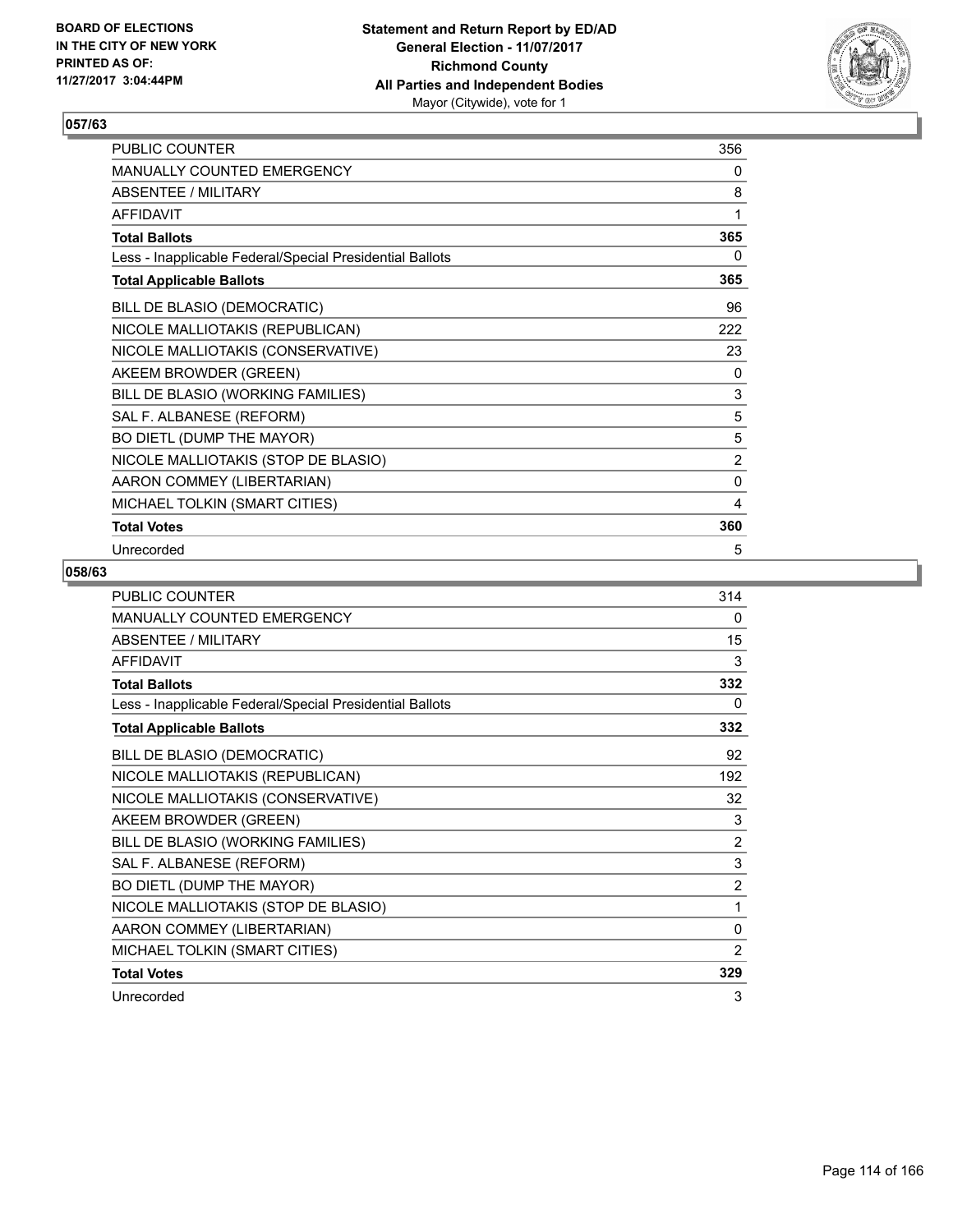**BOARD OF ELECTIONS IN THE CITY OF NEW YORK PRINTED AS OF: 11/27/2017 3:04:44PM**

**Statement and Return Report by ED/AD**
**General Election - 11/07/2017**
**Richmond County**
**All Parties and Independent Bodies**
Mayor (Citywide), vote for 1

## 057/63

| | |
|---|---|
| PUBLIC COUNTER | 356 |
| MANUALLY COUNTED EMERGENCY | 0 |
| ABSENTEE / MILITARY | 8 |
| AFFIDAVIT | 1 |
| **Total Ballots** | **365** |
| Less - Inapplicable Federal/Special Presidential Ballots | 0 |
| **Total Applicable Ballots** | **365** |
| BILL DE BLASIO (DEMOCRATIC) | 96 |
| NICOLE MALLIOTAKIS (REPUBLICAN) | 222 |
| NICOLE MALLIOTAKIS (CONSERVATIVE) | 23 |
| AKEEM BROWDER (GREEN) | 0 |
| BILL DE BLASIO (WORKING FAMILIES) | 3 |
| SAL F. ALBANESE (REFORM) | 5 |
| BO DIETL (DUMP THE MAYOR) | 5 |
| NICOLE MALLIOTAKIS (STOP DE BLASIO) | 2 |
| AARON COMMEY (LIBERTARIAN) | 0 |
| MICHAEL TOLKIN (SMART CITIES) | 4 |
| **Total Votes** | **360** |
| Unrecorded | 5 |

## 058/63

| | |
|---|---|
| PUBLIC COUNTER | 314 |
| MANUALLY COUNTED EMERGENCY | 0 |
| ABSENTEE / MILITARY | 15 |
| AFFIDAVIT | 3 |
| **Total Ballots** | **332** |
| Less - Inapplicable Federal/Special Presidential Ballots | 0 |
| **Total Applicable Ballots** | **332** |
| BILL DE BLASIO (DEMOCRATIC) | 92 |
| NICOLE MALLIOTAKIS (REPUBLICAN) | 192 |
| NICOLE MALLIOTAKIS (CONSERVATIVE) | 32 |
| AKEEM BROWDER (GREEN) | 3 |
| BILL DE BLASIO (WORKING FAMILIES) | 2 |
| SAL F. ALBANESE (REFORM) | 3 |
| BO DIETL (DUMP THE MAYOR) | 2 |
| NICOLE MALLIOTAKIS (STOP DE BLASIO) | 1 |
| AARON COMMEY (LIBERTARIAN) | 0 |
| MICHAEL TOLKIN (SMART CITIES) | 2 |
| **Total Votes** | **329** |
| Unrecorded | 3 |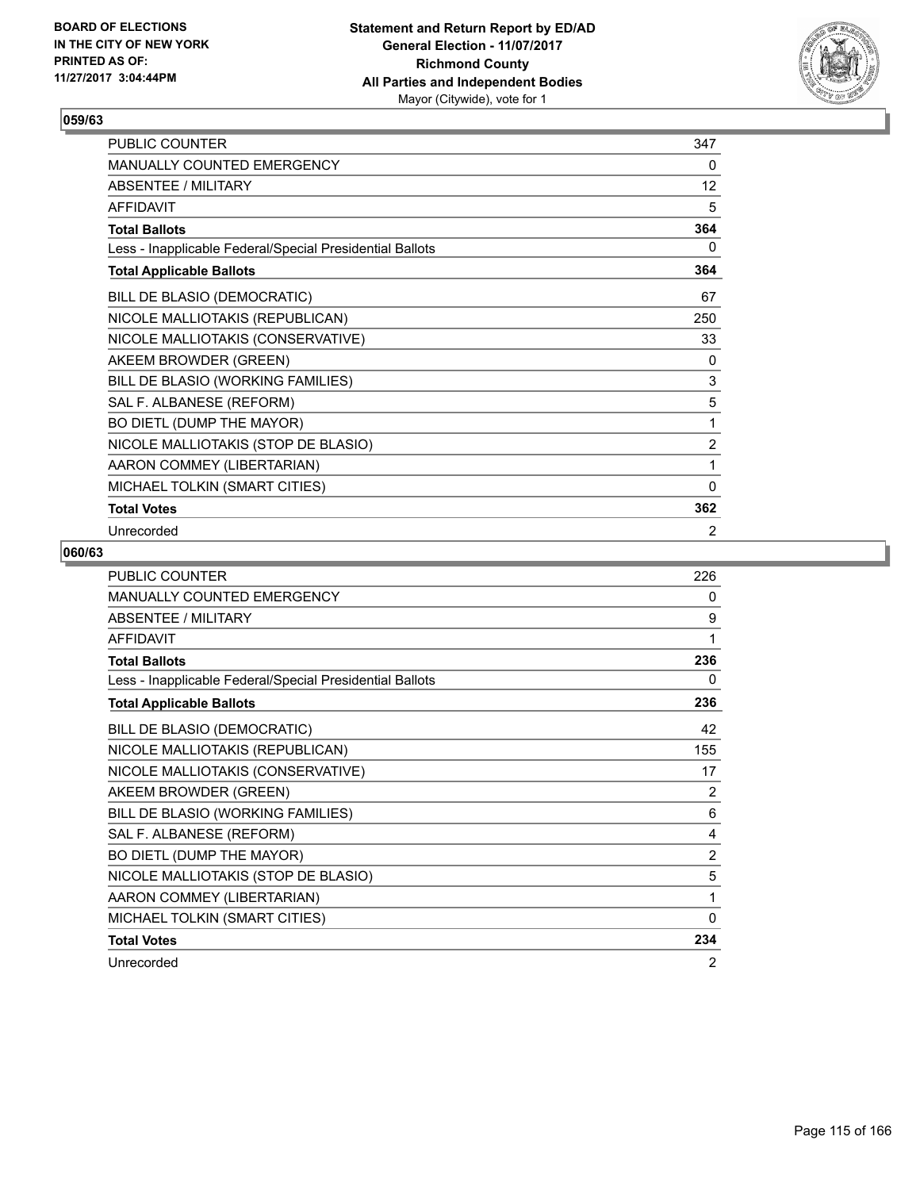**BOARD OF ELECTIONS IN THE CITY OF NEW YORK PRINTED AS OF: 11/27/2017 3:04:44PM**

**Statement and Return Report by ED/AD General Election - 11/07/2017 Richmond County All Parties and Independent Bodies**
Mayor (Citywide), vote for 1

## 059/63

| | |
|---|---|
| PUBLIC COUNTER | 347 |
| MANUALLY COUNTED EMERGENCY | 0 |
| ABSENTEE / MILITARY | 12 |
| AFFIDAVIT | 5 |
| **Total Ballots** | **364** |
| Less - Inapplicable Federal/Special Presidential Ballots | 0 |
| **Total Applicable Ballots** | **364** |
| BILL DE BLASIO (DEMOCRATIC) | 67 |
| NICOLE MALLIOTAKIS (REPUBLICAN) | 250 |
| NICOLE MALLIOTAKIS (CONSERVATIVE) | 33 |
| AKEEM BROWDER (GREEN) | 0 |
| BILL DE BLASIO (WORKING FAMILIES) | 3 |
| SAL F. ALBANESE (REFORM) | 5 |
| BO DIETL (DUMP THE MAYOR) | 1 |
| NICOLE MALLIOTAKIS (STOP DE BLASIO) | 2 |
| AARON COMMEY (LIBERTARIAN) | 1 |
| MICHAEL TOLKIN (SMART CITIES) | 0 |
| **Total Votes** | **362** |
| Unrecorded | 2 |

## 060/63

| | |
|---|---|
| PUBLIC COUNTER | 226 |
| MANUALLY COUNTED EMERGENCY | 0 |
| ABSENTEE / MILITARY | 9 |
| AFFIDAVIT | 1 |
| **Total Ballots** | **236** |
| Less - Inapplicable Federal/Special Presidential Ballots | 0 |
| **Total Applicable Ballots** | **236** |
| BILL DE BLASIO (DEMOCRATIC) | 42 |
| NICOLE MALLIOTAKIS (REPUBLICAN) | 155 |
| NICOLE MALLIOTAKIS (CONSERVATIVE) | 17 |
| AKEEM BROWDER (GREEN) | 2 |
| BILL DE BLASIO (WORKING FAMILIES) | 6 |
| SAL F. ALBANESE (REFORM) | 4 |
| BO DIETL (DUMP THE MAYOR) | 2 |
| NICOLE MALLIOTAKIS (STOP DE BLASIO) | 5 |
| AARON COMMEY (LIBERTARIAN) | 1 |
| MICHAEL TOLKIN (SMART CITIES) | 0 |
| **Total Votes** | **234** |
| Unrecorded | 2 |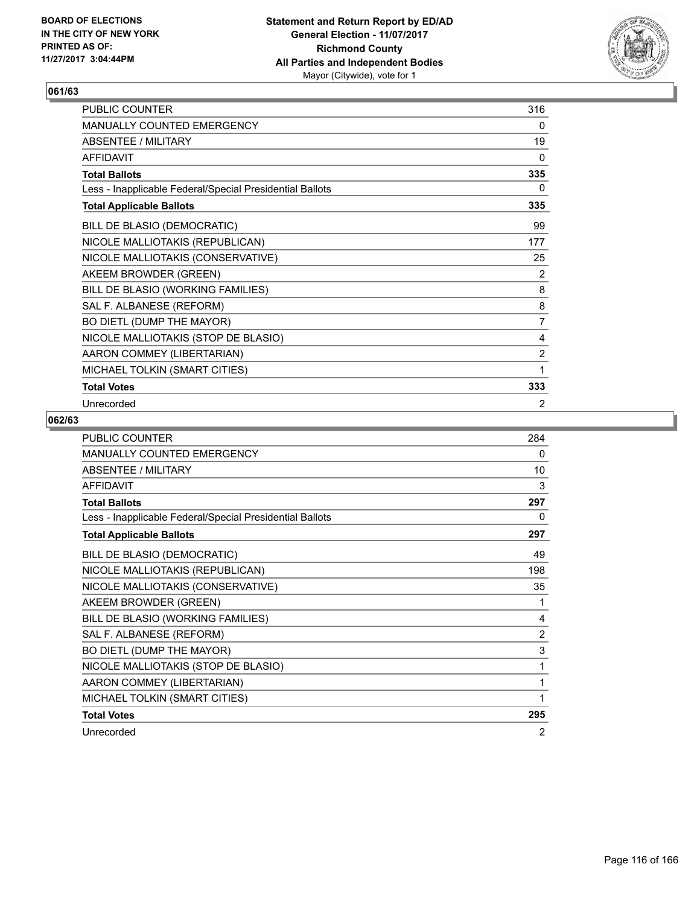BOARD OF ELECTIONS
IN THE CITY OF NEW YORK
PRINTED AS OF:
11/27/2017 3:04:44PM

**Statement and Return Report by ED/AD**
**General Election - 11/07/2017**
**Richmond County**
**All Parties and Independent Bodies**
Mayor (Citywide), vote for 1

### 061/63

| | |
|---|---|
| PUBLIC COUNTER | 316 |
| MANUALLY COUNTED EMERGENCY | 0 |
| ABSENTEE / MILITARY | 19 |
| AFFIDAVIT | 0 |
| **Total Ballots** | **335** |
| Less - Inapplicable Federal/Special Presidential Ballots | 0 |
| **Total Applicable Ballots** | **335** |
| BILL DE BLASIO (DEMOCRATIC) | 99 |
| NICOLE MALLIOTAKIS (REPUBLICAN) | 177 |
| NICOLE MALLIOTAKIS (CONSERVATIVE) | 25 |
| AKEEM BROWDER (GREEN) | 2 |
| BILL DE BLASIO (WORKING FAMILIES) | 8 |
| SAL F. ALBANESE (REFORM) | 8 |
| BO DIETL (DUMP THE MAYOR) | 7 |
| NICOLE MALLIOTAKIS (STOP DE BLASIO) | 4 |
| AARON COMMEY (LIBERTARIAN) | 2 |
| MICHAEL TOLKIN (SMART CITIES) | 1 |
| **Total Votes** | **333** |
| Unrecorded | 2 |

### 062/63

| | |
|---|---|
| PUBLIC COUNTER | 284 |
| MANUALLY COUNTED EMERGENCY | 0 |
| ABSENTEE / MILITARY | 10 |
| AFFIDAVIT | 3 |
| **Total Ballots** | **297** |
| Less - Inapplicable Federal/Special Presidential Ballots | 0 |
| **Total Applicable Ballots** | **297** |
| BILL DE BLASIO (DEMOCRATIC) | 49 |
| NICOLE MALLIOTAKIS (REPUBLICAN) | 198 |
| NICOLE MALLIOTAKIS (CONSERVATIVE) | 35 |
| AKEEM BROWDER (GREEN) | 1 |
| BILL DE BLASIO (WORKING FAMILIES) | 4 |
| SAL F. ALBANESE (REFORM) | 2 |
| BO DIETL (DUMP THE MAYOR) | 3 |
| NICOLE MALLIOTAKIS (STOP DE BLASIO) | 1 |
| AARON COMMEY (LIBERTARIAN) | 1 |
| MICHAEL TOLKIN (SMART CITIES) | 1 |
| **Total Votes** | **295** |
| Unrecorded | 2 |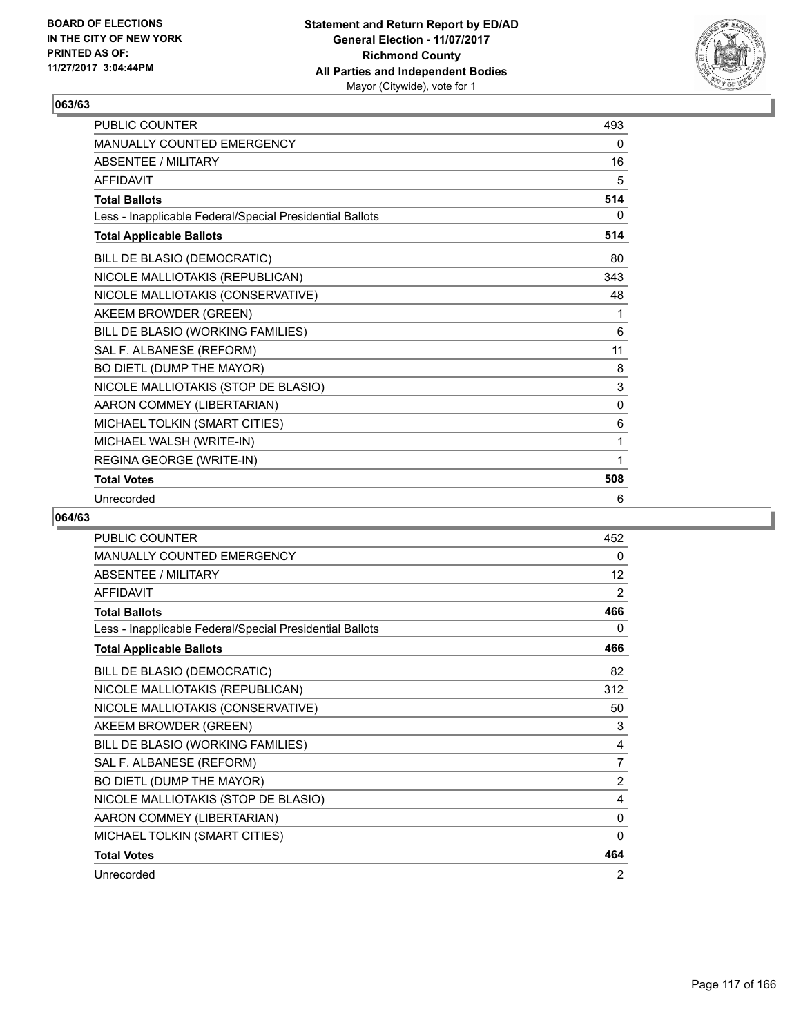**BOARD OF ELECTIONS IN THE CITY OF NEW YORK PRINTED AS OF: 11/27/2017 3:04:44PM**

**Statement and Return Report by ED/AD**
**General Election - 11/07/2017**
**Richmond County**
**All Parties and Independent Bodies**
Mayor (Citywide), vote for 1

## 063/63

| | |
|---|---|
| PUBLIC COUNTER | 493 |
| MANUALLY COUNTED EMERGENCY | 0 |
| ABSENTEE / MILITARY | 16 |
| AFFIDAVIT | 5 |
| **Total Ballots** | **514** |
| Less - Inapplicable Federal/Special Presidential Ballots | 0 |
| **Total Applicable Ballots** | **514** |
| BILL DE BLASIO (DEMOCRATIC) | 80 |
| NICOLE MALLIOTAKIS (REPUBLICAN) | 343 |
| NICOLE MALLIOTAKIS (CONSERVATIVE) | 48 |
| AKEEM BROWDER (GREEN) | 1 |
| BILL DE BLASIO (WORKING FAMILIES) | 6 |
| SAL F. ALBANESE (REFORM) | 11 |
| BO DIETL (DUMP THE MAYOR) | 8 |
| NICOLE MALLIOTAKIS (STOP DE BLASIO) | 3 |
| AARON COMMEY (LIBERTARIAN) | 0 |
| MICHAEL TOLKIN (SMART CITIES) | 6 |
| MICHAEL WALSH (WRITE-IN) | 1 |
| REGINA GEORGE (WRITE-IN) | 1 |
| **Total Votes** | **508** |
| Unrecorded | 6 |

## 064/63

| | |
|---|---|
| PUBLIC COUNTER | 452 |
| MANUALLY COUNTED EMERGENCY | 0 |
| ABSENTEE / MILITARY | 12 |
| AFFIDAVIT | 2 |
| **Total Ballots** | **466** |
| Less - Inapplicable Federal/Special Presidential Ballots | 0 |
| **Total Applicable Ballots** | **466** |
| BILL DE BLASIO (DEMOCRATIC) | 82 |
| NICOLE MALLIOTAKIS (REPUBLICAN) | 312 |
| NICOLE MALLIOTAKIS (CONSERVATIVE) | 50 |
| AKEEM BROWDER (GREEN) | 3 |
| BILL DE BLASIO (WORKING FAMILIES) | 4 |
| SAL F. ALBANESE (REFORM) | 7 |
| BO DIETL (DUMP THE MAYOR) | 2 |
| NICOLE MALLIOTAKIS (STOP DE BLASIO) | 4 |
| AARON COMMEY (LIBERTARIAN) | 0 |
| MICHAEL TOLKIN (SMART CITIES) | 0 |
| **Total Votes** | **464** |
| Unrecorded | 2 |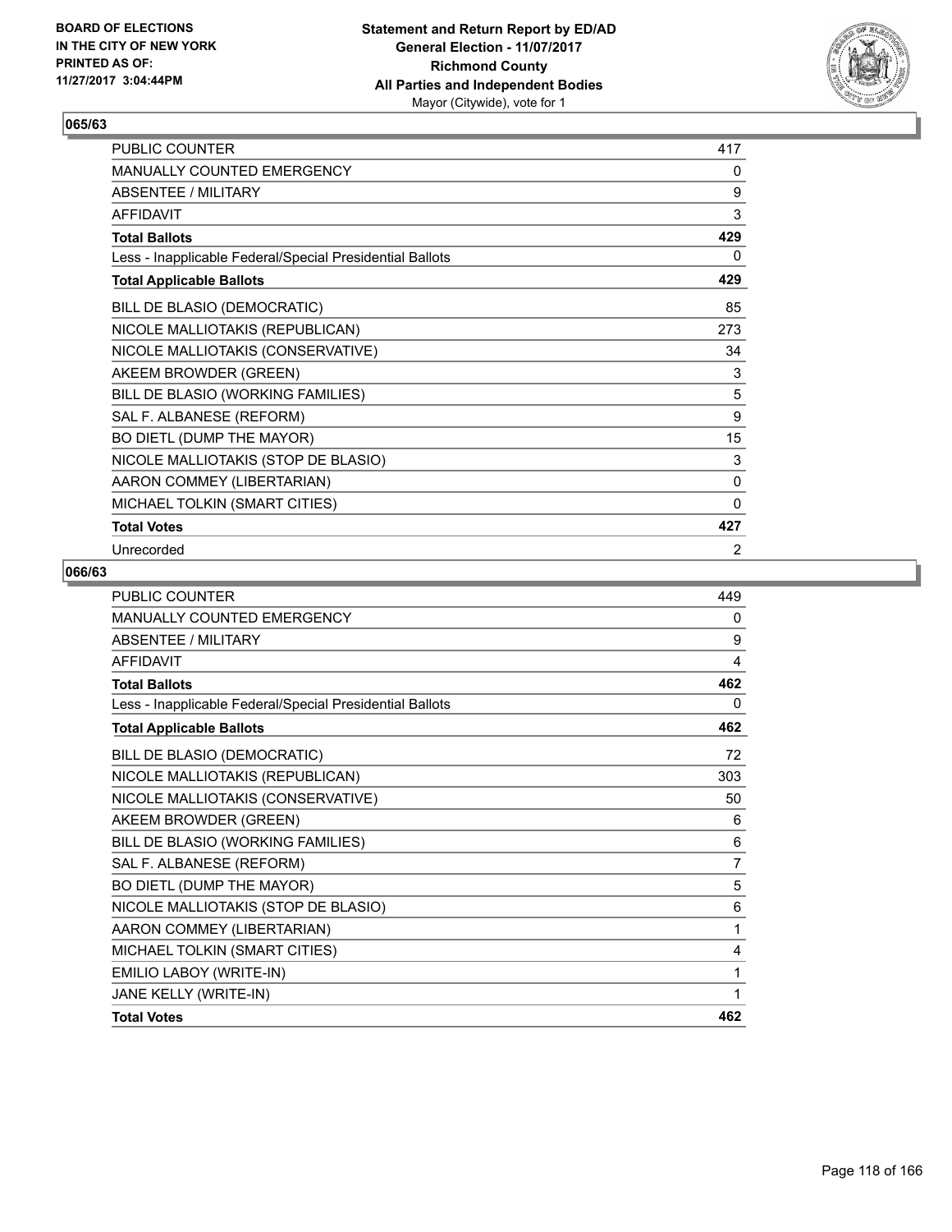**BOARD OF ELECTIONS IN THE CITY OF NEW YORK PRINTED AS OF: 11/27/2017 3:04:44PM**

**Statement and Return Report by ED/AD**
**General Election - 11/07/2017**
**Richmond County**
**All Parties and Independent Bodies**
Mayor (Citywide), vote for 1

## 065/63

| | |
|---|---|
| PUBLIC COUNTER | 417 |
| MANUALLY COUNTED EMERGENCY | 0 |
| ABSENTEE / MILITARY | 9 |
| AFFIDAVIT | 3 |
| **Total Ballots** | **429** |
| Less - Inapplicable Federal/Special Presidential Ballots | 0 |
| **Total Applicable Ballots** | **429** |
| BILL DE BLASIO (DEMOCRATIC) | 85 |
| NICOLE MALLIOTAKIS (REPUBLICAN) | 273 |
| NICOLE MALLIOTAKIS (CONSERVATIVE) | 34 |
| AKEEM BROWDER (GREEN) | 3 |
| BILL DE BLASIO (WORKING FAMILIES) | 5 |
| SAL F. ALBANESE (REFORM) | 9 |
| BO DIETL (DUMP THE MAYOR) | 15 |
| NICOLE MALLIOTAKIS (STOP DE BLASIO) | 3 |
| AARON COMMEY (LIBERTARIAN) | 0 |
| MICHAEL TOLKIN (SMART CITIES) | 0 |
| **Total Votes** | **427** |
| Unrecorded | 2 |

## 066/63

| | |
|---|---|
| PUBLIC COUNTER | 449 |
| MANUALLY COUNTED EMERGENCY | 0 |
| ABSENTEE / MILITARY | 9 |
| AFFIDAVIT | 4 |
| **Total Ballots** | **462** |
| Less - Inapplicable Federal/Special Presidential Ballots | 0 |
| **Total Applicable Ballots** | **462** |
| BILL DE BLASIO (DEMOCRATIC) | 72 |
| NICOLE MALLIOTAKIS (REPUBLICAN) | 303 |
| NICOLE MALLIOTAKIS (CONSERVATIVE) | 50 |
| AKEEM BROWDER (GREEN) | 6 |
| BILL DE BLASIO (WORKING FAMILIES) | 6 |
| SAL F. ALBANESE (REFORM) | 7 |
| BO DIETL (DUMP THE MAYOR) | 5 |
| NICOLE MALLIOTAKIS (STOP DE BLASIO) | 6 |
| AARON COMMEY (LIBERTARIAN) | 1 |
| MICHAEL TOLKIN (SMART CITIES) | 4 |
| EMILIO LABOY (WRITE-IN) | 1 |
| JANE KELLY (WRITE-IN) | 1 |
| **Total Votes** | **462** |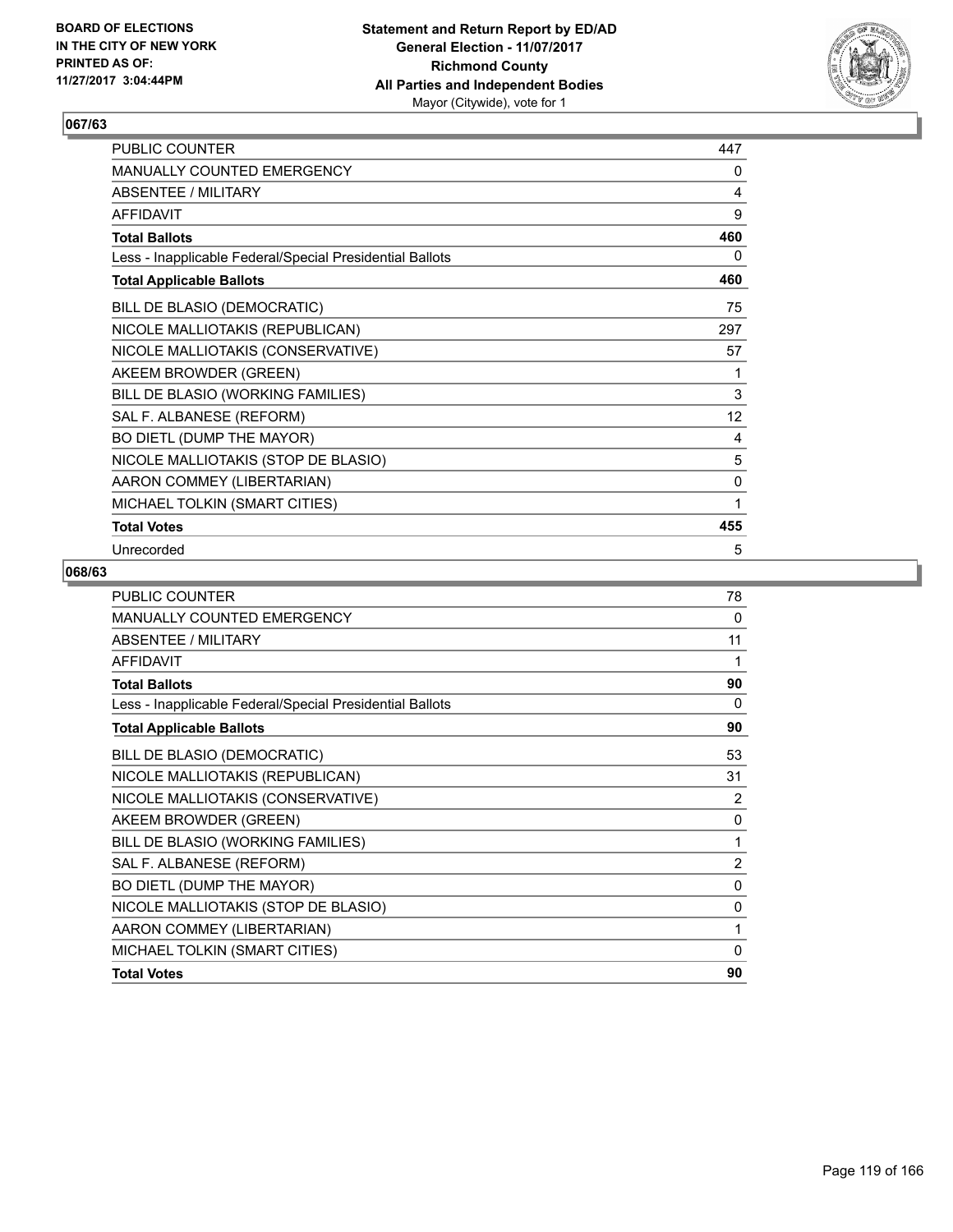BOARD OF ELECTIONS
IN THE CITY OF NEW YORK
PRINTED AS OF:
11/27/2017 3:04:44PM

**Statement and Return Report by ED/AD**
**General Election - 11/07/2017**
**Richmond County**
**All Parties and Independent Bodies**
Mayor (Citywide), vote for 1

## 067/63

| | |
|---|---|
| PUBLIC COUNTER | 447 |
| MANUALLY COUNTED EMERGENCY | 0 |
| ABSENTEE / MILITARY | 4 |
| AFFIDAVIT | 9 |
| **Total Ballots** | **460** |
| Less - Inapplicable Federal/Special Presidential Ballots | 0 |
| **Total Applicable Ballots** | **460** |
| BILL DE BLASIO (DEMOCRATIC) | 75 |
| NICOLE MALLIOTAKIS (REPUBLICAN) | 297 |
| NICOLE MALLIOTAKIS (CONSERVATIVE) | 57 |
| AKEEM BROWDER (GREEN) | 1 |
| BILL DE BLASIO (WORKING FAMILIES) | 3 |
| SAL F. ALBANESE (REFORM) | 12 |
| BO DIETL (DUMP THE MAYOR) | 4 |
| NICOLE MALLIOTAKIS (STOP DE BLASIO) | 5 |
| AARON COMMEY (LIBERTARIAN) | 0 |
| MICHAEL TOLKIN (SMART CITIES) | 1 |
| **Total Votes** | **455** |
| Unrecorded | 5 |

## 068/63

| | |
|---|---|
| PUBLIC COUNTER | 78 |
| MANUALLY COUNTED EMERGENCY | 0 |
| ABSENTEE / MILITARY | 11 |
| AFFIDAVIT | 1 |
| **Total Ballots** | **90** |
| Less - Inapplicable Federal/Special Presidential Ballots | 0 |
| **Total Applicable Ballots** | **90** |
| BILL DE BLASIO (DEMOCRATIC) | 53 |
| NICOLE MALLIOTAKIS (REPUBLICAN) | 31 |
| NICOLE MALLIOTAKIS (CONSERVATIVE) | 2 |
| AKEEM BROWDER (GREEN) | 0 |
| BILL DE BLASIO (WORKING FAMILIES) | 1 |
| SAL F. ALBANESE (REFORM) | 2 |
| BO DIETL (DUMP THE MAYOR) | 0 |
| NICOLE MALLIOTAKIS (STOP DE BLASIO) | 0 |
| AARON COMMEY (LIBERTARIAN) | 1 |
| MICHAEL TOLKIN (SMART CITIES) | 0 |
| **Total Votes** | **90** |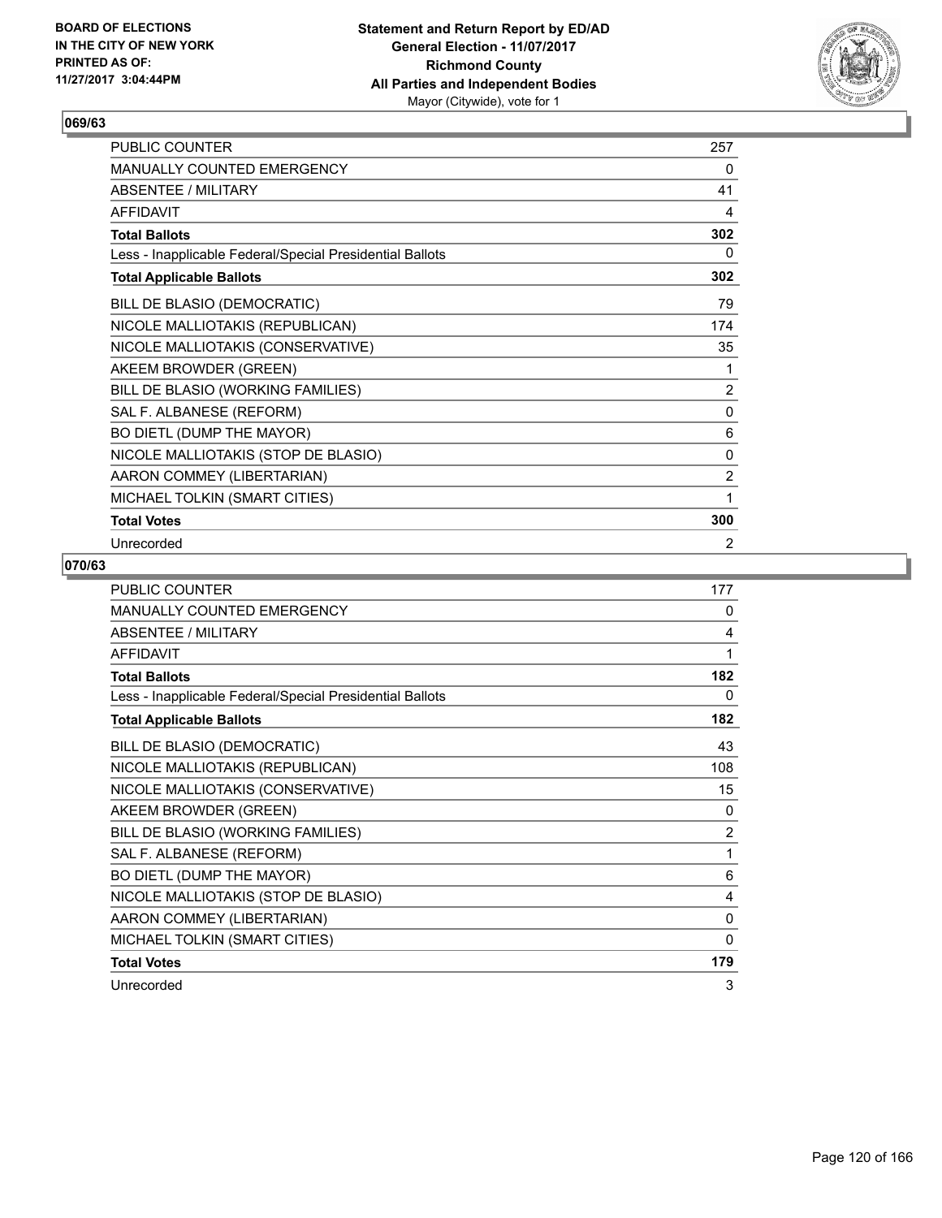**BOARD OF ELECTIONS IN THE CITY OF NEW YORK PRINTED AS OF: 11/27/2017 3:04:44PM**

**Statement and Return Report by ED/AD**
**General Election - 11/07/2017**
**Richmond County**
**All Parties and Independent Bodies**
Mayor (Citywide), vote for 1

## 069/63

| | |
|---|---|
| PUBLIC COUNTER | 257 |
| MANUALLY COUNTED EMERGENCY | 0 |
| ABSENTEE / MILITARY | 41 |
| AFFIDAVIT | 4 |
| **Total Ballots** | **302** |
| Less - Inapplicable Federal/Special Presidential Ballots | 0 |
| **Total Applicable Ballots** | **302** |
| BILL DE BLASIO (DEMOCRATIC) | 79 |
| NICOLE MALLIOTAKIS (REPUBLICAN) | 174 |
| NICOLE MALLIOTAKIS (CONSERVATIVE) | 35 |
| AKEEM BROWDER (GREEN) | 1 |
| BILL DE BLASIO (WORKING FAMILIES) | 2 |
| SAL F. ALBANESE (REFORM) | 0 |
| BO DIETL (DUMP THE MAYOR) | 6 |
| NICOLE MALLIOTAKIS (STOP DE BLASIO) | 0 |
| AARON COMMEY (LIBERTARIAN) | 2 |
| MICHAEL TOLKIN (SMART CITIES) | 1 |
| **Total Votes** | **300** |
| Unrecorded | 2 |

## 070/63

| | |
|---|---|
| PUBLIC COUNTER | 177 |
| MANUALLY COUNTED EMERGENCY | 0 |
| ABSENTEE / MILITARY | 4 |
| AFFIDAVIT | 1 |
| **Total Ballots** | **182** |
| Less - Inapplicable Federal/Special Presidential Ballots | 0 |
| **Total Applicable Ballots** | **182** |
| BILL DE BLASIO (DEMOCRATIC) | 43 |
| NICOLE MALLIOTAKIS (REPUBLICAN) | 108 |
| NICOLE MALLIOTAKIS (CONSERVATIVE) | 15 |
| AKEEM BROWDER (GREEN) | 0 |
| BILL DE BLASIO (WORKING FAMILIES) | 2 |
| SAL F. ALBANESE (REFORM) | 1 |
| BO DIETL (DUMP THE MAYOR) | 6 |
| NICOLE MALLIOTAKIS (STOP DE BLASIO) | 4 |
| AARON COMMEY (LIBERTARIAN) | 0 |
| MICHAEL TOLKIN (SMART CITIES) | 0 |
| **Total Votes** | **179** |
| Unrecorded | 3 |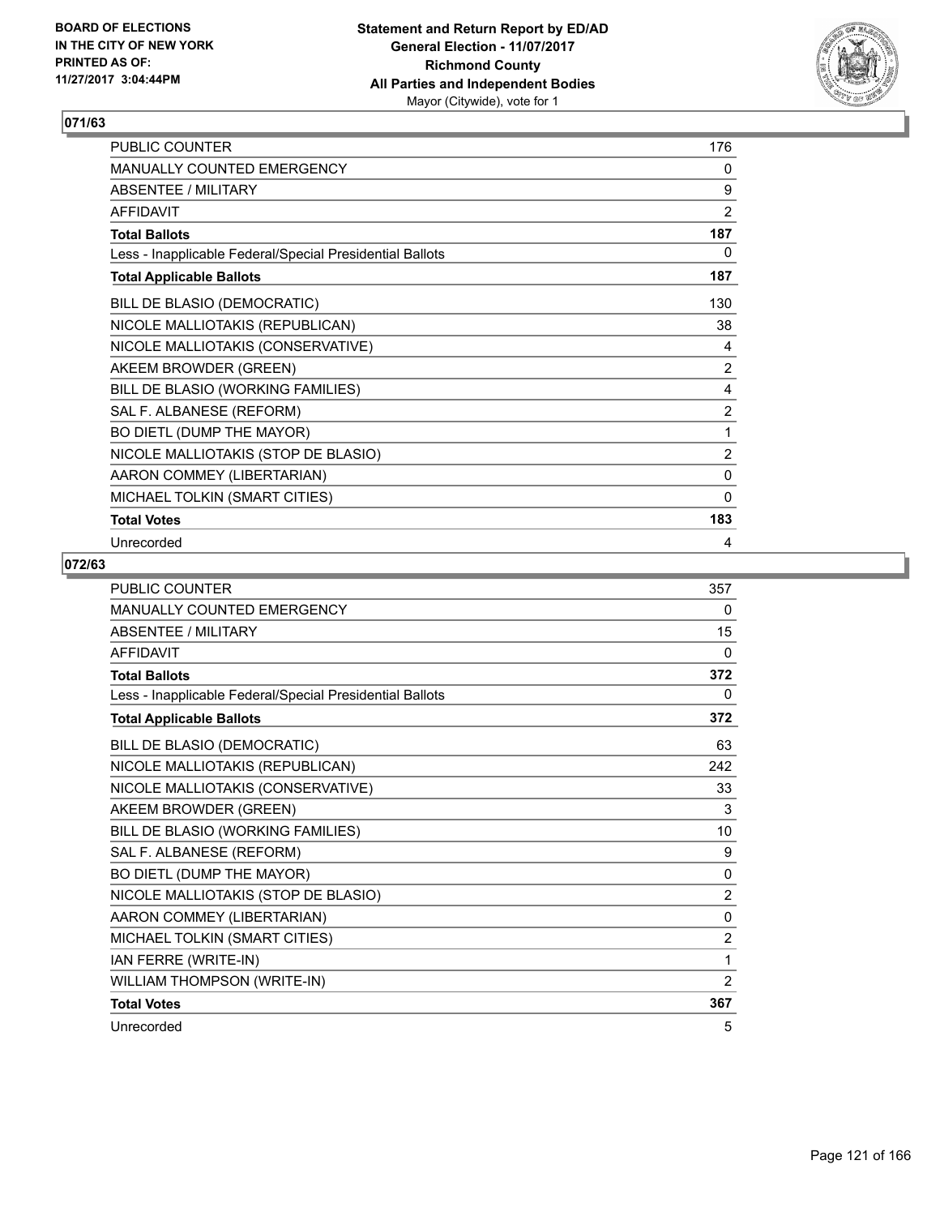BOARD OF ELECTIONS
IN THE CITY OF NEW YORK
PRINTED AS OF:
11/27/2017 3:04:44PM

**Statement and Return Report by ED/AD**
**General Election - 11/07/2017**
**Richmond County**
**All Parties and Independent Bodies**
Mayor (Citywide), vote for 1

## 071/63

| | |
|---|---|
| PUBLIC COUNTER | 176 |
| MANUALLY COUNTED EMERGENCY | 0 |
| ABSENTEE / MILITARY | 9 |
| AFFIDAVIT | 2 |
| **Total Ballots** | **187** |
| Less - Inapplicable Federal/Special Presidential Ballots | 0 |
| **Total Applicable Ballots** | **187** |
| BILL DE BLASIO (DEMOCRATIC) | 130 |
| NICOLE MALLIOTAKIS (REPUBLICAN) | 38 |
| NICOLE MALLIOTAKIS (CONSERVATIVE) | 4 |
| AKEEM BROWDER (GREEN) | 2 |
| BILL DE BLASIO (WORKING FAMILIES) | 4 |
| SAL F. ALBANESE (REFORM) | 2 |
| BO DIETL (DUMP THE MAYOR) | 1 |
| NICOLE MALLIOTAKIS (STOP DE BLASIO) | 2 |
| AARON COMMEY (LIBERTARIAN) | 0 |
| MICHAEL TOLKIN (SMART CITIES) | 0 |
| **Total Votes** | **183** |
| Unrecorded | 4 |

## 072/63

| | |
|---|---|
| PUBLIC COUNTER | 357 |
| MANUALLY COUNTED EMERGENCY | 0 |
| ABSENTEE / MILITARY | 15 |
| AFFIDAVIT | 0 |
| **Total Ballots** | **372** |
| Less - Inapplicable Federal/Special Presidential Ballots | 0 |
| **Total Applicable Ballots** | **372** |
| BILL DE BLASIO (DEMOCRATIC) | 63 |
| NICOLE MALLIOTAKIS (REPUBLICAN) | 242 |
| NICOLE MALLIOTAKIS (CONSERVATIVE) | 33 |
| AKEEM BROWDER (GREEN) | 3 |
| BILL DE BLASIO (WORKING FAMILIES) | 10 |
| SAL F. ALBANESE (REFORM) | 9 |
| BO DIETL (DUMP THE MAYOR) | 0 |
| NICOLE MALLIOTAKIS (STOP DE BLASIO) | 2 |
| AARON COMMEY (LIBERTARIAN) | 0 |
| MICHAEL TOLKIN (SMART CITIES) | 2 |
| IAN FERRE (WRITE-IN) | 1 |
| WILLIAM THOMPSON (WRITE-IN) | 2 |
| **Total Votes** | **367** |
| Unrecorded | 5 |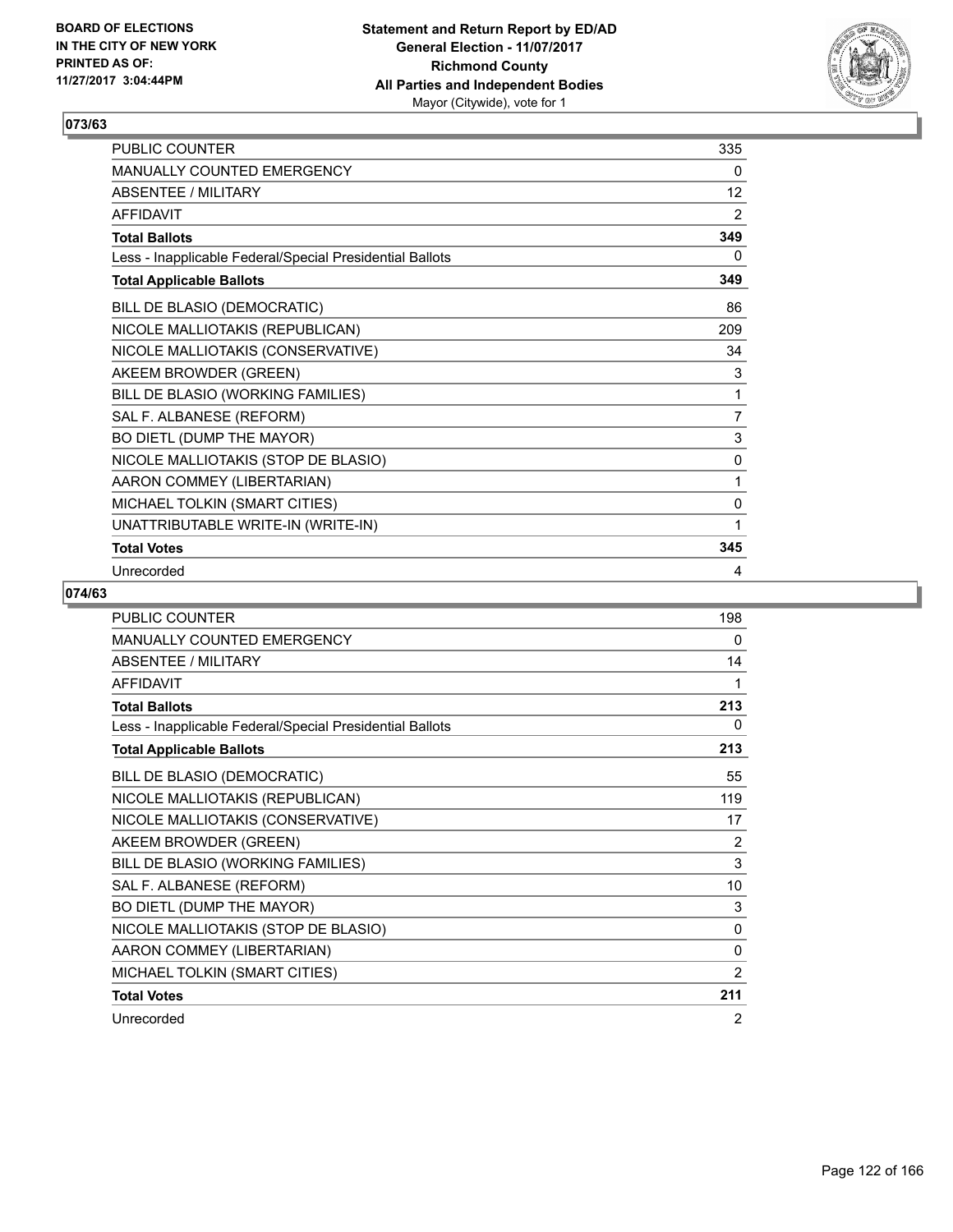BOARD OF ELECTIONS
IN THE CITY OF NEW YORK
PRINTED AS OF:
11/27/2017 3:04:44PM

**Statement and Return Report by ED/AD**
**General Election - 11/07/2017**
**Richmond County**
**All Parties and Independent Bodies**
Mayor (Citywide), vote for 1

## 073/63

| | |
|---|---|
| PUBLIC COUNTER | 335 |
| MANUALLY COUNTED EMERGENCY | 0 |
| ABSENTEE / MILITARY | 12 |
| AFFIDAVIT | 2 |
| **Total Ballots** | **349** |
| Less - Inapplicable Federal/Special Presidential Ballots | 0 |
| **Total Applicable Ballots** | **349** |
| BILL DE BLASIO (DEMOCRATIC) | 86 |
| NICOLE MALLIOTAKIS (REPUBLICAN) | 209 |
| NICOLE MALLIOTAKIS (CONSERVATIVE) | 34 |
| AKEEM BROWDER (GREEN) | 3 |
| BILL DE BLASIO (WORKING FAMILIES) | 1 |
| SAL F. ALBANESE (REFORM) | 7 |
| BO DIETL (DUMP THE MAYOR) | 3 |
| NICOLE MALLIOTAKIS (STOP DE BLASIO) | 0 |
| AARON COMMEY (LIBERTARIAN) | 1 |
| MICHAEL TOLKIN (SMART CITIES) | 0 |
| UNATTRIBUTABLE WRITE-IN (WRITE-IN) | 1 |
| **Total Votes** | **345** |
| Unrecorded | 4 |

## 074/63

| | |
|---|---|
| PUBLIC COUNTER | 198 |
| MANUALLY COUNTED EMERGENCY | 0 |
| ABSENTEE / MILITARY | 14 |
| AFFIDAVIT | 1 |
| **Total Ballots** | **213** |
| Less - Inapplicable Federal/Special Presidential Ballots | 0 |
| **Total Applicable Ballots** | **213** |
| BILL DE BLASIO (DEMOCRATIC) | 55 |
| NICOLE MALLIOTAKIS (REPUBLICAN) | 119 |
| NICOLE MALLIOTAKIS (CONSERVATIVE) | 17 |
| AKEEM BROWDER (GREEN) | 2 |
| BILL DE BLASIO (WORKING FAMILIES) | 3 |
| SAL F. ALBANESE (REFORM) | 10 |
| BO DIETL (DUMP THE MAYOR) | 3 |
| NICOLE MALLIOTAKIS (STOP DE BLASIO) | 0 |
| AARON COMMEY (LIBERTARIAN) | 0 |
| MICHAEL TOLKIN (SMART CITIES) | 2 |
| **Total Votes** | **211** |
| Unrecorded | 2 |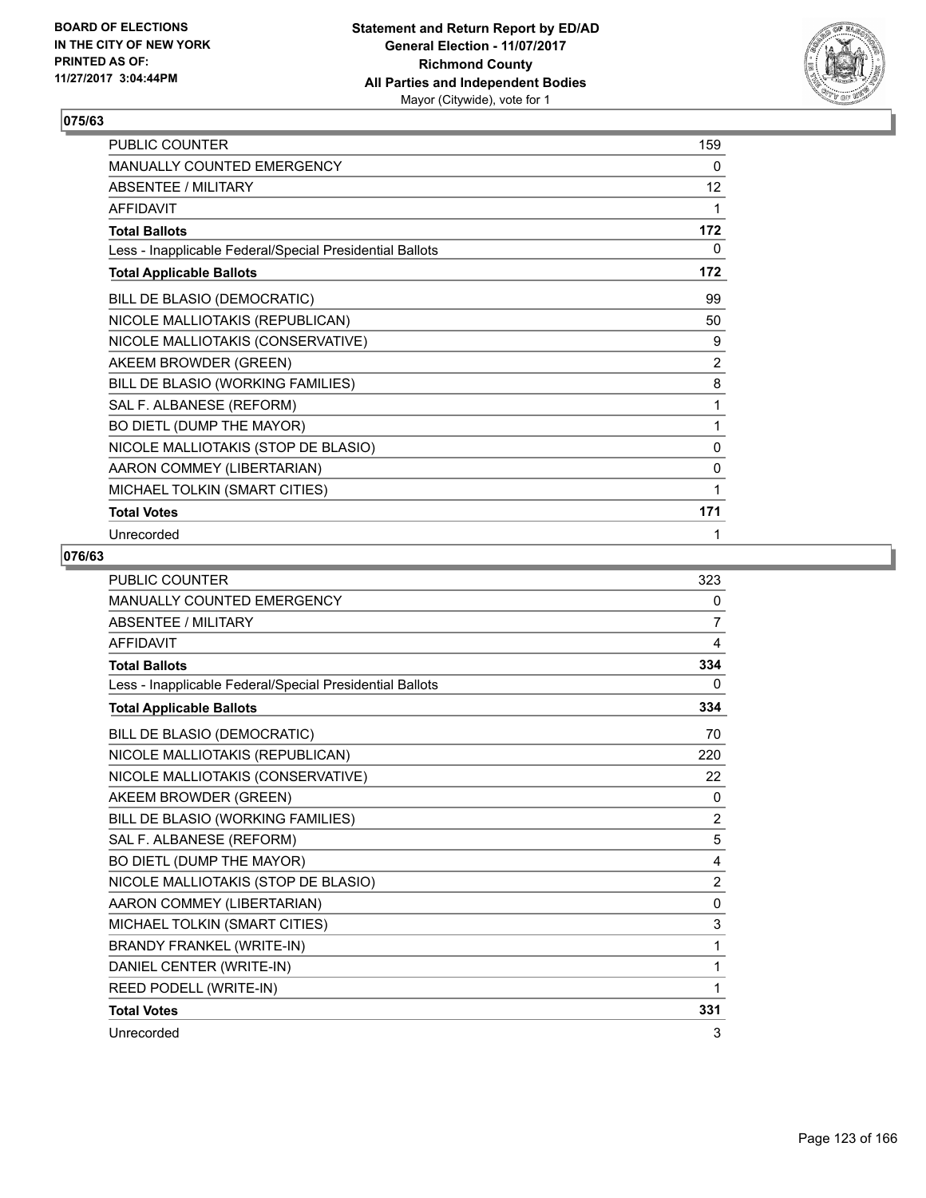**BOARD OF ELECTIONS IN THE CITY OF NEW YORK PRINTED AS OF: 11/27/2017 3:04:44PM**

**Statement and Return Report by ED/AD**
**General Election - 11/07/2017**
**Richmond County**
**All Parties and Independent Bodies**
Mayor (Citywide), vote for 1

## 075/63

| | |
|---|---|
| PUBLIC COUNTER | 159 |
| MANUALLY COUNTED EMERGENCY | 0 |
| ABSENTEE / MILITARY | 12 |
| AFFIDAVIT | 1 |
| **Total Ballots** | **172** |
| Less - Inapplicable Federal/Special Presidential Ballots | 0 |
| **Total Applicable Ballots** | **172** |
| BILL DE BLASIO (DEMOCRATIC) | 99 |
| NICOLE MALLIOTAKIS (REPUBLICAN) | 50 |
| NICOLE MALLIOTAKIS (CONSERVATIVE) | 9 |
| AKEEM BROWDER (GREEN) | 2 |
| BILL DE BLASIO (WORKING FAMILIES) | 8 |
| SAL F. ALBANESE (REFORM) | 1 |
| BO DIETL (DUMP THE MAYOR) | 1 |
| NICOLE MALLIOTAKIS (STOP DE BLASIO) | 0 |
| AARON COMMEY (LIBERTARIAN) | 0 |
| MICHAEL TOLKIN (SMART CITIES) | 1 |
| **Total Votes** | **171** |
| Unrecorded | 1 |

## 076/63

| | |
|---|---|
| PUBLIC COUNTER | 323 |
| MANUALLY COUNTED EMERGENCY | 0 |
| ABSENTEE / MILITARY | 7 |
| AFFIDAVIT | 4 |
| **Total Ballots** | **334** |
| Less - Inapplicable Federal/Special Presidential Ballots | 0 |
| **Total Applicable Ballots** | **334** |
| BILL DE BLASIO (DEMOCRATIC) | 70 |
| NICOLE MALLIOTAKIS (REPUBLICAN) | 220 |
| NICOLE MALLIOTAKIS (CONSERVATIVE) | 22 |
| AKEEM BROWDER (GREEN) | 0 |
| BILL DE BLASIO (WORKING FAMILIES) | 2 |
| SAL F. ALBANESE (REFORM) | 5 |
| BO DIETL (DUMP THE MAYOR) | 4 |
| NICOLE MALLIOTAKIS (STOP DE BLASIO) | 2 |
| AARON COMMEY (LIBERTARIAN) | 0 |
| MICHAEL TOLKIN (SMART CITIES) | 3 |
| BRANDY FRANKEL (WRITE-IN) | 1 |
| DANIEL CENTER (WRITE-IN) | 1 |
| REED PODELL (WRITE-IN) | 1 |
| **Total Votes** | **331** |
| Unrecorded | 3 |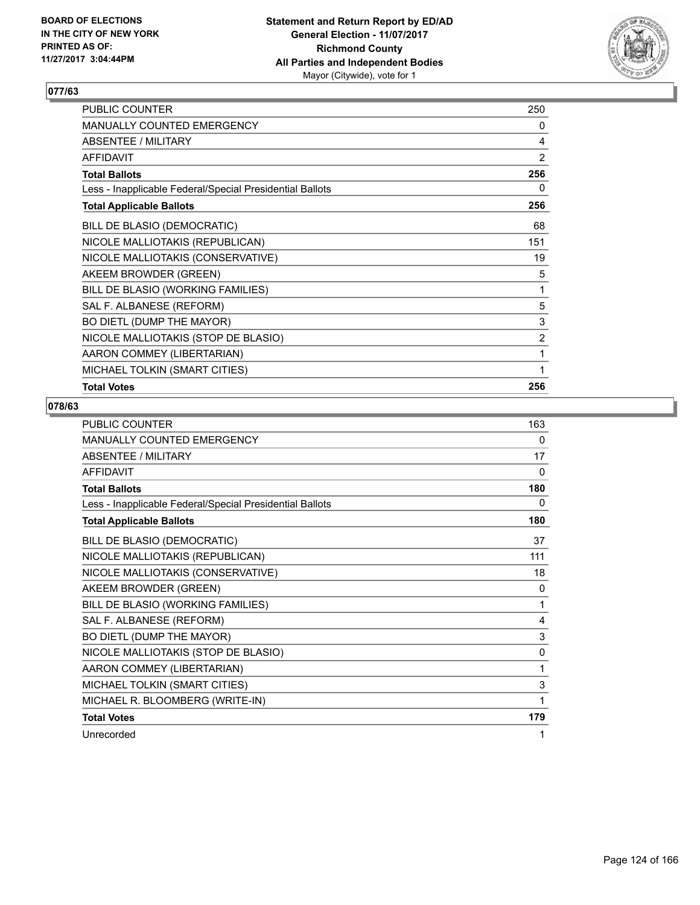**BOARD OF ELECTIONS IN THE CITY OF NEW YORK PRINTED AS OF: 11/27/2017 3:04:44PM**

**Statement and Return Report by ED/AD**
**General Election - 11/07/2017**
**Richmond County**
**All Parties and Independent Bodies**
Mayor (Citywide), vote for 1

## 077/63

| | |
|---|---|
| PUBLIC COUNTER | 250 |
| MANUALLY COUNTED EMERGENCY | 0 |
| ABSENTEE / MILITARY | 4 |
| AFFIDAVIT | 2 |
| **Total Ballots** | **256** |
| Less - Inapplicable Federal/Special Presidential Ballots | 0 |
| **Total Applicable Ballots** | **256** |
| BILL DE BLASIO (DEMOCRATIC) | 68 |
| NICOLE MALLIOTAKIS (REPUBLICAN) | 151 |
| NICOLE MALLIOTAKIS (CONSERVATIVE) | 19 |
| AKEEM BROWDER (GREEN) | 5 |
| BILL DE BLASIO (WORKING FAMILIES) | 1 |
| SAL F. ALBANESE (REFORM) | 5 |
| BO DIETL (DUMP THE MAYOR) | 3 |
| NICOLE MALLIOTAKIS (STOP DE BLASIO) | 2 |
| AARON COMMEY (LIBERTARIAN) | 1 |
| MICHAEL TOLKIN (SMART CITIES) | 1 |
| **Total Votes** | **256** |

## 078/63

| | |
|---|---|
| PUBLIC COUNTER | 163 |
| MANUALLY COUNTED EMERGENCY | 0 |
| ABSENTEE / MILITARY | 17 |
| AFFIDAVIT | 0 |
| **Total Ballots** | **180** |
| Less - Inapplicable Federal/Special Presidential Ballots | 0 |
| **Total Applicable Ballots** | **180** |
| BILL DE BLASIO (DEMOCRATIC) | 37 |
| NICOLE MALLIOTAKIS (REPUBLICAN) | 111 |
| NICOLE MALLIOTAKIS (CONSERVATIVE) | 18 |
| AKEEM BROWDER (GREEN) | 0 |
| BILL DE BLASIO (WORKING FAMILIES) | 1 |
| SAL F. ALBANESE (REFORM) | 4 |
| BO DIETL (DUMP THE MAYOR) | 3 |
| NICOLE MALLIOTAKIS (STOP DE BLASIO) | 0 |
| AARON COMMEY (LIBERTARIAN) | 1 |
| MICHAEL TOLKIN (SMART CITIES) | 3 |
| MICHAEL R. BLOOMBERG (WRITE-IN) | 1 |
| **Total Votes** | **179** |
| Unrecorded | 1 |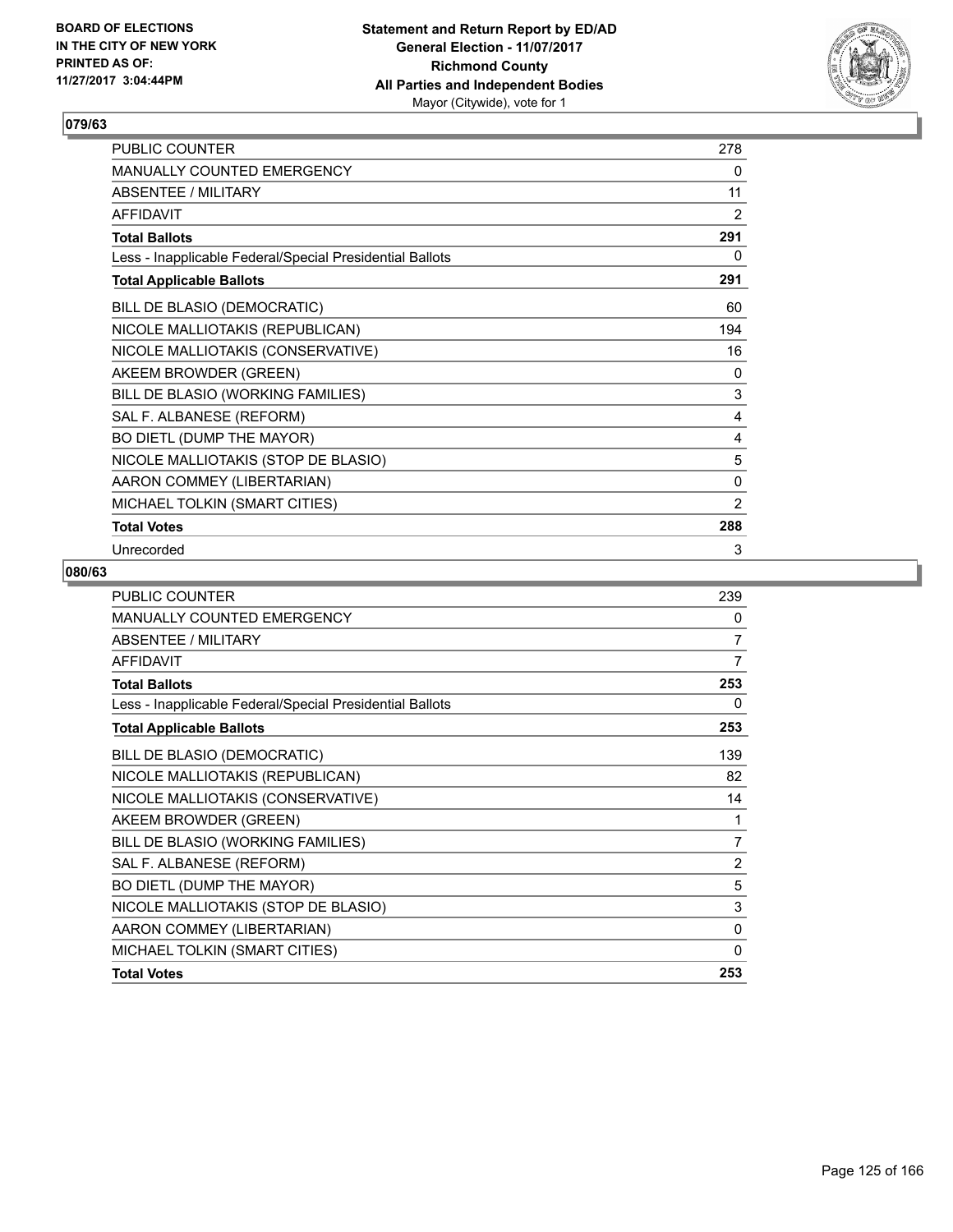BOARD OF ELECTIONS
IN THE CITY OF NEW YORK
PRINTED AS OF:
11/27/2017 3:04:44PM

**Statement and Return Report by ED/AD**
**General Election - 11/07/2017**
**Richmond County**
**All Parties and Independent Bodies**
Mayor (Citywide), vote for 1

### 079/63

| | |
|---|---|
| PUBLIC COUNTER | 278 |
| MANUALLY COUNTED EMERGENCY | 0 |
| ABSENTEE / MILITARY | 11 |
| AFFIDAVIT | 2 |
| **Total Ballots** | **291** |
| Less - Inapplicable Federal/Special Presidential Ballots | 0 |
| **Total Applicable Ballots** | **291** |
| BILL DE BLASIO (DEMOCRATIC) | 60 |
| NICOLE MALLIOTAKIS (REPUBLICAN) | 194 |
| NICOLE MALLIOTAKIS (CONSERVATIVE) | 16 |
| AKEEM BROWDER (GREEN) | 0 |
| BILL DE BLASIO (WORKING FAMILIES) | 3 |
| SAL F. ALBANESE (REFORM) | 4 |
| BO DIETL (DUMP THE MAYOR) | 4 |
| NICOLE MALLIOTAKIS (STOP DE BLASIO) | 5 |
| AARON COMMEY (LIBERTARIAN) | 0 |
| MICHAEL TOLKIN (SMART CITIES) | 2 |
| **Total Votes** | **288** |
| Unrecorded | 3 |

### 080/63

| | |
|---|---|
| PUBLIC COUNTER | 239 |
| MANUALLY COUNTED EMERGENCY | 0 |
| ABSENTEE / MILITARY | 7 |
| AFFIDAVIT | 7 |
| **Total Ballots** | **253** |
| Less - Inapplicable Federal/Special Presidential Ballots | 0 |
| **Total Applicable Ballots** | **253** |
| BILL DE BLASIO (DEMOCRATIC) | 139 |
| NICOLE MALLIOTAKIS (REPUBLICAN) | 82 |
| NICOLE MALLIOTAKIS (CONSERVATIVE) | 14 |
| AKEEM BROWDER (GREEN) | 1 |
| BILL DE BLASIO (WORKING FAMILIES) | 7 |
| SAL F. ALBANESE (REFORM) | 2 |
| BO DIETL (DUMP THE MAYOR) | 5 |
| NICOLE MALLIOTAKIS (STOP DE BLASIO) | 3 |
| AARON COMMEY (LIBERTARIAN) | 0 |
| MICHAEL TOLKIN (SMART CITIES) | 0 |
| **Total Votes** | **253** |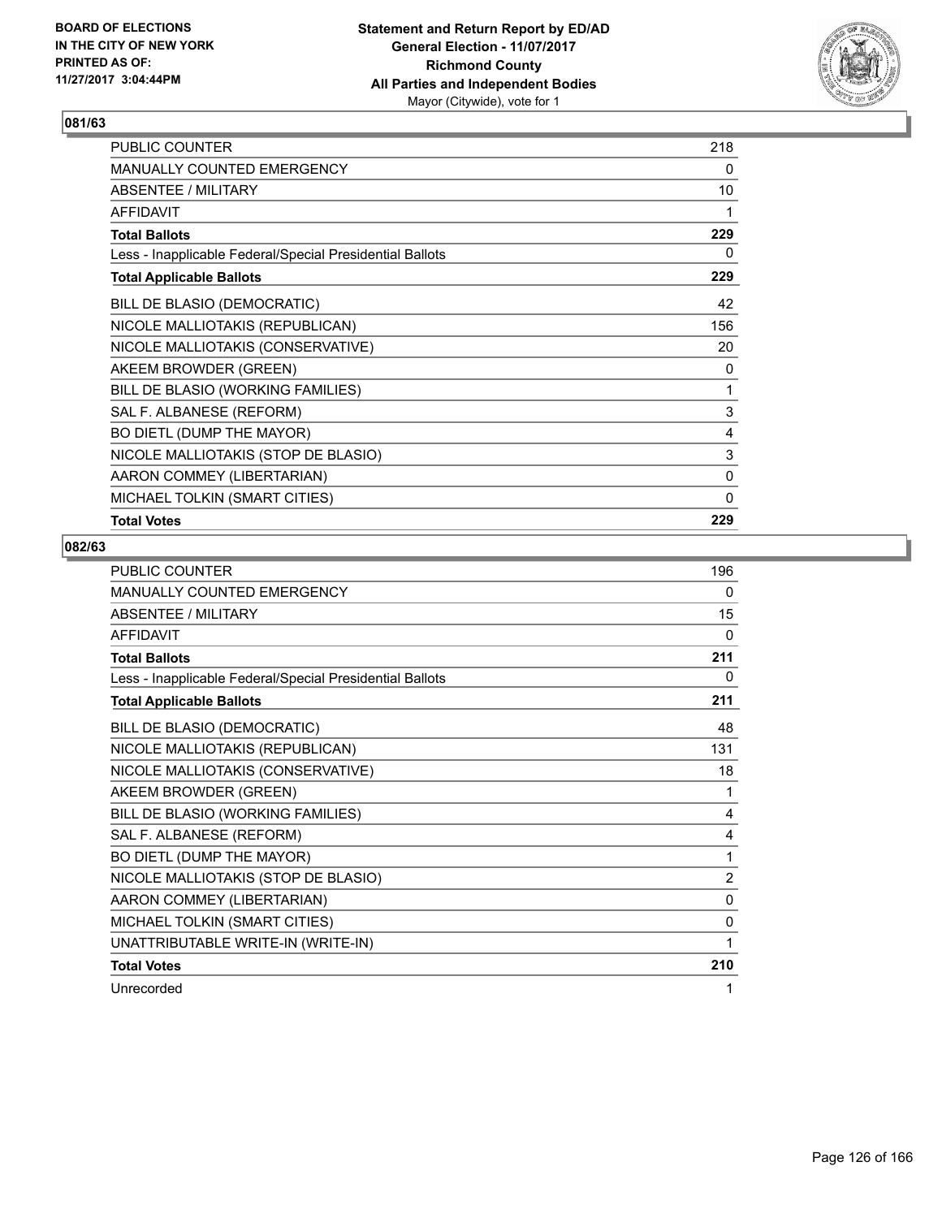**BOARD OF ELECTIONS IN THE CITY OF NEW YORK PRINTED AS OF: 11/27/2017 3:04:44PM**

**Statement and Return Report by ED/AD**
**General Election - 11/07/2017**
**Richmond County**
**All Parties and Independent Bodies**
Mayor (Citywide), vote for 1

## 081/63

| | |
|---|---|
| PUBLIC COUNTER | 218 |
| MANUALLY COUNTED EMERGENCY | 0 |
| ABSENTEE / MILITARY | 10 |
| AFFIDAVIT | 1 |
| **Total Ballots** | **229** |
| Less - Inapplicable Federal/Special Presidential Ballots | 0 |
| **Total Applicable Ballots** | **229** |
| BILL DE BLASIO (DEMOCRATIC) | 42 |
| NICOLE MALLIOTAKIS (REPUBLICAN) | 156 |
| NICOLE MALLIOTAKIS (CONSERVATIVE) | 20 |
| AKEEM BROWDER (GREEN) | 0 |
| BILL DE BLASIO (WORKING FAMILIES) | 1 |
| SAL F. ALBANESE (REFORM) | 3 |
| BO DIETL (DUMP THE MAYOR) | 4 |
| NICOLE MALLIOTAKIS (STOP DE BLASIO) | 3 |
| AARON COMMEY (LIBERTARIAN) | 0 |
| MICHAEL TOLKIN (SMART CITIES) | 0 |
| **Total Votes** | **229** |

## 082/63

| | |
|---|---|
| PUBLIC COUNTER | 196 |
| MANUALLY COUNTED EMERGENCY | 0 |
| ABSENTEE / MILITARY | 15 |
| AFFIDAVIT | 0 |
| **Total Ballots** | **211** |
| Less - Inapplicable Federal/Special Presidential Ballots | 0 |
| **Total Applicable Ballots** | **211** |
| BILL DE BLASIO (DEMOCRATIC) | 48 |
| NICOLE MALLIOTAKIS (REPUBLICAN) | 131 |
| NICOLE MALLIOTAKIS (CONSERVATIVE) | 18 |
| AKEEM BROWDER (GREEN) | 1 |
| BILL DE BLASIO (WORKING FAMILIES) | 4 |
| SAL F. ALBANESE (REFORM) | 4 |
| BO DIETL (DUMP THE MAYOR) | 1 |
| NICOLE MALLIOTAKIS (STOP DE BLASIO) | 2 |
| AARON COMMEY (LIBERTARIAN) | 0 |
| MICHAEL TOLKIN (SMART CITIES) | 0 |
| UNATTRIBUTABLE WRITE-IN (WRITE-IN) | 1 |
| **Total Votes** | **210** |
| Unrecorded | 1 |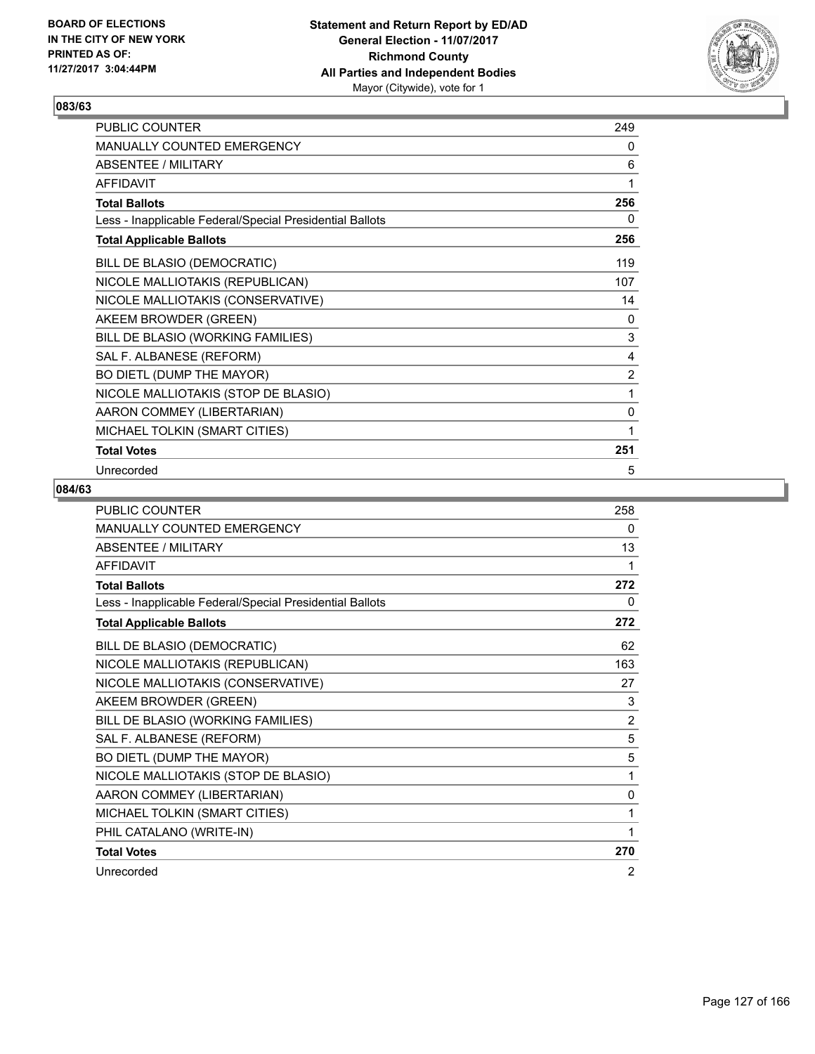BOARD OF ELECTIONS
IN THE CITY OF NEW YORK
PRINTED AS OF:
11/27/2017 3:04:44PM

**Statement and Return Report by ED/AD**
**General Election - 11/07/2017**
**Richmond County**
**All Parties and Independent Bodies**
Mayor (Citywide), vote for 1

## 083/63

| | |
|---|---|
| PUBLIC COUNTER | 249 |
| MANUALLY COUNTED EMERGENCY | 0 |
| ABSENTEE / MILITARY | 6 |
| AFFIDAVIT | 1 |
| **Total Ballots** | **256** |
| Less - Inapplicable Federal/Special Presidential Ballots | 0 |
| **Total Applicable Ballots** | **256** |
| BILL DE BLASIO (DEMOCRATIC) | 119 |
| NICOLE MALLIOTAKIS (REPUBLICAN) | 107 |
| NICOLE MALLIOTAKIS (CONSERVATIVE) | 14 |
| AKEEM BROWDER (GREEN) | 0 |
| BILL DE BLASIO (WORKING FAMILIES) | 3 |
| SAL F. ALBANESE (REFORM) | 4 |
| BO DIETL (DUMP THE MAYOR) | 2 |
| NICOLE MALLIOTAKIS (STOP DE BLASIO) | 1 |
| AARON COMMEY (LIBERTARIAN) | 0 |
| MICHAEL TOLKIN (SMART CITIES) | 1 |
| **Total Votes** | **251** |
| Unrecorded | 5 |

## 084/63

| | |
|---|---|
| PUBLIC COUNTER | 258 |
| MANUALLY COUNTED EMERGENCY | 0 |
| ABSENTEE / MILITARY | 13 |
| AFFIDAVIT | 1 |
| **Total Ballots** | **272** |
| Less - Inapplicable Federal/Special Presidential Ballots | 0 |
| **Total Applicable Ballots** | **272** |
| BILL DE BLASIO (DEMOCRATIC) | 62 |
| NICOLE MALLIOTAKIS (REPUBLICAN) | 163 |
| NICOLE MALLIOTAKIS (CONSERVATIVE) | 27 |
| AKEEM BROWDER (GREEN) | 3 |
| BILL DE BLASIO (WORKING FAMILIES) | 2 |
| SAL F. ALBANESE (REFORM) | 5 |
| BO DIETL (DUMP THE MAYOR) | 5 |
| NICOLE MALLIOTAKIS (STOP DE BLASIO) | 1 |
| AARON COMMEY (LIBERTARIAN) | 0 |
| MICHAEL TOLKIN (SMART CITIES) | 1 |
| PHIL CATALANO (WRITE-IN) | 1 |
| **Total Votes** | **270** |
| Unrecorded | 2 |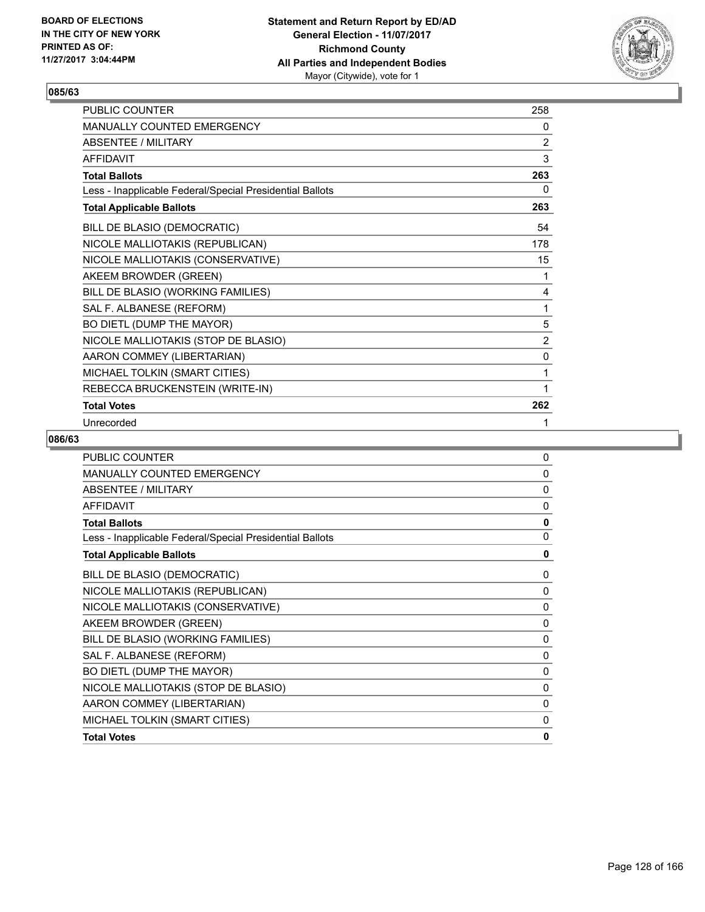BOARD OF ELECTIONS
IN THE CITY OF NEW YORK
PRINTED AS OF:
11/27/2017 3:04:44PM

**Statement and Return Report by ED/AD**
**General Election - 11/07/2017**
**Richmond County**
**All Parties and Independent Bodies**
Mayor (Citywide), vote for 1

### 085/63

| | |
|---|---|
| PUBLIC COUNTER | 258 |
| MANUALLY COUNTED EMERGENCY | 0 |
| ABSENTEE / MILITARY | 2 |
| AFFIDAVIT | 3 |
| **Total Ballots** | **263** |
| Less - Inapplicable Federal/Special Presidential Ballots | 0 |
| **Total Applicable Ballots** | **263** |
| BILL DE BLASIO (DEMOCRATIC) | 54 |
| NICOLE MALLIOTAKIS (REPUBLICAN) | 178 |
| NICOLE MALLIOTAKIS (CONSERVATIVE) | 15 |
| AKEEM BROWDER (GREEN) | 1 |
| BILL DE BLASIO (WORKING FAMILIES) | 4 |
| SAL F. ALBANESE (REFORM) | 1 |
| BO DIETL (DUMP THE MAYOR) | 5 |
| NICOLE MALLIOTAKIS (STOP DE BLASIO) | 2 |
| AARON COMMEY (LIBERTARIAN) | 0 |
| MICHAEL TOLKIN (SMART CITIES) | 1 |
| REBECCA BRUCKENSTEIN (WRITE-IN) | 1 |
| **Total Votes** | **262** |
| Unrecorded | 1 |

### 086/63

| | |
|---|---|
| PUBLIC COUNTER | 0 |
| MANUALLY COUNTED EMERGENCY | 0 |
| ABSENTEE / MILITARY | 0 |
| AFFIDAVIT | 0 |
| **Total Ballots** | **0** |
| Less - Inapplicable Federal/Special Presidential Ballots | 0 |
| **Total Applicable Ballots** | **0** |
| BILL DE BLASIO (DEMOCRATIC) | 0 |
| NICOLE MALLIOTAKIS (REPUBLICAN) | 0 |
| NICOLE MALLIOTAKIS (CONSERVATIVE) | 0 |
| AKEEM BROWDER (GREEN) | 0 |
| BILL DE BLASIO (WORKING FAMILIES) | 0 |
| SAL F. ALBANESE (REFORM) | 0 |
| BO DIETL (DUMP THE MAYOR) | 0 |
| NICOLE MALLIOTAKIS (STOP DE BLASIO) | 0 |
| AARON COMMEY (LIBERTARIAN) | 0 |
| MICHAEL TOLKIN (SMART CITIES) | 0 |
| **Total Votes** | **0** |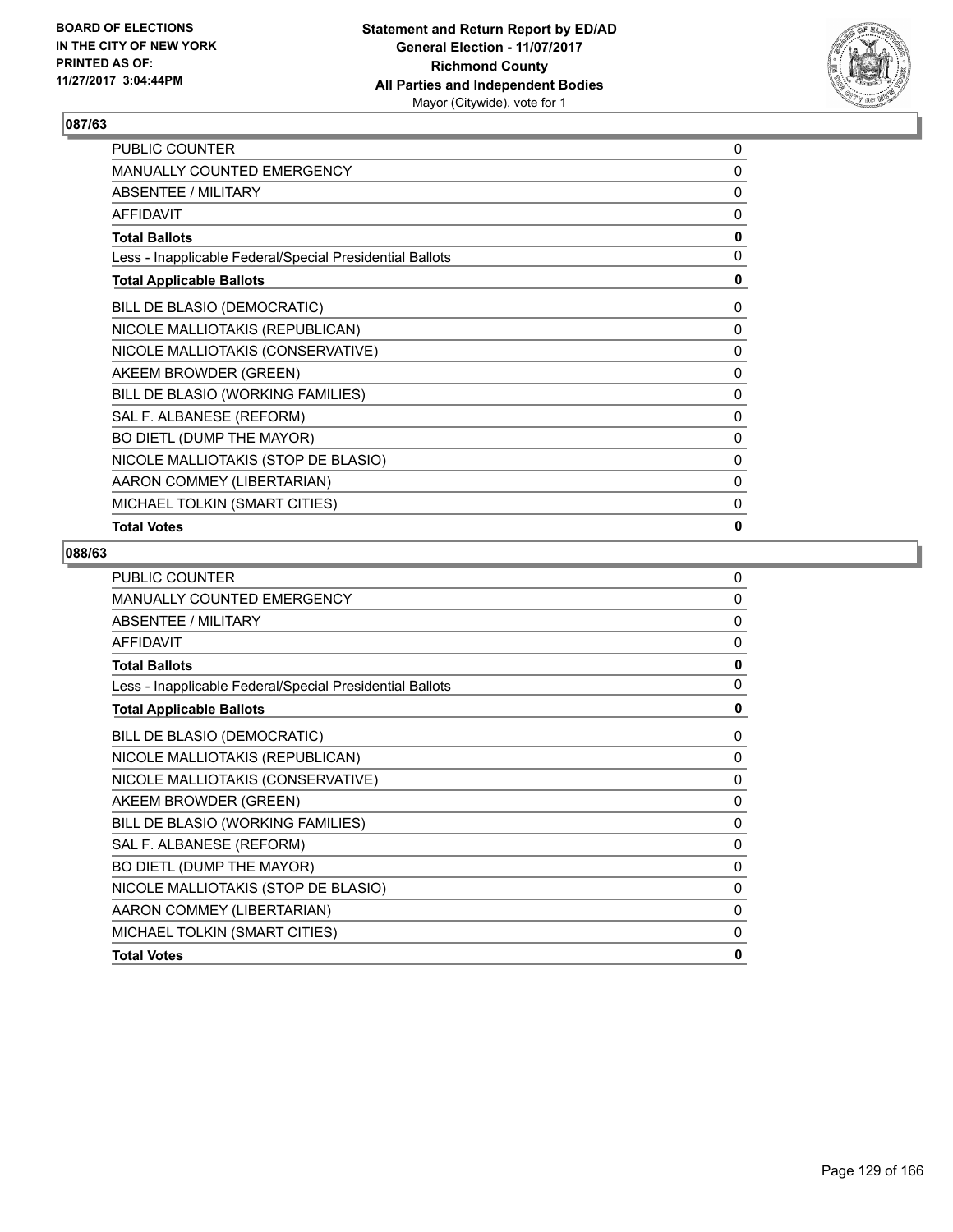BOARD OF ELECTIONS
IN THE CITY OF NEW YORK
PRINTED AS OF:
11/27/2017 3:04:44PM

**Statement and Return Report by ED/AD**
**General Election - 11/07/2017**
**Richmond County**
**All Parties and Independent Bodies**
Mayor (Citywide), vote for 1

## 087/63

| | |
|---|---|
| PUBLIC COUNTER | 0 |
| MANUALLY COUNTED EMERGENCY | 0 |
| ABSENTEE / MILITARY | 0 |
| AFFIDAVIT | 0 |
| **Total Ballots** | **0** |
| Less - Inapplicable Federal/Special Presidential Ballots | 0 |
| **Total Applicable Ballots** | **0** |
| BILL DE BLASIO (DEMOCRATIC) | 0 |
| NICOLE MALLIOTAKIS (REPUBLICAN) | 0 |
| NICOLE MALLIOTAKIS (CONSERVATIVE) | 0 |
| AKEEM BROWDER (GREEN) | 0 |
| BILL DE BLASIO (WORKING FAMILIES) | 0 |
| SAL F. ALBANESE (REFORM) | 0 |
| BO DIETL (DUMP THE MAYOR) | 0 |
| NICOLE MALLIOTAKIS (STOP DE BLASIO) | 0 |
| AARON COMMEY (LIBERTARIAN) | 0 |
| MICHAEL TOLKIN (SMART CITIES) | 0 |
| **Total Votes** | **0** |

## 088/63

| | |
|---|---|
| PUBLIC COUNTER | 0 |
| MANUALLY COUNTED EMERGENCY | 0 |
| ABSENTEE / MILITARY | 0 |
| AFFIDAVIT | 0 |
| **Total Ballots** | **0** |
| Less - Inapplicable Federal/Special Presidential Ballots | 0 |
| **Total Applicable Ballots** | **0** |
| BILL DE BLASIO (DEMOCRATIC) | 0 |
| NICOLE MALLIOTAKIS (REPUBLICAN) | 0 |
| NICOLE MALLIOTAKIS (CONSERVATIVE) | 0 |
| AKEEM BROWDER (GREEN) | 0 |
| BILL DE BLASIO (WORKING FAMILIES) | 0 |
| SAL F. ALBANESE (REFORM) | 0 |
| BO DIETL (DUMP THE MAYOR) | 0 |
| NICOLE MALLIOTAKIS (STOP DE BLASIO) | 0 |
| AARON COMMEY (LIBERTARIAN) | 0 |
| MICHAEL TOLKIN (SMART CITIES) | 0 |
| **Total Votes** | **0** |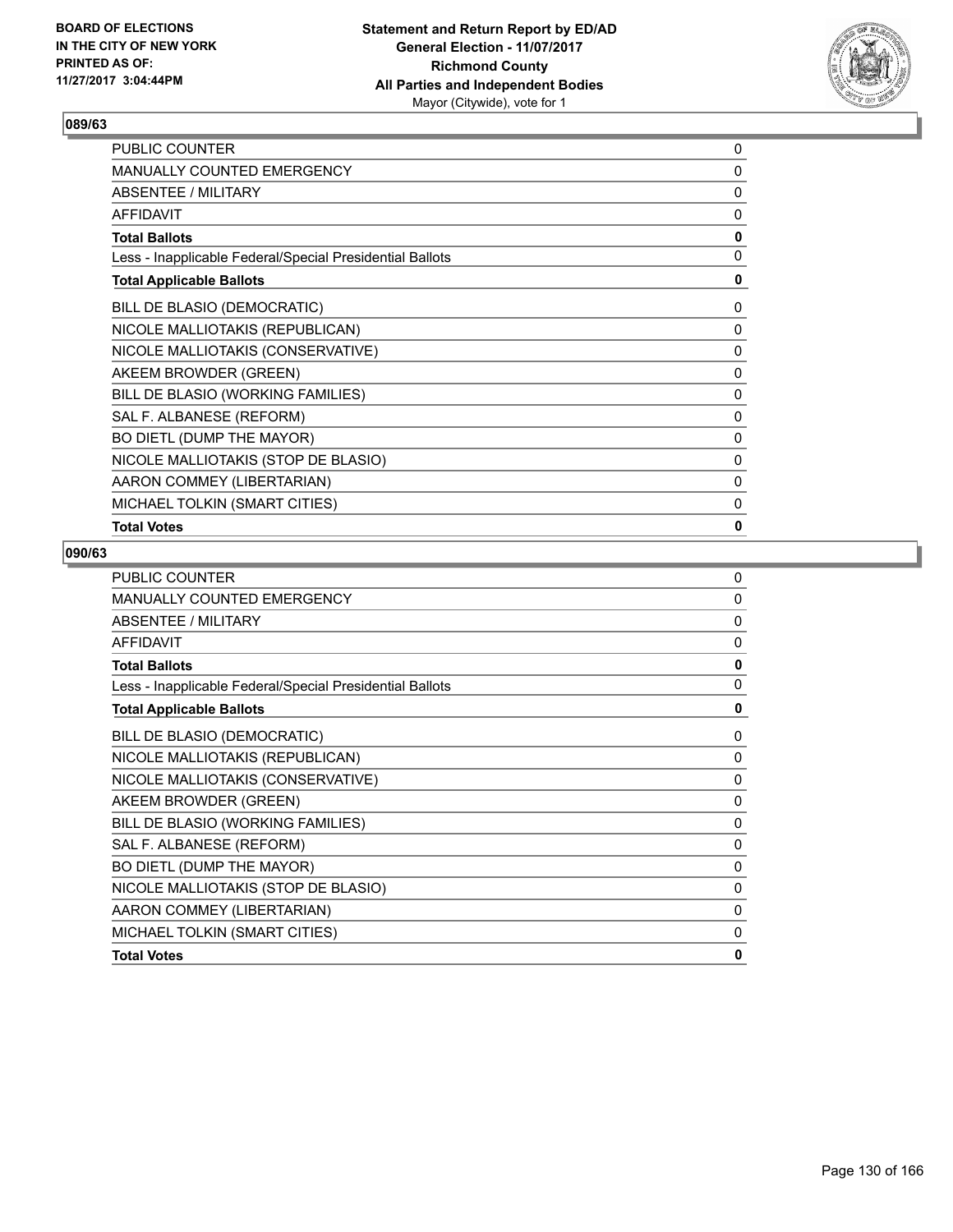## 089/63

| | |
|---|---|
| PUBLIC COUNTER | 0 |
| MANUALLY COUNTED EMERGENCY | 0 |
| ABSENTEE / MILITARY | 0 |
| AFFIDAVIT | 0 |
| **Total Ballots** | **0** |
| Less - Inapplicable Federal/Special Presidential Ballots | 0 |
| **Total Applicable Ballots** | **0** |
| BILL DE BLASIO (DEMOCRATIC) | 0 |
| NICOLE MALLIOTAKIS (REPUBLICAN) | 0 |
| NICOLE MALLIOTAKIS (CONSERVATIVE) | 0 |
| AKEEM BROWDER (GREEN) | 0 |
| BILL DE BLASIO (WORKING FAMILIES) | 0 |
| SAL F. ALBANESE (REFORM) | 0 |
| BO DIETL (DUMP THE MAYOR) | 0 |
| NICOLE MALLIOTAKIS (STOP DE BLASIO) | 0 |
| AARON COMMEY (LIBERTARIAN) | 0 |
| MICHAEL TOLKIN (SMART CITIES) | 0 |
| **Total Votes** | **0** |

## 090/63

| | |
|---|---|
| PUBLIC COUNTER | 0 |
| MANUALLY COUNTED EMERGENCY | 0 |
| ABSENTEE / MILITARY | 0 |
| AFFIDAVIT | 0 |
| **Total Ballots** | **0** |
| Less - Inapplicable Federal/Special Presidential Ballots | 0 |
| **Total Applicable Ballots** | **0** |
| BILL DE BLASIO (DEMOCRATIC) | 0 |
| NICOLE MALLIOTAKIS (REPUBLICAN) | 0 |
| NICOLE MALLIOTAKIS (CONSERVATIVE) | 0 |
| AKEEM BROWDER (GREEN) | 0 |
| BILL DE BLASIO (WORKING FAMILIES) | 0 |
| SAL F. ALBANESE (REFORM) | 0 |
| BO DIETL (DUMP THE MAYOR) | 0 |
| NICOLE MALLIOTAKIS (STOP DE BLASIO) | 0 |
| AARON COMMEY (LIBERTARIAN) | 0 |
| MICHAEL TOLKIN (SMART CITIES) | 0 |
| **Total Votes** | **0** |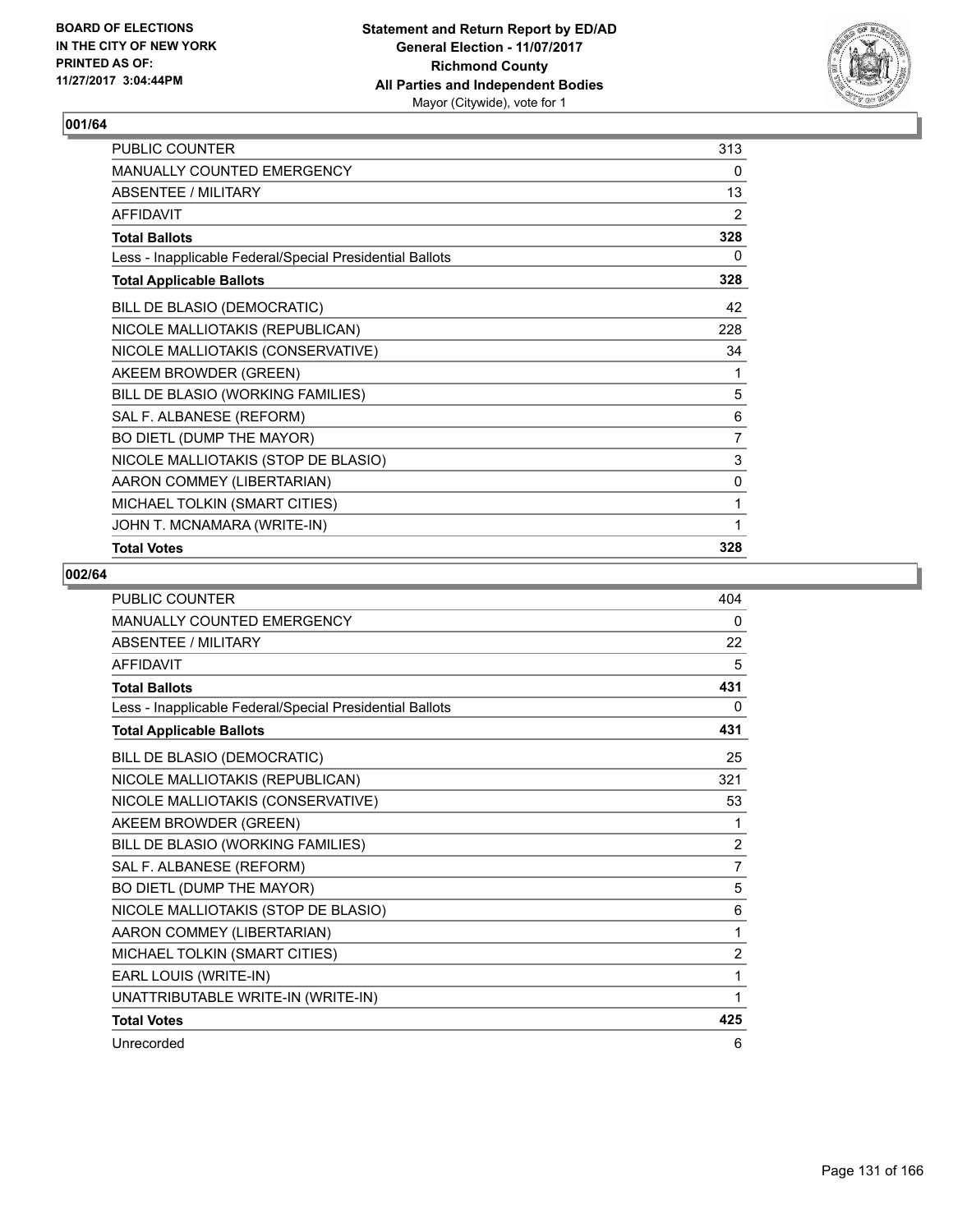**BOARD OF ELECTIONS IN THE CITY OF NEW YORK PRINTED AS OF: 11/27/2017 3:04:44PM**

**Statement and Return Report by ED/AD**
**General Election - 11/07/2017**
**Richmond County**
**All Parties and Independent Bodies**
Mayor (Citywide), vote for 1

## 001/64

| | |
|---|---|
| PUBLIC COUNTER | 313 |
| MANUALLY COUNTED EMERGENCY | 0 |
| ABSENTEE / MILITARY | 13 |
| AFFIDAVIT | 2 |
| **Total Ballots** | **328** |
| Less - Inapplicable Federal/Special Presidential Ballots | 0 |
| **Total Applicable Ballots** | **328** |
| BILL DE BLASIO (DEMOCRATIC) | 42 |
| NICOLE MALLIOTAKIS (REPUBLICAN) | 228 |
| NICOLE MALLIOTAKIS (CONSERVATIVE) | 34 |
| AKEEM BROWDER (GREEN) | 1 |
| BILL DE BLASIO (WORKING FAMILIES) | 5 |
| SAL F. ALBANESE (REFORM) | 6 |
| BO DIETL (DUMP THE MAYOR) | 7 |
| NICOLE MALLIOTAKIS (STOP DE BLASIO) | 3 |
| AARON COMMEY (LIBERTARIAN) | 0 |
| MICHAEL TOLKIN (SMART CITIES) | 1 |
| JOHN T. MCNAMARA (WRITE-IN) | 1 |
| **Total Votes** | **328** |

## 002/64

| | |
|---|---|
| PUBLIC COUNTER | 404 |
| MANUALLY COUNTED EMERGENCY | 0 |
| ABSENTEE / MILITARY | 22 |
| AFFIDAVIT | 5 |
| **Total Ballots** | **431** |
| Less - Inapplicable Federal/Special Presidential Ballots | 0 |
| **Total Applicable Ballots** | **431** |
| BILL DE BLASIO (DEMOCRATIC) | 25 |
| NICOLE MALLIOTAKIS (REPUBLICAN) | 321 |
| NICOLE MALLIOTAKIS (CONSERVATIVE) | 53 |
| AKEEM BROWDER (GREEN) | 1 |
| BILL DE BLASIO (WORKING FAMILIES) | 2 |
| SAL F. ALBANESE (REFORM) | 7 |
| BO DIETL (DUMP THE MAYOR) | 5 |
| NICOLE MALLIOTAKIS (STOP DE BLASIO) | 6 |
| AARON COMMEY (LIBERTARIAN) | 1 |
| MICHAEL TOLKIN (SMART CITIES) | 2 |
| EARL LOUIS (WRITE-IN) | 1 |
| UNATTRIBUTABLE WRITE-IN (WRITE-IN) | 1 |
| **Total Votes** | **425** |
| Unrecorded | 6 |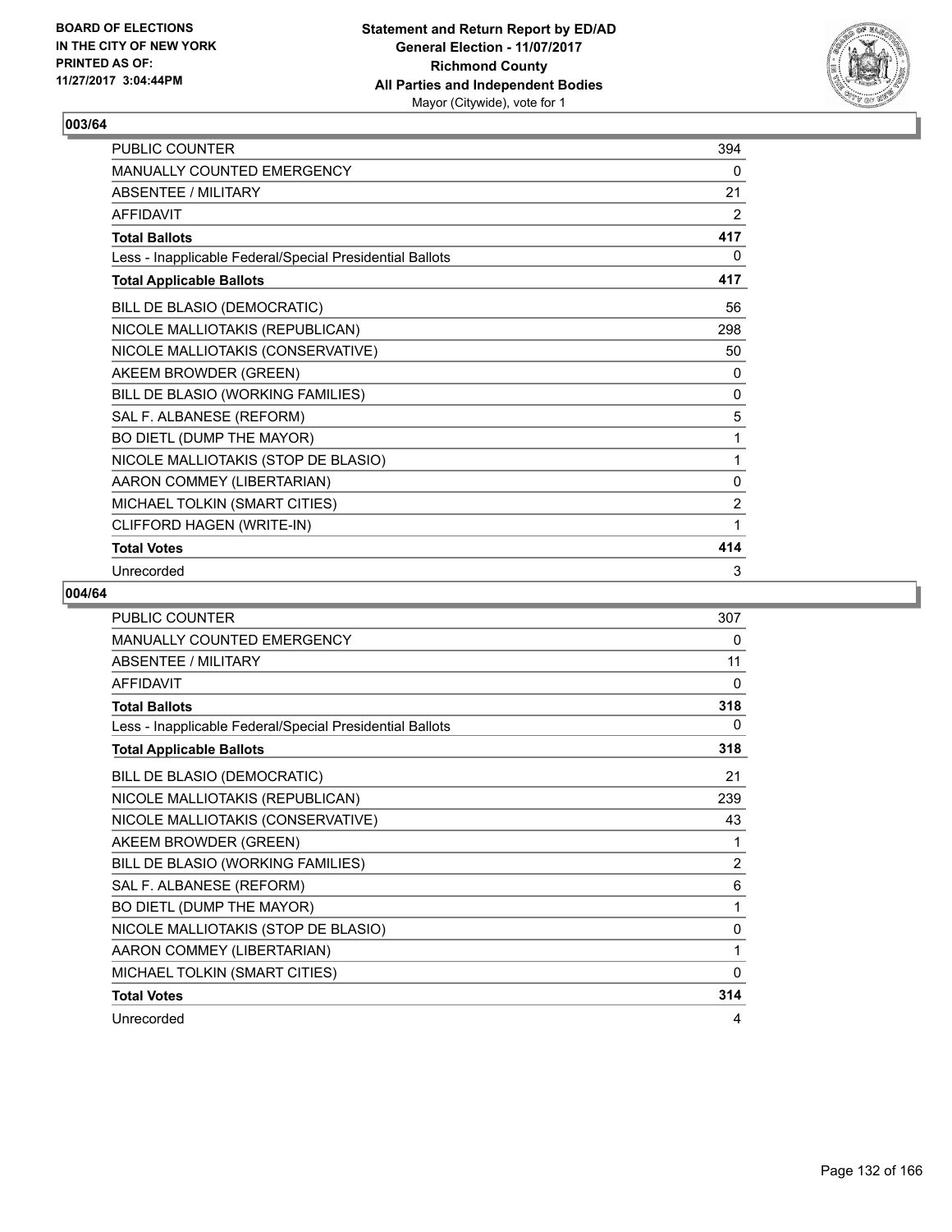## 003/64

| | |
|---|---|
| PUBLIC COUNTER | 394 |
| MANUALLY COUNTED EMERGENCY | 0 |
| ABSENTEE / MILITARY | 21 |
| AFFIDAVIT | 2 |
| **Total Ballots** | **417** |
| Less - Inapplicable Federal/Special Presidential Ballots | 0 |
| **Total Applicable Ballots** | **417** |
| BILL DE BLASIO (DEMOCRATIC) | 56 |
| NICOLE MALLIOTAKIS (REPUBLICAN) | 298 |
| NICOLE MALLIOTAKIS (CONSERVATIVE) | 50 |
| AKEEM BROWDER (GREEN) | 0 |
| BILL DE BLASIO (WORKING FAMILIES) | 0 |
| SAL F. ALBANESE (REFORM) | 5 |
| BO DIETL (DUMP THE MAYOR) | 1 |
| NICOLE MALLIOTAKIS (STOP DE BLASIO) | 1 |
| AARON COMMEY (LIBERTARIAN) | 0 |
| MICHAEL TOLKIN (SMART CITIES) | 2 |
| CLIFFORD HAGEN (WRITE-IN) | 1 |
| **Total Votes** | **414** |
| Unrecorded | 3 |

## 004/64

| | |
|---|---|
| PUBLIC COUNTER | 307 |
| MANUALLY COUNTED EMERGENCY | 0 |
| ABSENTEE / MILITARY | 11 |
| AFFIDAVIT | 0 |
| **Total Ballots** | **318** |
| Less - Inapplicable Federal/Special Presidential Ballots | 0 |
| **Total Applicable Ballots** | **318** |
| BILL DE BLASIO (DEMOCRATIC) | 21 |
| NICOLE MALLIOTAKIS (REPUBLICAN) | 239 |
| NICOLE MALLIOTAKIS (CONSERVATIVE) | 43 |
| AKEEM BROWDER (GREEN) | 1 |
| BILL DE BLASIO (WORKING FAMILIES) | 2 |
| SAL F. ALBANESE (REFORM) | 6 |
| BO DIETL (DUMP THE MAYOR) | 1 |
| NICOLE MALLIOTAKIS (STOP DE BLASIO) | 0 |
| AARON COMMEY (LIBERTARIAN) | 1 |
| MICHAEL TOLKIN (SMART CITIES) | 0 |
| **Total Votes** | **314** |
| Unrecorded | 4 |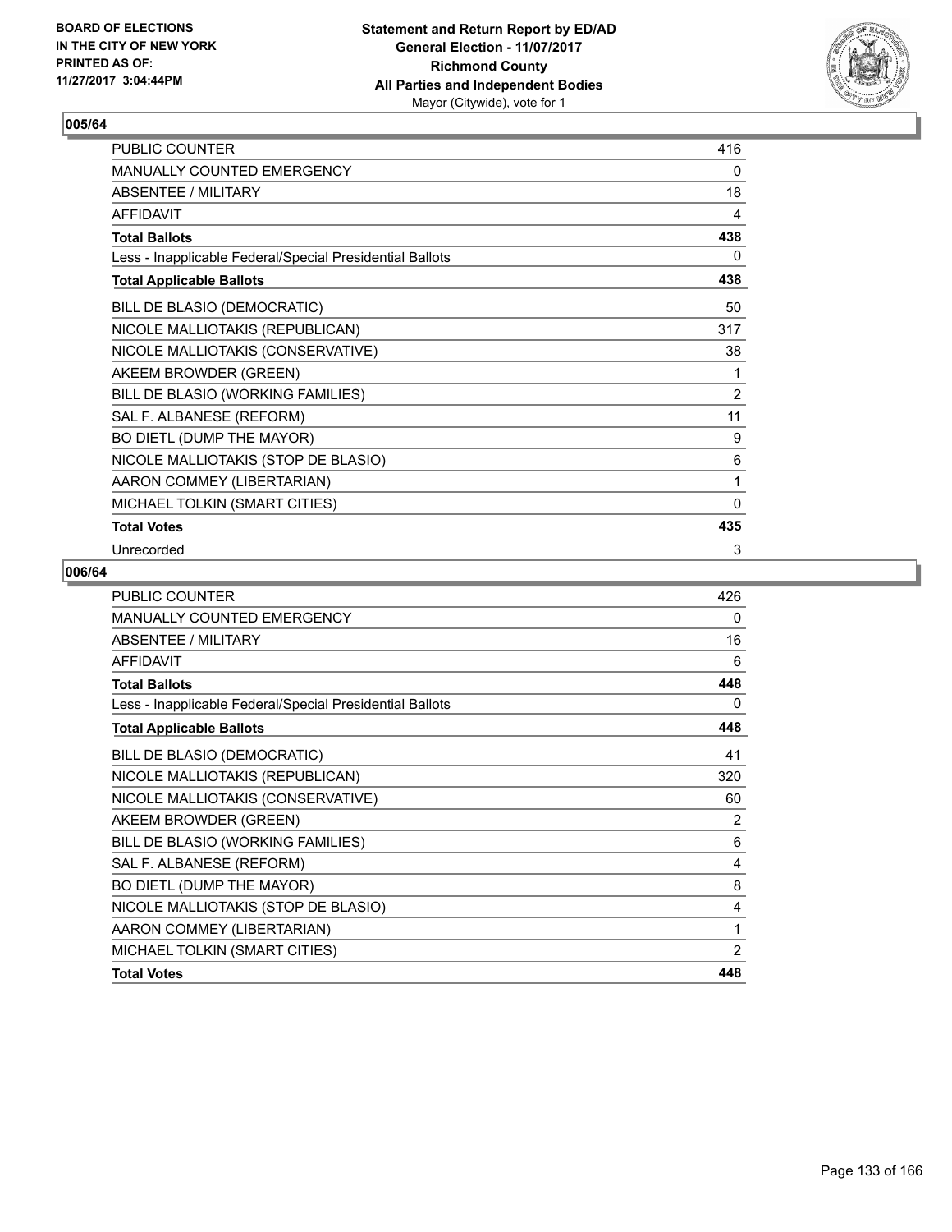BOARD OF ELECTIONS
IN THE CITY OF NEW YORK
PRINTED AS OF:
11/27/2017 3:04:44PM

**Statement and Return Report by ED/AD**
**General Election - 11/07/2017**
**Richmond County**
**All Parties and Independent Bodies**
Mayor (Citywide), vote for 1

## 005/64

| | |
|---|---|
| PUBLIC COUNTER | 416 |
| MANUALLY COUNTED EMERGENCY | 0 |
| ABSENTEE / MILITARY | 18 |
| AFFIDAVIT | 4 |
| **Total Ballots** | **438** |
| Less - Inapplicable Federal/Special Presidential Ballots | 0 |
| **Total Applicable Ballots** | **438** |
| BILL DE BLASIO (DEMOCRATIC) | 50 |
| NICOLE MALLIOTAKIS (REPUBLICAN) | 317 |
| NICOLE MALLIOTAKIS (CONSERVATIVE) | 38 |
| AKEEM BROWDER (GREEN) | 1 |
| BILL DE BLASIO (WORKING FAMILIES) | 2 |
| SAL F. ALBANESE (REFORM) | 11 |
| BO DIETL (DUMP THE MAYOR) | 9 |
| NICOLE MALLIOTAKIS (STOP DE BLASIO) | 6 |
| AARON COMMEY (LIBERTARIAN) | 1 |
| MICHAEL TOLKIN (SMART CITIES) | 0 |
| **Total Votes** | **435** |
| Unrecorded | 3 |

## 006/64

| | |
|---|---|
| PUBLIC COUNTER | 426 |
| MANUALLY COUNTED EMERGENCY | 0 |
| ABSENTEE / MILITARY | 16 |
| AFFIDAVIT | 6 |
| **Total Ballots** | **448** |
| Less - Inapplicable Federal/Special Presidential Ballots | 0 |
| **Total Applicable Ballots** | **448** |
| BILL DE BLASIO (DEMOCRATIC) | 41 |
| NICOLE MALLIOTAKIS (REPUBLICAN) | 320 |
| NICOLE MALLIOTAKIS (CONSERVATIVE) | 60 |
| AKEEM BROWDER (GREEN) | 2 |
| BILL DE BLASIO (WORKING FAMILIES) | 6 |
| SAL F. ALBANESE (REFORM) | 4 |
| BO DIETL (DUMP THE MAYOR) | 8 |
| NICOLE MALLIOTAKIS (STOP DE BLASIO) | 4 |
| AARON COMMEY (LIBERTARIAN) | 1 |
| MICHAEL TOLKIN (SMART CITIES) | 2 |
| **Total Votes** | **448** |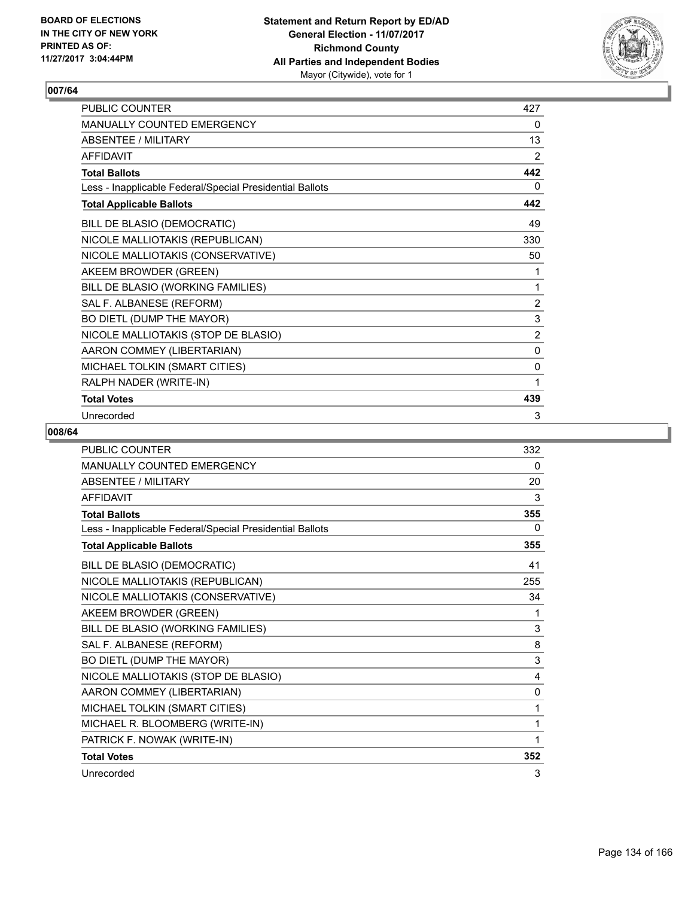**BOARD OF ELECTIONS IN THE CITY OF NEW YORK PRINTED AS OF: 11/27/2017 3:04:44PM**

**Statement and Return Report by ED/AD**
**General Election - 11/07/2017**
**Richmond County**
**All Parties and Independent Bodies**
Mayor (Citywide), vote for 1

## 007/64

| | |
|---|---|
| PUBLIC COUNTER | 427 |
| MANUALLY COUNTED EMERGENCY | 0 |
| ABSENTEE / MILITARY | 13 |
| AFFIDAVIT | 2 |
| **Total Ballots** | **442** |
| Less - Inapplicable Federal/Special Presidential Ballots | 0 |
| **Total Applicable Ballots** | **442** |
| BILL DE BLASIO (DEMOCRATIC) | 49 |
| NICOLE MALLIOTAKIS (REPUBLICAN) | 330 |
| NICOLE MALLIOTAKIS (CONSERVATIVE) | 50 |
| AKEEM BROWDER (GREEN) | 1 |
| BILL DE BLASIO (WORKING FAMILIES) | 1 |
| SAL F. ALBANESE (REFORM) | 2 |
| BO DIETL (DUMP THE MAYOR) | 3 |
| NICOLE MALLIOTAKIS (STOP DE BLASIO) | 2 |
| AARON COMMEY (LIBERTARIAN) | 0 |
| MICHAEL TOLKIN (SMART CITIES) | 0 |
| RALPH NADER (WRITE-IN) | 1 |
| **Total Votes** | **439** |
| Unrecorded | 3 |

## 008/64

| | |
|---|---|
| PUBLIC COUNTER | 332 |
| MANUALLY COUNTED EMERGENCY | 0 |
| ABSENTEE / MILITARY | 20 |
| AFFIDAVIT | 3 |
| **Total Ballots** | **355** |
| Less - Inapplicable Federal/Special Presidential Ballots | 0 |
| **Total Applicable Ballots** | **355** |
| BILL DE BLASIO (DEMOCRATIC) | 41 |
| NICOLE MALLIOTAKIS (REPUBLICAN) | 255 |
| NICOLE MALLIOTAKIS (CONSERVATIVE) | 34 |
| AKEEM BROWDER (GREEN) | 1 |
| BILL DE BLASIO (WORKING FAMILIES) | 3 |
| SAL F. ALBANESE (REFORM) | 8 |
| BO DIETL (DUMP THE MAYOR) | 3 |
| NICOLE MALLIOTAKIS (STOP DE BLASIO) | 4 |
| AARON COMMEY (LIBERTARIAN) | 0 |
| MICHAEL TOLKIN (SMART CITIES) | 1 |
| MICHAEL R. BLOOMBERG (WRITE-IN) | 1 |
| PATRICK F. NOWAK (WRITE-IN) | 1 |
| **Total Votes** | **352** |
| Unrecorded | 3 |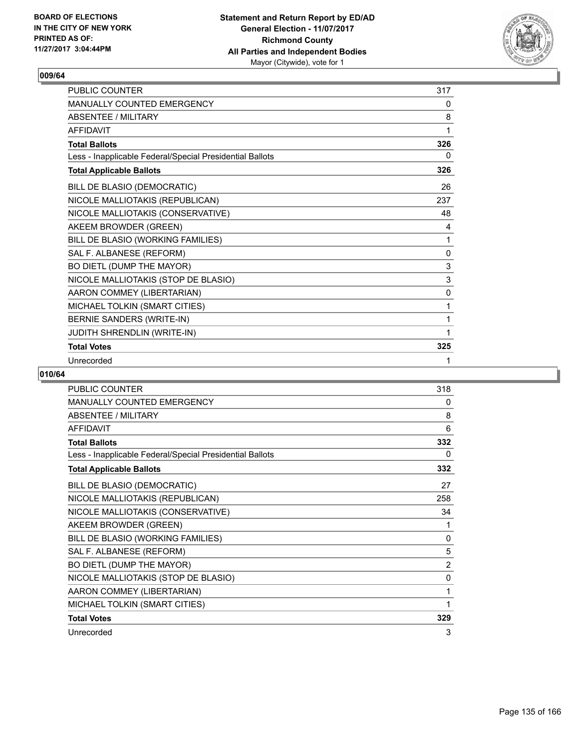BOARD OF ELECTIONS
IN THE CITY OF NEW YORK
PRINTED AS OF:
11/27/2017 3:04:44PM

**Statement and Return Report by ED/AD**
**General Election - 11/07/2017**
**Richmond County**
**All Parties and Independent Bodies**
Mayor (Citywide), vote for 1

### 009/64

| | |
|---|---|
| PUBLIC COUNTER | 317 |
| MANUALLY COUNTED EMERGENCY | 0 |
| ABSENTEE / MILITARY | 8 |
| AFFIDAVIT | 1 |
| **Total Ballots** | **326** |
| Less - Inapplicable Federal/Special Presidential Ballots | 0 |
| **Total Applicable Ballots** | **326** |
| BILL DE BLASIO (DEMOCRATIC) | 26 |
| NICOLE MALLIOTAKIS (REPUBLICAN) | 237 |
| NICOLE MALLIOTAKIS (CONSERVATIVE) | 48 |
| AKEEM BROWDER (GREEN) | 4 |
| BILL DE BLASIO (WORKING FAMILIES) | 1 |
| SAL F. ALBANESE (REFORM) | 0 |
| BO DIETL (DUMP THE MAYOR) | 3 |
| NICOLE MALLIOTAKIS (STOP DE BLASIO) | 3 |
| AARON COMMEY (LIBERTARIAN) | 0 |
| MICHAEL TOLKIN (SMART CITIES) | 1 |
| BERNIE SANDERS (WRITE-IN) | 1 |
| JUDITH SHRENDLIN (WRITE-IN) | 1 |
| **Total Votes** | **325** |
| Unrecorded | 1 |

### 010/64

| | |
|---|---|
| PUBLIC COUNTER | 318 |
| MANUALLY COUNTED EMERGENCY | 0 |
| ABSENTEE / MILITARY | 8 |
| AFFIDAVIT | 6 |
| **Total Ballots** | **332** |
| Less - Inapplicable Federal/Special Presidential Ballots | 0 |
| **Total Applicable Ballots** | **332** |
| BILL DE BLASIO (DEMOCRATIC) | 27 |
| NICOLE MALLIOTAKIS (REPUBLICAN) | 258 |
| NICOLE MALLIOTAKIS (CONSERVATIVE) | 34 |
| AKEEM BROWDER (GREEN) | 1 |
| BILL DE BLASIO (WORKING FAMILIES) | 0 |
| SAL F. ALBANESE (REFORM) | 5 |
| BO DIETL (DUMP THE MAYOR) | 2 |
| NICOLE MALLIOTAKIS (STOP DE BLASIO) | 0 |
| AARON COMMEY (LIBERTARIAN) | 1 |
| MICHAEL TOLKIN (SMART CITIES) | 1 |
| **Total Votes** | **329** |
| Unrecorded | 3 |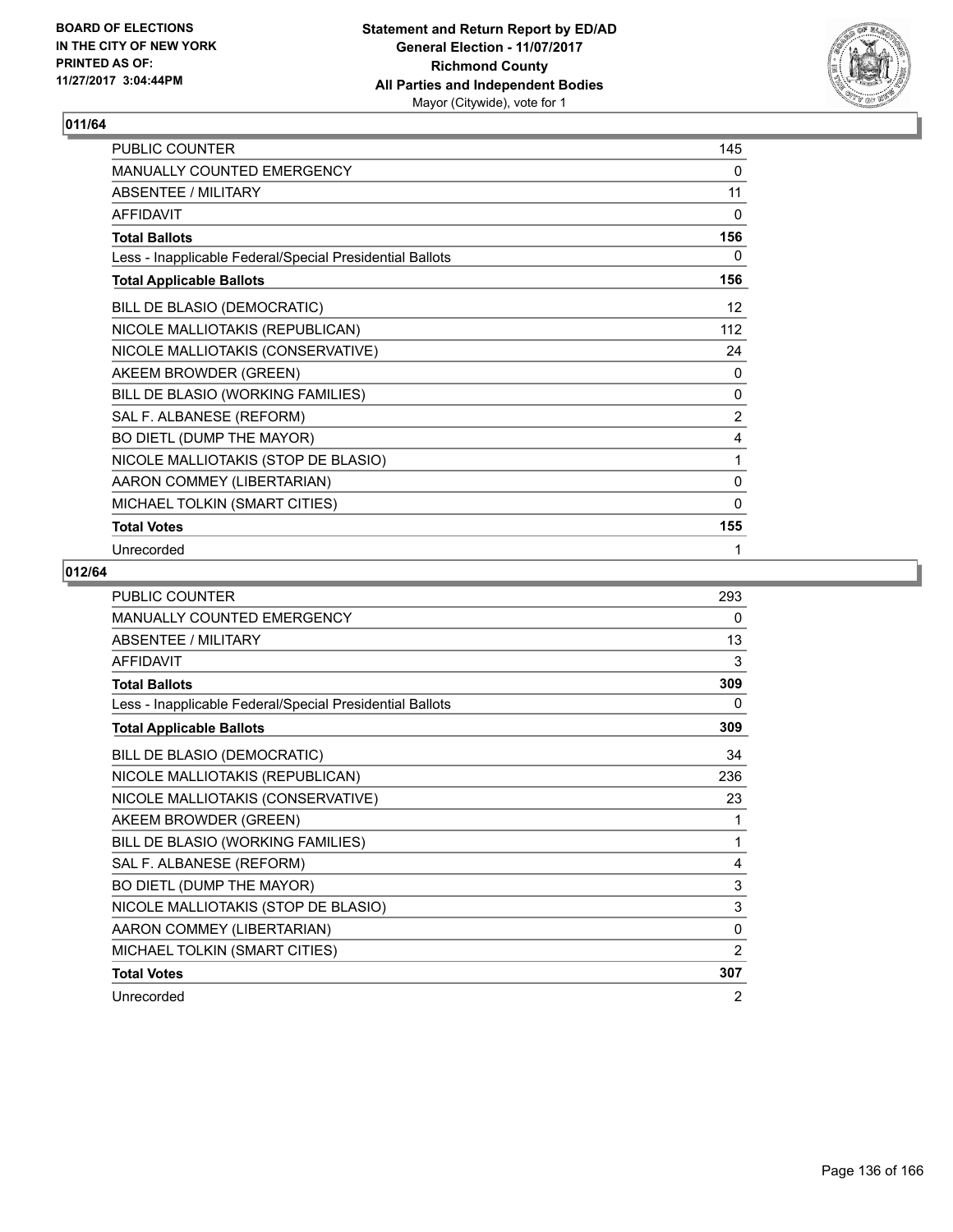**Statement and Return Report by ED/AD**
**General Election - 11/07/2017**
**Richmond County**
**All Parties and Independent Bodies**
Mayor (Citywide), vote for 1

BOARD OF ELECTIONS
IN THE CITY OF NEW YORK
PRINTED AS OF:
11/27/2017 3:04:44PM

## 011/64

| | |
|---|---|
| PUBLIC COUNTER | 145 |
| MANUALLY COUNTED EMERGENCY | 0 |
| ABSENTEE / MILITARY | 11 |
| AFFIDAVIT | 0 |
| **Total Ballots** | **156** |
| Less - Inapplicable Federal/Special Presidential Ballots | 0 |
| **Total Applicable Ballots** | **156** |
| BILL DE BLASIO (DEMOCRATIC) | 12 |
| NICOLE MALLIOTAKIS (REPUBLICAN) | 112 |
| NICOLE MALLIOTAKIS (CONSERVATIVE) | 24 |
| AKEEM BROWDER (GREEN) | 0 |
| BILL DE BLASIO (WORKING FAMILIES) | 0 |
| SAL F. ALBANESE (REFORM) | 2 |
| BO DIETL (DUMP THE MAYOR) | 4 |
| NICOLE MALLIOTAKIS (STOP DE BLASIO) | 1 |
| AARON COMMEY (LIBERTARIAN) | 0 |
| MICHAEL TOLKIN (SMART CITIES) | 0 |
| **Total Votes** | **155** |
| Unrecorded | 1 |

## 012/64

| | |
|---|---|
| PUBLIC COUNTER | 293 |
| MANUALLY COUNTED EMERGENCY | 0 |
| ABSENTEE / MILITARY | 13 |
| AFFIDAVIT | 3 |
| **Total Ballots** | **309** |
| Less - Inapplicable Federal/Special Presidential Ballots | 0 |
| **Total Applicable Ballots** | **309** |
| BILL DE BLASIO (DEMOCRATIC) | 34 |
| NICOLE MALLIOTAKIS (REPUBLICAN) | 236 |
| NICOLE MALLIOTAKIS (CONSERVATIVE) | 23 |
| AKEEM BROWDER (GREEN) | 1 |
| BILL DE BLASIO (WORKING FAMILIES) | 1 |
| SAL F. ALBANESE (REFORM) | 4 |
| BO DIETL (DUMP THE MAYOR) | 3 |
| NICOLE MALLIOTAKIS (STOP DE BLASIO) | 3 |
| AARON COMMEY (LIBERTARIAN) | 0 |
| MICHAEL TOLKIN (SMART CITIES) | 2 |
| **Total Votes** | **307** |
| Unrecorded | 2 |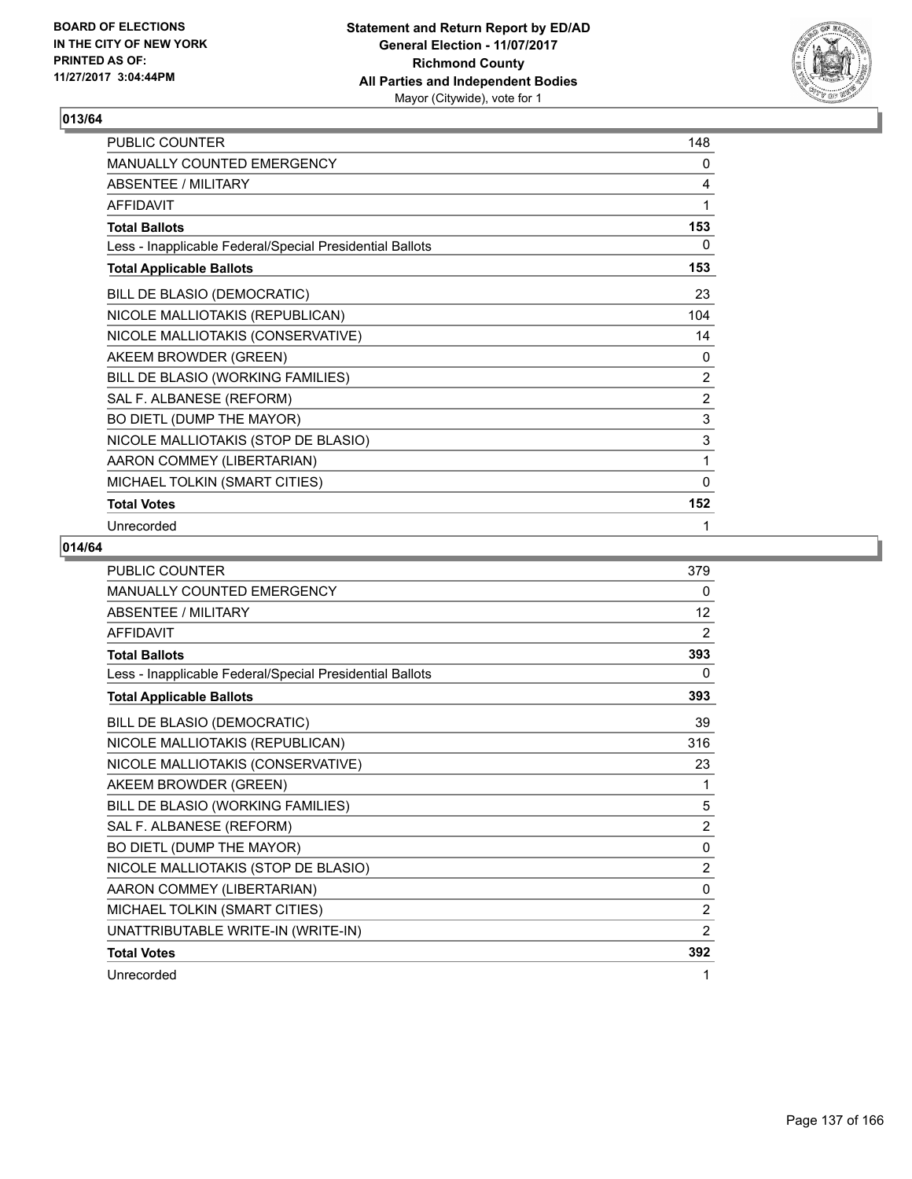**BOARD OF ELECTIONS IN THE CITY OF NEW YORK PRINTED AS OF: 11/27/2017 3:04:44PM**

**Statement and Return Report by ED/AD**
**General Election - 11/07/2017**
**Richmond County**
**All Parties and Independent Bodies**
Mayor (Citywide), vote for 1

## 013/64

| | |
|---|---|
| PUBLIC COUNTER | 148 |
| MANUALLY COUNTED EMERGENCY | 0 |
| ABSENTEE / MILITARY | 4 |
| AFFIDAVIT | 1 |
| **Total Ballots** | **153** |
| Less - Inapplicable Federal/Special Presidential Ballots | 0 |
| **Total Applicable Ballots** | **153** |
| BILL DE BLASIO (DEMOCRATIC) | 23 |
| NICOLE MALLIOTAKIS (REPUBLICAN) | 104 |
| NICOLE MALLIOTAKIS (CONSERVATIVE) | 14 |
| AKEEM BROWDER (GREEN) | 0 |
| BILL DE BLASIO (WORKING FAMILIES) | 2 |
| SAL F. ALBANESE (REFORM) | 2 |
| BO DIETL (DUMP THE MAYOR) | 3 |
| NICOLE MALLIOTAKIS (STOP DE BLASIO) | 3 |
| AARON COMMEY (LIBERTARIAN) | 1 |
| MICHAEL TOLKIN (SMART CITIES) | 0 |
| **Total Votes** | **152** |
| Unrecorded | 1 |

## 014/64

| | |
|---|---|
| PUBLIC COUNTER | 379 |
| MANUALLY COUNTED EMERGENCY | 0 |
| ABSENTEE / MILITARY | 12 |
| AFFIDAVIT | 2 |
| **Total Ballots** | **393** |
| Less - Inapplicable Federal/Special Presidential Ballots | 0 |
| **Total Applicable Ballots** | **393** |
| BILL DE BLASIO (DEMOCRATIC) | 39 |
| NICOLE MALLIOTAKIS (REPUBLICAN) | 316 |
| NICOLE MALLIOTAKIS (CONSERVATIVE) | 23 |
| AKEEM BROWDER (GREEN) | 1 |
| BILL DE BLASIO (WORKING FAMILIES) | 5 |
| SAL F. ALBANESE (REFORM) | 2 |
| BO DIETL (DUMP THE MAYOR) | 0 |
| NICOLE MALLIOTAKIS (STOP DE BLASIO) | 2 |
| AARON COMMEY (LIBERTARIAN) | 0 |
| MICHAEL TOLKIN (SMART CITIES) | 2 |
| UNATTRIBUTABLE WRITE-IN (WRITE-IN) | 2 |
| **Total Votes** | **392** |
| Unrecorded | 1 |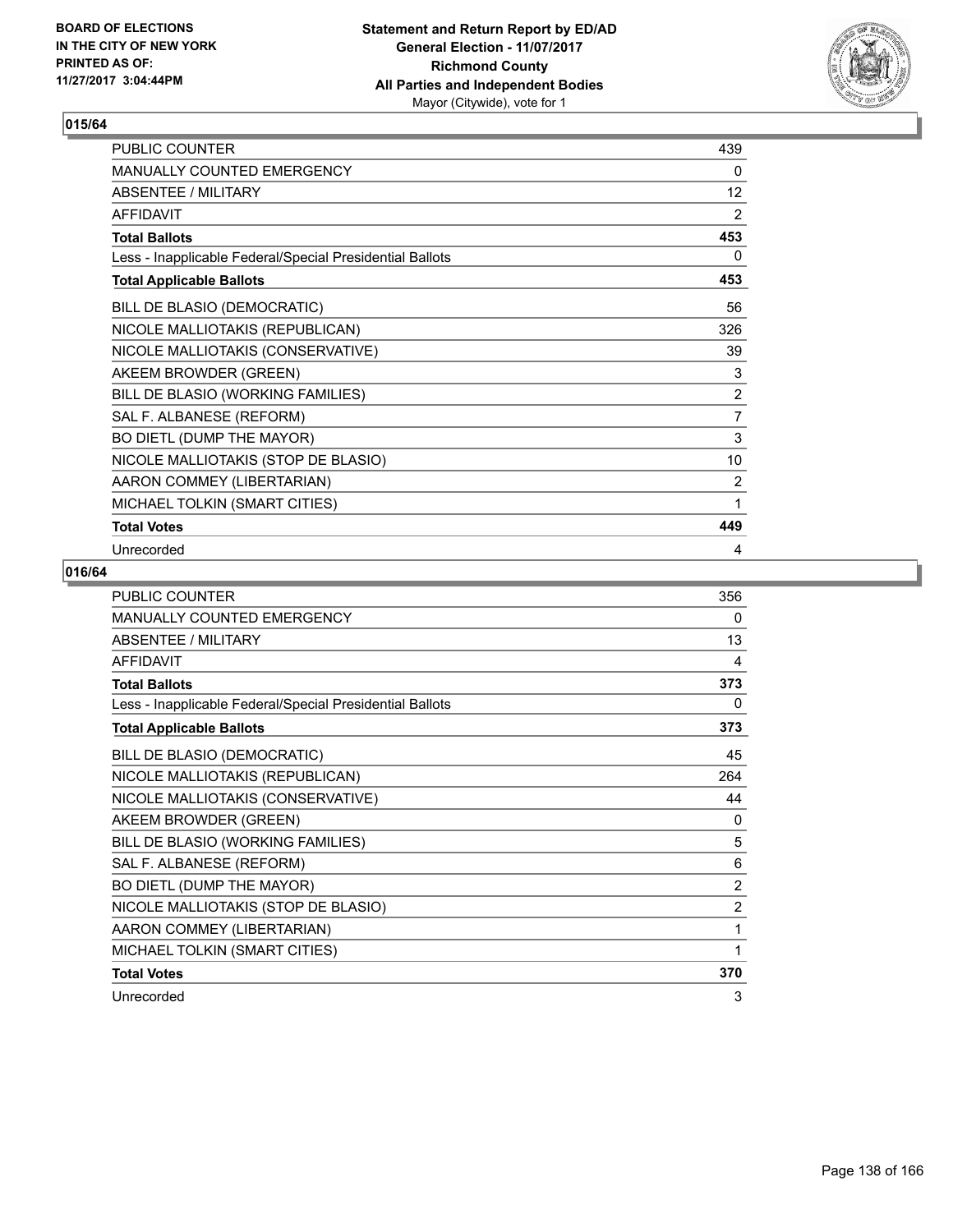## 015/64

| | |
|---|---|
| PUBLIC COUNTER | 439 |
| MANUALLY COUNTED EMERGENCY | 0 |
| ABSENTEE / MILITARY | 12 |
| AFFIDAVIT | 2 |
| **Total Ballots** | **453** |
| Less - Inapplicable Federal/Special Presidential Ballots | 0 |
| **Total Applicable Ballots** | **453** |
| BILL DE BLASIO (DEMOCRATIC) | 56 |
| NICOLE MALLIOTAKIS (REPUBLICAN) | 326 |
| NICOLE MALLIOTAKIS (CONSERVATIVE) | 39 |
| AKEEM BROWDER (GREEN) | 3 |
| BILL DE BLASIO (WORKING FAMILIES) | 2 |
| SAL F. ALBANESE (REFORM) | 7 |
| BO DIETL (DUMP THE MAYOR) | 3 |
| NICOLE MALLIOTAKIS (STOP DE BLASIO) | 10 |
| AARON COMMEY (LIBERTARIAN) | 2 |
| MICHAEL TOLKIN (SMART CITIES) | 1 |
| **Total Votes** | **449** |
| Unrecorded | 4 |

## 016/64

| | |
|---|---|
| PUBLIC COUNTER | 356 |
| MANUALLY COUNTED EMERGENCY | 0 |
| ABSENTEE / MILITARY | 13 |
| AFFIDAVIT | 4 |
| **Total Ballots** | **373** |
| Less - Inapplicable Federal/Special Presidential Ballots | 0 |
| **Total Applicable Ballots** | **373** |
| BILL DE BLASIO (DEMOCRATIC) | 45 |
| NICOLE MALLIOTAKIS (REPUBLICAN) | 264 |
| NICOLE MALLIOTAKIS (CONSERVATIVE) | 44 |
| AKEEM BROWDER (GREEN) | 0 |
| BILL DE BLASIO (WORKING FAMILIES) | 5 |
| SAL F. ALBANESE (REFORM) | 6 |
| BO DIETL (DUMP THE MAYOR) | 2 |
| NICOLE MALLIOTAKIS (STOP DE BLASIO) | 2 |
| AARON COMMEY (LIBERTARIAN) | 1 |
| MICHAEL TOLKIN (SMART CITIES) | 1 |
| **Total Votes** | **370** |
| Unrecorded | 3 |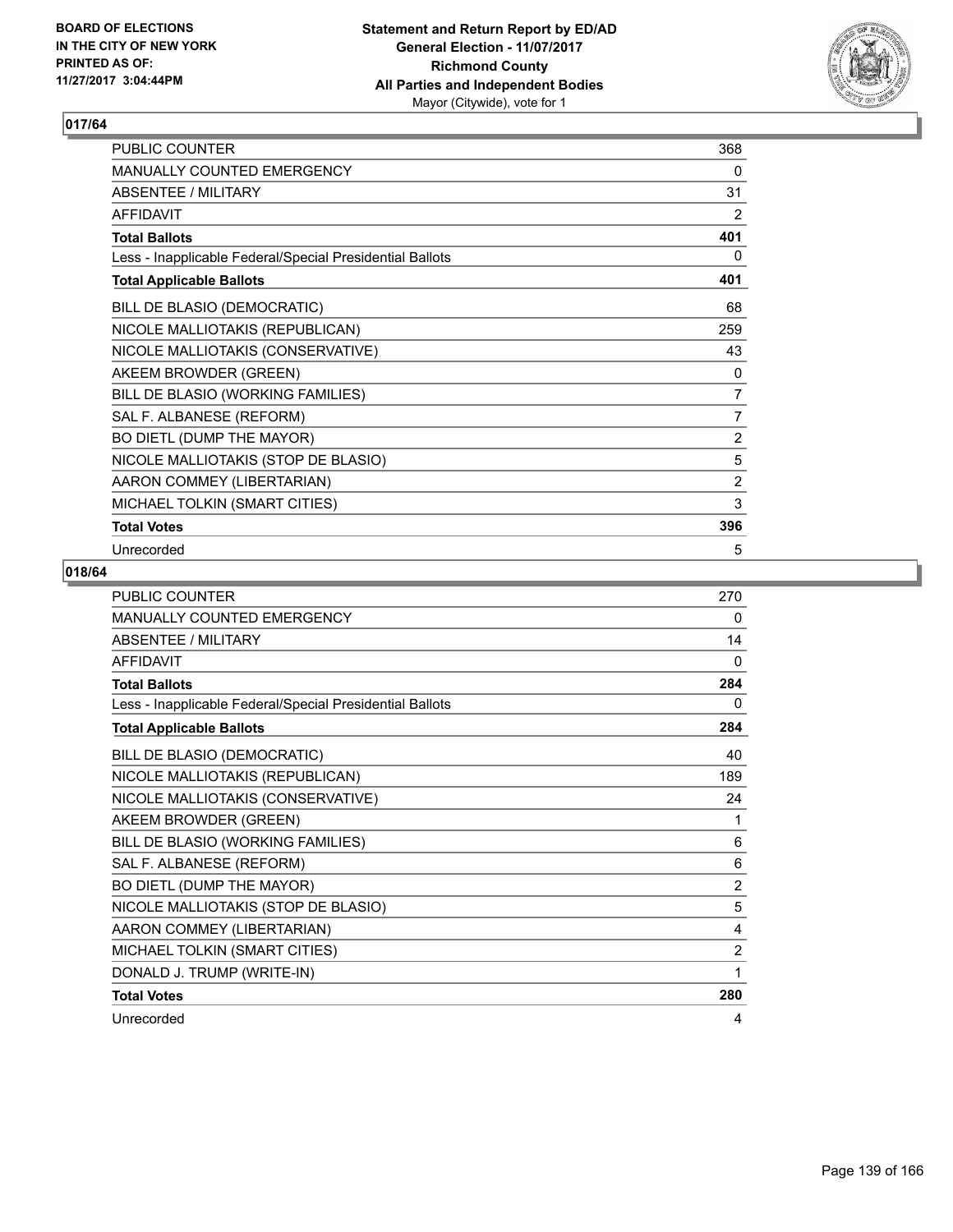**BOARD OF ELECTIONS IN THE CITY OF NEW YORK PRINTED AS OF: 11/27/2017 3:04:44PM**

**Statement and Return Report by ED/AD General Election - 11/07/2017 Richmond County All Parties and Independent Bodies** Mayor (Citywide), vote for 1

## 017/64

| | |
|---|---|
| PUBLIC COUNTER | 368 |
| MANUALLY COUNTED EMERGENCY | 0 |
| ABSENTEE / MILITARY | 31 |
| AFFIDAVIT | 2 |
| **Total Ballots** | **401** |
| Less - Inapplicable Federal/Special Presidential Ballots | 0 |
| **Total Applicable Ballots** | **401** |
| BILL DE BLASIO (DEMOCRATIC) | 68 |
| NICOLE MALLIOTAKIS (REPUBLICAN) | 259 |
| NICOLE MALLIOTAKIS (CONSERVATIVE) | 43 |
| AKEEM BROWDER (GREEN) | 0 |
| BILL DE BLASIO (WORKING FAMILIES) | 7 |
| SAL F. ALBANESE (REFORM) | 7 |
| BO DIETL (DUMP THE MAYOR) | 2 |
| NICOLE MALLIOTAKIS (STOP DE BLASIO) | 5 |
| AARON COMMEY (LIBERTARIAN) | 2 |
| MICHAEL TOLKIN (SMART CITIES) | 3 |
| **Total Votes** | **396** |
| Unrecorded | 5 |

## 018/64

| | |
|---|---|
| PUBLIC COUNTER | 270 |
| MANUALLY COUNTED EMERGENCY | 0 |
| ABSENTEE / MILITARY | 14 |
| AFFIDAVIT | 0 |
| **Total Ballots** | **284** |
| Less - Inapplicable Federal/Special Presidential Ballots | 0 |
| **Total Applicable Ballots** | **284** |
| BILL DE BLASIO (DEMOCRATIC) | 40 |
| NICOLE MALLIOTAKIS (REPUBLICAN) | 189 |
| NICOLE MALLIOTAKIS (CONSERVATIVE) | 24 |
| AKEEM BROWDER (GREEN) | 1 |
| BILL DE BLASIO (WORKING FAMILIES) | 6 |
| SAL F. ALBANESE (REFORM) | 6 |
| BO DIETL (DUMP THE MAYOR) | 2 |
| NICOLE MALLIOTAKIS (STOP DE BLASIO) | 5 |
| AARON COMMEY (LIBERTARIAN) | 4 |
| MICHAEL TOLKIN (SMART CITIES) | 2 |
| DONALD J. TRUMP (WRITE-IN) | 1 |
| **Total Votes** | **280** |
| Unrecorded | 4 |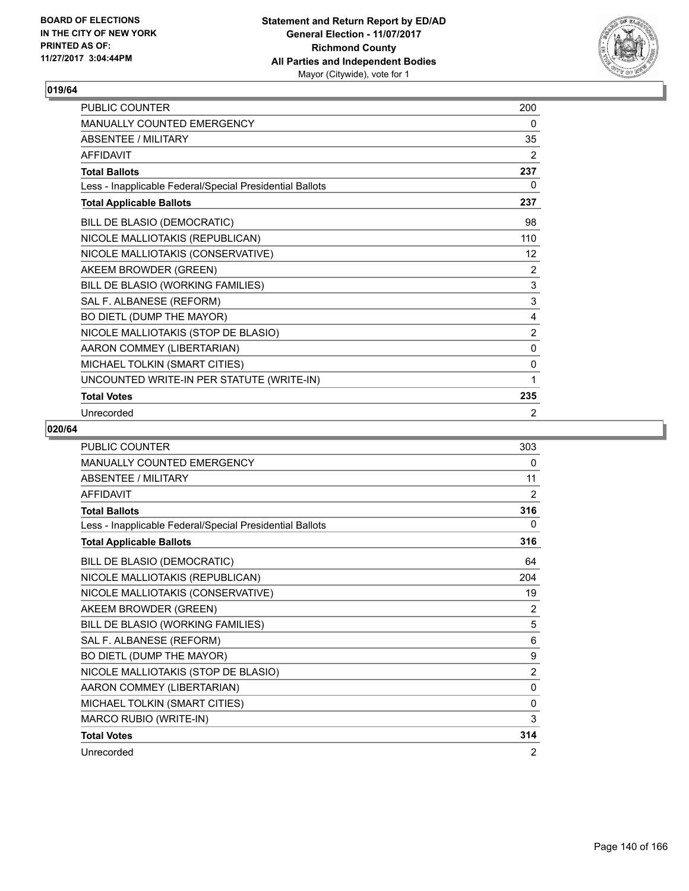## 019/64

| | |
|---|---|
| PUBLIC COUNTER | 200 |
| MANUALLY COUNTED EMERGENCY | 0 |
| ABSENTEE / MILITARY | 35 |
| AFFIDAVIT | 2 |
| **Total Ballots** | **237** |
| Less - Inapplicable Federal/Special Presidential Ballots | 0 |
| **Total Applicable Ballots** | **237** |
| BILL DE BLASIO (DEMOCRATIC) | 98 |
| NICOLE MALLIOTAKIS (REPUBLICAN) | 110 |
| NICOLE MALLIOTAKIS (CONSERVATIVE) | 12 |
| AKEEM BROWDER (GREEN) | 2 |
| BILL DE BLASIO (WORKING FAMILIES) | 3 |
| SAL F. ALBANESE (REFORM) | 3 |
| BO DIETL (DUMP THE MAYOR) | 4 |
| NICOLE MALLIOTAKIS (STOP DE BLASIO) | 2 |
| AARON COMMEY (LIBERTARIAN) | 0 |
| MICHAEL TOLKIN (SMART CITIES) | 0 |
| UNCOUNTED WRITE-IN PER STATUTE (WRITE-IN) | 1 |
| **Total Votes** | **235** |
| Unrecorded | 2 |

## 020/64

| | |
|---|---|
| PUBLIC COUNTER | 303 |
| MANUALLY COUNTED EMERGENCY | 0 |
| ABSENTEE / MILITARY | 11 |
| AFFIDAVIT | 2 |
| **Total Ballots** | **316** |
| Less - Inapplicable Federal/Special Presidential Ballots | 0 |
| **Total Applicable Ballots** | **316** |
| BILL DE BLASIO (DEMOCRATIC) | 64 |
| NICOLE MALLIOTAKIS (REPUBLICAN) | 204 |
| NICOLE MALLIOTAKIS (CONSERVATIVE) | 19 |
| AKEEM BROWDER (GREEN) | 2 |
| BILL DE BLASIO (WORKING FAMILIES) | 5 |
| SAL F. ALBANESE (REFORM) | 6 |
| BO DIETL (DUMP THE MAYOR) | 9 |
| NICOLE MALLIOTAKIS (STOP DE BLASIO) | 2 |
| AARON COMMEY (LIBERTARIAN) | 0 |
| MICHAEL TOLKIN (SMART CITIES) | 0 |
| MARCO RUBIO (WRITE-IN) | 3 |
| **Total Votes** | **314** |
| Unrecorded | 2 |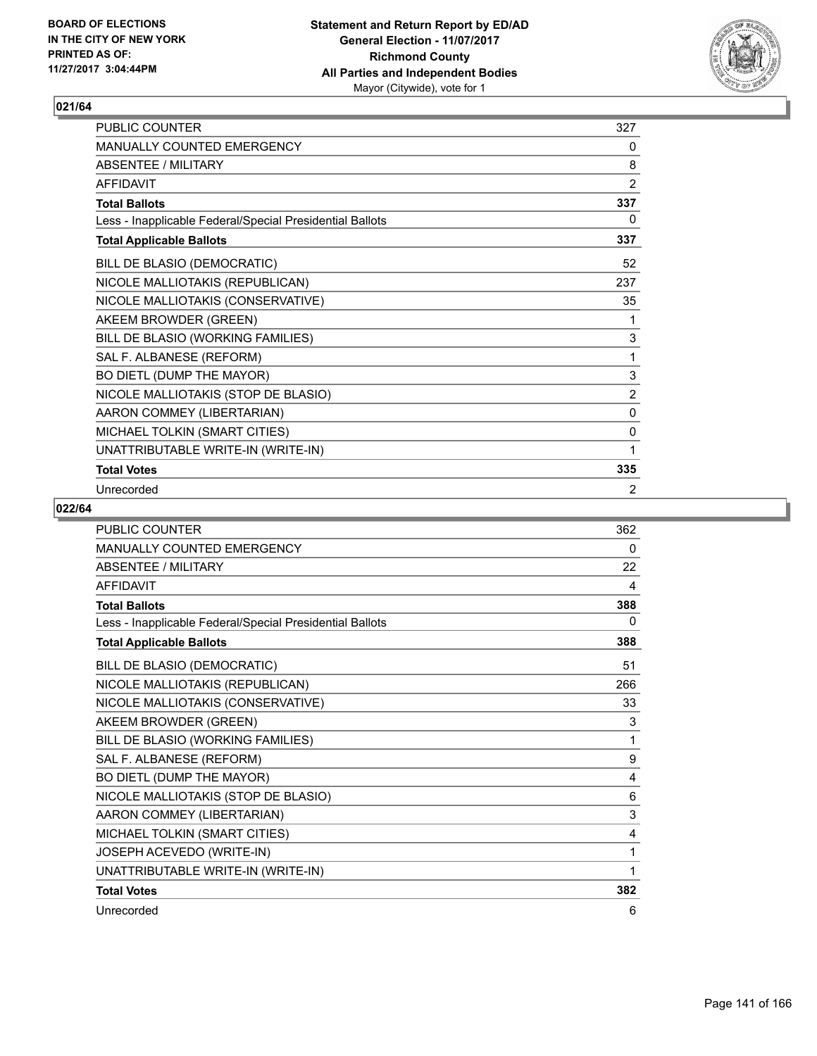BOARD OF ELECTIONS
IN THE CITY OF NEW YORK
PRINTED AS OF:
11/27/2017 3:04:44PM

**Statement and Return Report by ED/AD**
**General Election - 11/07/2017**
**Richmond County**
**All Parties and Independent Bodies**
Mayor (Citywide), vote for 1

## 021/64

| | |
|---|---|
| PUBLIC COUNTER | 327 |
| MANUALLY COUNTED EMERGENCY | 0 |
| ABSENTEE / MILITARY | 8 |
| AFFIDAVIT | 2 |
| **Total Ballots** | **337** |
| Less - Inapplicable Federal/Special Presidential Ballots | 0 |
| **Total Applicable Ballots** | **337** |
| BILL DE BLASIO (DEMOCRATIC) | 52 |
| NICOLE MALLIOTAKIS (REPUBLICAN) | 237 |
| NICOLE MALLIOTAKIS (CONSERVATIVE) | 35 |
| AKEEM BROWDER (GREEN) | 1 |
| BILL DE BLASIO (WORKING FAMILIES) | 3 |
| SAL F. ALBANESE (REFORM) | 1 |
| BO DIETL (DUMP THE MAYOR) | 3 |
| NICOLE MALLIOTAKIS (STOP DE BLASIO) | 2 |
| AARON COMMEY (LIBERTARIAN) | 0 |
| MICHAEL TOLKIN (SMART CITIES) | 0 |
| UNATTRIBUTABLE WRITE-IN (WRITE-IN) | 1 |
| **Total Votes** | **335** |
| Unrecorded | 2 |

## 022/64

| | |
|---|---|
| PUBLIC COUNTER | 362 |
| MANUALLY COUNTED EMERGENCY | 0 |
| ABSENTEE / MILITARY | 22 |
| AFFIDAVIT | 4 |
| **Total Ballots** | **388** |
| Less - Inapplicable Federal/Special Presidential Ballots | 0 |
| **Total Applicable Ballots** | **388** |
| BILL DE BLASIO (DEMOCRATIC) | 51 |
| NICOLE MALLIOTAKIS (REPUBLICAN) | 266 |
| NICOLE MALLIOTAKIS (CONSERVATIVE) | 33 |
| AKEEM BROWDER (GREEN) | 3 |
| BILL DE BLASIO (WORKING FAMILIES) | 1 |
| SAL F. ALBANESE (REFORM) | 9 |
| BO DIETL (DUMP THE MAYOR) | 4 |
| NICOLE MALLIOTAKIS (STOP DE BLASIO) | 6 |
| AARON COMMEY (LIBERTARIAN) | 3 |
| MICHAEL TOLKIN (SMART CITIES) | 4 |
| JOSEPH ACEVEDO (WRITE-IN) | 1 |
| UNATTRIBUTABLE WRITE-IN (WRITE-IN) | 1 |
| **Total Votes** | **382** |
| Unrecorded | 6 |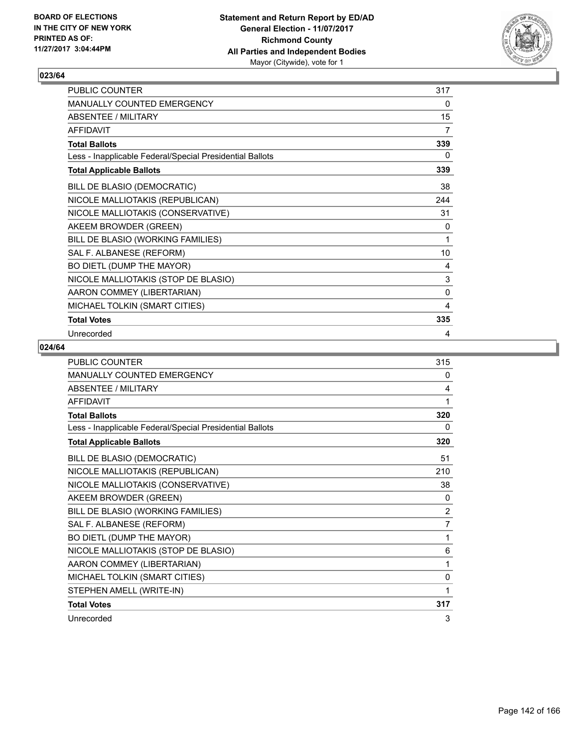BOARD OF ELECTIONS
IN THE CITY OF NEW YORK
PRINTED AS OF:
11/27/2017 3:04:44PM

**Statement and Return Report by ED/AD**
**General Election - 11/07/2017**
**Richmond County**
**All Parties and Independent Bodies**
Mayor (Citywide), vote for 1

### 023/64

| | |
|---|---|
| PUBLIC COUNTER | 317 |
| MANUALLY COUNTED EMERGENCY | 0 |
| ABSENTEE / MILITARY | 15 |
| AFFIDAVIT | 7 |
| **Total Ballots** | **339** |
| Less - Inapplicable Federal/Special Presidential Ballots | 0 |
| **Total Applicable Ballots** | **339** |
| BILL DE BLASIO (DEMOCRATIC) | 38 |
| NICOLE MALLIOTAKIS (REPUBLICAN) | 244 |
| NICOLE MALLIOTAKIS (CONSERVATIVE) | 31 |
| AKEEM BROWDER (GREEN) | 0 |
| BILL DE BLASIO (WORKING FAMILIES) | 1 |
| SAL F. ALBANESE (REFORM) | 10 |
| BO DIETL (DUMP THE MAYOR) | 4 |
| NICOLE MALLIOTAKIS (STOP DE BLASIO) | 3 |
| AARON COMMEY (LIBERTARIAN) | 0 |
| MICHAEL TOLKIN (SMART CITIES) | 4 |
| **Total Votes** | **335** |
| Unrecorded | 4 |

### 024/64

| | |
|---|---|
| PUBLIC COUNTER | 315 |
| MANUALLY COUNTED EMERGENCY | 0 |
| ABSENTEE / MILITARY | 4 |
| AFFIDAVIT | 1 |
| **Total Ballots** | **320** |
| Less - Inapplicable Federal/Special Presidential Ballots | 0 |
| **Total Applicable Ballots** | **320** |
| BILL DE BLASIO (DEMOCRATIC) | 51 |
| NICOLE MALLIOTAKIS (REPUBLICAN) | 210 |
| NICOLE MALLIOTAKIS (CONSERVATIVE) | 38 |
| AKEEM BROWDER (GREEN) | 0 |
| BILL DE BLASIO (WORKING FAMILIES) | 2 |
| SAL F. ALBANESE (REFORM) | 7 |
| BO DIETL (DUMP THE MAYOR) | 1 |
| NICOLE MALLIOTAKIS (STOP DE BLASIO) | 6 |
| AARON COMMEY (LIBERTARIAN) | 1 |
| MICHAEL TOLKIN (SMART CITIES) | 0 |
| STEPHEN AMELL (WRITE-IN) | 1 |
| **Total Votes** | **317** |
| Unrecorded | 3 |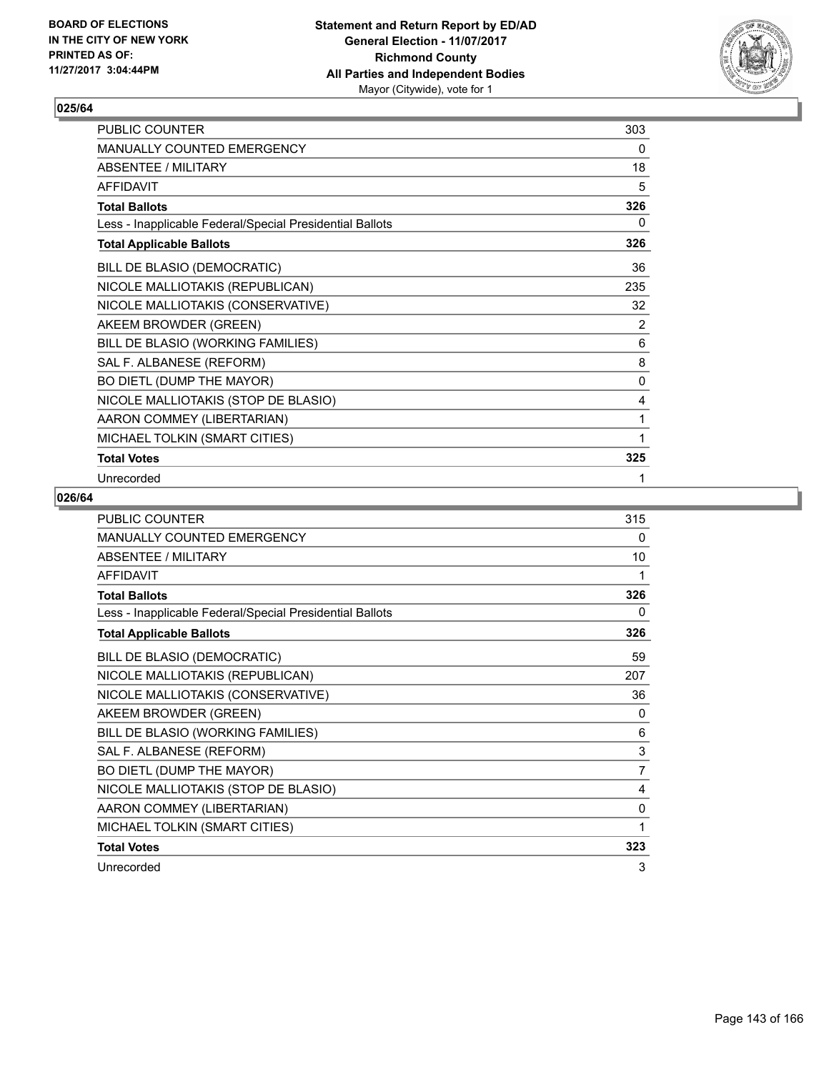## 025/64

| | |
|---|---|
| PUBLIC COUNTER | 303 |
| MANUALLY COUNTED EMERGENCY | 0 |
| ABSENTEE / MILITARY | 18 |
| AFFIDAVIT | 5 |
| **Total Ballots** | **326** |
| Less - Inapplicable Federal/Special Presidential Ballots | 0 |
| **Total Applicable Ballots** | **326** |
| BILL DE BLASIO (DEMOCRATIC) | 36 |
| NICOLE MALLIOTAKIS (REPUBLICAN) | 235 |
| NICOLE MALLIOTAKIS (CONSERVATIVE) | 32 |
| AKEEM BROWDER (GREEN) | 2 |
| BILL DE BLASIO (WORKING FAMILIES) | 6 |
| SAL F. ALBANESE (REFORM) | 8 |
| BO DIETL (DUMP THE MAYOR) | 0 |
| NICOLE MALLIOTAKIS (STOP DE BLASIO) | 4 |
| AARON COMMEY (LIBERTARIAN) | 1 |
| MICHAEL TOLKIN (SMART CITIES) | 1 |
| **Total Votes** | **325** |
| Unrecorded | 1 |

## 026/64

| | |
|---|---|
| PUBLIC COUNTER | 315 |
| MANUALLY COUNTED EMERGENCY | 0 |
| ABSENTEE / MILITARY | 10 |
| AFFIDAVIT | 1 |
| **Total Ballots** | **326** |
| Less - Inapplicable Federal/Special Presidential Ballots | 0 |
| **Total Applicable Ballots** | **326** |
| BILL DE BLASIO (DEMOCRATIC) | 59 |
| NICOLE MALLIOTAKIS (REPUBLICAN) | 207 |
| NICOLE MALLIOTAKIS (CONSERVATIVE) | 36 |
| AKEEM BROWDER (GREEN) | 0 |
| BILL DE BLASIO (WORKING FAMILIES) | 6 |
| SAL F. ALBANESE (REFORM) | 3 |
| BO DIETL (DUMP THE MAYOR) | 7 |
| NICOLE MALLIOTAKIS (STOP DE BLASIO) | 4 |
| AARON COMMEY (LIBERTARIAN) | 0 |
| MICHAEL TOLKIN (SMART CITIES) | 1 |
| **Total Votes** | **323** |
| Unrecorded | 3 |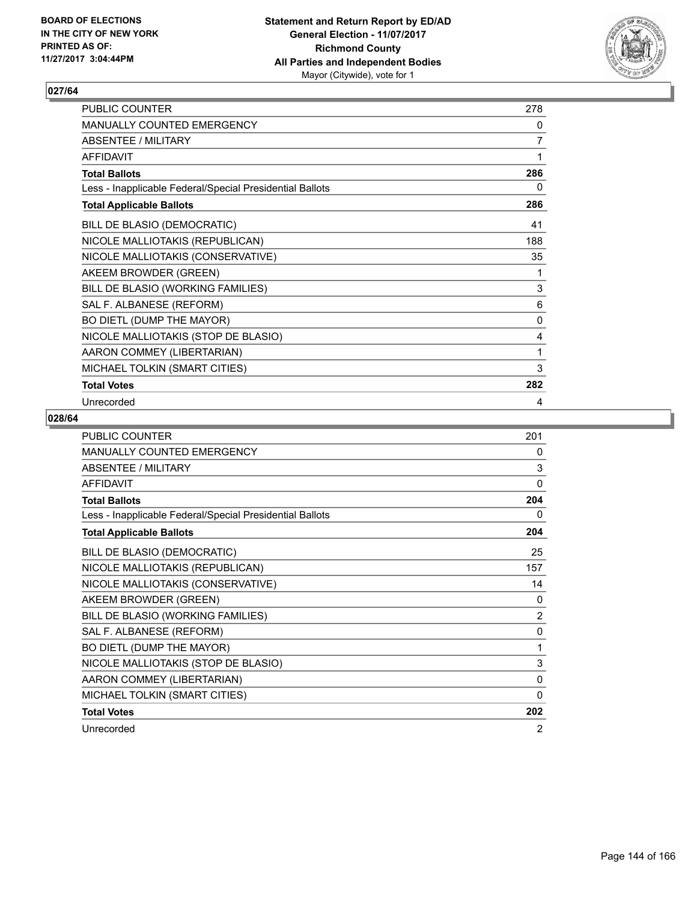BOARD OF ELECTIONS
IN THE CITY OF NEW YORK
PRINTED AS OF:
11/27/2017 3:04:44PM

**Statement and Return Report by ED/AD**
**General Election - 11/07/2017**
**Richmond County**
**All Parties and Independent Bodies**
Mayor (Citywide), vote for 1

### 027/64

| | |
|---|---|
| PUBLIC COUNTER | 278 |
| MANUALLY COUNTED EMERGENCY | 0 |
| ABSENTEE / MILITARY | 7 |
| AFFIDAVIT | 1 |
| **Total Ballots** | **286** |
| Less - Inapplicable Federal/Special Presidential Ballots | 0 |
| **Total Applicable Ballots** | **286** |
| BILL DE BLASIO (DEMOCRATIC) | 41 |
| NICOLE MALLIOTAKIS (REPUBLICAN) | 188 |
| NICOLE MALLIOTAKIS (CONSERVATIVE) | 35 |
| AKEEM BROWDER (GREEN) | 1 |
| BILL DE BLASIO (WORKING FAMILIES) | 3 |
| SAL F. ALBANESE (REFORM) | 6 |
| BO DIETL (DUMP THE MAYOR) | 0 |
| NICOLE MALLIOTAKIS (STOP DE BLASIO) | 4 |
| AARON COMMEY (LIBERTARIAN) | 1 |
| MICHAEL TOLKIN (SMART CITIES) | 3 |
| **Total Votes** | **282** |
| Unrecorded | 4 |

### 028/64

| | |
|---|---|
| PUBLIC COUNTER | 201 |
| MANUALLY COUNTED EMERGENCY | 0 |
| ABSENTEE / MILITARY | 3 |
| AFFIDAVIT | 0 |
| **Total Ballots** | **204** |
| Less - Inapplicable Federal/Special Presidential Ballots | 0 |
| **Total Applicable Ballots** | **204** |
| BILL DE BLASIO (DEMOCRATIC) | 25 |
| NICOLE MALLIOTAKIS (REPUBLICAN) | 157 |
| NICOLE MALLIOTAKIS (CONSERVATIVE) | 14 |
| AKEEM BROWDER (GREEN) | 0 |
| BILL DE BLASIO (WORKING FAMILIES) | 2 |
| SAL F. ALBANESE (REFORM) | 0 |
| BO DIETL (DUMP THE MAYOR) | 1 |
| NICOLE MALLIOTAKIS (STOP DE BLASIO) | 3 |
| AARON COMMEY (LIBERTARIAN) | 0 |
| MICHAEL TOLKIN (SMART CITIES) | 0 |
| **Total Votes** | **202** |
| Unrecorded | 2 |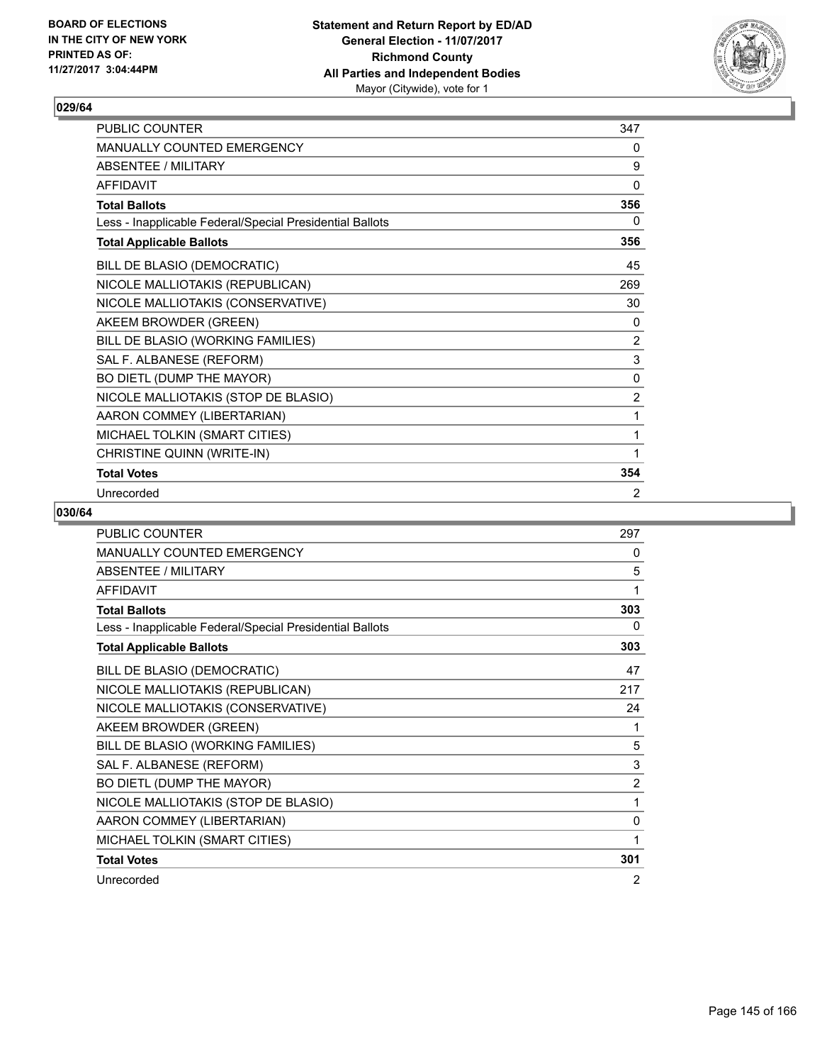BOARD OF ELECTIONS
IN THE CITY OF NEW YORK
PRINTED AS OF:
11/27/2017 3:04:44PM

**Statement and Return Report by ED/AD**
**General Election - 11/07/2017**
**Richmond County**
**All Parties and Independent Bodies**
Mayor (Citywide), vote for 1

## 029/64

| | |
|---|---|
| PUBLIC COUNTER | 347 |
| MANUALLY COUNTED EMERGENCY | 0 |
| ABSENTEE / MILITARY | 9 |
| AFFIDAVIT | 0 |
| **Total Ballots** | **356** |
| Less - Inapplicable Federal/Special Presidential Ballots | 0 |
| **Total Applicable Ballots** | **356** |
| BILL DE BLASIO (DEMOCRATIC) | 45 |
| NICOLE MALLIOTAKIS (REPUBLICAN) | 269 |
| NICOLE MALLIOTAKIS (CONSERVATIVE) | 30 |
| AKEEM BROWDER (GREEN) | 0 |
| BILL DE BLASIO (WORKING FAMILIES) | 2 |
| SAL F. ALBANESE (REFORM) | 3 |
| BO DIETL (DUMP THE MAYOR) | 0 |
| NICOLE MALLIOTAKIS (STOP DE BLASIO) | 2 |
| AARON COMMEY (LIBERTARIAN) | 1 |
| MICHAEL TOLKIN (SMART CITIES) | 1 |
| CHRISTINE QUINN (WRITE-IN) | 1 |
| **Total Votes** | **354** |
| Unrecorded | 2 |

## 030/64

| | |
|---|---|
| PUBLIC COUNTER | 297 |
| MANUALLY COUNTED EMERGENCY | 0 |
| ABSENTEE / MILITARY | 5 |
| AFFIDAVIT | 1 |
| **Total Ballots** | **303** |
| Less - Inapplicable Federal/Special Presidential Ballots | 0 |
| **Total Applicable Ballots** | **303** |
| BILL DE BLASIO (DEMOCRATIC) | 47 |
| NICOLE MALLIOTAKIS (REPUBLICAN) | 217 |
| NICOLE MALLIOTAKIS (CONSERVATIVE) | 24 |
| AKEEM BROWDER (GREEN) | 1 |
| BILL DE BLASIO (WORKING FAMILIES) | 5 |
| SAL F. ALBANESE (REFORM) | 3 |
| BO DIETL (DUMP THE MAYOR) | 2 |
| NICOLE MALLIOTAKIS (STOP DE BLASIO) | 1 |
| AARON COMMEY (LIBERTARIAN) | 0 |
| MICHAEL TOLKIN (SMART CITIES) | 1 |
| **Total Votes** | **301** |
| Unrecorded | 2 |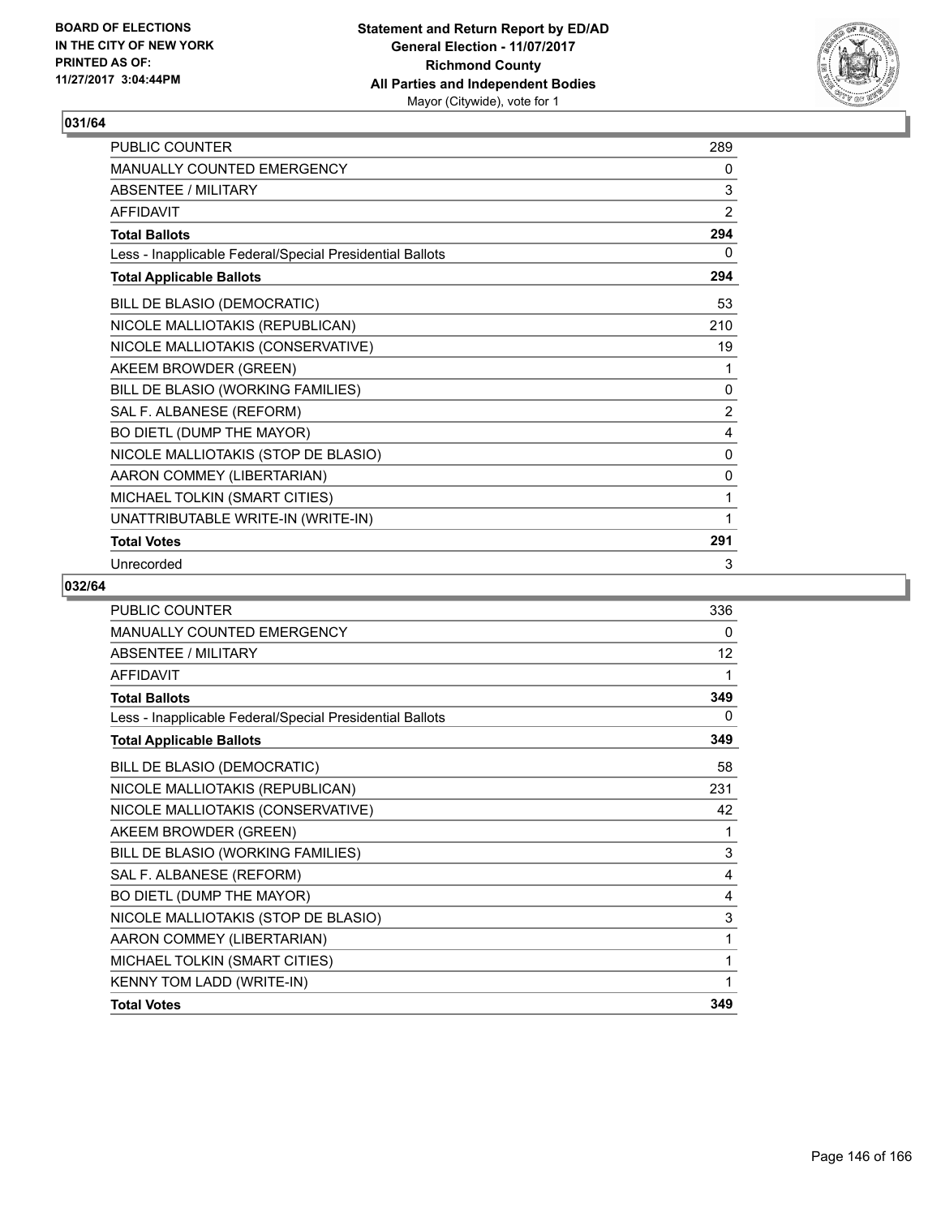**BOARD OF ELECTIONS IN THE CITY OF NEW YORK PRINTED AS OF: 11/27/2017 3:04:44PM**

**Statement and Return Report by ED/AD**
**General Election - 11/07/2017**
**Richmond County**
**All Parties and Independent Bodies**
Mayor (Citywide), vote for 1

## 031/64

| | |
|---|---|
| PUBLIC COUNTER | 289 |
| MANUALLY COUNTED EMERGENCY | 0 |
| ABSENTEE / MILITARY | 3 |
| AFFIDAVIT | 2 |
| **Total Ballots** | **294** |
| Less - Inapplicable Federal/Special Presidential Ballots | 0 |
| **Total Applicable Ballots** | **294** |
| BILL DE BLASIO (DEMOCRATIC) | 53 |
| NICOLE MALLIOTAKIS (REPUBLICAN) | 210 |
| NICOLE MALLIOTAKIS (CONSERVATIVE) | 19 |
| AKEEM BROWDER (GREEN) | 1 |
| BILL DE BLASIO (WORKING FAMILIES) | 0 |
| SAL F. ALBANESE (REFORM) | 2 |
| BO DIETL (DUMP THE MAYOR) | 4 |
| NICOLE MALLIOTAKIS (STOP DE BLASIO) | 0 |
| AARON COMMEY (LIBERTARIAN) | 0 |
| MICHAEL TOLKIN (SMART CITIES) | 1 |
| UNATTRIBUTABLE WRITE-IN (WRITE-IN) | 1 |
| **Total Votes** | **291** |
| Unrecorded | 3 |

## 032/64

| | |
|---|---|
| PUBLIC COUNTER | 336 |
| MANUALLY COUNTED EMERGENCY | 0 |
| ABSENTEE / MILITARY | 12 |
| AFFIDAVIT | 1 |
| **Total Ballots** | **349** |
| Less - Inapplicable Federal/Special Presidential Ballots | 0 |
| **Total Applicable Ballots** | **349** |
| BILL DE BLASIO (DEMOCRATIC) | 58 |
| NICOLE MALLIOTAKIS (REPUBLICAN) | 231 |
| NICOLE MALLIOTAKIS (CONSERVATIVE) | 42 |
| AKEEM BROWDER (GREEN) | 1 |
| BILL DE BLASIO (WORKING FAMILIES) | 3 |
| SAL F. ALBANESE (REFORM) | 4 |
| BO DIETL (DUMP THE MAYOR) | 4 |
| NICOLE MALLIOTAKIS (STOP DE BLASIO) | 3 |
| AARON COMMEY (LIBERTARIAN) | 1 |
| MICHAEL TOLKIN (SMART CITIES) | 1 |
| KENNY TOM LADD (WRITE-IN) | 1 |
| **Total Votes** | **349** |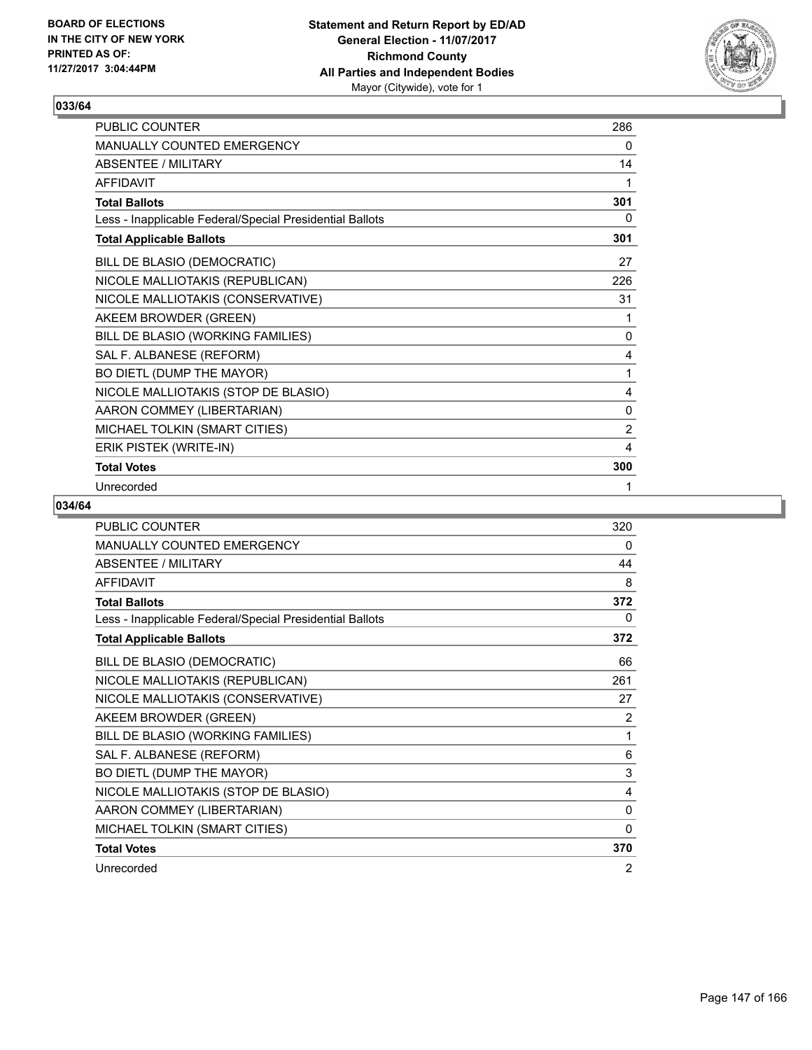**BOARD OF ELECTIONS IN THE CITY OF NEW YORK PRINTED AS OF: 11/27/2017 3:04:44PM**

**Statement and Return Report by ED/AD General Election - 11/07/2017 Richmond County All Parties and Independent Bodies** Mayor (Citywide), vote for 1

## 033/64

| | |
|---|---|
| PUBLIC COUNTER | 286 |
| MANUALLY COUNTED EMERGENCY | 0 |
| ABSENTEE / MILITARY | 14 |
| AFFIDAVIT | 1 |
| **Total Ballots** | **301** |
| Less - Inapplicable Federal/Special Presidential Ballots | 0 |
| **Total Applicable Ballots** | **301** |
| BILL DE BLASIO (DEMOCRATIC) | 27 |
| NICOLE MALLIOTAKIS (REPUBLICAN) | 226 |
| NICOLE MALLIOTAKIS (CONSERVATIVE) | 31 |
| AKEEM BROWDER (GREEN) | 1 |
| BILL DE BLASIO (WORKING FAMILIES) | 0 |
| SAL F. ALBANESE (REFORM) | 4 |
| BO DIETL (DUMP THE MAYOR) | 1 |
| NICOLE MALLIOTAKIS (STOP DE BLASIO) | 4 |
| AARON COMMEY (LIBERTARIAN) | 0 |
| MICHAEL TOLKIN (SMART CITIES) | 2 |
| ERIK PISTEK (WRITE-IN) | 4 |
| **Total Votes** | **300** |
| Unrecorded | 1 |

## 034/64

| | |
|---|---|
| PUBLIC COUNTER | 320 |
| MANUALLY COUNTED EMERGENCY | 0 |
| ABSENTEE / MILITARY | 44 |
| AFFIDAVIT | 8 |
| **Total Ballots** | **372** |
| Less - Inapplicable Federal/Special Presidential Ballots | 0 |
| **Total Applicable Ballots** | **372** |
| BILL DE BLASIO (DEMOCRATIC) | 66 |
| NICOLE MALLIOTAKIS (REPUBLICAN) | 261 |
| NICOLE MALLIOTAKIS (CONSERVATIVE) | 27 |
| AKEEM BROWDER (GREEN) | 2 |
| BILL DE BLASIO (WORKING FAMILIES) | 1 |
| SAL F. ALBANESE (REFORM) | 6 |
| BO DIETL (DUMP THE MAYOR) | 3 |
| NICOLE MALLIOTAKIS (STOP DE BLASIO) | 4 |
| AARON COMMEY (LIBERTARIAN) | 0 |
| MICHAEL TOLKIN (SMART CITIES) | 0 |
| **Total Votes** | **370** |
| Unrecorded | 2 |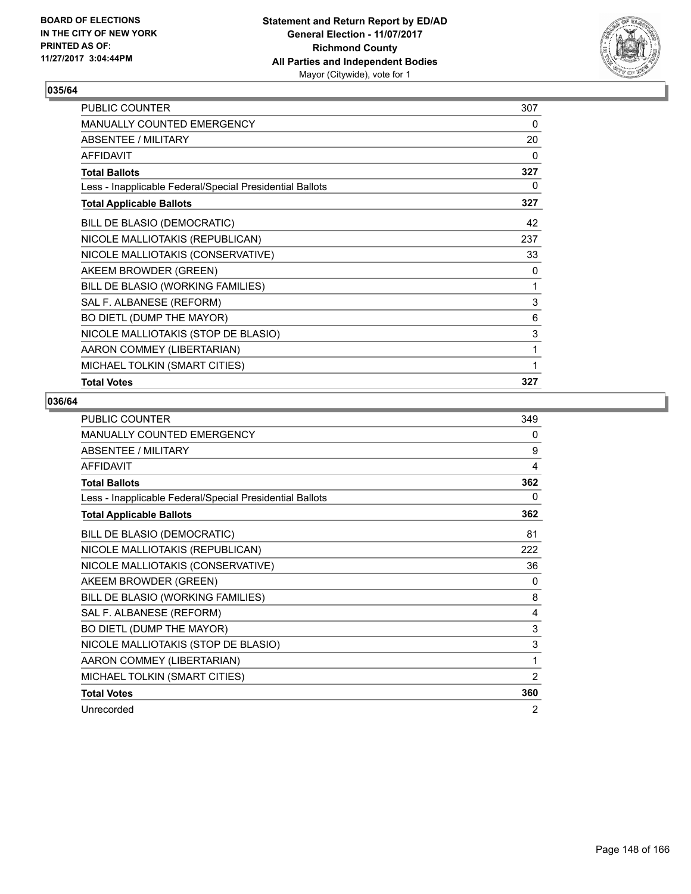**BOARD OF ELECTIONS IN THE CITY OF NEW YORK PRINTED AS OF: 11/27/2017 3:04:44PM**

**Statement and Return Report by ED/AD**
**General Election - 11/07/2017**
**Richmond County**
**All Parties and Independent Bodies**
Mayor (Citywide), vote for 1

### 035/64

| | |
|---|---|
| PUBLIC COUNTER | 307 |
| MANUALLY COUNTED EMERGENCY | 0 |
| ABSENTEE / MILITARY | 20 |
| AFFIDAVIT | 0 |
| **Total Ballots** | **327** |
| Less - Inapplicable Federal/Special Presidential Ballots | 0 |
| **Total Applicable Ballots** | **327** |
| BILL DE BLASIO (DEMOCRATIC) | 42 |
| NICOLE MALLIOTAKIS (REPUBLICAN) | 237 |
| NICOLE MALLIOTAKIS (CONSERVATIVE) | 33 |
| AKEEM BROWDER (GREEN) | 0 |
| BILL DE BLASIO (WORKING FAMILIES) | 1 |
| SAL F. ALBANESE (REFORM) | 3 |
| BO DIETL (DUMP THE MAYOR) | 6 |
| NICOLE MALLIOTAKIS (STOP DE BLASIO) | 3 |
| AARON COMMEY (LIBERTARIAN) | 1 |
| MICHAEL TOLKIN (SMART CITIES) | 1 |
| **Total Votes** | **327** |

### 036/64

| | |
|---|---|
| PUBLIC COUNTER | 349 |
| MANUALLY COUNTED EMERGENCY | 0 |
| ABSENTEE / MILITARY | 9 |
| AFFIDAVIT | 4 |
| **Total Ballots** | **362** |
| Less - Inapplicable Federal/Special Presidential Ballots | 0 |
| **Total Applicable Ballots** | **362** |
| BILL DE BLASIO (DEMOCRATIC) | 81 |
| NICOLE MALLIOTAKIS (REPUBLICAN) | 222 |
| NICOLE MALLIOTAKIS (CONSERVATIVE) | 36 |
| AKEEM BROWDER (GREEN) | 0 |
| BILL DE BLASIO (WORKING FAMILIES) | 8 |
| SAL F. ALBANESE (REFORM) | 4 |
| BO DIETL (DUMP THE MAYOR) | 3 |
| NICOLE MALLIOTAKIS (STOP DE BLASIO) | 3 |
| AARON COMMEY (LIBERTARIAN) | 1 |
| MICHAEL TOLKIN (SMART CITIES) | 2 |
| **Total Votes** | **360** |
| Unrecorded | 2 |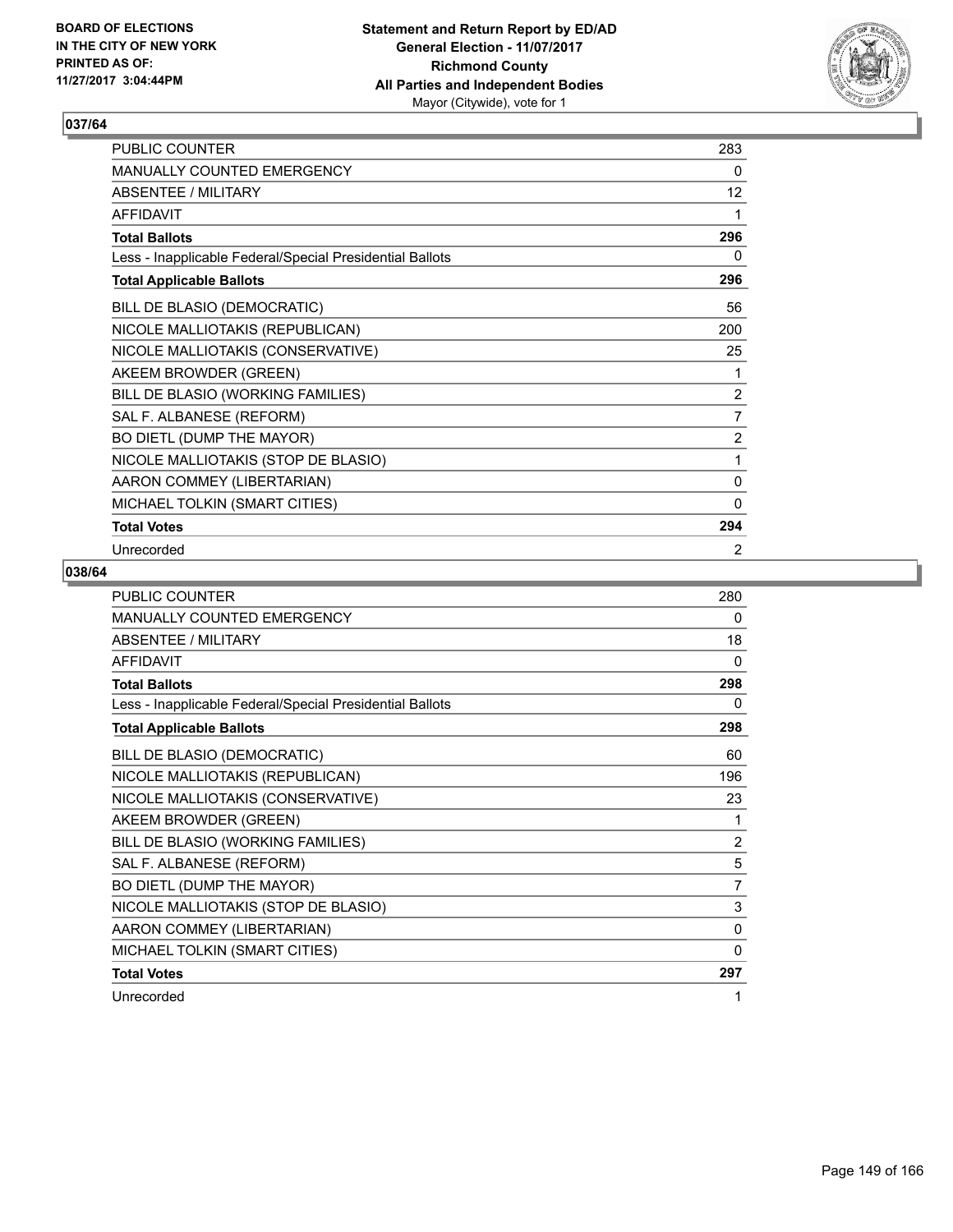**BOARD OF ELECTIONS IN THE CITY OF NEW YORK PRINTED AS OF: 11/27/2017 3:04:44PM**

**Statement and Return Report by ED/AD General Election - 11/07/2017 Richmond County All Parties and Independent Bodies**
Mayor (Citywide), vote for 1

## 037/64

| | |
|---|---|
| PUBLIC COUNTER | 283 |
| MANUALLY COUNTED EMERGENCY | 0 |
| ABSENTEE / MILITARY | 12 |
| AFFIDAVIT | 1 |
| **Total Ballots** | **296** |
| Less - Inapplicable Federal/Special Presidential Ballots | 0 |
| **Total Applicable Ballots** | **296** |
| BILL DE BLASIO (DEMOCRATIC) | 56 |
| NICOLE MALLIOTAKIS (REPUBLICAN) | 200 |
| NICOLE MALLIOTAKIS (CONSERVATIVE) | 25 |
| AKEEM BROWDER (GREEN) | 1 |
| BILL DE BLASIO (WORKING FAMILIES) | 2 |
| SAL F. ALBANESE (REFORM) | 7 |
| BO DIETL (DUMP THE MAYOR) | 2 |
| NICOLE MALLIOTAKIS (STOP DE BLASIO) | 1 |
| AARON COMMEY (LIBERTARIAN) | 0 |
| MICHAEL TOLKIN (SMART CITIES) | 0 |
| **Total Votes** | **294** |
| Unrecorded | 2 |

## 038/64

| | |
|---|---|
| PUBLIC COUNTER | 280 |
| MANUALLY COUNTED EMERGENCY | 0 |
| ABSENTEE / MILITARY | 18 |
| AFFIDAVIT | 0 |
| **Total Ballots** | **298** |
| Less - Inapplicable Federal/Special Presidential Ballots | 0 |
| **Total Applicable Ballots** | **298** |
| BILL DE BLASIO (DEMOCRATIC) | 60 |
| NICOLE MALLIOTAKIS (REPUBLICAN) | 196 |
| NICOLE MALLIOTAKIS (CONSERVATIVE) | 23 |
| AKEEM BROWDER (GREEN) | 1 |
| BILL DE BLASIO (WORKING FAMILIES) | 2 |
| SAL F. ALBANESE (REFORM) | 5 |
| BO DIETL (DUMP THE MAYOR) | 7 |
| NICOLE MALLIOTAKIS (STOP DE BLASIO) | 3 |
| AARON COMMEY (LIBERTARIAN) | 0 |
| MICHAEL TOLKIN (SMART CITIES) | 0 |
| **Total Votes** | **297** |
| Unrecorded | 1 |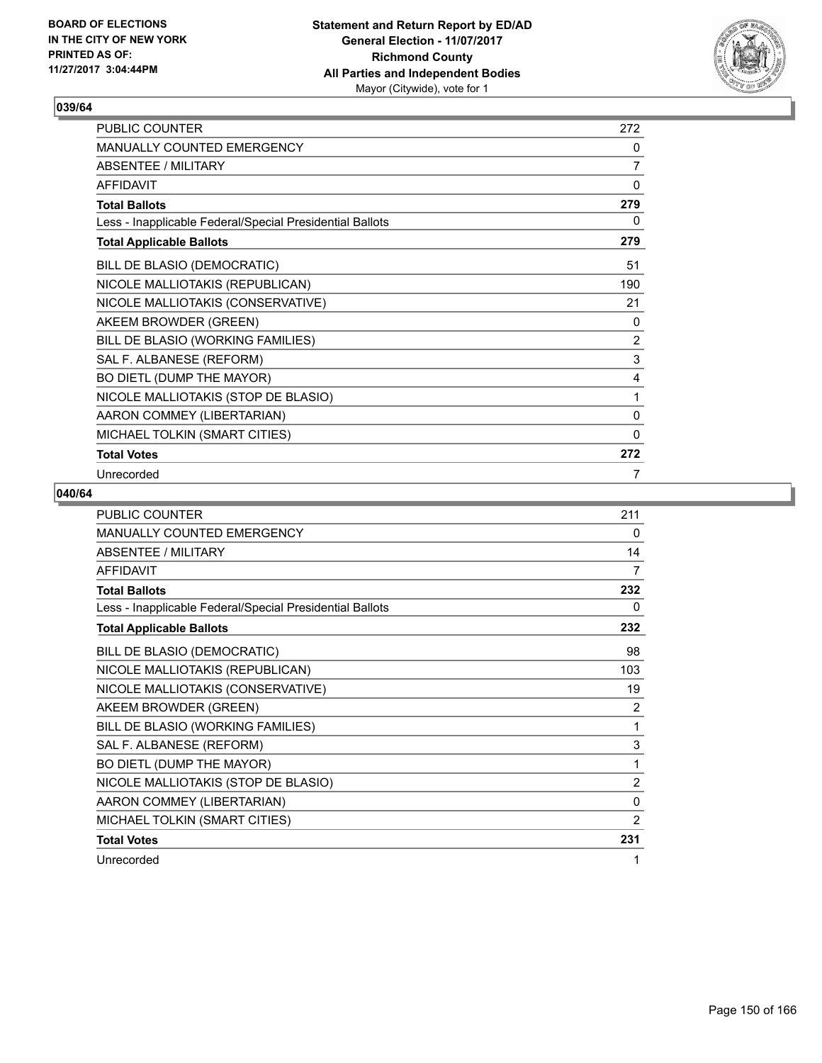**Statement and Return Report by ED/AD**
**General Election - 11/07/2017**
**Richmond County**
**All Parties and Independent Bodies**
Mayor (Citywide), vote for 1

BOARD OF ELECTIONS
IN THE CITY OF NEW YORK
PRINTED AS OF:
11/27/2017 3:04:44PM

## 039/64

| | |
|---|---|
| PUBLIC COUNTER | 272 |
| MANUALLY COUNTED EMERGENCY | 0 |
| ABSENTEE / MILITARY | 7 |
| AFFIDAVIT | 0 |
| **Total Ballots** | **279** |
| Less - Inapplicable Federal/Special Presidential Ballots | 0 |
| **Total Applicable Ballots** | **279** |
| BILL DE BLASIO (DEMOCRATIC) | 51 |
| NICOLE MALLIOTAKIS (REPUBLICAN) | 190 |
| NICOLE MALLIOTAKIS (CONSERVATIVE) | 21 |
| AKEEM BROWDER (GREEN) | 0 |
| BILL DE BLASIO (WORKING FAMILIES) | 2 |
| SAL F. ALBANESE (REFORM) | 3 |
| BO DIETL (DUMP THE MAYOR) | 4 |
| NICOLE MALLIOTAKIS (STOP DE BLASIO) | 1 |
| AARON COMMEY (LIBERTARIAN) | 0 |
| MICHAEL TOLKIN (SMART CITIES) | 0 |
| **Total Votes** | **272** |
| Unrecorded | 7 |

## 040/64

| | |
|---|---|
| PUBLIC COUNTER | 211 |
| MANUALLY COUNTED EMERGENCY | 0 |
| ABSENTEE / MILITARY | 14 |
| AFFIDAVIT | 7 |
| **Total Ballots** | **232** |
| Less - Inapplicable Federal/Special Presidential Ballots | 0 |
| **Total Applicable Ballots** | **232** |
| BILL DE BLASIO (DEMOCRATIC) | 98 |
| NICOLE MALLIOTAKIS (REPUBLICAN) | 103 |
| NICOLE MALLIOTAKIS (CONSERVATIVE) | 19 |
| AKEEM BROWDER (GREEN) | 2 |
| BILL DE BLASIO (WORKING FAMILIES) | 1 |
| SAL F. ALBANESE (REFORM) | 3 |
| BO DIETL (DUMP THE MAYOR) | 1 |
| NICOLE MALLIOTAKIS (STOP DE BLASIO) | 2 |
| AARON COMMEY (LIBERTARIAN) | 0 |
| MICHAEL TOLKIN (SMART CITIES) | 2 |
| **Total Votes** | **231** |
| Unrecorded | 1 |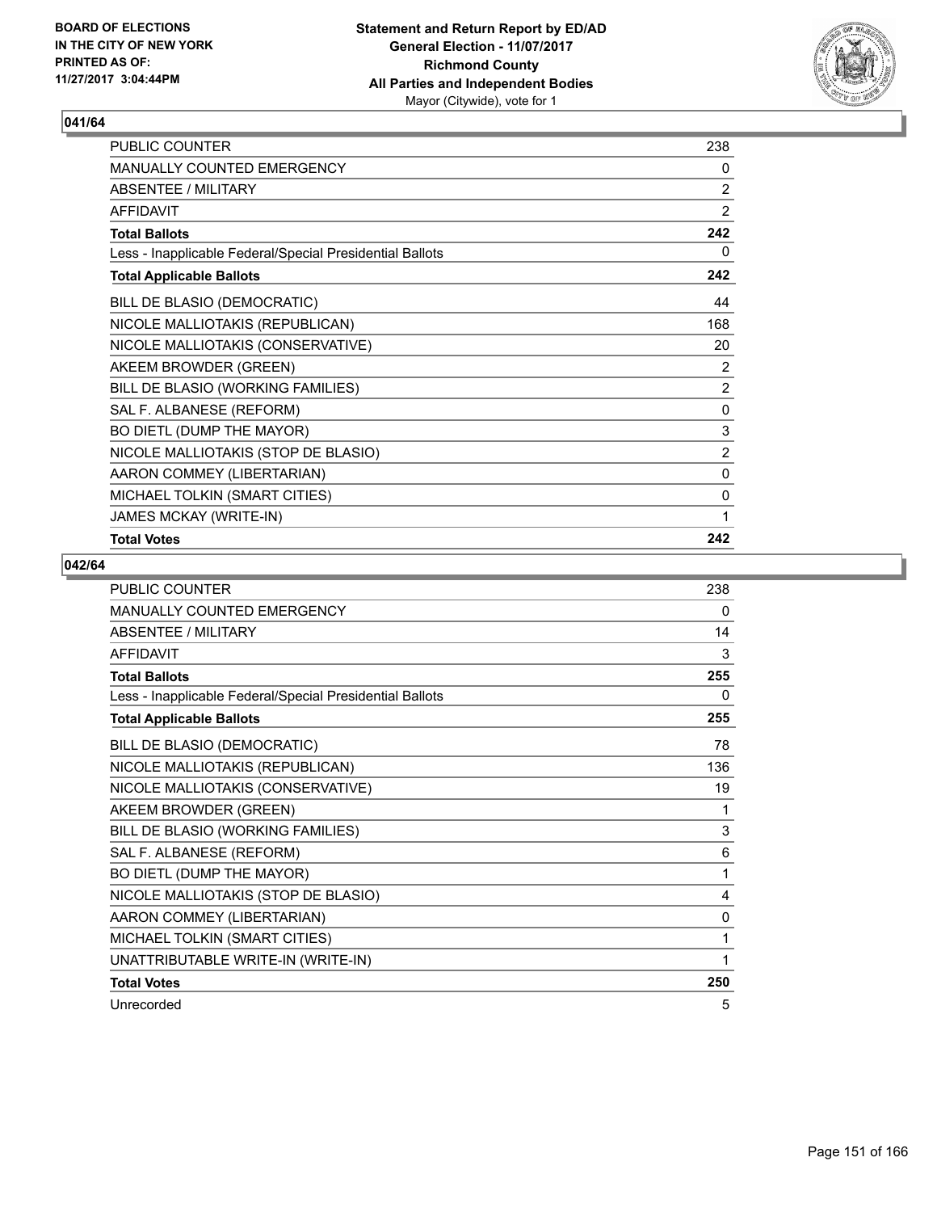BOARD OF ELECTIONS
IN THE CITY OF NEW YORK
PRINTED AS OF:
11/27/2017 3:04:44PM

**Statement and Return Report by ED/AD**
**General Election - 11/07/2017**
**Richmond County**
**All Parties and Independent Bodies**
Mayor (Citywide), vote for 1

## 041/64

| | |
|---|---|
| PUBLIC COUNTER | 238 |
| MANUALLY COUNTED EMERGENCY | 0 |
| ABSENTEE / MILITARY | 2 |
| AFFIDAVIT | 2 |
| **Total Ballots** | **242** |
| Less - Inapplicable Federal/Special Presidential Ballots | 0 |
| **Total Applicable Ballots** | **242** |
| BILL DE BLASIO (DEMOCRATIC) | 44 |
| NICOLE MALLIOTAKIS (REPUBLICAN) | 168 |
| NICOLE MALLIOTAKIS (CONSERVATIVE) | 20 |
| AKEEM BROWDER (GREEN) | 2 |
| BILL DE BLASIO (WORKING FAMILIES) | 2 |
| SAL F. ALBANESE (REFORM) | 0 |
| BO DIETL (DUMP THE MAYOR) | 3 |
| NICOLE MALLIOTAKIS (STOP DE BLASIO) | 2 |
| AARON COMMEY (LIBERTARIAN) | 0 |
| MICHAEL TOLKIN (SMART CITIES) | 0 |
| JAMES MCKAY (WRITE-IN) | 1 |
| **Total Votes** | **242** |

## 042/64

| | |
|---|---|
| PUBLIC COUNTER | 238 |
| MANUALLY COUNTED EMERGENCY | 0 |
| ABSENTEE / MILITARY | 14 |
| AFFIDAVIT | 3 |
| **Total Ballots** | **255** |
| Less - Inapplicable Federal/Special Presidential Ballots | 0 |
| **Total Applicable Ballots** | **255** |
| BILL DE BLASIO (DEMOCRATIC) | 78 |
| NICOLE MALLIOTAKIS (REPUBLICAN) | 136 |
| NICOLE MALLIOTAKIS (CONSERVATIVE) | 19 |
| AKEEM BROWDER (GREEN) | 1 |
| BILL DE BLASIO (WORKING FAMILIES) | 3 |
| SAL F. ALBANESE (REFORM) | 6 |
| BO DIETL (DUMP THE MAYOR) | 1 |
| NICOLE MALLIOTAKIS (STOP DE BLASIO) | 4 |
| AARON COMMEY (LIBERTARIAN) | 0 |
| MICHAEL TOLKIN (SMART CITIES) | 1 |
| UNATTRIBUTABLE WRITE-IN (WRITE-IN) | 1 |
| **Total Votes** | **250** |
| Unrecorded | 5 |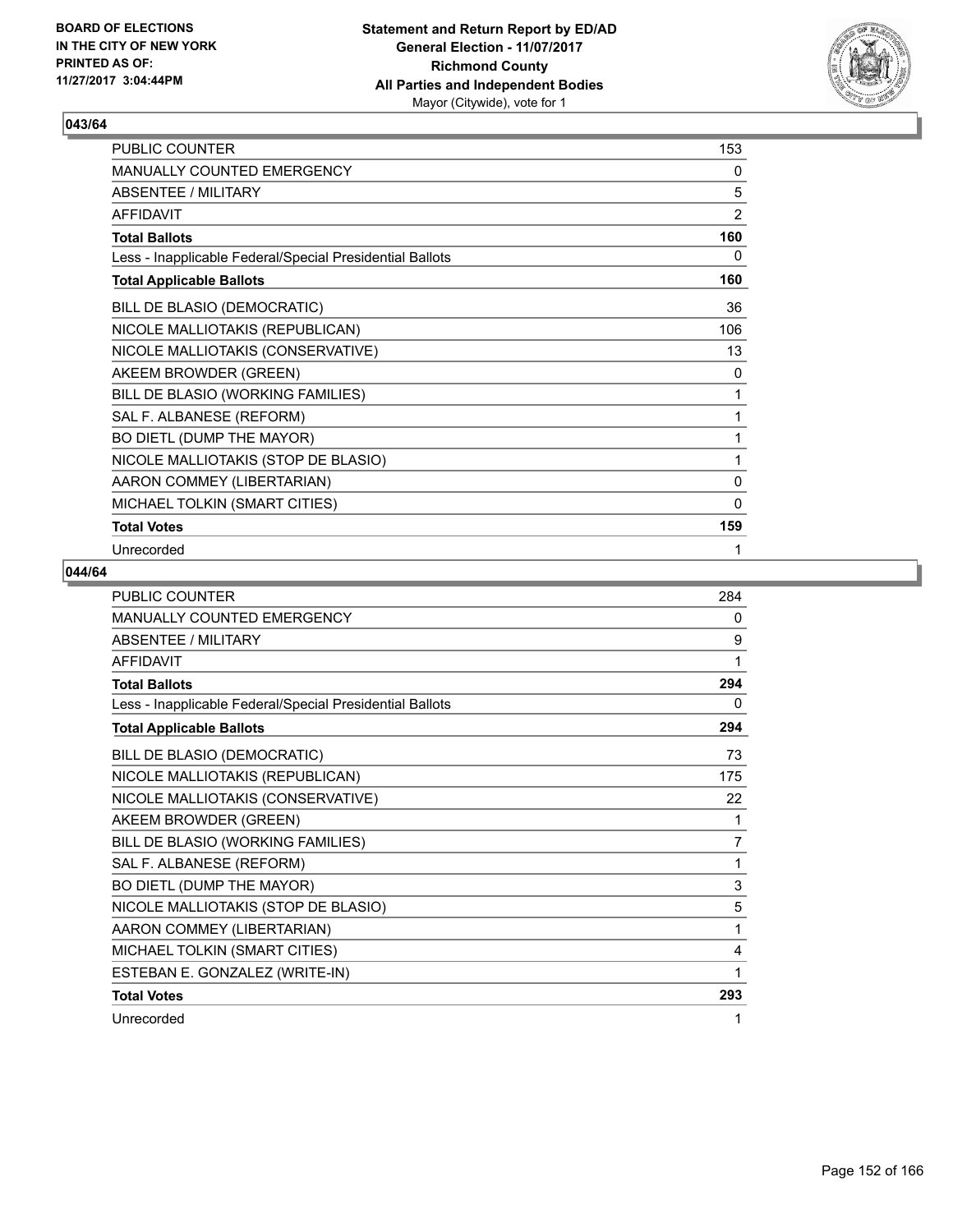BOARD OF ELECTIONS
IN THE CITY OF NEW YORK
PRINTED AS OF:
11/27/2017 3:04:44PM

**Statement and Return Report by ED/AD**
**General Election - 11/07/2017**
**Richmond County**
**All Parties and Independent Bodies**
Mayor (Citywide), vote for 1

## 043/64

| | |
|---|---|
| PUBLIC COUNTER | 153 |
| MANUALLY COUNTED EMERGENCY | 0 |
| ABSENTEE / MILITARY | 5 |
| AFFIDAVIT | 2 |
| **Total Ballots** | **160** |
| Less - Inapplicable Federal/Special Presidential Ballots | 0 |
| **Total Applicable Ballots** | **160** |
| BILL DE BLASIO (DEMOCRATIC) | 36 |
| NICOLE MALLIOTAKIS (REPUBLICAN) | 106 |
| NICOLE MALLIOTAKIS (CONSERVATIVE) | 13 |
| AKEEM BROWDER (GREEN) | 0 |
| BILL DE BLASIO (WORKING FAMILIES) | 1 |
| SAL F. ALBANESE (REFORM) | 1 |
| BO DIETL (DUMP THE MAYOR) | 1 |
| NICOLE MALLIOTAKIS (STOP DE BLASIO) | 1 |
| AARON COMMEY (LIBERTARIAN) | 0 |
| MICHAEL TOLKIN (SMART CITIES) | 0 |
| **Total Votes** | **159** |
| Unrecorded | 1 |

## 044/64

| | |
|---|---|
| PUBLIC COUNTER | 284 |
| MANUALLY COUNTED EMERGENCY | 0 |
| ABSENTEE / MILITARY | 9 |
| AFFIDAVIT | 1 |
| **Total Ballots** | **294** |
| Less - Inapplicable Federal/Special Presidential Ballots | 0 |
| **Total Applicable Ballots** | **294** |
| BILL DE BLASIO (DEMOCRATIC) | 73 |
| NICOLE MALLIOTAKIS (REPUBLICAN) | 175 |
| NICOLE MALLIOTAKIS (CONSERVATIVE) | 22 |
| AKEEM BROWDER (GREEN) | 1 |
| BILL DE BLASIO (WORKING FAMILIES) | 7 |
| SAL F. ALBANESE (REFORM) | 1 |
| BO DIETL (DUMP THE MAYOR) | 3 |
| NICOLE MALLIOTAKIS (STOP DE BLASIO) | 5 |
| AARON COMMEY (LIBERTARIAN) | 1 |
| MICHAEL TOLKIN (SMART CITIES) | 4 |
| ESTEBAN E. GONZALEZ (WRITE-IN) | 1 |
| **Total Votes** | **293** |
| Unrecorded | 1 |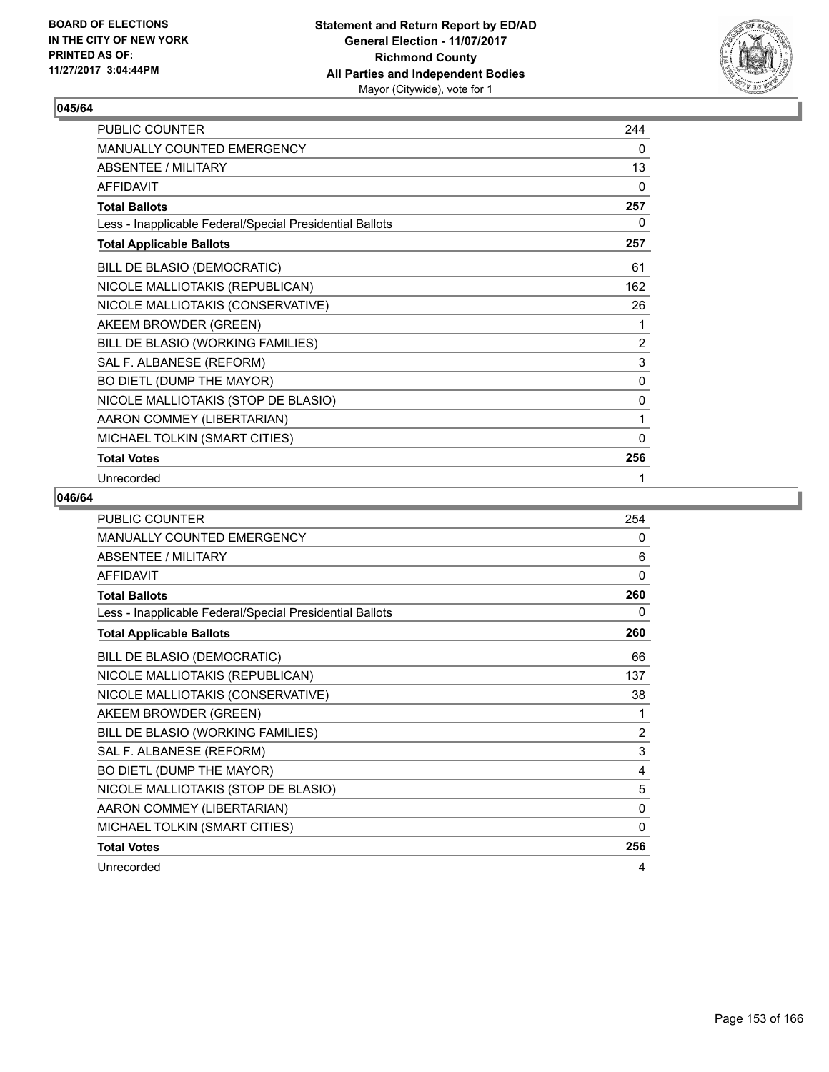BOARD OF ELECTIONS
IN THE CITY OF NEW YORK
PRINTED AS OF:
11/27/2017 3:04:44PM

**Statement and Return Report by ED/AD**
**General Election - 11/07/2017**
**Richmond County**
**All Parties and Independent Bodies**
Mayor (Citywide), vote for 1

## 045/64

| | |
|---|---|
| PUBLIC COUNTER | 244 |
| MANUALLY COUNTED EMERGENCY | 0 |
| ABSENTEE / MILITARY | 13 |
| AFFIDAVIT | 0 |
| **Total Ballots** | **257** |
| Less - Inapplicable Federal/Special Presidential Ballots | 0 |
| **Total Applicable Ballots** | **257** |
| BILL DE BLASIO (DEMOCRATIC) | 61 |
| NICOLE MALLIOTAKIS (REPUBLICAN) | 162 |
| NICOLE MALLIOTAKIS (CONSERVATIVE) | 26 |
| AKEEM BROWDER (GREEN) | 1 |
| BILL DE BLASIO (WORKING FAMILIES) | 2 |
| SAL F. ALBANESE (REFORM) | 3 |
| BO DIETL (DUMP THE MAYOR) | 0 |
| NICOLE MALLIOTAKIS (STOP DE BLASIO) | 0 |
| AARON COMMEY (LIBERTARIAN) | 1 |
| MICHAEL TOLKIN (SMART CITIES) | 0 |
| **Total Votes** | **256** |
| Unrecorded | 1 |

## 046/64

| | |
|---|---|
| PUBLIC COUNTER | 254 |
| MANUALLY COUNTED EMERGENCY | 0 |
| ABSENTEE / MILITARY | 6 |
| AFFIDAVIT | 0 |
| **Total Ballots** | **260** |
| Less - Inapplicable Federal/Special Presidential Ballots | 0 |
| **Total Applicable Ballots** | **260** |
| BILL DE BLASIO (DEMOCRATIC) | 66 |
| NICOLE MALLIOTAKIS (REPUBLICAN) | 137 |
| NICOLE MALLIOTAKIS (CONSERVATIVE) | 38 |
| AKEEM BROWDER (GREEN) | 1 |
| BILL DE BLASIO (WORKING FAMILIES) | 2 |
| SAL F. ALBANESE (REFORM) | 3 |
| BO DIETL (DUMP THE MAYOR) | 4 |
| NICOLE MALLIOTAKIS (STOP DE BLASIO) | 5 |
| AARON COMMEY (LIBERTARIAN) | 0 |
| MICHAEL TOLKIN (SMART CITIES) | 0 |
| **Total Votes** | **256** |
| Unrecorded | 4 |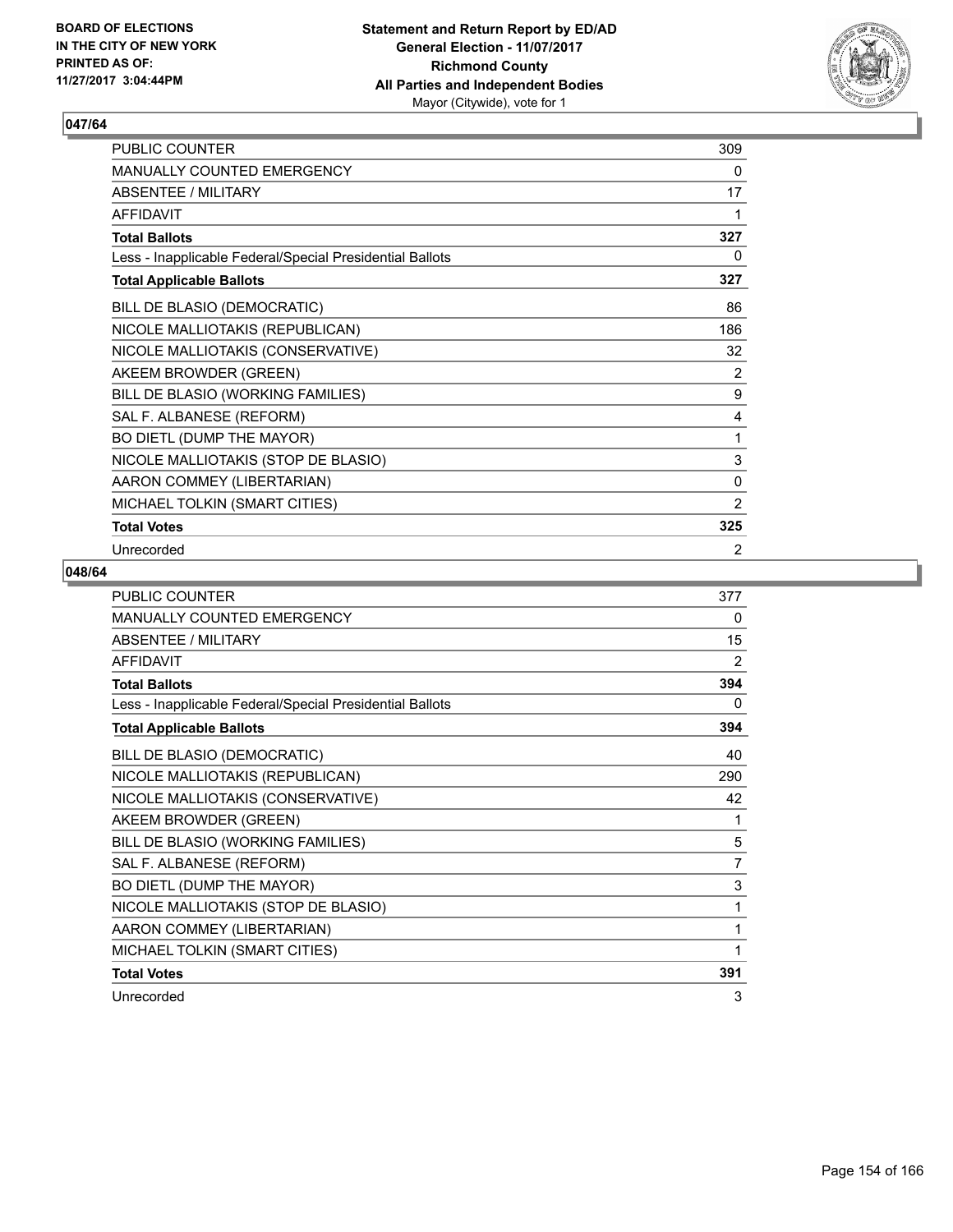BOARD OF ELECTIONS
IN THE CITY OF NEW YORK
PRINTED AS OF:
11/27/2017 3:04:44PM

**Statement and Return Report by ED/AD**
**General Election - 11/07/2017**
**Richmond County**
**All Parties and Independent Bodies**
Mayor (Citywide), vote for 1

## 047/64

| | |
|---|---|
| PUBLIC COUNTER | 309 |
| MANUALLY COUNTED EMERGENCY | 0 |
| ABSENTEE / MILITARY | 17 |
| AFFIDAVIT | 1 |
| **Total Ballots** | **327** |
| Less - Inapplicable Federal/Special Presidential Ballots | 0 |
| **Total Applicable Ballots** | **327** |
| BILL DE BLASIO (DEMOCRATIC) | 86 |
| NICOLE MALLIOTAKIS (REPUBLICAN) | 186 |
| NICOLE MALLIOTAKIS (CONSERVATIVE) | 32 |
| AKEEM BROWDER (GREEN) | 2 |
| BILL DE BLASIO (WORKING FAMILIES) | 9 |
| SAL F. ALBANESE (REFORM) | 4 |
| BO DIETL (DUMP THE MAYOR) | 1 |
| NICOLE MALLIOTAKIS (STOP DE BLASIO) | 3 |
| AARON COMMEY (LIBERTARIAN) | 0 |
| MICHAEL TOLKIN (SMART CITIES) | 2 |
| **Total Votes** | **325** |
| Unrecorded | 2 |

## 048/64

| | |
|---|---|
| PUBLIC COUNTER | 377 |
| MANUALLY COUNTED EMERGENCY | 0 |
| ABSENTEE / MILITARY | 15 |
| AFFIDAVIT | 2 |
| **Total Ballots** | **394** |
| Less - Inapplicable Federal/Special Presidential Ballots | 0 |
| **Total Applicable Ballots** | **394** |
| BILL DE BLASIO (DEMOCRATIC) | 40 |
| NICOLE MALLIOTAKIS (REPUBLICAN) | 290 |
| NICOLE MALLIOTAKIS (CONSERVATIVE) | 42 |
| AKEEM BROWDER (GREEN) | 1 |
| BILL DE BLASIO (WORKING FAMILIES) | 5 |
| SAL F. ALBANESE (REFORM) | 7 |
| BO DIETL (DUMP THE MAYOR) | 3 |
| NICOLE MALLIOTAKIS (STOP DE BLASIO) | 1 |
| AARON COMMEY (LIBERTARIAN) | 1 |
| MICHAEL TOLKIN (SMART CITIES) | 1 |
| **Total Votes** | **391** |
| Unrecorded | 3 |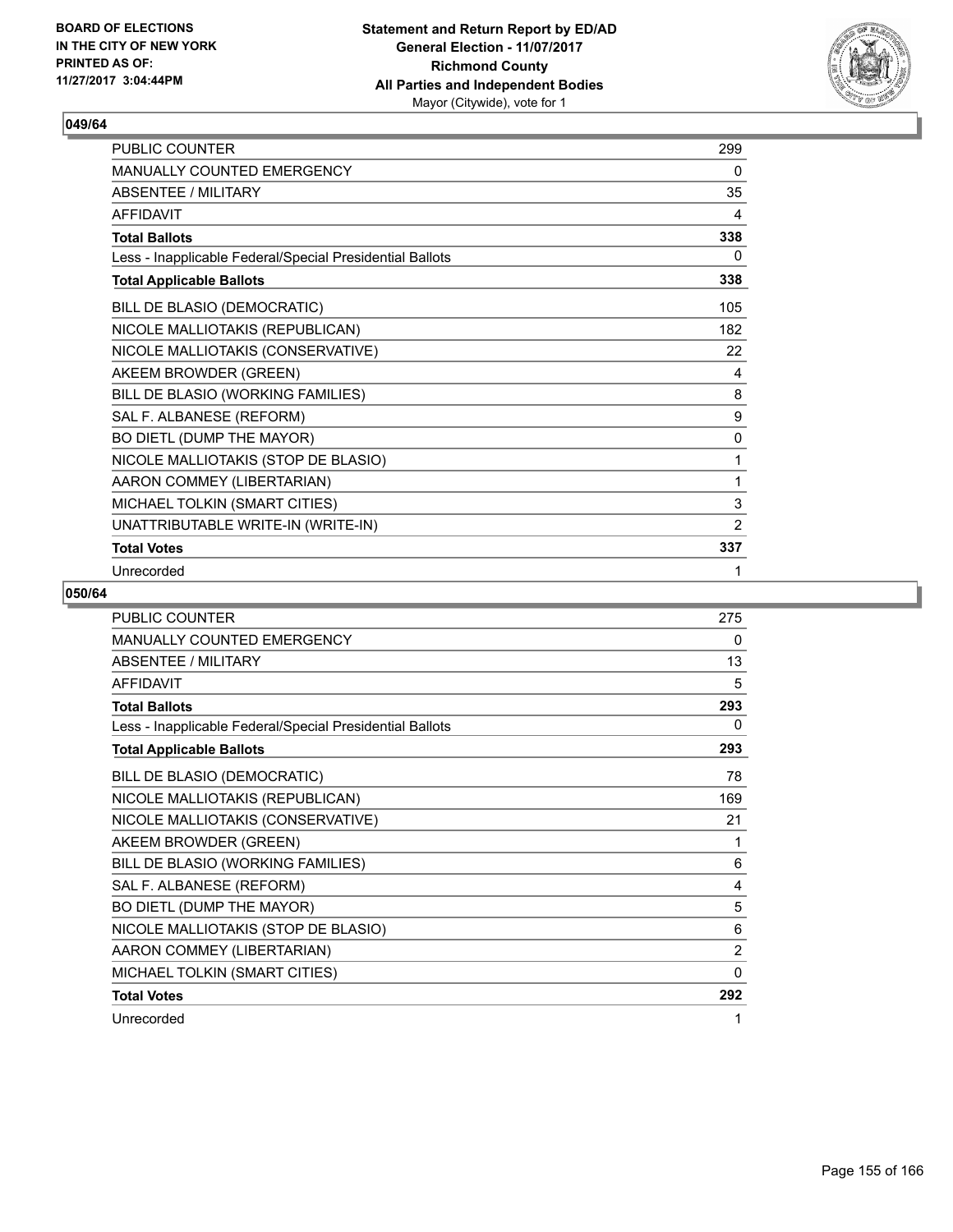**Statement and Return Report by ED/AD**
**General Election - 11/07/2017**
**Richmond County**
**All Parties and Independent Bodies**
Mayor (Citywide), vote for 1

BOARD OF ELECTIONS
IN THE CITY OF NEW YORK
PRINTED AS OF:
11/27/2017 3:04:44PM

## 049/64

| | |
|---|---|
| PUBLIC COUNTER | 299 |
| MANUALLY COUNTED EMERGENCY | 0 |
| ABSENTEE / MILITARY | 35 |
| AFFIDAVIT | 4 |
| **Total Ballots** | **338** |
| Less - Inapplicable Federal/Special Presidential Ballots | 0 |
| **Total Applicable Ballots** | **338** |
| BILL DE BLASIO (DEMOCRATIC) | 105 |
| NICOLE MALLIOTAKIS (REPUBLICAN) | 182 |
| NICOLE MALLIOTAKIS (CONSERVATIVE) | 22 |
| AKEEM BROWDER (GREEN) | 4 |
| BILL DE BLASIO (WORKING FAMILIES) | 8 |
| SAL F. ALBANESE (REFORM) | 9 |
| BO DIETL (DUMP THE MAYOR) | 0 |
| NICOLE MALLIOTAKIS (STOP DE BLASIO) | 1 |
| AARON COMMEY (LIBERTARIAN) | 1 |
| MICHAEL TOLKIN (SMART CITIES) | 3 |
| UNATTRIBUTABLE WRITE-IN (WRITE-IN) | 2 |
| **Total Votes** | **337** |
| Unrecorded | 1 |

## 050/64

| | |
|---|---|
| PUBLIC COUNTER | 275 |
| MANUALLY COUNTED EMERGENCY | 0 |
| ABSENTEE / MILITARY | 13 |
| AFFIDAVIT | 5 |
| **Total Ballots** | **293** |
| Less - Inapplicable Federal/Special Presidential Ballots | 0 |
| **Total Applicable Ballots** | **293** |
| BILL DE BLASIO (DEMOCRATIC) | 78 |
| NICOLE MALLIOTAKIS (REPUBLICAN) | 169 |
| NICOLE MALLIOTAKIS (CONSERVATIVE) | 21 |
| AKEEM BROWDER (GREEN) | 1 |
| BILL DE BLASIO (WORKING FAMILIES) | 6 |
| SAL F. ALBANESE (REFORM) | 4 |
| BO DIETL (DUMP THE MAYOR) | 5 |
| NICOLE MALLIOTAKIS (STOP DE BLASIO) | 6 |
| AARON COMMEY (LIBERTARIAN) | 2 |
| MICHAEL TOLKIN (SMART CITIES) | 0 |
| **Total Votes** | **292** |
| Unrecorded | 1 |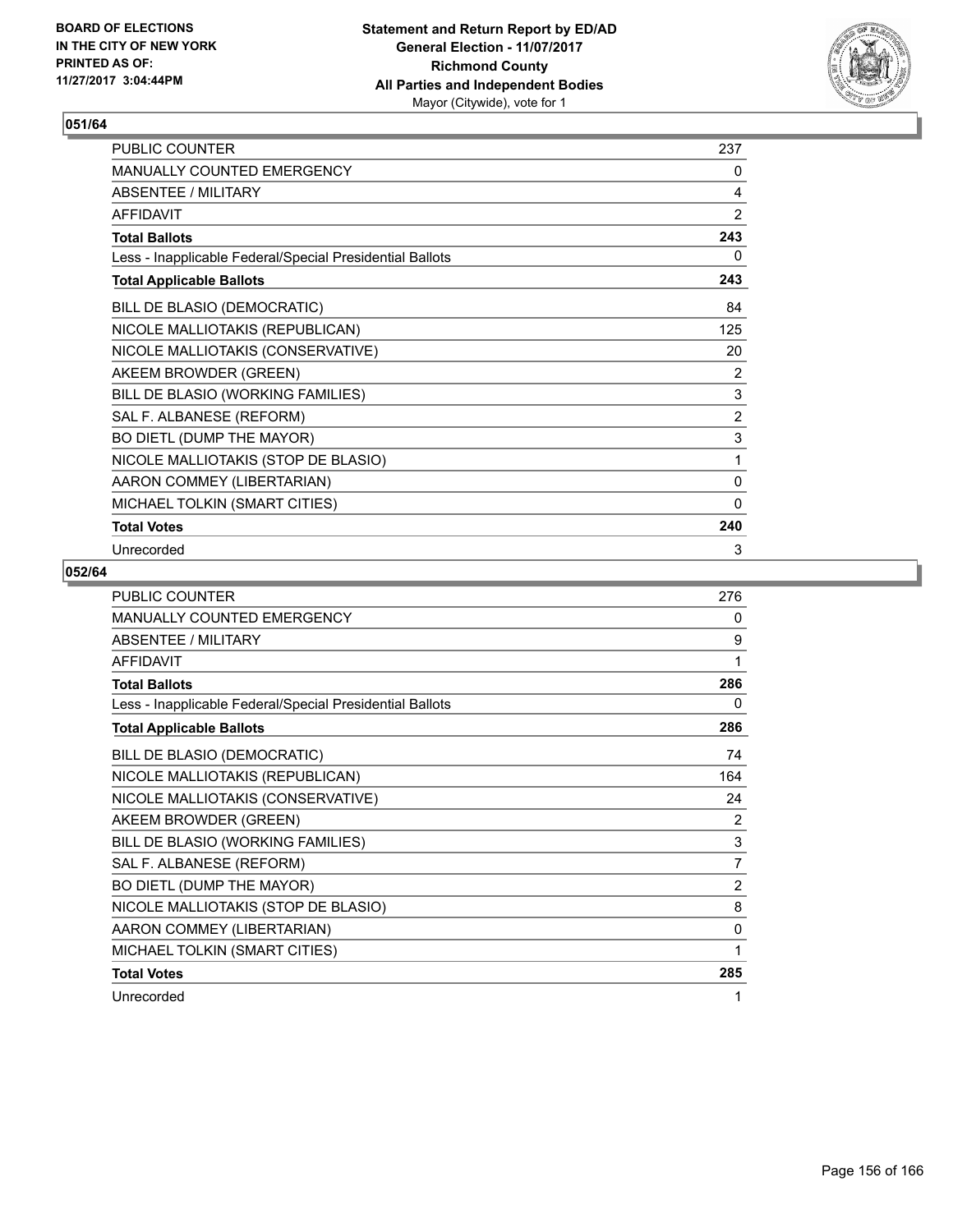BOARD OF ELECTIONS
IN THE CITY OF NEW YORK
PRINTED AS OF:
11/27/2017 3:04:44PM

**Statement and Return Report by ED/AD**
**General Election - 11/07/2017**
**Richmond County**
**All Parties and Independent Bodies**
Mayor (Citywide), vote for 1

## 051/64

| | |
|---|---|
| PUBLIC COUNTER | 237 |
| MANUALLY COUNTED EMERGENCY | 0 |
| ABSENTEE / MILITARY | 4 |
| AFFIDAVIT | 2 |
| **Total Ballots** | **243** |
| Less - Inapplicable Federal/Special Presidential Ballots | 0 |
| **Total Applicable Ballots** | **243** |
| BILL DE BLASIO (DEMOCRATIC) | 84 |
| NICOLE MALLIOTAKIS (REPUBLICAN) | 125 |
| NICOLE MALLIOTAKIS (CONSERVATIVE) | 20 |
| AKEEM BROWDER (GREEN) | 2 |
| BILL DE BLASIO (WORKING FAMILIES) | 3 |
| SAL F. ALBANESE (REFORM) | 2 |
| BO DIETL (DUMP THE MAYOR) | 3 |
| NICOLE MALLIOTAKIS (STOP DE BLASIO) | 1 |
| AARON COMMEY (LIBERTARIAN) | 0 |
| MICHAEL TOLKIN (SMART CITIES) | 0 |
| **Total Votes** | **240** |
| Unrecorded | 3 |

## 052/64

| | |
|---|---|
| PUBLIC COUNTER | 276 |
| MANUALLY COUNTED EMERGENCY | 0 |
| ABSENTEE / MILITARY | 9 |
| AFFIDAVIT | 1 |
| **Total Ballots** | **286** |
| Less - Inapplicable Federal/Special Presidential Ballots | 0 |
| **Total Applicable Ballots** | **286** |
| BILL DE BLASIO (DEMOCRATIC) | 74 |
| NICOLE MALLIOTAKIS (REPUBLICAN) | 164 |
| NICOLE MALLIOTAKIS (CONSERVATIVE) | 24 |
| AKEEM BROWDER (GREEN) | 2 |
| BILL DE BLASIO (WORKING FAMILIES) | 3 |
| SAL F. ALBANESE (REFORM) | 7 |
| BO DIETL (DUMP THE MAYOR) | 2 |
| NICOLE MALLIOTAKIS (STOP DE BLASIO) | 8 |
| AARON COMMEY (LIBERTARIAN) | 0 |
| MICHAEL TOLKIN (SMART CITIES) | 1 |
| **Total Votes** | **285** |
| Unrecorded | 1 |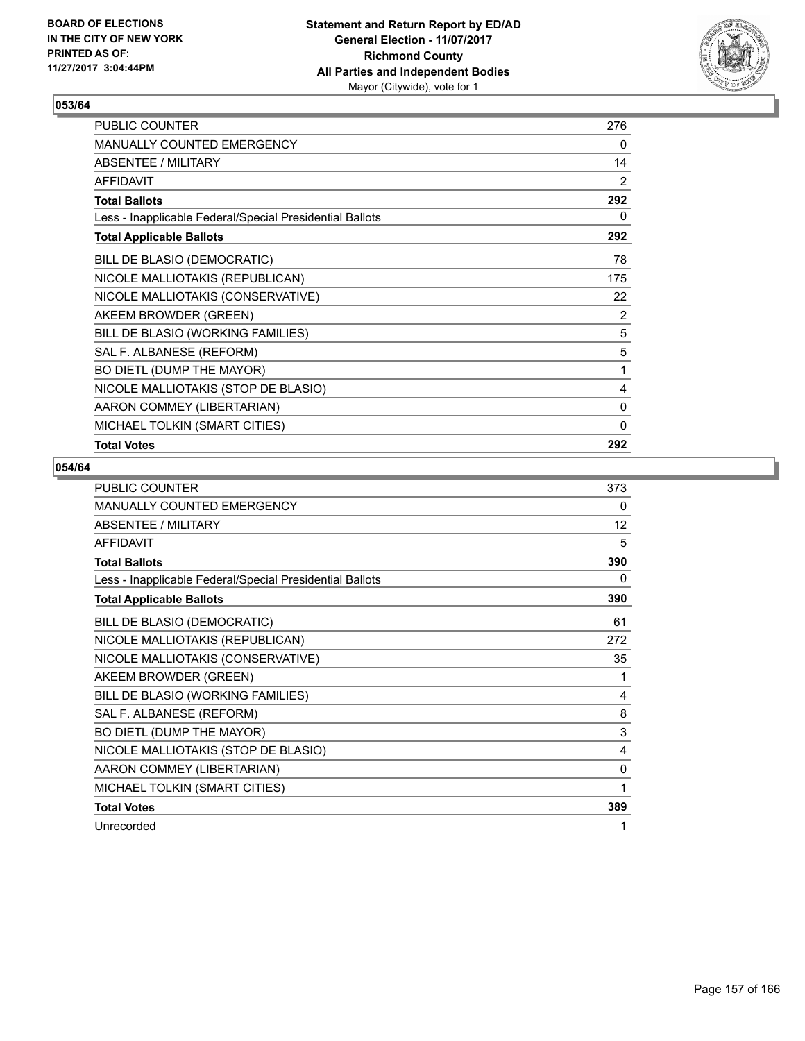**BOARD OF ELECTIONS IN THE CITY OF NEW YORK PRINTED AS OF: 11/27/2017 3:04:44PM**

**Statement and Return Report by ED/AD General Election - 11/07/2017 Richmond County All Parties and Independent Bodies** Mayor (Citywide), vote for 1

## 053/64

| | |
|---|---|
| PUBLIC COUNTER | 276 |
| MANUALLY COUNTED EMERGENCY | 0 |
| ABSENTEE / MILITARY | 14 |
| AFFIDAVIT | 2 |
| **Total Ballots** | **292** |
| Less - Inapplicable Federal/Special Presidential Ballots | 0 |
| **Total Applicable Ballots** | **292** |
| BILL DE BLASIO (DEMOCRATIC) | 78 |
| NICOLE MALLIOTAKIS (REPUBLICAN) | 175 |
| NICOLE MALLIOTAKIS (CONSERVATIVE) | 22 |
| AKEEM BROWDER (GREEN) | 2 |
| BILL DE BLASIO (WORKING FAMILIES) | 5 |
| SAL F. ALBANESE (REFORM) | 5 |
| BO DIETL (DUMP THE MAYOR) | 1 |
| NICOLE MALLIOTAKIS (STOP DE BLASIO) | 4 |
| AARON COMMEY (LIBERTARIAN) | 0 |
| MICHAEL TOLKIN (SMART CITIES) | 0 |
| **Total Votes** | **292** |

## 054/64

| | |
|---|---|
| PUBLIC COUNTER | 373 |
| MANUALLY COUNTED EMERGENCY | 0 |
| ABSENTEE / MILITARY | 12 |
| AFFIDAVIT | 5 |
| **Total Ballots** | **390** |
| Less - Inapplicable Federal/Special Presidential Ballots | 0 |
| **Total Applicable Ballots** | **390** |
| BILL DE BLASIO (DEMOCRATIC) | 61 |
| NICOLE MALLIOTAKIS (REPUBLICAN) | 272 |
| NICOLE MALLIOTAKIS (CONSERVATIVE) | 35 |
| AKEEM BROWDER (GREEN) | 1 |
| BILL DE BLASIO (WORKING FAMILIES) | 4 |
| SAL F. ALBANESE (REFORM) | 8 |
| BO DIETL (DUMP THE MAYOR) | 3 |
| NICOLE MALLIOTAKIS (STOP DE BLASIO) | 4 |
| AARON COMMEY (LIBERTARIAN) | 0 |
| MICHAEL TOLKIN (SMART CITIES) | 1 |
| **Total Votes** | **389** |
| Unrecorded | 1 |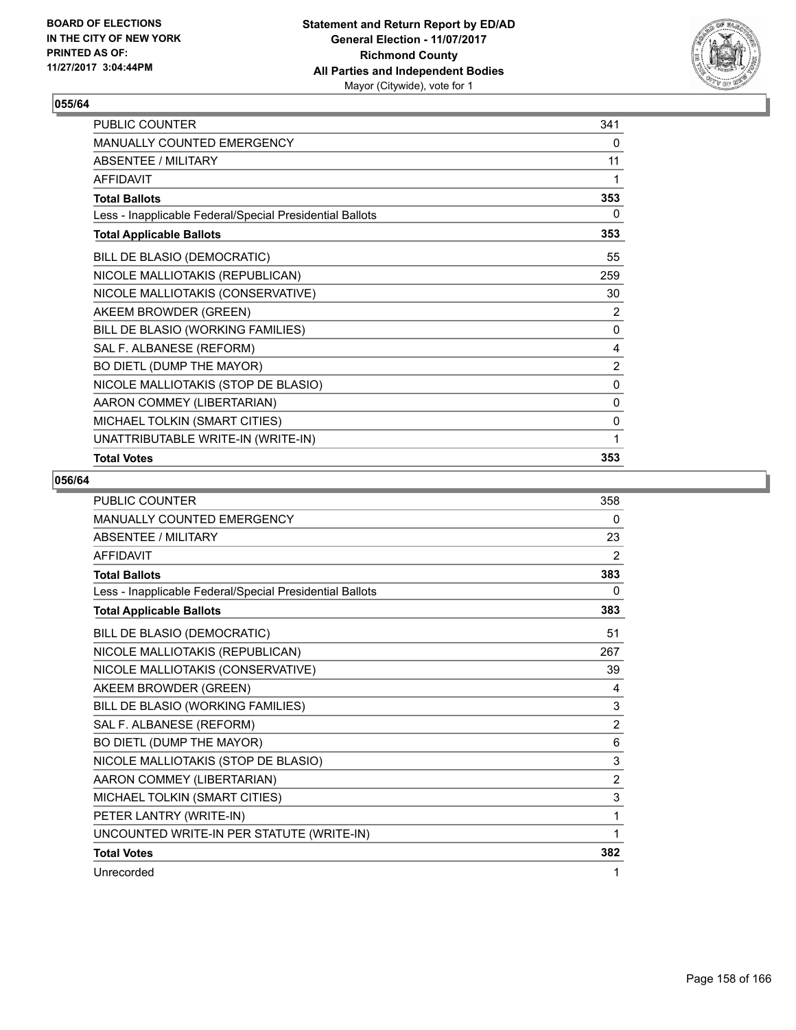**BOARD OF ELECTIONS IN THE CITY OF NEW YORK PRINTED AS OF: 11/27/2017 3:04:44PM**

**Statement and Return Report by ED/AD**
**General Election - 11/07/2017**
**Richmond County**
**All Parties and Independent Bodies**
Mayor (Citywide), vote for 1

## 055/64

| | |
|---|---|
| PUBLIC COUNTER | 341 |
| MANUALLY COUNTED EMERGENCY | 0 |
| ABSENTEE / MILITARY | 11 |
| AFFIDAVIT | 1 |
| **Total Ballots** | **353** |
| Less - Inapplicable Federal/Special Presidential Ballots | 0 |
| **Total Applicable Ballots** | **353** |
| BILL DE BLASIO (DEMOCRATIC) | 55 |
| NICOLE MALLIOTAKIS (REPUBLICAN) | 259 |
| NICOLE MALLIOTAKIS (CONSERVATIVE) | 30 |
| AKEEM BROWDER (GREEN) | 2 |
| BILL DE BLASIO (WORKING FAMILIES) | 0 |
| SAL F. ALBANESE (REFORM) | 4 |
| BO DIETL (DUMP THE MAYOR) | 2 |
| NICOLE MALLIOTAKIS (STOP DE BLASIO) | 0 |
| AARON COMMEY (LIBERTARIAN) | 0 |
| MICHAEL TOLKIN (SMART CITIES) | 0 |
| UNATTRIBUTABLE WRITE-IN (WRITE-IN) | 1 |
| **Total Votes** | **353** |

## 056/64

| | |
|---|---|
| PUBLIC COUNTER | 358 |
| MANUALLY COUNTED EMERGENCY | 0 |
| ABSENTEE / MILITARY | 23 |
| AFFIDAVIT | 2 |
| **Total Ballots** | **383** |
| Less - Inapplicable Federal/Special Presidential Ballots | 0 |
| **Total Applicable Ballots** | **383** |
| BILL DE BLASIO (DEMOCRATIC) | 51 |
| NICOLE MALLIOTAKIS (REPUBLICAN) | 267 |
| NICOLE MALLIOTAKIS (CONSERVATIVE) | 39 |
| AKEEM BROWDER (GREEN) | 4 |
| BILL DE BLASIO (WORKING FAMILIES) | 3 |
| SAL F. ALBANESE (REFORM) | 2 |
| BO DIETL (DUMP THE MAYOR) | 6 |
| NICOLE MALLIOTAKIS (STOP DE BLASIO) | 3 |
| AARON COMMEY (LIBERTARIAN) | 2 |
| MICHAEL TOLKIN (SMART CITIES) | 3 |
| PETER LANTRY (WRITE-IN) | 1 |
| UNCOUNTED WRITE-IN PER STATUTE (WRITE-IN) | 1 |
| **Total Votes** | **382** |
| Unrecorded | 1 |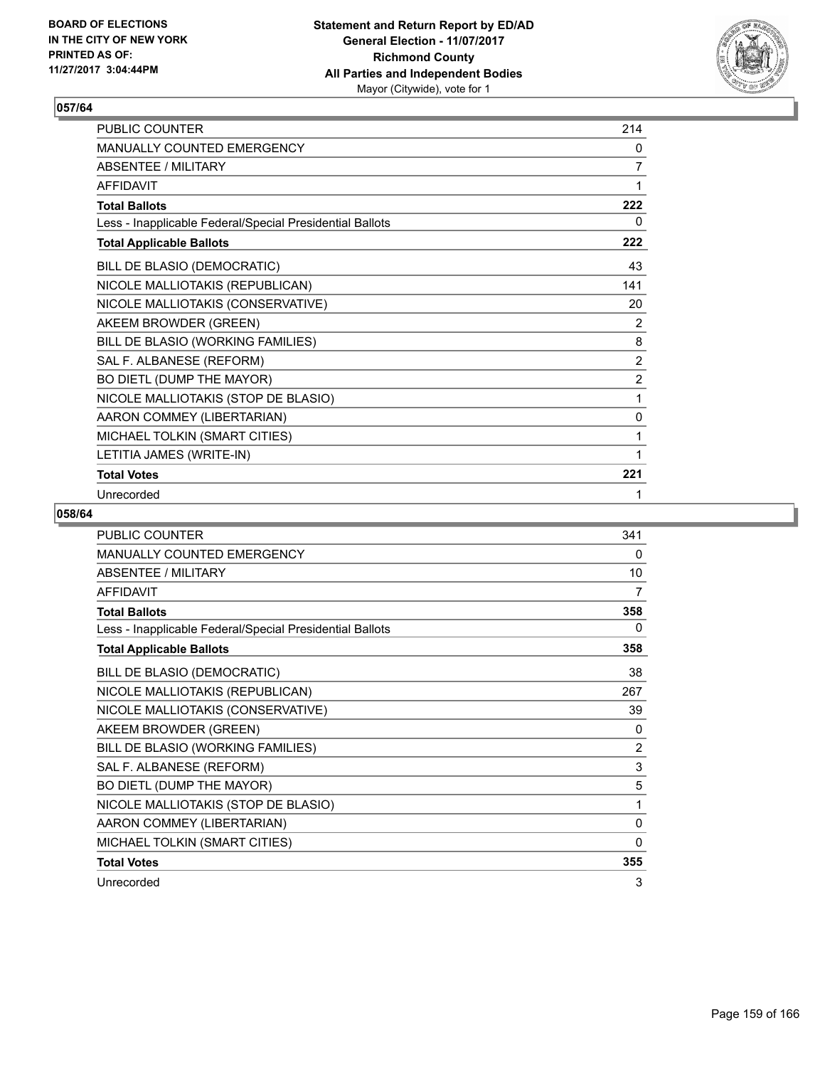BOARD OF ELECTIONS
IN THE CITY OF NEW YORK
PRINTED AS OF:
11/27/2017 3:04:44PM

**Statement and Return Report by ED/AD**
**General Election - 11/07/2017**
**Richmond County**
**All Parties and Independent Bodies**
Mayor (Citywide), vote for 1

## 057/64

| | |
|---|---|
| PUBLIC COUNTER | 214 |
| MANUALLY COUNTED EMERGENCY | 0 |
| ABSENTEE / MILITARY | 7 |
| AFFIDAVIT | 1 |
| **Total Ballots** | **222** |
| Less - Inapplicable Federal/Special Presidential Ballots | 0 |
| **Total Applicable Ballots** | **222** |
| BILL DE BLASIO (DEMOCRATIC) | 43 |
| NICOLE MALLIOTAKIS (REPUBLICAN) | 141 |
| NICOLE MALLIOTAKIS (CONSERVATIVE) | 20 |
| AKEEM BROWDER (GREEN) | 2 |
| BILL DE BLASIO (WORKING FAMILIES) | 8 |
| SAL F. ALBANESE (REFORM) | 2 |
| BO DIETL (DUMP THE MAYOR) | 2 |
| NICOLE MALLIOTAKIS (STOP DE BLASIO) | 1 |
| AARON COMMEY (LIBERTARIAN) | 0 |
| MICHAEL TOLKIN (SMART CITIES) | 1 |
| LETITIA JAMES (WRITE-IN) | 1 |
| **Total Votes** | **221** |
| Unrecorded | 1 |

## 058/64

| | |
|---|---|
| PUBLIC COUNTER | 341 |
| MANUALLY COUNTED EMERGENCY | 0 |
| ABSENTEE / MILITARY | 10 |
| AFFIDAVIT | 7 |
| **Total Ballots** | **358** |
| Less - Inapplicable Federal/Special Presidential Ballots | 0 |
| **Total Applicable Ballots** | **358** |
| BILL DE BLASIO (DEMOCRATIC) | 38 |
| NICOLE MALLIOTAKIS (REPUBLICAN) | 267 |
| NICOLE MALLIOTAKIS (CONSERVATIVE) | 39 |
| AKEEM BROWDER (GREEN) | 0 |
| BILL DE BLASIO (WORKING FAMILIES) | 2 |
| SAL F. ALBANESE (REFORM) | 3 |
| BO DIETL (DUMP THE MAYOR) | 5 |
| NICOLE MALLIOTAKIS (STOP DE BLASIO) | 1 |
| AARON COMMEY (LIBERTARIAN) | 0 |
| MICHAEL TOLKIN (SMART CITIES) | 0 |
| **Total Votes** | **355** |
| Unrecorded | 3 |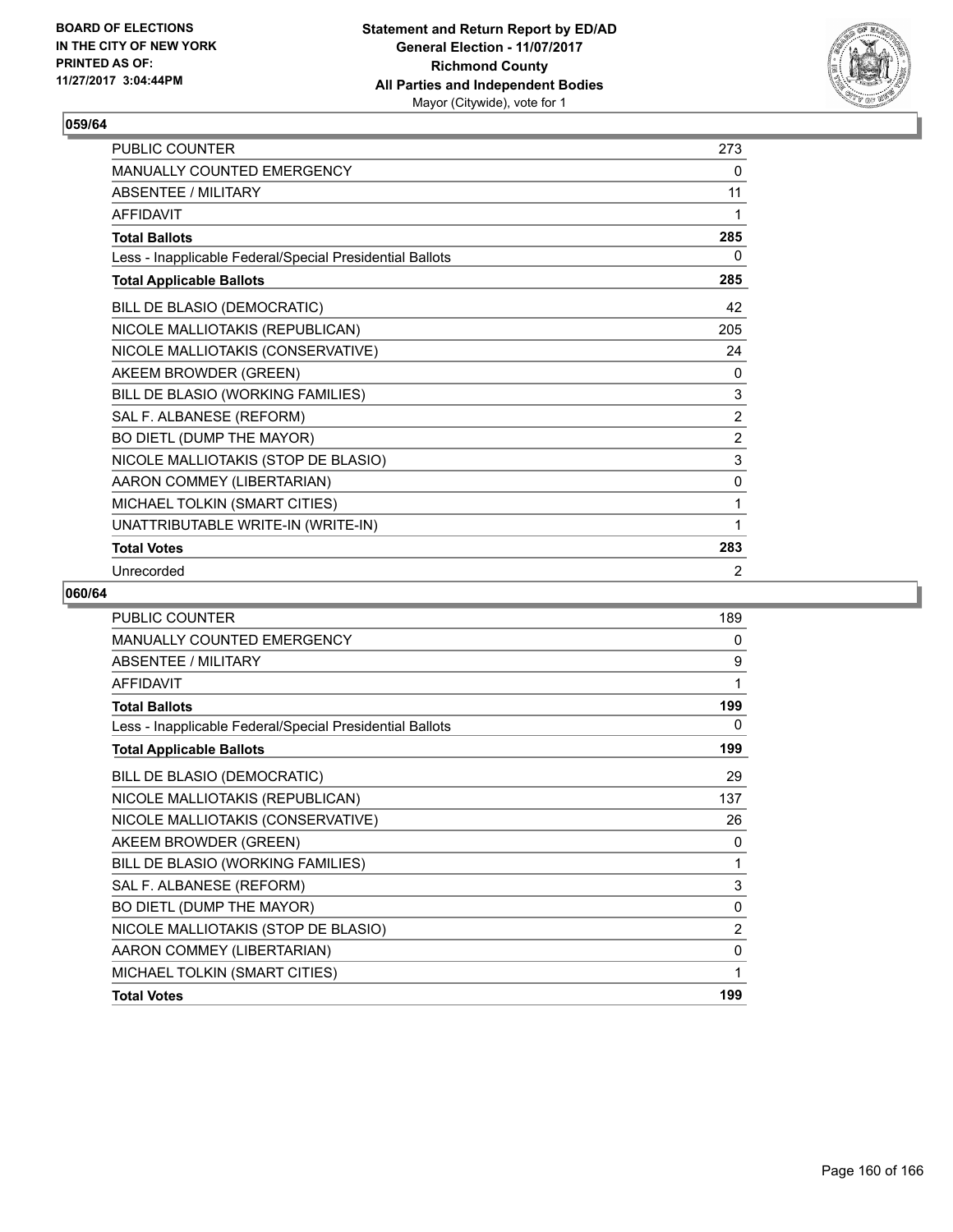## 059/64

| | |
|---|---|
| PUBLIC COUNTER | 273 |
| MANUALLY COUNTED EMERGENCY | 0 |
| ABSENTEE / MILITARY | 11 |
| AFFIDAVIT | 1 |
| **Total Ballots** | **285** |
| Less - Inapplicable Federal/Special Presidential Ballots | 0 |
| **Total Applicable Ballots** | **285** |
| BILL DE BLASIO (DEMOCRATIC) | 42 |
| NICOLE MALLIOTAKIS (REPUBLICAN) | 205 |
| NICOLE MALLIOTAKIS (CONSERVATIVE) | 24 |
| AKEEM BROWDER (GREEN) | 0 |
| BILL DE BLASIO (WORKING FAMILIES) | 3 |
| SAL F. ALBANESE (REFORM) | 2 |
| BO DIETL (DUMP THE MAYOR) | 2 |
| NICOLE MALLIOTAKIS (STOP DE BLASIO) | 3 |
| AARON COMMEY (LIBERTARIAN) | 0 |
| MICHAEL TOLKIN (SMART CITIES) | 1 |
| UNATTRIBUTABLE WRITE-IN (WRITE-IN) | 1 |
| **Total Votes** | **283** |
| Unrecorded | 2 |

## 060/64

| | |
|---|---|
| PUBLIC COUNTER | 189 |
| MANUALLY COUNTED EMERGENCY | 0 |
| ABSENTEE / MILITARY | 9 |
| AFFIDAVIT | 1 |
| **Total Ballots** | **199** |
| Less - Inapplicable Federal/Special Presidential Ballots | 0 |
| **Total Applicable Ballots** | **199** |
| BILL DE BLASIO (DEMOCRATIC) | 29 |
| NICOLE MALLIOTAKIS (REPUBLICAN) | 137 |
| NICOLE MALLIOTAKIS (CONSERVATIVE) | 26 |
| AKEEM BROWDER (GREEN) | 0 |
| BILL DE BLASIO (WORKING FAMILIES) | 1 |
| SAL F. ALBANESE (REFORM) | 3 |
| BO DIETL (DUMP THE MAYOR) | 0 |
| NICOLE MALLIOTAKIS (STOP DE BLASIO) | 2 |
| AARON COMMEY (LIBERTARIAN) | 0 |
| MICHAEL TOLKIN (SMART CITIES) | 1 |
| **Total Votes** | **199** |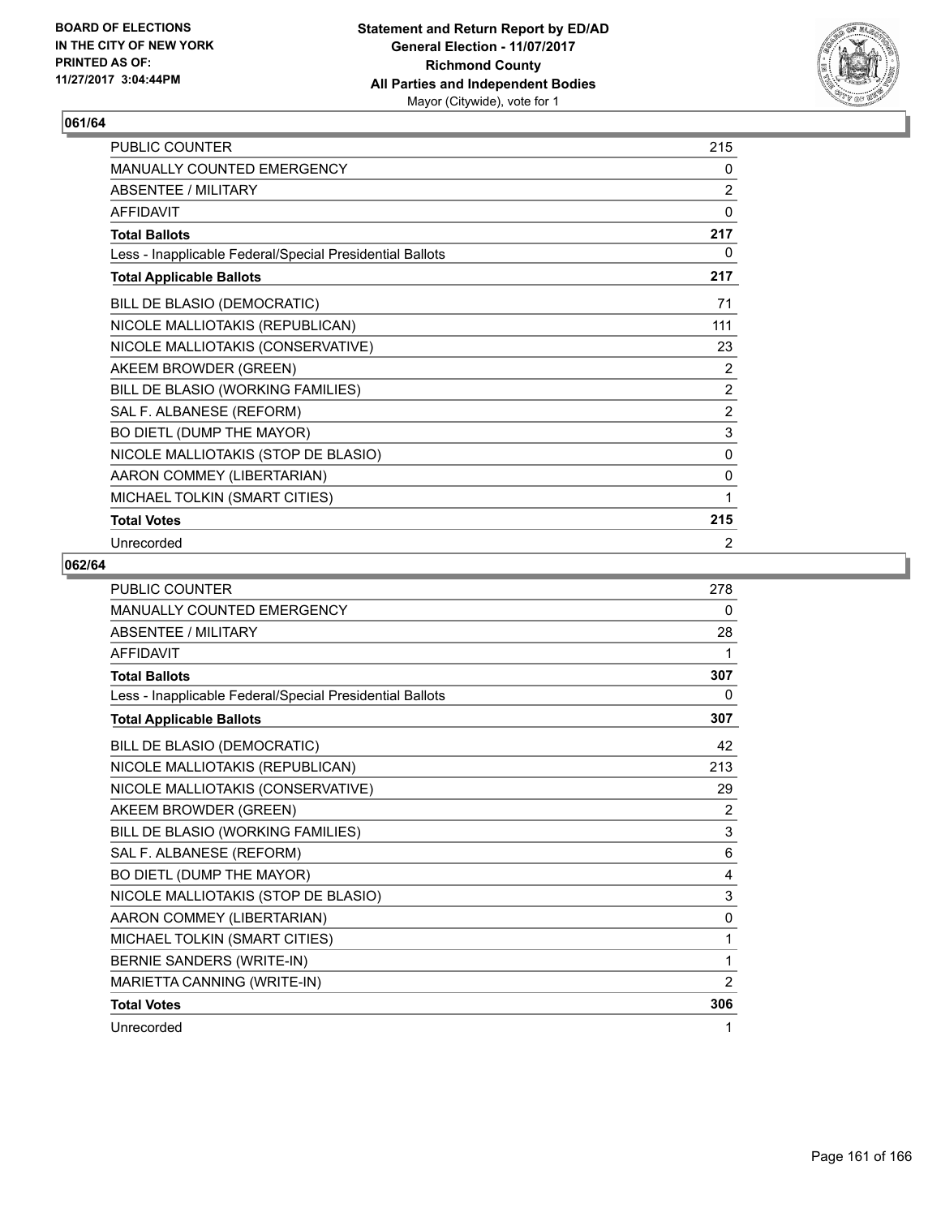BOARD OF ELECTIONS
IN THE CITY OF NEW YORK
PRINTED AS OF:
11/27/2017 3:04:44PM

**Statement and Return Report by ED/AD**
**General Election - 11/07/2017**
**Richmond County**
**All Parties and Independent Bodies**
Mayor (Citywide), vote for 1

## 061/64

| | |
|---|---|
| PUBLIC COUNTER | 215 |
| MANUALLY COUNTED EMERGENCY | 0 |
| ABSENTEE / MILITARY | 2 |
| AFFIDAVIT | 0 |
| **Total Ballots** | **217** |
| Less - Inapplicable Federal/Special Presidential Ballots | 0 |
| **Total Applicable Ballots** | **217** |
| BILL DE BLASIO (DEMOCRATIC) | 71 |
| NICOLE MALLIOTAKIS (REPUBLICAN) | 111 |
| NICOLE MALLIOTAKIS (CONSERVATIVE) | 23 |
| AKEEM BROWDER (GREEN) | 2 |
| BILL DE BLASIO (WORKING FAMILIES) | 2 |
| SAL F. ALBANESE (REFORM) | 2 |
| BO DIETL (DUMP THE MAYOR) | 3 |
| NICOLE MALLIOTAKIS (STOP DE BLASIO) | 0 |
| AARON COMMEY (LIBERTARIAN) | 0 |
| MICHAEL TOLKIN (SMART CITIES) | 1 |
| **Total Votes** | **215** |
| Unrecorded | 2 |

## 062/64

| | |
|---|---|
| PUBLIC COUNTER | 278 |
| MANUALLY COUNTED EMERGENCY | 0 |
| ABSENTEE / MILITARY | 28 |
| AFFIDAVIT | 1 |
| **Total Ballots** | **307** |
| Less - Inapplicable Federal/Special Presidential Ballots | 0 |
| **Total Applicable Ballots** | **307** |
| BILL DE BLASIO (DEMOCRATIC) | 42 |
| NICOLE MALLIOTAKIS (REPUBLICAN) | 213 |
| NICOLE MALLIOTAKIS (CONSERVATIVE) | 29 |
| AKEEM BROWDER (GREEN) | 2 |
| BILL DE BLASIO (WORKING FAMILIES) | 3 |
| SAL F. ALBANESE (REFORM) | 6 |
| BO DIETL (DUMP THE MAYOR) | 4 |
| NICOLE MALLIOTAKIS (STOP DE BLASIO) | 3 |
| AARON COMMEY (LIBERTARIAN) | 0 |
| MICHAEL TOLKIN (SMART CITIES) | 1 |
| BERNIE SANDERS (WRITE-IN) | 1 |
| MARIETTA CANNING (WRITE-IN) | 2 |
| **Total Votes** | **306** |
| Unrecorded | 1 |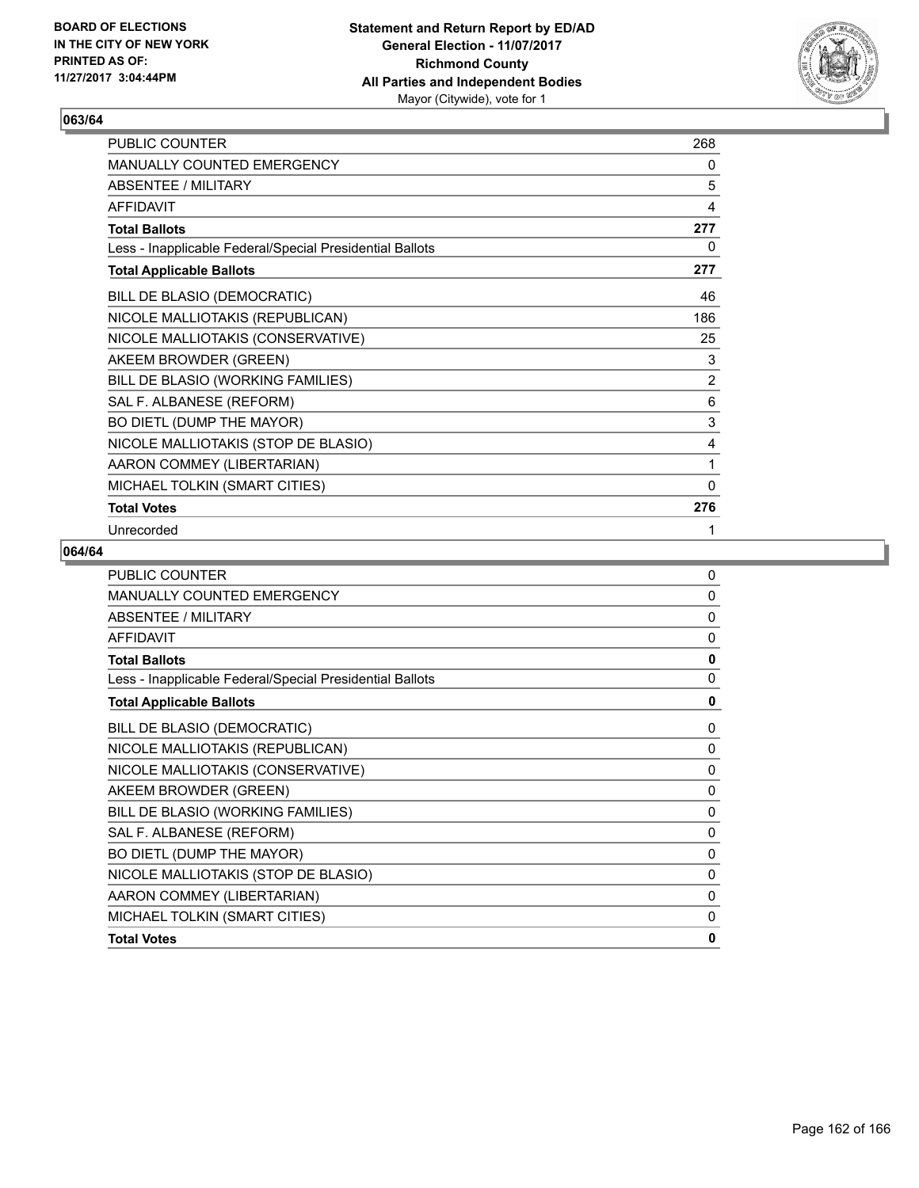**BOARD OF ELECTIONS IN THE CITY OF NEW YORK PRINTED AS OF: 11/27/2017 3:04:44PM**

**Statement and Return Report by ED/AD**
**General Election - 11/07/2017**
**Richmond County**
**All Parties and Independent Bodies**
Mayor (Citywide), vote for 1

## 063/64

| | |
|---|---|
| PUBLIC COUNTER | 268 |
| MANUALLY COUNTED EMERGENCY | 0 |
| ABSENTEE / MILITARY | 5 |
| AFFIDAVIT | 4 |
| **Total Ballots** | **277** |
| Less - Inapplicable Federal/Special Presidential Ballots | 0 |
| **Total Applicable Ballots** | **277** |
| BILL DE BLASIO (DEMOCRATIC) | 46 |
| NICOLE MALLIOTAKIS (REPUBLICAN) | 186 |
| NICOLE MALLIOTAKIS (CONSERVATIVE) | 25 |
| AKEEM BROWDER (GREEN) | 3 |
| BILL DE BLASIO (WORKING FAMILIES) | 2 |
| SAL F. ALBANESE (REFORM) | 6 |
| BO DIETL (DUMP THE MAYOR) | 3 |
| NICOLE MALLIOTAKIS (STOP DE BLASIO) | 4 |
| AARON COMMEY (LIBERTARIAN) | 1 |
| MICHAEL TOLKIN (SMART CITIES) | 0 |
| **Total Votes** | **276** |
| Unrecorded | 1 |

## 064/64

| | |
|---|---|
| PUBLIC COUNTER | 0 |
| MANUALLY COUNTED EMERGENCY | 0 |
| ABSENTEE / MILITARY | 0 |
| AFFIDAVIT | 0 |
| **Total Ballots** | **0** |
| Less - Inapplicable Federal/Special Presidential Ballots | 0 |
| **Total Applicable Ballots** | **0** |
| BILL DE BLASIO (DEMOCRATIC) | 0 |
| NICOLE MALLIOTAKIS (REPUBLICAN) | 0 |
| NICOLE MALLIOTAKIS (CONSERVATIVE) | 0 |
| AKEEM BROWDER (GREEN) | 0 |
| BILL DE BLASIO (WORKING FAMILIES) | 0 |
| SAL F. ALBANESE (REFORM) | 0 |
| BO DIETL (DUMP THE MAYOR) | 0 |
| NICOLE MALLIOTAKIS (STOP DE BLASIO) | 0 |
| AARON COMMEY (LIBERTARIAN) | 0 |
| MICHAEL TOLKIN (SMART CITIES) | 0 |
| **Total Votes** | **0** |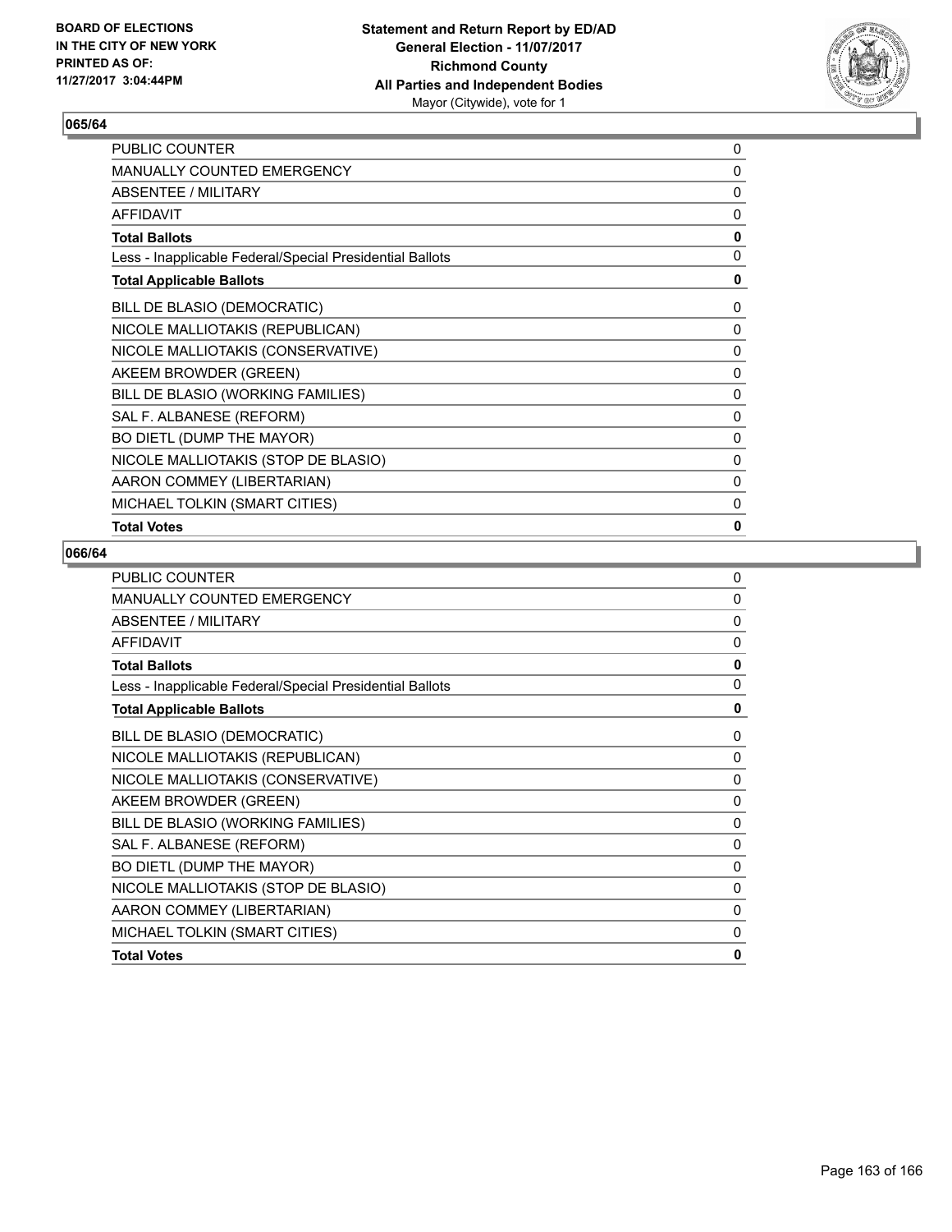**BOARD OF ELECTIONS IN THE CITY OF NEW YORK PRINTED AS OF: 11/27/2017 3:04:44PM**

**Statement and Return Report by ED/AD**
**General Election - 11/07/2017**
**Richmond County**
**All Parties and Independent Bodies**
Mayor (Citywide), vote for 1

### 065/64

| | |
|---|---|
| PUBLIC COUNTER | 0 |
| MANUALLY COUNTED EMERGENCY | 0 |
| ABSENTEE / MILITARY | 0 |
| AFFIDAVIT | 0 |
| **Total Ballots** | **0** |
| Less - Inapplicable Federal/Special Presidential Ballots | 0 |
| **Total Applicable Ballots** | **0** |
| BILL DE BLASIO (DEMOCRATIC) | 0 |
| NICOLE MALLIOTAKIS (REPUBLICAN) | 0 |
| NICOLE MALLIOTAKIS (CONSERVATIVE) | 0 |
| AKEEM BROWDER (GREEN) | 0 |
| BILL DE BLASIO (WORKING FAMILIES) | 0 |
| SAL F. ALBANESE (REFORM) | 0 |
| BO DIETL (DUMP THE MAYOR) | 0 |
| NICOLE MALLIOTAKIS (STOP DE BLASIO) | 0 |
| AARON COMMEY (LIBERTARIAN) | 0 |
| MICHAEL TOLKIN (SMART CITIES) | 0 |
| **Total Votes** | **0** |

### 066/64

| | |
|---|---|
| PUBLIC COUNTER | 0 |
| MANUALLY COUNTED EMERGENCY | 0 |
| ABSENTEE / MILITARY | 0 |
| AFFIDAVIT | 0 |
| **Total Ballots** | **0** |
| Less - Inapplicable Federal/Special Presidential Ballots | 0 |
| **Total Applicable Ballots** | **0** |
| BILL DE BLASIO (DEMOCRATIC) | 0 |
| NICOLE MALLIOTAKIS (REPUBLICAN) | 0 |
| NICOLE MALLIOTAKIS (CONSERVATIVE) | 0 |
| AKEEM BROWDER (GREEN) | 0 |
| BILL DE BLASIO (WORKING FAMILIES) | 0 |
| SAL F. ALBANESE (REFORM) | 0 |
| BO DIETL (DUMP THE MAYOR) | 0 |
| NICOLE MALLIOTAKIS (STOP DE BLASIO) | 0 |
| AARON COMMEY (LIBERTARIAN) | 0 |
| MICHAEL TOLKIN (SMART CITIES) | 0 |
| **Total Votes** | **0** |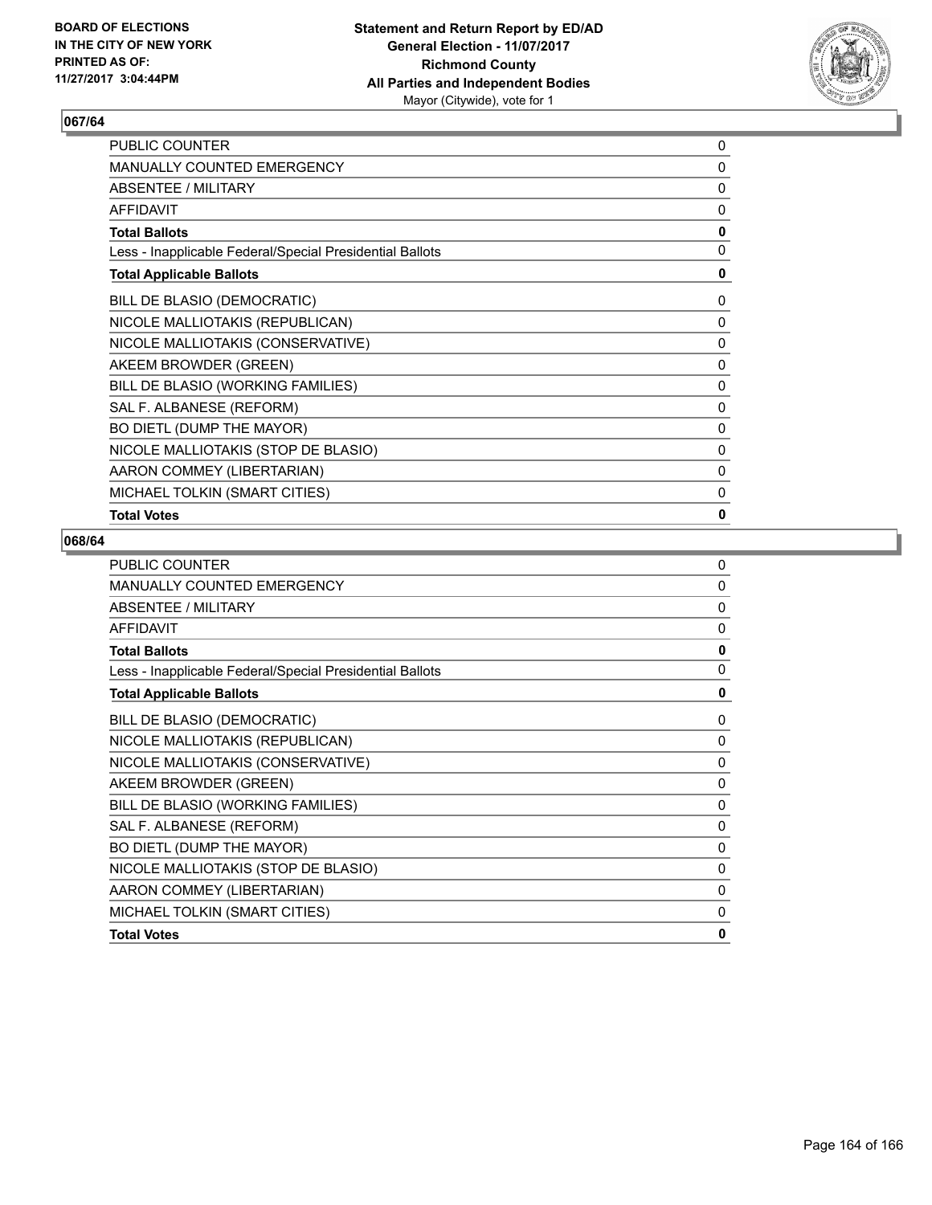**BOARD OF ELECTIONS IN THE CITY OF NEW YORK PRINTED AS OF: 11/27/2017 3:04:44PM**

**Statement and Return Report by ED/AD General Election - 11/07/2017 Richmond County All Parties and Independent Bodies**
Mayor (Citywide), vote for 1

## 067/64

| | |
|---|---|
| PUBLIC COUNTER | 0 |
| MANUALLY COUNTED EMERGENCY | 0 |
| ABSENTEE / MILITARY | 0 |
| AFFIDAVIT | 0 |
| **Total Ballots** | **0** |
| Less - Inapplicable Federal/Special Presidential Ballots | 0 |
| **Total Applicable Ballots** | **0** |
| BILL DE BLASIO (DEMOCRATIC) | 0 |
| NICOLE MALLIOTAKIS (REPUBLICAN) | 0 |
| NICOLE MALLIOTAKIS (CONSERVATIVE) | 0 |
| AKEEM BROWDER (GREEN) | 0 |
| BILL DE BLASIO (WORKING FAMILIES) | 0 |
| SAL F. ALBANESE (REFORM) | 0 |
| BO DIETL (DUMP THE MAYOR) | 0 |
| NICOLE MALLIOTAKIS (STOP DE BLASIO) | 0 |
| AARON COMMEY (LIBERTARIAN) | 0 |
| MICHAEL TOLKIN (SMART CITIES) | 0 |
| **Total Votes** | **0** |

## 068/64

| | |
|---|---|
| PUBLIC COUNTER | 0 |
| MANUALLY COUNTED EMERGENCY | 0 |
| ABSENTEE / MILITARY | 0 |
| AFFIDAVIT | 0 |
| **Total Ballots** | **0** |
| Less - Inapplicable Federal/Special Presidential Ballots | 0 |
| **Total Applicable Ballots** | **0** |
| BILL DE BLASIO (DEMOCRATIC) | 0 |
| NICOLE MALLIOTAKIS (REPUBLICAN) | 0 |
| NICOLE MALLIOTAKIS (CONSERVATIVE) | 0 |
| AKEEM BROWDER (GREEN) | 0 |
| BILL DE BLASIO (WORKING FAMILIES) | 0 |
| SAL F. ALBANESE (REFORM) | 0 |
| BO DIETL (DUMP THE MAYOR) | 0 |
| NICOLE MALLIOTAKIS (STOP DE BLASIO) | 0 |
| AARON COMMEY (LIBERTARIAN) | 0 |
| MICHAEL TOLKIN (SMART CITIES) | 0 |
| **Total Votes** | **0** |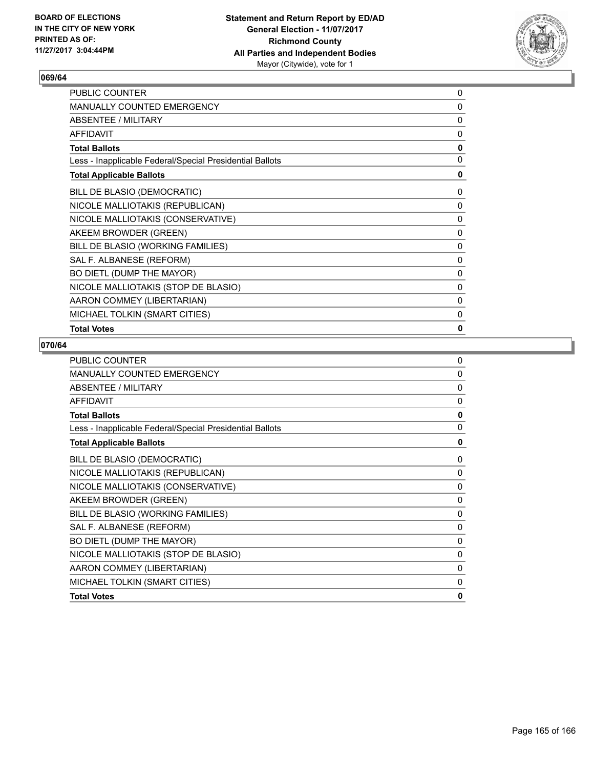## 069/64

| | |
|---|---|
| PUBLIC COUNTER | 0 |
| MANUALLY COUNTED EMERGENCY | 0 |
| ABSENTEE / MILITARY | 0 |
| AFFIDAVIT | 0 |
| **Total Ballots** | **0** |
| Less - Inapplicable Federal/Special Presidential Ballots | 0 |
| **Total Applicable Ballots** | **0** |
| BILL DE BLASIO (DEMOCRATIC) | 0 |
| NICOLE MALLIOTAKIS (REPUBLICAN) | 0 |
| NICOLE MALLIOTAKIS (CONSERVATIVE) | 0 |
| AKEEM BROWDER (GREEN) | 0 |
| BILL DE BLASIO (WORKING FAMILIES) | 0 |
| SAL F. ALBANESE (REFORM) | 0 |
| BO DIETL (DUMP THE MAYOR) | 0 |
| NICOLE MALLIOTAKIS (STOP DE BLASIO) | 0 |
| AARON COMMEY (LIBERTARIAN) | 0 |
| MICHAEL TOLKIN (SMART CITIES) | 0 |
| **Total Votes** | **0** |

## 070/64

| | |
|---|---|
| PUBLIC COUNTER | 0 |
| MANUALLY COUNTED EMERGENCY | 0 |
| ABSENTEE / MILITARY | 0 |
| AFFIDAVIT | 0 |
| **Total Ballots** | **0** |
| Less - Inapplicable Federal/Special Presidential Ballots | 0 |
| **Total Applicable Ballots** | **0** |
| BILL DE BLASIO (DEMOCRATIC) | 0 |
| NICOLE MALLIOTAKIS (REPUBLICAN) | 0 |
| NICOLE MALLIOTAKIS (CONSERVATIVE) | 0 |
| AKEEM BROWDER (GREEN) | 0 |
| BILL DE BLASIO (WORKING FAMILIES) | 0 |
| SAL F. ALBANESE (REFORM) | 0 |
| BO DIETL (DUMP THE MAYOR) | 0 |
| NICOLE MALLIOTAKIS (STOP DE BLASIO) | 0 |
| AARON COMMEY (LIBERTARIAN) | 0 |
| MICHAEL TOLKIN (SMART CITIES) | 0 |
| **Total Votes** | **0** |